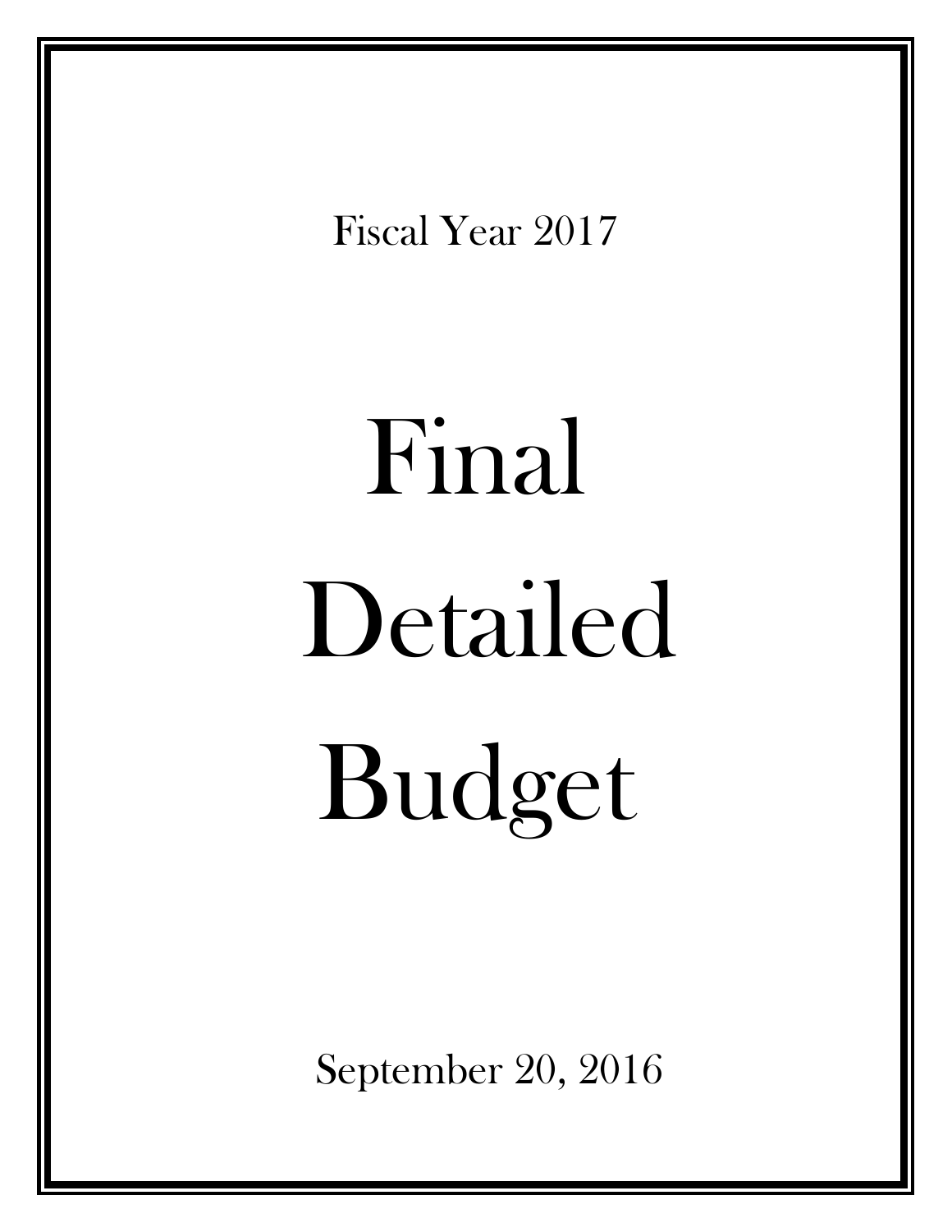Fiscal Year 2017

# Final Detailed Budget

September 20, 2016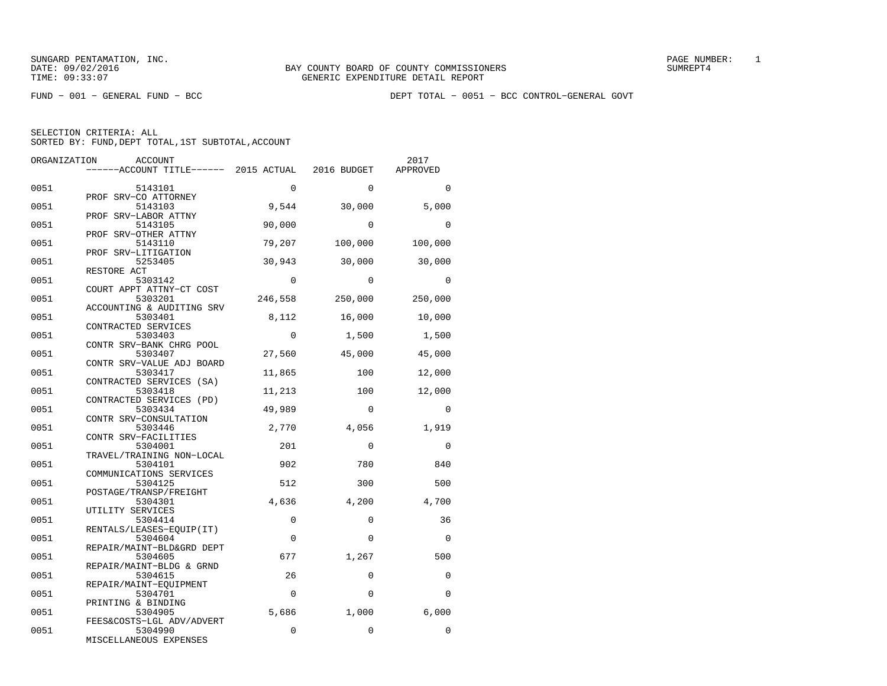SUNGARD PENTAMATION, INC.
DATE: 09/02/2016
TIME: 09:33:07

BAY COUNTY BOARD OF COUNTY COMMISSIONERS
GENERIC EXPENDITURE DETAIL REPORT

PAGE NUMBER: 1
SUMREPT4

FUND - 001 - GENERAL FUND - BCC

DEPT TOTAL - 0051 - BCC CONTROL-GENERAL GOVT

SELECTION CRITERIA: ALL
SORTED BY: FUND,DEPT TOTAL,1ST SUBTOTAL,ACCOUNT

| ORGANIZATION | ACCOUNT / ACCOUNT TITLE | 2015 ACTUAL | 2016 BUDGET | 2017 APPROVED |
|---|---|---|---|---|
| 0051 | 5143101 PROF SRV-CO ATTORNEY | 0 | 0 | 0 |
| 0051 | 5143103 PROF SRV-LABOR ATTNY | 9,544 | 30,000 | 5,000 |
| 0051 | 5143105 PROF SRV-OTHER ATTNY | 90,000 | 0 | 0 |
| 0051 | 5143110 PROF SRV-LITIGATION | 79,207 | 100,000 | 100,000 |
| 0051 | 5253405 RESTORE ACT | 30,943 | 30,000 | 30,000 |
| 0051 | 5303142 COURT APPT ATTNY-CT COST | 0 | 0 | 0 |
| 0051 | 5303201 ACCOUNTING & AUDITING SRV | 246,558 | 250,000 | 250,000 |
| 0051 | 5303401 CONTRACTED SERVICES | 8,112 | 16,000 | 10,000 |
| 0051 | 5303403 CONTR SRV-BANK CHRG POOL | 0 | 1,500 | 1,500 |
| 0051 | 5303407 CONTR SRV-VALUE ADJ BOARD | 27,560 | 45,000 | 45,000 |
| 0051 | 5303417 CONTRACTED SERVICES (SA) | 11,865 | 100 | 12,000 |
| 0051 | 5303418 CONTRACTED SERVICES (PD) | 11,213 | 100 | 12,000 |
| 0051 | 5303434 CONTR SRV-CONSULTATION | 49,989 | 0 | 0 |
| 0051 | 5303446 CONTR SRV-FACILITIES | 2,770 | 4,056 | 1,919 |
| 0051 | 5304001 TRAVEL/TRAINING NON-LOCAL | 201 | 0 | 0 |
| 0051 | 5304101 COMMUNICATIONS SERVICES | 902 | 780 | 840 |
| 0051 | 5304125 POSTAGE/TRANSP/FREIGHT | 512 | 300 | 500 |
| 0051 | 5304301 UTILITY SERVICES | 4,636 | 4,200 | 4,700 |
| 0051 | 5304414 RENTALS/LEASES-EQUIP(IT) | 0 | 0 | 36 |
| 0051 | 5304604 REPAIR/MAINT-BLD&GRD DEPT | 0 | 0 | 0 |
| 0051 | 5304605 REPAIR/MAINT-BLDG & GRND | 677 | 1,267 | 500 |
| 0051 | 5304615 REPAIR/MAINT-EQUIPMENT | 26 | 0 | 0 |
| 0051 | 5304701 PRINTING & BINDING | 0 | 0 | 0 |
| 0051 | 5304905 FEES&COSTS-LGL ADV/ADVERT | 5,686 | 1,000 | 6,000 |
| 0051 | 5304990 MISCELLANEOUS EXPENSES | 0 | 0 | 0 |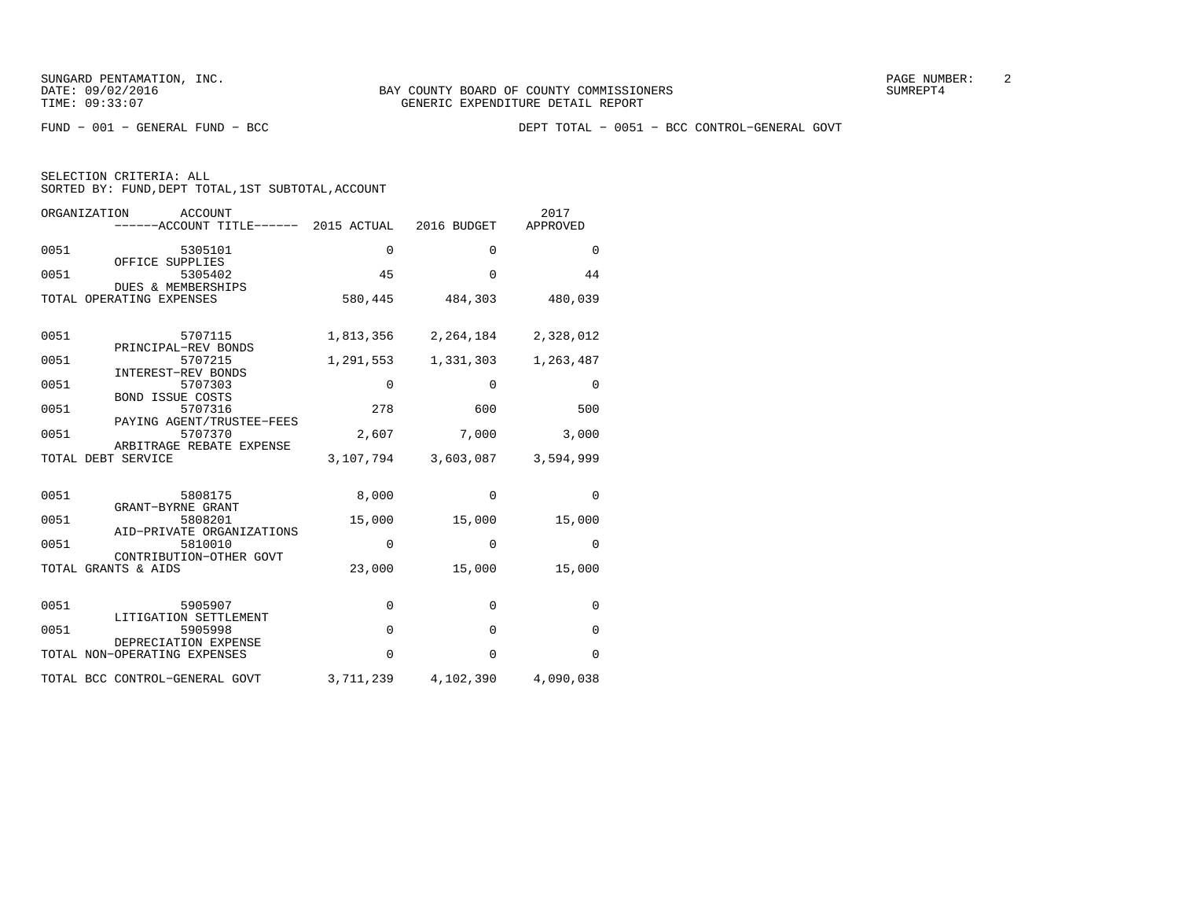SUNGARD PENTAMATION, INC.
DATE: 09/02/2016
TIME: 09:33:07

BAY COUNTY BOARD OF COUNTY COMMISSIONERS
GENERIC EXPENDITURE DETAIL REPORT

SUMREPT4

FUND − 001 − GENERAL FUND − BCC

DEPT TOTAL − 0051 − BCC CONTROL−GENERAL GOVT

SELECTION CRITERIA: ALL
SORTED BY: FUND,DEPT TOTAL,1ST SUBTOTAL,ACCOUNT

| ORGANIZATION | ACCOUNT ------ACCOUNT TITLE------ | 2015 ACTUAL | 2016 BUDGET | 2017 APPROVED |
|---|---|---|---|---|
| 0051 | 5305101 OFFICE SUPPLIES | 0 | 0 | 0 |
| 0051 | 5305402 DUES & MEMBERSHIPS | 45 | 0 | 44 |
| TOTAL OPERATING EXPENSES | | 580,445 | 484,303 | 480,039 |
| 0051 | 5707115 PRINCIPAL−REV BONDS | 1,813,356 | 2,264,184 | 2,328,012 |
| 0051 | 5707215 INTEREST−REV BONDS | 1,291,553 | 1,331,303 | 1,263,487 |
| 0051 | 5707303 BOND ISSUE COSTS | 0 | 0 | 0 |
| 0051 | 5707316 PAYING AGENT/TRUSTEE−FEES | 278 | 600 | 500 |
| 0051 | 5707370 ARBITRAGE REBATE EXPENSE | 2,607 | 7,000 | 3,000 |
| TOTAL DEBT SERVICE | | 3,107,794 | 3,603,087 | 3,594,999 |
| 0051 | 5808175 GRANT−BYRNE GRANT | 8,000 | 0 | 0 |
| 0051 | 5808201 AID−PRIVATE ORGANIZATIONS | 15,000 | 15,000 | 15,000 |
| 0051 | 5810010 CONTRIBUTION−OTHER GOVT | 0 | 0 | 0 |
| TOTAL GRANTS & AIDS | | 23,000 | 15,000 | 15,000 |
| 0051 | 5905907 LITIGATION SETTLEMENT | 0 | 0 | 0 |
| 0051 | 5905998 DEPRECIATION EXPENSE | 0 | 0 | 0 |
| TOTAL NON−OPERATING EXPENSES | | 0 | 0 | 0 |
| TOTAL BCC CONTROL−GENERAL GOVT | | 3,711,239 | 4,102,390 | 4,090,038 |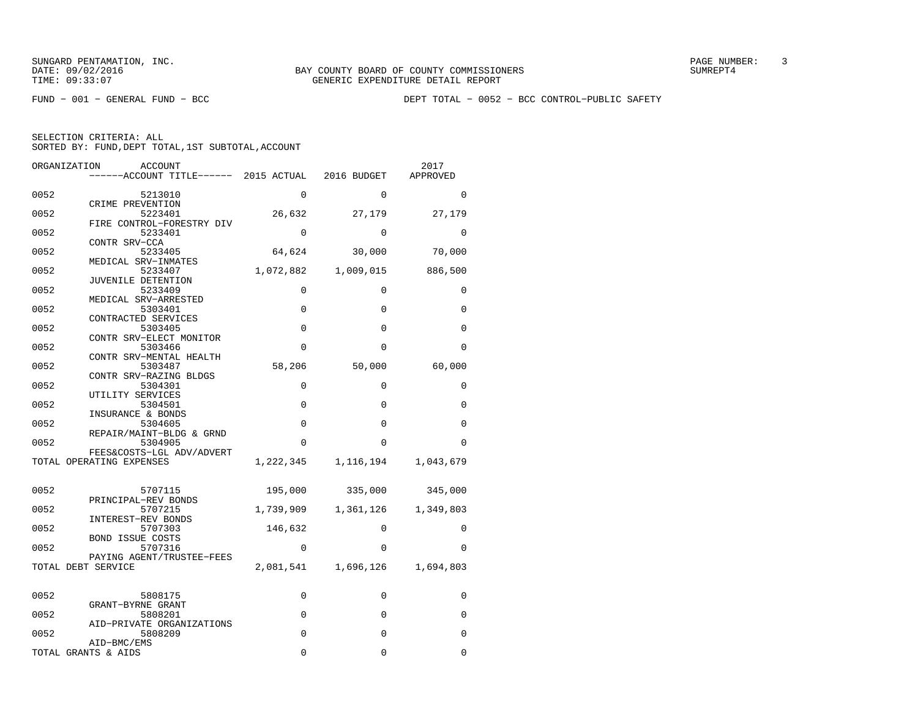SUNGARD PENTAMATION, INC.
DATE: 09/02/2016
TIME: 09:33:07

BAY COUNTY BOARD OF COUNTY COMMISSIONERS
GENERIC EXPENDITURE DETAIL REPORT

PAGE NUMBER: 3
SUMREPT4

FUND − 001 − GENERAL FUND − BCC

DEPT TOTAL − 0052 − BCC CONTROL−PUBLIC SAFETY

SELECTION CRITERIA: ALL
SORTED BY: FUND,DEPT TOTAL,1ST SUBTOTAL,ACCOUNT

| ORGANIZATION | ACCOUNT / ------ACCOUNT TITLE------ | 2015 ACTUAL | 2016 BUDGET | 2017 APPROVED |
|---|---|---|---|---|
| 0052 | 5213010 CRIME PREVENTION | 0 | 0 | 0 |
| 0052 | 5223401 FIRE CONTROL−FORESTRY DIV | 26,632 | 27,179 | 27,179 |
| 0052 | 5233401 CONTR SRV−CCA | 0 | 0 | 0 |
| 0052 | 5233405 MEDICAL SRV−INMATES | 64,624 | 30,000 | 70,000 |
| 0052 | 5233407 JUVENILE DETENTION | 1,072,882 | 1,009,015 | 886,500 |
| 0052 | 5233409 MEDICAL SRV−ARRESTED | 0 | 0 | 0 |
| 0052 | 5303401 CONTRACTED SERVICES | 0 | 0 | 0 |
| 0052 | 5303405 CONTR SRV−ELECT MONITOR | 0 | 0 | 0 |
| 0052 | 5303466 CONTR SRV−MENTAL HEALTH | 0 | 0 | 0 |
| 0052 | 5303487 CONTR SRV−RAZING BLDGS | 58,206 | 50,000 | 60,000 |
| 0052 | 5304301 UTILITY SERVICES | 0 | 0 | 0 |
| 0052 | 5304501 INSURANCE & BONDS | 0 | 0 | 0 |
| 0052 | 5304605 REPAIR/MAINT−BLDG & GRND | 0 | 0 | 0 |
| 0052 | 5304905 FEES&COSTS−LGL ADV/ADVERT | 0 | 0 | 0 |
| TOTAL OPERATING EXPENSES | | 1,222,345 | 1,116,194 | 1,043,679 |
| 0052 | 5707115 PRINCIPAL−REV BONDS | 195,000 | 335,000 | 345,000 |
| 0052 | 5707215 INTEREST−REV BONDS | 1,739,909 | 1,361,126 | 1,349,803 |
| 0052 | 5707303 BOND ISSUE COSTS | 146,632 | 0 | 0 |
| 0052 | 5707316 PAYING AGENT/TRUSTEE−FEES | 0 | 0 | 0 |
| TOTAL DEBT SERVICE | | 2,081,541 | 1,696,126 | 1,694,803 |
| 0052 | 5808175 GRANT−BYRNE GRANT | 0 | 0 | 0 |
| 0052 | 5808201 AID−PRIVATE ORGANIZATIONS | 0 | 0 | 0 |
| 0052 | 5808209 AID−BMC/EMS | 0 | 0 | 0 |
| TOTAL GRANTS & AIDS | | 0 | 0 | 0 |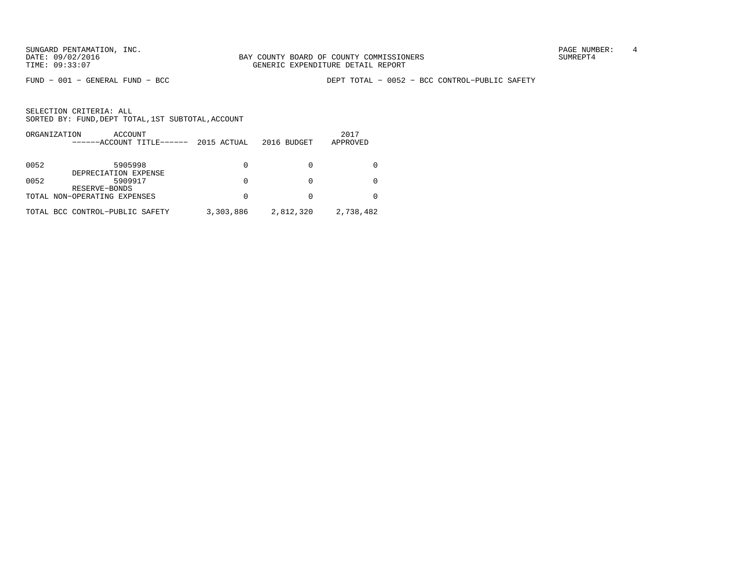BAY COUNTY BOARD OF COUNTY COMMISSIONERS
GENERIC EXPENDITURE DETAIL REPORT

FUND − 001 − GENERAL FUND − BCC

DEPT TOTAL − 0052 − BCC CONTROL−PUBLIC SAFETY

SELECTION CRITERIA: ALL
SORTED BY: FUND,DEPT TOTAL,1ST SUBTOTAL,ACCOUNT

| ORGANIZATION | ACCOUNT ------ACCOUNT TITLE------ | 2015 ACTUAL | 2016 BUDGET | 2017 APPROVED |
|---|---|---|---|---|
| 0052 | 5905998 DEPRECIATION EXPENSE | 0 | 0 | 0 |
| 0052 | 5909917 RESERVE−BONDS | 0 | 0 | 0 |
| TOTAL NON−OPERATING EXPENSES | | 0 | 0 | 0 |
| TOTAL BCC CONTROL−PUBLIC SAFETY | | 3,303,886 | 2,812,320 | 2,738,482 |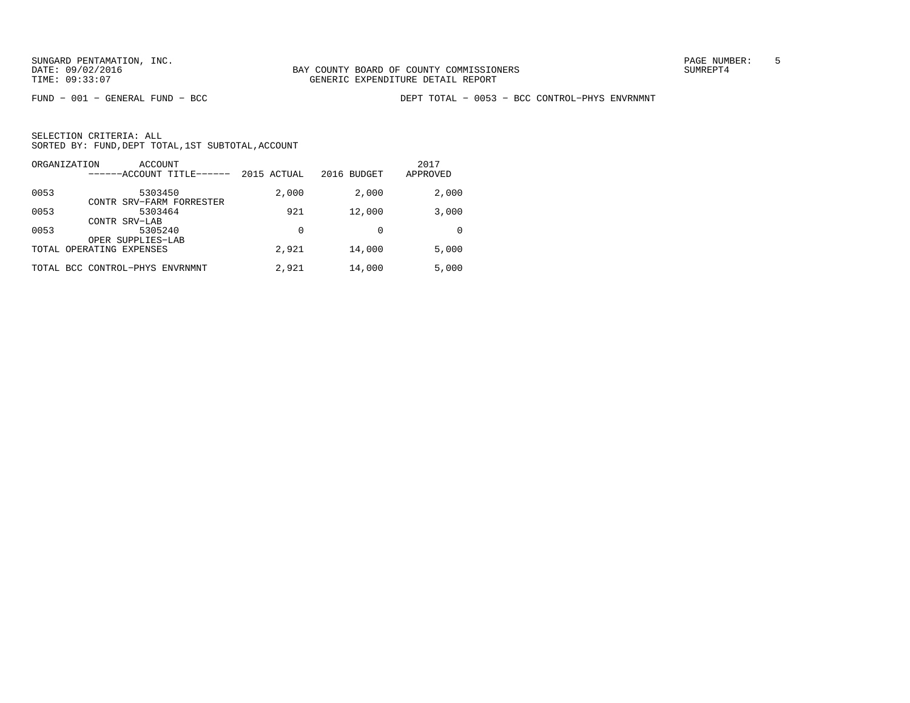SUNGARD PENTAMATION, INC.
DATE: 09/02/2016
TIME: 09:33:07

BAY COUNTY BOARD OF COUNTY COMMISSIONERS
GENERIC EXPENDITURE DETAIL REPORT

SUMREPT4

FUND - 001 - GENERAL FUND - BCC

DEPT TOTAL - 0053 - BCC CONTROL-PHYS ENVRNMNT

SELECTION CRITERIA: ALL
SORTED BY: FUND,DEPT TOTAL,1ST SUBTOTAL,ACCOUNT

| ORGANIZATION | ACCOUNT / ------ACCOUNT TITLE------ | 2015 ACTUAL | 2016 BUDGET | 2017 APPROVED |
|---|---|---|---|---|
| 0053 | 5303450 CONTR SRV-FARM FORRESTER | 2,000 | 2,000 | 2,000 |
| 0053 | 5303464 CONTR SRV-LAB | 921 | 12,000 | 3,000 |
| 0053 | 5305240 OPER SUPPLIES-LAB | 0 | 0 | 0 |
| TOTAL OPERATING EXPENSES | | 2,921 | 14,000 | 5,000 |
| TOTAL BCC CONTROL-PHYS ENVRNMNT | | 2,921 | 14,000 | 5,000 |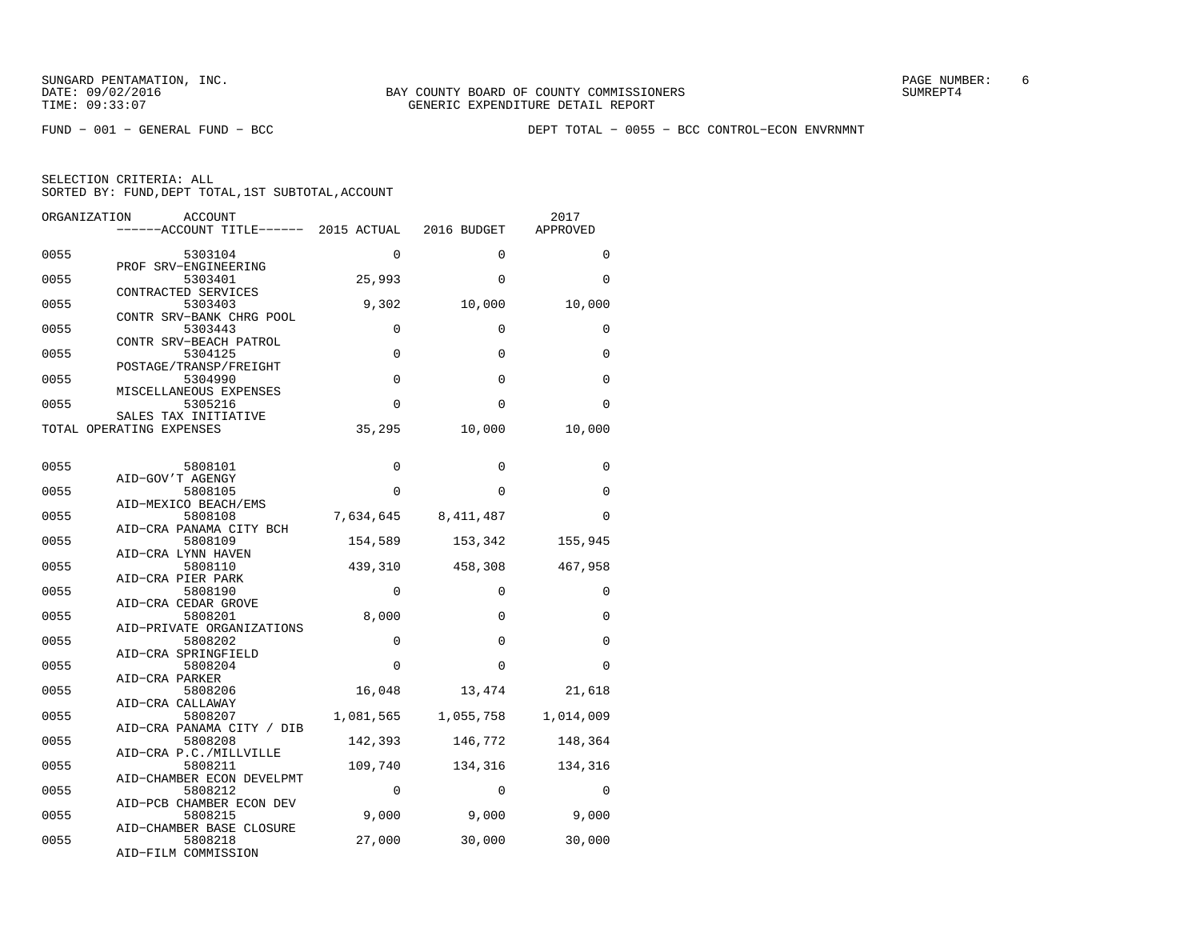FUND − 001 − GENERAL FUND − BCC

DEPT TOTAL − 0055 − BCC CONTROL−ECON ENVRNMNT

SELECTION CRITERIA: ALL
SORTED BY: FUND,DEPT TOTAL,1ST SUBTOTAL,ACCOUNT

| ORGANIZATION | ACCOUNT / ACCOUNT TITLE | 2015 ACTUAL | 2016 BUDGET | 2017 APPROVED |
|---|---|---|---|---|
| 0055 | 5303104 PROF SRV−ENGINEERING | 0 | 0 | 0 |
| 0055 | 5303401 CONTRACTED SERVICES | 25,993 | 0 | 0 |
| 0055 | 5303403 CONTR SRV−BANK CHRG POOL | 9,302 | 10,000 | 10,000 |
| 0055 | 5303443 CONTR SRV−BEACH PATROL | 0 | 0 | 0 |
| 0055 | 5304125 POSTAGE/TRANSP/FREIGHT | 0 | 0 | 0 |
| 0055 | 5304990 MISCELLANEOUS EXPENSES | 0 | 0 | 0 |
| 0055 | 5305216 SALES TAX INITIATIVE | 0 | 0 | 0 |
| TOTAL OPERATING EXPENSES | | 35,295 | 10,000 | 10,000 |
| 0055 | 5808101 AID−GOV'T AGENGY | 0 | 0 | 0 |
| 0055 | 5808105 AID−MEXICO BEACH/EMS | 0 | 0 | 0 |
| 0055 | 5808108 AID−CRA PANAMA CITY BCH | 7,634,645 | 8,411,487 | 0 |
| 0055 | 5808109 AID−CRA LYNN HAVEN | 154,589 | 153,342 | 155,945 |
| 0055 | 5808110 AID−CRA PIER PARK | 439,310 | 458,308 | 467,958 |
| 0055 | 5808190 AID−CRA CEDAR GROVE | 0 | 0 | 0 |
| 0055 | 5808201 AID−PRIVATE ORGANIZATIONS | 8,000 | 0 | 0 |
| 0055 | 5808202 AID−CRA SPRINGFIELD | 0 | 0 | 0 |
| 0055 | 5808204 AID−CRA PARKER | 0 | 0 | 0 |
| 0055 | 5808206 AID−CRA CALLAWAY | 16,048 | 13,474 | 21,618 |
| 0055 | 5808207 AID−CRA PANAMA CITY / DIB | 1,081,565 | 1,055,758 | 1,014,009 |
| 0055 | 5808208 AID−CRA P.C./MILLVILLE | 142,393 | 146,772 | 148,364 |
| 0055 | 5808211 AID−CHAMBER ECON DEVELPMT | 109,740 | 134,316 | 134,316 |
| 0055 | 5808212 AID−PCB CHAMBER ECON DEV | 0 | 0 | 0 |
| 0055 | 5808215 AID−CHAMBER BASE CLOSURE | 9,000 | 9,000 | 9,000 |
| 0055 | 5808218 AID−FILM COMMISSION | 27,000 | 30,000 | 30,000 |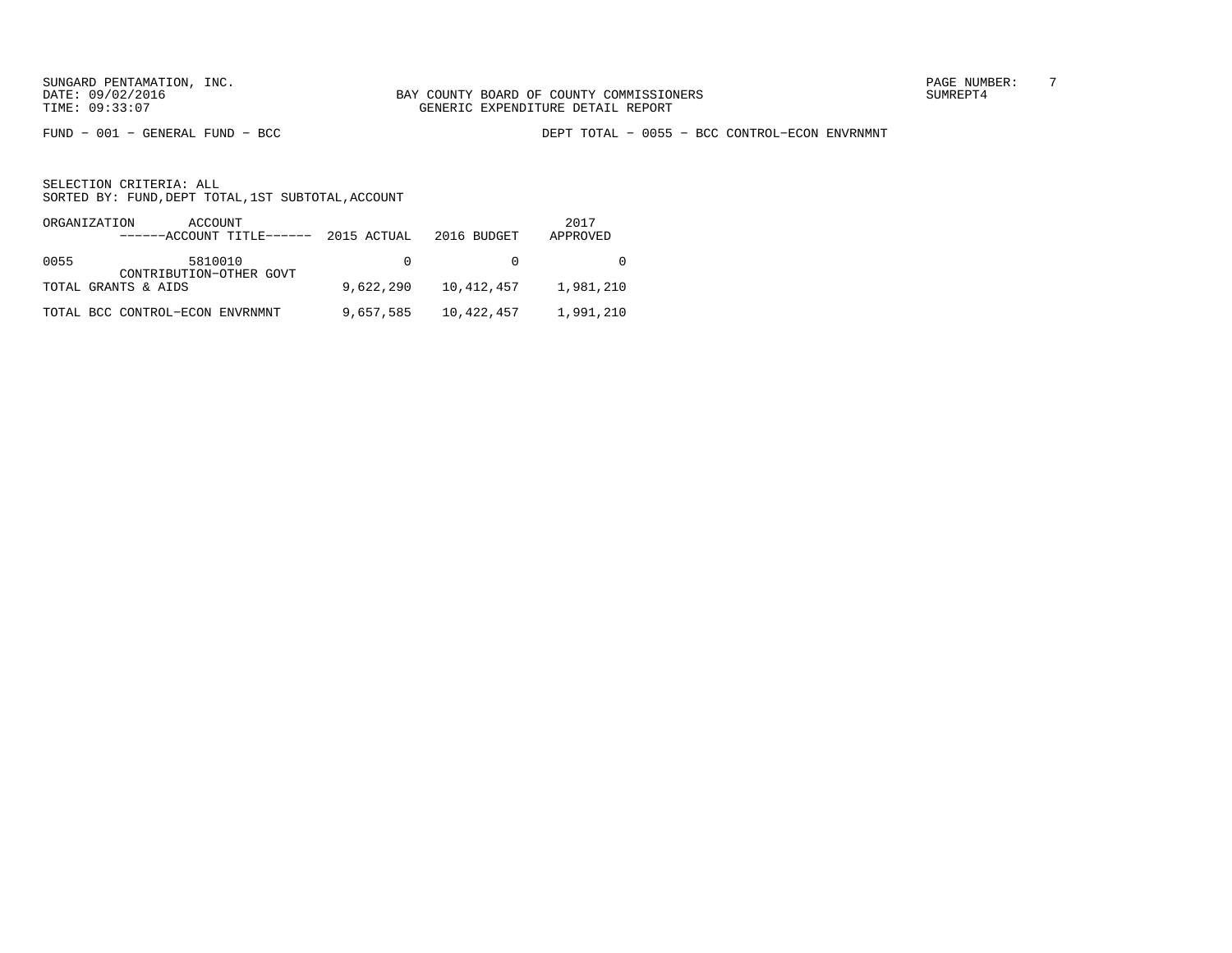BAY COUNTY BOARD OF COUNTY COMMISSIONERS
GENERIC EXPENDITURE DETAIL REPORT

FUND − 001 − GENERAL FUND − BCC

DEPT TOTAL − 0055 − BCC CONTROL−ECON ENVRNMNT

SELECTION CRITERIA: ALL
SORTED BY: FUND,DEPT TOTAL,1ST SUBTOTAL,ACCOUNT

| ORGANIZATION | ACCOUNT ------ACCOUNT TITLE------ | 2015 ACTUAL | 2016 BUDGET | 2017 APPROVED |
|---|---|---|---|---|
| 0055 | 5810010 CONTRIBUTION−OTHER GOVT | 0 | 0 | 0 |
| TOTAL GRANTS & AIDS | | 9,622,290 | 10,412,457 | 1,981,210 |
| TOTAL BCC CONTROL−ECON ENVRNMNT | | 9,657,585 | 10,422,457 | 1,991,210 |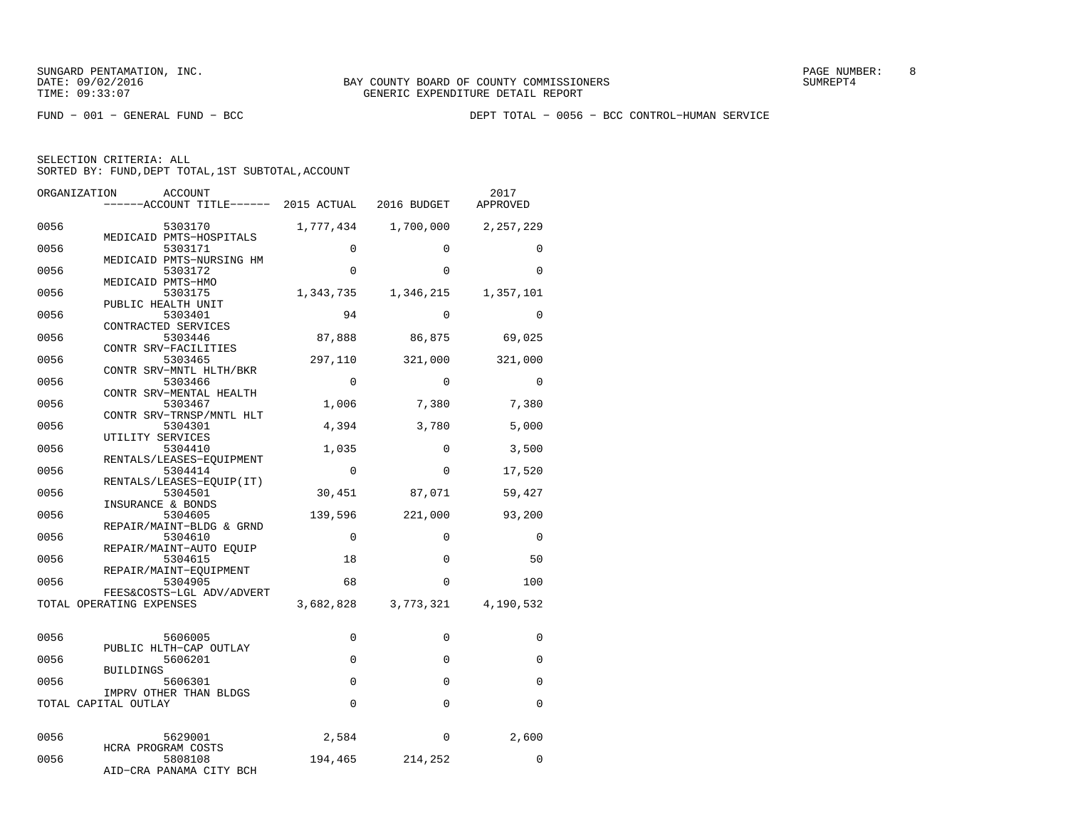FUND − 001 − GENERAL FUND − BCC

DEPT TOTAL − 0056 − BCC CONTROL−HUMAN SERVICE

SELECTION CRITERIA: ALL
SORTED BY: FUND,DEPT TOTAL,1ST SUBTOTAL,ACCOUNT

| ORGANIZATION | ACCOUNT / ACCOUNT TITLE | 2015 ACTUAL | 2016 BUDGET | 2017 APPROVED |
|---|---|---|---|---|
| 0056 | 5303170 MEDICAID PMTS−HOSPITALS | 1,777,434 | 1,700,000 | 2,257,229 |
| 0056 | 5303171 MEDICAID PMTS−NURSING HM | 0 | 0 | 0 |
| 0056 | 5303172 MEDICAID PMTS−HMO | 0 | 0 | 0 |
| 0056 | 5303175 PUBLIC HEALTH UNIT | 1,343,735 | 1,346,215 | 1,357,101 |
| 0056 | 5303401 CONTRACTED SERVICES | 94 | 0 | 0 |
| 0056 | 5303446 CONTR SRV−FACILITIES | 87,888 | 86,875 | 69,025 |
| 0056 | 5303465 CONTR SRV−MNTL HLTH/BKR | 297,110 | 321,000 | 321,000 |
| 0056 | 5303466 CONTR SRV−MENTAL HEALTH | 0 | 0 | 0 |
| 0056 | 5303467 CONTR SRV−TRNSP/MNTL HLT | 1,006 | 7,380 | 7,380 |
| 0056 | 5304301 UTILITY SERVICES | 4,394 | 3,780 | 5,000 |
| 0056 | 5304410 RENTALS/LEASES−EQUIPMENT | 1,035 | 0 | 3,500 |
| 0056 | 5304414 RENTALS/LEASES−EQUIP(IT) | 0 | 0 | 17,520 |
| 0056 | 5304501 INSURANCE & BONDS | 30,451 | 87,071 | 59,427 |
| 0056 | 5304605 REPAIR/MAINT−BLDG & GRND | 139,596 | 221,000 | 93,200 |
| 0056 | 5304610 REPAIR/MAINT−AUTO EQUIP | 0 | 0 | 0 |
| 0056 | 5304615 REPAIR/MAINT−EQUIPMENT | 18 | 0 | 50 |
| 0056 | 5304905 FEES&COSTS−LGL ADV/ADVERT | 68 | 0 | 100 |
| TOTAL OPERATING EXPENSES | | 3,682,828 | 3,773,321 | 4,190,532 |
| 0056 | 5606005 PUBLIC HLTH−CAP OUTLAY | 0 | 0 | 0 |
| 0056 | 5606201 BUILDINGS | 0 | 0 | 0 |
| 0056 | 5606301 IMPRV OTHER THAN BLDGS | 0 | 0 | 0 |
| TOTAL CAPITAL OUTLAY | | 0 | 0 | 0 |
| 0056 | 5629001 HCRA PROGRAM COSTS | 2,584 | 0 | 2,600 |
| 0056 | 5808108 AID−CRA PANAMA CITY BCH | 194,465 | 214,252 | 0 |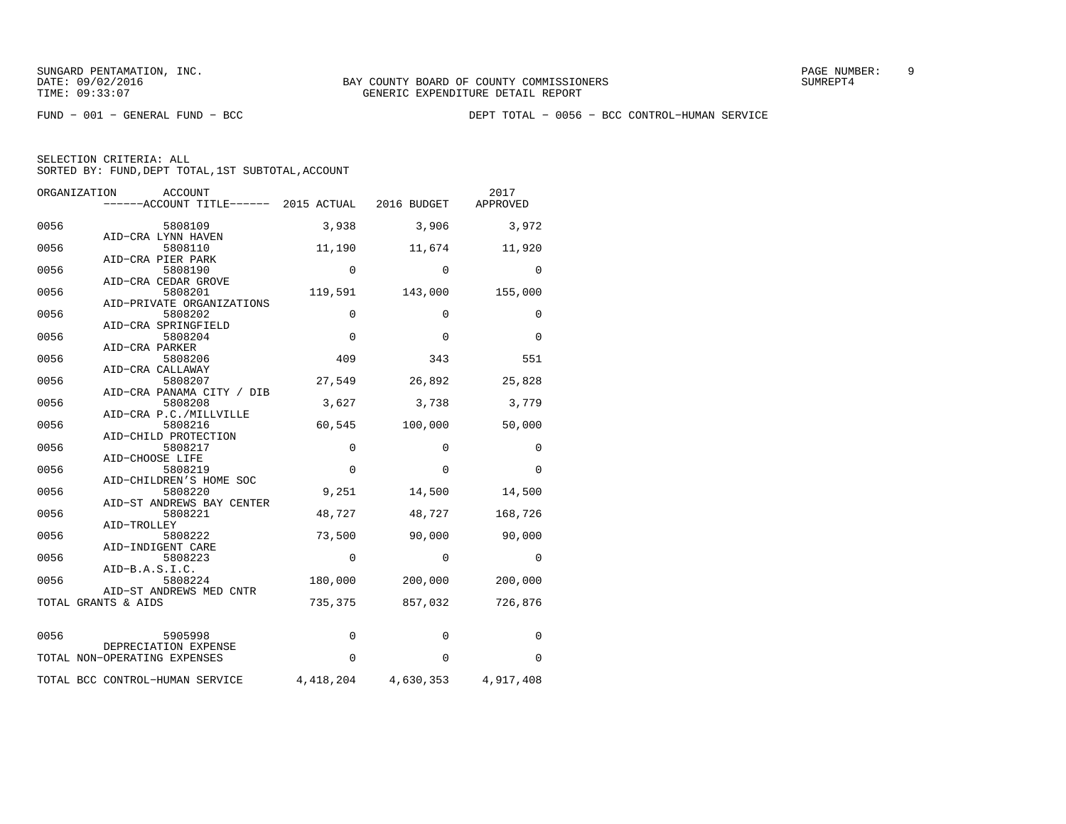FUND − 001 − GENERAL FUND − BCC DEPT TOTAL − 0056 − BCC CONTROL−HUMAN SERVICE

SELECTION CRITERIA: ALL
SORTED BY: FUND,DEPT TOTAL,1ST SUBTOTAL,ACCOUNT

| ORGANIZATION | ACCOUNT ------ACCOUNT TITLE------ | 2015 ACTUAL | 2016 BUDGET | 2017 APPROVED |
|---|---|---|---|---|
| 0056 | 5808109 AID−CRA LYNN HAVEN | 3,938 | 3,906 | 3,972 |
| 0056 | 5808110 AID−CRA PIER PARK | 11,190 | 11,674 | 11,920 |
| 0056 | 5808190 AID−CRA CEDAR GROVE | 0 | 0 | 0 |
| 0056 | 5808201 AID−PRIVATE ORGANIZATIONS | 119,591 | 143,000 | 155,000 |
| 0056 | 5808202 AID−CRA SPRINGFIELD | 0 | 0 | 0 |
| 0056 | 5808204 AID−CRA PARKER | 0 | 0 | 0 |
| 0056 | 5808206 AID−CRA CALLAWAY | 409 | 343 | 551 |
| 0056 | 5808207 AID−CRA PANAMA CITY / DIB | 27,549 | 26,892 | 25,828 |
| 0056 | 5808208 AID−CRA P.C./MILLVILLE | 3,627 | 3,738 | 3,779 |
| 0056 | 5808216 AID−CHILD PROTECTION | 60,545 | 100,000 | 50,000 |
| 0056 | 5808217 AID−CHOOSE LIFE | 0 | 0 | 0 |
| 0056 | 5808219 AID−CHILDREN'S HOME SOC | 0 | 0 | 0 |
| 0056 | 5808220 AID−ST ANDREWS BAY CENTER | 9,251 | 14,500 | 14,500 |
| 0056 | 5808221 AID−TROLLEY | 48,727 | 48,727 | 168,726 |
| 0056 | 5808222 AID−INDIGENT CARE | 73,500 | 90,000 | 90,000 |
| 0056 | 5808223 AID−B.A.S.I.C. | 0 | 0 | 0 |
| 0056 | 5808224 AID−ST ANDREWS MED CNTR | 180,000 | 200,000 | 200,000 |
| TOTAL GRANTS & AIDS | | 735,375 | 857,032 | 726,876 |
| 0056 | 5905998 DEPRECIATION EXPENSE | 0 | 0 | 0 |
| TOTAL NON−OPERATING EXPENSES | | 0 | 0 | 0 |
| TOTAL BCC CONTROL−HUMAN SERVICE | | 4,418,204 | 4,630,353 | 4,917,408 |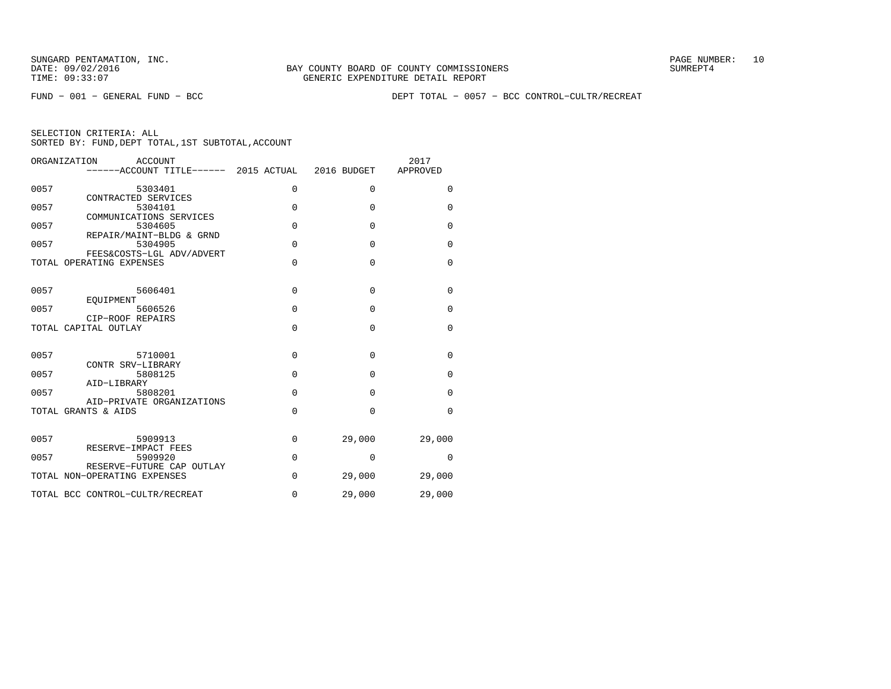FUND − 001 − GENERAL FUND − BCC

DEPT TOTAL − 0057 − BCC CONTROL−CULTR/RECREAT

SELECTION CRITERIA: ALL
SORTED BY: FUND,DEPT TOTAL,1ST SUBTOTAL,ACCOUNT

| ORGANIZATION | ACCOUNT / ACCOUNT TITLE | 2015 ACTUAL | 2016 BUDGET | 2017 APPROVED |
|---|---|---|---|---|
| 0057 | 5303401 CONTRACTED SERVICES | 0 | 0 | 0 |
| 0057 | 5304101 COMMUNICATIONS SERVICES | 0 | 0 | 0 |
| 0057 | 5304605 REPAIR/MAINT−BLDG & GRND | 0 | 0 | 0 |
| 0057 | 5304905 FEES&COSTS−LGL ADV/ADVERT | 0 | 0 | 0 |
| TOTAL OPERATING EXPENSES | | 0 | 0 | 0 |
| 0057 | 5606401 EQUIPMENT | 0 | 0 | 0 |
| 0057 | 5606526 CIP−ROOF REPAIRS | 0 | 0 | 0 |
| TOTAL CAPITAL OUTLAY | | 0 | 0 | 0 |
| 0057 | 5710001 CONTR SRV−LIBRARY | 0 | 0 | 0 |
| 0057 | 5808125 AID−LIBRARY | 0 | 0 | 0 |
| 0057 | 5808201 AID−PRIVATE ORGANIZATIONS | 0 | 0 | 0 |
| TOTAL GRANTS & AIDS | | 0 | 0 | 0 |
| 0057 | 5909913 RESERVE−IMPACT FEES | 0 | 29,000 | 29,000 |
| 0057 | 5909920 RESERVE−FUTURE CAP OUTLAY | 0 | 0 | 0 |
| TOTAL NON−OPERATING EXPENSES | | 0 | 29,000 | 29,000 |
| TOTAL BCC CONTROL−CULTR/RECREAT | | 0 | 29,000 | 29,000 |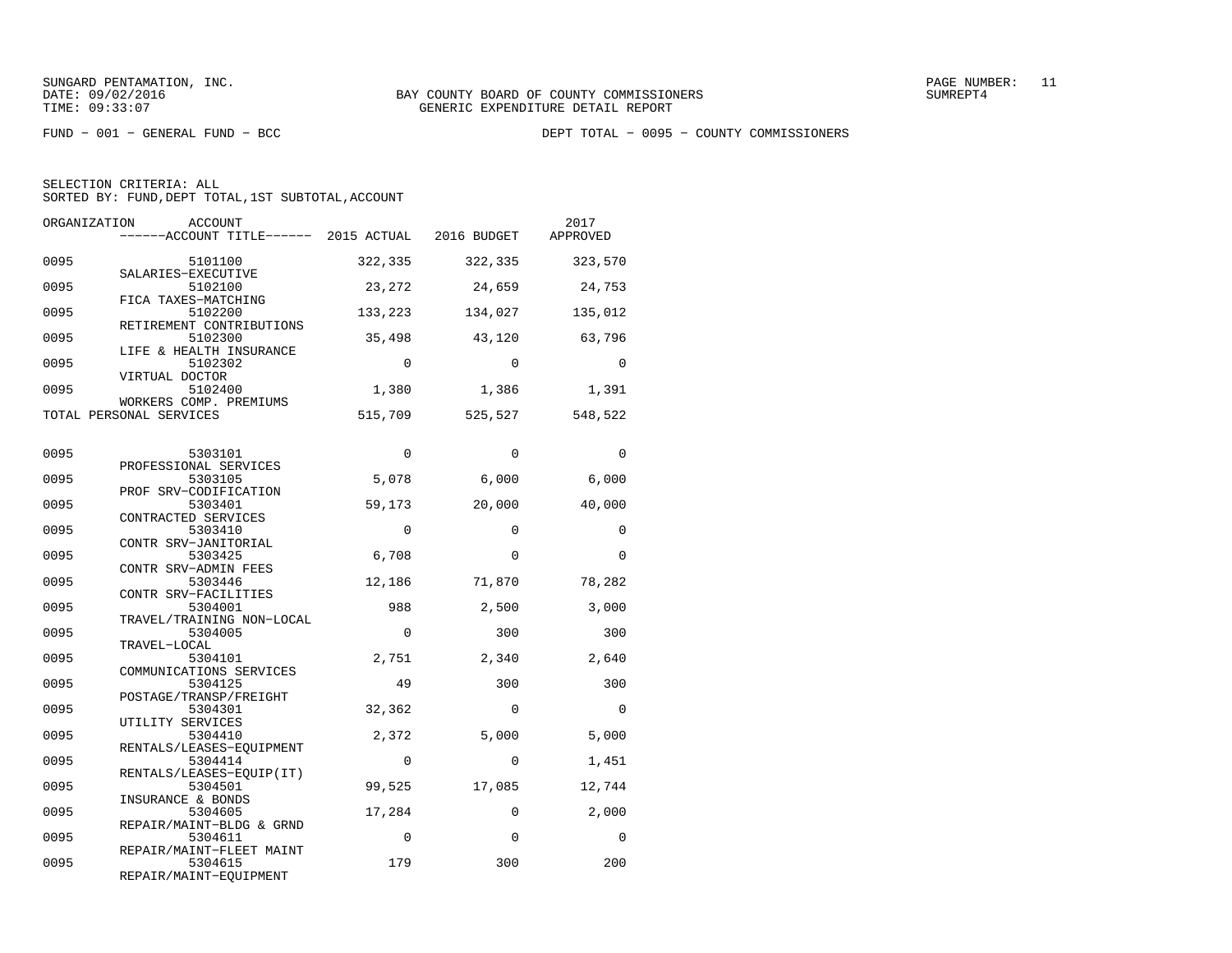SUNGARD PENTAMATION, INC.
DATE: 09/02/2016
TIME: 09:33:07

BAY COUNTY BOARD OF COUNTY COMMISSIONERS
GENERIC EXPENDITURE DETAIL REPORT

SUMREPT4

FUND − 001 − GENERAL FUND − BCC

DEPT TOTAL − 0095 − COUNTY COMMISSIONERS

SELECTION CRITERIA: ALL
SORTED BY: FUND,DEPT TOTAL,1ST SUBTOTAL,ACCOUNT

| ORGANIZATION | ACCOUNT ------ACCOUNT TITLE------ | 2015 ACTUAL | 2016 BUDGET | 2017 APPROVED |
|---|---|---|---|---|
| 0095 | 5101100 SALARIES−EXECUTIVE | 322,335 | 322,335 | 323,570 |
| 0095 | 5102100 FICA TAXES−MATCHING | 23,272 | 24,659 | 24,753 |
| 0095 | 5102200 RETIREMENT CONTRIBUTIONS | 133,223 | 134,027 | 135,012 |
| 0095 | 5102300 LIFE & HEALTH INSURANCE | 35,498 | 43,120 | 63,796 |
| 0095 | 5102302 VIRTUAL DOCTOR | 0 | 0 | 0 |
| 0095 | 5102400 WORKERS COMP. PREMIUMS | 1,380 | 1,386 | 1,391 |
| TOTAL PERSONAL SERVICES | | 515,709 | 525,527 | 548,522 |
| 0095 | 5303101 PROFESSIONAL SERVICES | 0 | 0 | 0 |
| 0095 | 5303105 PROF SRV−CODIFICATION | 5,078 | 6,000 | 6,000 |
| 0095 | 5303401 CONTRACTED SERVICES | 59,173 | 20,000 | 40,000 |
| 0095 | 5303410 CONTR SRV−JANITORIAL | 0 | 0 | 0 |
| 0095 | 5303425 CONTR SRV−ADMIN FEES | 6,708 | 0 | 0 |
| 0095 | 5303446 CONTR SRV−FACILITIES | 12,186 | 71,870 | 78,282 |
| 0095 | 5304001 TRAVEL/TRAINING NON−LOCAL | 988 | 2,500 | 3,000 |
| 0095 | 5304005 TRAVEL−LOCAL | 0 | 300 | 300 |
| 0095 | 5304101 COMMUNICATIONS SERVICES | 2,751 | 2,340 | 2,640 |
| 0095 | 5304125 POSTAGE/TRANSP/FREIGHT | 49 | 300 | 300 |
| 0095 | 5304301 UTILITY SERVICES | 32,362 | 0 | 0 |
| 0095 | 5304410 RENTALS/LEASES−EQUIPMENT | 2,372 | 5,000 | 5,000 |
| 0095 | 5304414 RENTALS/LEASES−EQUIP(IT) | 0 | 0 | 1,451 |
| 0095 | 5304501 INSURANCE & BONDS | 99,525 | 17,085 | 12,744 |
| 0095 | 5304605 REPAIR/MAINT−BLDG & GRND | 17,284 | 0 | 2,000 |
| 0095 | 5304611 REPAIR/MAINT−FLEET MAINT | 0 | 0 | 0 |
| 0095 | 5304615 REPAIR/MAINT−EQUIPMENT | 179 | 300 | 200 |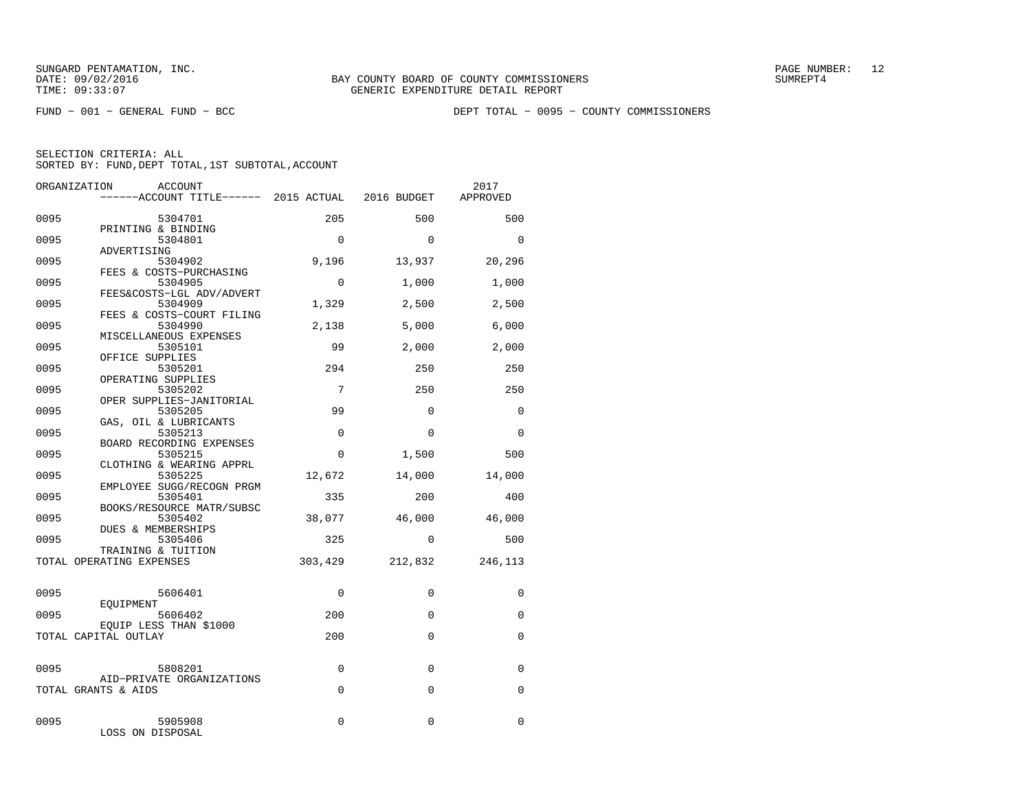BAY COUNTY BOARD OF COUNTY COMMISSIONERS
GENERIC EXPENDITURE DETAIL REPORT

FUND − 001 − GENERAL FUND − BCC

DEPT TOTAL − 0095 − COUNTY COMMISSIONERS

SELECTION CRITERIA: ALL
SORTED BY: FUND,DEPT TOTAL,1ST SUBTOTAL,ACCOUNT

| ORGANIZATION | ACCOUNT / ACCOUNT TITLE | 2015 ACTUAL | 2016 BUDGET | 2017 APPROVED |
|---|---|---|---|---|
| 0095 | 5304701 PRINTING & BINDING | 205 | 500 | 500 |
| 0095 | 5304801 ADVERTISING | 0 | 0 | 0 |
| 0095 | 5304902 FEES & COSTS−PURCHASING | 9,196 | 13,937 | 20,296 |
| 0095 | 5304905 FEES&COSTS−LGL ADV/ADVERT | 0 | 1,000 | 1,000 |
| 0095 | 5304909 FEES & COSTS−COURT FILING | 1,329 | 2,500 | 2,500 |
| 0095 | 5304990 MISCELLANEOUS EXPENSES | 2,138 | 5,000 | 6,000 |
| 0095 | 5305101 OFFICE SUPPLIES | 99 | 2,000 | 2,000 |
| 0095 | 5305201 OPERATING SUPPLIES | 294 | 250 | 250 |
| 0095 | 5305202 OPER SUPPLIES−JANITORIAL | 7 | 250 | 250 |
| 0095 | 5305205 GAS, OIL & LUBRICANTS | 99 | 0 | 0 |
| 0095 | 5305213 BOARD RECORDING EXPENSES | 0 | 0 | 0 |
| 0095 | 5305215 CLOTHING & WEARING APPRL | 0 | 1,500 | 500 |
| 0095 | 5305225 EMPLOYEE SUGG/RECOGN PRGM | 12,672 | 14,000 | 14,000 |
| 0095 | 5305401 BOOKS/RESOURCE MATR/SUBSC | 335 | 200 | 400 |
| 0095 | 5305402 DUES & MEMBERSHIPS | 38,077 | 46,000 | 46,000 |
| 0095 | 5305406 TRAINING & TUITION | 325 | 0 | 500 |
| TOTAL OPERATING EXPENSES | | 303,429 | 212,832 | 246,113 |
| 0095 | 5606401 EQUIPMENT | 0 | 0 | 0 |
| 0095 | 5606402 EQUIP LESS THAN $1000 | 200 | 0 | 0 |
| TOTAL CAPITAL OUTLAY | | 200 | 0 | 0 |
| 0095 | 5808201 AID−PRIVATE ORGANIZATIONS | 0 | 0 | 0 |
| TOTAL GRANTS & AIDS | | 0 | 0 | 0 |
| 0095 | 5905908 LOSS ON DISPOSAL | 0 | 0 | 0 |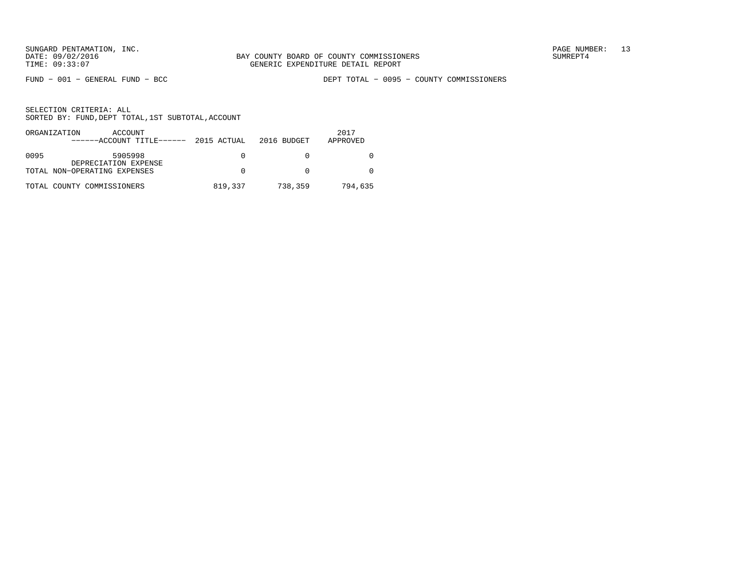SUNGARD PENTAMATION, INC.
DATE: 09/02/2016
TIME: 09:33:07

BAY COUNTY BOARD OF COUNTY COMMISSIONERS
GENERIC EXPENDITURE DETAIL REPORT

SUMREPT4

FUND − 001 − GENERAL FUND − BCC

DEPT TOTAL − 0095 − COUNTY COMMISSIONERS

SELECTION CRITERIA: ALL
SORTED BY: FUND,DEPT TOTAL,1ST SUBTOTAL,ACCOUNT

| ORGANIZATION | ACCOUNT ------ACCOUNT TITLE------ | 2015 ACTUAL | 2016 BUDGET | 2017 APPROVED |
|---|---|---|---|---|
| 0095 | 5905998 DEPRECIATION EXPENSE | 0 | 0 | 0 |
| TOTAL NON−OPERATING EXPENSES | | 0 | 0 | 0 |
| TOTAL COUNTY COMMISSIONERS | | 819,337 | 738,359 | 794,635 |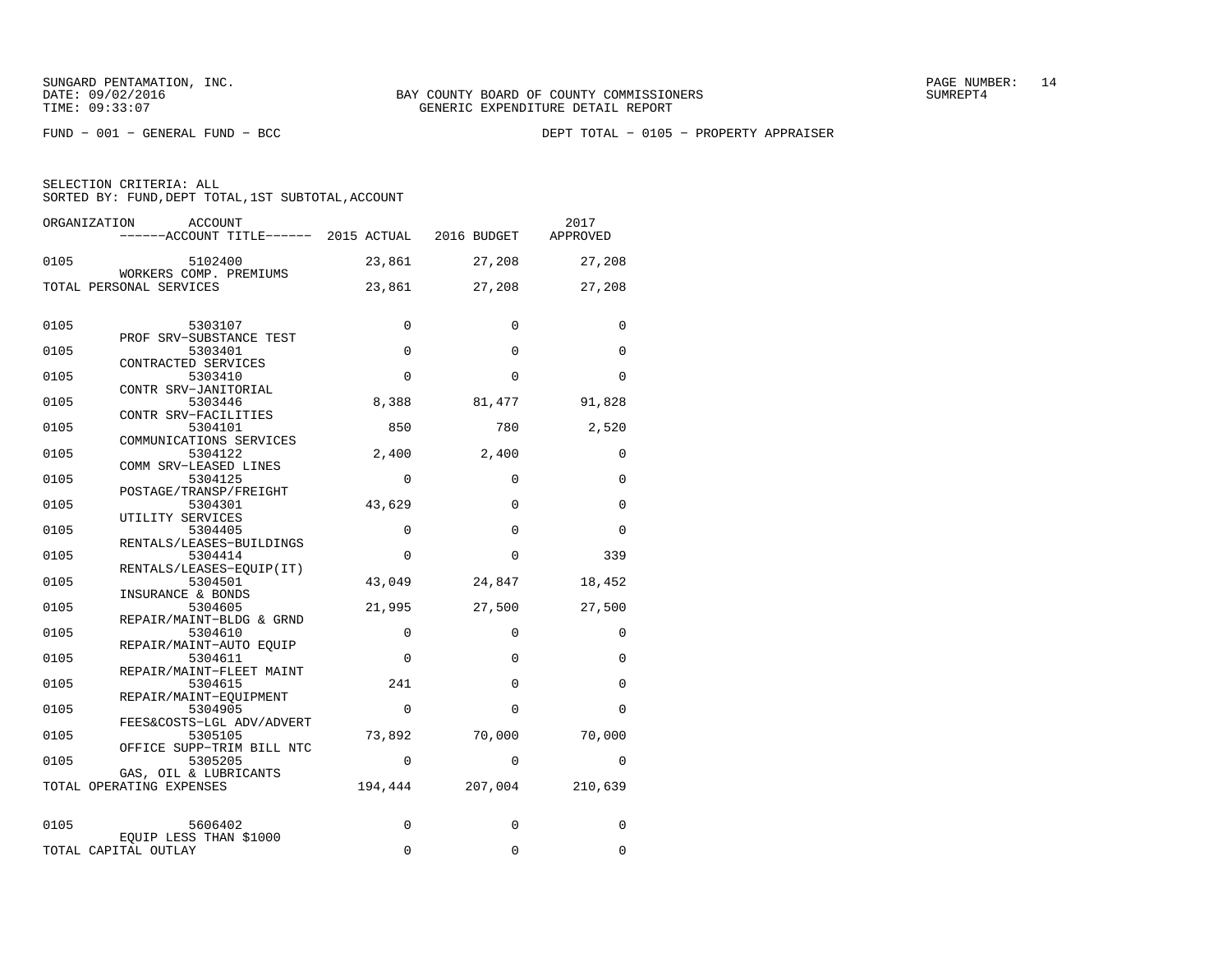BAY COUNTY BOARD OF COUNTY COMMISSIONERS
GENERIC EXPENDITURE DETAIL REPORT

FUND − 001 − GENERAL FUND − BCC

DEPT TOTAL − 0105 − PROPERTY APPRAISER

SELECTION CRITERIA: ALL
SORTED BY: FUND,DEPT TOTAL,1ST SUBTOTAL,ACCOUNT

| ORGANIZATION | ACCOUNT / ACCOUNT TITLE | 2015 ACTUAL | 2016 BUDGET | 2017 APPROVED |
|---|---|---|---|---|
| 0105 | 5102400 WORKERS COMP. PREMIUMS | 23,861 | 27,208 | 27,208 |
| TOTAL PERSONAL SERVICES | | 23,861 | 27,208 | 27,208 |
| 0105 | 5303107 PROF SRV−SUBSTANCE TEST | 0 | 0 | 0 |
| 0105 | 5303401 CONTRACTED SERVICES | 0 | 0 | 0 |
| 0105 | 5303410 CONTR SRV−JANITORIAL | 0 | 0 | 0 |
| 0105 | 5303446 CONTR SRV−FACILITIES | 8,388 | 81,477 | 91,828 |
| 0105 | 5304101 COMMUNICATIONS SERVICES | 850 | 780 | 2,520 |
| 0105 | 5304122 COMM SRV−LEASED LINES | 2,400 | 2,400 | 0 |
| 0105 | 5304125 POSTAGE/TRANSP/FREIGHT | 0 | 0 | 0 |
| 0105 | 5304301 UTILITY SERVICES | 43,629 | 0 | 0 |
| 0105 | 5304405 RENTALS/LEASES−BUILDINGS | 0 | 0 | 0 |
| 0105 | 5304414 RENTALS/LEASES−EQUIP(IT) | 0 | 0 | 339 |
| 0105 | 5304501 INSURANCE & BONDS | 43,049 | 24,847 | 18,452 |
| 0105 | 5304605 REPAIR/MAINT−BLDG & GRND | 21,995 | 27,500 | 27,500 |
| 0105 | 5304610 REPAIR/MAINT−AUTO EQUIP | 0 | 0 | 0 |
| 0105 | 5304611 REPAIR/MAINT−FLEET MAINT | 0 | 0 | 0 |
| 0105 | 5304615 REPAIR/MAINT−EQUIPMENT | 241 | 0 | 0 |
| 0105 | 5304905 FEES&COSTS−LGL ADV/ADVERT | 0 | 0 | 0 |
| 0105 | 5305105 OFFICE SUPP−TRIM BILL NTC | 73,892 | 70,000 | 70,000 |
| 0105 | 5305205 GAS, OIL & LUBRICANTS | 0 | 0 | 0 |
| TOTAL OPERATING EXPENSES | | 194,444 | 207,004 | 210,639 |
| 0105 | 5606402 EQUIP LESS THAN $1000 | 0 | 0 | 0 |
| TOTAL CAPITAL OUTLAY | | 0 | 0 | 0 |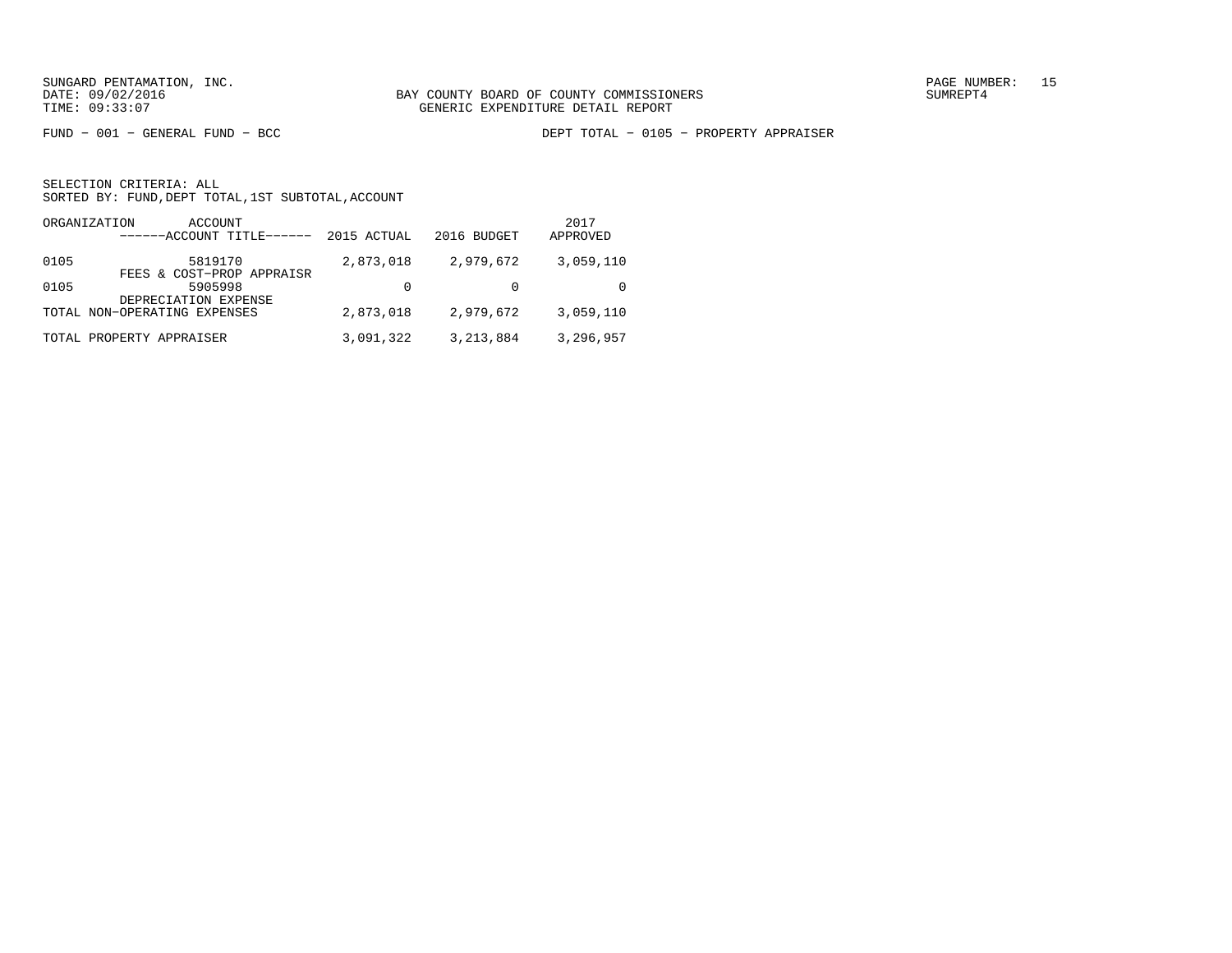BAY COUNTY BOARD OF COUNTY COMMISSIONERS
GENERIC EXPENDITURE DETAIL REPORT

FUND − 001 − GENERAL FUND − BCC

DEPT TOTAL − 0105 − PROPERTY APPRAISER

SELECTION CRITERIA: ALL
SORTED BY: FUND,DEPT TOTAL,1ST SUBTOTAL,ACCOUNT

| ORGANIZATION | ACCOUNT ------ACCOUNT TITLE------ | 2015 ACTUAL | 2016 BUDGET | 2017 APPROVED |
|---|---|---|---|---|
| 0105 | 5819170 FEES & COST−PROP APPRAISR | 2,873,018 | 2,979,672 | 3,059,110 |
| 0105 | 5905998 DEPRECIATION EXPENSE | 0 | 0 | 0 |
| TOTAL NON−OPERATING EXPENSES | | 2,873,018 | 2,979,672 | 3,059,110 |
| TOTAL PROPERTY APPRAISER | | 3,091,322 | 3,213,884 | 3,296,957 |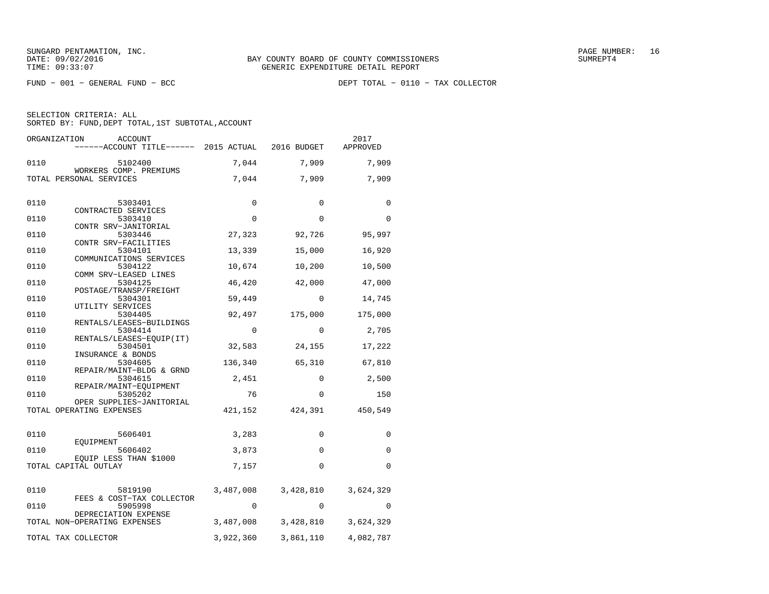BAY COUNTY BOARD OF COUNTY COMMISSIONERS
GENERIC EXPENDITURE DETAIL REPORT

SUNGARD PENTAMATION, INC.
DATE: 09/02/2016
TIME: 09:33:07

SUMREPT4

FUND − 001 − GENERAL FUND − BCC

DEPT TOTAL − 0110 − TAX COLLECTOR

SELECTION CRITERIA: ALL
SORTED BY: FUND,DEPT TOTAL,1ST SUBTOTAL,ACCOUNT

| ORGANIZATION | ACCOUNT / ACCOUNT TITLE | 2015 ACTUAL | 2016 BUDGET | 2017 APPROVED |
|---|---|---|---|---|
| 0110 | 5102400 WORKERS COMP. PREMIUMS | 7,044 | 7,909 | 7,909 |
| TOTAL PERSONAL SERVICES | | 7,044 | 7,909 | 7,909 |
| 0110 | 5303401 CONTRACTED SERVICES | 0 | 0 | 0 |
| 0110 | 5303410 CONTR SRV−JANITORIAL | 0 | 0 | 0 |
| 0110 | 5303446 CONTR SRV−FACILITIES | 27,323 | 92,726 | 95,997 |
| 0110 | 5304101 COMMUNICATIONS SERVICES | 13,339 | 15,000 | 16,920 |
| 0110 | 5304122 COMM SRV−LEASED LINES | 10,674 | 10,200 | 10,500 |
| 0110 | 5304125 POSTAGE/TRANSP/FREIGHT | 46,420 | 42,000 | 47,000 |
| 0110 | 5304301 UTILITY SERVICES | 59,449 | 0 | 14,745 |
| 0110 | 5304405 RENTALS/LEASES−BUILDINGS | 92,497 | 175,000 | 175,000 |
| 0110 | 5304414 RENTALS/LEASES−EQUIP(IT) | 0 | 0 | 2,705 |
| 0110 | 5304501 INSURANCE & BONDS | 32,583 | 24,155 | 17,222 |
| 0110 | 5304605 REPAIR/MAINT−BLDG & GRND | 136,340 | 65,310 | 67,810 |
| 0110 | 5304615 REPAIR/MAINT−EQUIPMENT | 2,451 | 0 | 2,500 |
| 0110 | 5305202 OPER SUPPLIES−JANITORIAL | 76 | 0 | 150 |
| TOTAL OPERATING EXPENSES | | 421,152 | 424,391 | 450,549 |
| 0110 | 5606401 EQUIPMENT | 3,283 | 0 | 0 |
| 0110 | 5606402 EQUIP LESS THAN $1000 | 3,873 | 0 | 0 |
| TOTAL CAPITAL OUTLAY | | 7,157 | 0 | 0 |
| 0110 | 5819190 FEES & COST−TAX COLLECTOR | 3,487,008 | 3,428,810 | 3,624,329 |
| 0110 | 5905998 DEPRECIATION EXPENSE | 0 | 0 | 0 |
| TOTAL NON−OPERATING EXPENSES | | 3,487,008 | 3,428,810 | 3,624,329 |
| TOTAL TAX COLLECTOR | | 3,922,360 | 3,861,110 | 4,082,787 |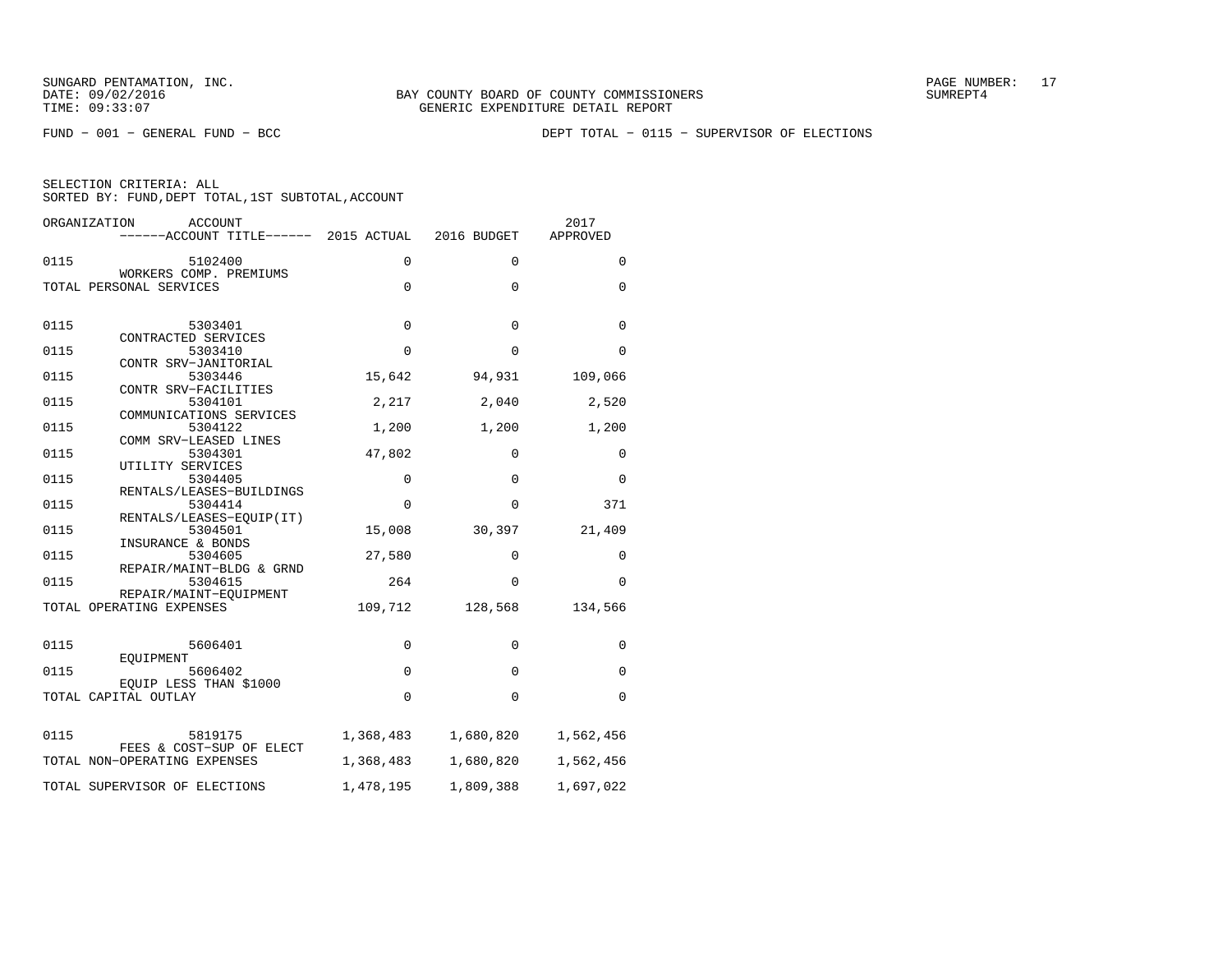SUNGARD PENTAMATION, INC.
DATE: 09/02/2016
TIME: 09:33:07

BAY COUNTY BOARD OF COUNTY COMMISSIONERS
GENERIC EXPENDITURE DETAIL REPORT

SUMREPT4

FUND − 001 − GENERAL FUND − BCC

DEPT TOTAL − 0115 − SUPERVISOR OF ELECTIONS

SELECTION CRITERIA: ALL
SORTED BY: FUND,DEPT TOTAL,1ST SUBTOTAL,ACCOUNT

| ORGANIZATION | ACCOUNT ------ACCOUNT TITLE------ | 2015 ACTUAL | 2016 BUDGET | 2017 APPROVED |
|---|---|---|---|---|
| 0115 | 5102400 WORKERS COMP. PREMIUMS | 0 | 0 | 0 |
| TOTAL PERSONAL SERVICES | | 0 | 0 | 0 |
| 0115 | 5303401 CONTRACTED SERVICES | 0 | 0 | 0 |
| 0115 | 5303410 CONTR SRV−JANITORIAL | 0 | 0 | 0 |
| 0115 | 5303446 CONTR SRV−FACILITIES | 15,642 | 94,931 | 109,066 |
| 0115 | 5304101 COMMUNICATIONS SERVICES | 2,217 | 2,040 | 2,520 |
| 0115 | 5304122 COMM SRV−LEASED LINES | 1,200 | 1,200 | 1,200 |
| 0115 | 5304301 UTILITY SERVICES | 47,802 | 0 | 0 |
| 0115 | 5304405 RENTALS/LEASES−BUILDINGS | 0 | 0 | 0 |
| 0115 | 5304414 RENTALS/LEASES−EQUIP(IT) | 0 | 0 | 371 |
| 0115 | 5304501 INSURANCE & BONDS | 15,008 | 30,397 | 21,409 |
| 0115 | 5304605 REPAIR/MAINT−BLDG & GRND | 27,580 | 0 | 0 |
| 0115 | 5304615 REPAIR/MAINT−EQUIPMENT | 264 | 0 | 0 |
| TOTAL OPERATING EXPENSES | | 109,712 | 128,568 | 134,566 |
| 0115 | 5606401 EQUIPMENT | 0 | 0 | 0 |
| 0115 | 5606402 EQUIP LESS THAN $1000 | 0 | 0 | 0 |
| TOTAL CAPITAL OUTLAY | | 0 | 0 | 0 |
| 0115 | 5819175 FEES & COST−SUP OF ELECT | 1,368,483 | 1,680,820 | 1,562,456 |
| TOTAL NON−OPERATING EXPENSES | | 1,368,483 | 1,680,820 | 1,562,456 |
| TOTAL SUPERVISOR OF ELECTIONS | | 1,478,195 | 1,809,388 | 1,697,022 |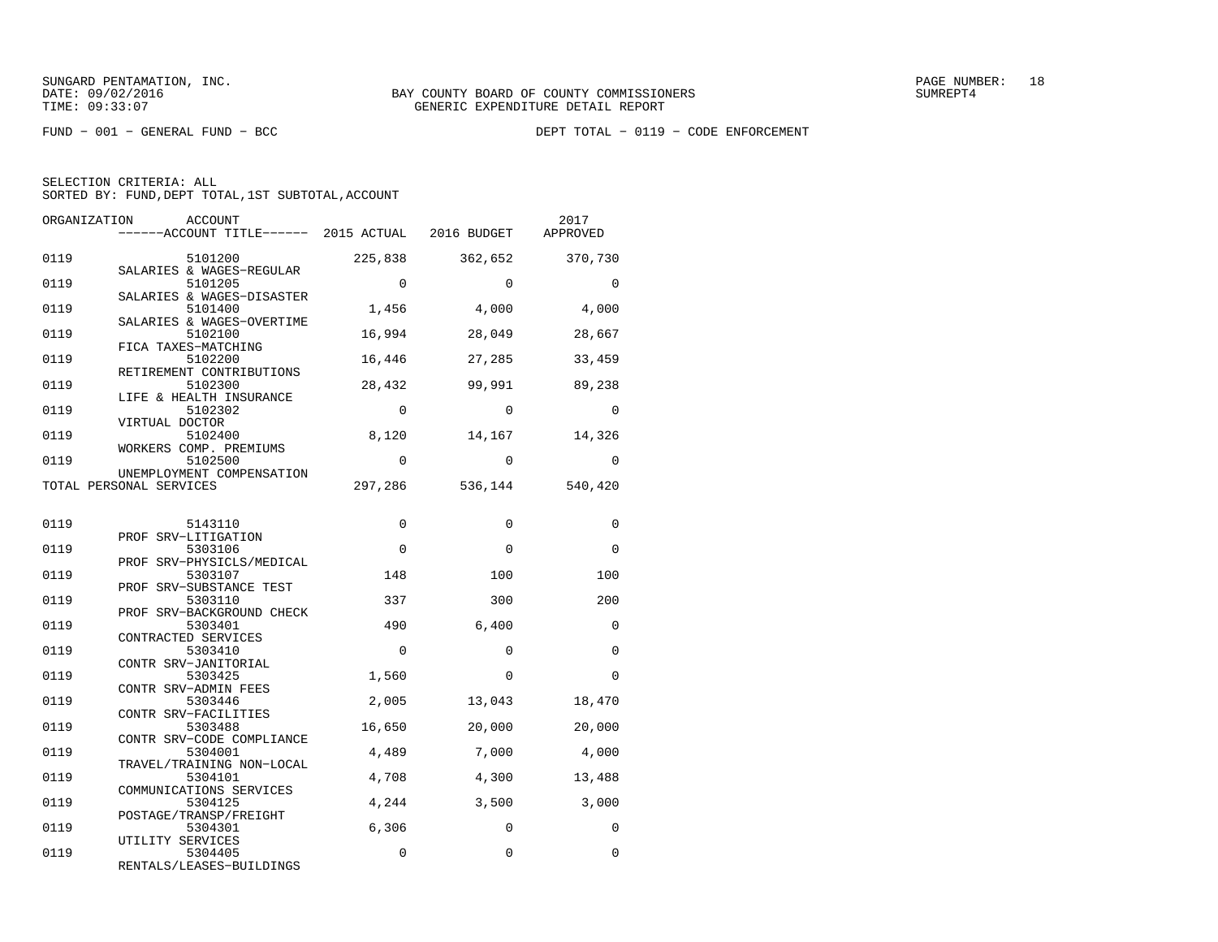SUNGARD PENTAMATION, INC.
DATE: 09/02/2016
TIME: 09:33:07

BAY COUNTY BOARD OF COUNTY COMMISSIONERS
GENERIC EXPENDITURE DETAIL REPORT

SUMREPT4

FUND - 001 - GENERAL FUND - BCC

DEPT TOTAL - 0119 - CODE ENFORCEMENT

SELECTION CRITERIA: ALL
SORTED BY: FUND,DEPT TOTAL,1ST SUBTOTAL,ACCOUNT

| ORGANIZATION | ACCOUNT<br>------ACCOUNT TITLE------ | 2015 ACTUAL | 2016 BUDGET | 2017 APPROVED |
|---|---|---|---|---|
| 0119 | 5101200<br>SALARIES & WAGES-REGULAR | 225,838 | 362,652 | 370,730 |
| 0119 | 5101205<br>SALARIES & WAGES-DISASTER | 0 | 0 | 0 |
| 0119 | 5101400<br>SALARIES & WAGES-OVERTIME | 1,456 | 4,000 | 4,000 |
| 0119 | 5102100<br>FICA TAXES-MATCHING | 16,994 | 28,049 | 28,667 |
| 0119 | 5102200<br>RETIREMENT CONTRIBUTIONS | 16,446 | 27,285 | 33,459 |
| 0119 | 5102300<br>LIFE & HEALTH INSURANCE | 28,432 | 99,991 | 89,238 |
| 0119 | 5102302<br>VIRTUAL DOCTOR | 0 | 0 | 0 |
| 0119 | 5102400<br>WORKERS COMP. PREMIUMS | 8,120 | 14,167 | 14,326 |
| 0119 | 5102500<br>UNEMPLOYMENT COMPENSATION | 0 | 0 | 0 |
| TOTAL PERSONAL SERVICES | | 297,286 | 536,144 | 540,420 |
| 0119 | 5143110<br>PROF SRV-LITIGATION | 0 | 0 | 0 |
| 0119 | 5303106<br>PROF SRV-PHYSICLS/MEDICAL | 0 | 0 | 0 |
| 0119 | 5303107<br>PROF SRV-SUBSTANCE TEST | 148 | 100 | 100 |
| 0119 | 5303110<br>PROF SRV-BACKGROUND CHECK | 337 | 300 | 200 |
| 0119 | 5303401<br>CONTRACTED SERVICES | 490 | 6,400 | 0 |
| 0119 | 5303410<br>CONTR SRV-JANITORIAL | 0 | 0 | 0 |
| 0119 | 5303425<br>CONTR SRV-ADMIN FEES | 1,560 | 0 | 0 |
| 0119 | 5303446<br>CONTR SRV-FACILITIES | 2,005 | 13,043 | 18,470 |
| 0119 | 5303488<br>CONTR SRV-CODE COMPLIANCE | 16,650 | 20,000 | 20,000 |
| 0119 | 5304001<br>TRAVEL/TRAINING NON-LOCAL | 4,489 | 7,000 | 4,000 |
| 0119 | 5304101<br>COMMUNICATIONS SERVICES | 4,708 | 4,300 | 13,488 |
| 0119 | 5304125<br>POSTAGE/TRANSP/FREIGHT | 4,244 | 3,500 | 3,000 |
| 0119 | 5304301<br>UTILITY SERVICES | 6,306 | 0 | 0 |
| 0119 | 5304405<br>RENTALS/LEASES-BUILDINGS | 0 | 0 | 0 |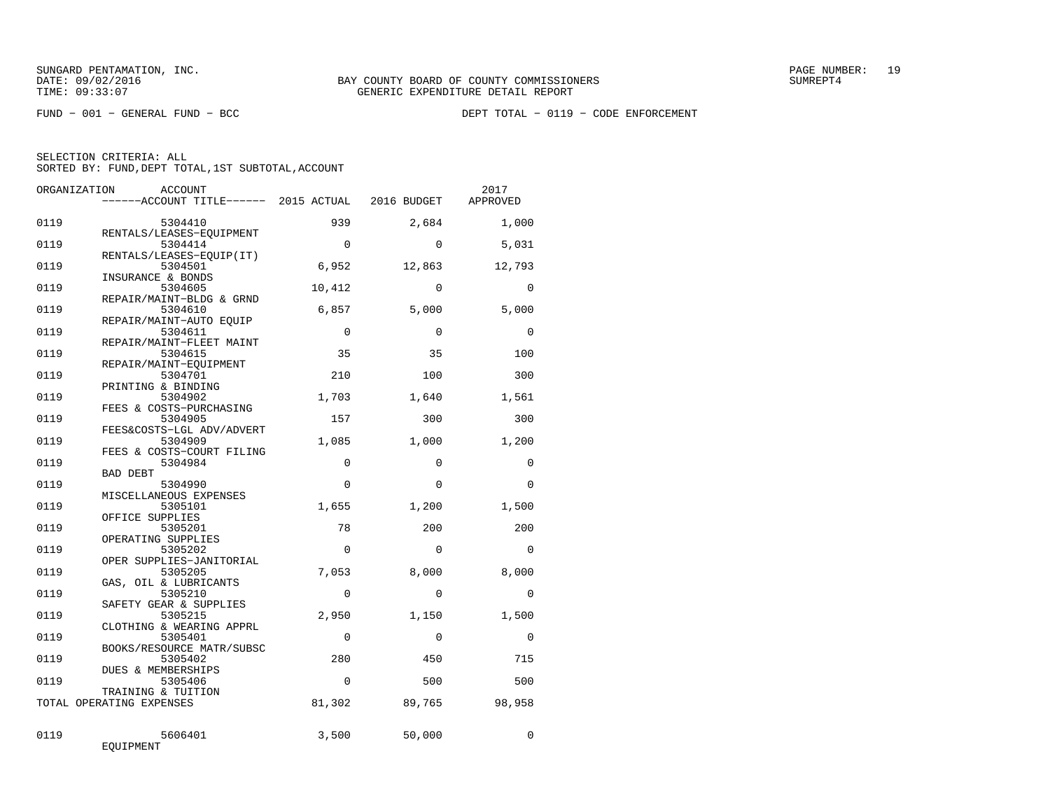FUND − 001 − GENERAL FUND − BCC DEPT TOTAL − 0119 − CODE ENFORCEMENT

SELECTION CRITERIA: ALL
SORTED BY: FUND,DEPT TOTAL,1ST SUBTOTAL,ACCOUNT

| ORGANIZATION | ACCOUNT / ACCOUNT TITLE | 2015 ACTUAL | 2016 BUDGET | 2017 APPROVED |
|---|---|---|---|---|
| 0119 | 5304410 RENTALS/LEASES−EQUIPMENT | 939 | 2,684 | 1,000 |
| 0119 | 5304414 RENTALS/LEASES−EQUIP(IT) | 0 | 0 | 5,031 |
| 0119 | 5304501 INSURANCE & BONDS | 6,952 | 12,863 | 12,793 |
| 0119 | 5304605 REPAIR/MAINT−BLDG & GRND | 10,412 | 0 | 0 |
| 0119 | 5304610 REPAIR/MAINT−AUTO EQUIP | 6,857 | 5,000 | 5,000 |
| 0119 | 5304611 REPAIR/MAINT−FLEET MAINT | 0 | 0 | 0 |
| 0119 | 5304615 REPAIR/MAINT−EQUIPMENT | 35 | 35 | 100 |
| 0119 | 5304701 PRINTING & BINDING | 210 | 100 | 300 |
| 0119 | 5304902 FEES & COSTS−PURCHASING | 1,703 | 1,640 | 1,561 |
| 0119 | 5304905 FEES&COSTS−LGL ADV/ADVERT | 157 | 300 | 300 |
| 0119 | 5304909 FEES & COSTS−COURT FILING | 1,085 | 1,000 | 1,200 |
| 0119 | 5304984 BAD DEBT | 0 | 0 | 0 |
| 0119 | 5304990 MISCELLANEOUS EXPENSES | 0 | 0 | 0 |
| 0119 | 5305101 OFFICE SUPPLIES | 1,655 | 1,200 | 1,500 |
| 0119 | 5305201 OPERATING SUPPLIES | 78 | 200 | 200 |
| 0119 | 5305202 OPER SUPPLIES−JANITORIAL | 0 | 0 | 0 |
| 0119 | 5305205 GAS, OIL & LUBRICANTS | 7,053 | 8,000 | 8,000 |
| 0119 | 5305210 SAFETY GEAR & SUPPLIES | 0 | 0 | 0 |
| 0119 | 5305215 CLOTHING & WEARING APPRL | 2,950 | 1,150 | 1,500 |
| 0119 | 5305401 BOOKS/RESOURCE MATR/SUBSC | 0 | 0 | 0 |
| 0119 | 5305402 DUES & MEMBERSHIPS | 280 | 450 | 715 |
| 0119 | 5305406 TRAINING & TUITION | 0 | 500 | 500 |
| TOTAL OPERATING EXPENSES | | 81,302 | 89,765 | 98,958 |
| 0119 | 5606401 EQUIPMENT | 3,500 | 50,000 | 0 |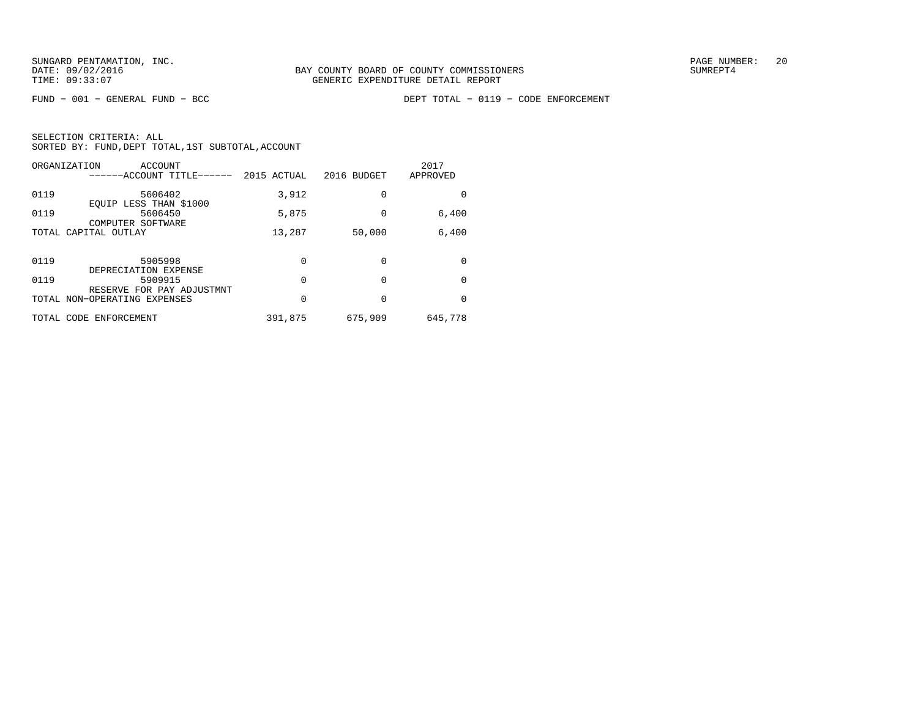BAY COUNTY BOARD OF COUNTY COMMISSIONERS
GENERIC EXPENDITURE DETAIL REPORT

FUND − 001 − GENERAL FUND − BCC

DEPT TOTAL − 0119 − CODE ENFORCEMENT

SELECTION CRITERIA: ALL
SORTED BY: FUND,DEPT TOTAL,1ST SUBTOTAL,ACCOUNT

| ORGANIZATION | ACCOUNT ------ACCOUNT TITLE------ | 2015 ACTUAL | 2016 BUDGET | 2017 APPROVED |
|---|---|---|---|---|
| 0119 | 5606402 EQUIP LESS THAN $1000 | 3,912 | 0 | 0 |
| 0119 | 5606450 COMPUTER SOFTWARE | 5,875 | 0 | 6,400 |
| TOTAL CAPITAL OUTLAY | | 13,287 | 50,000 | 6,400 |
| 0119 | 5905998 DEPRECIATION EXPENSE | 0 | 0 | 0 |
| 0119 | 5909915 RESERVE FOR PAY ADJUSTMNT | 0 | 0 | 0 |
| TOTAL NON−OPERATING EXPENSES | | 0 | 0 | 0 |
| TOTAL CODE ENFORCEMENT | | 391,875 | 675,909 | 645,778 |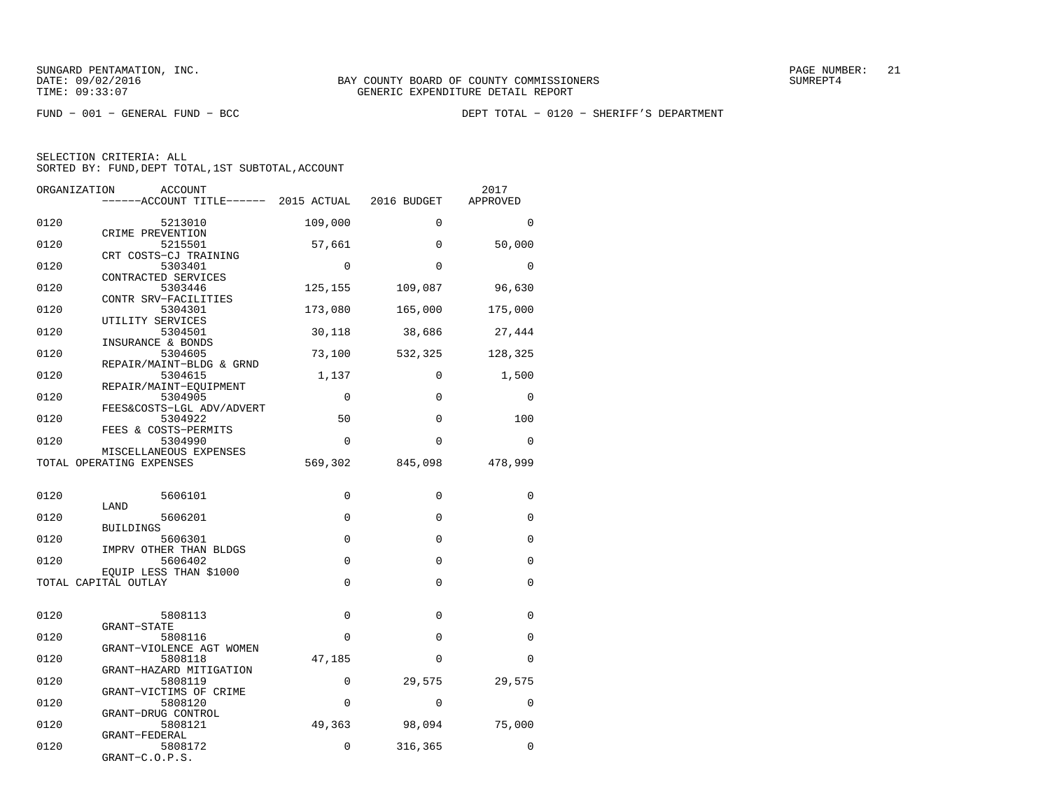SUNGARD PENTAMATION, INC.
DATE: 09/02/2016
TIME: 09:33:07

BAY COUNTY BOARD OF COUNTY COMMISSIONERS
GENERIC EXPENDITURE DETAIL REPORT

SUMREPT4

FUND − 001 − GENERAL FUND − BCC

DEPT TOTAL − 0120 − SHERIFF'S DEPARTMENT

SELECTION CRITERIA: ALL
SORTED BY: FUND,DEPT TOTAL,1ST SUBTOTAL,ACCOUNT

| ORGANIZATION | ACCOUNT / ACCOUNT TITLE | 2015 ACTUAL | 2016 BUDGET | 2017 APPROVED |
|---|---|---|---|---|
| 0120 | 5213010 CRIME PREVENTION | 109,000 | 0 | 0 |
| 0120 | 5215501 CRT COSTS−CJ TRAINING | 57,661 | 0 | 50,000 |
| 0120 | 5303401 CONTRACTED SERVICES | 0 | 0 | 0 |
| 0120 | 5303446 CONTR SRV−FACILITIES | 125,155 | 109,087 | 96,630 |
| 0120 | 5304301 UTILITY SERVICES | 173,080 | 165,000 | 175,000 |
| 0120 | 5304501 INSURANCE & BONDS | 30,118 | 38,686 | 27,444 |
| 0120 | 5304605 REPAIR/MAINT−BLDG & GRND | 73,100 | 532,325 | 128,325 |
| 0120 | 5304615 REPAIR/MAINT−EQUIPMENT | 1,137 | 0 | 1,500 |
| 0120 | 5304905 FEES&COSTS−LGL ADV/ADVERT | 0 | 0 | 0 |
| 0120 | 5304922 FEES & COSTS−PERMITS | 50 | 0 | 100 |
| 0120 | 5304990 MISCELLANEOUS EXPENSES | 0 | 0 | 0 |
| TOTAL OPERATING EXPENSES | | 569,302 | 845,098 | 478,999 |
| 0120 | 5606101 LAND | 0 | 0 | 0 |
| 0120 | 5606201 BUILDINGS | 0 | 0 | 0 |
| 0120 | 5606301 IMPRV OTHER THAN BLDGS | 0 | 0 | 0 |
| 0120 | 5606402 EQUIP LESS THAN $1000 | 0 | 0 | 0 |
| TOTAL CAPITAL OUTLAY | | 0 | 0 | 0 |
| 0120 | 5808113 GRANT−STATE | 0 | 0 | 0 |
| 0120 | 5808116 GRANT−VIOLENCE AGT WOMEN | 0 | 0 | 0 |
| 0120 | 5808118 GRANT−HAZARD MITIGATION | 47,185 | 0 | 0 |
| 0120 | 5808119 GRANT−VICTIMS OF CRIME | 0 | 29,575 | 29,575 |
| 0120 | 5808120 GRANT−DRUG CONTROL | 0 | 0 | 0 |
| 0120 | 5808121 GRANT−FEDERAL | 49,363 | 98,094 | 75,000 |
| 0120 | 5808172 GRANT−C.O.P.S. | 0 | 316,365 | 0 |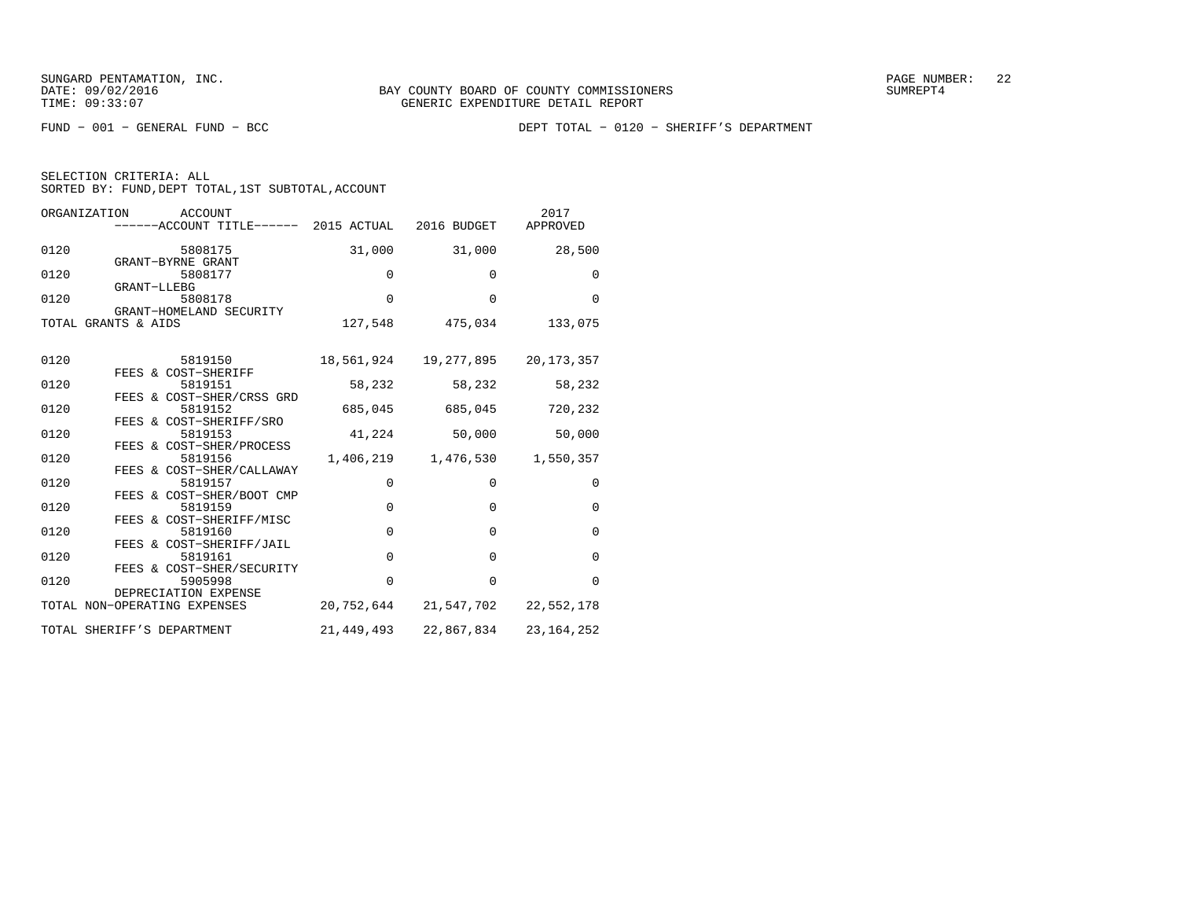FUND − 001 − GENERAL FUND − BCC

DEPT TOTAL − 0120 − SHERIFF'S DEPARTMENT

SELECTION CRITERIA: ALL
SORTED BY: FUND,DEPT TOTAL,1ST SUBTOTAL,ACCOUNT

| ORGANIZATION | ACCOUNT / ACCOUNT TITLE | 2015 ACTUAL | 2016 BUDGET | 2017 APPROVED |
|---|---|---|---|---|
| 0120 | 5808175 GRANT−BYRNE GRANT | 31,000 | 31,000 | 28,500 |
| 0120 | 5808177 GRANT−LLEBG | 0 | 0 | 0 |
| 0120 | 5808178 GRANT−HOMELAND SECURITY | 0 | 0 | 0 |
| TOTAL GRANTS & AIDS | | 127,548 | 475,034 | 133,075 |
| 0120 | 5819150 FEES & COST−SHERIFF | 18,561,924 | 19,277,895 | 20,173,357 |
| 0120 | 5819151 FEES & COST−SHER/CRSS GRD | 58,232 | 58,232 | 58,232 |
| 0120 | 5819152 FEES & COST−SHERIFF/SRO | 685,045 | 685,045 | 720,232 |
| 0120 | 5819153 FEES & COST−SHER/PROCESS | 41,224 | 50,000 | 50,000 |
| 0120 | 5819156 FEES & COST−SHER/CALLAWAY | 1,406,219 | 1,476,530 | 1,550,357 |
| 0120 | 5819157 FEES & COST−SHER/BOOT CMP | 0 | 0 | 0 |
| 0120 | 5819159 FEES & COST−SHERIFF/MISC | 0 | 0 | 0 |
| 0120 | 5819160 FEES & COST−SHERIFF/JAIL | 0 | 0 | 0 |
| 0120 | 5819161 FEES & COST−SHER/SECURITY | 0 | 0 | 0 |
| 0120 | 5905998 DEPRECIATION EXPENSE | 0 | 0 | 0 |
| TOTAL NON−OPERATING EXPENSES | | 20,752,644 | 21,547,702 | 22,552,178 |
| TOTAL SHERIFF'S DEPARTMENT | | 21,449,493 | 22,867,834 | 23,164,252 |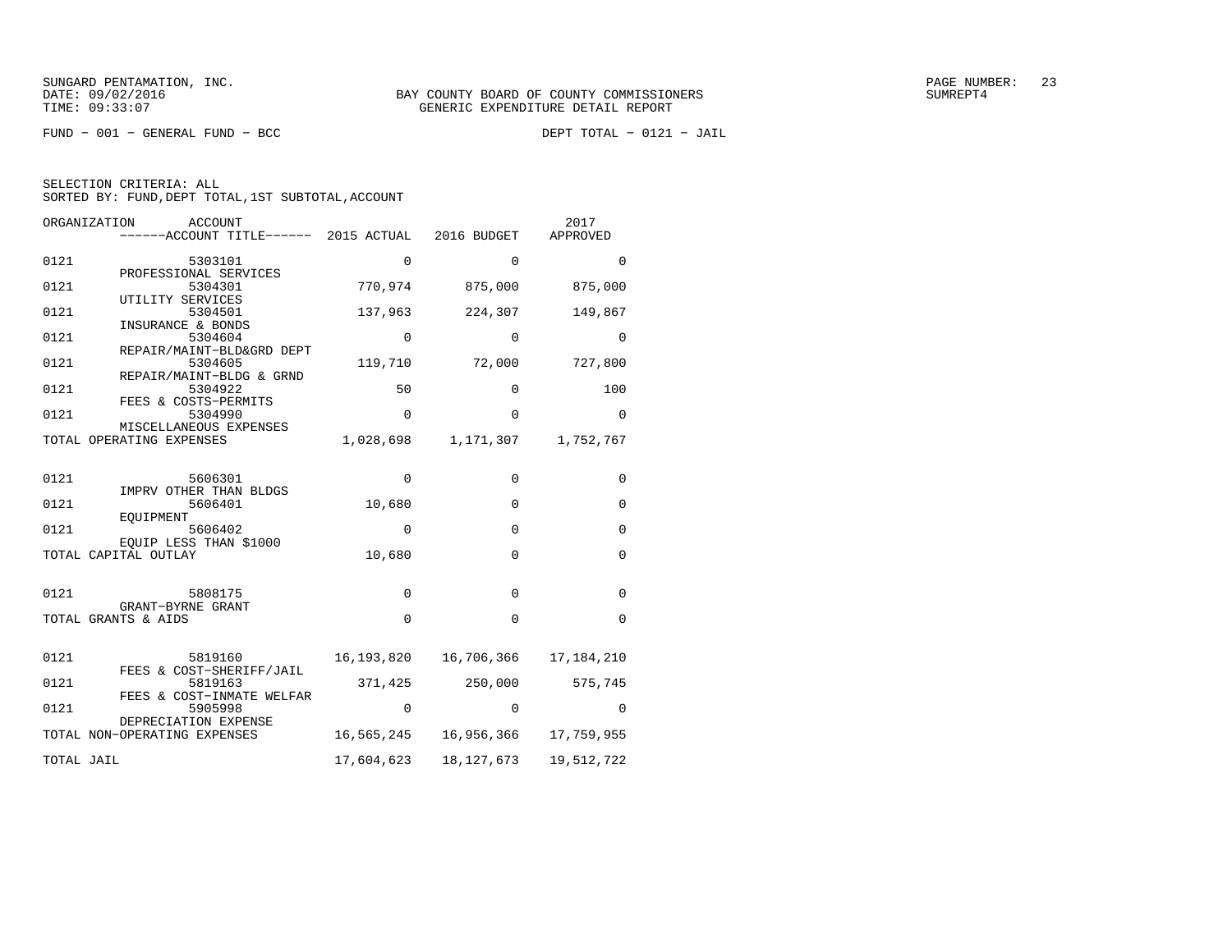BAY COUNTY BOARD OF COUNTY COMMISSIONERS
GENERIC EXPENDITURE DETAIL REPORT

FUND − 001 − GENERAL FUND − BCC        DEPT TOTAL − 0121 − JAIL

SELECTION CRITERIA: ALL
SORTED BY: FUND,DEPT TOTAL,1ST SUBTOTAL,ACCOUNT

| ORGANIZATION | ACCOUNT / ACCOUNT TITLE | 2015 ACTUAL | 2016 BUDGET | 2017 APPROVED |
|---|---|---|---|---|
| 0121 | 5303101 PROFESSIONAL SERVICES | 0 | 0 | 0 |
| 0121 | 5304301 UTILITY SERVICES | 770,974 | 875,000 | 875,000 |
| 0121 | 5304501 INSURANCE & BONDS | 137,963 | 224,307 | 149,867 |
| 0121 | 5304604 REPAIR/MAINT−BLD&GRD DEPT | 0 | 0 | 0 |
| 0121 | 5304605 REPAIR/MAINT−BLDG & GRND | 119,710 | 72,000 | 727,800 |
| 0121 | 5304922 FEES & COSTS−PERMITS | 50 | 0 | 100 |
| 0121 | 5304990 MISCELLANEOUS EXPENSES | 0 | 0 | 0 |
| TOTAL OPERATING EXPENSES | | 1,028,698 | 1,171,307 | 1,752,767 |
| 0121 | 5606301 IMPRV OTHER THAN BLDGS | 0 | 0 | 0 |
| 0121 | 5606401 EQUIPMENT | 10,680 | 0 | 0 |
| 0121 | 5606402 EQUIP LESS THAN $1000 | 0 | 0 | 0 |
| TOTAL CAPITAL OUTLAY | | 10,680 | 0 | 0 |
| 0121 | 5808175 GRANT−BYRNE GRANT | 0 | 0 | 0 |
| TOTAL GRANTS & AIDS | | 0 | 0 | 0 |
| 0121 | 5819160 FEES & COST−SHERIFF/JAIL | 16,193,820 | 16,706,366 | 17,184,210 |
| 0121 | 5819163 FEES & COST−INMATE WELFAR | 371,425 | 250,000 | 575,745 |
| 0121 | 5905998 DEPRECIATION EXPENSE | 0 | 0 | 0 |
| TOTAL NON−OPERATING EXPENSES | | 16,565,245 | 16,956,366 | 17,759,955 |
| TOTAL JAIL | | 17,604,623 | 18,127,673 | 19,512,722 |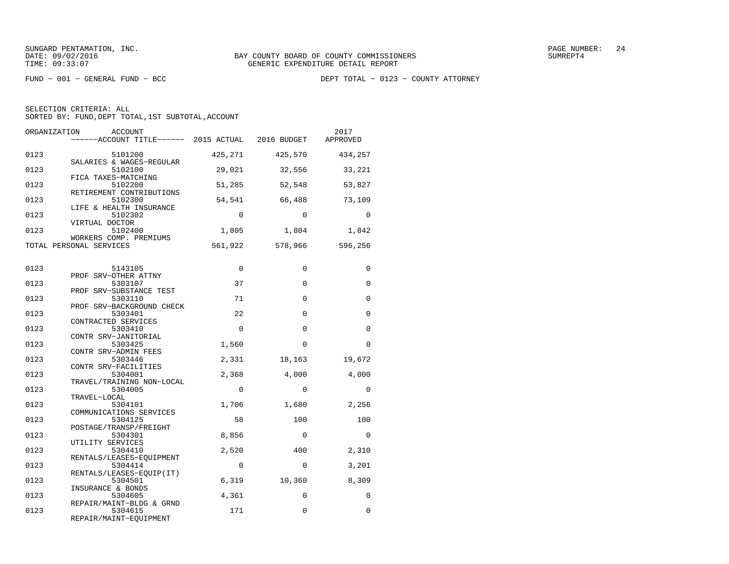SUNGARD PENTAMATION, INC.
DATE: 09/02/2016
TIME: 09:33:07

BAY COUNTY BOARD OF COUNTY COMMISSIONERS
GENERIC EXPENDITURE DETAIL REPORT

FUND − 001 − GENERAL FUND − BCC

DEPT TOTAL − 0123 − COUNTY ATTORNEY

SELECTION CRITERIA: ALL
SORTED BY: FUND,DEPT TOTAL,1ST SUBTOTAL,ACCOUNT

| ORGANIZATION | ACCOUNT / ------ACCOUNT TITLE------ | 2015 ACTUAL | 2016 BUDGET | 2017 APPROVED |
|---|---|---|---|---|
| 0123 | 5101200 SALARIES & WAGES−REGULAR | 425,271 | 425,570 | 434,257 |
| 0123 | 5102100 FICA TAXES−MATCHING | 29,021 | 32,556 | 33,221 |
| 0123 | 5102200 RETIREMENT CONTRIBUTIONS | 51,285 | 52,548 | 53,827 |
| 0123 | 5102300 LIFE & HEALTH INSURANCE | 54,541 | 66,488 | 73,109 |
| 0123 | 5102302 VIRTUAL DOCTOR | 0 | 0 | 0 |
| 0123 | 5102400 WORKERS COMP. PREMIUMS | 1,805 | 1,804 | 1,842 |
| TOTAL PERSONAL SERVICES | | 561,922 | 578,966 | 596,256 |
| 0123 | 5143105 PROF SRV−OTHER ATTNY | 0 | 0 | 0 |
| 0123 | 5303107 PROF SRV−SUBSTANCE TEST | 37 | 0 | 0 |
| 0123 | 5303110 PROF SRV−BACKGROUND CHECK | 71 | 0 | 0 |
| 0123 | 5303401 CONTRACTED SERVICES | 22 | 0 | 0 |
| 0123 | 5303410 CONTR SRV−JANITORIAL | 0 | 0 | 0 |
| 0123 | 5303425 CONTR SRV−ADMIN FEES | 1,560 | 0 | 0 |
| 0123 | 5303446 CONTR SRV−FACILITIES | 2,331 | 18,163 | 19,672 |
| 0123 | 5304001 TRAVEL/TRAINING NON−LOCAL | 2,368 | 4,000 | 4,000 |
| 0123 | 5304005 TRAVEL−LOCAL | 0 | 0 | 0 |
| 0123 | 5304101 COMMUNICATIONS SERVICES | 1,706 | 1,680 | 2,256 |
| 0123 | 5304125 POSTAGE/TRANSP/FREIGHT | 58 | 100 | 100 |
| 0123 | 5304301 UTILITY SERVICES | 8,856 | 0 | 0 |
| 0123 | 5304410 RENTALS/LEASES−EQUIPMENT | 2,520 | 400 | 2,310 |
| 0123 | 5304414 RENTALS/LEASES−EQUIP(IT) | 0 | 0 | 3,201 |
| 0123 | 5304501 INSURANCE & BONDS | 6,319 | 10,360 | 8,309 |
| 0123 | 5304605 REPAIR/MAINT−BLDG & GRND | 4,361 | 0 | 0 |
| 0123 | 5304615 REPAIR/MAINT−EQUIPMENT | 171 | 0 | 0 |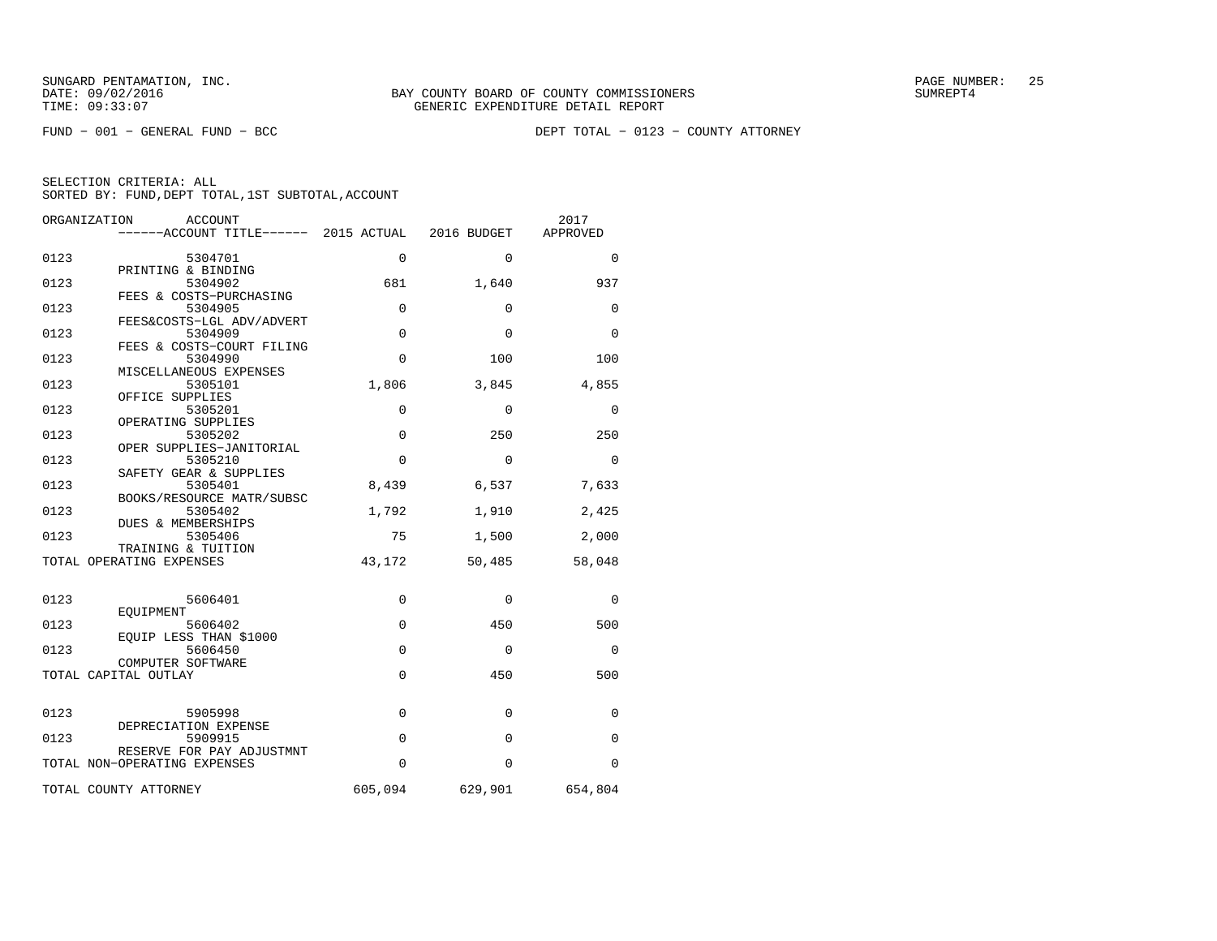SUNGARD PENTAMATION, INC.
DATE: 09/02/2016
TIME: 09:33:07

BAY COUNTY BOARD OF COUNTY COMMISSIONERS
GENERIC EXPENDITURE DETAIL REPORT

SUMREPT4

FUND − 001 − GENERAL FUND − BCC

DEPT TOTAL − 0123 − COUNTY ATTORNEY

SELECTION CRITERIA: ALL
SORTED BY: FUND,DEPT TOTAL,1ST SUBTOTAL,ACCOUNT

| ORGANIZATION | ACCOUNT / ACCOUNT TITLE | 2015 ACTUAL | 2016 BUDGET | 2017 APPROVED |
|---|---|---|---|---|
| 0123 | 5304701 PRINTING & BINDING | 0 | 0 | 0 |
| 0123 | 5304902 FEES & COSTS−PURCHASING | 681 | 1,640 | 937 |
| 0123 | 5304905 FEES&COSTS−LGL ADV/ADVERT | 0 | 0 | 0 |
| 0123 | 5304909 FEES & COSTS−COURT FILING | 0 | 0 | 0 |
| 0123 | 5304990 MISCELLANEOUS EXPENSES | 0 | 100 | 100 |
| 0123 | 5305101 OFFICE SUPPLIES | 1,806 | 3,845 | 4,855 |
| 0123 | 5305201 OPERATING SUPPLIES | 0 | 0 | 0 |
| 0123 | 5305202 OPER SUPPLIES−JANITORIAL | 0 | 250 | 250 |
| 0123 | 5305210 SAFETY GEAR & SUPPLIES | 0 | 0 | 0 |
| 0123 | 5305401 BOOKS/RESOURCE MATR/SUBSC | 8,439 | 6,537 | 7,633 |
| 0123 | 5305402 DUES & MEMBERSHIPS | 1,792 | 1,910 | 2,425 |
| 0123 | 5305406 TRAINING & TUITION | 75 | 1,500 | 2,000 |
| TOTAL OPERATING EXPENSES | | 43,172 | 50,485 | 58,048 |
| 0123 | 5606401 EQUIPMENT | 0 | 0 | 0 |
| 0123 | 5606402 EQUIP LESS THAN $1000 | 0 | 450 | 500 |
| 0123 | 5606450 COMPUTER SOFTWARE | 0 | 0 | 0 |
| TOTAL CAPITAL OUTLAY | | 0 | 450 | 500 |
| 0123 | 5905998 DEPRECIATION EXPENSE | 0 | 0 | 0 |
| 0123 | 5909915 RESERVE FOR PAY ADJUSTMNT | 0 | 0 | 0 |
| TOTAL NON−OPERATING EXPENSES | | 0 | 0 | 0 |
| TOTAL COUNTY ATTORNEY | | 605,094 | 629,901 | 654,804 |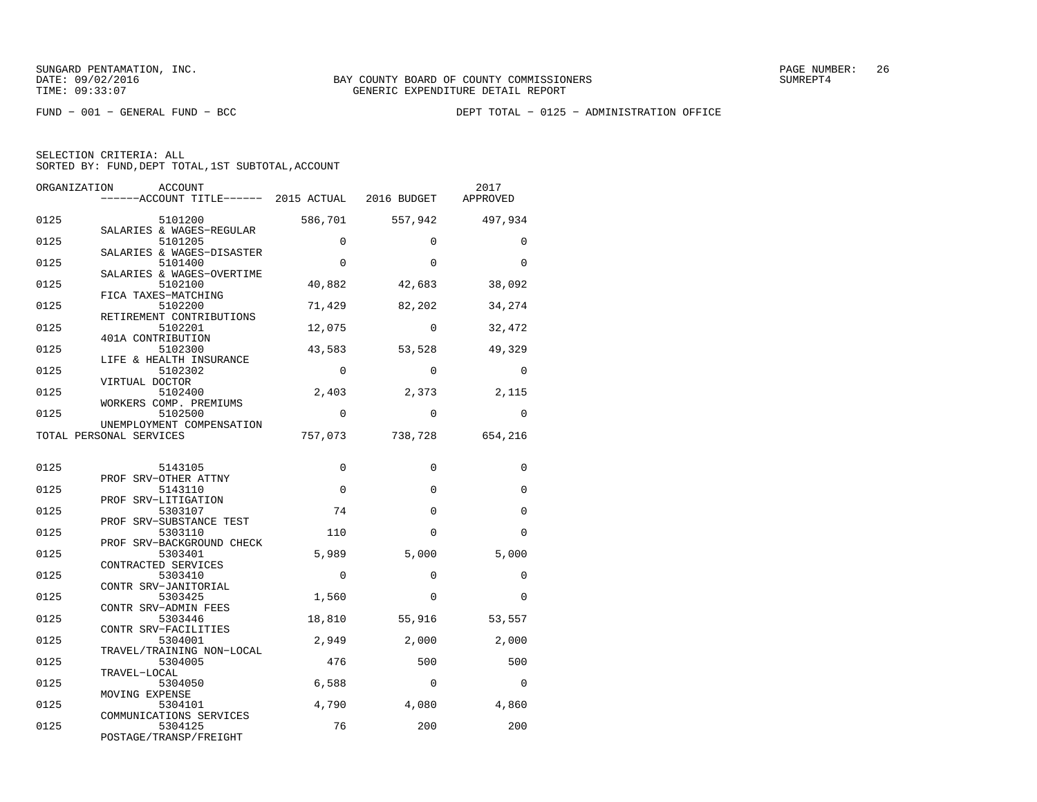SUNGARD PENTAMATION, INC.
DATE: 09/02/2016
TIME: 09:33:07

BAY COUNTY BOARD OF COUNTY COMMISSIONERS
GENERIC EXPENDITURE DETAIL REPORT

SUMREPT4

FUND − 001 − GENERAL FUND − BCC

DEPT TOTAL − 0125 − ADMINISTRATION OFFICE

SELECTION CRITERIA: ALL
SORTED BY: FUND,DEPT TOTAL,1ST SUBTOTAL,ACCOUNT

| ORGANIZATION | ACCOUNT / ACCOUNT TITLE | 2015 ACTUAL | 2016 BUDGET | 2017 APPROVED |
|---|---|---|---|---|
| 0125 | 5101200 SALARIES & WAGES−REGULAR | 586,701 | 557,942 | 497,934 |
| 0125 | 5101205 SALARIES & WAGES−DISASTER | 0 | 0 | 0 |
| 0125 | 5101400 SALARIES & WAGES−OVERTIME | 0 | 0 | 0 |
| 0125 | 5102100 FICA TAXES−MATCHING | 40,882 | 42,683 | 38,092 |
| 0125 | 5102200 RETIREMENT CONTRIBUTIONS | 71,429 | 82,202 | 34,274 |
| 0125 | 5102201 401A CONTRIBUTION | 12,075 | 0 | 32,472 |
| 0125 | 5102300 LIFE & HEALTH INSURANCE | 43,583 | 53,528 | 49,329 |
| 0125 | 5102302 VIRTUAL DOCTOR | 0 | 0 | 0 |
| 0125 | 5102400 WORKERS COMP. PREMIUMS | 2,403 | 2,373 | 2,115 |
| 0125 | 5102500 UNEMPLOYMENT COMPENSATION | 0 | 0 | 0 |
| TOTAL PERSONAL SERVICES | | 757,073 | 738,728 | 654,216 |
| 0125 | 5143105 PROF SRV−OTHER ATTNY | 0 | 0 | 0 |
| 0125 | 5143110 PROF SRV−LITIGATION | 0 | 0 | 0 |
| 0125 | 5303107 PROF SRV−SUBSTANCE TEST | 74 | 0 | 0 |
| 0125 | 5303110 PROF SRV−BACKGROUND CHECK | 110 | 0 | 0 |
| 0125 | 5303401 CONTRACTED SERVICES | 5,989 | 5,000 | 5,000 |
| 0125 | 5303410 CONTR SRV−JANITORIAL | 0 | 0 | 0 |
| 0125 | 5303425 CONTR SRV−ADMIN FEES | 1,560 | 0 | 0 |
| 0125 | 5303446 CONTR SRV−FACILITIES | 18,810 | 55,916 | 53,557 |
| 0125 | 5304001 TRAVEL/TRAINING NON−LOCAL | 2,949 | 2,000 | 2,000 |
| 0125 | 5304005 TRAVEL−LOCAL | 476 | 500 | 500 |
| 0125 | 5304050 MOVING EXPENSE | 6,588 | 0 | 0 |
| 0125 | 5304101 COMMUNICATIONS SERVICES | 4,790 | 4,080 | 4,860 |
| 0125 | 5304125 POSTAGE/TRANSP/FREIGHT | 76 | 200 | 200 |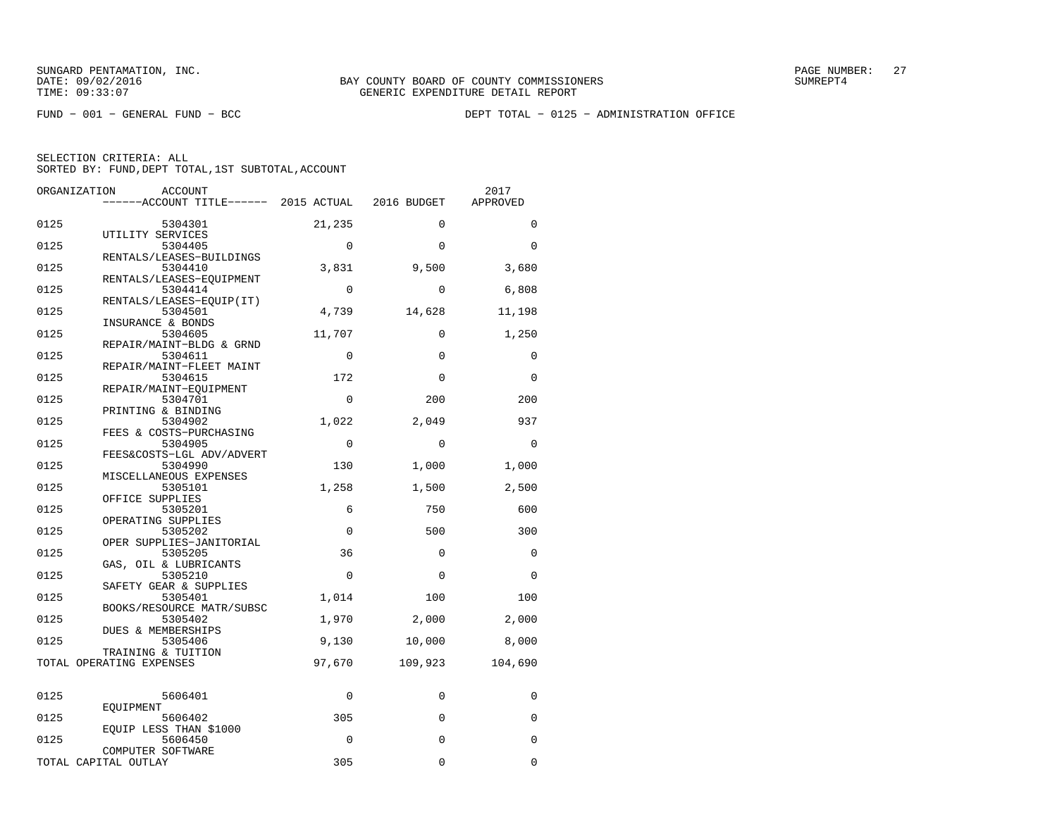SUNGARD PENTAMATION, INC.
DATE: 09/02/2016
TIME: 09:33:07

BAY COUNTY BOARD OF COUNTY COMMISSIONERS
GENERIC EXPENDITURE DETAIL REPORT

SUMREPT4

FUND − 001 − GENERAL FUND − BCC

DEPT TOTAL − 0125 − ADMINISTRATION OFFICE

SELECTION CRITERIA: ALL
SORTED BY: FUND,DEPT TOTAL,1ST SUBTOTAL,ACCOUNT

| ORGANIZATION | ACCOUNT / ACCOUNT TITLE | 2015 ACTUAL | 2016 BUDGET | 2017 APPROVED |
|---|---|---|---|---|
| 0125 | 5304301 UTILITY SERVICES | 21,235 | 0 | 0 |
| 0125 | 5304405 RENTALS/LEASES−BUILDINGS | 0 | 0 | 0 |
| 0125 | 5304410 RENTALS/LEASES−EQUIPMENT | 3,831 | 9,500 | 3,680 |
| 0125 | 5304414 RENTALS/LEASES−EQUIP(IT) | 0 | 0 | 6,808 |
| 0125 | 5304501 INSURANCE & BONDS | 4,739 | 14,628 | 11,198 |
| 0125 | 5304605 REPAIR/MAINT−BLDG & GRND | 11,707 | 0 | 1,250 |
| 0125 | 5304611 REPAIR/MAINT−FLEET MAINT | 0 | 0 | 0 |
| 0125 | 5304615 REPAIR/MAINT−EQUIPMENT | 172 | 0 | 0 |
| 0125 | 5304701 PRINTING & BINDING | 0 | 200 | 200 |
| 0125 | 5304902 FEES & COSTS−PURCHASING | 1,022 | 2,049 | 937 |
| 0125 | 5304905 FEES&COSTS−LGL ADV/ADVERT | 0 | 0 | 0 |
| 0125 | 5304990 MISCELLANEOUS EXPENSES | 130 | 1,000 | 1,000 |
| 0125 | 5305101 OFFICE SUPPLIES | 1,258 | 1,500 | 2,500 |
| 0125 | 5305201 OPERATING SUPPLIES | 6 | 750 | 600 |
| 0125 | 5305202 OPER SUPPLIES−JANITORIAL | 0 | 500 | 300 |
| 0125 | 5305205 GAS, OIL & LUBRICANTS | 36 | 0 | 0 |
| 0125 | 5305210 SAFETY GEAR & SUPPLIES | 0 | 0 | 0 |
| 0125 | 5305401 BOOKS/RESOURCE MATR/SUBSC | 1,014 | 100 | 100 |
| 0125 | 5305402 DUES & MEMBERSHIPS | 1,970 | 2,000 | 2,000 |
| 0125 | 5305406 TRAINING & TUITION | 9,130 | 10,000 | 8,000 |
| TOTAL OPERATING EXPENSES | | 97,670 | 109,923 | 104,690 |
| 0125 | 5606401 EQUIPMENT | 0 | 0 | 0 |
| 0125 | 5606402 EQUIP LESS THAN $1000 | 305 | 0 | 0 |
| 0125 | 5606450 COMPUTER SOFTWARE | 0 | 0 | 0 |
| TOTAL CAPITAL OUTLAY | | 305 | 0 | 0 |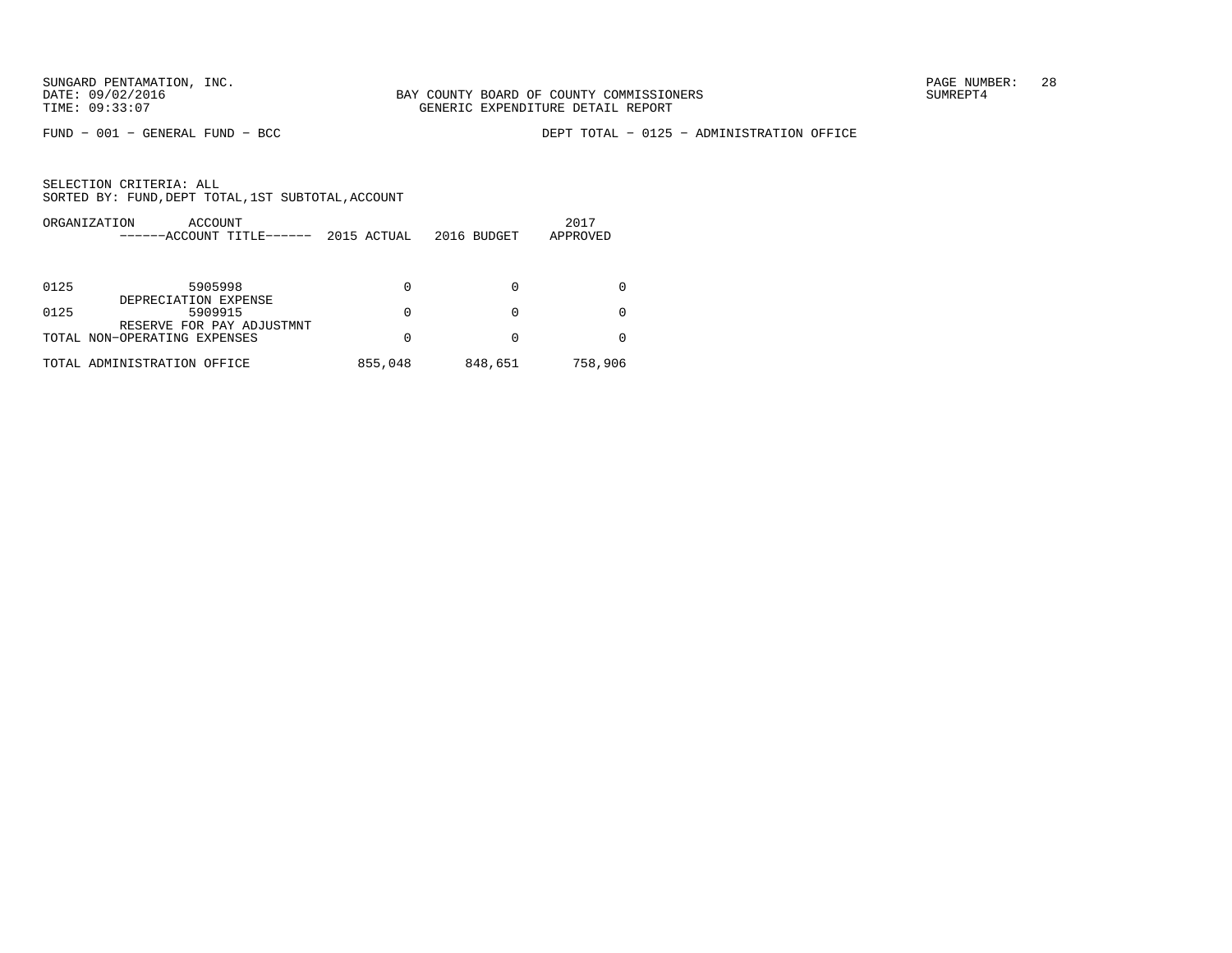FUND − 001 − GENERAL FUND − BCC

DEPT TOTAL − 0125 − ADMINISTRATION OFFICE

SELECTION CRITERIA: ALL
SORTED BY: FUND,DEPT TOTAL,1ST SUBTOTAL,ACCOUNT

| ORGANIZATION | ACCOUNT / ------ACCOUNT TITLE------ | 2015 ACTUAL | 2016 BUDGET | 2017 APPROVED |
|---|---|---|---|---|
| 0125 | 5905998 DEPRECIATION EXPENSE | 0 | 0 | 0 |
| 0125 | 5909915 RESERVE FOR PAY ADJUSTMNT | 0 | 0 | 0 |
| TOTAL NON−OPERATING EXPENSES | | 0 | 0 | 0 |
| TOTAL ADMINISTRATION OFFICE | | 855,048 | 848,651 | 758,906 |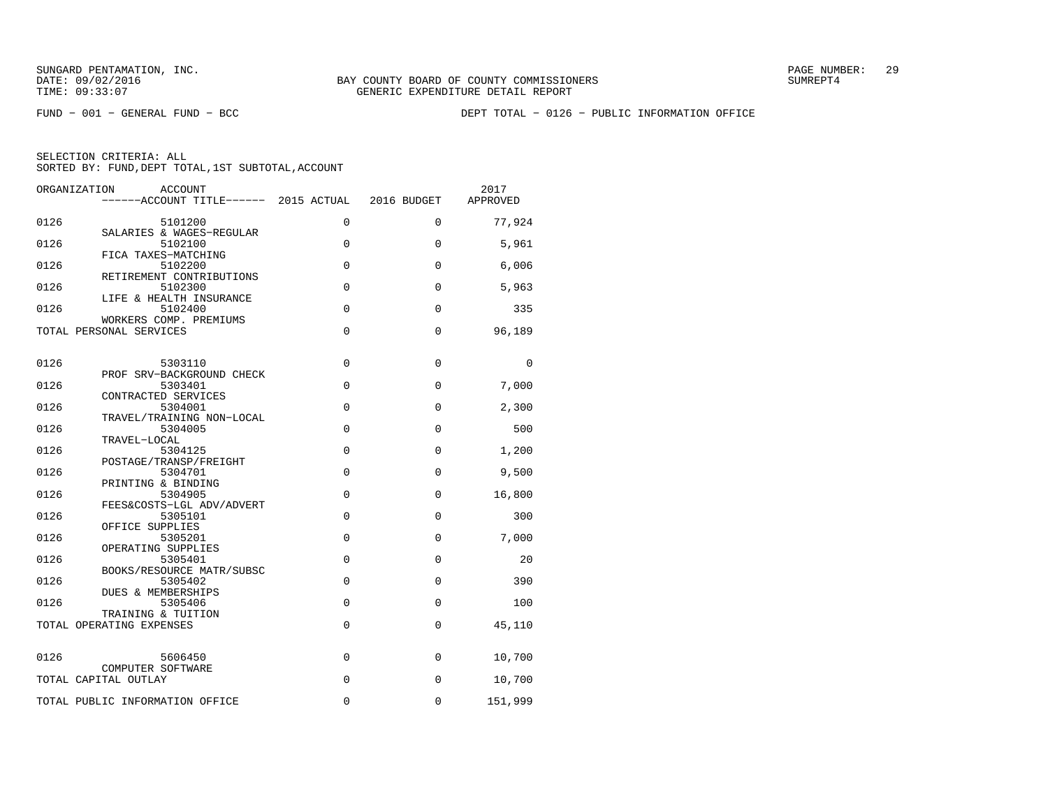SUNGARD PENTAMATION, INC.
DATE: 09/02/2016
TIME: 09:33:07

BAY COUNTY BOARD OF COUNTY COMMISSIONERS
GENERIC EXPENDITURE DETAIL REPORT

PAGE NUMBER: 29
SUMREPT4

FUND - 001 - GENERAL FUND - BCC

DEPT TOTAL - 0126 - PUBLIC INFORMATION OFFICE

SELECTION CRITERIA: ALL
SORTED BY: FUND,DEPT TOTAL,1ST SUBTOTAL,ACCOUNT

| ORGANIZATION | ACCOUNT / ACCOUNT TITLE | 2015 ACTUAL | 2016 BUDGET | 2017 APPROVED |
|---|---|---|---|---|
| 0126 | 5101200 SALARIES & WAGES-REGULAR | 0 | 0 | 77,924 |
| 0126 | 5102100 FICA TAXES-MATCHING | 0 | 0 | 5,961 |
| 0126 | 5102200 RETIREMENT CONTRIBUTIONS | 0 | 0 | 6,006 |
| 0126 | 5102300 LIFE & HEALTH INSURANCE | 0 | 0 | 5,963 |
| 0126 | 5102400 WORKERS COMP. PREMIUMS | 0 | 0 | 335 |
| TOTAL PERSONAL SERVICES | | 0 | 0 | 96,189 |
| 0126 | 5303110 PROF SRV-BACKGROUND CHECK | 0 | 0 | 0 |
| 0126 | 5303401 CONTRACTED SERVICES | 0 | 0 | 7,000 |
| 0126 | 5304001 TRAVEL/TRAINING NON-LOCAL | 0 | 0 | 2,300 |
| 0126 | 5304005 TRAVEL-LOCAL | 0 | 0 | 500 |
| 0126 | 5304125 POSTAGE/TRANSP/FREIGHT | 0 | 0 | 1,200 |
| 0126 | 5304701 PRINTING & BINDING | 0 | 0 | 9,500 |
| 0126 | 5304905 FEES&COSTS-LGL ADV/ADVERT | 0 | 0 | 16,800 |
| 0126 | 5305101 OFFICE SUPPLIES | 0 | 0 | 300 |
| 0126 | 5305201 OPERATING SUPPLIES | 0 | 0 | 7,000 |
| 0126 | 5305401 BOOKS/RESOURCE MATR/SUBSC | 0 | 0 | 20 |
| 0126 | 5305402 DUES & MEMBERSHIPS | 0 | 0 | 390 |
| 0126 | 5305406 TRAINING & TUITION | 0 | 0 | 100 |
| TOTAL OPERATING EXPENSES | | 0 | 0 | 45,110 |
| 0126 | 5606450 COMPUTER SOFTWARE | 0 | 0 | 10,700 |
| TOTAL CAPITAL OUTLAY | | 0 | 0 | 10,700 |
| TOTAL PUBLIC INFORMATION OFFICE | | 0 | 0 | 151,999 |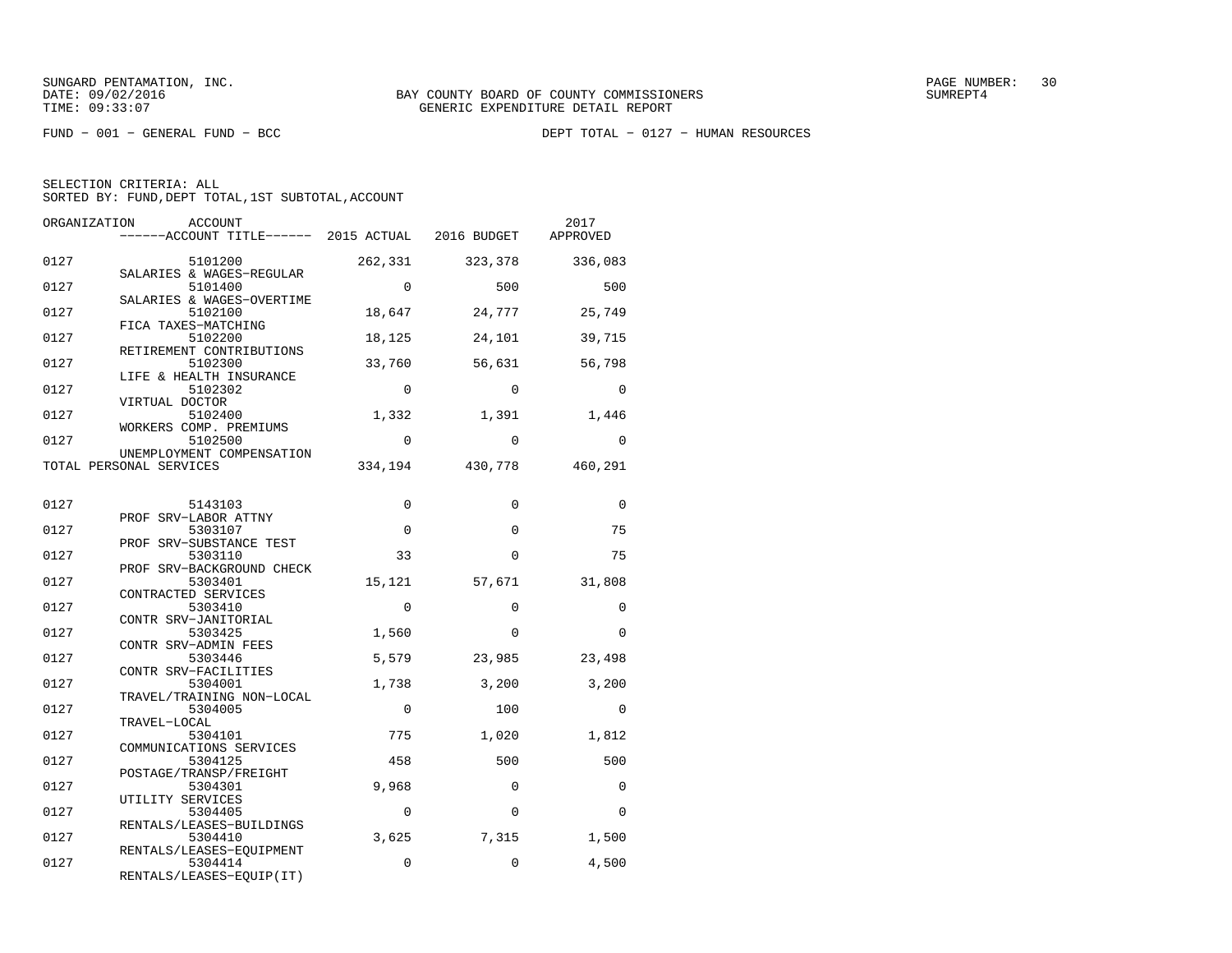BAY COUNTY BOARD OF COUNTY COMMISSIONERS
GENERIC EXPENDITURE DETAIL REPORT

FUND − 001 − GENERAL FUND − BCC

DEPT TOTAL − 0127 − HUMAN RESOURCES

SELECTION CRITERIA: ALL
SORTED BY: FUND,DEPT TOTAL,1ST SUBTOTAL,ACCOUNT

| ORGANIZATION | ACCOUNT | ACCOUNT TITLE | 2015 ACTUAL | 2016 BUDGET | 2017 APPROVED |
|---|---|---|---|---|---|
| 0127 | 5101200 | SALARIES & WAGES−REGULAR | 262,331 | 323,378 | 336,083 |
| 0127 | 5101400 | SALARIES & WAGES−OVERTIME | 0 | 500 | 500 |
| 0127 | 5102100 | FICA TAXES−MATCHING | 18,647 | 24,777 | 25,749 |
| 0127 | 5102200 | RETIREMENT CONTRIBUTIONS | 18,125 | 24,101 | 39,715 |
| 0127 | 5102300 | LIFE & HEALTH INSURANCE | 33,760 | 56,631 | 56,798 |
| 0127 | 5102302 | VIRTUAL DOCTOR | 0 | 0 | 0 |
| 0127 | 5102400 | WORKERS COMP. PREMIUMS | 1,332 | 1,391 | 1,446 |
| 0127 | 5102500 | UNEMPLOYMENT COMPENSATION | 0 | 0 | 0 |
| TOTAL PERSONAL SERVICES | | | 334,194 | 430,778 | 460,291 |
| 0127 | 5143103 | PROF SRV−LABOR ATTNY | 0 | 0 | 0 |
| 0127 | 5303107 | PROF SRV−SUBSTANCE TEST | 0 | 0 | 75 |
| 0127 | 5303110 | PROF SRV−BACKGROUND CHECK | 33 | 0 | 75 |
| 0127 | 5303401 | CONTRACTED SERVICES | 15,121 | 57,671 | 31,808 |
| 0127 | 5303410 | CONTR SRV−JANITORIAL | 0 | 0 | 0 |
| 0127 | 5303425 | CONTR SRV−ADMIN FEES | 1,560 | 0 | 0 |
| 0127 | 5303446 | CONTR SRV−FACILITIES | 5,579 | 23,985 | 23,498 |
| 0127 | 5304001 | TRAVEL/TRAINING NON−LOCAL | 1,738 | 3,200 | 3,200 |
| 0127 | 5304005 | TRAVEL−LOCAL | 0 | 100 | 0 |
| 0127 | 5304101 | COMMUNICATIONS SERVICES | 775 | 1,020 | 1,812 |
| 0127 | 5304125 | POSTAGE/TRANSP/FREIGHT | 458 | 500 | 500 |
| 0127 | 5304301 | UTILITY SERVICES | 9,968 | 0 | 0 |
| 0127 | 5304405 | RENTALS/LEASES−BUILDINGS | 0 | 0 | 0 |
| 0127 | 5304410 | RENTALS/LEASES−EQUIPMENT | 3,625 | 7,315 | 1,500 |
| 0127 | 5304414 | RENTALS/LEASES−EQUIP(IT) | 0 | 0 | 4,500 |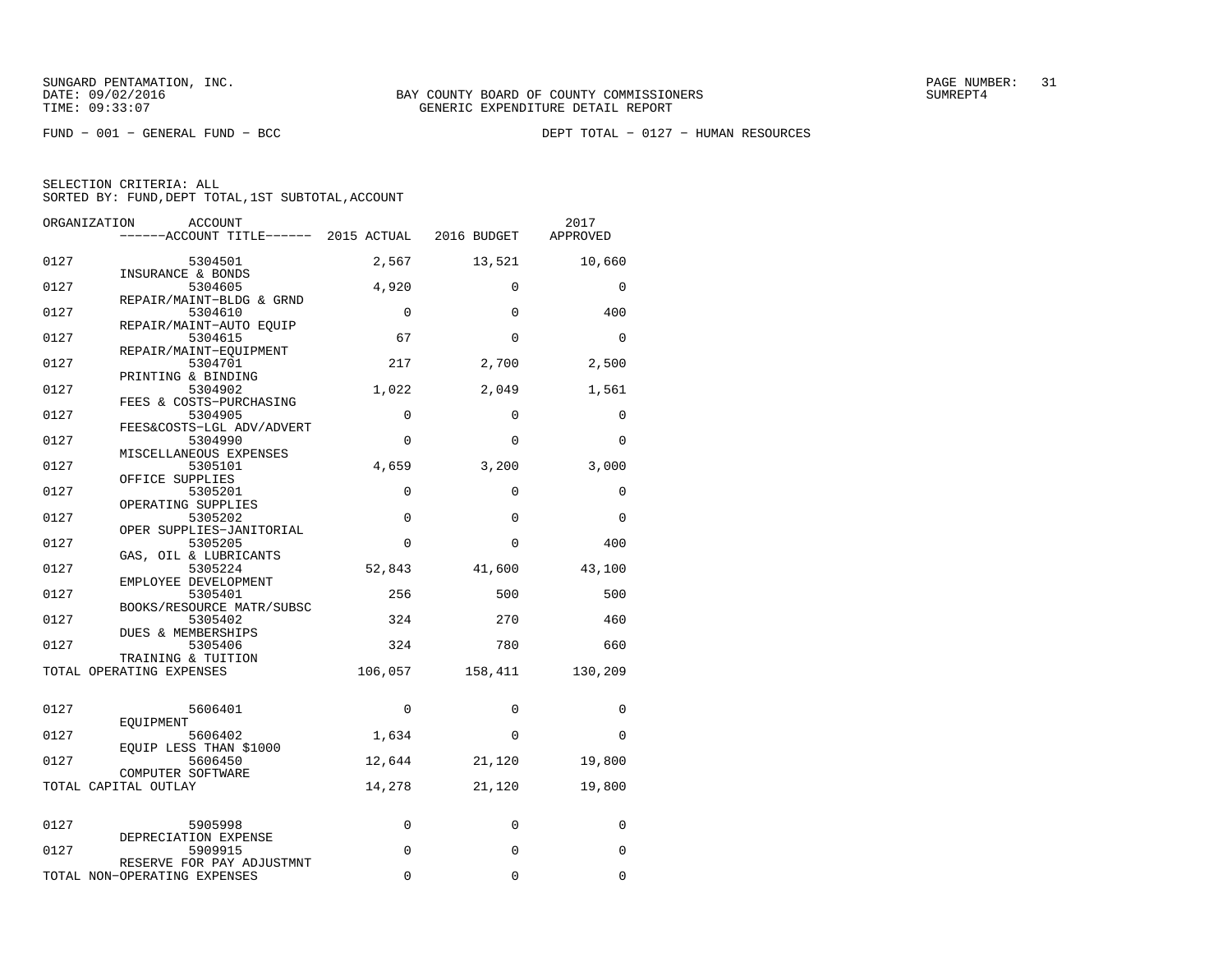SUNGARD PENTAMATION, INC.
DATE: 09/02/2016
TIME: 09:33:07

BAY COUNTY BOARD OF COUNTY COMMISSIONERS
GENERIC EXPENDITURE DETAIL REPORT

FUND − 001 − GENERAL FUND − BCC

DEPT TOTAL − 0127 − HUMAN RESOURCES

SELECTION CRITERIA: ALL
SORTED BY: FUND,DEPT TOTAL,1ST SUBTOTAL,ACCOUNT

| ORGANIZATION | ACCOUNT / ACCOUNT TITLE | 2015 ACTUAL | 2016 BUDGET | 2017 APPROVED |
|---|---|---|---|---|
| 0127 | 5304501 INSURANCE & BONDS | 2,567 | 13,521 | 10,660 |
| 0127 | 5304605 REPAIR/MAINT−BLDG & GRND | 4,920 | 0 | 0 |
| 0127 | 5304610 REPAIR/MAINT−AUTO EQUIP | 0 | 0 | 400 |
| 0127 | 5304615 REPAIR/MAINT−EQUIPMENT | 67 | 0 | 0 |
| 0127 | 5304701 PRINTING & BINDING | 217 | 2,700 | 2,500 |
| 0127 | 5304902 FEES & COSTS−PURCHASING | 1,022 | 2,049 | 1,561 |
| 0127 | 5304905 FEES&COSTS−LGL ADV/ADVERT | 0 | 0 | 0 |
| 0127 | 5304990 MISCELLANEOUS EXPENSES | 0 | 0 | 0 |
| 0127 | 5305101 OFFICE SUPPLIES | 4,659 | 3,200 | 3,000 |
| 0127 | 5305201 OPERATING SUPPLIES | 0 | 0 | 0 |
| 0127 | 5305202 OPER SUPPLIES−JANITORIAL | 0 | 0 | 0 |
| 0127 | 5305205 GAS, OIL & LUBRICANTS | 0 | 0 | 400 |
| 0127 | 5305224 EMPLOYEE DEVELOPMENT | 52,843 | 41,600 | 43,100 |
| 0127 | 5305401 BOOKS/RESOURCE MATR/SUBSC | 256 | 500 | 500 |
| 0127 | 5305402 DUES & MEMBERSHIPS | 324 | 270 | 460 |
| 0127 | 5305406 TRAINING & TUITION | 324 | 780 | 660 |
| TOTAL OPERATING EXPENSES | | 106,057 | 158,411 | 130,209 |
| 0127 | 5606401 EQUIPMENT | 0 | 0 | 0 |
| 0127 | 5606402 EQUIP LESS THAN $1000 | 1,634 | 0 | 0 |
| 0127 | 5606450 COMPUTER SOFTWARE | 12,644 | 21,120 | 19,800 |
| TOTAL CAPITAL OUTLAY | | 14,278 | 21,120 | 19,800 |
| 0127 | 5905998 DEPRECIATION EXPENSE | 0 | 0 | 0 |
| 0127 | 5909915 RESERVE FOR PAY ADJUSTMNT | 0 | 0 | 0 |
| TOTAL NON−OPERATING EXPENSES | | 0 | 0 | 0 |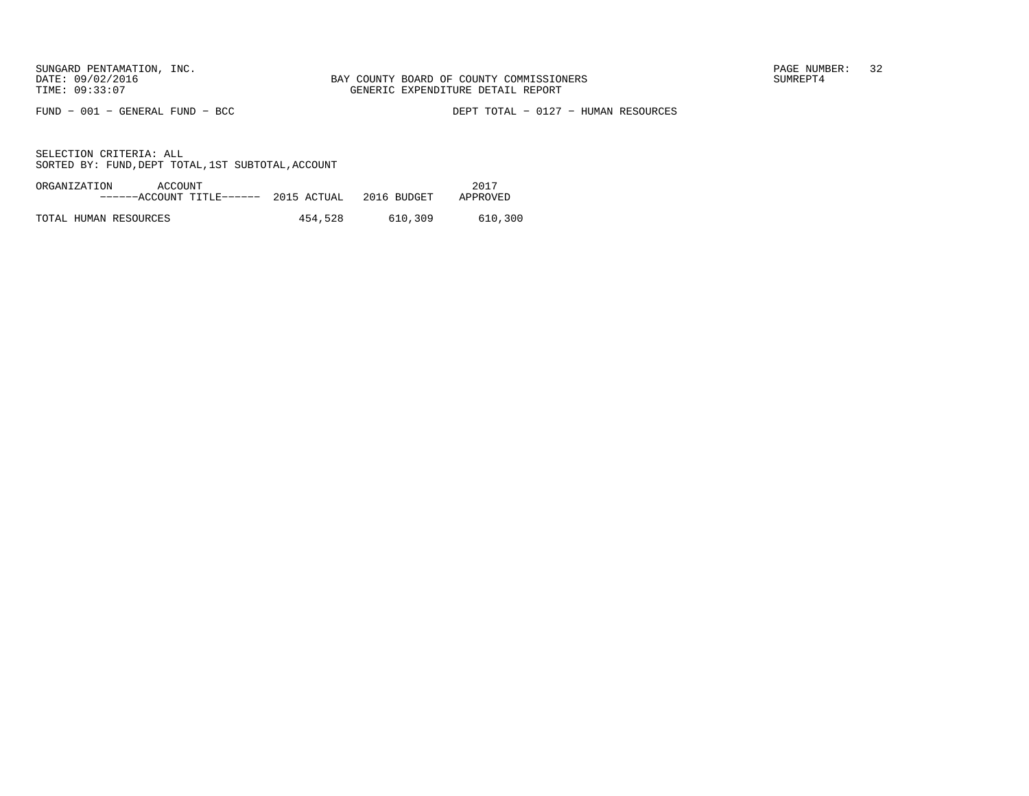SUNGARD PENTAMATION, INC.
DATE: 09/02/2016
TIME: 09:33:07

BAY COUNTY BOARD OF COUNTY COMMISSIONERS
GENERIC EXPENDITURE DETAIL REPORT

SUMREPT4

FUND − 001 − GENERAL FUND − BCC

DEPT TOTAL − 0127 − HUMAN RESOURCES

SELECTION CRITERIA: ALL
SORTED BY: FUND,DEPT TOTAL,1ST SUBTOTAL,ACCOUNT

| ORGANIZATION ACCOUNT ------ACCOUNT TITLE------ | 2015 ACTUAL | 2016 BUDGET | 2017 APPROVED |
|---|---|---|---|
| TOTAL HUMAN RESOURCES | 454,528 | 610,309 | 610,300 |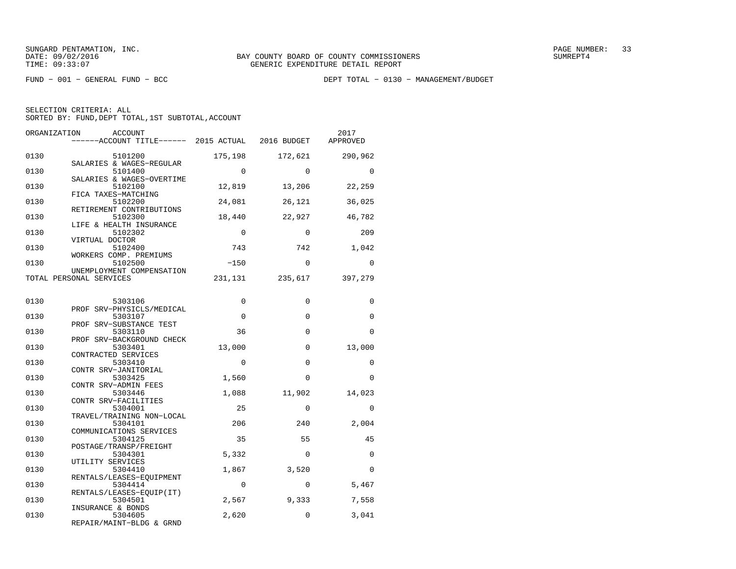SUNGARD PENTAMATION, INC.
DATE: 09/02/2016
TIME: 09:33:07

BAY COUNTY BOARD OF COUNTY COMMISSIONERS
GENERIC EXPENDITURE DETAIL REPORT

PAGE NUMBER: 33
SUMREPT4

FUND - 001 - GENERAL FUND - BCC

DEPT TOTAL - 0130 - MANAGEMENT/BUDGET

SELECTION CRITERIA: ALL
SORTED BY: FUND,DEPT TOTAL,1ST SUBTOTAL,ACCOUNT

| ORGANIZATION | ACCOUNT / ------ACCOUNT TITLE------ | 2015 ACTUAL | 2016 BUDGET | 2017 APPROVED |
|---|---|---|---|---|
| 0130 | 5101200 SALARIES & WAGES-REGULAR | 175,198 | 172,621 | 290,962 |
| 0130 | 5101400 SALARIES & WAGES-OVERTIME | 0 | 0 | 0 |
| 0130 | 5102100 FICA TAXES-MATCHING | 12,819 | 13,206 | 22,259 |
| 0130 | 5102200 RETIREMENT CONTRIBUTIONS | 24,081 | 26,121 | 36,025 |
| 0130 | 5102300 LIFE & HEALTH INSURANCE | 18,440 | 22,927 | 46,782 |
| 0130 | 5102302 VIRTUAL DOCTOR | 0 | 0 | 209 |
| 0130 | 5102400 WORKERS COMP. PREMIUMS | 743 | 742 | 1,042 |
| 0130 | 5102500 UNEMPLOYMENT COMPENSATION | -150 | 0 | 0 |
| TOTAL PERSONAL SERVICES | | 231,131 | 235,617 | 397,279 |
| 0130 | 5303106 PROF SRV-PHYSICLS/MEDICAL | 0 | 0 | 0 |
| 0130 | 5303107 PROF SRV-SUBSTANCE TEST | 0 | 0 | 0 |
| 0130 | 5303110 PROF SRV-BACKGROUND CHECK | 36 | 0 | 0 |
| 0130 | 5303401 CONTRACTED SERVICES | 13,000 | 0 | 13,000 |
| 0130 | 5303410 CONTR SRV-JANITORIAL | 0 | 0 | 0 |
| 0130 | 5303425 CONTR SRV-ADMIN FEES | 1,560 | 0 | 0 |
| 0130 | 5303446 CONTR SRV-FACILITIES | 1,088 | 11,902 | 14,023 |
| 0130 | 5304001 TRAVEL/TRAINING NON-LOCAL | 25 | 0 | 0 |
| 0130 | 5304101 COMMUNICATIONS SERVICES | 206 | 240 | 2,004 |
| 0130 | 5304125 POSTAGE/TRANSP/FREIGHT | 35 | 55 | 45 |
| 0130 | 5304301 UTILITY SERVICES | 5,332 | 0 | 0 |
| 0130 | 5304410 RENTALS/LEASES-EQUIPMENT | 1,867 | 3,520 | 0 |
| 0130 | 5304414 RENTALS/LEASES-EQUIP(IT) | 0 | 0 | 5,467 |
| 0130 | 5304501 INSURANCE & BONDS | 2,567 | 9,333 | 7,558 |
| 0130 | 5304605 REPAIR/MAINT-BLDG & GRND | 2,620 | 0 | 3,041 |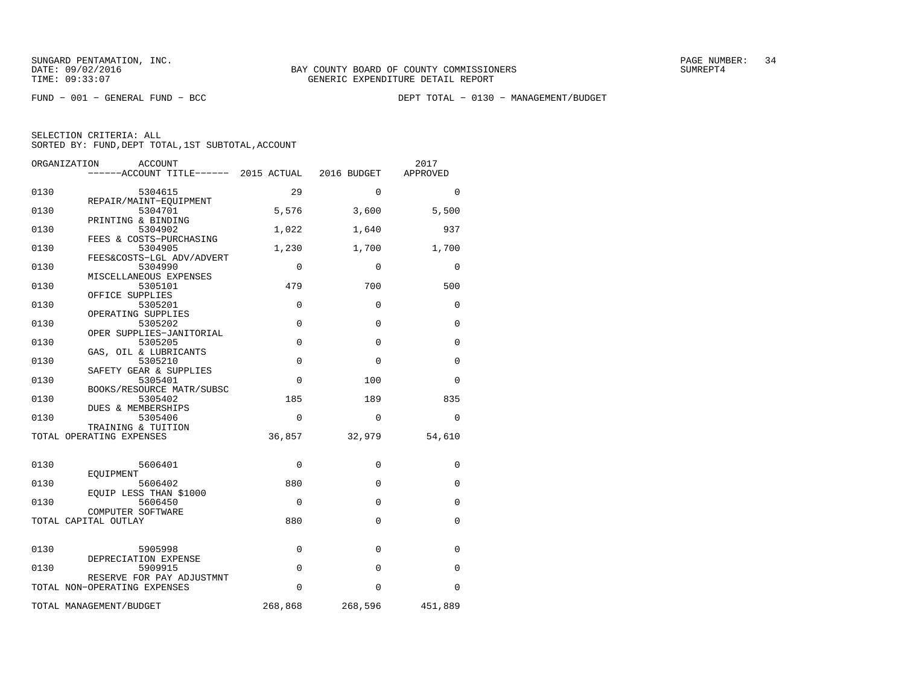SUNGARD PENTAMATION, INC.
DATE: 09/02/2016
TIME: 09:33:07

BAY COUNTY BOARD OF COUNTY COMMISSIONERS
GENERIC EXPENDITURE DETAIL REPORT

FUND − 001 − GENERAL FUND − BCC

DEPT TOTAL − 0130 − MANAGEMENT/BUDGET

SELECTION CRITERIA: ALL
SORTED BY: FUND,DEPT TOTAL,1ST SUBTOTAL,ACCOUNT

| ORGANIZATION | ACCOUNT / ACCOUNT TITLE | 2015 ACTUAL | 2016 BUDGET | 2017 APPROVED |
|---|---|---|---|---|
| 0130 | 5304615 REPAIR/MAINT−EQUIPMENT | 29 | 0 | 0 |
| 0130 | 5304701 PRINTING & BINDING | 5,576 | 3,600 | 5,500 |
| 0130 | 5304902 FEES & COSTS−PURCHASING | 1,022 | 1,640 | 937 |
| 0130 | 5304905 FEES&COSTS−LGL ADV/ADVERT | 1,230 | 1,700 | 1,700 |
| 0130 | 5304990 MISCELLANEOUS EXPENSES | 0 | 0 | 0 |
| 0130 | 5305101 OFFICE SUPPLIES | 479 | 700 | 500 |
| 0130 | 5305201 OPERATING SUPPLIES | 0 | 0 | 0 |
| 0130 | 5305202 OPER SUPPLIES−JANITORIAL | 0 | 0 | 0 |
| 0130 | 5305205 GAS, OIL & LUBRICANTS | 0 | 0 | 0 |
| 0130 | 5305210 SAFETY GEAR & SUPPLIES | 0 | 0 | 0 |
| 0130 | 5305401 BOOKS/RESOURCE MATR/SUBSC | 0 | 100 | 0 |
| 0130 | 5305402 DUES & MEMBERSHIPS | 185 | 189 | 835 |
| 0130 | 5305406 TRAINING & TUITION | 0 | 0 | 0 |
| TOTAL OPERATING EXPENSES | | 36,857 | 32,979 | 54,610 |
| 0130 | 5606401 EQUIPMENT | 0 | 0 | 0 |
| 0130 | 5606402 EQUIP LESS THAN $1000 | 880 | 0 | 0 |
| 0130 | 5606450 COMPUTER SOFTWARE | 0 | 0 | 0 |
| TOTAL CAPITAL OUTLAY | | 880 | 0 | 0 |
| 0130 | 5905998 DEPRECIATION EXPENSE | 0 | 0 | 0 |
| 0130 | 5909915 RESERVE FOR PAY ADJUSTMNT | 0 | 0 | 0 |
| TOTAL NON−OPERATING EXPENSES | | 0 | 0 | 0 |
| TOTAL MANAGEMENT/BUDGET | | 268,868 | 268,596 | 451,889 |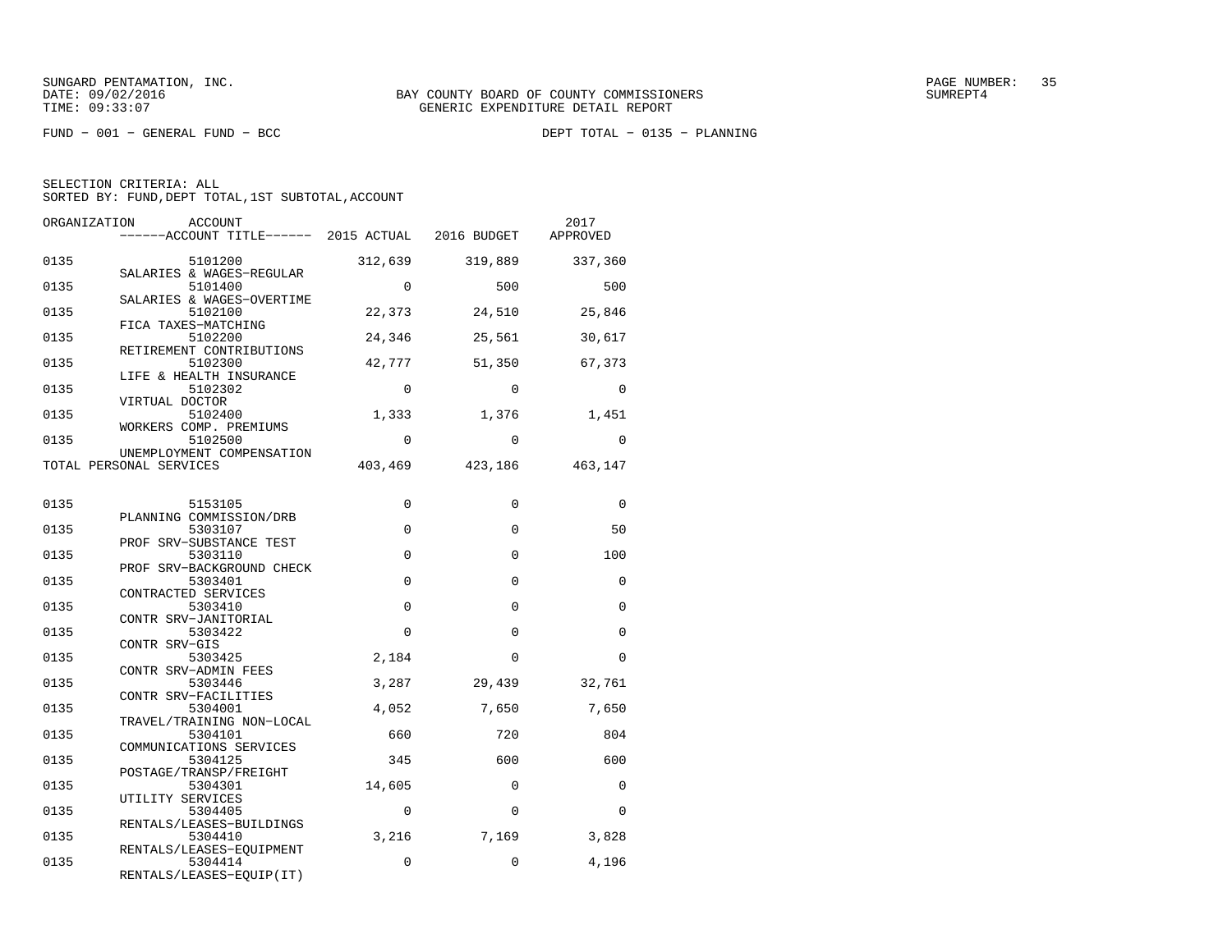BAY COUNTY BOARD OF COUNTY COMMISSIONERS
GENERIC EXPENDITURE DETAIL REPORT

FUND − 001 − GENERAL FUND − BCC

DEPT TOTAL − 0135 − PLANNING

SELECTION CRITERIA: ALL
SORTED BY: FUND,DEPT TOTAL,1ST SUBTOTAL,ACCOUNT

| ORGANIZATION | ACCOUNT / ACCOUNT TITLE | 2015 ACTUAL | 2016 BUDGET | 2017 APPROVED |
|---|---|---|---|---|
| 0135 | 5101200 SALARIES & WAGES−REGULAR | 312,639 | 319,889 | 337,360 |
| 0135 | 5101400 SALARIES & WAGES−OVERTIME | 0 | 500 | 500 |
| 0135 | 5102100 FICA TAXES−MATCHING | 22,373 | 24,510 | 25,846 |
| 0135 | 5102200 RETIREMENT CONTRIBUTIONS | 24,346 | 25,561 | 30,617 |
| 0135 | 5102300 LIFE & HEALTH INSURANCE | 42,777 | 51,350 | 67,373 |
| 0135 | 5102302 VIRTUAL DOCTOR | 0 | 0 | 0 |
| 0135 | 5102400 WORKERS COMP. PREMIUMS | 1,333 | 1,376 | 1,451 |
| 0135 | 5102500 UNEMPLOYMENT COMPENSATION | 0 | 0 | 0 |
| TOTAL PERSONAL SERVICES | | 403,469 | 423,186 | 463,147 |
| 0135 | 5153105 PLANNING COMMISSION/DRB | 0 | 0 | 0 |
| 0135 | 5303107 PROF SRV−SUBSTANCE TEST | 0 | 0 | 50 |
| 0135 | 5303110 PROF SRV−BACKGROUND CHECK | 0 | 0 | 100 |
| 0135 | 5303401 CONTRACTED SERVICES | 0 | 0 | 0 |
| 0135 | 5303410 CONTR SRV−JANITORIAL | 0 | 0 | 0 |
| 0135 | 5303422 CONTR SRV−GIS | 0 | 0 | 0 |
| 0135 | 5303425 CONTR SRV−ADMIN FEES | 2,184 | 0 | 0 |
| 0135 | 5303446 CONTR SRV−FACILITIES | 3,287 | 29,439 | 32,761 |
| 0135 | 5304001 TRAVEL/TRAINING NON−LOCAL | 4,052 | 7,650 | 7,650 |
| 0135 | 5304101 COMMUNICATIONS SERVICES | 660 | 720 | 804 |
| 0135 | 5304125 POSTAGE/TRANSP/FREIGHT | 345 | 600 | 600 |
| 0135 | 5304301 UTILITY SERVICES | 14,605 | 0 | 0 |
| 0135 | 5304405 RENTALS/LEASES−BUILDINGS | 0 | 0 | 0 |
| 0135 | 5304410 RENTALS/LEASES−EQUIPMENT | 3,216 | 7,169 | 3,828 |
| 0135 | 5304414 RENTALS/LEASES−EQUIP(IT) | 0 | 0 | 4,196 |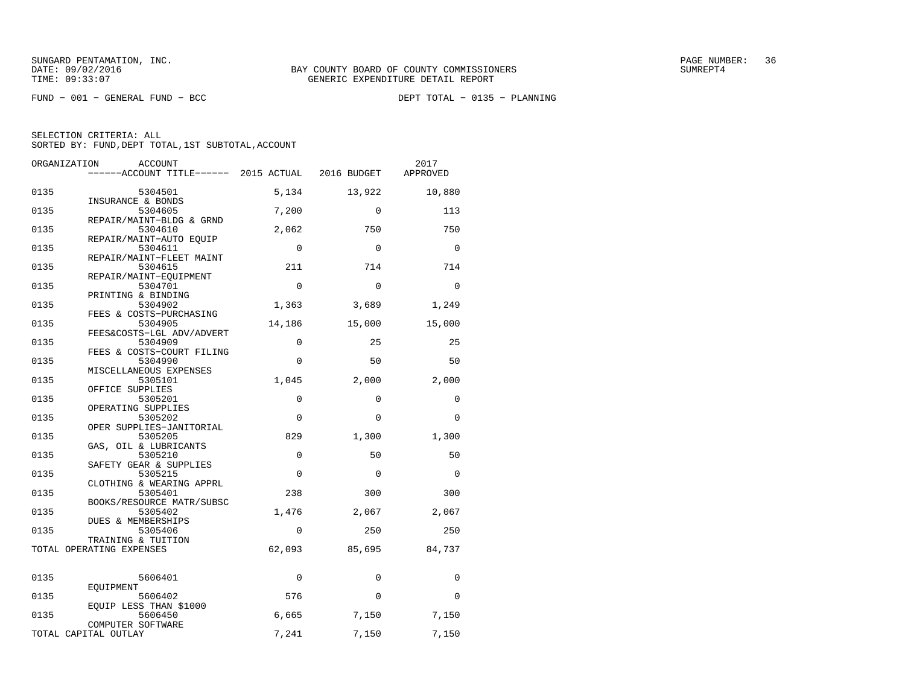BAY COUNTY BOARD OF COUNTY COMMISSIONERS
GENERIC EXPENDITURE DETAIL REPORT

FUND − 001 − GENERAL FUND − BCC    DEPT TOTAL − 0135 − PLANNING

SELECTION CRITERIA: ALL
SORTED BY: FUND,DEPT TOTAL,1ST SUBTOTAL,ACCOUNT

| ORGANIZATION | ACCOUNT / ACCOUNT TITLE | 2015 ACTUAL | 2016 BUDGET | 2017 APPROVED |
|---|---|---|---|---|
| 0135 | 5304501 INSURANCE & BONDS | 5,134 | 13,922 | 10,880 |
| 0135 | 5304605 REPAIR/MAINT−BLDG & GRND | 7,200 | 0 | 113 |
| 0135 | 5304610 REPAIR/MAINT−AUTO EQUIP | 2,062 | 750 | 750 |
| 0135 | 5304611 REPAIR/MAINT−FLEET MAINT | 0 | 0 | 0 |
| 0135 | 5304615 REPAIR/MAINT−EQUIPMENT | 211 | 714 | 714 |
| 0135 | 5304701 PRINTING & BINDING | 0 | 0 | 0 |
| 0135 | 5304902 FEES & COSTS−PURCHASING | 1,363 | 3,689 | 1,249 |
| 0135 | 5304905 FEES&COSTS−LGL ADV/ADVERT | 14,186 | 15,000 | 15,000 |
| 0135 | 5304909 FEES & COSTS−COURT FILING | 0 | 25 | 25 |
| 0135 | 5304990 MISCELLANEOUS EXPENSES | 0 | 50 | 50 |
| 0135 | 5305101 OFFICE SUPPLIES | 1,045 | 2,000 | 2,000 |
| 0135 | 5305201 OPERATING SUPPLIES | 0 | 0 | 0 |
| 0135 | 5305202 OPER SUPPLIES−JANITORIAL | 0 | 0 | 0 |
| 0135 | 5305205 GAS, OIL & LUBRICANTS | 829 | 1,300 | 1,300 |
| 0135 | 5305210 SAFETY GEAR & SUPPLIES | 0 | 50 | 50 |
| 0135 | 5305215 CLOTHING & WEARING APPRL | 0 | 0 | 0 |
| 0135 | 5305401 BOOKS/RESOURCE MATR/SUBSC | 238 | 300 | 300 |
| 0135 | 5305402 DUES & MEMBERSHIPS | 1,476 | 2,067 | 2,067 |
| 0135 | 5305406 TRAINING & TUITION | 0 | 250 | 250 |
| TOTAL OPERATING EXPENSES | | 62,093 | 85,695 | 84,737 |
| 0135 | 5606401 EQUIPMENT | 0 | 0 | 0 |
| 0135 | 5606402 EQUIP LESS THAN $1000 | 576 | 0 | 0 |
| 0135 | 5606450 COMPUTER SOFTWARE | 6,665 | 7,150 | 7,150 |
| TOTAL CAPITAL OUTLAY | | 7,241 | 7,150 | 7,150 |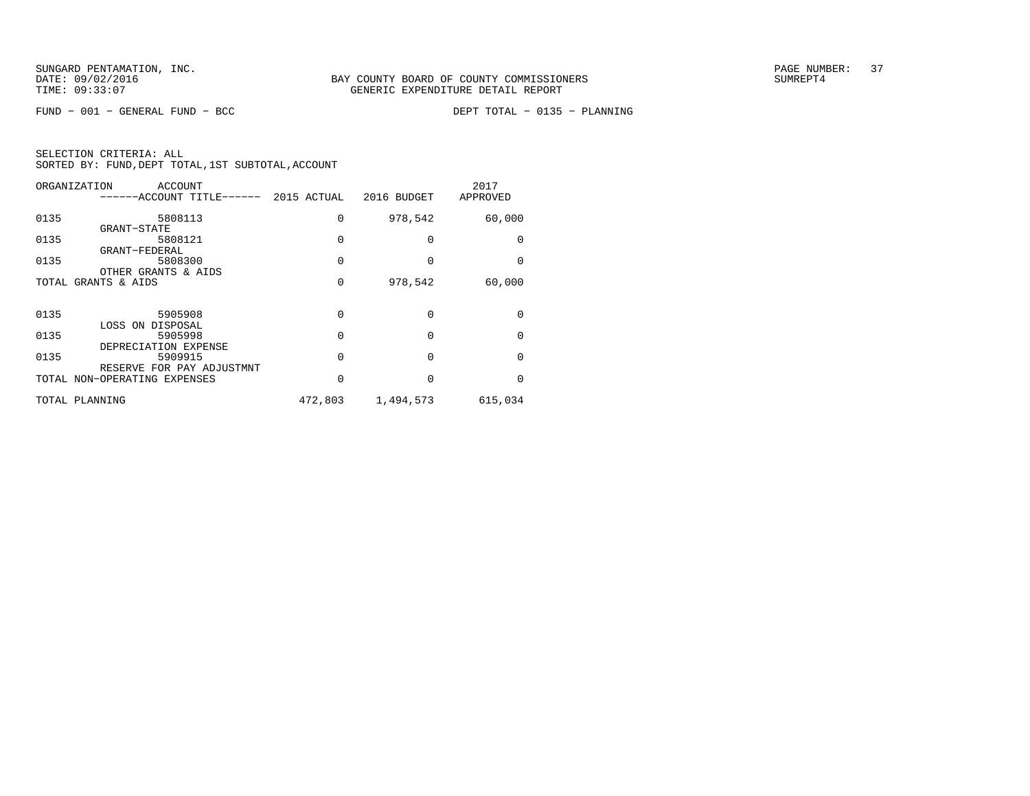BAY COUNTY BOARD OF COUNTY COMMISSIONERS
GENERIC EXPENDITURE DETAIL REPORT

FUND − 001 − GENERAL FUND − BCC

DEPT TOTAL − 0135 − PLANNING

SELECTION CRITERIA: ALL
SORTED BY: FUND,DEPT TOTAL,1ST SUBTOTAL,ACCOUNT

| ORGANIZATION | ACCOUNT / ACCOUNT TITLE | 2015 ACTUAL | 2016 BUDGET | 2017 APPROVED |
|---|---|---|---|---|
| 0135 | 5808113 GRANT−STATE | 0 | 978,542 | 60,000 |
| 0135 | 5808121 GRANT−FEDERAL | 0 | 0 | 0 |
| 0135 | 5808300 OTHER GRANTS & AIDS | 0 | 0 | 0 |
| TOTAL GRANTS & AIDS | | 0 | 978,542 | 60,000 |
| 0135 | 5905908 LOSS ON DISPOSAL | 0 | 0 | 0 |
| 0135 | 5905998 DEPRECIATION EXPENSE | 0 | 0 | 0 |
| 0135 | 5909915 RESERVE FOR PAY ADJUSTMNT | 0 | 0 | 0 |
| TOTAL NON−OPERATING EXPENSES | | 0 | 0 | 0 |
| TOTAL PLANNING | | 472,803 | 1,494,573 | 615,034 |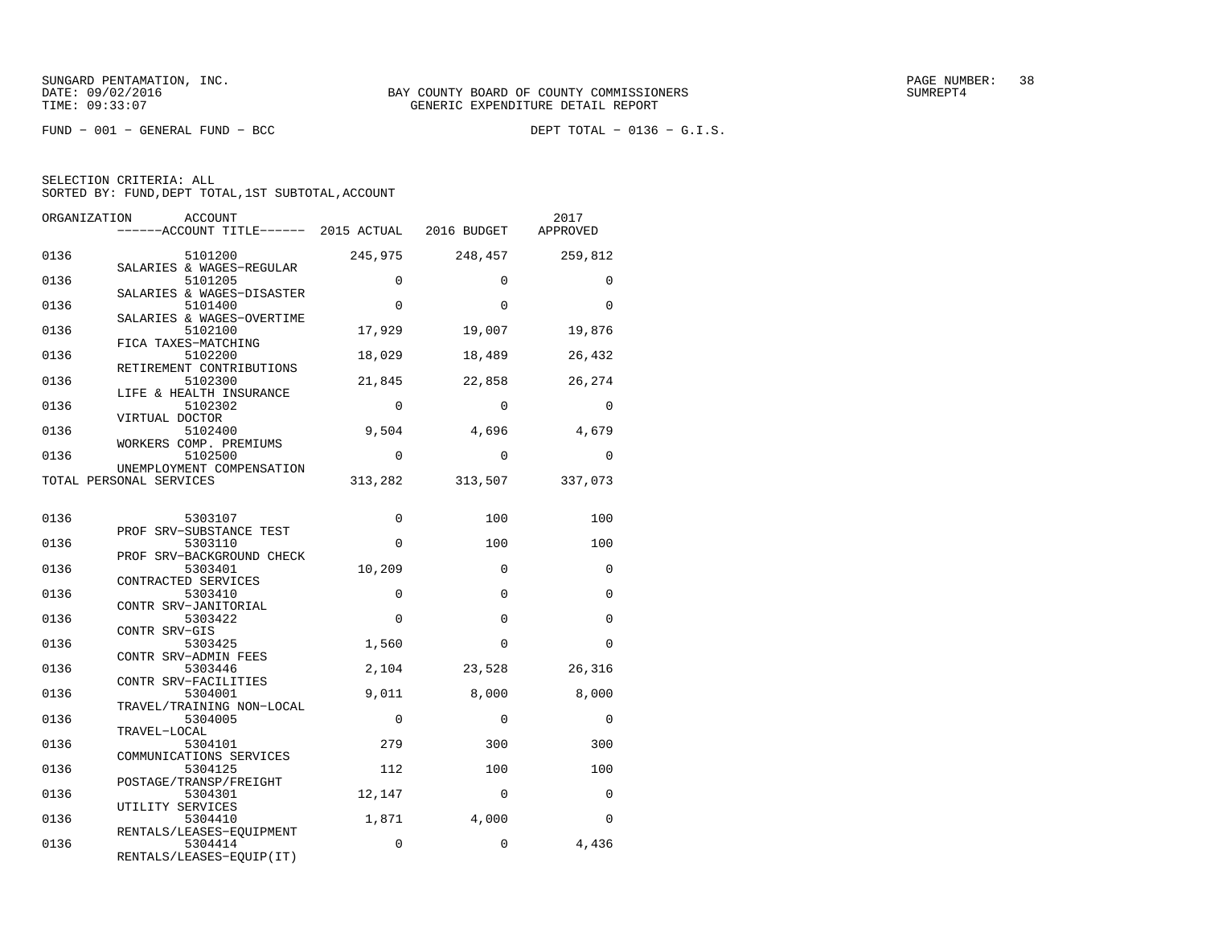SUNGARD PENTAMATION, INC.
DATE: 09/02/2016
TIME: 09:33:07

BAY COUNTY BOARD OF COUNTY COMMISSIONERS
GENERIC EXPENDITURE DETAIL REPORT

FUND − 001 − GENERAL FUND − BCC

DEPT TOTAL − 0136 − G.I.S.

SELECTION CRITERIA: ALL
SORTED BY: FUND,DEPT TOTAL,1ST SUBTOTAL,ACCOUNT

| ORGANIZATION | ACCOUNT / ACCOUNT TITLE | 2015 ACTUAL | 2016 BUDGET | 2017 APPROVED |
|---|---|---|---|---|
| 0136 | 5101200 SALARIES & WAGES−REGULAR | 245,975 | 248,457 | 259,812 |
| 0136 | 5101205 SALARIES & WAGES−DISASTER | 0 | 0 | 0 |
| 0136 | 5101400 SALARIES & WAGES−OVERTIME | 0 | 0 | 0 |
| 0136 | 5102100 FICA TAXES−MATCHING | 17,929 | 19,007 | 19,876 |
| 0136 | 5102200 RETIREMENT CONTRIBUTIONS | 18,029 | 18,489 | 26,432 |
| 0136 | 5102300 LIFE & HEALTH INSURANCE | 21,845 | 22,858 | 26,274 |
| 0136 | 5102302 VIRTUAL DOCTOR | 0 | 0 | 0 |
| 0136 | 5102400 WORKERS COMP. PREMIUMS | 9,504 | 4,696 | 4,679 |
| 0136 | 5102500 UNEMPLOYMENT COMPENSATION | 0 | 0 | 0 |
| TOTAL PERSONAL SERVICES | | 313,282 | 313,507 | 337,073 |
| 0136 | 5303107 PROF SRV−SUBSTANCE TEST | 0 | 100 | 100 |
| 0136 | 5303110 PROF SRV−BACKGROUND CHECK | 0 | 100 | 100 |
| 0136 | 5303401 CONTRACTED SERVICES | 10,209 | 0 | 0 |
| 0136 | 5303410 CONTR SRV−JANITORIAL | 0 | 0 | 0 |
| 0136 | 5303422 CONTR SRV−GIS | 0 | 0 | 0 |
| 0136 | 5303425 CONTR SRV−ADMIN FEES | 1,560 | 0 | 0 |
| 0136 | 5303446 CONTR SRV−FACILITIES | 2,104 | 23,528 | 26,316 |
| 0136 | 5304001 TRAVEL/TRAINING NON−LOCAL | 9,011 | 8,000 | 8,000 |
| 0136 | 5304005 TRAVEL−LOCAL | 0 | 0 | 0 |
| 0136 | 5304101 COMMUNICATIONS SERVICES | 279 | 300 | 300 |
| 0136 | 5304125 POSTAGE/TRANSP/FREIGHT | 112 | 100 | 100 |
| 0136 | 5304301 UTILITY SERVICES | 12,147 | 0 | 0 |
| 0136 | 5304410 RENTALS/LEASES−EQUIPMENT | 1,871 | 4,000 | 0 |
| 0136 | 5304414 RENTALS/LEASES−EQUIP(IT) | 0 | 0 | 4,436 |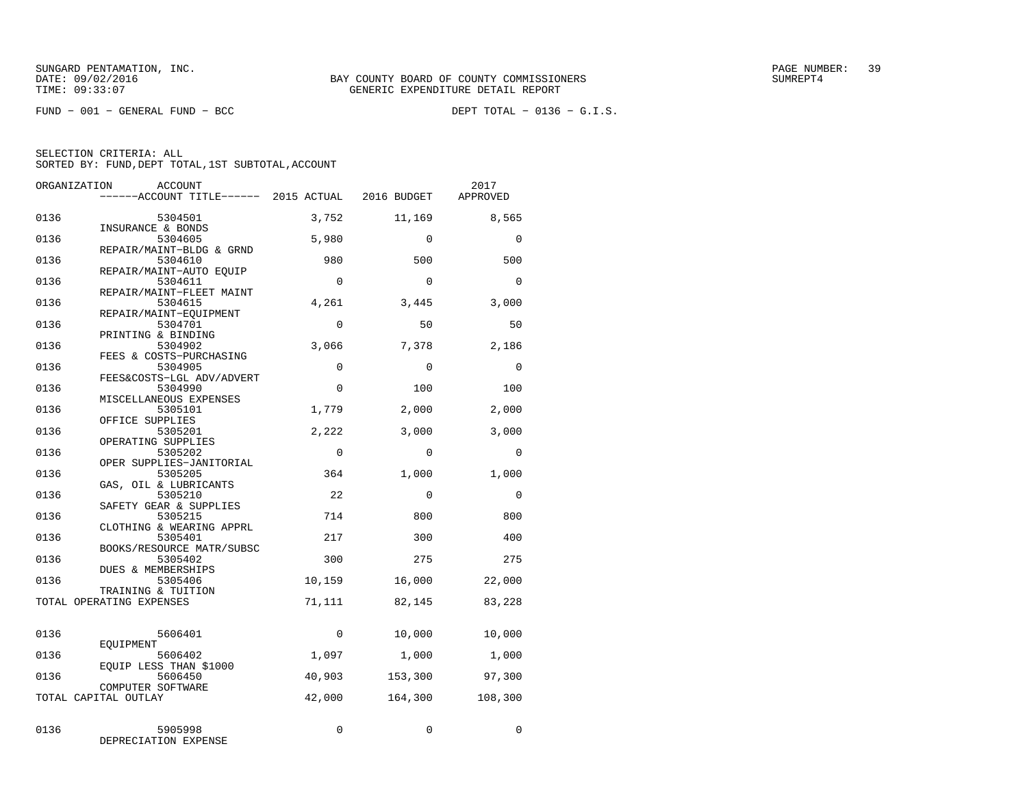SUNGARD PENTAMATION, INC.
DATE: 09/02/2016
TIME: 09:33:07

BAY COUNTY BOARD OF COUNTY COMMISSIONERS
GENERIC EXPENDITURE DETAIL REPORT

FUND − 001 − GENERAL FUND − BCC

DEPT TOTAL − 0136 − G.I.S.

SELECTION CRITERIA: ALL
SORTED BY: FUND,DEPT TOTAL,1ST SUBTOTAL,ACCOUNT

| ORGANIZATION | ACCOUNT / ACCOUNT TITLE | 2015 ACTUAL | 2016 BUDGET | 2017 APPROVED |
|---|---|---|---|---|
| 0136 | 5304501 INSURANCE & BONDS | 3,752 | 11,169 | 8,565 |
| 0136 | 5304605 REPAIR/MAINT−BLDG & GRND | 5,980 | 0 | 0 |
| 0136 | 5304610 REPAIR/MAINT−AUTO EQUIP | 980 | 500 | 500 |
| 0136 | 5304611 REPAIR/MAINT−FLEET MAINT | 0 | 0 | 0 |
| 0136 | 5304615 REPAIR/MAINT−EQUIPMENT | 4,261 | 3,445 | 3,000 |
| 0136 | 5304701 PRINTING & BINDING | 0 | 50 | 50 |
| 0136 | 5304902 FEES & COSTS−PURCHASING | 3,066 | 7,378 | 2,186 |
| 0136 | 5304905 FEES&COSTS−LGL ADV/ADVERT | 0 | 0 | 0 |
| 0136 | 5304990 MISCELLANEOUS EXPENSES | 0 | 100 | 100 |
| 0136 | 5305101 OFFICE SUPPLIES | 1,779 | 2,000 | 2,000 |
| 0136 | 5305201 OPERATING SUPPLIES | 2,222 | 3,000 | 3,000 |
| 0136 | 5305202 OPER SUPPLIES−JANITORIAL | 0 | 0 | 0 |
| 0136 | 5305205 GAS, OIL & LUBRICANTS | 364 | 1,000 | 1,000 |
| 0136 | 5305210 SAFETY GEAR & SUPPLIES | 22 | 0 | 0 |
| 0136 | 5305215 CLOTHING & WEARING APPRL | 714 | 800 | 800 |
| 0136 | 5305401 BOOKS/RESOURCE MATR/SUBSC | 217 | 300 | 400 |
| 0136 | 5305402 DUES & MEMBERSHIPS | 300 | 275 | 275 |
| 0136 | 5305406 TRAINING & TUITION | 10,159 | 16,000 | 22,000 |
| TOTAL OPERATING EXPENSES | | 71,111 | 82,145 | 83,228 |
| 0136 | 5606401 EQUIPMENT | 0 | 10,000 | 10,000 |
| 0136 | 5606402 EQUIP LESS THAN $1000 | 1,097 | 1,000 | 1,000 |
| 0136 | 5606450 COMPUTER SOFTWARE | 40,903 | 153,300 | 97,300 |
| TOTAL CAPITAL OUTLAY | | 42,000 | 164,300 | 108,300 |
| 0136 | 5905998 DEPRECIATION EXPENSE | 0 | 0 | 0 |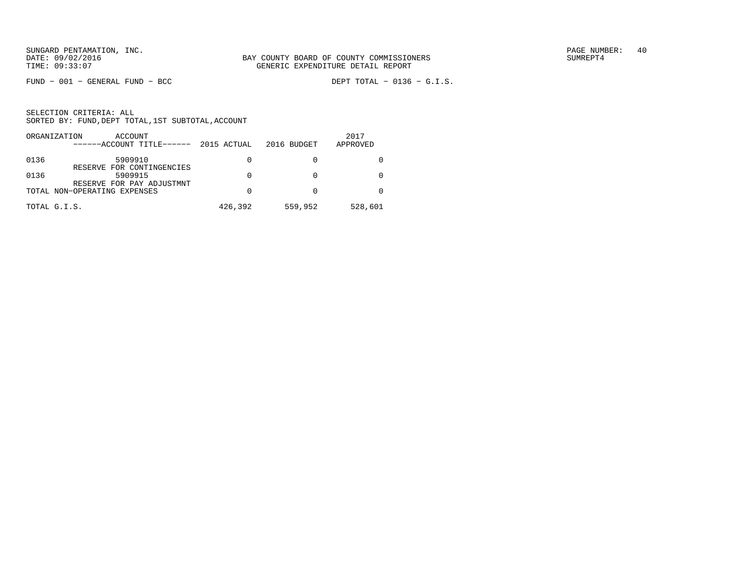BAY COUNTY BOARD OF COUNTY COMMISSIONERS
GENERIC EXPENDITURE DETAIL REPORT

FUND − 001 − GENERAL FUND − BCC

DEPT TOTAL − 0136 − G.I.S.

SELECTION CRITERIA: ALL
SORTED BY: FUND,DEPT TOTAL,1ST SUBTOTAL,ACCOUNT

| ORGANIZATION | ACCOUNT ------ACCOUNT TITLE------ | 2015 ACTUAL | 2016 BUDGET | 2017 APPROVED |
|---|---|---|---|---|
| 0136 | 5909910 RESERVE FOR CONTINGENCIES | 0 | 0 | 0 |
| 0136 | 5909915 RESERVE FOR PAY ADJUSTMNT | 0 | 0 | 0 |
| TOTAL NON−OPERATING EXPENSES | | 0 | 0 | 0 |
| TOTAL G.I.S. | | 426,392 | 559,952 | 528,601 |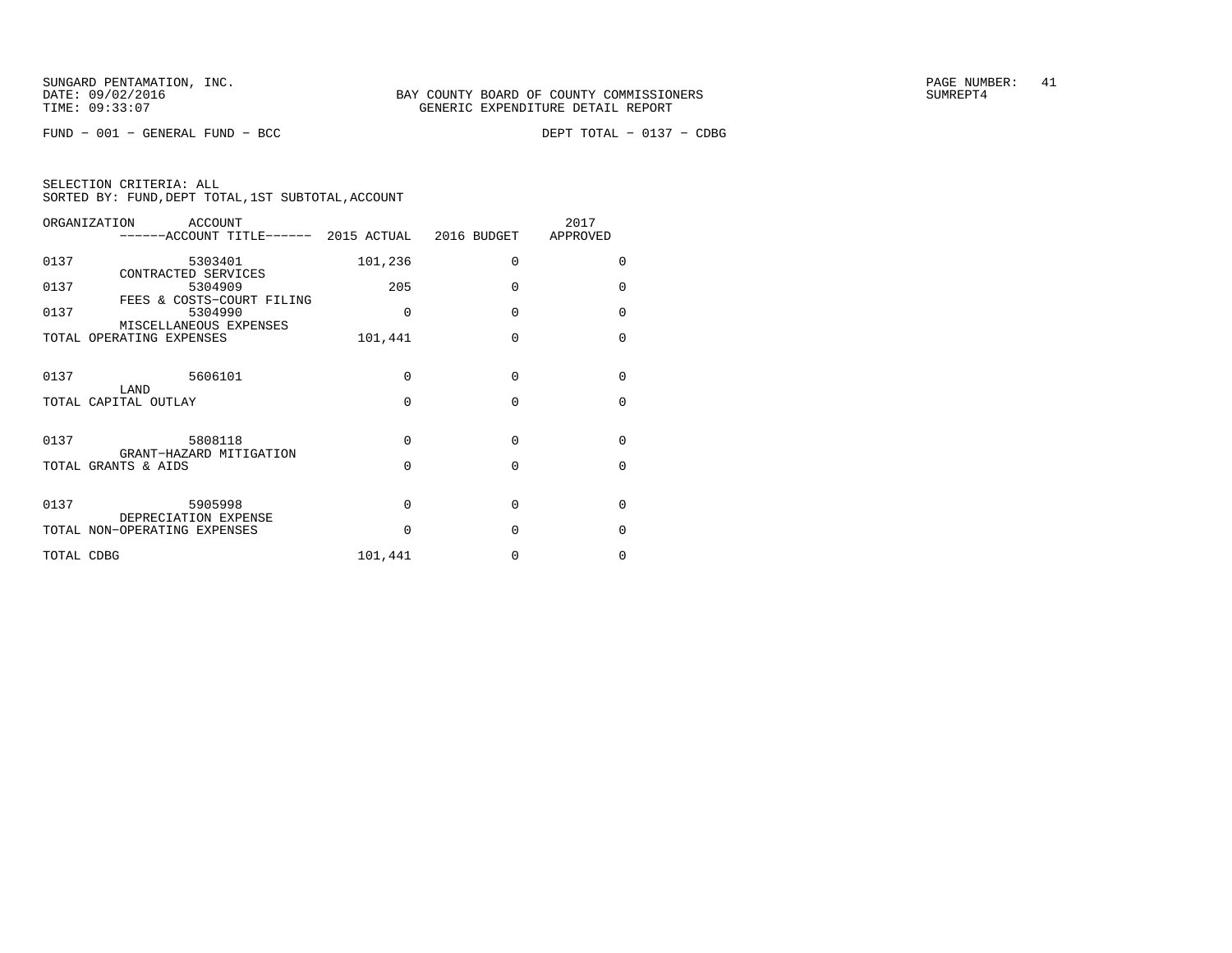SUNGARD PENTAMATION, INC.
DATE: 09/02/2016
TIME: 09:33:07

BAY COUNTY BOARD OF COUNTY COMMISSIONERS
GENERIC EXPENDITURE DETAIL REPORT

SUMREPT4

FUND - 001 - GENERAL FUND - BCC

DEPT TOTAL - 0137 - CDBG

SELECTION CRITERIA: ALL
SORTED BY: FUND,DEPT TOTAL,1ST SUBTOTAL,ACCOUNT

| ORGANIZATION | ACCOUNT ------ACCOUNT TITLE------ | 2015 ACTUAL | 2016 BUDGET | 2017 APPROVED |
|---|---|---|---|---|
| 0137 | 5303401 CONTRACTED SERVICES | 101,236 | 0 | 0 |
| 0137 | 5304909 FEES & COSTS-COURT FILING | 205 | 0 | 0 |
| 0137 | 5304990 MISCELLANEOUS EXPENSES | 0 | 0 | 0 |
| TOTAL OPERATING EXPENSES | | 101,441 | 0 | 0 |
| 0137 | 5606101 LAND | 0 | 0 | 0 |
| TOTAL CAPITAL OUTLAY | | 0 | 0 | 0 |
| 0137 | 5808118 GRANT-HAZARD MITIGATION | 0 | 0 | 0 |
| TOTAL GRANTS & AIDS | | 0 | 0 | 0 |
| 0137 | 5905998 DEPRECIATION EXPENSE | 0 | 0 | 0 |
| TOTAL NON-OPERATING EXPENSES | | 0 | 0 | 0 |
| TOTAL CDBG | | 101,441 | 0 | 0 |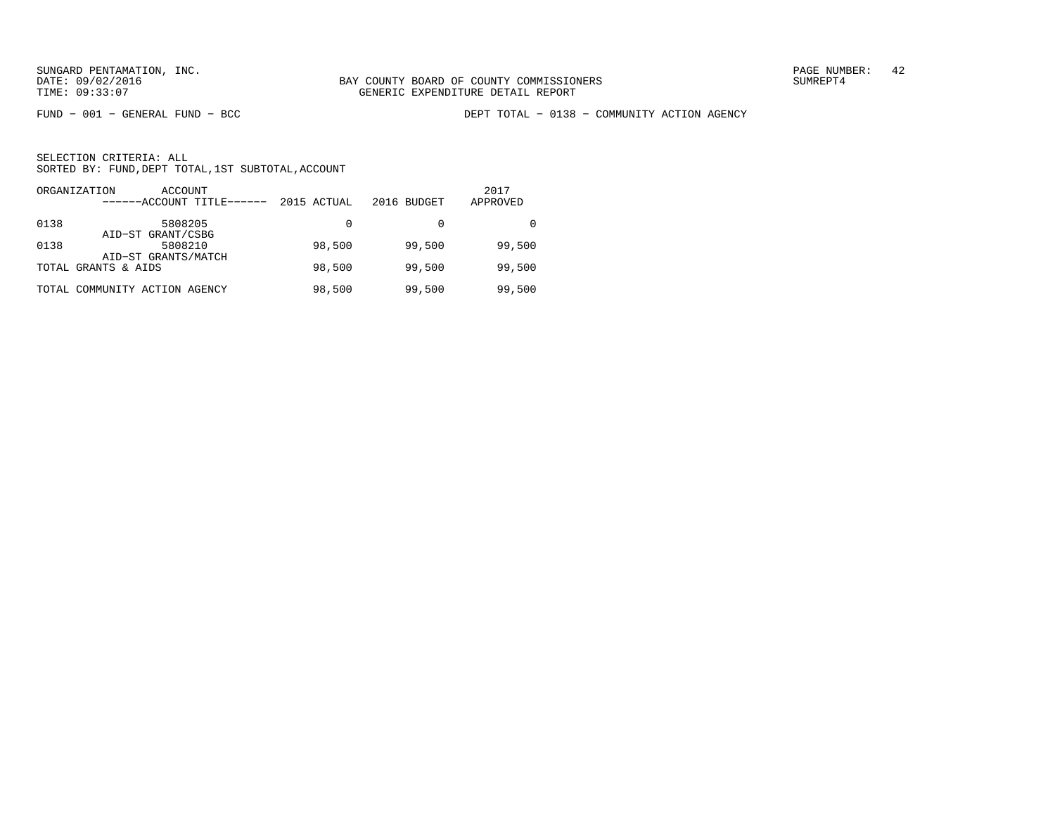BAY COUNTY BOARD OF COUNTY COMMISSIONERS
GENERIC EXPENDITURE DETAIL REPORT

FUND − 001 − GENERAL FUND − BCC

DEPT TOTAL − 0138 − COMMUNITY ACTION AGENCY

SELECTION CRITERIA: ALL
SORTED BY: FUND,DEPT TOTAL,1ST SUBTOTAL,ACCOUNT

| ORGANIZATION | ACCOUNT / ACCOUNT TITLE | 2015 ACTUAL | 2016 BUDGET | 2017 APPROVED |
|---|---|---|---|---|
| 0138 | 5808205 AID−ST GRANT/CSBG | 0 | 0 | 0 |
| 0138 | 5808210 AID−ST GRANTS/MATCH | 98,500 | 99,500 | 99,500 |
| TOTAL GRANTS & AIDS | | 98,500 | 99,500 | 99,500 |
| TOTAL COMMUNITY ACTION AGENCY | | 98,500 | 99,500 | 99,500 |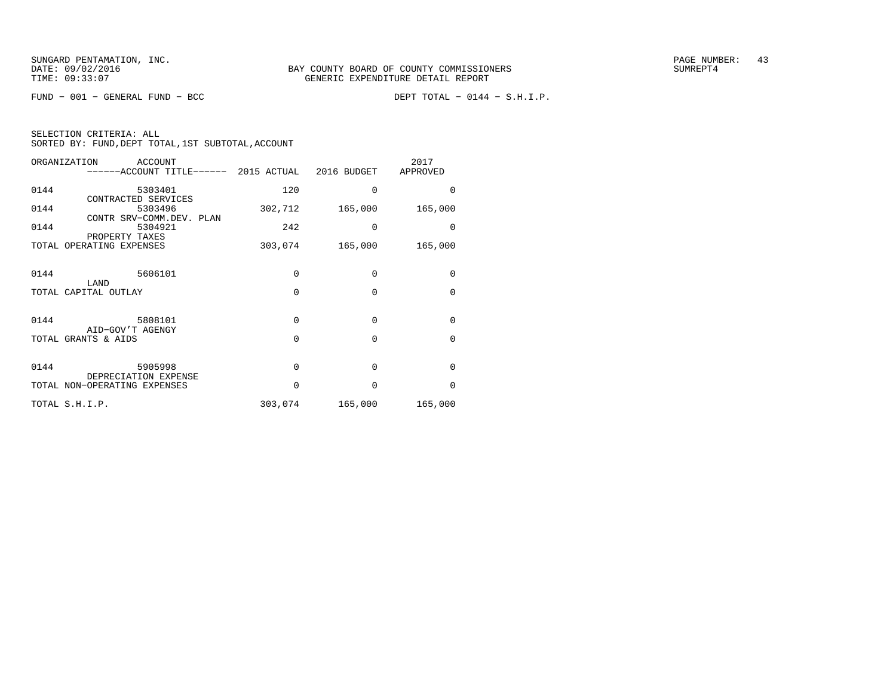SUNGARD PENTAMATION, INC.
DATE: 09/02/2016
TIME: 09:33:07

BAY COUNTY BOARD OF COUNTY COMMISSIONERS
GENERIC EXPENDITURE DETAIL REPORT

SUMREPT4

FUND − 001 − GENERAL FUND − BCC

DEPT TOTAL − 0144 − S.H.I.P.

SELECTION CRITERIA: ALL
SORTED BY: FUND,DEPT TOTAL,1ST SUBTOTAL,ACCOUNT

| ORGANIZATION | ACCOUNT / ------ACCOUNT TITLE------ | 2015 ACTUAL | 2016 BUDGET | 2017 APPROVED |
|---|---|---|---|---|
| 0144 | 5303401 CONTRACTED SERVICES | 120 | 0 | 0 |
| 0144 | 5303496 CONTR SRV−COMM.DEV. PLAN | 302,712 | 165,000 | 165,000 |
| 0144 | 5304921 PROPERTY TAXES | 242 | 0 | 0 |
| TOTAL OPERATING EXPENSES | | 303,074 | 165,000 | 165,000 |
| 0144 | 5606101 LAND | 0 | 0 | 0 |
| TOTAL CAPITAL OUTLAY | | 0 | 0 | 0 |
| 0144 | 5808101 AID−GOV'T AGENGY | 0 | 0 | 0 |
| TOTAL GRANTS & AIDS | | 0 | 0 | 0 |
| 0144 | 5905998 DEPRECIATION EXPENSE | 0 | 0 | 0 |
| TOTAL NON−OPERATING EXPENSES | | 0 | 0 | 0 |
| TOTAL S.H.I.P. | | 303,074 | 165,000 | 165,000 |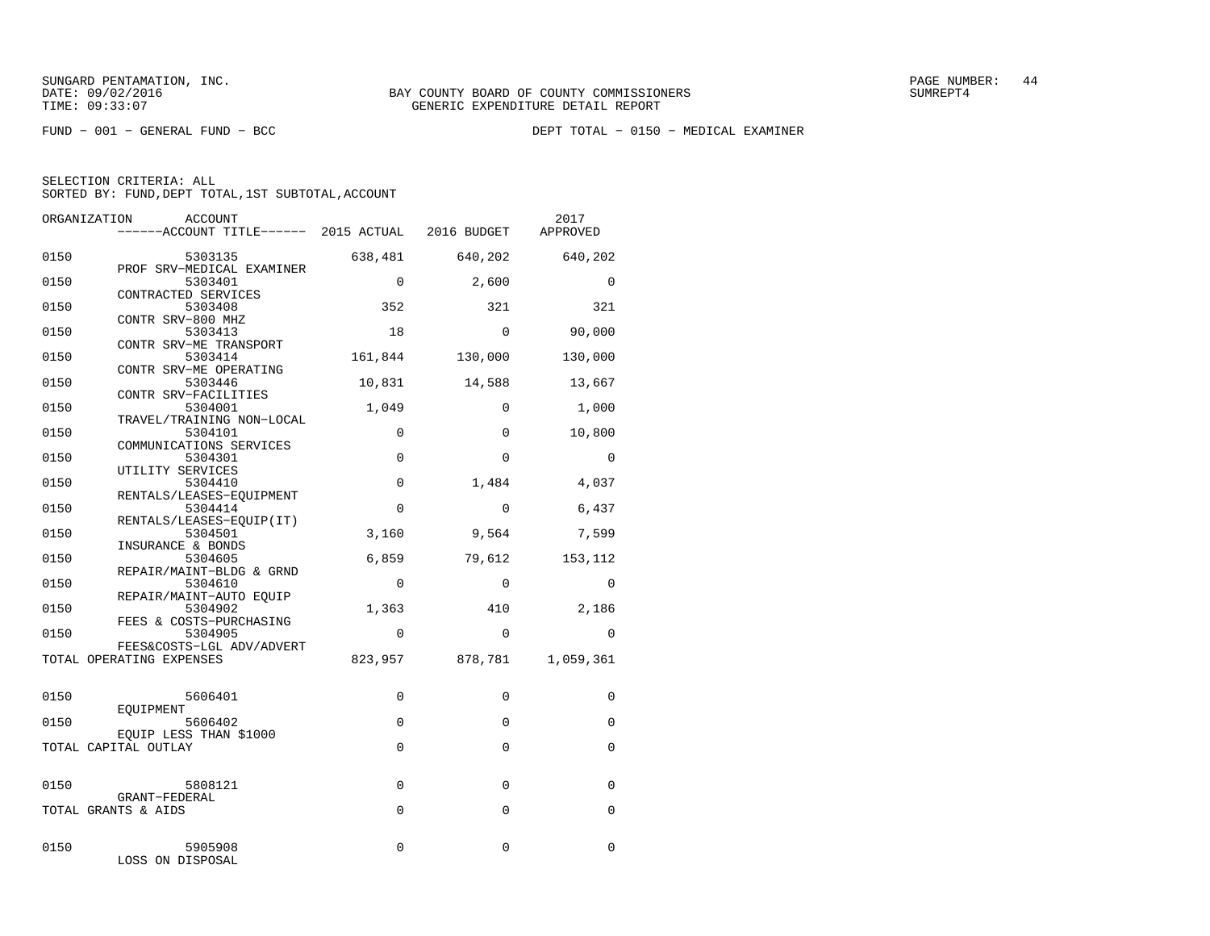SUNGARD PENTAMATION, INC.
DATE: 09/02/2016
TIME: 09:33:07

BAY COUNTY BOARD OF COUNTY COMMISSIONERS
GENERIC EXPENDITURE DETAIL REPORT

SUMREPT4

FUND − 001 − GENERAL FUND − BCC

DEPT TOTAL − 0150 − MEDICAL EXAMINER

SELECTION CRITERIA: ALL
SORTED BY: FUND,DEPT TOTAL,1ST SUBTOTAL,ACCOUNT

| ORGANIZATION | ACCOUNT / ------ACCOUNT TITLE------ | 2015 ACTUAL | 2016 BUDGET | 2017 APPROVED |
|---|---|---|---|---|
| 0150 | 5303135 PROF SRV−MEDICAL EXAMINER | 638,481 | 640,202 | 640,202 |
| 0150 | 5303401 CONTRACTED SERVICES | 0 | 2,600 | 0 |
| 0150 | 5303408 CONTR SRV−800 MHZ | 352 | 321 | 321 |
| 0150 | 5303413 CONTR SRV−ME TRANSPORT | 18 | 0 | 90,000 |
| 0150 | 5303414 CONTR SRV−ME OPERATING | 161,844 | 130,000 | 130,000 |
| 0150 | 5303446 CONTR SRV−FACILITIES | 10,831 | 14,588 | 13,667 |
| 0150 | 5304001 TRAVEL/TRAINING NON−LOCAL | 1,049 | 0 | 1,000 |
| 0150 | 5304101 COMMUNICATIONS SERVICES | 0 | 0 | 10,800 |
| 0150 | 5304301 UTILITY SERVICES | 0 | 0 | 0 |
| 0150 | 5304410 RENTALS/LEASES−EQUIPMENT | 0 | 1,484 | 4,037 |
| 0150 | 5304414 RENTALS/LEASES−EQUIP(IT) | 0 | 0 | 6,437 |
| 0150 | 5304501 INSURANCE & BONDS | 3,160 | 9,564 | 7,599 |
| 0150 | 5304605 REPAIR/MAINT−BLDG & GRND | 6,859 | 79,612 | 153,112 |
| 0150 | 5304610 REPAIR/MAINT−AUTO EQUIP | 0 | 0 | 0 |
| 0150 | 5304902 FEES & COSTS−PURCHASING | 1,363 | 410 | 2,186 |
| 0150 | 5304905 FEES&COSTS−LGL ADV/ADVERT | 0 | 0 | 0 |
| TOTAL OPERATING EXPENSES | | 823,957 | 878,781 | 1,059,361 |
| 0150 | 5606401 EQUIPMENT | 0 | 0 | 0 |
| 0150 | 5606402 EQUIP LESS THAN $1000 | 0 | 0 | 0 |
| TOTAL CAPITAL OUTLAY | | 0 | 0 | 0 |
| 0150 | 5808121 GRANT−FEDERAL | 0 | 0 | 0 |
| TOTAL GRANTS & AIDS | | 0 | 0 | 0 |
| 0150 | 5905908 LOSS ON DISPOSAL | 0 | 0 | 0 |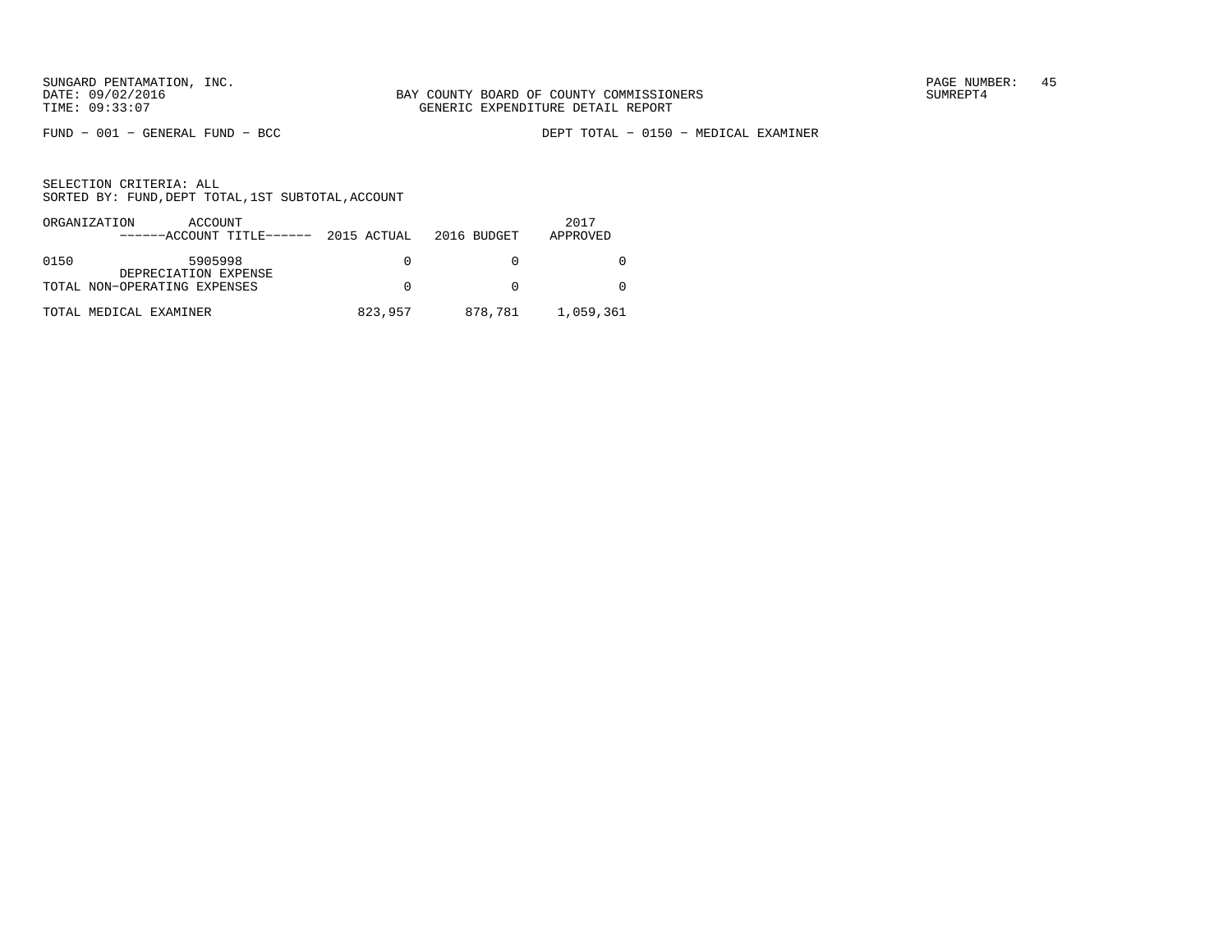FUND – 001 – GENERAL FUND – BCC

DEPT TOTAL – 0150 – MEDICAL EXAMINER

SELECTION CRITERIA: ALL
SORTED BY: FUND,DEPT TOTAL,1ST SUBTOTAL,ACCOUNT

| ORGANIZATION | ACCOUNT<br>------ACCOUNT TITLE------ | 2015 ACTUAL | 2016 BUDGET | 2017<br>APPROVED |
|---|---|---|---|---|
| 0150 | 5905998<br>DEPRECIATION EXPENSE | 0 | 0 | 0 |
| TOTAL NON-OPERATING EXPENSES | | 0 | 0 | 0 |
| TOTAL MEDICAL EXAMINER | | 823,957 | 878,781 | 1,059,361 |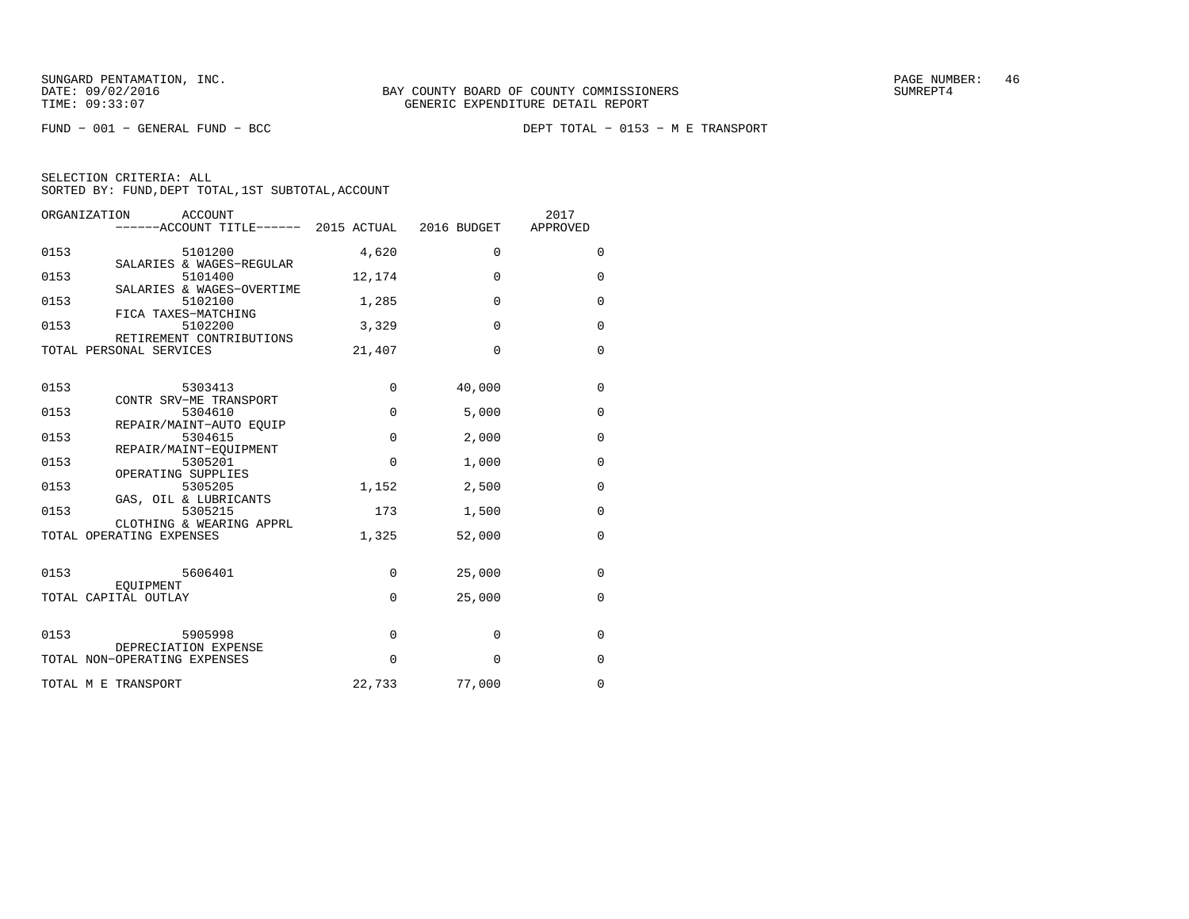SUNGARD PENTAMATION, INC.
DATE: 09/02/2016
TIME: 09:33:07

BAY COUNTY BOARD OF COUNTY COMMISSIONERS
GENERIC EXPENDITURE DETAIL REPORT

SUMREPT4

FUND − 001 − GENERAL FUND − BCC

DEPT TOTAL − 0153 − M E TRANSPORT

SELECTION CRITERIA: ALL
SORTED BY: FUND,DEPT TOTAL,1ST SUBTOTAL,ACCOUNT

| ORGANIZATION | ACCOUNT / ------ACCOUNT TITLE------ | 2015 ACTUAL | 2016 BUDGET | 2017 APPROVED |
|---|---|---|---|---|
| 0153 | 5101200 SALARIES & WAGES−REGULAR | 4,620 | 0 | 0 |
| 0153 | 5101400 SALARIES & WAGES−OVERTIME | 12,174 | 0 | 0 |
| 0153 | 5102100 FICA TAXES−MATCHING | 1,285 | 0 | 0 |
| 0153 | 5102200 RETIREMENT CONTRIBUTIONS | 3,329 | 0 | 0 |
| TOTAL PERSONAL SERVICES | | 21,407 | 0 | 0 |
| 0153 | 5303413 CONTR SRV−ME TRANSPORT | 0 | 40,000 | 0 |
| 0153 | 5304610 REPAIR/MAINT−AUTO EQUIP | 0 | 5,000 | 0 |
| 0153 | 5304615 REPAIR/MAINT−EQUIPMENT | 0 | 2,000 | 0 |
| 0153 | 5305201 OPERATING SUPPLIES | 0 | 1,000 | 0 |
| 0153 | 5305205 GAS, OIL & LUBRICANTS | 1,152 | 2,500 | 0 |
| 0153 | 5305215 CLOTHING & WEARING APPRL | 173 | 1,500 | 0 |
| TOTAL OPERATING EXPENSES | | 1,325 | 52,000 | 0 |
| 0153 | 5606401 EQUIPMENT | 0 | 25,000 | 0 |
| TOTAL CAPITAL OUTLAY | | 0 | 25,000 | 0 |
| 0153 | 5905998 DEPRECIATION EXPENSE | 0 | 0 | 0 |
| TOTAL NON−OPERATING EXPENSES | | 0 | 0 | 0 |
| TOTAL M E TRANSPORT | | 22,733 | 77,000 | 0 |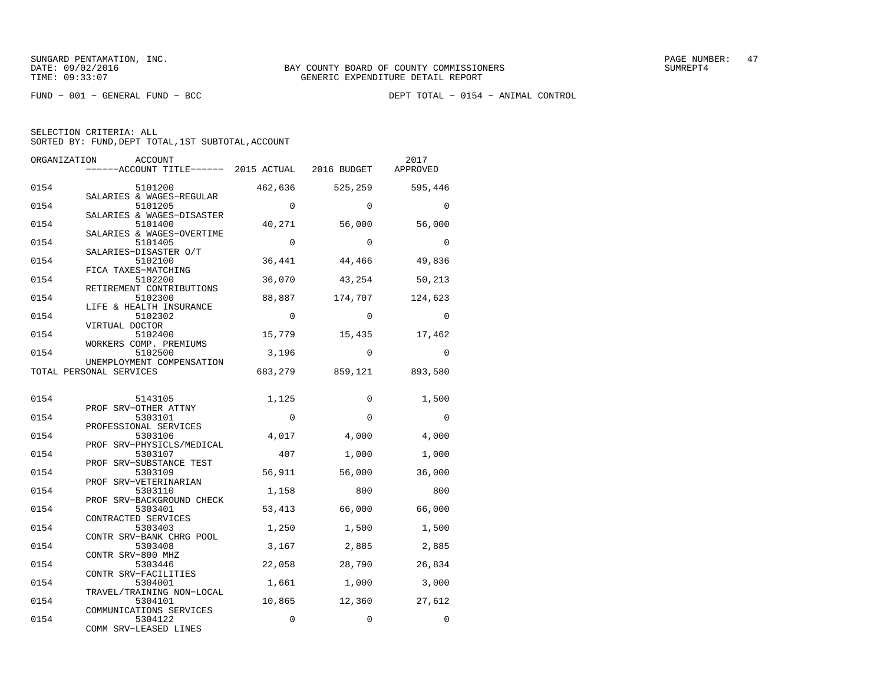FUND − 001 − GENERAL FUND − BCC DEPT TOTAL − 0154 − ANIMAL CONTROL

SELECTION CRITERIA: ALL
SORTED BY: FUND,DEPT TOTAL,1ST SUBTOTAL,ACCOUNT

| ORGANIZATION | ACCOUNT / ACCOUNT TITLE | 2015 ACTUAL | 2016 BUDGET | 2017 APPROVED |
|---|---|---|---|---|
| 0154 | 5101200 SALARIES & WAGES−REGULAR | 462,636 | 525,259 | 595,446 |
| 0154 | 5101205 SALARIES & WAGES−DISASTER | 0 | 0 | 0 |
| 0154 | 5101400 SALARIES & WAGES−OVERTIME | 40,271 | 56,000 | 56,000 |
| 0154 | 5101405 SALARIES−DISASTER O/T | 0 | 0 | 0 |
| 0154 | 5102100 FICA TAXES−MATCHING | 36,441 | 44,466 | 49,836 |
| 0154 | 5102200 RETIREMENT CONTRIBUTIONS | 36,070 | 43,254 | 50,213 |
| 0154 | 5102300 LIFE & HEALTH INSURANCE | 88,887 | 174,707 | 124,623 |
| 0154 | 5102302 VIRTUAL DOCTOR | 0 | 0 | 0 |
| 0154 | 5102400 WORKERS COMP. PREMIUMS | 15,779 | 15,435 | 17,462 |
| 0154 | 5102500 UNEMPLOYMENT COMPENSATION | 3,196 | 0 | 0 |
| TOTAL PERSONAL SERVICES | | 683,279 | 859,121 | 893,580 |
| 0154 | 5143105 PROF SRV−OTHER ATTNY | 1,125 | 0 | 1,500 |
| 0154 | 5303101 PROFESSIONAL SERVICES | 0 | 0 | 0 |
| 0154 | 5303106 PROF SRV−PHYSICLS/MEDICAL | 4,017 | 4,000 | 4,000 |
| 0154 | 5303107 PROF SRV−SUBSTANCE TEST | 407 | 1,000 | 1,000 |
| 0154 | 5303109 PROF SRV−VETERINARIAN | 56,911 | 56,000 | 36,000 |
| 0154 | 5303110 PROF SRV−BACKGROUND CHECK | 1,158 | 800 | 800 |
| 0154 | 5303401 CONTRACTED SERVICES | 53,413 | 66,000 | 66,000 |
| 0154 | 5303403 CONTR SRV−BANK CHRG POOL | 1,250 | 1,500 | 1,500 |
| 0154 | 5303408 CONTR SRV−800 MHZ | 3,167 | 2,885 | 2,885 |
| 0154 | 5303446 CONTR SRV−FACILITIES | 22,058 | 28,790 | 26,834 |
| 0154 | 5304001 TRAVEL/TRAINING NON−LOCAL | 1,661 | 1,000 | 3,000 |
| 0154 | 5304101 COMMUNICATIONS SERVICES | 10,865 | 12,360 | 27,612 |
| 0154 | 5304122 COMM SRV−LEASED LINES | 0 | 0 | 0 |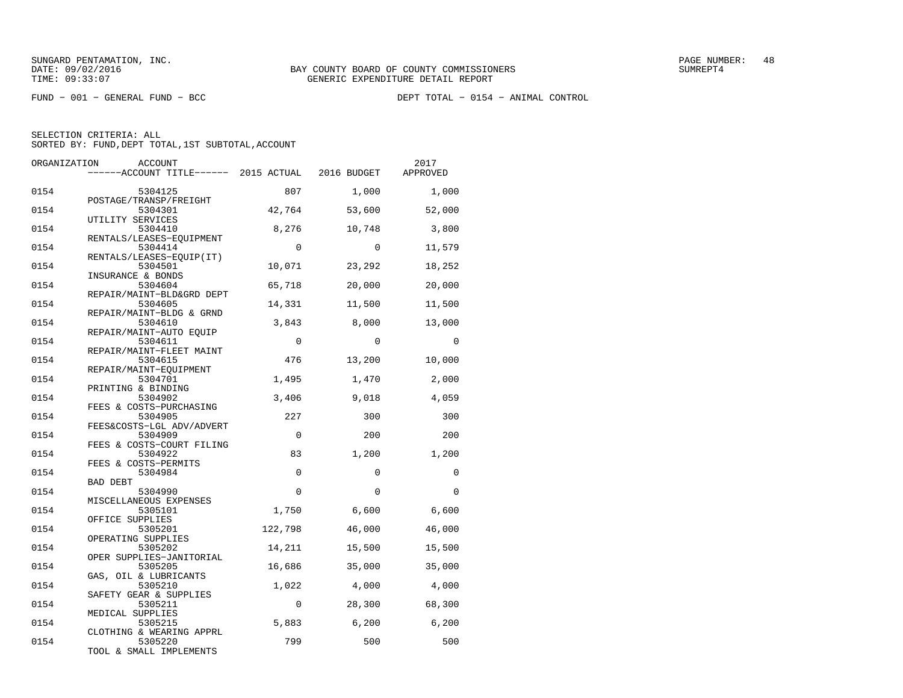FUND − 001 − GENERAL FUND − BCC

DEPT TOTAL − 0154 − ANIMAL CONTROL

SELECTION CRITERIA: ALL
SORTED BY: FUND,DEPT TOTAL,1ST SUBTOTAL,ACCOUNT

| ORGANIZATION | ACCOUNT | ------ACCOUNT TITLE------ | 2015 ACTUAL | 2016 BUDGET | 2017 APPROVED |
|---|---|---|---|---|---|
| 0154 | 5304125 | POSTAGE/TRANSP/FREIGHT | 807 | 1,000 | 1,000 |
| 0154 | 5304301 | UTILITY SERVICES | 42,764 | 53,600 | 52,000 |
| 0154 | 5304410 | RENTALS/LEASES−EQUIPMENT | 8,276 | 10,748 | 3,800 |
| 0154 | 5304414 | RENTALS/LEASES−EQUIP(IT) | 0 | 0 | 11,579 |
| 0154 | 5304501 | INSURANCE & BONDS | 10,071 | 23,292 | 18,252 |
| 0154 | 5304604 | REPAIR/MAINT−BLD&GRD DEPT | 65,718 | 20,000 | 20,000 |
| 0154 | 5304605 | REPAIR/MAINT−BLDG & GRND | 14,331 | 11,500 | 11,500 |
| 0154 | 5304610 | REPAIR/MAINT−AUTO EQUIP | 3,843 | 8,000 | 13,000 |
| 0154 | 5304611 | REPAIR/MAINT−FLEET MAINT | 0 | 0 | 0 |
| 0154 | 5304615 | REPAIR/MAINT−EQUIPMENT | 476 | 13,200 | 10,000 |
| 0154 | 5304701 | PRINTING & BINDING | 1,495 | 1,470 | 2,000 |
| 0154 | 5304902 | FEES & COSTS−PURCHASING | 3,406 | 9,018 | 4,059 |
| 0154 | 5304905 | FEES&COSTS−LGL ADV/ADVERT | 227 | 300 | 300 |
| 0154 | 5304909 | FEES & COSTS−COURT FILING | 0 | 200 | 200 |
| 0154 | 5304922 | FEES & COSTS−PERMITS | 83 | 1,200 | 1,200 |
| 0154 | 5304984 | BAD DEBT | 0 | 0 | 0 |
| 0154 | 5304990 | MISCELLANEOUS EXPENSES | 0 | 0 | 0 |
| 0154 | 5305101 | OFFICE SUPPLIES | 1,750 | 6,600 | 6,600 |
| 0154 | 5305201 | OPERATING SUPPLIES | 122,798 | 46,000 | 46,000 |
| 0154 | 5305202 | OPER SUPPLIES−JANITORIAL | 14,211 | 15,500 | 15,500 |
| 0154 | 5305205 | GAS, OIL & LUBRICANTS | 16,686 | 35,000 | 35,000 |
| 0154 | 5305210 | SAFETY GEAR & SUPPLIES | 1,022 | 4,000 | 4,000 |
| 0154 | 5305211 | MEDICAL SUPPLIES | 0 | 28,300 | 68,300 |
| 0154 | 5305215 | CLOTHING & WEARING APPRL | 5,883 | 6,200 | 6,200 |
| 0154 | 5305220 | TOOL & SMALL IMPLEMENTS | 799 | 500 | 500 |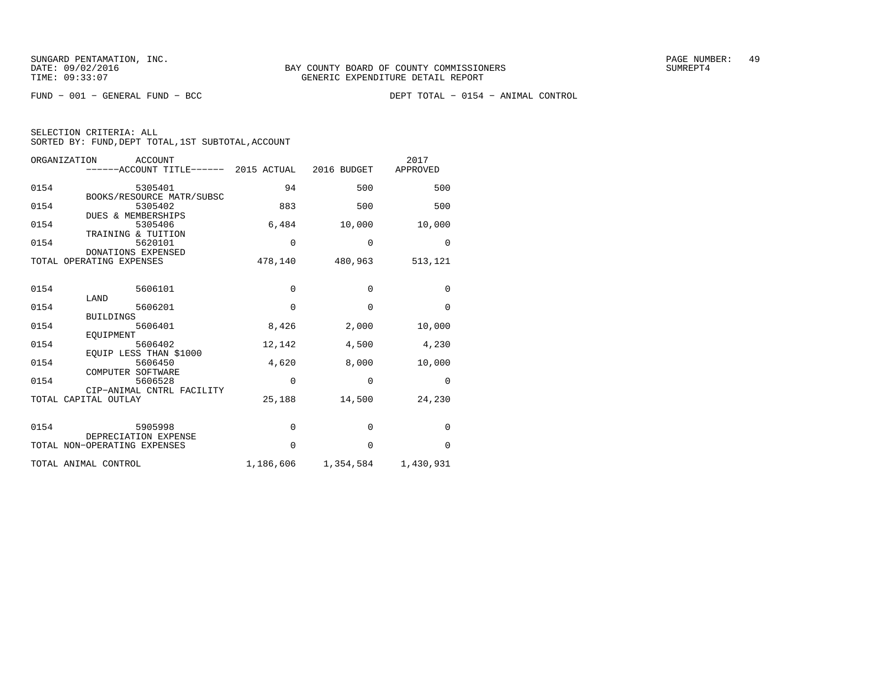SUNGARD PENTAMATION, INC.
DATE: 09/02/2016
TIME: 09:33:07

BAY COUNTY BOARD OF COUNTY COMMISSIONERS
GENERIC EXPENDITURE DETAIL REPORT

SUMREPT4

FUND − 001 − GENERAL FUND − BCC

DEPT TOTAL − 0154 − ANIMAL CONTROL

SELECTION CRITERIA: ALL
SORTED BY: FUND,DEPT TOTAL,1ST SUBTOTAL,ACCOUNT

| ORGANIZATION | ACCOUNT ------ACCOUNT TITLE------ | 2015 ACTUAL | 2016 BUDGET | 2017 APPROVED |
|---|---|---|---|---|
| 0154 | 5305401 BOOKS/RESOURCE MATR/SUBSC | 94 | 500 | 500 |
| 0154 | 5305402 DUES & MEMBERSHIPS | 883 | 500 | 500 |
| 0154 | 5305406 TRAINING & TUITION | 6,484 | 10,000 | 10,000 |
| 0154 | 5620101 DONATIONS EXPENSED | 0 | 0 | 0 |
| TOTAL OPERATING EXPENSES | | 478,140 | 480,963 | 513,121 |
| 0154 | 5606101 LAND | 0 | 0 | 0 |
| 0154 | 5606201 BUILDINGS | 0 | 0 | 0 |
| 0154 | 5606401 EQUIPMENT | 8,426 | 2,000 | 10,000 |
| 0154 | 5606402 EQUIP LESS THAN $1000 | 12,142 | 4,500 | 4,230 |
| 0154 | 5606450 COMPUTER SOFTWARE | 4,620 | 8,000 | 10,000 |
| 0154 | 5606528 CIP−ANIMAL CNTRL FACILITY | 0 | 0 | 0 |
| TOTAL CAPITAL OUTLAY | | 25,188 | 14,500 | 24,230 |
| 0154 | 5905998 DEPRECIATION EXPENSE | 0 | 0 | 0 |
| TOTAL NON−OPERATING EXPENSES | | 0 | 0 | 0 |
| TOTAL ANIMAL CONTROL | | 1,186,606 | 1,354,584 | 1,430,931 |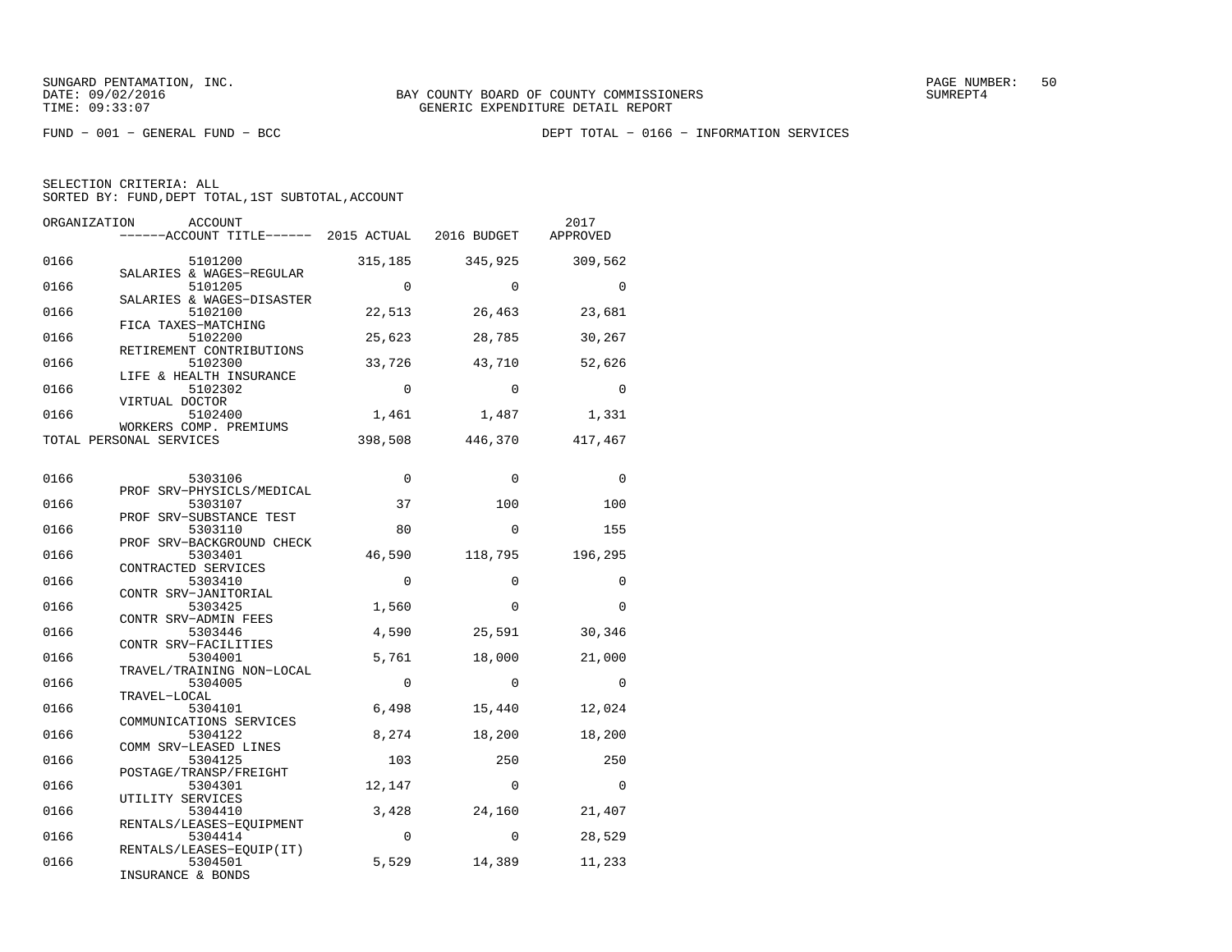SUNGARD PENTAMATION, INC.
DATE: 09/02/2016
TIME: 09:33:07

BAY COUNTY BOARD OF COUNTY COMMISSIONERS
GENERIC EXPENDITURE DETAIL REPORT

SUMREPT4

FUND − 001 − GENERAL FUND − BCC

DEPT TOTAL − 0166 − INFORMATION SERVICES

SELECTION CRITERIA: ALL
SORTED BY: FUND,DEPT TOTAL,1ST SUBTOTAL,ACCOUNT

| ORGANIZATION | ACCOUNT / ------ACCOUNT TITLE------ | 2015 ACTUAL | 2016 BUDGET | 2017 APPROVED |
|---|---|---|---|---|
| 0166 | 5101200 SALARIES & WAGES−REGULAR | 315,185 | 345,925 | 309,562 |
| 0166 | 5101205 SALARIES & WAGES−DISASTER | 0 | 0 | 0 |
| 0166 | 5102100 FICA TAXES−MATCHING | 22,513 | 26,463 | 23,681 |
| 0166 | 5102200 RETIREMENT CONTRIBUTIONS | 25,623 | 28,785 | 30,267 |
| 0166 | 5102300 LIFE & HEALTH INSURANCE | 33,726 | 43,710 | 52,626 |
| 0166 | 5102302 VIRTUAL DOCTOR | 0 | 0 | 0 |
| 0166 | 5102400 WORKERS COMP. PREMIUMS | 1,461 | 1,487 | 1,331 |
| TOTAL PERSONAL SERVICES | | 398,508 | 446,370 | 417,467 |
| 0166 | 5303106 PROF SRV−PHYSICLS/MEDICAL | 0 | 0 | 0 |
| 0166 | 5303107 PROF SRV−SUBSTANCE TEST | 37 | 100 | 100 |
| 0166 | 5303110 PROF SRV−BACKGROUND CHECK | 80 | 0 | 155 |
| 0166 | 5303401 CONTRACTED SERVICES | 46,590 | 118,795 | 196,295 |
| 0166 | 5303410 CONTR SRV−JANITORIAL | 0 | 0 | 0 |
| 0166 | 5303425 CONTR SRV−ADMIN FEES | 1,560 | 0 | 0 |
| 0166 | 5303446 CONTR SRV−FACILITIES | 4,590 | 25,591 | 30,346 |
| 0166 | 5304001 TRAVEL/TRAINING NON−LOCAL | 5,761 | 18,000 | 21,000 |
| 0166 | 5304005 TRAVEL−LOCAL | 0 | 0 | 0 |
| 0166 | 5304101 COMMUNICATIONS SERVICES | 6,498 | 15,440 | 12,024 |
| 0166 | 5304122 COMM SRV−LEASED LINES | 8,274 | 18,200 | 18,200 |
| 0166 | 5304125 POSTAGE/TRANSP/FREIGHT | 103 | 250 | 250 |
| 0166 | 5304301 UTILITY SERVICES | 12,147 | 0 | 0 |
| 0166 | 5304410 RENTALS/LEASES−EQUIPMENT | 3,428 | 24,160 | 21,407 |
| 0166 | 5304414 RENTALS/LEASES−EQUIP(IT) | 0 | 0 | 28,529 |
| 0166 | 5304501 INSURANCE & BONDS | 5,529 | 14,389 | 11,233 |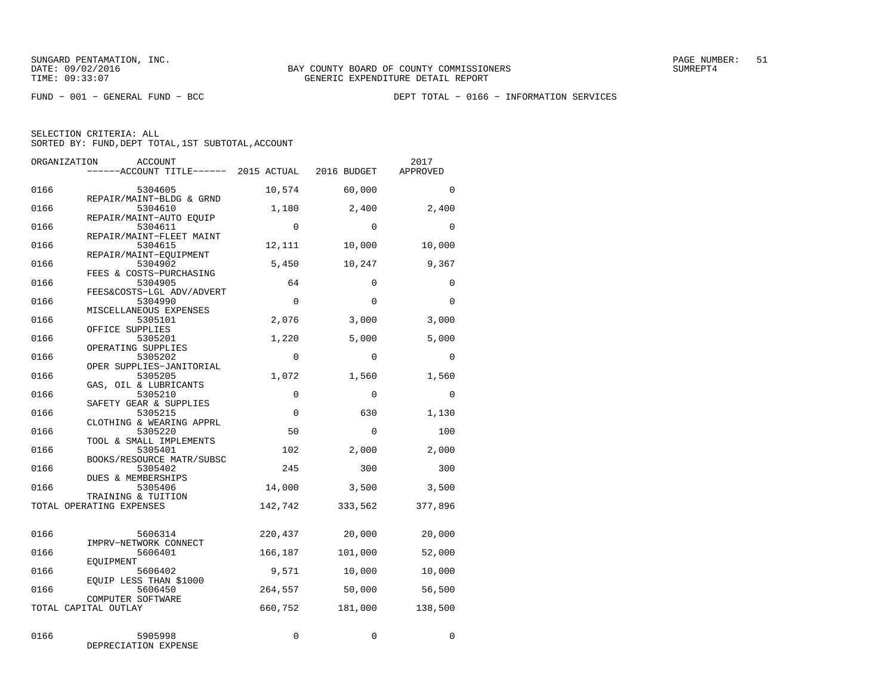FUND − 001 − GENERAL FUND − BCC

DEPT TOTAL − 0166 − INFORMATION SERVICES

SELECTION CRITERIA: ALL
SORTED BY: FUND,DEPT TOTAL,1ST SUBTOTAL,ACCOUNT

| ORGANIZATION | ACCOUNT / ACCOUNT TITLE | 2015 ACTUAL | 2016 BUDGET | 2017 APPROVED |
|---|---|---|---|---|
| 0166 | 5304605 REPAIR/MAINT−BLDG & GRND | 10,574 | 60,000 | 0 |
| 0166 | 5304610 REPAIR/MAINT−AUTO EQUIP | 1,180 | 2,400 | 2,400 |
| 0166 | 5304611 REPAIR/MAINT−FLEET MAINT | 0 | 0 | 0 |
| 0166 | 5304615 REPAIR/MAINT−EQUIPMENT | 12,111 | 10,000 | 10,000 |
| 0166 | 5304902 FEES & COSTS−PURCHASING | 5,450 | 10,247 | 9,367 |
| 0166 | 5304905 FEES&COSTS−LGL ADV/ADVERT | 64 | 0 | 0 |
| 0166 | 5304990 MISCELLANEOUS EXPENSES | 0 | 0 | 0 |
| 0166 | 5305101 OFFICE SUPPLIES | 2,076 | 3,000 | 3,000 |
| 0166 | 5305201 OPERATING SUPPLIES | 1,220 | 5,000 | 5,000 |
| 0166 | 5305202 OPER SUPPLIES−JANITORIAL | 0 | 0 | 0 |
| 0166 | 5305205 GAS, OIL & LUBRICANTS | 1,072 | 1,560 | 1,560 |
| 0166 | 5305210 SAFETY GEAR & SUPPLIES | 0 | 0 | 0 |
| 0166 | 5305215 CLOTHING & WEARING APPRL | 0 | 630 | 1,130 |
| 0166 | 5305220 TOOL & SMALL IMPLEMENTS | 50 | 0 | 100 |
| 0166 | 5305401 BOOKS/RESOURCE MATR/SUBSC | 102 | 2,000 | 2,000 |
| 0166 | 5305402 DUES & MEMBERSHIPS | 245 | 300 | 300 |
| 0166 | 5305406 TRAINING & TUITION | 14,000 | 3,500 | 3,500 |
| TOTAL OPERATING EXPENSES | | 142,742 | 333,562 | 377,896 |
| 0166 | 5606314 IMPRV−NETWORK CONNECT | 220,437 | 20,000 | 20,000 |
| 0166 | 5606401 EQUIPMENT | 166,187 | 101,000 | 52,000 |
| 0166 | 5606402 EQUIP LESS THAN $1000 | 9,571 | 10,000 | 10,000 |
| 0166 | 5606450 COMPUTER SOFTWARE | 264,557 | 50,000 | 56,500 |
| TOTAL CAPITAL OUTLAY | | 660,752 | 181,000 | 138,500 |
| 0166 | 5905998 DEPRECIATION EXPENSE | 0 | 0 | 0 |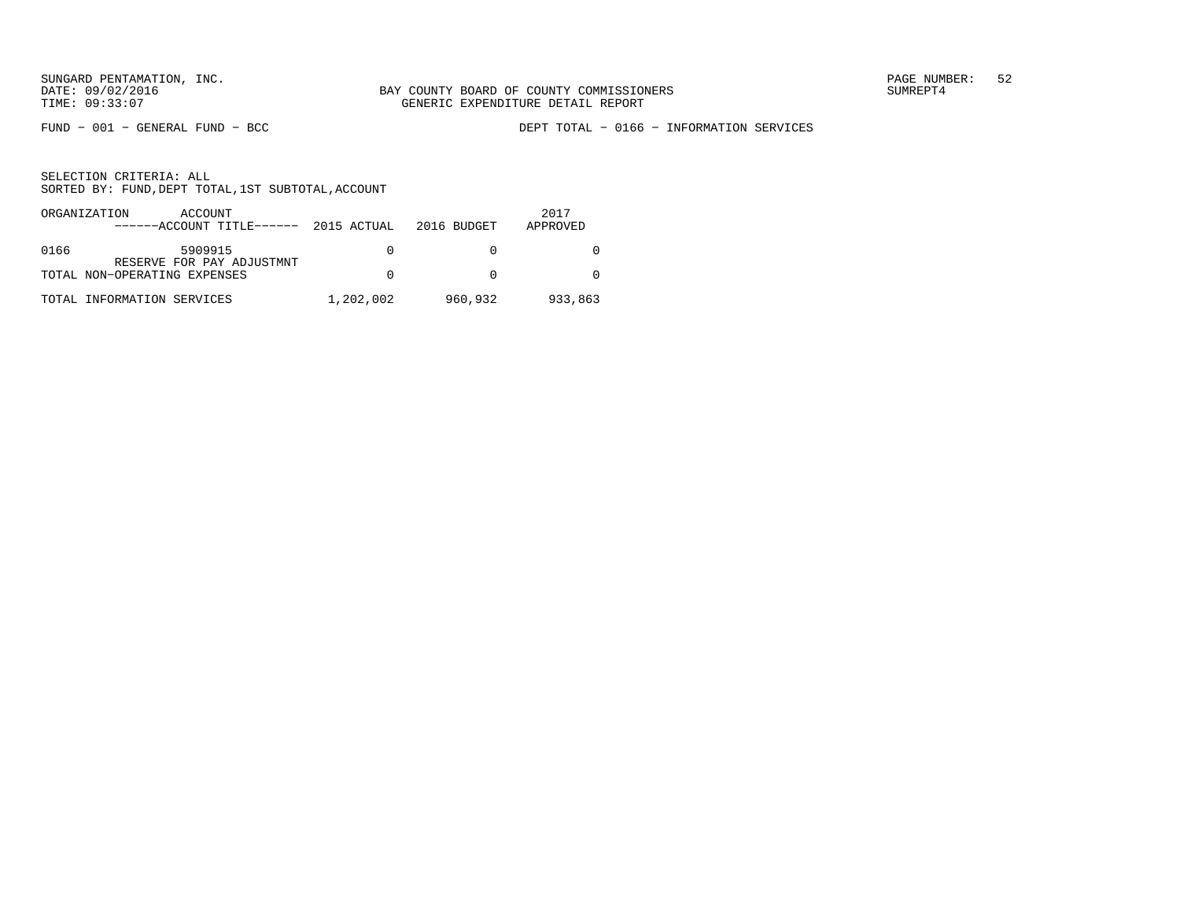FUND − 001 − GENERAL FUND − BCC

DEPT TOTAL − 0166 − INFORMATION SERVICES

SELECTION CRITERIA: ALL
SORTED BY: FUND,DEPT TOTAL,1ST SUBTOTAL,ACCOUNT

| ORGANIZATION | ACCOUNT ------ACCOUNT TITLE------ | 2015 ACTUAL | 2016 BUDGET | 2017 APPROVED |
|---|---|---|---|---|
| 0166 | 5909915 RESERVE FOR PAY ADJUSTMNT | 0 | 0 | 0 |
| TOTAL NON−OPERATING EXPENSES | | 0 | 0 | 0 |
| TOTAL INFORMATION SERVICES | | 1,202,002 | 960,932 | 933,863 |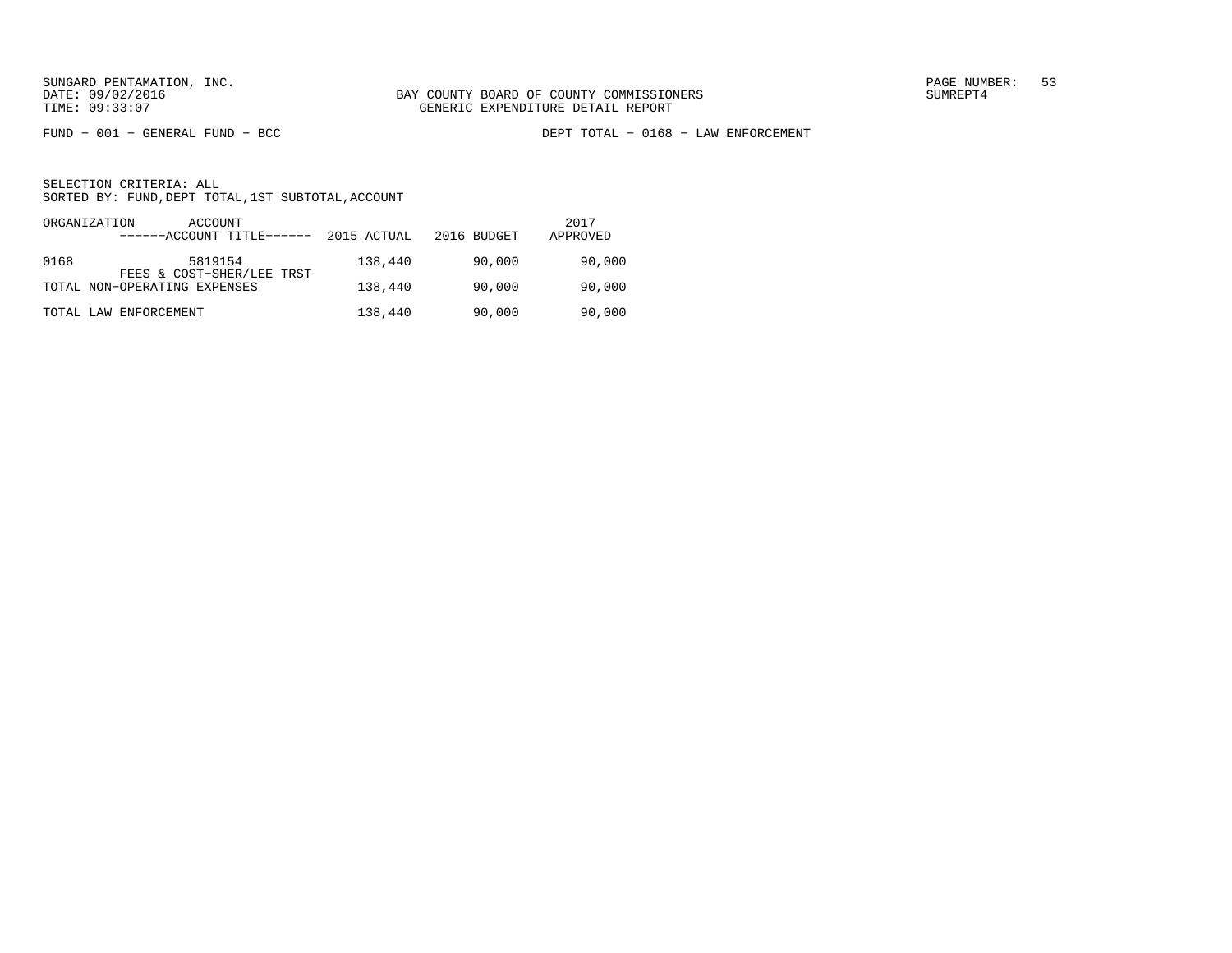BAY COUNTY BOARD OF COUNTY COMMISSIONERS
GENERIC EXPENDITURE DETAIL REPORT

FUND − 001 − GENERAL FUND − BCC

DEPT TOTAL − 0168 − LAW ENFORCEMENT

SELECTION CRITERIA: ALL
SORTED BY: FUND,DEPT TOTAL,1ST SUBTOTAL,ACCOUNT

| ORGANIZATION | ACCOUNT<br>------ACCOUNT TITLE------ | 2015 ACTUAL | 2016 BUDGET | 2017 APPROVED |
|---|---|---|---|---|
| 0168 | 5819154<br>FEES & COST−SHER/LEE TRST | 138,440 | 90,000 | 90,000 |
| TOTAL NON−OPERATING EXPENSES | | 138,440 | 90,000 | 90,000 |
| TOTAL LAW ENFORCEMENT | | 138,440 | 90,000 | 90,000 |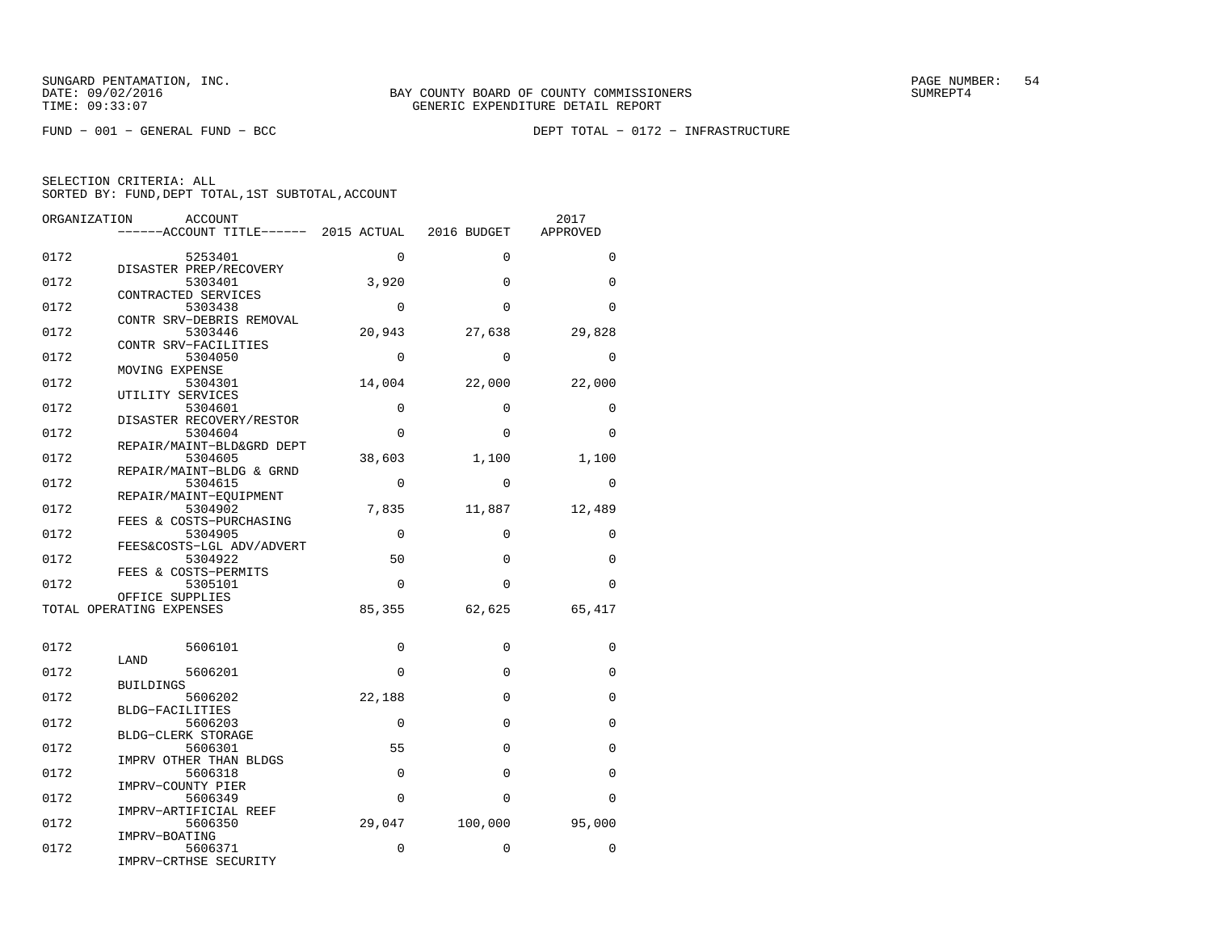FUND − 001 − GENERAL FUND − BCC DEPT TOTAL − 0172 − INFRASTRUCTURE

SELECTION CRITERIA: ALL
SORTED BY: FUND,DEPT TOTAL,1ST SUBTOTAL,ACCOUNT

| ORGANIZATION | ACCOUNT / ACCOUNT TITLE | 2015 ACTUAL | 2016 BUDGET | 2017 APPROVED |
|---|---|---|---|---|
| 0172 | 5253401 DISASTER PREP/RECOVERY | 0 | 0 | 0 |
| 0172 | 5303401 CONTRACTED SERVICES | 3,920 | 0 | 0 |
| 0172 | 5303438 CONTR SRV−DEBRIS REMOVAL | 0 | 0 | 0 |
| 0172 | 5303446 CONTR SRV−FACILITIES | 20,943 | 27,638 | 29,828 |
| 0172 | 5304050 MOVING EXPENSE | 0 | 0 | 0 |
| 0172 | 5304301 UTILITY SERVICES | 14,004 | 22,000 | 22,000 |
| 0172 | 5304601 DISASTER RECOVERY/RESTOR | 0 | 0 | 0 |
| 0172 | 5304604 REPAIR/MAINT−BLD&GRD DEPT | 0 | 0 | 0 |
| 0172 | 5304605 REPAIR/MAINT−BLDG & GRND | 38,603 | 1,100 | 1,100 |
| 0172 | 5304615 REPAIR/MAINT−EQUIPMENT | 0 | 0 | 0 |
| 0172 | 5304902 FEES & COSTS−PURCHASING | 7,835 | 11,887 | 12,489 |
| 0172 | 5304905 FEES&COSTS−LGL ADV/ADVERT | 0 | 0 | 0 |
| 0172 | 5304922 FEES & COSTS−PERMITS | 50 | 0 | 0 |
| 0172 | 5305101 OFFICE SUPPLIES | 0 | 0 | 0 |
| TOTAL OPERATING EXPENSES | | 85,355 | 62,625 | 65,417 |
| 0172 | 5606101 LAND | 0 | 0 | 0 |
| 0172 | 5606201 BUILDINGS | 0 | 0 | 0 |
| 0172 | 5606202 BLDG−FACILITIES | 22,188 | 0 | 0 |
| 0172 | 5606203 BLDG−CLERK STORAGE | 0 | 0 | 0 |
| 0172 | 5606301 IMPRV OTHER THAN BLDGS | 55 | 0 | 0 |
| 0172 | 5606318 IMPRV−COUNTY PIER | 0 | 0 | 0 |
| 0172 | 5606349 IMPRV−ARTIFICIAL REEF | 0 | 0 | 0 |
| 0172 | 5606350 IMPRV−BOATING | 29,047 | 100,000 | 95,000 |
| 0172 | 5606371 IMPRV−CRTHSE SECURITY | 0 | 0 | 0 |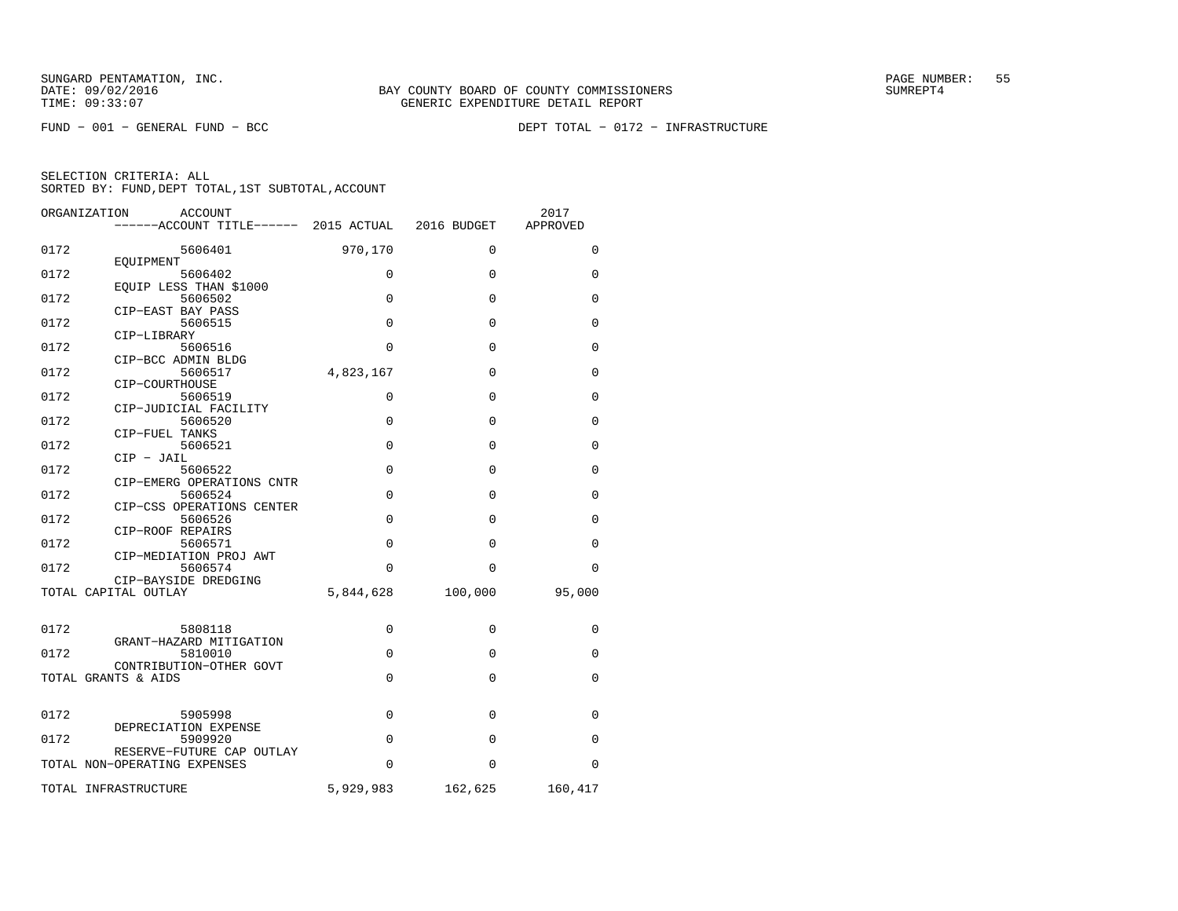FUND − 001 − GENERAL FUND − BCC

DEPT TOTAL − 0172 − INFRASTRUCTURE

SELECTION CRITERIA: ALL
SORTED BY: FUND,DEPT TOTAL,1ST SUBTOTAL,ACCOUNT

| ORGANIZATION | ACCOUNT / ACCOUNT TITLE | 2015 ACTUAL | 2016 BUDGET | 2017 APPROVED |
|---|---|---|---|---|
| 0172 | 5606401 EQUIPMENT | 970,170 | 0 | 0 |
| 0172 | 5606402 EQUIP LESS THAN $1000 | 0 | 0 | 0 |
| 0172 | 5606502 CIP−EAST BAY PASS | 0 | 0 | 0 |
| 0172 | 5606515 CIP−LIBRARY | 0 | 0 | 0 |
| 0172 | 5606516 CIP−BCC ADMIN BLDG | 0 | 0 | 0 |
| 0172 | 5606517 CIP−COURTHOUSE | 4,823,167 | 0 | 0 |
| 0172 | 5606519 CIP−JUDICIAL FACILITY | 0 | 0 | 0 |
| 0172 | 5606520 CIP−FUEL TANKS | 0 | 0 | 0 |
| 0172 | 5606521 CIP − JAIL | 0 | 0 | 0 |
| 0172 | 5606522 CIP−EMERG OPERATIONS CNTR | 0 | 0 | 0 |
| 0172 | 5606524 CIP−CSS OPERATIONS CENTER | 0 | 0 | 0 |
| 0172 | 5606526 CIP−ROOF REPAIRS | 0 | 0 | 0 |
| 0172 | 5606571 CIP−MEDIATION PROJ AWT | 0 | 0 | 0 |
| 0172 | 5606574 CIP−BAYSIDE DREDGING | 0 | 0 | 0 |
| TOTAL CAPITAL OUTLAY | | 5,844,628 | 100,000 | 95,000 |
| 0172 | 5808118 GRANT−HAZARD MITIGATION | 0 | 0 | 0 |
| 0172 | 5810010 CONTRIBUTION−OTHER GOVT | 0 | 0 | 0 |
| TOTAL GRANTS & AIDS | | 0 | 0 | 0 |
| 0172 | 5905998 DEPRECIATION EXPENSE | 0 | 0 | 0 |
| 0172 | 5909920 RESERVE−FUTURE CAP OUTLAY | 0 | 0 | 0 |
| TOTAL NON−OPERATING EXPENSES | | 0 | 0 | 0 |
| TOTAL INFRASTRUCTURE | | 5,929,983 | 162,625 | 160,417 |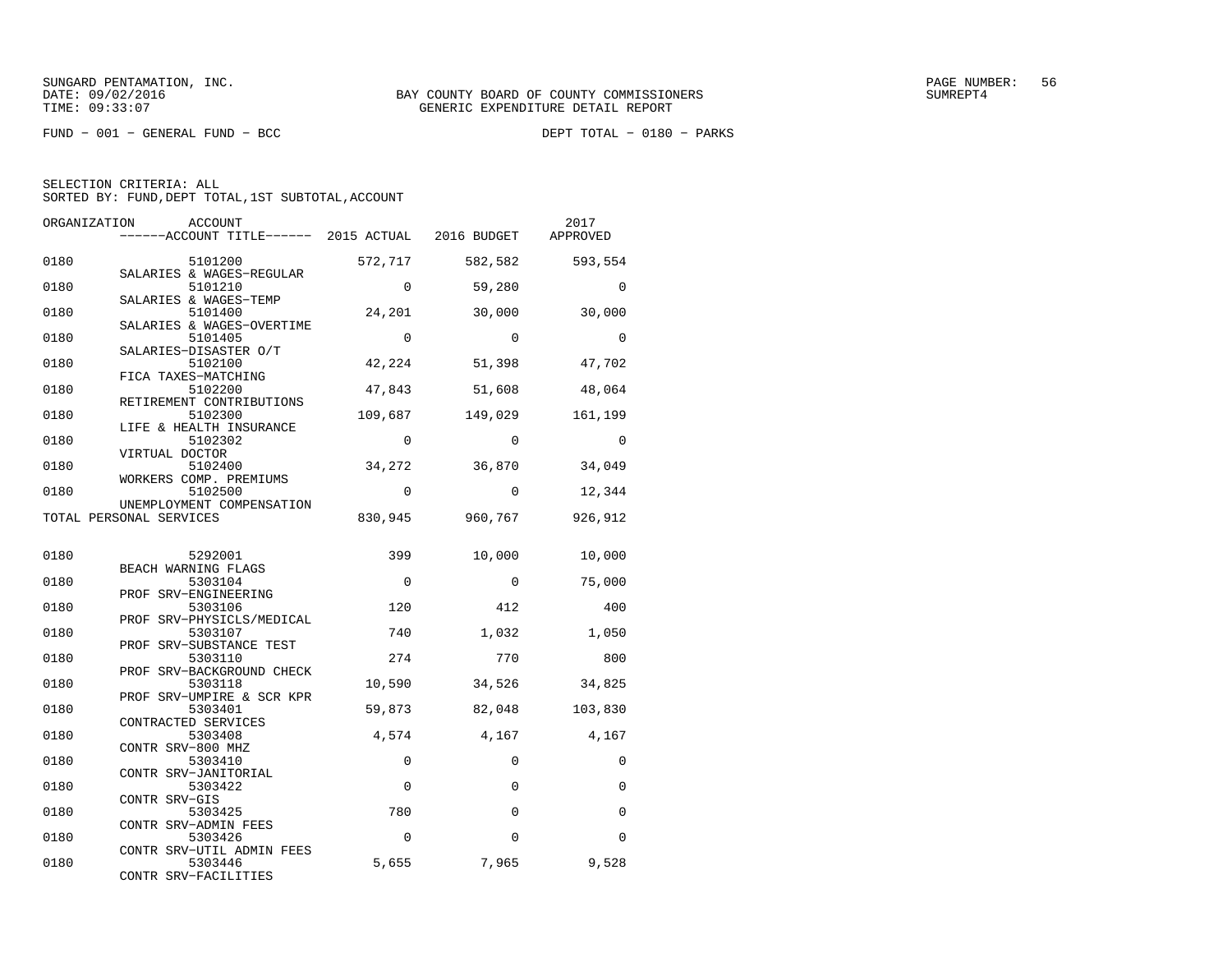SUNGARD PENTAMATION, INC.
DATE: 09/02/2016
TIME: 09:33:07

BAY COUNTY BOARD OF COUNTY COMMISSIONERS
GENERIC EXPENDITURE DETAIL REPORT

SUMREPT4

FUND - 001 - GENERAL FUND - BCC

DEPT TOTAL - 0180 - PARKS

SELECTION CRITERIA: ALL
SORTED BY: FUND,DEPT TOTAL,1ST SUBTOTAL,ACCOUNT

| ORGANIZATION | ACCOUNT / ------ACCOUNT TITLE------ | 2015 ACTUAL | 2016 BUDGET | 2017 APPROVED |
|---|---|---|---|---|
| 0180 | 5101200 SALARIES & WAGES-REGULAR | 572,717 | 582,582 | 593,554 |
| 0180 | 5101210 SALARIES & WAGES-TEMP | 0 | 59,280 | 0 |
| 0180 | 5101400 SALARIES & WAGES-OVERTIME | 24,201 | 30,000 | 30,000 |
| 0180 | 5101405 SALARIES-DISASTER O/T | 0 | 0 | 0 |
| 0180 | 5102100 FICA TAXES-MATCHING | 42,224 | 51,398 | 47,702 |
| 0180 | 5102200 RETIREMENT CONTRIBUTIONS | 47,843 | 51,608 | 48,064 |
| 0180 | 5102300 LIFE & HEALTH INSURANCE | 109,687 | 149,029 | 161,199 |
| 0180 | 5102302 VIRTUAL DOCTOR | 0 | 0 | 0 |
| 0180 | 5102400 WORKERS COMP. PREMIUMS | 34,272 | 36,870 | 34,049 |
| 0180 | 5102500 UNEMPLOYMENT COMPENSATION | 0 | 0 | 12,344 |
| TOTAL PERSONAL SERVICES | | 830,945 | 960,767 | 926,912 |
| 0180 | 5292001 BEACH WARNING FLAGS | 399 | 10,000 | 10,000 |
| 0180 | 5303104 PROF SRV-ENGINEERING | 0 | 0 | 75,000 |
| 0180 | 5303106 PROF SRV-PHYSICLS/MEDICAL | 120 | 412 | 400 |
| 0180 | 5303107 PROF SRV-SUBSTANCE TEST | 740 | 1,032 | 1,050 |
| 0180 | 5303110 PROF SRV-BACKGROUND CHECK | 274 | 770 | 800 |
| 0180 | 5303118 PROF SRV-UMPIRE & SCR KPR | 10,590 | 34,526 | 34,825 |
| 0180 | 5303401 CONTRACTED SERVICES | 59,873 | 82,048 | 103,830 |
| 0180 | 5303408 CONTR SRV-800 MHZ | 4,574 | 4,167 | 4,167 |
| 0180 | 5303410 CONTR SRV-JANITORIAL | 0 | 0 | 0 |
| 0180 | 5303422 CONTR SRV-GIS | 0 | 0 | 0 |
| 0180 | 5303425 CONTR SRV-ADMIN FEES | 780 | 0 | 0 |
| 0180 | 5303426 CONTR SRV-UTIL ADMIN FEES | 0 | 0 | 0 |
| 0180 | 5303446 CONTR SRV-FACILITIES | 5,655 | 7,965 | 9,528 |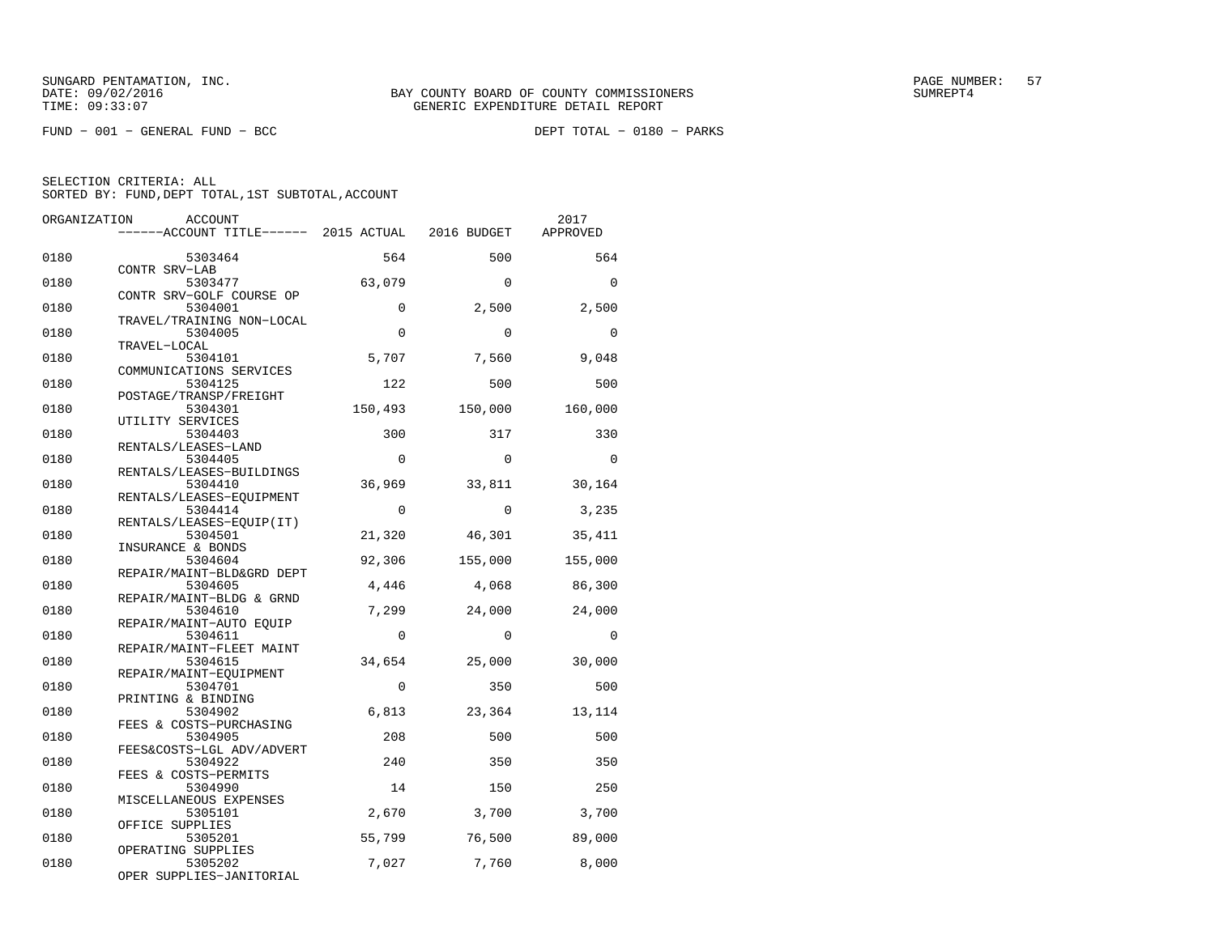SUNGARD PENTAMATION, INC.
DATE: 09/02/2016
TIME: 09:33:07

BAY COUNTY BOARD OF COUNTY COMMISSIONERS
GENERIC EXPENDITURE DETAIL REPORT

PAGE NUMBER: 57
SUMREPT4

FUND − 001 − GENERAL FUND − BCC    DEPT TOTAL − 0180 − PARKS

SELECTION CRITERIA: ALL
SORTED BY: FUND,DEPT TOTAL,1ST SUBTOTAL,ACCOUNT

| ORGANIZATION | ACCOUNT / ACCOUNT TITLE | 2015 ACTUAL | 2016 BUDGET | 2017 APPROVED |
|---|---|---|---|---|
| 0180 | 5303464 CONTR SRV−LAB | 564 | 500 | 564 |
| 0180 | 5303477 CONTR SRV−GOLF COURSE OP | 63,079 | 0 | 0 |
| 0180 | 5304001 TRAVEL/TRAINING NON−LOCAL | 0 | 2,500 | 2,500 |
| 0180 | 5304005 TRAVEL−LOCAL | 0 | 0 | 0 |
| 0180 | 5304101 COMMUNICATIONS SERVICES | 5,707 | 7,560 | 9,048 |
| 0180 | 5304125 POSTAGE/TRANSP/FREIGHT | 122 | 500 | 500 |
| 0180 | 5304301 UTILITY SERVICES | 150,493 | 150,000 | 160,000 |
| 0180 | 5304403 RENTALS/LEASES−LAND | 300 | 317 | 330 |
| 0180 | 5304405 RENTALS/LEASES−BUILDINGS | 0 | 0 | 0 |
| 0180 | 5304410 RENTALS/LEASES−EQUIPMENT | 36,969 | 33,811 | 30,164 |
| 0180 | 5304414 RENTALS/LEASES−EQUIP(IT) | 0 | 0 | 3,235 |
| 0180 | 5304501 INSURANCE & BONDS | 21,320 | 46,301 | 35,411 |
| 0180 | 5304604 REPAIR/MAINT−BLD&GRD DEPT | 92,306 | 155,000 | 155,000 |
| 0180 | 5304605 REPAIR/MAINT−BLDG & GRND | 4,446 | 4,068 | 86,300 |
| 0180 | 5304610 REPAIR/MAINT−AUTO EQUIP | 7,299 | 24,000 | 24,000 |
| 0180 | 5304611 REPAIR/MAINT−FLEET MAINT | 0 | 0 | 0 |
| 0180 | 5304615 REPAIR/MAINT−EQUIPMENT | 34,654 | 25,000 | 30,000 |
| 0180 | 5304701 PRINTING & BINDING | 0 | 350 | 500 |
| 0180 | 5304902 FEES & COSTS−PURCHASING | 6,813 | 23,364 | 13,114 |
| 0180 | 5304905 FEES&COSTS−LGL ADV/ADVERT | 208 | 500 | 500 |
| 0180 | 5304922 FEES & COSTS−PERMITS | 240 | 350 | 350 |
| 0180 | 5304990 MISCELLANEOUS EXPENSES | 14 | 150 | 250 |
| 0180 | 5305101 OFFICE SUPPLIES | 2,670 | 3,700 | 3,700 |
| 0180 | 5305201 OPERATING SUPPLIES | 55,799 | 76,500 | 89,000 |
| 0180 | 5305202 OPER SUPPLIES−JANITORIAL | 7,027 | 7,760 | 8,000 |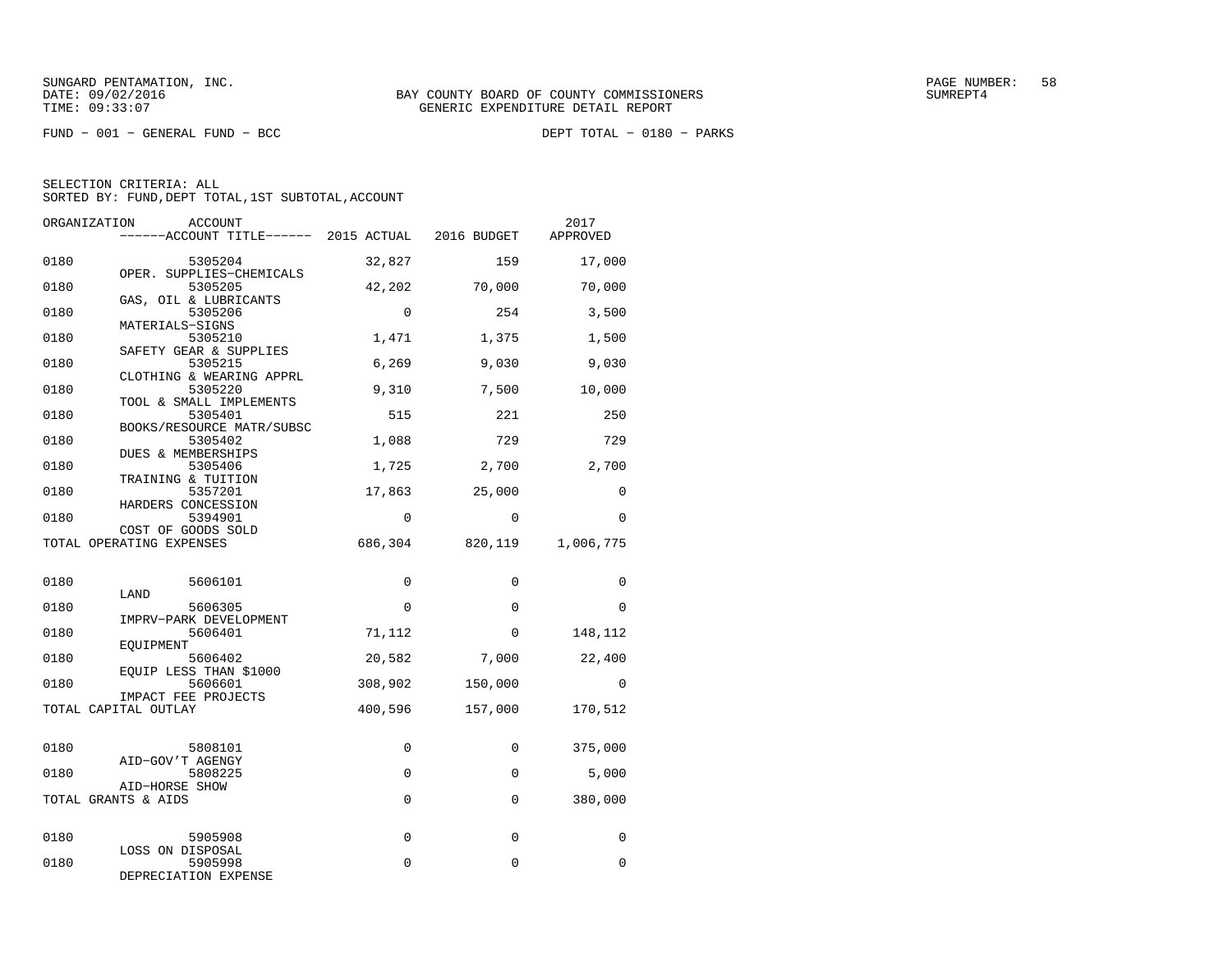BAY COUNTY BOARD OF COUNTY COMMISSIONERS
GENERIC EXPENDITURE DETAIL REPORT

FUND − 001 − GENERAL FUND − BCC　　　　DEPT TOTAL − 0180 − PARKS

SELECTION CRITERIA: ALL
SORTED BY: FUND,DEPT TOTAL,1ST SUBTOTAL,ACCOUNT

| ORGANIZATION | ACCOUNT / ACCOUNT TITLE | 2015 ACTUAL | 2016 BUDGET | 2017 APPROVED |
|---|---|---|---|---|
| 0180 | 5305204 OPER. SUPPLIES−CHEMICALS | 32,827 | 159 | 17,000 |
| 0180 | 5305205 GAS, OIL & LUBRICANTS | 42,202 | 70,000 | 70,000 |
| 0180 | 5305206 MATERIALS−SIGNS | 0 | 254 | 3,500 |
| 0180 | 5305210 SAFETY GEAR & SUPPLIES | 1,471 | 1,375 | 1,500 |
| 0180 | 5305215 CLOTHING & WEARING APPRL | 6,269 | 9,030 | 9,030 |
| 0180 | 5305220 TOOL & SMALL IMPLEMENTS | 9,310 | 7,500 | 10,000 |
| 0180 | 5305401 BOOKS/RESOURCE MATR/SUBSC | 515 | 221 | 250 |
| 0180 | 5305402 DUES & MEMBERSHIPS | 1,088 | 729 | 729 |
| 0180 | 5305406 TRAINING & TUITION | 1,725 | 2,700 | 2,700 |
| 0180 | 5357201 HARDERS CONCESSION | 17,863 | 25,000 | 0 |
| 0180 | 5394901 COST OF GOODS SOLD | 0 | 0 | 0 |
| TOTAL OPERATING EXPENSES | | 686,304 | 820,119 | 1,006,775 |
| 0180 | 5606101 LAND | 0 | 0 | 0 |
| 0180 | 5606305 IMPRV−PARK DEVELOPMENT | 0 | 0 | 0 |
| 0180 | 5606401 EQUIPMENT | 71,112 | 0 | 148,112 |
| 0180 | 5606402 EQUIP LESS THAN $1000 | 20,582 | 7,000 | 22,400 |
| 0180 | 5606601 IMPACT FEE PROJECTS | 308,902 | 150,000 | 0 |
| TOTAL CAPITAL OUTLAY | | 400,596 | 157,000 | 170,512 |
| 0180 | 5808101 AID−GOV'T AGENGY | 0 | 0 | 375,000 |
| 0180 | 5808225 AID−HORSE SHOW | 0 | 0 | 5,000 |
| TOTAL GRANTS & AIDS | | 0 | 0 | 380,000 |
| 0180 | 5905908 LOSS ON DISPOSAL | 0 | 0 | 0 |
| 0180 | 5905998 DEPRECIATION EXPENSE | 0 | 0 | 0 |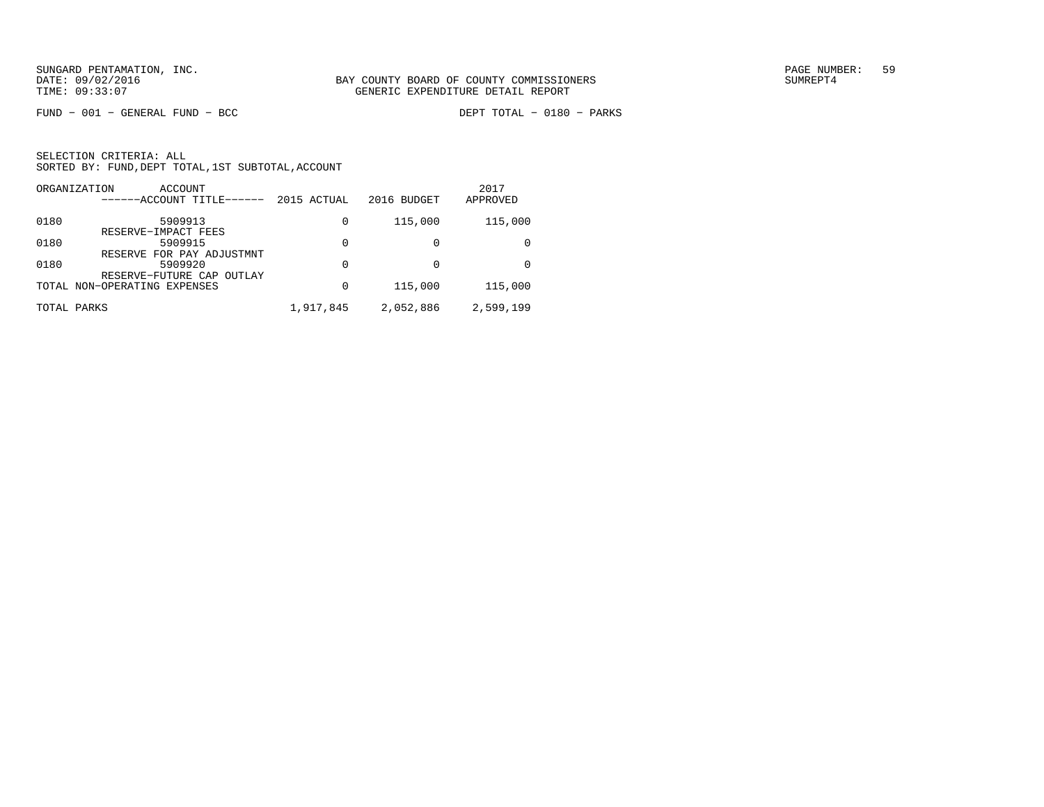FUND − 001 − GENERAL FUND − BCC    DEPT TOTAL − 0180 − PARKS

SELECTION CRITERIA: ALL
SORTED BY: FUND,DEPT TOTAL,1ST SUBTOTAL,ACCOUNT

| ORGANIZATION | ACCOUNT<br>------ACCOUNT TITLE------ | 2015 ACTUAL | 2016 BUDGET | 2017 APPROVED |
|---|---|---|---|---|
| 0180 | 5909913<br>RESERVE−IMPACT FEES | 0 | 115,000 | 115,000 |
| 0180 | 5909915<br>RESERVE FOR PAY ADJUSTMNT | 0 | 0 | 0 |
| 0180 | 5909920<br>RESERVE−FUTURE CAP OUTLAY | 0 | 0 | 0 |
| TOTAL NON−OPERATING EXPENSES | | 0 | 115,000 | 115,000 |
| TOTAL PARKS | | 1,917,845 | 2,052,886 | 2,599,199 |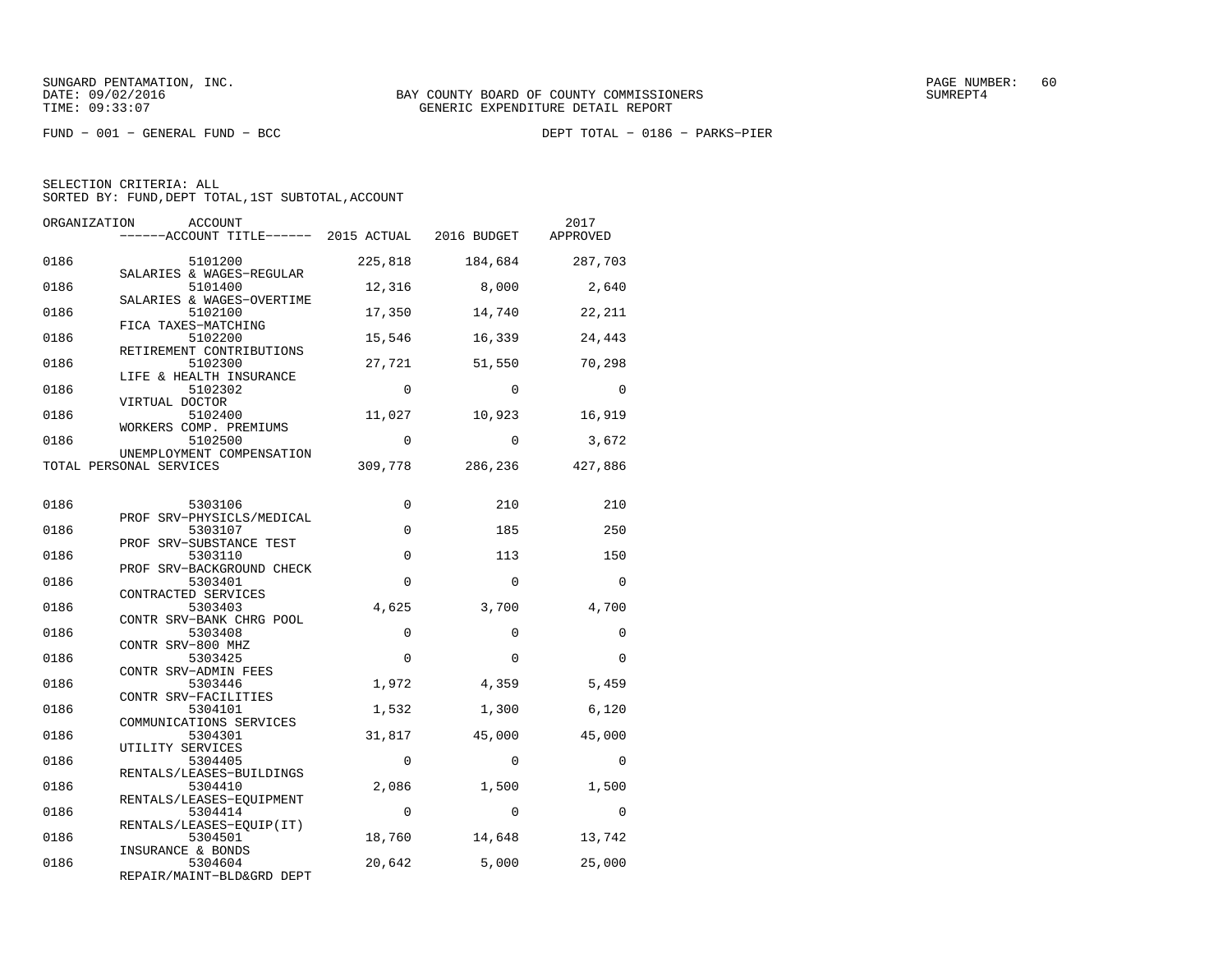SUNGARD PENTAMATION, INC.
DATE: 09/02/2016
TIME: 09:33:07

BAY COUNTY BOARD OF COUNTY COMMISSIONERS
GENERIC EXPENDITURE DETAIL REPORT

SUMREPT4

FUND − 001 − GENERAL FUND − BCC

DEPT TOTAL − 0186 − PARKS−PIER

SELECTION CRITERIA: ALL
SORTED BY: FUND,DEPT TOTAL,1ST SUBTOTAL,ACCOUNT

| ORGANIZATION | ACCOUNT / ------ACCOUNT TITLE------ | 2015 ACTUAL | 2016 BUDGET | 2017 APPROVED |
|---|---|---|---|---|
| 0186 | 5101200 SALARIES & WAGES−REGULAR | 225,818 | 184,684 | 287,703 |
| 0186 | 5101400 SALARIES & WAGES−OVERTIME | 12,316 | 8,000 | 2,640 |
| 0186 | 5102100 FICA TAXES−MATCHING | 17,350 | 14,740 | 22,211 |
| 0186 | 5102200 RETIREMENT CONTRIBUTIONS | 15,546 | 16,339 | 24,443 |
| 0186 | 5102300 LIFE & HEALTH INSURANCE | 27,721 | 51,550 | 70,298 |
| 0186 | 5102302 VIRTUAL DOCTOR | 0 | 0 | 0 |
| 0186 | 5102400 WORKERS COMP. PREMIUMS | 11,027 | 10,923 | 16,919 |
| 0186 | 5102500 UNEMPLOYMENT COMPENSATION | 0 | 0 | 3,672 |
| TOTAL PERSONAL SERVICES | | 309,778 | 286,236 | 427,886 |
| 0186 | 5303106 PROF SRV−PHYSICLS/MEDICAL | 0 | 210 | 210 |
| 0186 | 5303107 PROF SRV−SUBSTANCE TEST | 0 | 185 | 250 |
| 0186 | 5303110 PROF SRV−BACKGROUND CHECK | 0 | 113 | 150 |
| 0186 | 5303401 CONTRACTED SERVICES | 0 | 0 | 0 |
| 0186 | 5303403 CONTR SRV−BANK CHRG POOL | 4,625 | 3,700 | 4,700 |
| 0186 | 5303408 CONTR SRV−800 MHZ | 0 | 0 | 0 |
| 0186 | 5303425 CONTR SRV−ADMIN FEES | 0 | 0 | 0 |
| 0186 | 5303446 CONTR SRV−FACILITIES | 1,972 | 4,359 | 5,459 |
| 0186 | 5304101 COMMUNICATIONS SERVICES | 1,532 | 1,300 | 6,120 |
| 0186 | 5304301 UTILITY SERVICES | 31,817 | 45,000 | 45,000 |
| 0186 | 5304405 RENTALS/LEASES−BUILDINGS | 0 | 0 | 0 |
| 0186 | 5304410 RENTALS/LEASES−EQUIPMENT | 2,086 | 1,500 | 1,500 |
| 0186 | 5304414 RENTALS/LEASES−EQUIP(IT) | 0 | 0 | 0 |
| 0186 | 5304501 INSURANCE & BONDS | 18,760 | 14,648 | 13,742 |
| 0186 | 5304604 REPAIR/MAINT−BLD&GRD DEPT | 20,642 | 5,000 | 25,000 |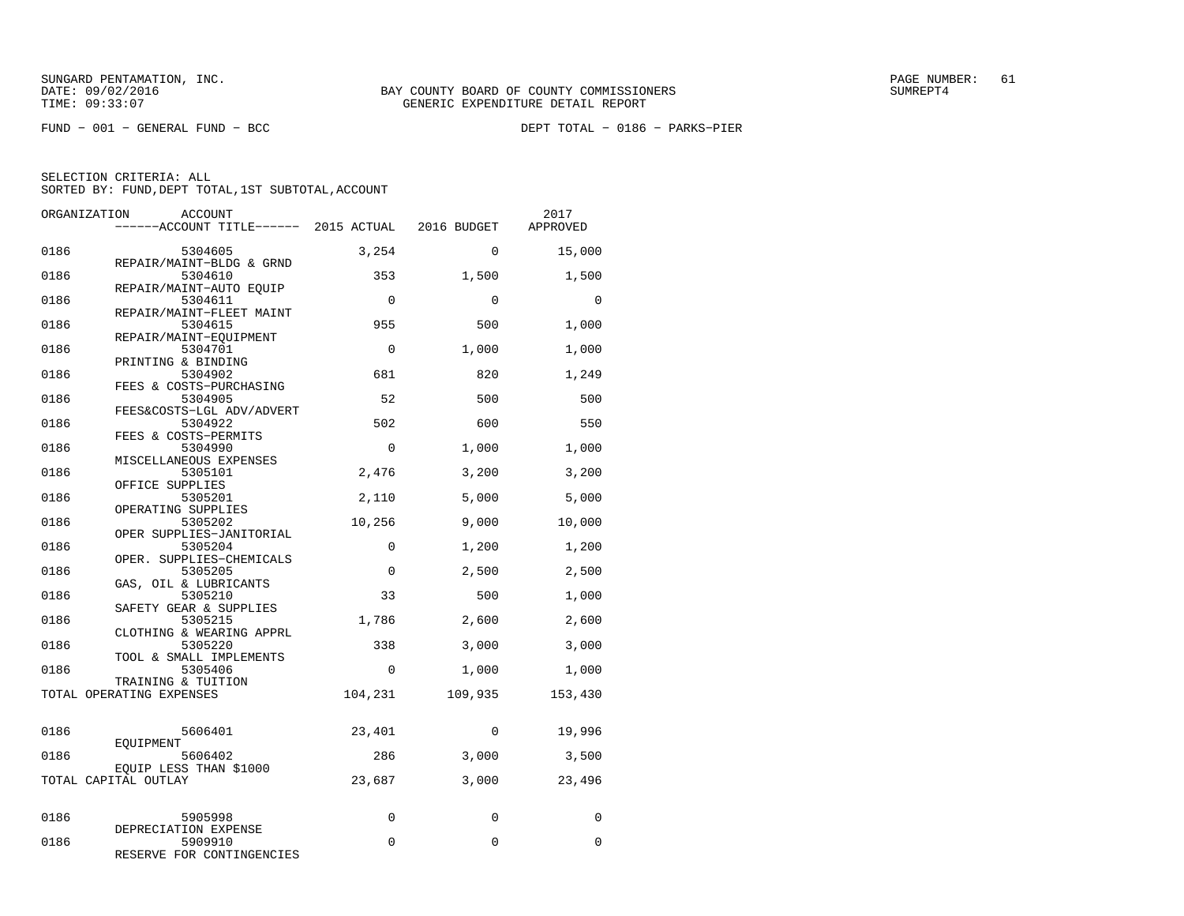SUNGARD PENTAMATION, INC.
DATE: 09/02/2016
TIME: 09:33:07

BAY COUNTY BOARD OF COUNTY COMMISSIONERS
GENERIC EXPENDITURE DETAIL REPORT

FUND − 001 − GENERAL FUND − BCC

DEPT TOTAL − 0186 − PARKS−PIER

SELECTION CRITERIA: ALL
SORTED BY: FUND,DEPT TOTAL,1ST SUBTOTAL,ACCOUNT

| ORGANIZATION | ACCOUNT / ACCOUNT TITLE | 2015 ACTUAL | 2016 BUDGET | 2017 APPROVED |
|---|---|---|---|---|
| 0186 | 5304605 REPAIR/MAINT−BLDG & GRND | 3,254 | 0 | 15,000 |
| 0186 | 5304610 REPAIR/MAINT−AUTO EQUIP | 353 | 1,500 | 1,500 |
| 0186 | 5304611 REPAIR/MAINT−FLEET MAINT | 0 | 0 | 0 |
| 0186 | 5304615 REPAIR/MAINT−EQUIPMENT | 955 | 500 | 1,000 |
| 0186 | 5304701 PRINTING & BINDING | 0 | 1,000 | 1,000 |
| 0186 | 5304902 FEES & COSTS−PURCHASING | 681 | 820 | 1,249 |
| 0186 | 5304905 FEES&COSTS−LGL ADV/ADVERT | 52 | 500 | 500 |
| 0186 | 5304922 FEES & COSTS−PERMITS | 502 | 600 | 550 |
| 0186 | 5304990 MISCELLANEOUS EXPENSES | 0 | 1,000 | 1,000 |
| 0186 | 5305101 OFFICE SUPPLIES | 2,476 | 3,200 | 3,200 |
| 0186 | 5305201 OPERATING SUPPLIES | 2,110 | 5,000 | 5,000 |
| 0186 | 5305202 OPER SUPPLIES−JANITORIAL | 10,256 | 9,000 | 10,000 |
| 0186 | 5305204 OPER. SUPPLIES−CHEMICALS | 0 | 1,200 | 1,200 |
| 0186 | 5305205 GAS, OIL & LUBRICANTS | 0 | 2,500 | 2,500 |
| 0186 | 5305210 SAFETY GEAR & SUPPLIES | 33 | 500 | 1,000 |
| 0186 | 5305215 CLOTHING & WEARING APPRL | 1,786 | 2,600 | 2,600 |
| 0186 | 5305220 TOOL & SMALL IMPLEMENTS | 338 | 3,000 | 3,000 |
| 0186 | 5305406 TRAINING & TUITION | 0 | 1,000 | 1,000 |
| TOTAL OPERATING EXPENSES | | 104,231 | 109,935 | 153,430 |
| 0186 | 5606401 EQUIPMENT | 23,401 | 0 | 19,996 |
| 0186 | 5606402 EQUIP LESS THAN $1000 | 286 | 3,000 | 3,500 |
| TOTAL CAPITAL OUTLAY | | 23,687 | 3,000 | 23,496 |
| 0186 | 5905998 DEPRECIATION EXPENSE | 0 | 0 | 0 |
| 0186 | 5909910 RESERVE FOR CONTINGENCIES | 0 | 0 | 0 |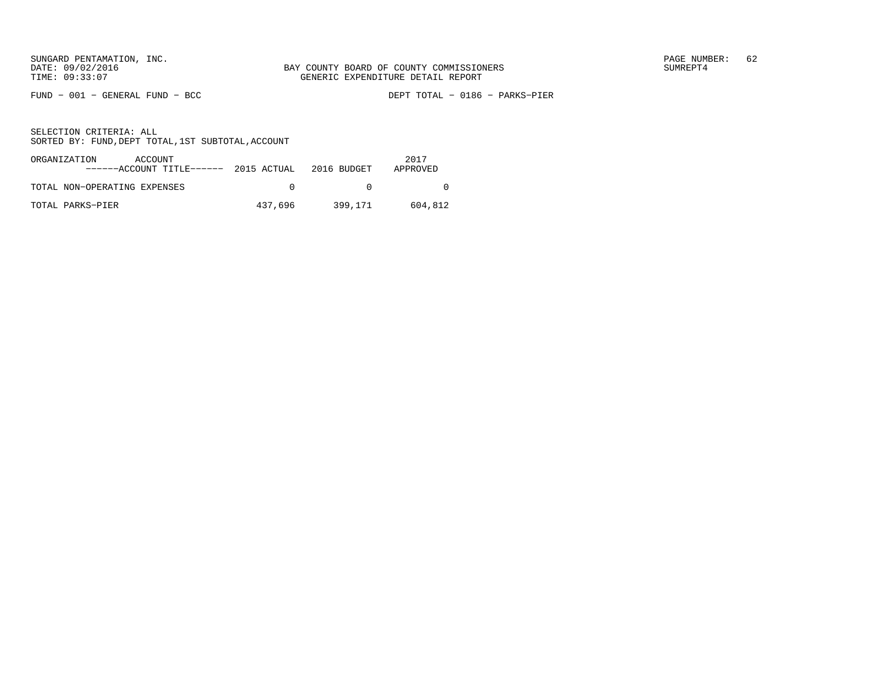SUNGARD PENTAMATION, INC.
DATE: 09/02/2016
TIME: 09:33:07

BAY COUNTY BOARD OF COUNTY COMMISSIONERS
GENERIC EXPENDITURE DETAIL REPORT

PAGE NUMBER: 62
SUMREPT4

FUND - 001 - GENERAL FUND - BCC

DEPT TOTAL - 0186 - PARKS-PIER

SELECTION CRITERIA: ALL
SORTED BY: FUND,DEPT TOTAL,1ST SUBTOTAL,ACCOUNT

| ORGANIZATION ACCOUNT ------ACCOUNT TITLE------ | 2015 ACTUAL | 2016 BUDGET | 2017 APPROVED |
|---|---|---|---|
| TOTAL NON-OPERATING EXPENSES | 0 | 0 | 0 |
| TOTAL PARKS-PIER | 437,696 | 399,171 | 604,812 |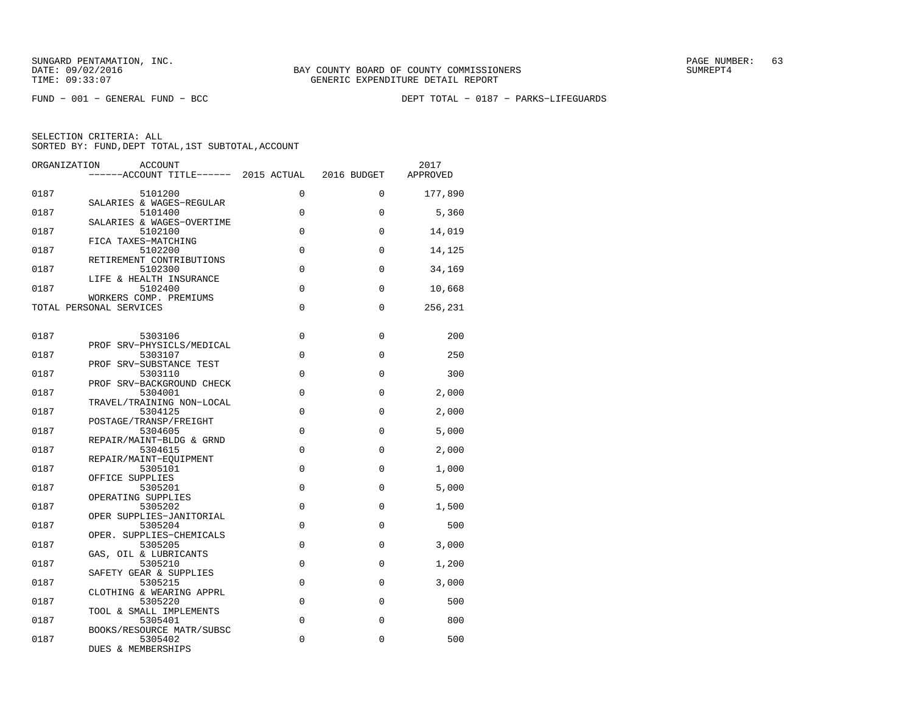SUNGARD PENTAMATION, INC.
DATE: 09/02/2016
TIME: 09:33:07

BAY COUNTY BOARD OF COUNTY COMMISSIONERS
GENERIC EXPENDITURE DETAIL REPORT

SUMREPT4

FUND − 001 − GENERAL FUND − BCC

DEPT TOTAL − 0187 − PARKS−LIFEGUARDS

SELECTION CRITERIA: ALL
SORTED BY: FUND,DEPT TOTAL,1ST SUBTOTAL,ACCOUNT

| ORGANIZATION | ACCOUNT / ACCOUNT TITLE | 2015 ACTUAL | 2016 BUDGET | 2017 APPROVED |
|---|---|---|---|---|
| 0187 | 5101200 SALARIES & WAGES−REGULAR | 0 | 0 | 177,890 |
| 0187 | 5101400 SALARIES & WAGES−OVERTIME | 0 | 0 | 5,360 |
| 0187 | 5102100 FICA TAXES−MATCHING | 0 | 0 | 14,019 |
| 0187 | 5102200 RETIREMENT CONTRIBUTIONS | 0 | 0 | 14,125 |
| 0187 | 5102300 LIFE & HEALTH INSURANCE | 0 | 0 | 34,169 |
| 0187 | 5102400 WORKERS COMP. PREMIUMS | 0 | 0 | 10,668 |
| TOTAL PERSONAL SERVICES | | 0 | 0 | 256,231 |
| 0187 | 5303106 PROF SRV−PHYSICLS/MEDICAL | 0 | 0 | 200 |
| 0187 | 5303107 PROF SRV−SUBSTANCE TEST | 0 | 0 | 250 |
| 0187 | 5303110 PROF SRV−BACKGROUND CHECK | 0 | 0 | 300 |
| 0187 | 5304001 TRAVEL/TRAINING NON−LOCAL | 0 | 0 | 2,000 |
| 0187 | 5304125 POSTAGE/TRANSP/FREIGHT | 0 | 0 | 2,000 |
| 0187 | 5304605 REPAIR/MAINT−BLDG & GRND | 0 | 0 | 5,000 |
| 0187 | 5304615 REPAIR/MAINT−EQUIPMENT | 0 | 0 | 2,000 |
| 0187 | 5305101 OFFICE SUPPLIES | 0 | 0 | 1,000 |
| 0187 | 5305201 OPERATING SUPPLIES | 0 | 0 | 5,000 |
| 0187 | 5305202 OPER SUPPLIES−JANITORIAL | 0 | 0 | 1,500 |
| 0187 | 5305204 OPER. SUPPLIES−CHEMICALS | 0 | 0 | 500 |
| 0187 | 5305205 GAS, OIL & LUBRICANTS | 0 | 0 | 3,000 |
| 0187 | 5305210 SAFETY GEAR & SUPPLIES | 0 | 0 | 1,200 |
| 0187 | 5305215 CLOTHING & WEARING APPRL | 0 | 0 | 3,000 |
| 0187 | 5305220 TOOL & SMALL IMPLEMENTS | 0 | 0 | 500 |
| 0187 | 5305401 BOOKS/RESOURCE MATR/SUBSC | 0 | 0 | 800 |
| 0187 | 5305402 DUES & MEMBERSHIPS | 0 | 0 | 500 |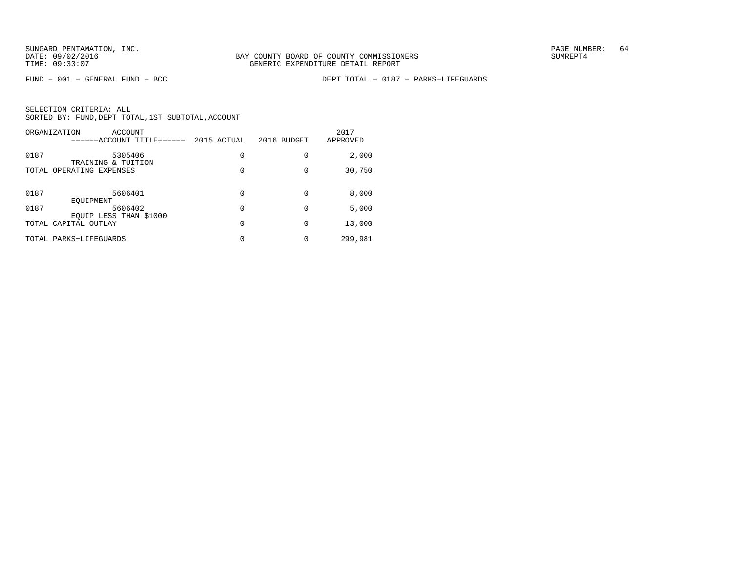BAY COUNTY BOARD OF COUNTY COMMISSIONERS
GENERIC EXPENDITURE DETAIL REPORT

FUND − 001 − GENERAL FUND − BCC

DEPT TOTAL − 0187 − PARKS−LIFEGUARDS

SELECTION CRITERIA: ALL
SORTED BY: FUND,DEPT TOTAL,1ST SUBTOTAL,ACCOUNT

| ORGANIZATION | ACCOUNT / ------ACCOUNT TITLE------ | 2015 ACTUAL | 2016 BUDGET | 2017 APPROVED |
|---|---|---|---|---|
| 0187 | 5305406 TRAINING & TUITION | 0 | 0 | 2,000 |
| TOTAL OPERATING EXPENSES | | 0 | 0 | 30,750 |
| 0187 | 5606401 EQUIPMENT | 0 | 0 | 8,000 |
| 0187 | 5606402 EQUIP LESS THAN $1000 | 0 | 0 | 5,000 |
| TOTAL CAPITAL OUTLAY | | 0 | 0 | 13,000 |
| TOTAL PARKS−LIFEGUARDS | | 0 | 0 | 299,981 |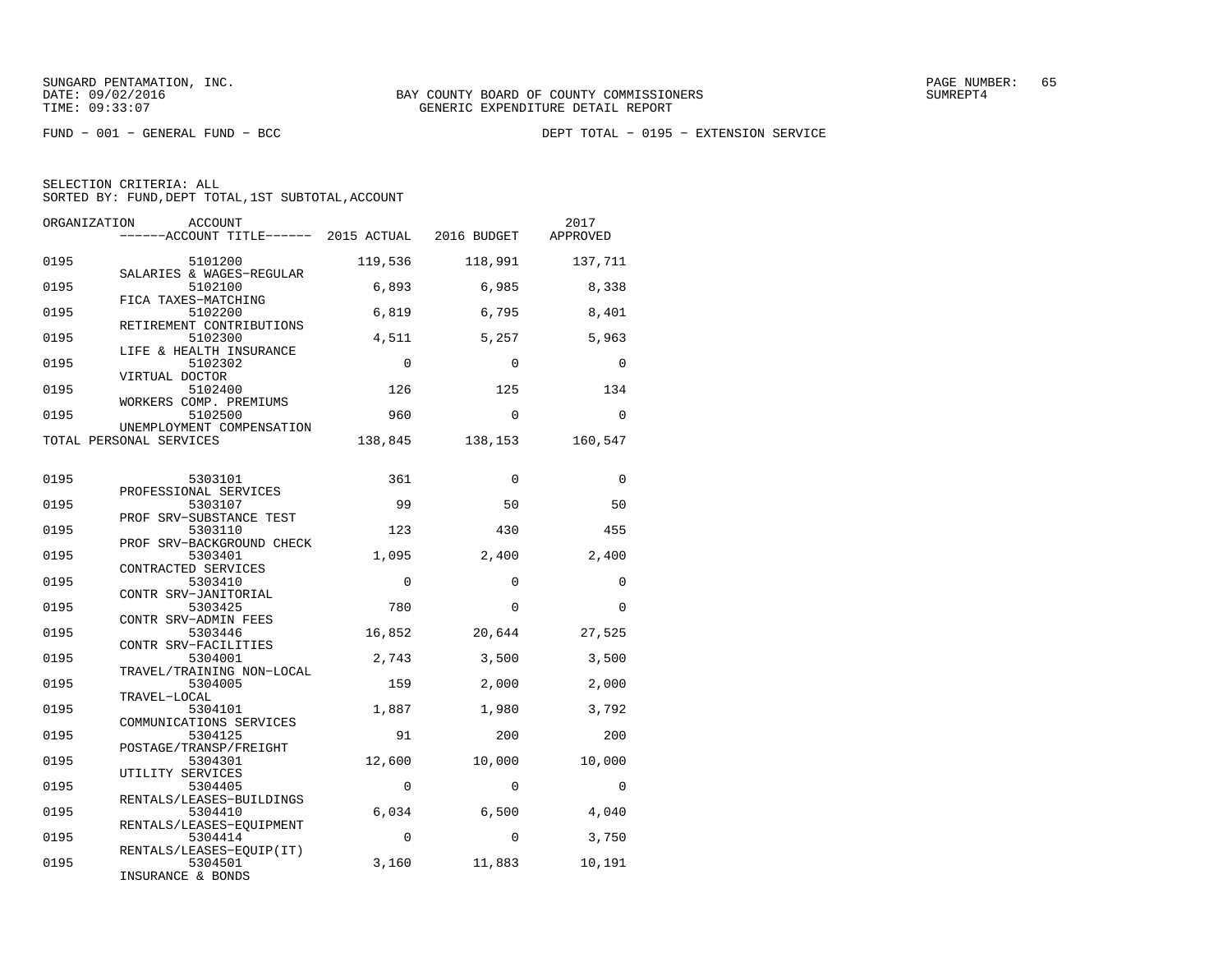FUND − 001 − GENERAL FUND − BCC

DEPT TOTAL − 0195 − EXTENSION SERVICE

SELECTION CRITERIA: ALL
SORTED BY: FUND,DEPT TOTAL,1ST SUBTOTAL,ACCOUNT

| ORGANIZATION | ACCOUNT / ACCOUNT TITLE | 2015 ACTUAL | 2016 BUDGET | 2017 APPROVED |
|---|---|---|---|---|
| 0195 | 5101200 SALARIES & WAGES−REGULAR | 119,536 | 118,991 | 137,711 |
| 0195 | 5102100 FICA TAXES−MATCHING | 6,893 | 6,985 | 8,338 |
| 0195 | 5102200 RETIREMENT CONTRIBUTIONS | 6,819 | 6,795 | 8,401 |
| 0195 | 5102300 LIFE & HEALTH INSURANCE | 4,511 | 5,257 | 5,963 |
| 0195 | 5102302 VIRTUAL DOCTOR | 0 | 0 | 0 |
| 0195 | 5102400 WORKERS COMP. PREMIUMS | 126 | 125 | 134 |
| 0195 | 5102500 UNEMPLOYMENT COMPENSATION | 960 | 0 | 0 |
| TOTAL PERSONAL SERVICES | | 138,845 | 138,153 | 160,547 |
| 0195 | 5303101 PROFESSIONAL SERVICES | 361 | 0 | 0 |
| 0195 | 5303107 PROF SRV−SUBSTANCE TEST | 99 | 50 | 50 |
| 0195 | 5303110 PROF SRV−BACKGROUND CHECK | 123 | 430 | 455 |
| 0195 | 5303401 CONTRACTED SERVICES | 1,095 | 2,400 | 2,400 |
| 0195 | 5303410 CONTR SRV−JANITORIAL | 0 | 0 | 0 |
| 0195 | 5303425 CONTR SRV−ADMIN FEES | 780 | 0 | 0 |
| 0195 | 5303446 CONTR SRV−FACILITIES | 16,852 | 20,644 | 27,525 |
| 0195 | 5304001 TRAVEL/TRAINING NON−LOCAL | 2,743 | 3,500 | 3,500 |
| 0195 | 5304005 TRAVEL−LOCAL | 159 | 2,000 | 2,000 |
| 0195 | 5304101 COMMUNICATIONS SERVICES | 1,887 | 1,980 | 3,792 |
| 0195 | 5304125 POSTAGE/TRANSP/FREIGHT | 91 | 200 | 200 |
| 0195 | 5304301 UTILITY SERVICES | 12,600 | 10,000 | 10,000 |
| 0195 | 5304405 RENTALS/LEASES−BUILDINGS | 0 | 0 | 0 |
| 0195 | 5304410 RENTALS/LEASES−EQUIPMENT | 6,034 | 6,500 | 4,040 |
| 0195 | 5304414 RENTALS/LEASES−EQUIP(IT) | 0 | 0 | 3,750 |
| 0195 | 5304501 INSURANCE & BONDS | 3,160 | 11,883 | 10,191 |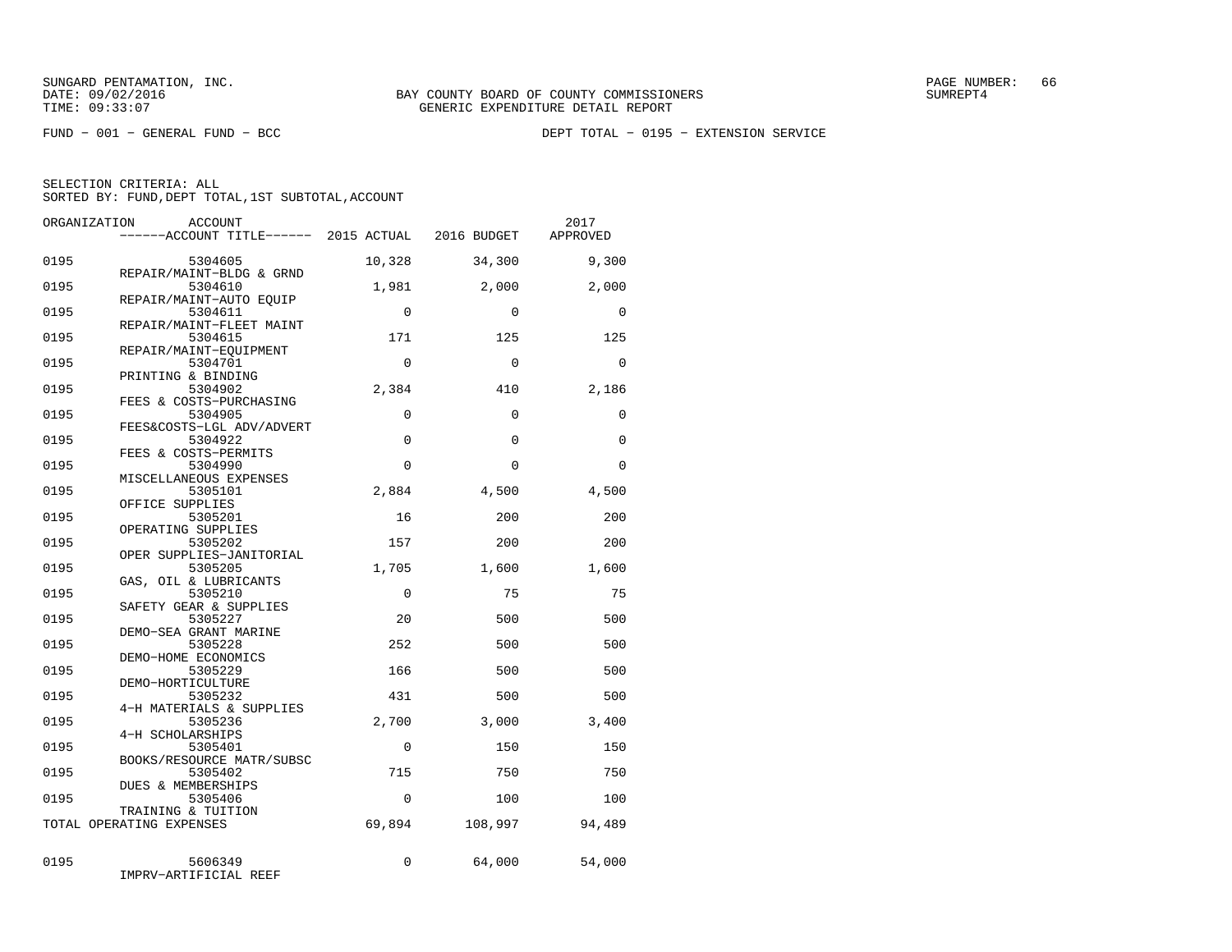SUNGARD PENTAMATION, INC.
DATE: 09/02/2016
TIME: 09:33:07

BAY COUNTY BOARD OF COUNTY COMMISSIONERS
GENERIC EXPENDITURE DETAIL REPORT

SUMREPT4

FUND − 001 − GENERAL FUND − BCC

DEPT TOTAL − 0195 − EXTENSION SERVICE

SELECTION CRITERIA: ALL
SORTED BY: FUND,DEPT TOTAL,1ST SUBTOTAL,ACCOUNT

| ORGANIZATION | ACCOUNT / ACCOUNT TITLE | 2015 ACTUAL | 2016 BUDGET | 2017 APPROVED |
|---|---|---|---|---|
| 0195 | 5304605 REPAIR/MAINT−BLDG & GRND | 10,328 | 34,300 | 9,300 |
| 0195 | 5304610 REPAIR/MAINT−AUTO EQUIP | 1,981 | 2,000 | 2,000 |
| 0195 | 5304611 REPAIR/MAINT−FLEET MAINT | 0 | 0 | 0 |
| 0195 | 5304615 REPAIR/MAINT−EQUIPMENT | 171 | 125 | 125 |
| 0195 | 5304701 PRINTING & BINDING | 0 | 0 | 0 |
| 0195 | 5304902 FEES & COSTS−PURCHASING | 2,384 | 410 | 2,186 |
| 0195 | 5304905 FEES&COSTS−LGL ADV/ADVERT | 0 | 0 | 0 |
| 0195 | 5304922 FEES & COSTS−PERMITS | 0 | 0 | 0 |
| 0195 | 5304990 MISCELLANEOUS EXPENSES | 0 | 0 | 0 |
| 0195 | 5305101 OFFICE SUPPLIES | 2,884 | 4,500 | 4,500 |
| 0195 | 5305201 OPERATING SUPPLIES | 16 | 200 | 200 |
| 0195 | 5305202 OPER SUPPLIES−JANITORIAL | 157 | 200 | 200 |
| 0195 | 5305205 GAS, OIL & LUBRICANTS | 1,705 | 1,600 | 1,600 |
| 0195 | 5305210 SAFETY GEAR & SUPPLIES | 0 | 75 | 75 |
| 0195 | 5305227 DEMO−SEA GRANT MARINE | 20 | 500 | 500 |
| 0195 | 5305228 DEMO−HOME ECONOMICS | 252 | 500 | 500 |
| 0195 | 5305229 DEMO−HORTICULTURE | 166 | 500 | 500 |
| 0195 | 5305232 4−H MATERIALS & SUPPLIES | 431 | 500 | 500 |
| 0195 | 5305236 4−H SCHOLARSHIPS | 2,700 | 3,000 | 3,400 |
| 0195 | 5305401 BOOKS/RESOURCE MATR/SUBSC | 0 | 150 | 150 |
| 0195 | 5305402 DUES & MEMBERSHIPS | 715 | 750 | 750 |
| 0195 | 5305406 TRAINING & TUITION | 0 | 100 | 100 |
| TOTAL OPERATING EXPENSES | | 69,894 | 108,997 | 94,489 |
| 0195 | 5606349 IMPRV−ARTIFICIAL REEF | 0 | 64,000 | 54,000 |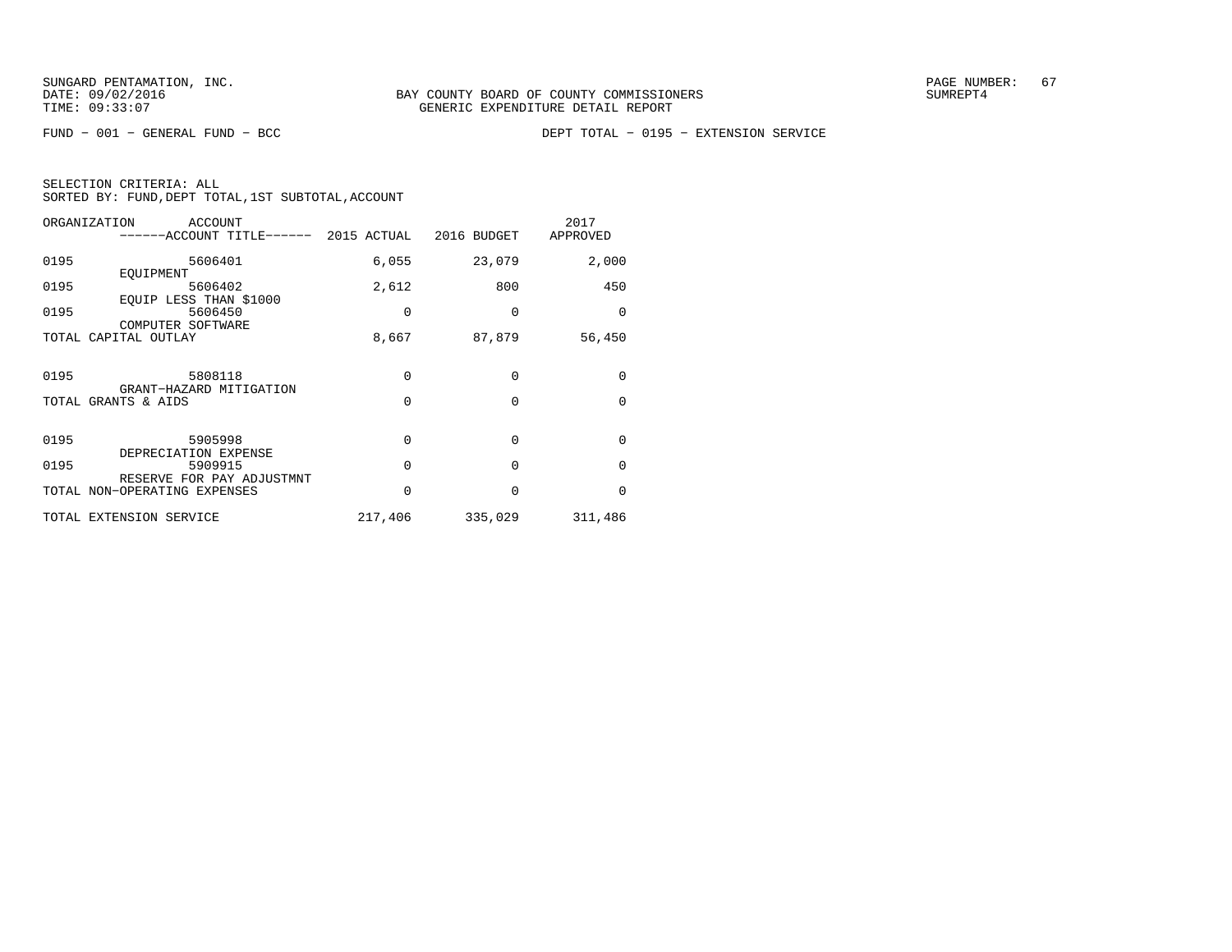SUNGARD PENTAMATION, INC.
DATE: 09/02/2016
TIME: 09:33:07

BAY COUNTY BOARD OF COUNTY COMMISSIONERS
GENERIC EXPENDITURE DETAIL REPORT

SUMREPT4

FUND − 001 − GENERAL FUND − BCC

DEPT TOTAL − 0195 − EXTENSION SERVICE

SELECTION CRITERIA: ALL
SORTED BY: FUND,DEPT TOTAL,1ST SUBTOTAL,ACCOUNT

| ORGANIZATION | ACCOUNT ------ACCOUNT TITLE------ | 2015 ACTUAL | 2016 BUDGET | 2017 APPROVED |
|---|---|---|---|---|
| 0195 | 5606401 EQUIPMENT | 6,055 | 23,079 | 2,000 |
| 0195 | 5606402 EQUIP LESS THAN $1000 | 2,612 | 800 | 450 |
| 0195 | 5606450 COMPUTER SOFTWARE | 0 | 0 | 0 |
| TOTAL CAPITAL OUTLAY | | 8,667 | 87,879 | 56,450 |
| 0195 | 5808118 GRANT−HAZARD MITIGATION | 0 | 0 | 0 |
| TOTAL GRANTS & AIDS | | 0 | 0 | 0 |
| 0195 | 5905998 DEPRECIATION EXPENSE | 0 | 0 | 0 |
| 0195 | 5909915 RESERVE FOR PAY ADJUSTMNT | 0 | 0 | 0 |
| TOTAL NON−OPERATING EXPENSES | | 0 | 0 | 0 |
| TOTAL EXTENSION SERVICE | | 217,406 | 335,029 | 311,486 |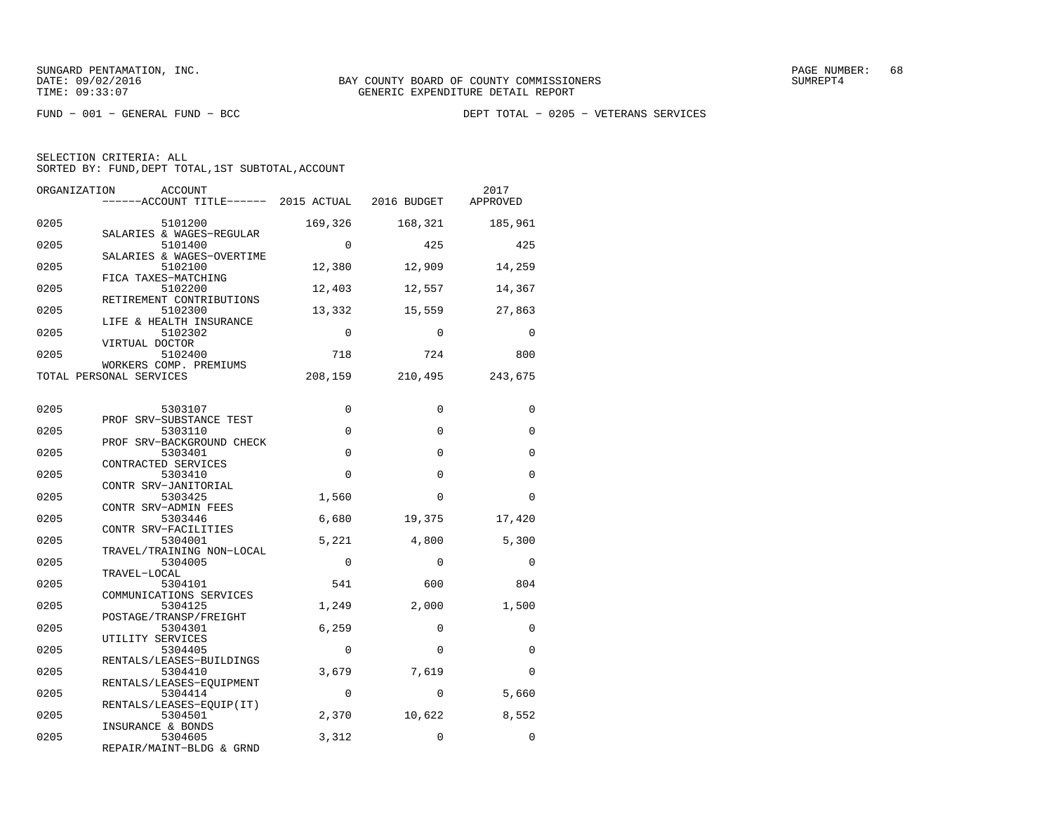SUNGARD PENTAMATION, INC.
DATE: 09/02/2016
TIME: 09:33:07

BAY COUNTY BOARD OF COUNTY COMMISSIONERS
GENERIC EXPENDITURE DETAIL REPORT

SUMREPT4

FUND − 001 − GENERAL FUND − BCC

DEPT TOTAL − 0205 − VETERANS SERVICES

SELECTION CRITERIA: ALL
SORTED BY: FUND,DEPT TOTAL,1ST SUBTOTAL,ACCOUNT

| ORGANIZATION | ACCOUNT / ACCOUNT TITLE | 2015 ACTUAL | 2016 BUDGET | 2017 APPROVED |
|---|---|---|---|---|
| 0205 | 5101200 SALARIES & WAGES−REGULAR | 169,326 | 168,321 | 185,961 |
| 0205 | 5101400 SALARIES & WAGES−OVERTIME | 0 | 425 | 425 |
| 0205 | 5102100 FICA TAXES−MATCHING | 12,380 | 12,909 | 14,259 |
| 0205 | 5102200 RETIREMENT CONTRIBUTIONS | 12,403 | 12,557 | 14,367 |
| 0205 | 5102300 LIFE & HEALTH INSURANCE | 13,332 | 15,559 | 27,863 |
| 0205 | 5102302 VIRTUAL DOCTOR | 0 | 0 | 0 |
| 0205 | 5102400 WORKERS COMP. PREMIUMS | 718 | 724 | 800 |
| TOTAL PERSONAL SERVICES | | 208,159 | 210,495 | 243,675 |
| 0205 | 5303107 PROF SRV−SUBSTANCE TEST | 0 | 0 | 0 |
| 0205 | 5303110 PROF SRV−BACKGROUND CHECK | 0 | 0 | 0 |
| 0205 | 5303401 CONTRACTED SERVICES | 0 | 0 | 0 |
| 0205 | 5303410 CONTR SRV−JANITORIAL | 0 | 0 | 0 |
| 0205 | 5303425 CONTR SRV−ADMIN FEES | 1,560 | 0 | 0 |
| 0205 | 5303446 CONTR SRV−FACILITIES | 6,680 | 19,375 | 17,420 |
| 0205 | 5304001 TRAVEL/TRAINING NON−LOCAL | 5,221 | 4,800 | 5,300 |
| 0205 | 5304005 TRAVEL−LOCAL | 0 | 0 | 0 |
| 0205 | 5304101 COMMUNICATIONS SERVICES | 541 | 600 | 804 |
| 0205 | 5304125 POSTAGE/TRANSP/FREIGHT | 1,249 | 2,000 | 1,500 |
| 0205 | 5304301 UTILITY SERVICES | 6,259 | 0 | 0 |
| 0205 | 5304405 RENTALS/LEASES−BUILDINGS | 0 | 0 | 0 |
| 0205 | 5304410 RENTALS/LEASES−EQUIPMENT | 3,679 | 7,619 | 0 |
| 0205 | 5304414 RENTALS/LEASES−EQUIP(IT) | 0 | 0 | 5,660 |
| 0205 | 5304501 INSURANCE & BONDS | 2,370 | 10,622 | 8,552 |
| 0205 | 5304605 REPAIR/MAINT−BLDG & GRND | 3,312 | 0 | 0 |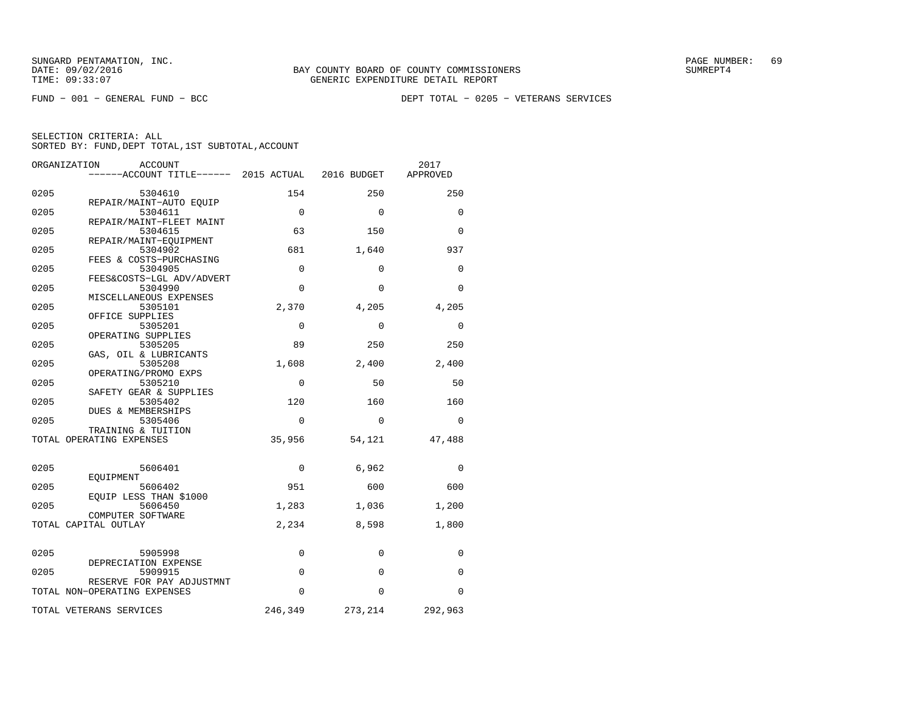SUNGARD PENTAMATION, INC.
DATE: 09/02/2016
TIME: 09:33:07

BAY COUNTY BOARD OF COUNTY COMMISSIONERS
GENERIC EXPENDITURE DETAIL REPORT

SUMREPT4

FUND − 001 − GENERAL FUND − BCC

DEPT TOTAL − 0205 − VETERANS SERVICES

SELECTION CRITERIA: ALL
SORTED BY: FUND,DEPT TOTAL,1ST SUBTOTAL,ACCOUNT

| ORGANIZATION | ACCOUNT / ------ACCOUNT TITLE------ | 2015 ACTUAL | 2016 BUDGET | 2017 APPROVED |
|---|---|---|---|---|
| 0205 | 5304610 REPAIR/MAINT−AUTO EQUIP | 154 | 250 | 250 |
| 0205 | 5304611 REPAIR/MAINT−FLEET MAINT | 0 | 0 | 0 |
| 0205 | 5304615 REPAIR/MAINT−EQUIPMENT | 63 | 150 | 0 |
| 0205 | 5304902 FEES & COSTS−PURCHASING | 681 | 1,640 | 937 |
| 0205 | 5304905 FEES&COSTS−LGL ADV/ADVERT | 0 | 0 | 0 |
| 0205 | 5304990 MISCELLANEOUS EXPENSES | 0 | 0 | 0 |
| 0205 | 5305101 OFFICE SUPPLIES | 2,370 | 4,205 | 4,205 |
| 0205 | 5305201 OPERATING SUPPLIES | 0 | 0 | 0 |
| 0205 | 5305205 GAS, OIL & LUBRICANTS | 89 | 250 | 250 |
| 0205 | 5305208 OPERATING/PROMO EXPS | 1,608 | 2,400 | 2,400 |
| 0205 | 5305210 SAFETY GEAR & SUPPLIES | 0 | 50 | 50 |
| 0205 | 5305402 DUES & MEMBERSHIPS | 120 | 160 | 160 |
| 0205 | 5305406 TRAINING & TUITION | 0 | 0 | 0 |
| TOTAL OPERATING EXPENSES | | 35,956 | 54,121 | 47,488 |
| 0205 | 5606401 EQUIPMENT | 0 | 6,962 | 0 |
| 0205 | 5606402 EQUIP LESS THAN $1000 | 951 | 600 | 600 |
| 0205 | 5606450 COMPUTER SOFTWARE | 1,283 | 1,036 | 1,200 |
| TOTAL CAPITAL OUTLAY | | 2,234 | 8,598 | 1,800 |
| 0205 | 5905998 DEPRECIATION EXPENSE | 0 | 0 | 0 |
| 0205 | 5909915 RESERVE FOR PAY ADJUSTMNT | 0 | 0 | 0 |
| TOTAL NON−OPERATING EXPENSES | | 0 | 0 | 0 |
| TOTAL VETERANS SERVICES | | 246,349 | 273,214 | 292,963 |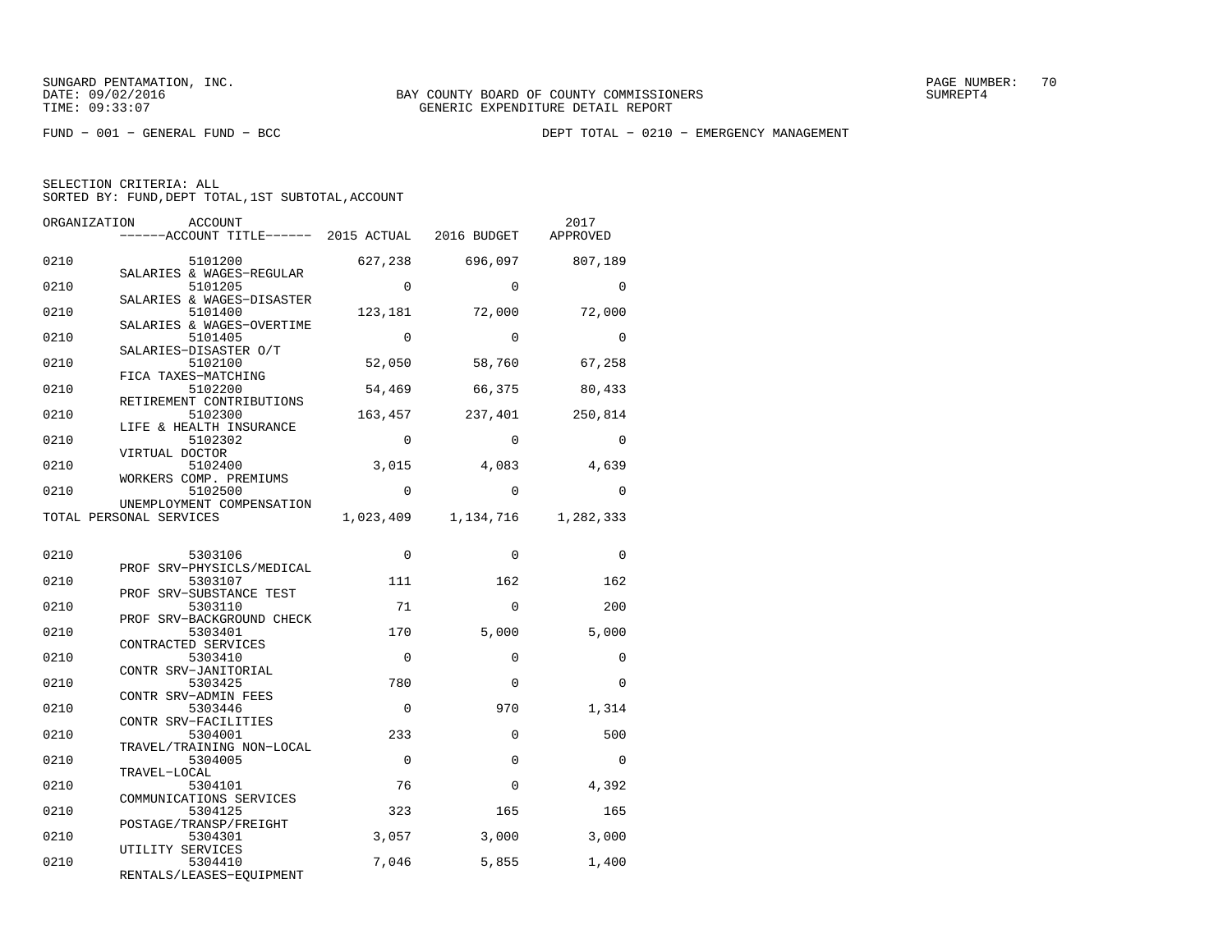SUNGARD PENTAMATION, INC.
DATE: 09/02/2016
TIME: 09:33:07

BAY COUNTY BOARD OF COUNTY COMMISSIONERS
GENERIC EXPENDITURE DETAIL REPORT

PAGE NUMBER: 70
SUMREPT4

FUND − 001 − GENERAL FUND − BCC

DEPT TOTAL − 0210 − EMERGENCY MANAGEMENT

SELECTION CRITERIA: ALL
SORTED BY: FUND,DEPT TOTAL,1ST SUBTOTAL,ACCOUNT

| ORGANIZATION | ACCOUNT ------ACCOUNT TITLE------ | 2015 ACTUAL | 2016 BUDGET | 2017 APPROVED |
|---|---|---|---|---|
| 0210 | 5101200 SALARIES & WAGES−REGULAR | 627,238 | 696,097 | 807,189 |
| 0210 | 5101205 SALARIES & WAGES−DISASTER | 0 | 0 | 0 |
| 0210 | 5101400 SALARIES & WAGES−OVERTIME | 123,181 | 72,000 | 72,000 |
| 0210 | 5101405 SALARIES−DISASTER O/T | 0 | 0 | 0 |
| 0210 | 5102100 FICA TAXES−MATCHING | 52,050 | 58,760 | 67,258 |
| 0210 | 5102200 RETIREMENT CONTRIBUTIONS | 54,469 | 66,375 | 80,433 |
| 0210 | 5102300 LIFE & HEALTH INSURANCE | 163,457 | 237,401 | 250,814 |
| 0210 | 5102302 VIRTUAL DOCTOR | 0 | 0 | 0 |
| 0210 | 5102400 WORKERS COMP. PREMIUMS | 3,015 | 4,083 | 4,639 |
| 0210 | 5102500 UNEMPLOYMENT COMPENSATION | 0 | 0 | 0 |
| TOTAL PERSONAL SERVICES | | 1,023,409 | 1,134,716 | 1,282,333 |
| 0210 | 5303106 PROF SRV−PHYSICLS/MEDICAL | 0 | 0 | 0 |
| 0210 | 5303107 PROF SRV−SUBSTANCE TEST | 111 | 162 | 162 |
| 0210 | 5303110 PROF SRV−BACKGROUND CHECK | 71 | 0 | 200 |
| 0210 | 5303401 CONTRACTED SERVICES | 170 | 5,000 | 5,000 |
| 0210 | 5303410 CONTR SRV−JANITORIAL | 0 | 0 | 0 |
| 0210 | 5303425 CONTR SRV−ADMIN FEES | 780 | 0 | 0 |
| 0210 | 5303446 CONTR SRV−FACILITIES | 0 | 970 | 1,314 |
| 0210 | 5304001 TRAVEL/TRAINING NON−LOCAL | 233 | 0 | 500 |
| 0210 | 5304005 TRAVEL−LOCAL | 0 | 0 | 0 |
| 0210 | 5304101 COMMUNICATIONS SERVICES | 76 | 0 | 4,392 |
| 0210 | 5304125 POSTAGE/TRANSP/FREIGHT | 323 | 165 | 165 |
| 0210 | 5304301 UTILITY SERVICES | 3,057 | 3,000 | 3,000 |
| 0210 | 5304410 RENTALS/LEASES−EQUIPMENT | 7,046 | 5,855 | 1,400 |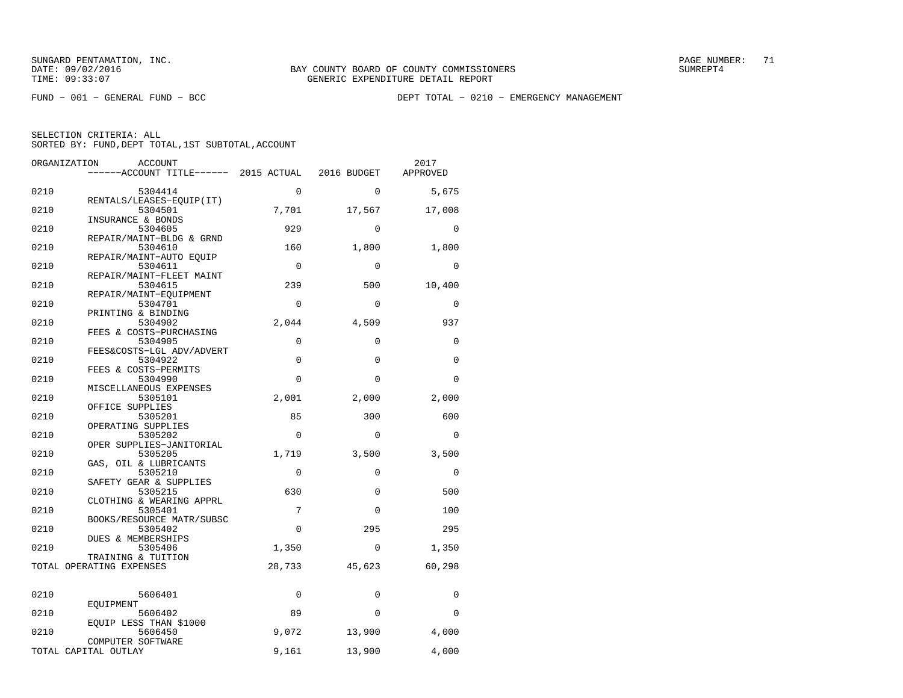SUNGARD PENTAMATION, INC.
DATE: 09/02/2016
TIME: 09:33:07

BAY COUNTY BOARD OF COUNTY COMMISSIONERS
GENERIC EXPENDITURE DETAIL REPORT

FUND − 001 − GENERAL FUND − BCC

DEPT TOTAL − 0210 − EMERGENCY MANAGEMENT

SELECTION CRITERIA: ALL
SORTED BY: FUND,DEPT TOTAL,1ST SUBTOTAL,ACCOUNT

| ORGANIZATION | ACCOUNT / ACCOUNT TITLE | 2015 ACTUAL | 2016 BUDGET | 2017 APPROVED |
|---|---|---|---|---|
| 0210 | 5304414 RENTALS/LEASES−EQUIP(IT) | 0 | 0 | 5,675 |
| 0210 | 5304501 INSURANCE & BONDS | 7,701 | 17,567 | 17,008 |
| 0210 | 5304605 REPAIR/MAINT−BLDG & GRND | 929 | 0 | 0 |
| 0210 | 5304610 REPAIR/MAINT−AUTO EQUIP | 160 | 1,800 | 1,800 |
| 0210 | 5304611 REPAIR/MAINT−FLEET MAINT | 0 | 0 | 0 |
| 0210 | 5304615 REPAIR/MAINT−EQUIPMENT | 239 | 500 | 10,400 |
| 0210 | 5304701 PRINTING & BINDING | 0 | 0 | 0 |
| 0210 | 5304902 FEES & COSTS−PURCHASING | 2,044 | 4,509 | 937 |
| 0210 | 5304905 FEES&COSTS−LGL ADV/ADVERT | 0 | 0 | 0 |
| 0210 | 5304922 FEES & COSTS−PERMITS | 0 | 0 | 0 |
| 0210 | 5304990 MISCELLANEOUS EXPENSES | 0 | 0 | 0 |
| 0210 | 5305101 OFFICE SUPPLIES | 2,001 | 2,000 | 2,000 |
| 0210 | 5305201 OPERATING SUPPLIES | 85 | 300 | 600 |
| 0210 | 5305202 OPER SUPPLIES−JANITORIAL | 0 | 0 | 0 |
| 0210 | 5305205 GAS, OIL & LUBRICANTS | 1,719 | 3,500 | 3,500 |
| 0210 | 5305210 SAFETY GEAR & SUPPLIES | 0 | 0 | 0 |
| 0210 | 5305215 CLOTHING & WEARING APPRL | 630 | 0 | 500 |
| 0210 | 5305401 BOOKS/RESOURCE MATR/SUBSC | 7 | 0 | 100 |
| 0210 | 5305402 DUES & MEMBERSHIPS | 0 | 295 | 295 |
| 0210 | 5305406 TRAINING & TUITION | 1,350 | 0 | 1,350 |
| TOTAL OPERATING EXPENSES | | 28,733 | 45,623 | 60,298 |
| 0210 | 5606401 EQUIPMENT | 0 | 0 | 0 |
| 0210 | 5606402 EQUIP LESS THAN $1000 | 89 | 0 | 0 |
| 0210 | 5606450 COMPUTER SOFTWARE | 9,072 | 13,900 | 4,000 |
| TOTAL CAPITAL OUTLAY | | 9,161 | 13,900 | 4,000 |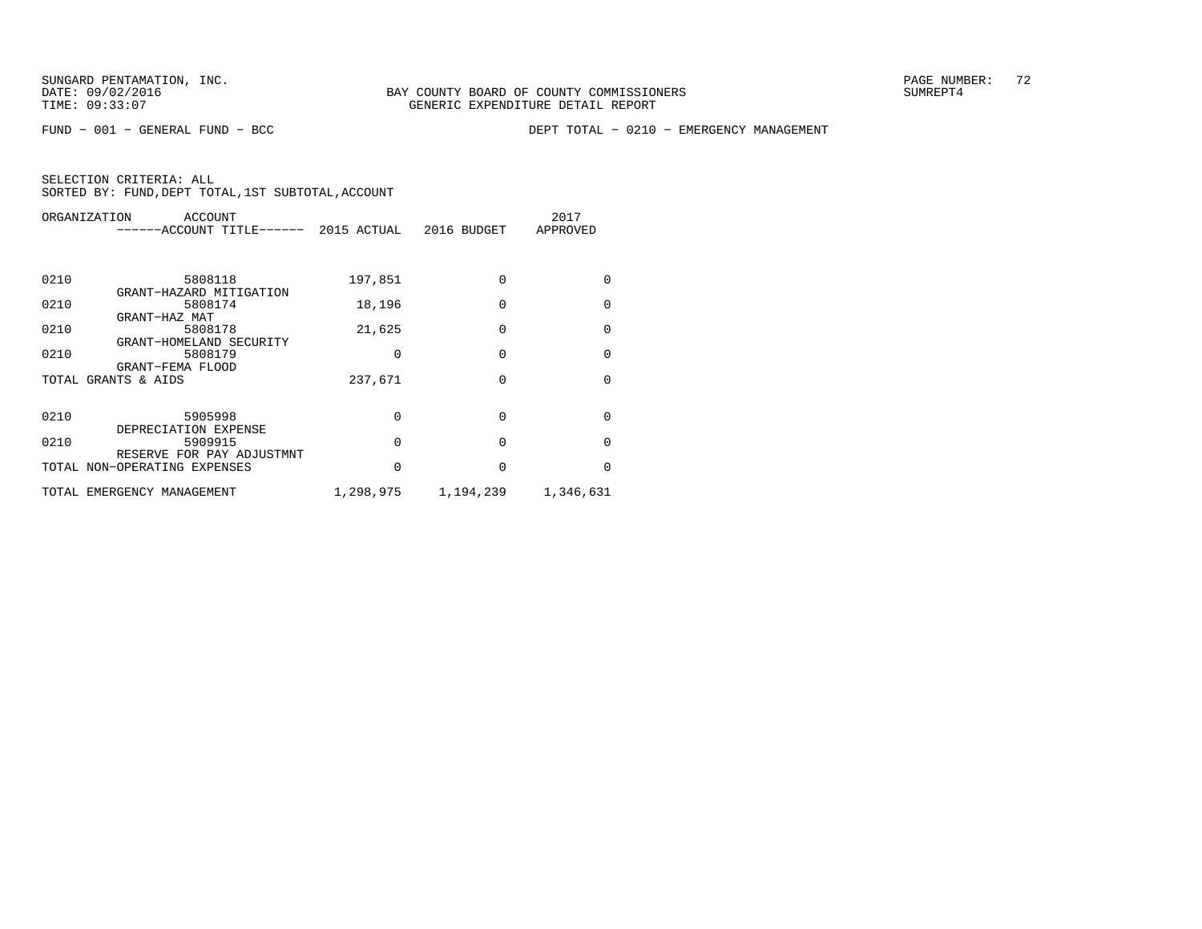BAY COUNTY BOARD OF COUNTY COMMISSIONERS
GENERIC EXPENDITURE DETAIL REPORT

FUND − 001 − GENERAL FUND − BCC

DEPT TOTAL − 0210 − EMERGENCY MANAGEMENT

SELECTION CRITERIA: ALL
SORTED BY: FUND,DEPT TOTAL,1ST SUBTOTAL,ACCOUNT

| ORGANIZATION | ACCOUNT / ------ACCOUNT TITLE------ | 2015 ACTUAL | 2016 BUDGET | 2017 APPROVED |
|---|---|---|---|---|
| 0210 | 5808118 GRANT−HAZARD MITIGATION | 197,851 | 0 | 0 |
| 0210 | 5808174 GRANT−HAZ MAT | 18,196 | 0 | 0 |
| 0210 | 5808178 GRANT−HOMELAND SECURITY | 21,625 | 0 | 0 |
| 0210 | 5808179 GRANT−FEMA FLOOD | 0 | 0 | 0 |
| TOTAL GRANTS & AIDS | | 237,671 | 0 | 0 |
| 0210 | 5905998 DEPRECIATION EXPENSE | 0 | 0 | 0 |
| 0210 | 5909915 RESERVE FOR PAY ADJUSTMNT | 0 | 0 | 0 |
| TOTAL NON−OPERATING EXPENSES | | 0 | 0 | 0 |
| TOTAL EMERGENCY MANAGEMENT | | 1,298,975 | 1,194,239 | 1,346,631 |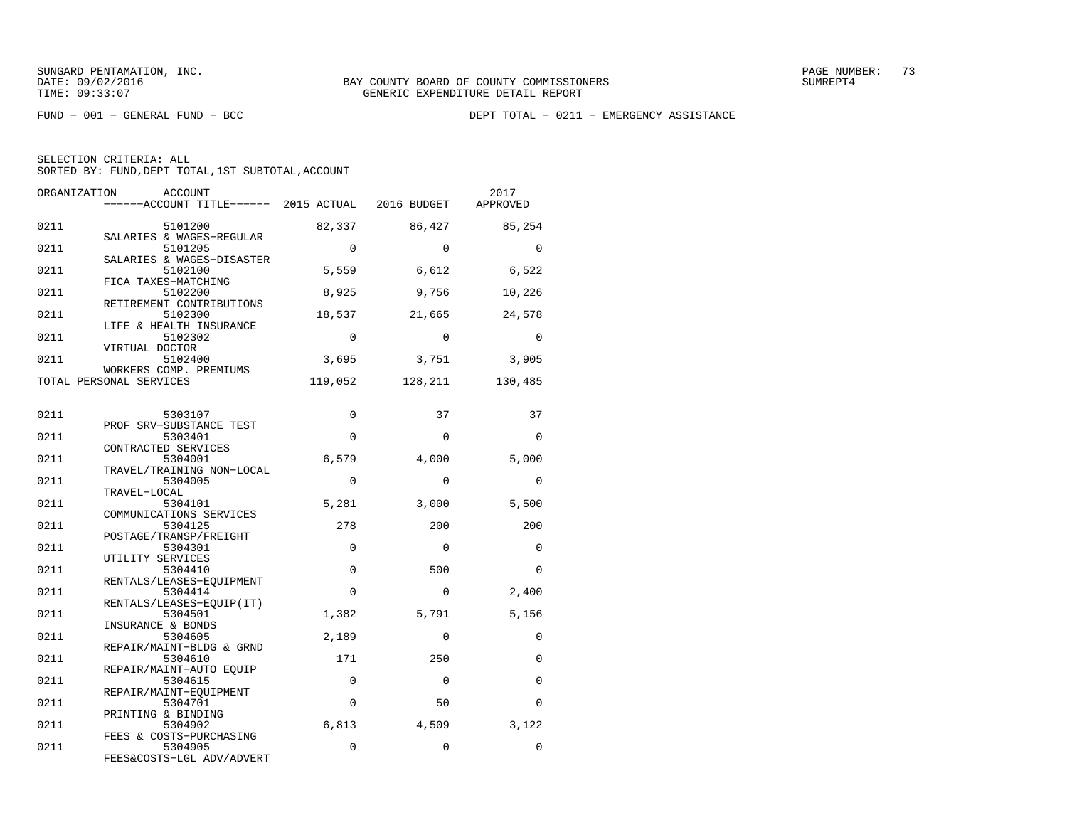SUNGARD PENTAMATION, INC.
DATE: 09/02/2016
TIME: 09:33:07

BAY COUNTY BOARD OF COUNTY COMMISSIONERS
GENERIC EXPENDITURE DETAIL REPORT

PAGE NUMBER: 73
SUMREPT4

FUND − 001 − GENERAL FUND − BCC

DEPT TOTAL − 0211 − EMERGENCY ASSISTANCE

SELECTION CRITERIA: ALL
SORTED BY: FUND,DEPT TOTAL,1ST SUBTOTAL,ACCOUNT

| ORGANIZATION | ACCOUNT / ACCOUNT TITLE | 2015 ACTUAL | 2016 BUDGET | 2017 APPROVED |
|---|---|---|---|---|
| 0211 | 5101200 SALARIES & WAGES−REGULAR | 82,337 | 86,427 | 85,254 |
| 0211 | 5101205 SALARIES & WAGES−DISASTER | 0 | 0 | 0 |
| 0211 | 5102100 FICA TAXES−MATCHING | 5,559 | 6,612 | 6,522 |
| 0211 | 5102200 RETIREMENT CONTRIBUTIONS | 8,925 | 9,756 | 10,226 |
| 0211 | 5102300 LIFE & HEALTH INSURANCE | 18,537 | 21,665 | 24,578 |
| 0211 | 5102302 VIRTUAL DOCTOR | 0 | 0 | 0 |
| 0211 | 5102400 WORKERS COMP. PREMIUMS | 3,695 | 3,751 | 3,905 |
| TOTAL PERSONAL SERVICES | | 119,052 | 128,211 | 130,485 |
| 0211 | 5303107 PROF SRV−SUBSTANCE TEST | 0 | 37 | 37 |
| 0211 | 5303401 CONTRACTED SERVICES | 0 | 0 | 0 |
| 0211 | 5304001 TRAVEL/TRAINING NON−LOCAL | 6,579 | 4,000 | 5,000 |
| 0211 | 5304005 TRAVEL−LOCAL | 0 | 0 | 0 |
| 0211 | 5304101 COMMUNICATIONS SERVICES | 5,281 | 3,000 | 5,500 |
| 0211 | 5304125 POSTAGE/TRANSP/FREIGHT | 278 | 200 | 200 |
| 0211 | 5304301 UTILITY SERVICES | 0 | 0 | 0 |
| 0211 | 5304410 RENTALS/LEASES−EQUIPMENT | 0 | 500 | 0 |
| 0211 | 5304414 RENTALS/LEASES−EQUIP(IT) | 0 | 0 | 2,400 |
| 0211 | 5304501 INSURANCE & BONDS | 1,382 | 5,791 | 5,156 |
| 0211 | 5304605 REPAIR/MAINT−BLDG & GRND | 2,189 | 0 | 0 |
| 0211 | 5304610 REPAIR/MAINT−AUTO EQUIP | 171 | 250 | 0 |
| 0211 | 5304615 REPAIR/MAINT−EQUIPMENT | 0 | 0 | 0 |
| 0211 | 5304701 PRINTING & BINDING | 0 | 50 | 0 |
| 0211 | 5304902 FEES & COSTS−PURCHASING | 6,813 | 4,509 | 3,122 |
| 0211 | 5304905 FEES&COSTS−LGL ADV/ADVERT | 0 | 0 | 0 |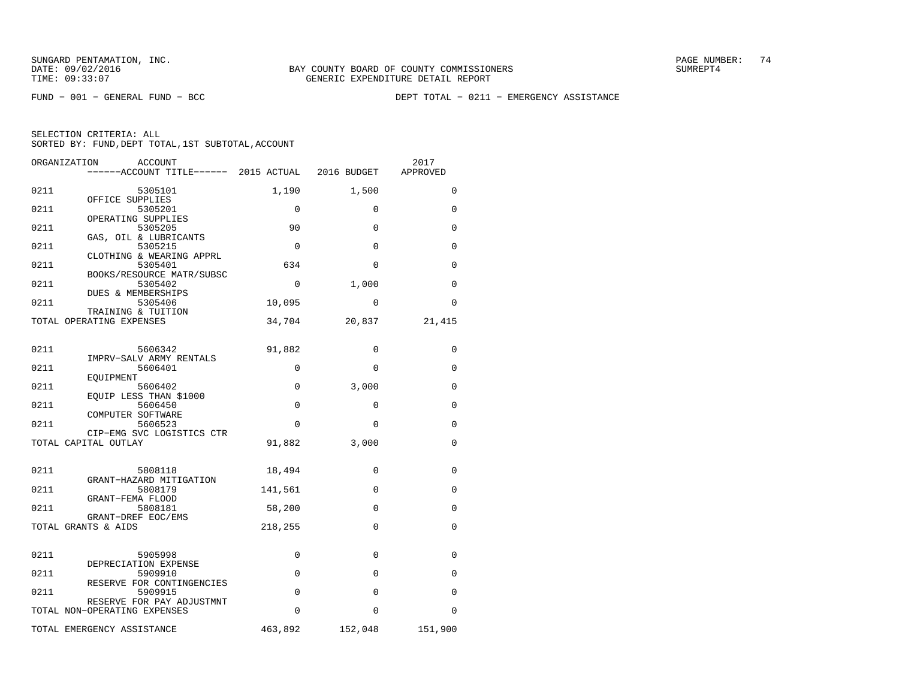SUNGARD PENTAMATION, INC.
DATE: 09/02/2016
TIME: 09:33:07

BAY COUNTY BOARD OF COUNTY COMMISSIONERS
GENERIC EXPENDITURE DETAIL REPORT

PAGE NUMBER: 74
SUMREPT4

FUND − 001 − GENERAL FUND − BCC

DEPT TOTAL − 0211 − EMERGENCY ASSISTANCE

SELECTION CRITERIA: ALL
SORTED BY: FUND,DEPT TOTAL,1ST SUBTOTAL,ACCOUNT

| ORGANIZATION | ACCOUNT / ACCOUNT TITLE | 2015 ACTUAL | 2016 BUDGET | 2017 APPROVED |
|---|---|---|---|---|
| 0211 | 5305101 OFFICE SUPPLIES | 1,190 | 1,500 | 0 |
| 0211 | 5305201 OPERATING SUPPLIES | 0 | 0 | 0 |
| 0211 | 5305205 GAS, OIL & LUBRICANTS | 90 | 0 | 0 |
| 0211 | 5305215 CLOTHING & WEARING APPRL | 0 | 0 | 0 |
| 0211 | 5305401 BOOKS/RESOURCE MATR/SUBSC | 634 | 0 | 0 |
| 0211 | 5305402 DUES & MEMBERSHIPS | 0 | 1,000 | 0 |
| 0211 | 5305406 TRAINING & TUITION | 10,095 | 0 | 0 |
| TOTAL OPERATING EXPENSES | | 34,704 | 20,837 | 21,415 |
| 0211 | 5606342 IMPRV−SALV ARMY RENTALS | 91,882 | 0 | 0 |
| 0211 | 5606401 EQUIPMENT | 0 | 0 | 0 |
| 0211 | 5606402 EQUIP LESS THAN $1000 | 0 | 3,000 | 0 |
| 0211 | 5606450 COMPUTER SOFTWARE | 0 | 0 | 0 |
| 0211 | 5606523 CIP−EMG SVC LOGISTICS CTR | 0 | 0 | 0 |
| TOTAL CAPITAL OUTLAY | | 91,882 | 3,000 | 0 |
| 0211 | 5808118 GRANT−HAZARD MITIGATION | 18,494 | 0 | 0 |
| 0211 | 5808179 GRANT−FEMA FLOOD | 141,561 | 0 | 0 |
| 0211 | 5808181 GRANT−DREF EOC/EMS | 58,200 | 0 | 0 |
| TOTAL GRANTS & AIDS | | 218,255 | 0 | 0 |
| 0211 | 5905998 DEPRECIATION EXPENSE | 0 | 0 | 0 |
| 0211 | 5909910 RESERVE FOR CONTINGENCIES | 0 | 0 | 0 |
| 0211 | 5909915 RESERVE FOR PAY ADJUSTMNT | 0 | 0 | 0 |
| TOTAL NON−OPERATING EXPENSES | | 0 | 0 | 0 |
| TOTAL EMERGENCY ASSISTANCE | | 463,892 | 152,048 | 151,900 |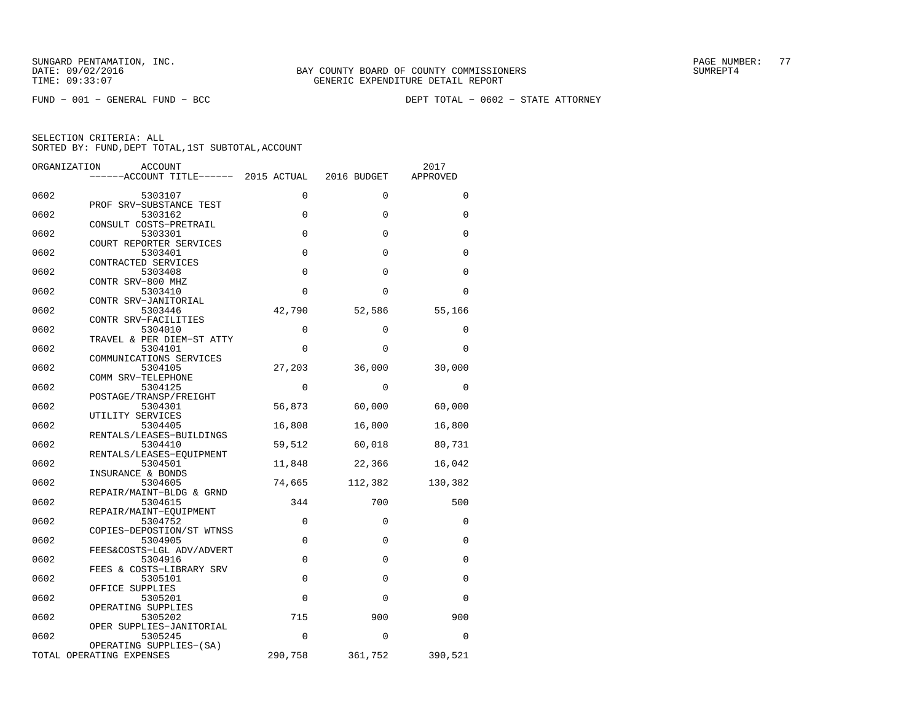SUNGARD PENTAMATION, INC.
DATE: 09/02/2016
TIME: 09:33:07

BAY COUNTY BOARD OF COUNTY COMMISSIONERS
GENERIC EXPENDITURE DETAIL REPORT

SUMREPT4

FUND − 001 − GENERAL FUND − BCC

DEPT TOTAL − 0602 − STATE ATTORNEY

SELECTION CRITERIA: ALL
SORTED BY: FUND,DEPT TOTAL,1ST SUBTOTAL,ACCOUNT

| ORGANIZATION | ACCOUNT / ACCOUNT TITLE | 2015 ACTUAL | 2016 BUDGET | 2017 APPROVED |
|---|---|---|---|---|
| 0602 | 5303107 PROF SRV−SUBSTANCE TEST | 0 | 0 | 0 |
| 0602 | 5303162 CONSULT COSTS−PRETRAIL | 0 | 0 | 0 |
| 0602 | 5303301 COURT REPORTER SERVICES | 0 | 0 | 0 |
| 0602 | 5303401 CONTRACTED SERVICES | 0 | 0 | 0 |
| 0602 | 5303408 CONTR SRV−800 MHZ | 0 | 0 | 0 |
| 0602 | 5303410 CONTR SRV−JANITORIAL | 0 | 0 | 0 |
| 0602 | 5303446 CONTR SRV−FACILITIES | 42,790 | 52,586 | 55,166 |
| 0602 | 5304010 TRAVEL & PER DIEM−ST ATTY | 0 | 0 | 0 |
| 0602 | 5304101 COMMUNICATIONS SERVICES | 0 | 0 | 0 |
| 0602 | 5304105 COMM SRV−TELEPHONE | 27,203 | 36,000 | 30,000 |
| 0602 | 5304125 POSTAGE/TRANSP/FREIGHT | 0 | 0 | 0 |
| 0602 | 5304301 UTILITY SERVICES | 56,873 | 60,000 | 60,000 |
| 0602 | 5304405 RENTALS/LEASES−BUILDINGS | 16,808 | 16,800 | 16,800 |
| 0602 | 5304410 RENTALS/LEASES−EQUIPMENT | 59,512 | 60,018 | 80,731 |
| 0602 | 5304501 INSURANCE & BONDS | 11,848 | 22,366 | 16,042 |
| 0602 | 5304605 REPAIR/MAINT−BLDG & GRND | 74,665 | 112,382 | 130,382 |
| 0602 | 5304615 REPAIR/MAINT−EQUIPMENT | 344 | 700 | 500 |
| 0602 | 5304752 COPIES−DEPOSTION/ST WTNSS | 0 | 0 | 0 |
| 0602 | 5304905 FEES&COSTS−LGL ADV/ADVERT | 0 | 0 | 0 |
| 0602 | 5304916 FEES & COSTS−LIBRARY SRV | 0 | 0 | 0 |
| 0602 | 5305101 OFFICE SUPPLIES | 0 | 0 | 0 |
| 0602 | 5305201 OPERATING SUPPLIES | 0 | 0 | 0 |
| 0602 | 5305202 OPER SUPPLIES−JANITORIAL | 715 | 900 | 900 |
| 0602 | 5305245 OPERATING SUPPLIES−(SA) | 0 | 0 | 0 |
| TOTAL OPERATING EXPENSES | | 290,758 | 361,752 | 390,521 |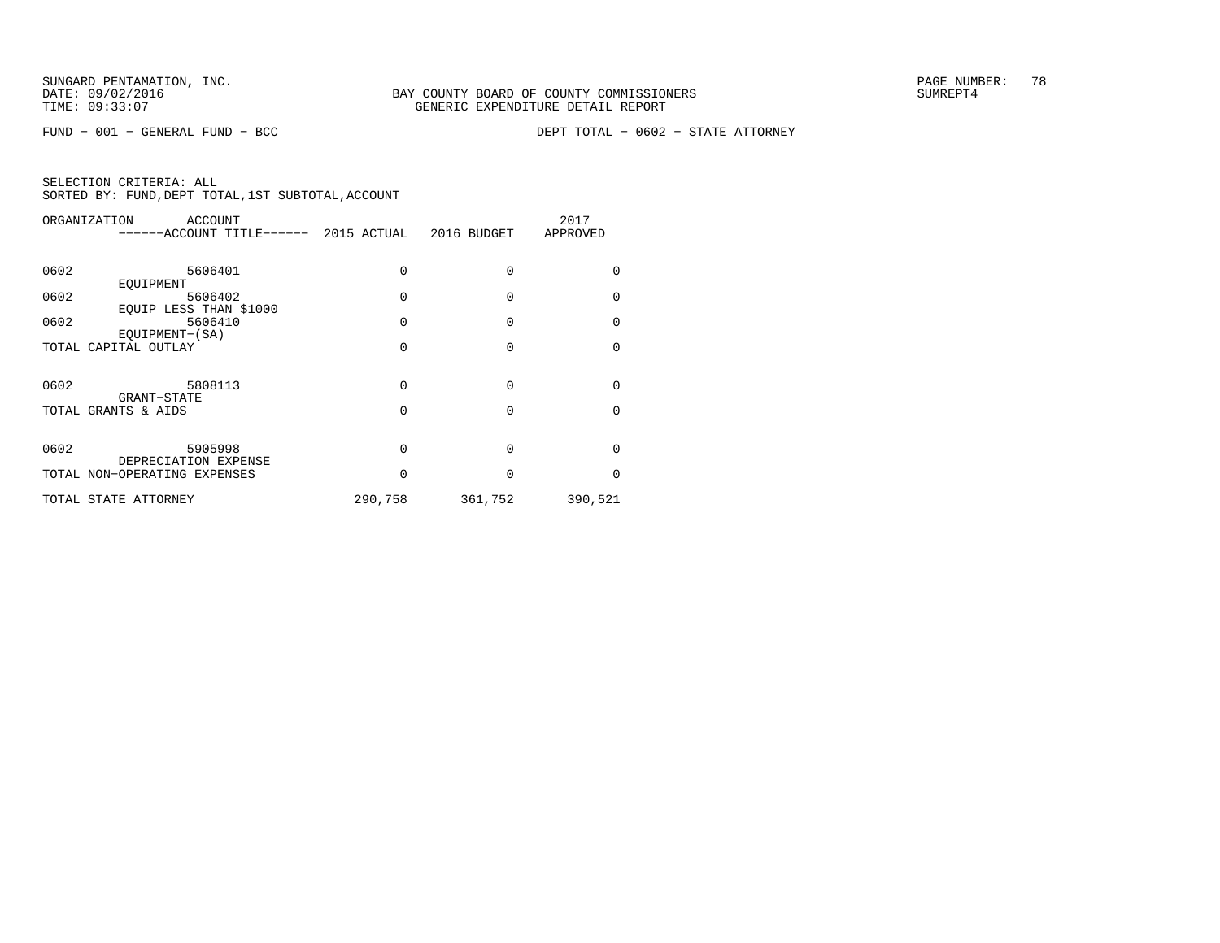SUNGARD PENTAMATION, INC.
DATE: 09/02/2016
TIME: 09:33:07

BAY COUNTY BOARD OF COUNTY COMMISSIONERS
GENERIC EXPENDITURE DETAIL REPORT

PAGE NUMBER: 78
SUMREPT4

FUND − 001 − GENERAL FUND − BCC    DEPT TOTAL − 0602 − STATE ATTORNEY

SELECTION CRITERIA: ALL
SORTED BY: FUND,DEPT TOTAL,1ST SUBTOTAL,ACCOUNT

| ORGANIZATION | ACCOUNT / ------ACCOUNT TITLE------ | 2015 ACTUAL | 2016 BUDGET | 2017 APPROVED |
|---|---|---|---|---|
| 0602 | 5606401 EQUIPMENT | 0 | 0 | 0 |
| 0602 | 5606402 EQUIP LESS THAN $1000 | 0 | 0 | 0 |
| 0602 | 5606410 EQUIPMENT−(SA) | 0 | 0 | 0 |
| TOTAL CAPITAL OUTLAY | | 0 | 0 | 0 |
| 0602 | 5808113 GRANT−STATE | 0 | 0 | 0 |
| TOTAL GRANTS & AIDS | | 0 | 0 | 0 |
| 0602 | 5905998 DEPRECIATION EXPENSE | 0 | 0 | 0 |
| TOTAL NON−OPERATING EXPENSES | | 0 | 0 | 0 |
| TOTAL STATE ATTORNEY | | 290,758 | 361,752 | 390,521 |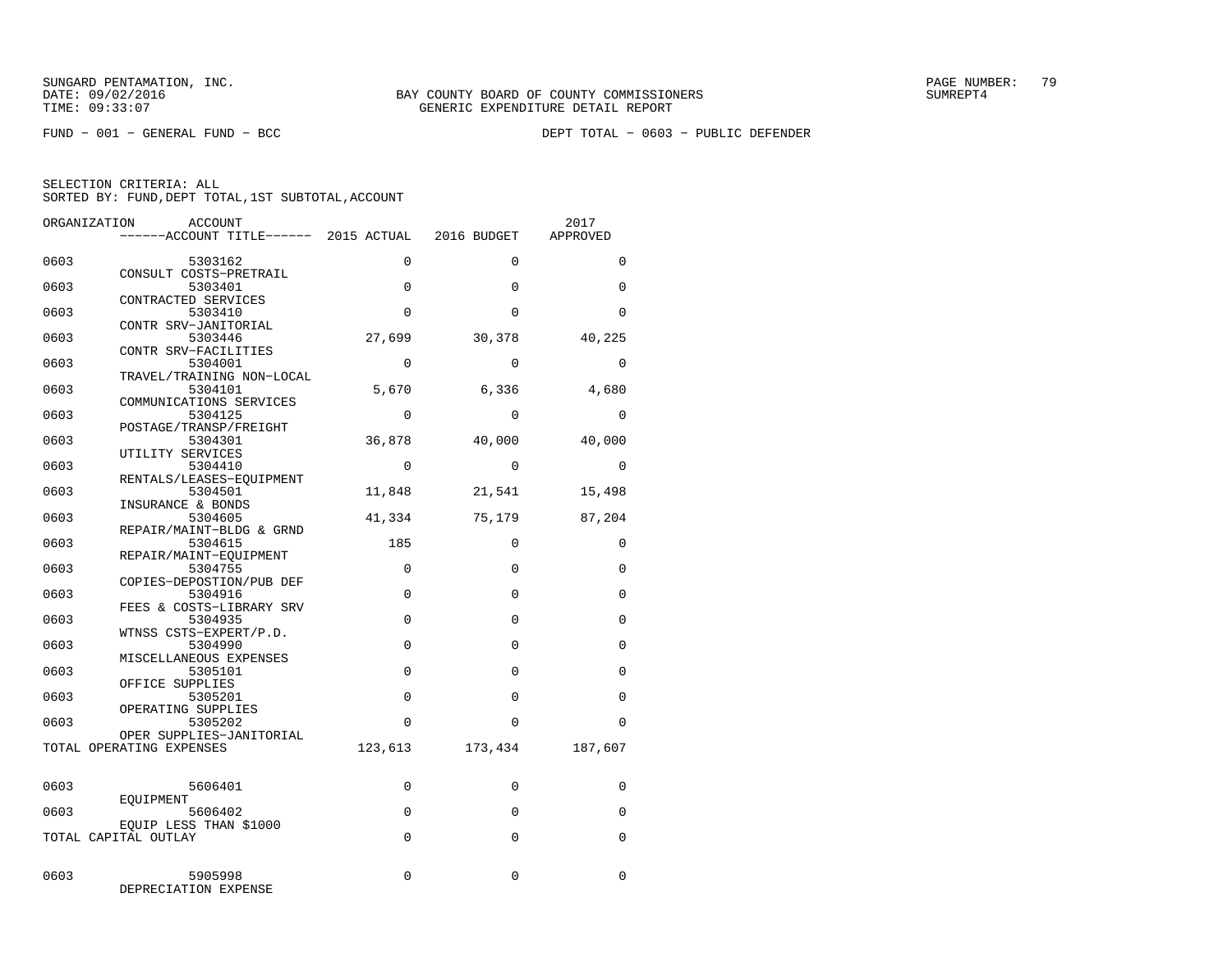SUNGARD PENTAMATION, INC.
DATE: 09/02/2016
TIME: 09:33:07

BAY COUNTY BOARD OF COUNTY COMMISSIONERS
GENERIC EXPENDITURE DETAIL REPORT

SUMREPT4

FUND − 001 − GENERAL FUND − BCC

DEPT TOTAL − 0603 − PUBLIC DEFENDER

SELECTION CRITERIA: ALL
SORTED BY: FUND,DEPT TOTAL,1ST SUBTOTAL,ACCOUNT

| ORGANIZATION | ACCOUNT / ------ACCOUNT TITLE------ | 2015 ACTUAL | 2016 BUDGET | 2017 APPROVED |
|---|---|---|---|---|
| 0603 | 5303162 CONSULT COSTS−PRETRAIL | 0 | 0 | 0 |
| 0603 | 5303401 CONTRACTED SERVICES | 0 | 0 | 0 |
| 0603 | 5303410 CONTR SRV−JANITORIAL | 0 | 0 | 0 |
| 0603 | 5303446 CONTR SRV−FACILITIES | 27,699 | 30,378 | 40,225 |
| 0603 | 5304001 TRAVEL/TRAINING NON−LOCAL | 0 | 0 | 0 |
| 0603 | 5304101 COMMUNICATIONS SERVICES | 5,670 | 6,336 | 4,680 |
| 0603 | 5304125 POSTAGE/TRANSP/FREIGHT | 0 | 0 | 0 |
| 0603 | 5304301 UTILITY SERVICES | 36,878 | 40,000 | 40,000 |
| 0603 | 5304410 RENTALS/LEASES−EQUIPMENT | 0 | 0 | 0 |
| 0603 | 5304501 INSURANCE & BONDS | 11,848 | 21,541 | 15,498 |
| 0603 | 5304605 REPAIR/MAINT−BLDG & GRND | 41,334 | 75,179 | 87,204 |
| 0603 | 5304615 REPAIR/MAINT−EQUIPMENT | 185 | 0 | 0 |
| 0603 | 5304755 COPIES−DEPOSTION/PUB DEF | 0 | 0 | 0 |
| 0603 | 5304916 FEES & COSTS−LIBRARY SRV | 0 | 0 | 0 |
| 0603 | 5304935 WTNSS CSTS−EXPERT/P.D. | 0 | 0 | 0 |
| 0603 | 5304990 MISCELLANEOUS EXPENSES | 0 | 0 | 0 |
| 0603 | 5305101 OFFICE SUPPLIES | 0 | 0 | 0 |
| 0603 | 5305201 OPERATING SUPPLIES | 0 | 0 | 0 |
| 0603 | 5305202 OPER SUPPLIES−JANITORIAL | 0 | 0 | 0 |
| TOTAL OPERATING EXPENSES | | 123,613 | 173,434 | 187,607 |
| 0603 | 5606401 EQUIPMENT | 0 | 0 | 0 |
| 0603 | 5606402 EQUIP LESS THAN $1000 | 0 | 0 | 0 |
| TOTAL CAPITAL OUTLAY | | 0 | 0 | 0 |
| 0603 | 5905998 DEPRECIATION EXPENSE | 0 | 0 | 0 |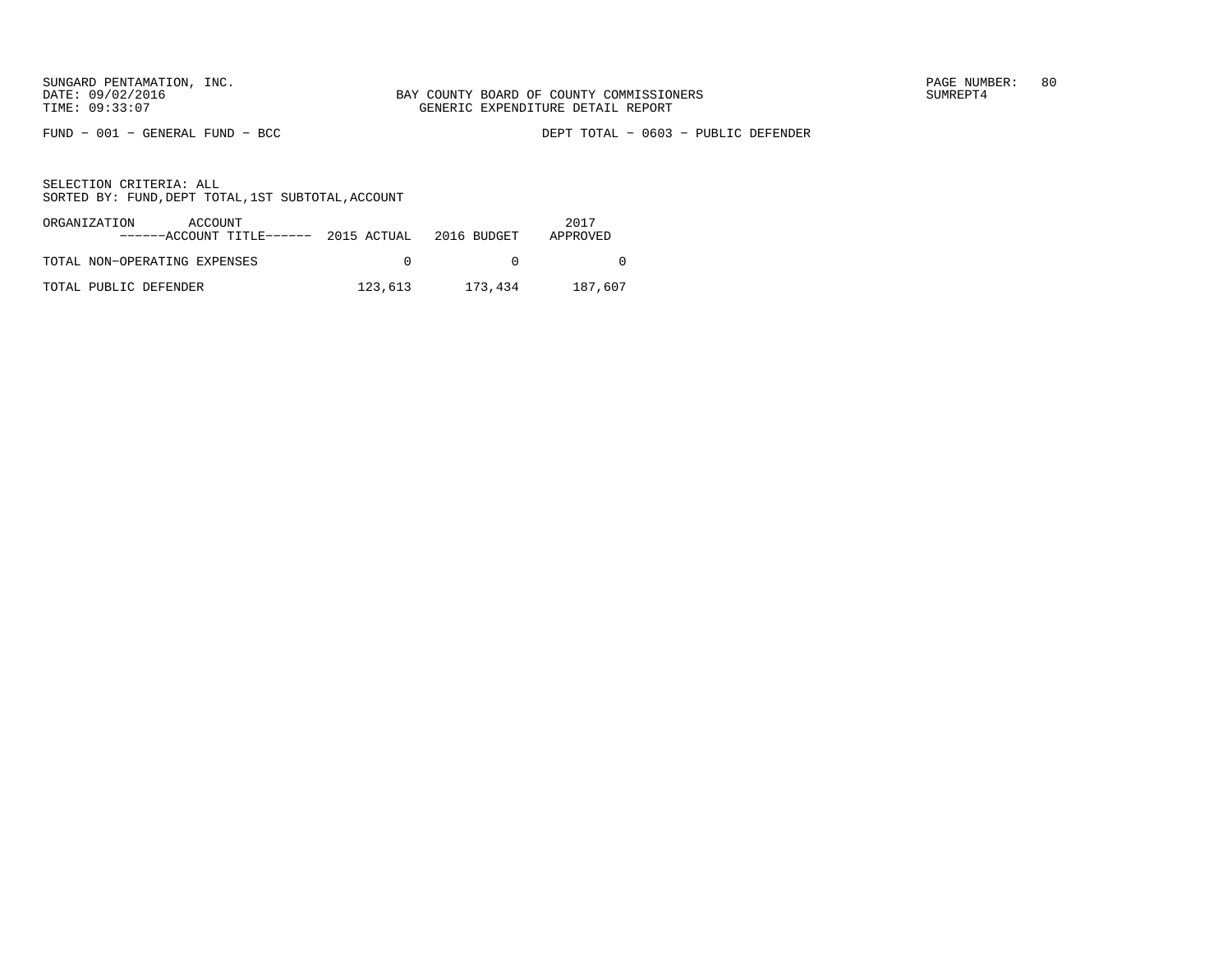SUNGARD PENTAMATION, INC.
DATE: 09/02/2016
TIME: 09:33:07

BAY COUNTY BOARD OF COUNTY COMMISSIONERS
GENERIC EXPENDITURE DETAIL REPORT

SUMREPT4

FUND - 001 - GENERAL FUND - BCC

DEPT TOTAL - 0603 - PUBLIC DEFENDER

SELECTION CRITERIA: ALL
SORTED BY: FUND,DEPT TOTAL,1ST SUBTOTAL,ACCOUNT

| ORGANIZATION ACCOUNT ------ACCOUNT TITLE------ | 2015 ACTUAL | 2016 BUDGET | 2017 APPROVED |
|---|---|---|---|
| TOTAL NON-OPERATING EXPENSES | 0 | 0 | 0 |
| TOTAL PUBLIC DEFENDER | 123,613 | 173,434 | 187,607 |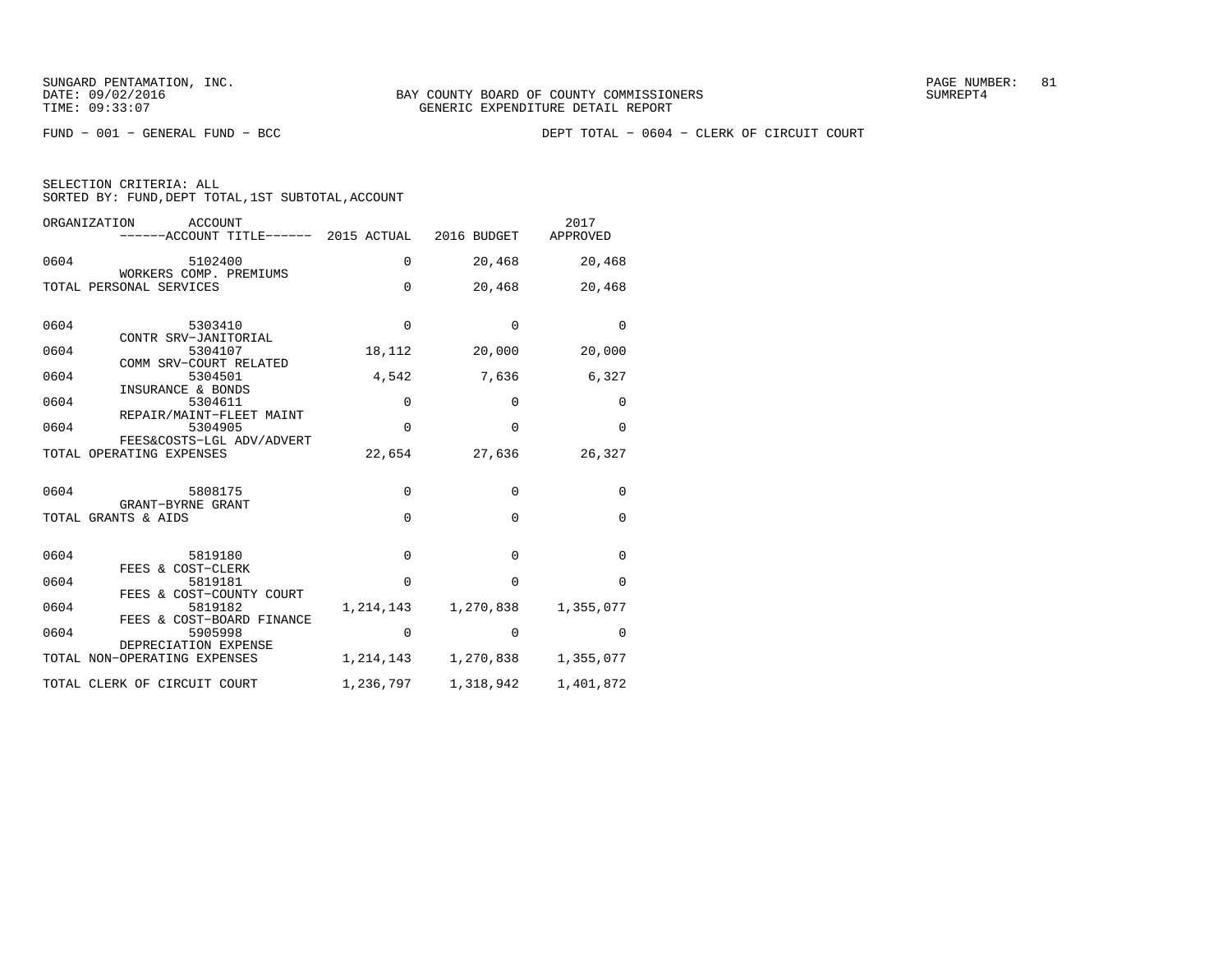BAY COUNTY BOARD OF COUNTY COMMISSIONERS
GENERIC EXPENDITURE DETAIL REPORT

FUND − 001 − GENERAL FUND − BCC

DEPT TOTAL − 0604 − CLERK OF CIRCUIT COURT

SELECTION CRITERIA: ALL
SORTED BY: FUND,DEPT TOTAL,1ST SUBTOTAL,ACCOUNT

| ORGANIZATION | ACCOUNT / ACCOUNT TITLE | 2015 ACTUAL | 2016 BUDGET | 2017 APPROVED |
|---|---|---|---|---|
| 0604 | 5102400 WORKERS COMP. PREMIUMS | 0 | 20,468 | 20,468 |
| TOTAL PERSONAL SERVICES | | 0 | 20,468 | 20,468 |
| 0604 | 5303410 CONTR SRV−JANITORIAL | 0 | 0 | 0 |
| 0604 | 5304107 COMM SRV−COURT RELATED | 18,112 | 20,000 | 20,000 |
| 0604 | 5304501 INSURANCE & BONDS | 4,542 | 7,636 | 6,327 |
| 0604 | 5304611 REPAIR/MAINT−FLEET MAINT | 0 | 0 | 0 |
| 0604 | 5304905 FEES&COSTS−LGL ADV/ADVERT | 0 | 0 | 0 |
| TOTAL OPERATING EXPENSES | | 22,654 | 27,636 | 26,327 |
| 0604 | 5808175 GRANT−BYRNE GRANT | 0 | 0 | 0 |
| TOTAL GRANTS & AIDS | | 0 | 0 | 0 |
| 0604 | 5819180 FEES & COST−CLERK | 0 | 0 | 0 |
| 0604 | 5819181 FEES & COST−COUNTY COURT | 0 | 0 | 0 |
| 0604 | 5819182 FEES & COST−BOARD FINANCE | 1,214,143 | 1,270,838 | 1,355,077 |
| 0604 | 5905998 DEPRECIATION EXPENSE | 0 | 0 | 0 |
| TOTAL NON−OPERATING EXPENSES | | 1,214,143 | 1,270,838 | 1,355,077 |
| TOTAL CLERK OF CIRCUIT COURT | | 1,236,797 | 1,318,942 | 1,401,872 |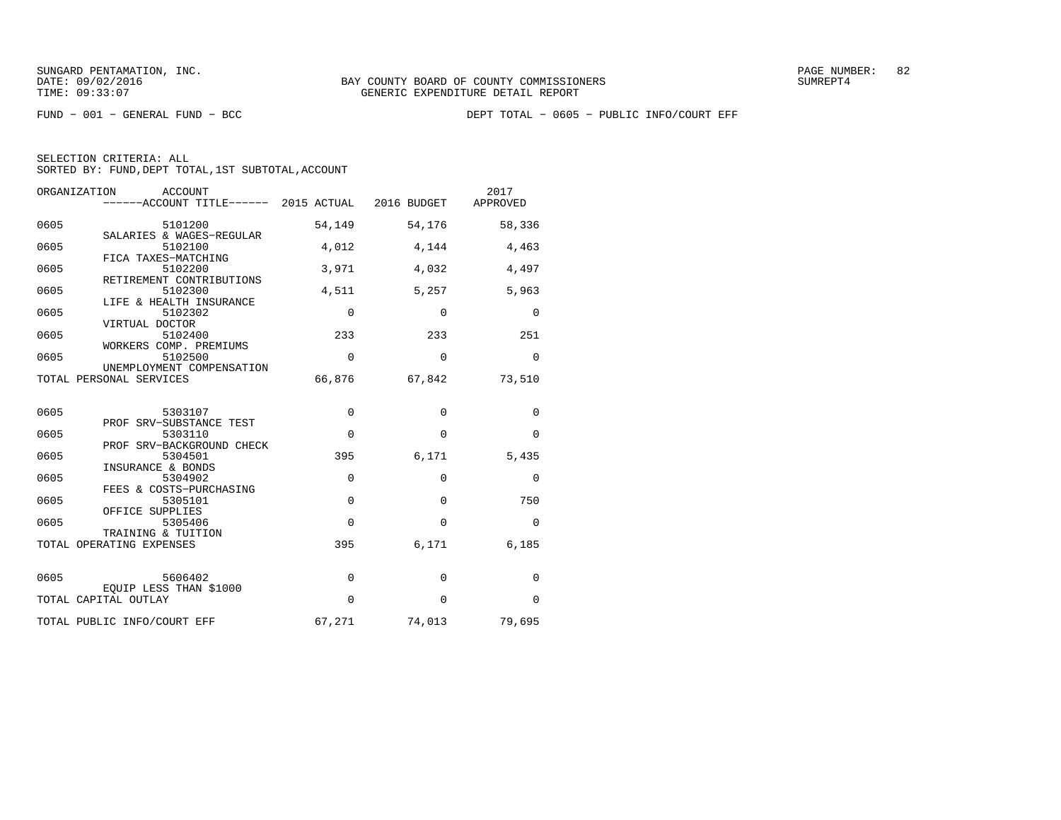SUNGARD PENTAMATION, INC.
DATE: 09/02/2016
TIME: 09:33:07

BAY COUNTY BOARD OF COUNTY COMMISSIONERS
GENERIC EXPENDITURE DETAIL REPORT

SUMREPT4

FUND − 001 − GENERAL FUND − BCC

DEPT TOTAL − 0605 − PUBLIC INFO/COURT EFF

SELECTION CRITERIA: ALL
SORTED BY: FUND,DEPT TOTAL,1ST SUBTOTAL,ACCOUNT

| ORGANIZATION | ACCOUNT / ACCOUNT TITLE | 2015 ACTUAL | 2016 BUDGET | 2017 APPROVED |
|---|---|---|---|---|
| 0605 | 5101200 SALARIES & WAGES−REGULAR | 54,149 | 54,176 | 58,336 |
| 0605 | 5102100 FICA TAXES−MATCHING | 4,012 | 4,144 | 4,463 |
| 0605 | 5102200 RETIREMENT CONTRIBUTIONS | 3,971 | 4,032 | 4,497 |
| 0605 | 5102300 LIFE & HEALTH INSURANCE | 4,511 | 5,257 | 5,963 |
| 0605 | 5102302 VIRTUAL DOCTOR | 0 | 0 | 0 |
| 0605 | 5102400 WORKERS COMP. PREMIUMS | 233 | 233 | 251 |
| 0605 | 5102500 UNEMPLOYMENT COMPENSATION | 0 | 0 | 0 |
| TOTAL PERSONAL SERVICES | | 66,876 | 67,842 | 73,510 |
| 0605 | 5303107 PROF SRV−SUBSTANCE TEST | 0 | 0 | 0 |
| 0605 | 5303110 PROF SRV−BACKGROUND CHECK | 0 | 0 | 0 |
| 0605 | 5304501 INSURANCE & BONDS | 395 | 6,171 | 5,435 |
| 0605 | 5304902 FEES & COSTS−PURCHASING | 0 | 0 | 0 |
| 0605 | 5305101 OFFICE SUPPLIES | 0 | 0 | 750 |
| 0605 | 5305406 TRAINING & TUITION | 0 | 0 | 0 |
| TOTAL OPERATING EXPENSES | | 395 | 6,171 | 6,185 |
| 0605 | 5606402 EQUIP LESS THAN $1000 | 0 | 0 | 0 |
| TOTAL CAPITAL OUTLAY | | 0 | 0 | 0 |
| TOTAL PUBLIC INFO/COURT EFF | | 67,271 | 74,013 | 79,695 |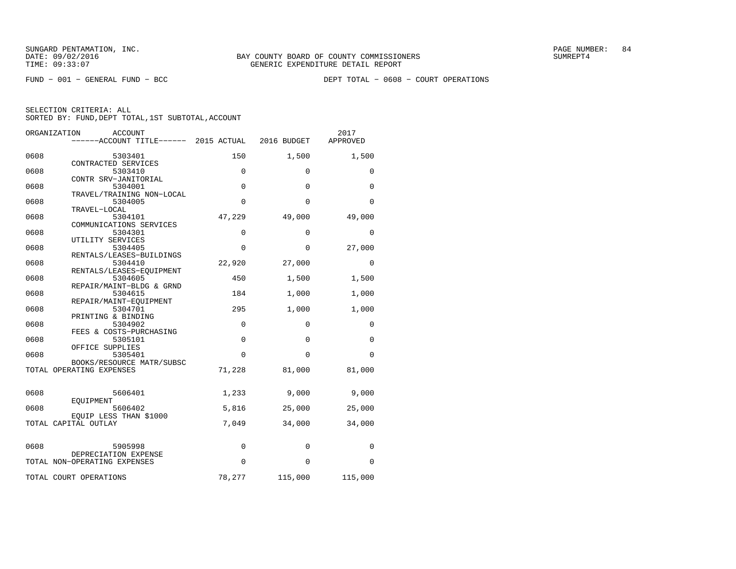SUNGARD PENTAMATION, INC.
DATE: 09/02/2016
TIME: 09:33:07

BAY COUNTY BOARD OF COUNTY COMMISSIONERS
GENERIC EXPENDITURE DETAIL REPORT

PAGE NUMBER: 84
SUMREPT4

FUND − 001 − GENERAL FUND − BCC

DEPT TOTAL − 0608 − COURT OPERATIONS

SELECTION CRITERIA: ALL
SORTED BY: FUND,DEPT TOTAL,1ST SUBTOTAL,ACCOUNT

| ORGANIZATION | ACCOUNT / ACCOUNT TITLE | 2015 ACTUAL | 2016 BUDGET | 2017 APPROVED |
|---|---|---|---|---|
| 0608 | 5303401 CONTRACTED SERVICES | 150 | 1,500 | 1,500 |
| 0608 | 5303410 CONTR SRV−JANITORIAL | 0 | 0 | 0 |
| 0608 | 5304001 TRAVEL/TRAINING NON−LOCAL | 0 | 0 | 0 |
| 0608 | 5304005 TRAVEL−LOCAL | 0 | 0 | 0 |
| 0608 | 5304101 COMMUNICATIONS SERVICES | 47,229 | 49,000 | 49,000 |
| 0608 | 5304301 UTILITY SERVICES | 0 | 0 | 0 |
| 0608 | 5304405 RENTALS/LEASES−BUILDINGS | 0 | 0 | 27,000 |
| 0608 | 5304410 RENTALS/LEASES−EQUIPMENT | 22,920 | 27,000 | 0 |
| 0608 | 5304605 REPAIR/MAINT−BLDG & GRND | 450 | 1,500 | 1,500 |
| 0608 | 5304615 REPAIR/MAINT−EQUIPMENT | 184 | 1,000 | 1,000 |
| 0608 | 5304701 PRINTING & BINDING | 295 | 1,000 | 1,000 |
| 0608 | 5304902 FEES & COSTS−PURCHASING | 0 | 0 | 0 |
| 0608 | 5305101 OFFICE SUPPLIES | 0 | 0 | 0 |
| 0608 | 5305401 BOOKS/RESOURCE MATR/SUBSC | 0 | 0 | 0 |
| TOTAL OPERATING EXPENSES | | 71,228 | 81,000 | 81,000 |
| 0608 | 5606401 EQUIPMENT | 1,233 | 9,000 | 9,000 |
| 0608 | 5606402 EQUIP LESS THAN $1000 | 5,816 | 25,000 | 25,000 |
| TOTAL CAPITAL OUTLAY | | 7,049 | 34,000 | 34,000 |
| 0608 | 5905998 DEPRECIATION EXPENSE | 0 | 0 | 0 |
| TOTAL NON−OPERATING EXPENSES | | 0 | 0 | 0 |
| TOTAL COURT OPERATIONS | | 78,277 | 115,000 | 115,000 |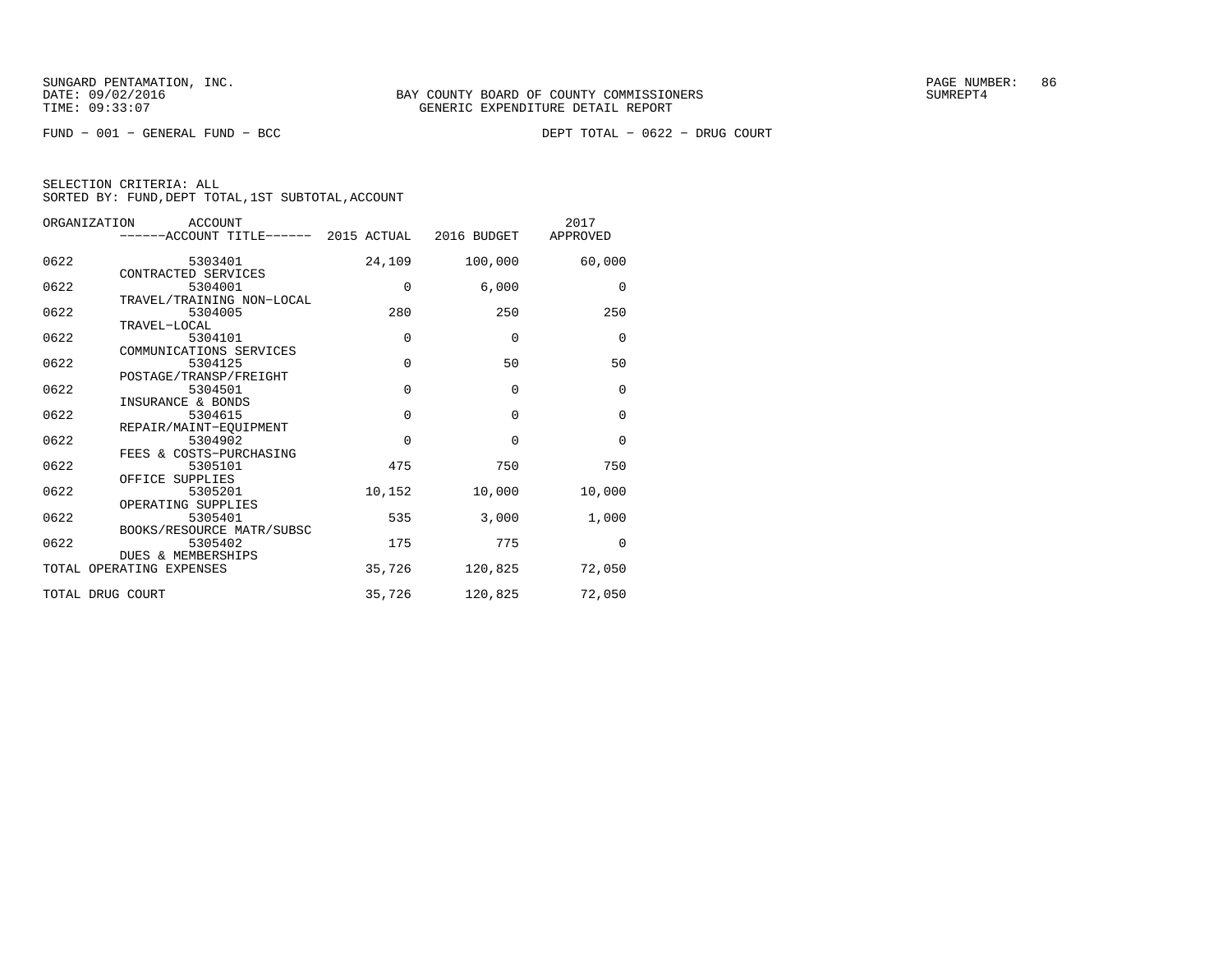SUNGARD PENTAMATION, INC.
DATE: 09/02/2016
TIME: 09:33:07

BAY COUNTY BOARD OF COUNTY COMMISSIONERS
GENERIC EXPENDITURE DETAIL REPORT

PAGE NUMBER: 86
SUMREPT4

FUND − 001 − GENERAL FUND − BCC          DEPT TOTAL − 0622 − DRUG COURT

SELECTION CRITERIA: ALL
SORTED BY: FUND,DEPT TOTAL,1ST SUBTOTAL,ACCOUNT

| ORGANIZATION | ACCOUNT / ACCOUNT TITLE | 2015 ACTUAL | 2016 BUDGET | 2017 APPROVED |
|---|---|---|---|---|
| 0622 | 5303401 CONTRACTED SERVICES | 24,109 | 100,000 | 60,000 |
| 0622 | 5304001 TRAVEL/TRAINING NON−LOCAL | 0 | 6,000 | 0 |
| 0622 | 5304005 TRAVEL−LOCAL | 280 | 250 | 250 |
| 0622 | 5304101 COMMUNICATIONS SERVICES | 0 | 0 | 0 |
| 0622 | 5304125 POSTAGE/TRANSP/FREIGHT | 0 | 50 | 50 |
| 0622 | 5304501 INSURANCE & BONDS | 0 | 0 | 0 |
| 0622 | 5304615 REPAIR/MAINT−EQUIPMENT | 0 | 0 | 0 |
| 0622 | 5304902 FEES & COSTS−PURCHASING | 0 | 0 | 0 |
| 0622 | 5305101 OFFICE SUPPLIES | 475 | 750 | 750 |
| 0622 | 5305201 OPERATING SUPPLIES | 10,152 | 10,000 | 10,000 |
| 0622 | 5305401 BOOKS/RESOURCE MATR/SUBSC | 535 | 3,000 | 1,000 |
| 0622 | 5305402 DUES & MEMBERSHIPS | 175 | 775 | 0 |
| TOTAL OPERATING EXPENSES | | 35,726 | 120,825 | 72,050 |
| TOTAL DRUG COURT | | 35,726 | 120,825 | 72,050 |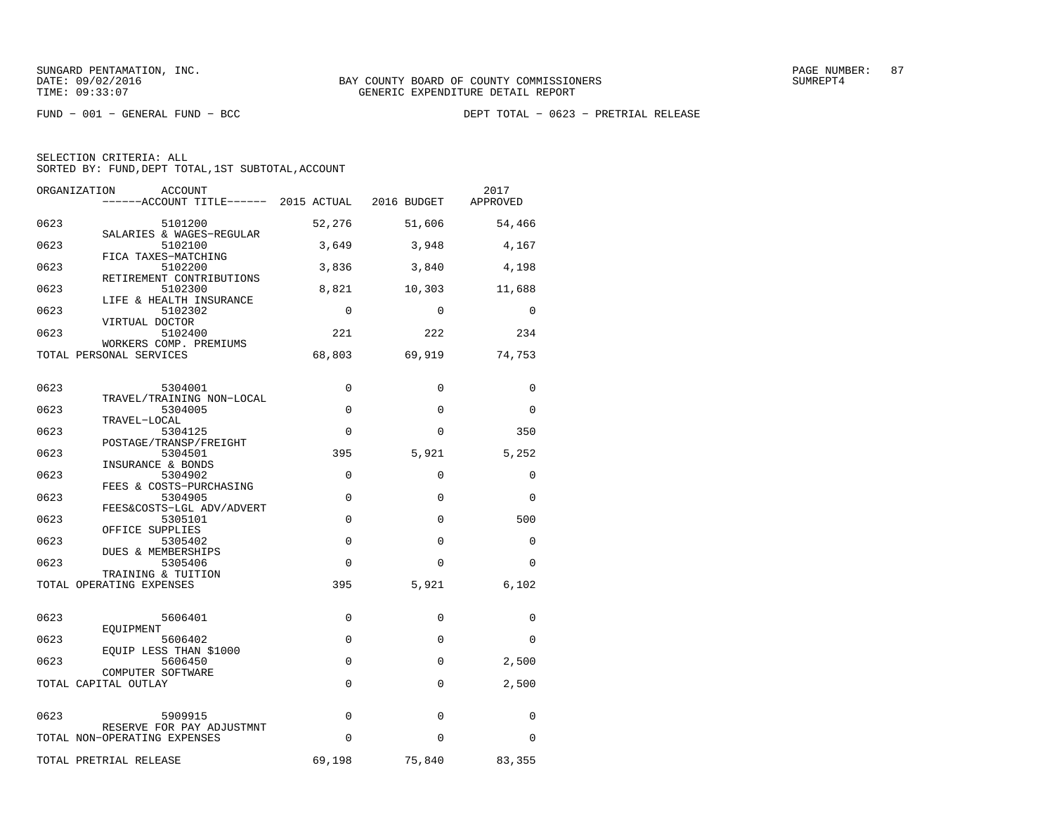SUNGARD PENTAMATION, INC.
DATE: 09/02/2016
TIME: 09:33:07

BAY COUNTY BOARD OF COUNTY COMMISSIONERS
GENERIC EXPENDITURE DETAIL REPORT

PAGE NUMBER: 87
SUMREPT4

FUND − 001 − GENERAL FUND − BCC

DEPT TOTAL − 0623 − PRETRIAL RELEASE

SELECTION CRITERIA: ALL
SORTED BY: FUND,DEPT TOTAL,1ST SUBTOTAL,ACCOUNT

| ORGANIZATION | ACCOUNT<br>------ACCOUNT TITLE------ | 2015 ACTUAL | 2016 BUDGET | 2017 APPROVED |
|---|---|---|---|---|
| 0623 | 5101200<br>SALARIES & WAGES−REGULAR | 52,276 | 51,606 | 54,466 |
| 0623 | 5102100<br>FICA TAXES−MATCHING | 3,649 | 3,948 | 4,167 |
| 0623 | 5102200<br>RETIREMENT CONTRIBUTIONS | 3,836 | 3,840 | 4,198 |
| 0623 | 5102300<br>LIFE & HEALTH INSURANCE | 8,821 | 10,303 | 11,688 |
| 0623 | 5102302<br>VIRTUAL DOCTOR | 0 | 0 | 0 |
| 0623 | 5102400<br>WORKERS COMP. PREMIUMS | 221 | 222 | 234 |
| TOTAL PERSONAL SERVICES | | 68,803 | 69,919 | 74,753 |
| 0623 | 5304001<br>TRAVEL/TRAINING NON−LOCAL | 0 | 0 | 0 |
| 0623 | 5304005<br>TRAVEL−LOCAL | 0 | 0 | 0 |
| 0623 | 5304125<br>POSTAGE/TRANSP/FREIGHT | 0 | 0 | 350 |
| 0623 | 5304501<br>INSURANCE & BONDS | 395 | 5,921 | 5,252 |
| 0623 | 5304902<br>FEES & COSTS−PURCHASING | 0 | 0 | 0 |
| 0623 | 5304905<br>FEES&COSTS−LGL ADV/ADVERT | 0 | 0 | 0 |
| 0623 | 5305101<br>OFFICE SUPPLIES | 0 | 0 | 500 |
| 0623 | 5305402<br>DUES & MEMBERSHIPS | 0 | 0 | 0 |
| 0623 | 5305406<br>TRAINING & TUITION | 0 | 0 | 0 |
| TOTAL OPERATING EXPENSES | | 395 | 5,921 | 6,102 |
| 0623 | 5606401<br>EQUIPMENT | 0 | 0 | 0 |
| 0623 | 5606402<br>EQUIP LESS THAN $1000 | 0 | 0 | 0 |
| 0623 | 5606450<br>COMPUTER SOFTWARE | 0 | 0 | 2,500 |
| TOTAL CAPITAL OUTLAY | | 0 | 0 | 2,500 |
| 0623 | 5909915<br>RESERVE FOR PAY ADJUSTMNT | 0 | 0 | 0 |
| TOTAL NON−OPERATING EXPENSES | | 0 | 0 | 0 |
| TOTAL PRETRIAL RELEASE | | 69,198 | 75,840 | 83,355 |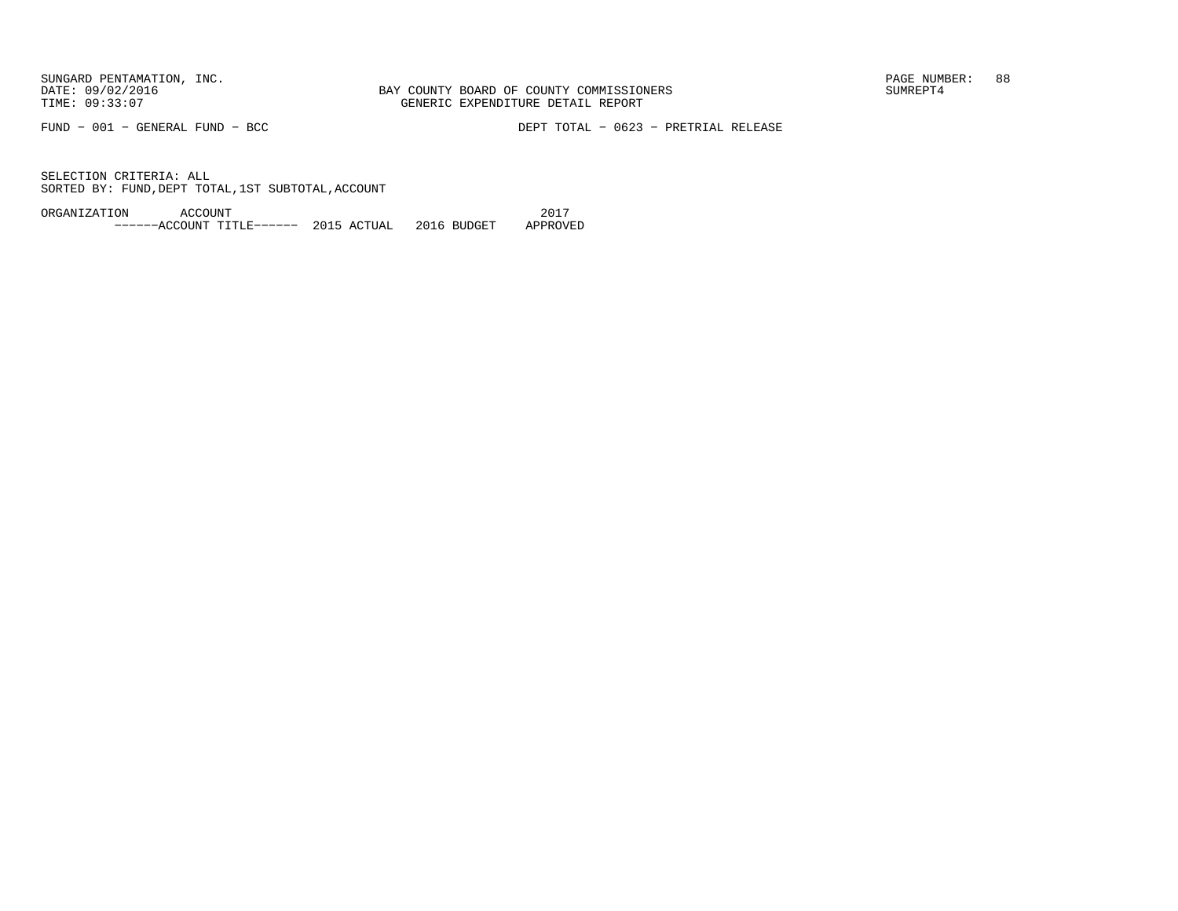BAY COUNTY BOARD OF COUNTY COMMISSIONERS
GENERIC EXPENDITURE DETAIL REPORT

FUND - 001 - GENERAL FUND - BCC

DEPT TOTAL - 0623 - PRETRIAL RELEASE

SELECTION CRITERIA: ALL
SORTED BY: FUND,DEPT TOTAL,1ST SUBTOTAL,ACCOUNT

| ORGANIZATION | ACCOUNT | | | 2017 |
|---|---|---|---|---|
| | ------ACCOUNT TITLE------ | 2015 ACTUAL | 2016 BUDGET | APPROVED |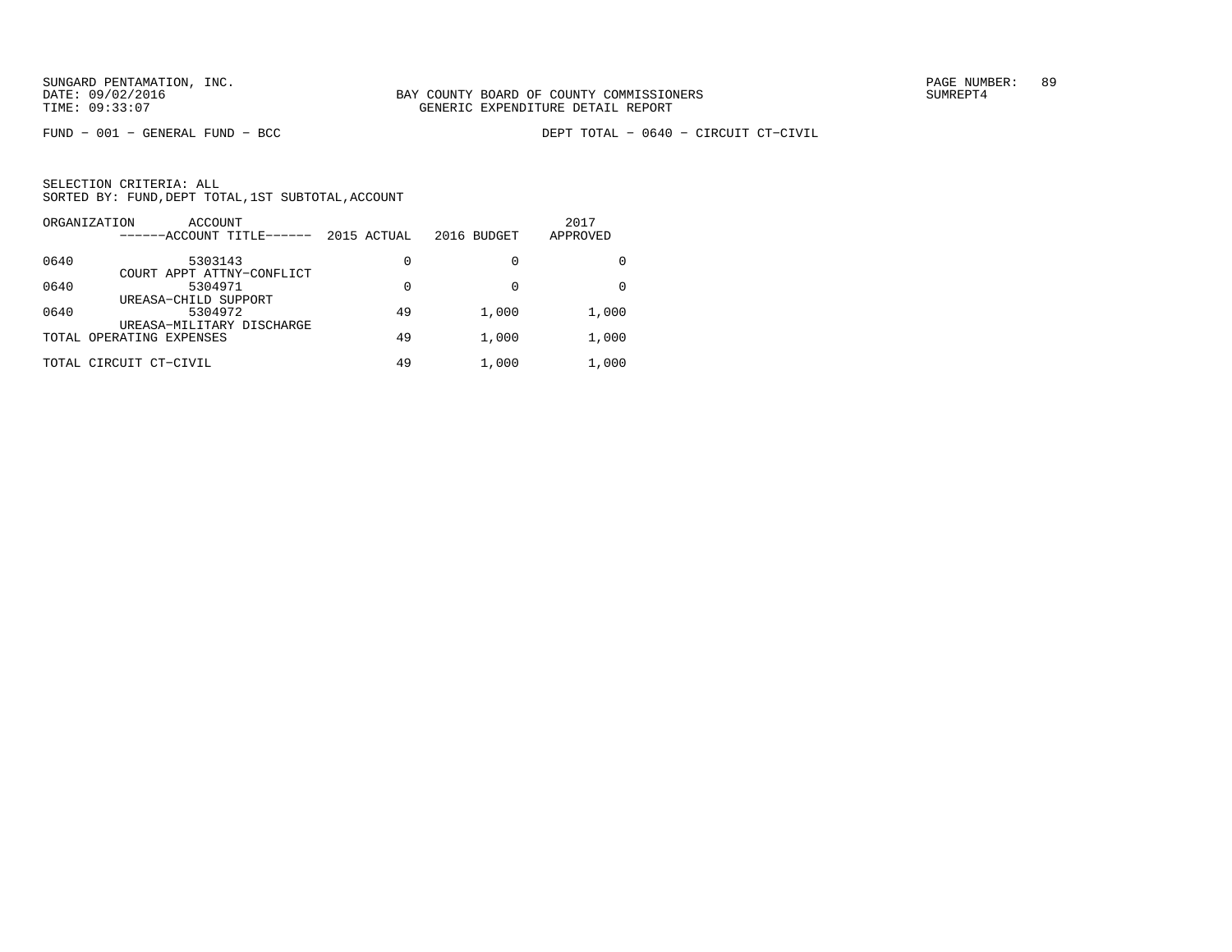BAY COUNTY BOARD OF COUNTY COMMISSIONERS
GENERIC EXPENDITURE DETAIL REPORT

FUND − 001 − GENERAL FUND − BCC

DEPT TOTAL − 0640 − CIRCUIT CT−CIVIL

SELECTION CRITERIA: ALL
SORTED BY: FUND,DEPT TOTAL,1ST SUBTOTAL,ACCOUNT

| ORGANIZATION | ACCOUNT / ACCOUNT TITLE | 2015 ACTUAL | 2016 BUDGET | 2017 APPROVED |
|---|---|---|---|---|
| 0640 | 5303143 COURT APPT ATTNY−CONFLICT | 0 | 0 | 0 |
| 0640 | 5304971 UREASA−CHILD SUPPORT | 0 | 0 | 0 |
| 0640 | 5304972 UREASA−MILITARY DISCHARGE | 49 | 1,000 | 1,000 |
| TOTAL OPERATING EXPENSES | | 49 | 1,000 | 1,000 |
| TOTAL CIRCUIT CT−CIVIL | | 49 | 1,000 | 1,000 |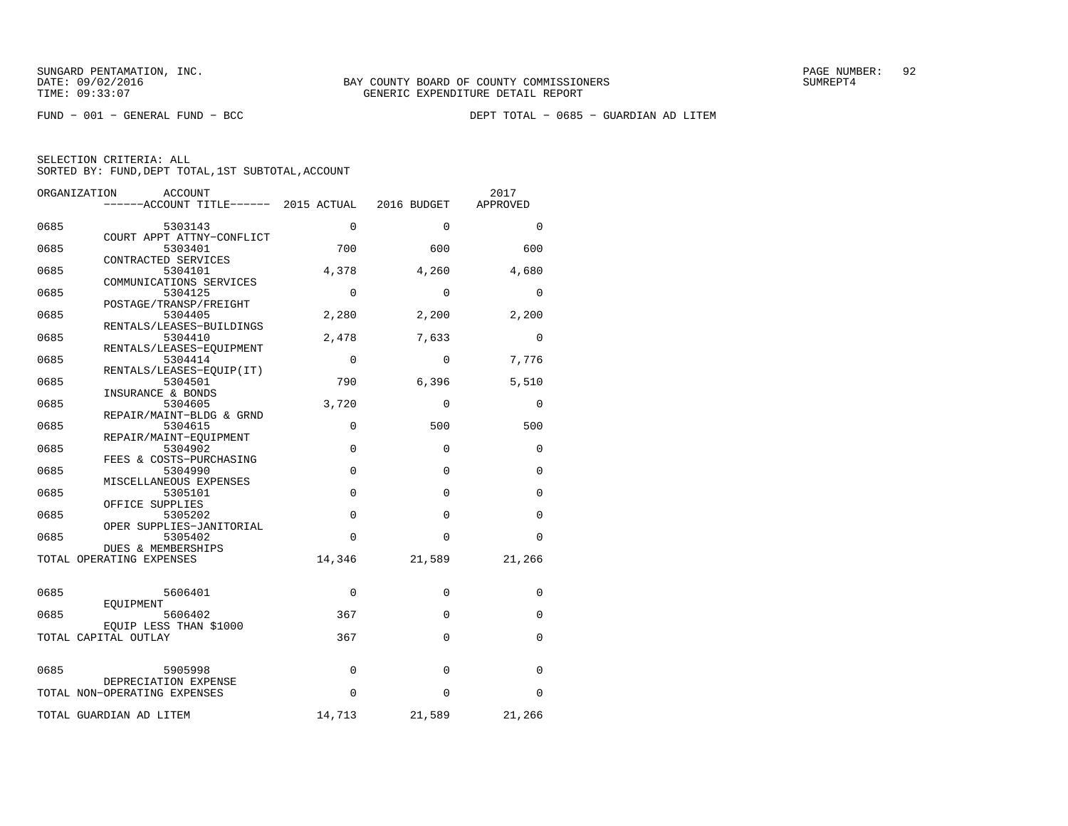BAY COUNTY BOARD OF COUNTY COMMISSIONERS
GENERIC EXPENDITURE DETAIL REPORT

FUND − 001 − GENERAL FUND − BCC

DEPT TOTAL − 0685 − GUARDIAN AD LITEM

SELECTION CRITERIA: ALL
SORTED BY: FUND,DEPT TOTAL,1ST SUBTOTAL,ACCOUNT

| ORGANIZATION | ACCOUNT / ACCOUNT TITLE | 2015 ACTUAL | 2016 BUDGET | 2017 APPROVED |
|---|---|---|---|---|
| 0685 | 5303143 COURT APPT ATTNY−CONFLICT | 0 | 0 | 0 |
| 0685 | 5303401 CONTRACTED SERVICES | 700 | 600 | 600 |
| 0685 | 5304101 COMMUNICATIONS SERVICES | 4,378 | 4,260 | 4,680 |
| 0685 | 5304125 POSTAGE/TRANSP/FREIGHT | 0 | 0 | 0 |
| 0685 | 5304405 RENTALS/LEASES−BUILDINGS | 2,280 | 2,200 | 2,200 |
| 0685 | 5304410 RENTALS/LEASES−EQUIPMENT | 2,478 | 7,633 | 0 |
| 0685 | 5304414 RENTALS/LEASES−EQUIP(IT) | 0 | 0 | 7,776 |
| 0685 | 5304501 INSURANCE & BONDS | 790 | 6,396 | 5,510 |
| 0685 | 5304605 REPAIR/MAINT−BLDG & GRND | 3,720 | 0 | 0 |
| 0685 | 5304615 REPAIR/MAINT−EQUIPMENT | 0 | 500 | 500 |
| 0685 | 5304902 FEES & COSTS−PURCHASING | 0 | 0 | 0 |
| 0685 | 5304990 MISCELLANEOUS EXPENSES | 0 | 0 | 0 |
| 0685 | 5305101 OFFICE SUPPLIES | 0 | 0 | 0 |
| 0685 | 5305202 OPER SUPPLIES−JANITORIAL | 0 | 0 | 0 |
| 0685 | 5305402 DUES & MEMBERSHIPS | 0 | 0 | 0 |
| TOTAL OPERATING EXPENSES | | 14,346 | 21,589 | 21,266 |
| 0685 | 5606401 EQUIPMENT | 0 | 0 | 0 |
| 0685 | 5606402 EQUIP LESS THAN $1000 | 367 | 0 | 0 |
| TOTAL CAPITAL OUTLAY | | 367 | 0 | 0 |
| 0685 | 5905998 DEPRECIATION EXPENSE | 0 | 0 | 0 |
| TOTAL NON−OPERATING EXPENSES | | 0 | 0 | 0 |
| TOTAL GUARDIAN AD LITEM | | 14,713 | 21,589 | 21,266 |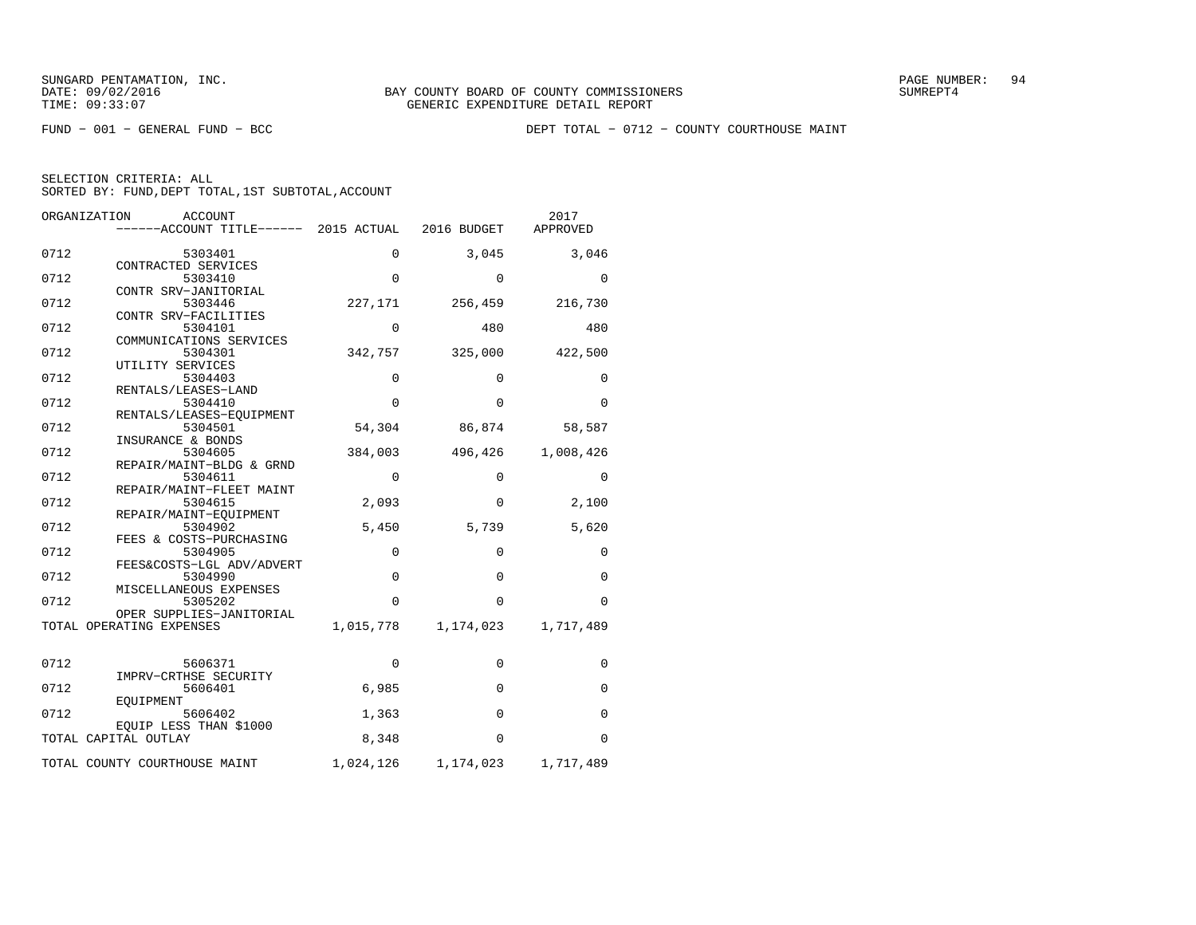SUNGARD PENTAMATION, INC.
DATE: 09/02/2016
TIME: 09:33:07

BAY COUNTY BOARD OF COUNTY COMMISSIONERS
GENERIC EXPENDITURE DETAIL REPORT

PAGE NUMBER: 94
SUMREPT4

FUND − 001 − GENERAL FUND − BCC

DEPT TOTAL − 0712 − COUNTY COURTHOUSE MAINT

SELECTION CRITERIA: ALL
SORTED BY: FUND,DEPT TOTAL,1ST SUBTOTAL,ACCOUNT

| ORGANIZATION | ACCOUNT / ACCOUNT TITLE | 2015 ACTUAL | 2016 BUDGET | 2017 APPROVED |
|---|---|---|---|---|
| 0712 | 5303401 CONTRACTED SERVICES | 0 | 3,045 | 3,046 |
| 0712 | 5303410 CONTR SRV−JANITORIAL | 0 | 0 | 0 |
| 0712 | 5303446 CONTR SRV−FACILITIES | 227,171 | 256,459 | 216,730 |
| 0712 | 5304101 COMMUNICATIONS SERVICES | 0 | 480 | 480 |
| 0712 | 5304301 UTILITY SERVICES | 342,757 | 325,000 | 422,500 |
| 0712 | 5304403 RENTALS/LEASES−LAND | 0 | 0 | 0 |
| 0712 | 5304410 RENTALS/LEASES−EQUIPMENT | 0 | 0 | 0 |
| 0712 | 5304501 INSURANCE & BONDS | 54,304 | 86,874 | 58,587 |
| 0712 | 5304605 REPAIR/MAINT−BLDG & GRND | 384,003 | 496,426 | 1,008,426 |
| 0712 | 5304611 REPAIR/MAINT−FLEET MAINT | 0 | 0 | 0 |
| 0712 | 5304615 REPAIR/MAINT−EQUIPMENT | 2,093 | 0 | 2,100 |
| 0712 | 5304902 FEES & COSTS−PURCHASING | 5,450 | 5,739 | 5,620 |
| 0712 | 5304905 FEES&COSTS−LGL ADV/ADVERT | 0 | 0 | 0 |
| 0712 | 5304990 MISCELLANEOUS EXPENSES | 0 | 0 | 0 |
| 0712 | 5305202 OPER SUPPLIES−JANITORIAL | 0 | 0 | 0 |
| TOTAL OPERATING EXPENSES | | 1,015,778 | 1,174,023 | 1,717,489 |
| 0712 | 5606371 IMPRV−CRTHSE SECURITY | 0 | 0 | 0 |
| 0712 | 5606401 EQUIPMENT | 6,985 | 0 | 0 |
| 0712 | 5606402 EQUIP LESS THAN $1000 | 1,363 | 0 | 0 |
| TOTAL CAPITAL OUTLAY | | 8,348 | 0 | 0 |
| TOTAL COUNTY COURTHOUSE MAINT | | 1,024,126 | 1,174,023 | 1,717,489 |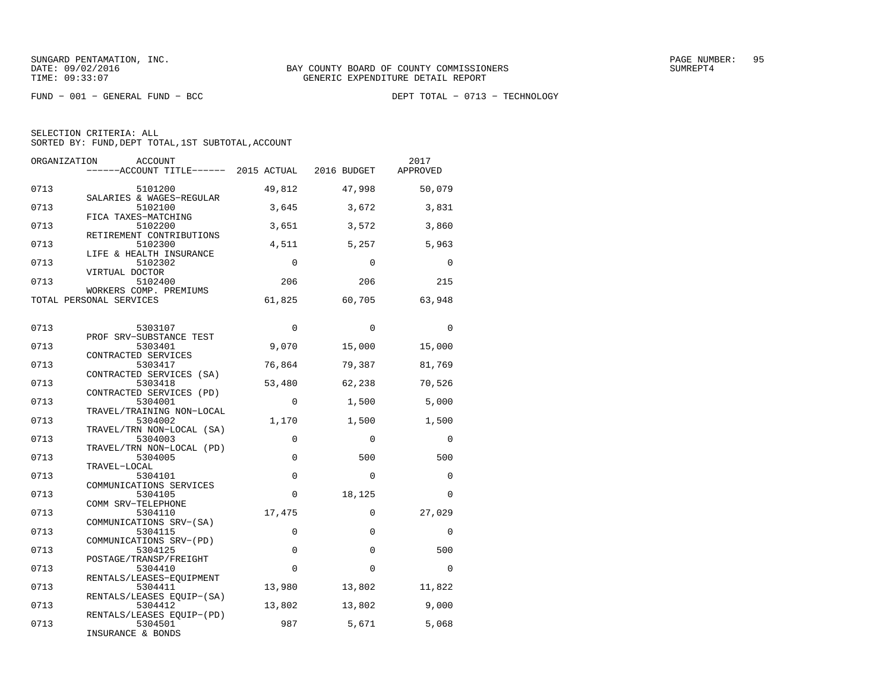SUNGARD PENTAMATION, INC.
DATE: 09/02/2016
TIME: 09:33:07

BAY COUNTY BOARD OF COUNTY COMMISSIONERS
GENERIC EXPENDITURE DETAIL REPORT

PAGE NUMBER: 95
SUMREPT4

FUND − 001 − GENERAL FUND − BCC

DEPT TOTAL − 0713 − TECHNOLOGY

SELECTION CRITERIA: ALL
SORTED BY: FUND,DEPT TOTAL,1ST SUBTOTAL,ACCOUNT

| ORGANIZATION | ACCOUNT / ------ACCOUNT TITLE------ | 2015 ACTUAL | 2016 BUDGET | 2017 APPROVED |
|---|---|---|---|---|
| 0713 | 5101200 SALARIES & WAGES−REGULAR | 49,812 | 47,998 | 50,079 |
| 0713 | 5102100 FICA TAXES−MATCHING | 3,645 | 3,672 | 3,831 |
| 0713 | 5102200 RETIREMENT CONTRIBUTIONS | 3,651 | 3,572 | 3,860 |
| 0713 | 5102300 LIFE & HEALTH INSURANCE | 4,511 | 5,257 | 5,963 |
| 0713 | 5102302 VIRTUAL DOCTOR | 0 | 0 | 0 |
| 0713 | 5102400 WORKERS COMP. PREMIUMS | 206 | 206 | 215 |
| TOTAL PERSONAL SERVICES | | 61,825 | 60,705 | 63,948 |
| 0713 | 5303107 PROF SRV−SUBSTANCE TEST | 0 | 0 | 0 |
| 0713 | 5303401 CONTRACTED SERVICES | 9,070 | 15,000 | 15,000 |
| 0713 | 5303417 CONTRACTED SERVICES (SA) | 76,864 | 79,387 | 81,769 |
| 0713 | 5303418 CONTRACTED SERVICES (PD) | 53,480 | 62,238 | 70,526 |
| 0713 | 5304001 TRAVEL/TRAINING NON−LOCAL | 0 | 1,500 | 5,000 |
| 0713 | 5304002 TRAVEL/TRN NON−LOCAL (SA) | 1,170 | 1,500 | 1,500 |
| 0713 | 5304003 TRAVEL/TRN NON−LOCAL (PD) | 0 | 0 | 0 |
| 0713 | 5304005 TRAVEL−LOCAL | 0 | 500 | 500 |
| 0713 | 5304101 COMMUNICATIONS SERVICES | 0 | 0 | 0 |
| 0713 | 5304105 COMM SRV−TELEPHONE | 0 | 18,125 | 0 |
| 0713 | 5304110 COMMUNICATIONS SRV−(SA) | 17,475 | 0 | 27,029 |
| 0713 | 5304115 COMMUNICATIONS SRV−(PD) | 0 | 0 | 0 |
| 0713 | 5304125 POSTAGE/TRANSP/FREIGHT | 0 | 0 | 500 |
| 0713 | 5304410 RENTALS/LEASES−EQUIPMENT | 0 | 0 | 0 |
| 0713 | 5304411 RENTALS/LEASES EQUIP−(SA) | 13,980 | 13,802 | 11,822 |
| 0713 | 5304412 RENTALS/LEASES EQUIP−(PD) | 13,802 | 13,802 | 9,000 |
| 0713 | 5304501 INSURANCE & BONDS | 987 | 5,671 | 5,068 |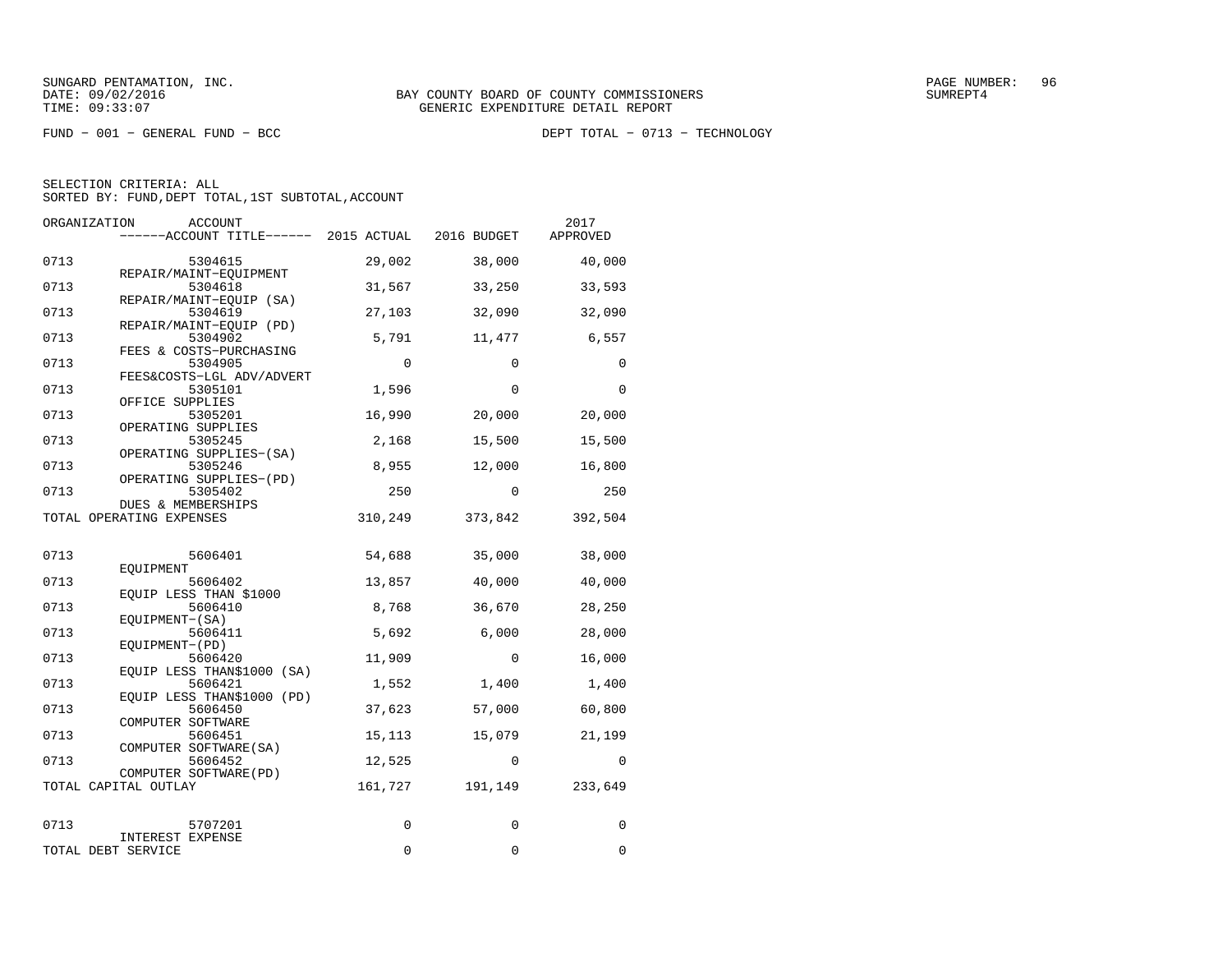SUNGARD PENTAMATION, INC.
DATE: 09/02/2016
TIME: 09:33:07

BAY COUNTY BOARD OF COUNTY COMMISSIONERS
GENERIC EXPENDITURE DETAIL REPORT

SUMREPT4

FUND − 001 − GENERAL FUND − BCC

DEPT TOTAL − 0713 − TECHNOLOGY

SELECTION CRITERIA: ALL
SORTED BY: FUND,DEPT TOTAL,1ST SUBTOTAL,ACCOUNT

| ORGANIZATION | ACCOUNT / ACCOUNT TITLE | 2015 ACTUAL | 2016 BUDGET | 2017 APPROVED |
|---|---|---|---|---|
| 0713 | 5304615 REPAIR/MAINT−EQUIPMENT | 29,002 | 38,000 | 40,000 |
| 0713 | 5304618 REPAIR/MAINT−EQUIP (SA) | 31,567 | 33,250 | 33,593 |
| 0713 | 5304619 REPAIR/MAINT−EQUIP (PD) | 27,103 | 32,090 | 32,090 |
| 0713 | 5304902 FEES & COSTS−PURCHASING | 5,791 | 11,477 | 6,557 |
| 0713 | 5304905 FEES&COSTS−LGL ADV/ADVERT | 0 | 0 | 0 |
| 0713 | 5305101 OFFICE SUPPLIES | 1,596 | 0 | 0 |
| 0713 | 5305201 OPERATING SUPPLIES | 16,990 | 20,000 | 20,000 |
| 0713 | 5305245 OPERATING SUPPLIES−(SA) | 2,168 | 15,500 | 15,500 |
| 0713 | 5305246 OPERATING SUPPLIES−(PD) | 8,955 | 12,000 | 16,800 |
| 0713 | 5305402 DUES & MEMBERSHIPS | 250 | 0 | 250 |
| TOTAL OPERATING EXPENSES | | 310,249 | 373,842 | 392,504 |
| 0713 | 5606401 EQUIPMENT | 54,688 | 35,000 | 38,000 |
| 0713 | 5606402 EQUIP LESS THAN $1000 | 13,857 | 40,000 | 40,000 |
| 0713 | 5606410 EQUIPMENT−(SA) | 8,768 | 36,670 | 28,250 |
| 0713 | 5606411 EQUIPMENT−(PD) | 5,692 | 6,000 | 28,000 |
| 0713 | 5606420 EQUIP LESS THAN$1000 (SA) | 11,909 | 0 | 16,000 |
| 0713 | 5606421 EQUIP LESS THAN$1000 (PD) | 1,552 | 1,400 | 1,400 |
| 0713 | 5606450 COMPUTER SOFTWARE | 37,623 | 57,000 | 60,800 |
| 0713 | 5606451 COMPUTER SOFTWARE(SA) | 15,113 | 15,079 | 21,199 |
| 0713 | 5606452 COMPUTER SOFTWARE(PD) | 12,525 | 0 | 0 |
| TOTAL CAPITAL OUTLAY | | 161,727 | 191,149 | 233,649 |
| 0713 | 5707201 INTEREST EXPENSE | 0 | 0 | 0 |
| TOTAL DEBT SERVICE | | 0 | 0 | 0 |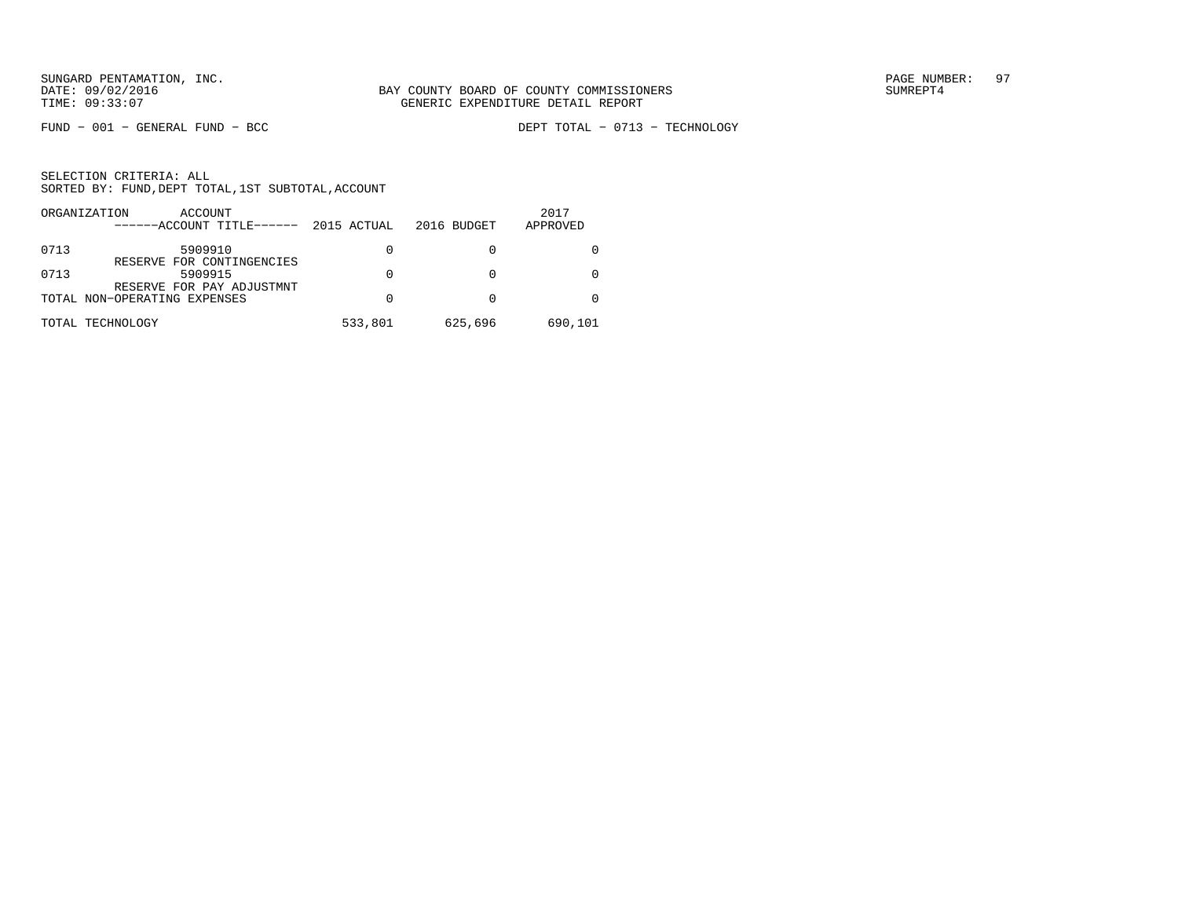BAY COUNTY BOARD OF COUNTY COMMISSIONERS
GENERIC EXPENDITURE DETAIL REPORT

FUND − 001 − GENERAL FUND − BCC

DEPT TOTAL − 0713 − TECHNOLOGY

SELECTION CRITERIA: ALL
SORTED BY: FUND,DEPT TOTAL,1ST SUBTOTAL,ACCOUNT

| ORGANIZATION | ACCOUNT ------ACCOUNT TITLE------ | 2015 ACTUAL | 2016 BUDGET | 2017 APPROVED |
|---|---|---|---|---|
| 0713 | 5909910 RESERVE FOR CONTINGENCIES | 0 | 0 | 0 |
| 0713 | 5909915 RESERVE FOR PAY ADJUSTMNT | 0 | 0 | 0 |
| TOTAL NON−OPERATING EXPENSES | | 0 | 0 | 0 |
| TOTAL TECHNOLOGY | | 533,801 | 625,696 | 690,101 |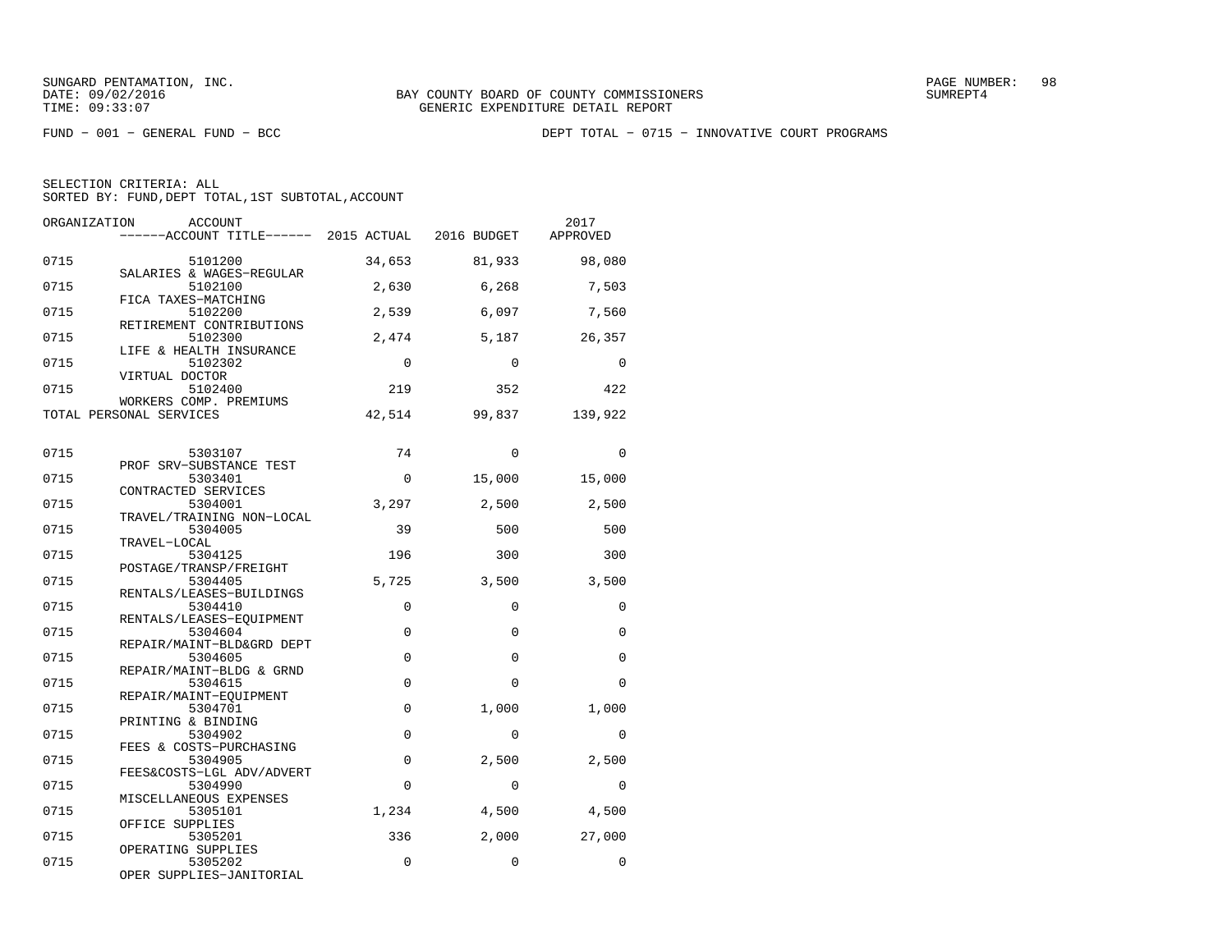SUNGARD PENTAMATION, INC.
DATE: 09/02/2016
TIME: 09:33:07

BAY COUNTY BOARD OF COUNTY COMMISSIONERS
GENERIC EXPENDITURE DETAIL REPORT

FUND − 001 − GENERAL FUND − BCC

DEPT TOTAL − 0715 − INNOVATIVE COURT PROGRAMS

SELECTION CRITERIA: ALL
SORTED BY: FUND,DEPT TOTAL,1ST SUBTOTAL,ACCOUNT

| ORGANIZATION | ACCOUNT / ------ACCOUNT TITLE------ | 2015 ACTUAL | 2016 BUDGET | 2017 APPROVED |
|---|---|---|---|---|
| 0715 | 5101200 SALARIES & WAGES−REGULAR | 34,653 | 81,933 | 98,080 |
| 0715 | 5102100 FICA TAXES−MATCHING | 2,630 | 6,268 | 7,503 |
| 0715 | 5102200 RETIREMENT CONTRIBUTIONS | 2,539 | 6,097 | 7,560 |
| 0715 | 5102300 LIFE & HEALTH INSURANCE | 2,474 | 5,187 | 26,357 |
| 0715 | 5102302 VIRTUAL DOCTOR | 0 | 0 | 0 |
| 0715 | 5102400 WORKERS COMP. PREMIUMS | 219 | 352 | 422 |
| TOTAL PERSONAL SERVICES | | 42,514 | 99,837 | 139,922 |
| 0715 | 5303107 PROF SRV−SUBSTANCE TEST | 74 | 0 | 0 |
| 0715 | 5303401 CONTRACTED SERVICES | 0 | 15,000 | 15,000 |
| 0715 | 5304001 TRAVEL/TRAINING NON−LOCAL | 3,297 | 2,500 | 2,500 |
| 0715 | 5304005 TRAVEL−LOCAL | 39 | 500 | 500 |
| 0715 | 5304125 POSTAGE/TRANSP/FREIGHT | 196 | 300 | 300 |
| 0715 | 5304405 RENTALS/LEASES−BUILDINGS | 5,725 | 3,500 | 3,500 |
| 0715 | 5304410 RENTALS/LEASES−EQUIPMENT | 0 | 0 | 0 |
| 0715 | 5304604 REPAIR/MAINT−BLD&GRD DEPT | 0 | 0 | 0 |
| 0715 | 5304605 REPAIR/MAINT−BLDG & GRND | 0 | 0 | 0 |
| 0715 | 5304615 REPAIR/MAINT−EQUIPMENT | 0 | 0 | 0 |
| 0715 | 5304701 PRINTING & BINDING | 0 | 1,000 | 1,000 |
| 0715 | 5304902 FEES & COSTS−PURCHASING | 0 | 0 | 0 |
| 0715 | 5304905 FEES&COSTS−LGL ADV/ADVERT | 0 | 2,500 | 2,500 |
| 0715 | 5304990 MISCELLANEOUS EXPENSES | 0 | 0 | 0 |
| 0715 | 5305101 OFFICE SUPPLIES | 1,234 | 4,500 | 4,500 |
| 0715 | 5305201 OPERATING SUPPLIES | 336 | 2,000 | 27,000 |
| 0715 | 5305202 OPER SUPPLIES−JANITORIAL | 0 | 0 | 0 |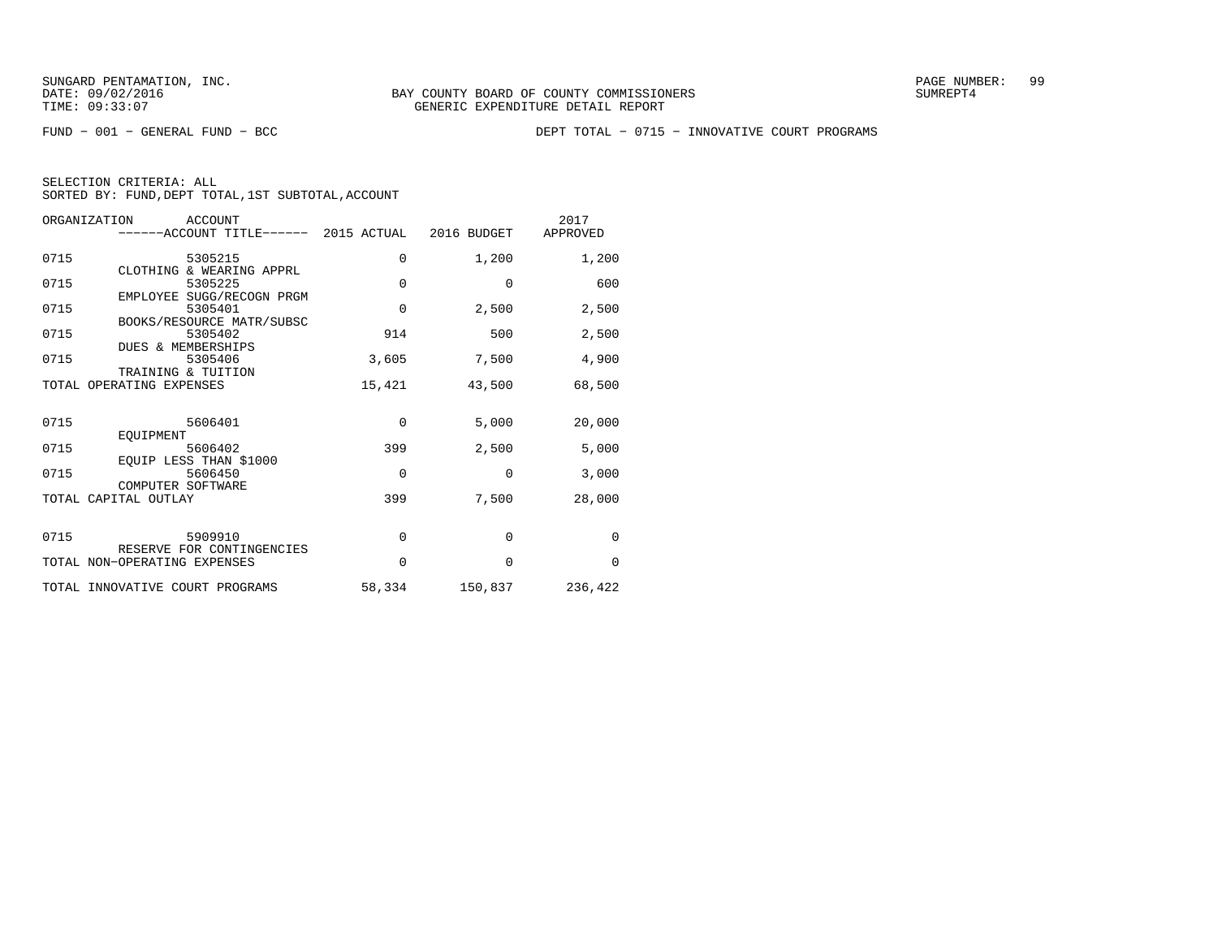BAY COUNTY BOARD OF COUNTY COMMISSIONERS
GENERIC EXPENDITURE DETAIL REPORT

SUNGARD PENTAMATION, INC.
DATE: 09/02/2016
TIME: 09:33:07

SUMREPT4

FUND − 001 − GENERAL FUND − BCC

DEPT TOTAL − 0715 − INNOVATIVE COURT PROGRAMS

SELECTION CRITERIA: ALL
SORTED BY: FUND,DEPT TOTAL,1ST SUBTOTAL,ACCOUNT

| ORGANIZATION | ACCOUNT / ------ACCOUNT TITLE------ | 2015 ACTUAL | 2016 BUDGET | 2017 APPROVED |
|---|---|---|---|---|
| 0715 | 5305215 CLOTHING & WEARING APPRL | 0 | 1,200 | 1,200 |
| 0715 | 5305225 EMPLOYEE SUGG/RECOGN PRGM | 0 | 0 | 600 |
| 0715 | 5305401 BOOKS/RESOURCE MATR/SUBSC | 0 | 2,500 | 2,500 |
| 0715 | 5305402 DUES & MEMBERSHIPS | 914 | 500 | 2,500 |
| 0715 | 5305406 TRAINING & TUITION | 3,605 | 7,500 | 4,900 |
| TOTAL OPERATING EXPENSES | | 15,421 | 43,500 | 68,500 |
| 0715 | 5606401 EQUIPMENT | 0 | 5,000 | 20,000 |
| 0715 | 5606402 EQUIP LESS THAN $1000 | 399 | 2,500 | 5,000 |
| 0715 | 5606450 COMPUTER SOFTWARE | 0 | 0 | 3,000 |
| TOTAL CAPITAL OUTLAY | | 399 | 7,500 | 28,000 |
| 0715 | 5909910 RESERVE FOR CONTINGENCIES | 0 | 0 | 0 |
| TOTAL NON−OPERATING EXPENSES | | 0 | 0 | 0 |
| TOTAL INNOVATIVE COURT PROGRAMS | | 58,334 | 150,837 | 236,422 |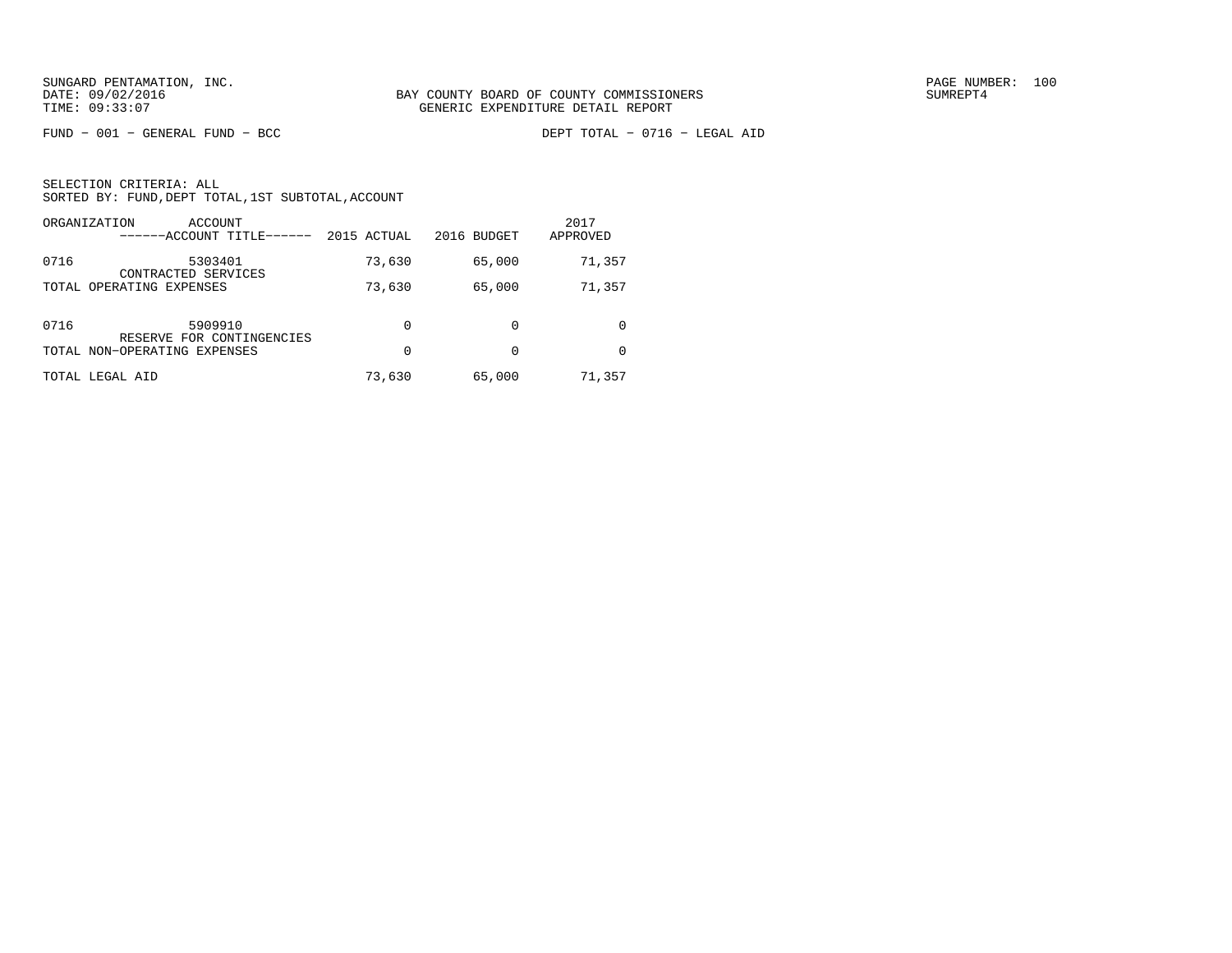BAY COUNTY BOARD OF COUNTY COMMISSIONERS
GENERIC EXPENDITURE DETAIL REPORT

FUND – 001 – GENERAL FUND – BCC

DEPT TOTAL – 0716 – LEGAL AID

SELECTION CRITERIA: ALL
SORTED BY: FUND,DEPT TOTAL,1ST SUBTOTAL,ACCOUNT

| ORGANIZATION | ACCOUNT / ACCOUNT TITLE | 2015 ACTUAL | 2016 BUDGET | 2017 APPROVED |
|---|---|---|---|---|
| 0716 | 5303401 CONTRACTED SERVICES | 73,630 | 65,000 | 71,357 |
| TOTAL OPERATING EXPENSES | | 73,630 | 65,000 | 71,357 |
| 0716 | 5909910 RESERVE FOR CONTINGENCIES | 0 | 0 | 0 |
| TOTAL NON-OPERATING EXPENSES | | 0 | 0 | 0 |
| TOTAL LEGAL AID | | 73,630 | 65,000 | 71,357 |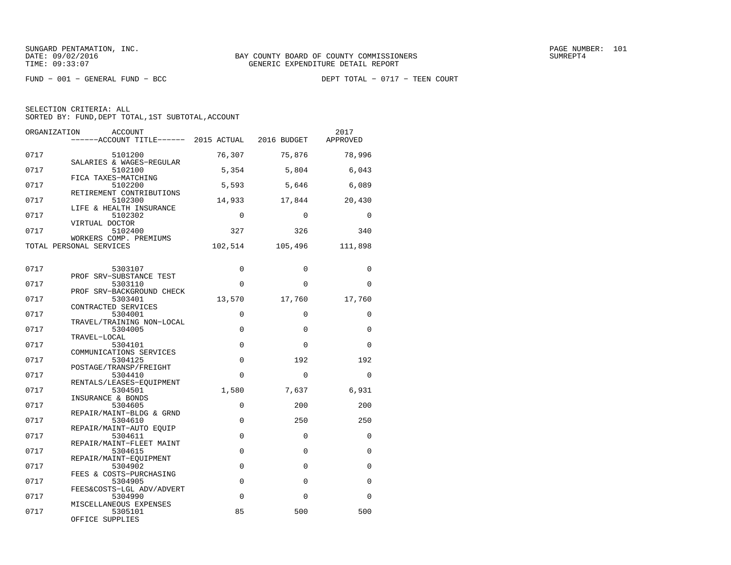BAY COUNTY BOARD OF COUNTY COMMISSIONERS
GENERIC EXPENDITURE DETAIL REPORT

FUND − 001 − GENERAL FUND − BCC    DEPT TOTAL − 0717 − TEEN COURT

SELECTION CRITERIA: ALL
SORTED BY: FUND,DEPT TOTAL,1ST SUBTOTAL,ACCOUNT

| ORGANIZATION | ACCOUNT / ACCOUNT TITLE | 2015 ACTUAL | 2016 BUDGET | 2017 APPROVED |
|---|---|---|---|---|
| 0717 | 5101200 SALARIES & WAGES−REGULAR | 76,307 | 75,876 | 78,996 |
| 0717 | 5102100 FICA TAXES−MATCHING | 5,354 | 5,804 | 6,043 |
| 0717 | 5102200 RETIREMENT CONTRIBUTIONS | 5,593 | 5,646 | 6,089 |
| 0717 | 5102300 LIFE & HEALTH INSURANCE | 14,933 | 17,844 | 20,430 |
| 0717 | 5102302 VIRTUAL DOCTOR | 0 | 0 | 0 |
| 0717 | 5102400 WORKERS COMP. PREMIUMS | 327 | 326 | 340 |
| TOTAL PERSONAL SERVICES | | 102,514 | 105,496 | 111,898 |
| 0717 | 5303107 PROF SRV−SUBSTANCE TEST | 0 | 0 | 0 |
| 0717 | 5303110 PROF SRV−BACKGROUND CHECK | 0 | 0 | 0 |
| 0717 | 5303401 CONTRACTED SERVICES | 13,570 | 17,760 | 17,760 |
| 0717 | 5304001 TRAVEL/TRAINING NON−LOCAL | 0 | 0 | 0 |
| 0717 | 5304005 TRAVEL−LOCAL | 0 | 0 | 0 |
| 0717 | 5304101 COMMUNICATIONS SERVICES | 0 | 0 | 0 |
| 0717 | 5304125 POSTAGE/TRANSP/FREIGHT | 0 | 192 | 192 |
| 0717 | 5304410 RENTALS/LEASES−EQUIPMENT | 0 | 0 | 0 |
| 0717 | 5304501 INSURANCE & BONDS | 1,580 | 7,637 | 6,931 |
| 0717 | 5304605 REPAIR/MAINT−BLDG & GRND | 0 | 200 | 200 |
| 0717 | 5304610 REPAIR/MAINT−AUTO EQUIP | 0 | 250 | 250 |
| 0717 | 5304611 REPAIR/MAINT−FLEET MAINT | 0 | 0 | 0 |
| 0717 | 5304615 REPAIR/MAINT−EQUIPMENT | 0 | 0 | 0 |
| 0717 | 5304902 FEES & COSTS−PURCHASING | 0 | 0 | 0 |
| 0717 | 5304905 FEES&COSTS−LGL ADV/ADVERT | 0 | 0 | 0 |
| 0717 | 5304990 MISCELLANEOUS EXPENSES | 0 | 0 | 0 |
| 0717 | 5305101 OFFICE SUPPLIES | 85 | 500 | 500 |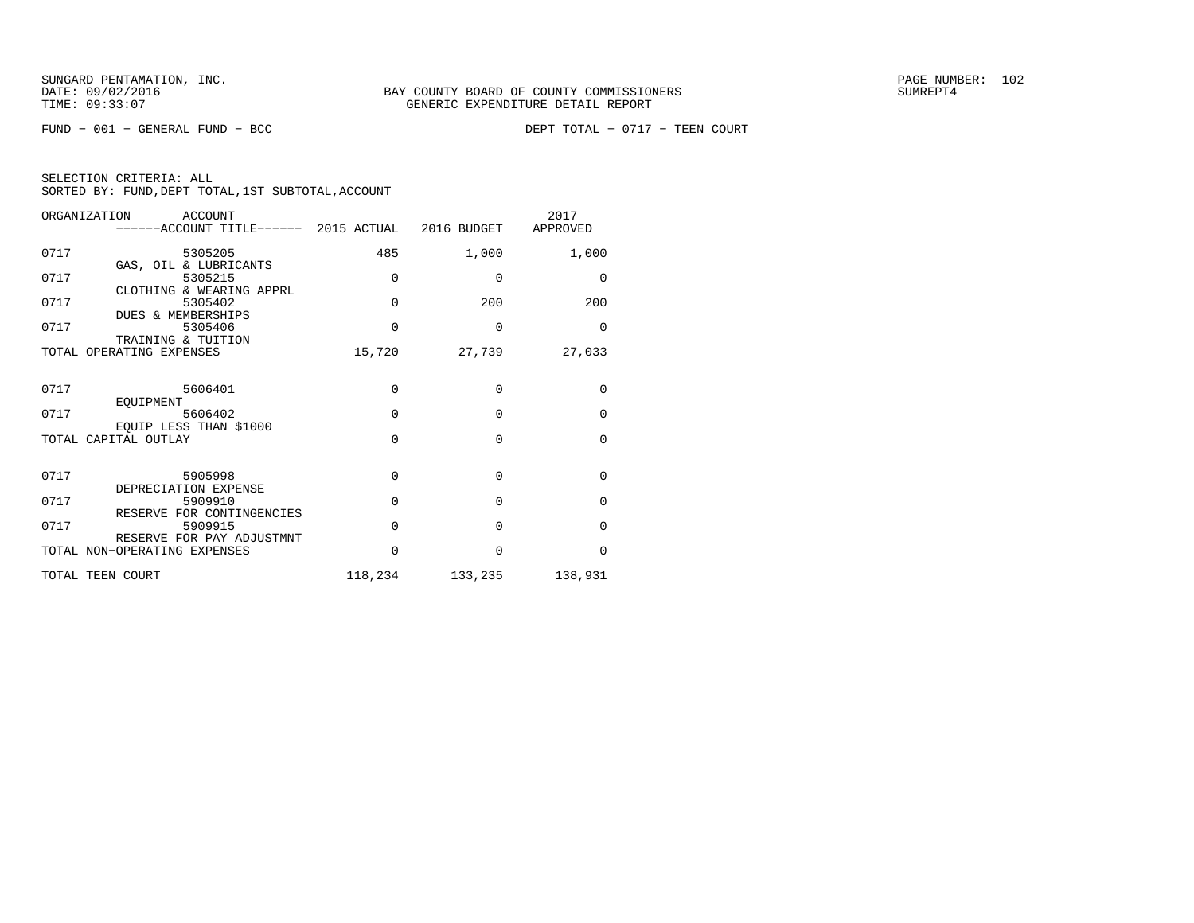SUNGARD PENTAMATION, INC.
DATE: 09/02/2016
TIME: 09:33:07

BAY COUNTY BOARD OF COUNTY COMMISSIONERS
GENERIC EXPENDITURE DETAIL REPORT

SUMREPT4

FUND − 001 − GENERAL FUND − BCC

DEPT TOTAL − 0717 − TEEN COURT

SELECTION CRITERIA: ALL
SORTED BY: FUND,DEPT TOTAL,1ST SUBTOTAL,ACCOUNT

| ORGANIZATION | ACCOUNT / ------ACCOUNT TITLE------ | 2015 ACTUAL | 2016 BUDGET | 2017 APPROVED |
|---|---|---|---|---|
| 0717 | 5305205 GAS, OIL & LUBRICANTS | 485 | 1,000 | 1,000 |
| 0717 | 5305215 CLOTHING & WEARING APPRL | 0 | 0 | 0 |
| 0717 | 5305402 DUES & MEMBERSHIPS | 0 | 200 | 200 |
| 0717 | 5305406 TRAINING & TUITION | 0 | 0 | 0 |
| TOTAL OPERATING EXPENSES | | 15,720 | 27,739 | 27,033 |
| 0717 | 5606401 EQUIPMENT | 0 | 0 | 0 |
| 0717 | 5606402 EQUIP LESS THAN $1000 | 0 | 0 | 0 |
| TOTAL CAPITAL OUTLAY | | 0 | 0 | 0 |
| 0717 | 5905998 DEPRECIATION EXPENSE | 0 | 0 | 0 |
| 0717 | 5909910 RESERVE FOR CONTINGENCIES | 0 | 0 | 0 |
| 0717 | 5909915 RESERVE FOR PAY ADJUSTMNT | 0 | 0 | 0 |
| TOTAL NON−OPERATING EXPENSES | | 0 | 0 | 0 |
| TOTAL TEEN COURT | | 118,234 | 133,235 | 138,931 |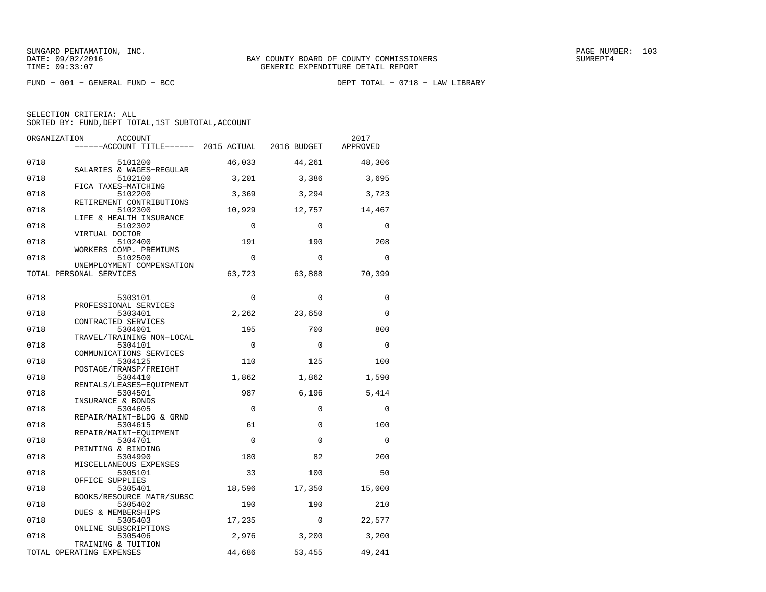SUNGARD PENTAMATION, INC.
DATE: 09/02/2016
TIME: 09:33:07

BAY COUNTY BOARD OF COUNTY COMMISSIONERS
GENERIC EXPENDITURE DETAIL REPORT

PAGE NUMBER: 103
SUMREPT4

FUND − 001 − GENERAL FUND − BCC

DEPT TOTAL − 0718 − LAW LIBRARY

SELECTION CRITERIA: ALL
SORTED BY: FUND,DEPT TOTAL,1ST SUBTOTAL,ACCOUNT

| ORGANIZATION | ACCOUNT / ------ACCOUNT TITLE------ | 2015 ACTUAL | 2016 BUDGET | 2017 APPROVED |
|---|---|---|---|---|
| 0718 | 5101200 SALARIES & WAGES−REGULAR | 46,033 | 44,261 | 48,306 |
| 0718 | 5102100 FICA TAXES−MATCHING | 3,201 | 3,386 | 3,695 |
| 0718 | 5102200 RETIREMENT CONTRIBUTIONS | 3,369 | 3,294 | 3,723 |
| 0718 | 5102300 LIFE & HEALTH INSURANCE | 10,929 | 12,757 | 14,467 |
| 0718 | 5102302 VIRTUAL DOCTOR | 0 | 0 | 0 |
| 0718 | 5102400 WORKERS COMP. PREMIUMS | 191 | 190 | 208 |
| 0718 | 5102500 UNEMPLOYMENT COMPENSATION | 0 | 0 | 0 |
| TOTAL PERSONAL SERVICES | | 63,723 | 63,888 | 70,399 |
| 0718 | 5303101 PROFESSIONAL SERVICES | 0 | 0 | 0 |
| 0718 | 5303401 CONTRACTED SERVICES | 2,262 | 23,650 | 0 |
| 0718 | 5304001 TRAVEL/TRAINING NON−LOCAL | 195 | 700 | 800 |
| 0718 | 5304101 COMMUNICATIONS SERVICES | 0 | 0 | 0 |
| 0718 | 5304125 POSTAGE/TRANSP/FREIGHT | 110 | 125 | 100 |
| 0718 | 5304410 RENTALS/LEASES−EQUIPMENT | 1,862 | 1,862 | 1,590 |
| 0718 | 5304501 INSURANCE & BONDS | 987 | 6,196 | 5,414 |
| 0718 | 5304605 REPAIR/MAINT−BLDG & GRND | 0 | 0 | 0 |
| 0718 | 5304615 REPAIR/MAINT−EQUIPMENT | 61 | 0 | 100 |
| 0718 | 5304701 PRINTING & BINDING | 0 | 0 | 0 |
| 0718 | 5304990 MISCELLANEOUS EXPENSES | 180 | 82 | 200 |
| 0718 | 5305101 OFFICE SUPPLIES | 33 | 100 | 50 |
| 0718 | 5305401 BOOKS/RESOURCE MATR/SUBSC | 18,596 | 17,350 | 15,000 |
| 0718 | 5305402 DUES & MEMBERSHIPS | 190 | 190 | 210 |
| 0718 | 5305403 ONLINE SUBSCRIPTIONS | 17,235 | 0 | 22,577 |
| 0718 | 5305406 TRAINING & TUITION | 2,976 | 3,200 | 3,200 |
| TOTAL OPERATING EXPENSES | | 44,686 | 53,455 | 49,241 |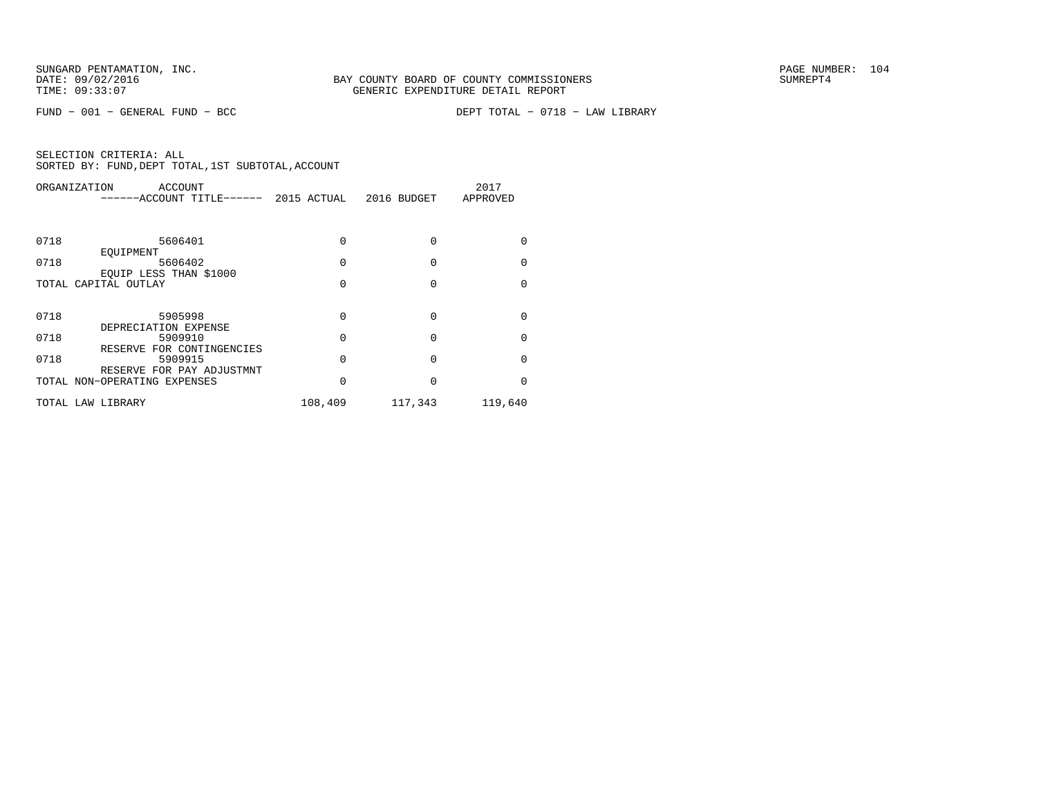SUNGARD PENTAMATION, INC.
DATE: 09/02/2016
TIME: 09:33:07

BAY COUNTY BOARD OF COUNTY COMMISSIONERS
GENERIC EXPENDITURE DETAIL REPORT

SUMREPT4

FUND - 001 - GENERAL FUND - BCC

DEPT TOTAL - 0718 - LAW LIBRARY

SELECTION CRITERIA: ALL
SORTED BY: FUND,DEPT TOTAL,1ST SUBTOTAL,ACCOUNT

| ORGANIZATION | ACCOUNT ------ACCOUNT TITLE------ | 2015 ACTUAL | 2016 BUDGET | 2017 APPROVED |
|---|---|---|---|---|
| 0718 | 5606401 EQUIPMENT | 0 | 0 | 0 |
| 0718 | 5606402 EQUIP LESS THAN $1000 | 0 | 0 | 0 |
| TOTAL CAPITAL OUTLAY | | 0 | 0 | 0 |
| 0718 | 5905998 DEPRECIATION EXPENSE | 0 | 0 | 0 |
| 0718 | 5909910 RESERVE FOR CONTINGENCIES | 0 | 0 | 0 |
| 0718 | 5909915 RESERVE FOR PAY ADJUSTMNT | 0 | 0 | 0 |
| TOTAL NON-OPERATING EXPENSES | | 0 | 0 | 0 |
| TOTAL LAW LIBRARY | | 108,409 | 117,343 | 119,640 |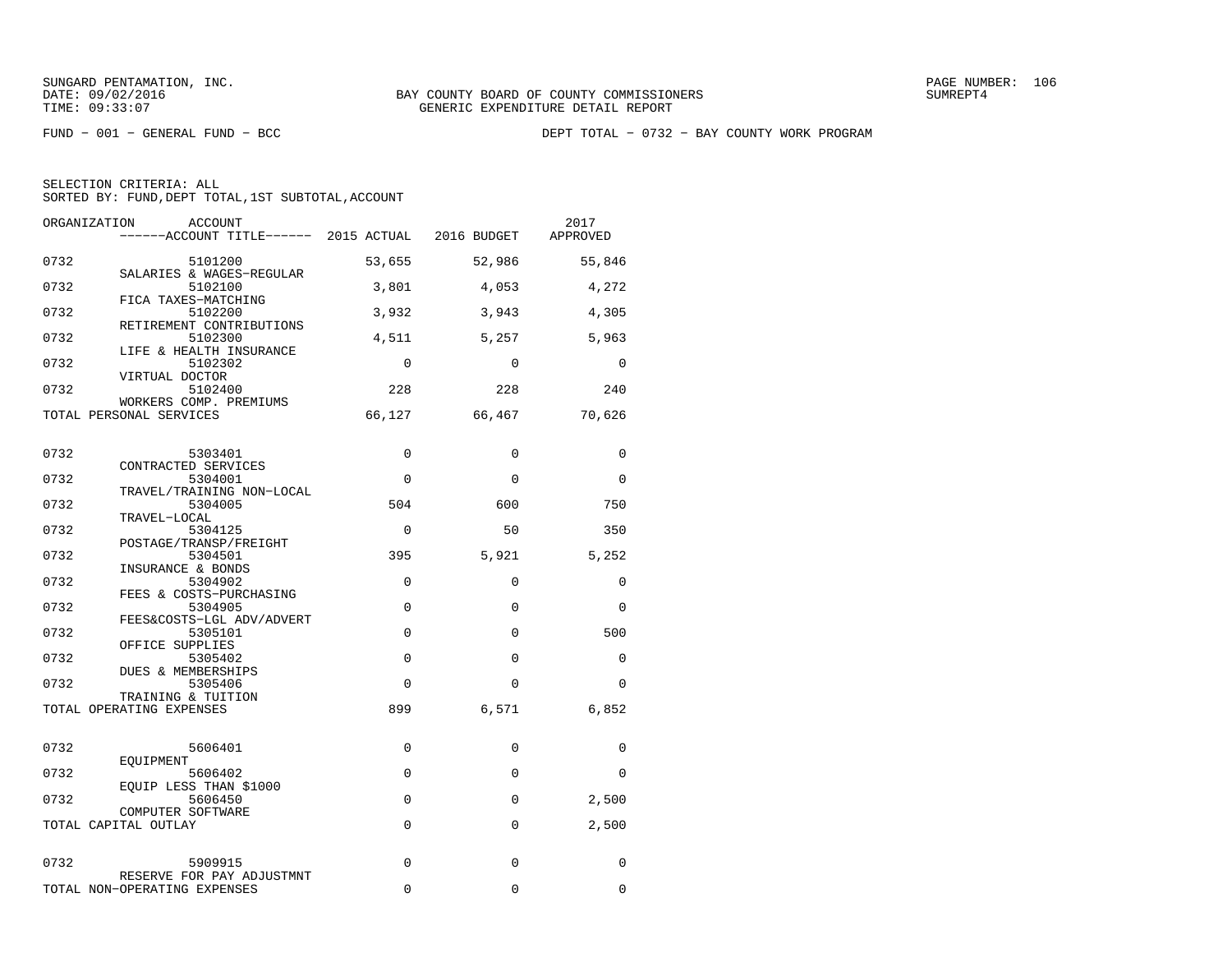SUNGARD PENTAMATION, INC.
DATE: 09/02/2016
TIME: 09:33:07

BAY COUNTY BOARD OF COUNTY COMMISSIONERS
GENERIC EXPENDITURE DETAIL REPORT

PAGE NUMBER: 106
SUMREPT4

FUND − 001 − GENERAL FUND − BCC

DEPT TOTAL − 0732 − BAY COUNTY WORK PROGRAM

SELECTION CRITERIA: ALL
SORTED BY: FUND,DEPT TOTAL,1ST SUBTOTAL,ACCOUNT

| ORGANIZATION | ACCOUNT / ------ACCOUNT TITLE------ | 2015 ACTUAL | 2016 BUDGET | 2017 APPROVED |
|---|---|---|---|---|
| 0732 | 5101200 SALARIES & WAGES−REGULAR | 53,655 | 52,986 | 55,846 |
| 0732 | 5102100 FICA TAXES−MATCHING | 3,801 | 4,053 | 4,272 |
| 0732 | 5102200 RETIREMENT CONTRIBUTIONS | 3,932 | 3,943 | 4,305 |
| 0732 | 5102300 LIFE & HEALTH INSURANCE | 4,511 | 5,257 | 5,963 |
| 0732 | 5102302 VIRTUAL DOCTOR | 0 | 0 | 0 |
| 0732 | 5102400 WORKERS COMP. PREMIUMS | 228 | 228 | 240 |
| TOTAL PERSONAL SERVICES | | 66,127 | 66,467 | 70,626 |
| 0732 | 5303401 CONTRACTED SERVICES | 0 | 0 | 0 |
| 0732 | 5304001 TRAVEL/TRAINING NON−LOCAL | 0 | 0 | 0 |
| 0732 | 5304005 TRAVEL−LOCAL | 504 | 600 | 750 |
| 0732 | 5304125 POSTAGE/TRANSP/FREIGHT | 0 | 50 | 350 |
| 0732 | 5304501 INSURANCE & BONDS | 395 | 5,921 | 5,252 |
| 0732 | 5304902 FEES & COSTS−PURCHASING | 0 | 0 | 0 |
| 0732 | 5304905 FEES&COSTS−LGL ADV/ADVERT | 0 | 0 | 0 |
| 0732 | 5305101 OFFICE SUPPLIES | 0 | 0 | 500 |
| 0732 | 5305402 DUES & MEMBERSHIPS | 0 | 0 | 0 |
| 0732 | 5305406 TRAINING & TUITION | 0 | 0 | 0 |
| TOTAL OPERATING EXPENSES | | 899 | 6,571 | 6,852 |
| 0732 | 5606401 EQUIPMENT | 0 | 0 | 0 |
| 0732 | 5606402 EQUIP LESS THAN $1000 | 0 | 0 | 0 |
| 0732 | 5606450 COMPUTER SOFTWARE | 0 | 0 | 2,500 |
| TOTAL CAPITAL OUTLAY | | 0 | 0 | 2,500 |
| 0732 | 5909915 RESERVE FOR PAY ADJUSTMNT | 0 | 0 | 0 |
| TOTAL NON−OPERATING EXPENSES | | 0 | 0 | 0 |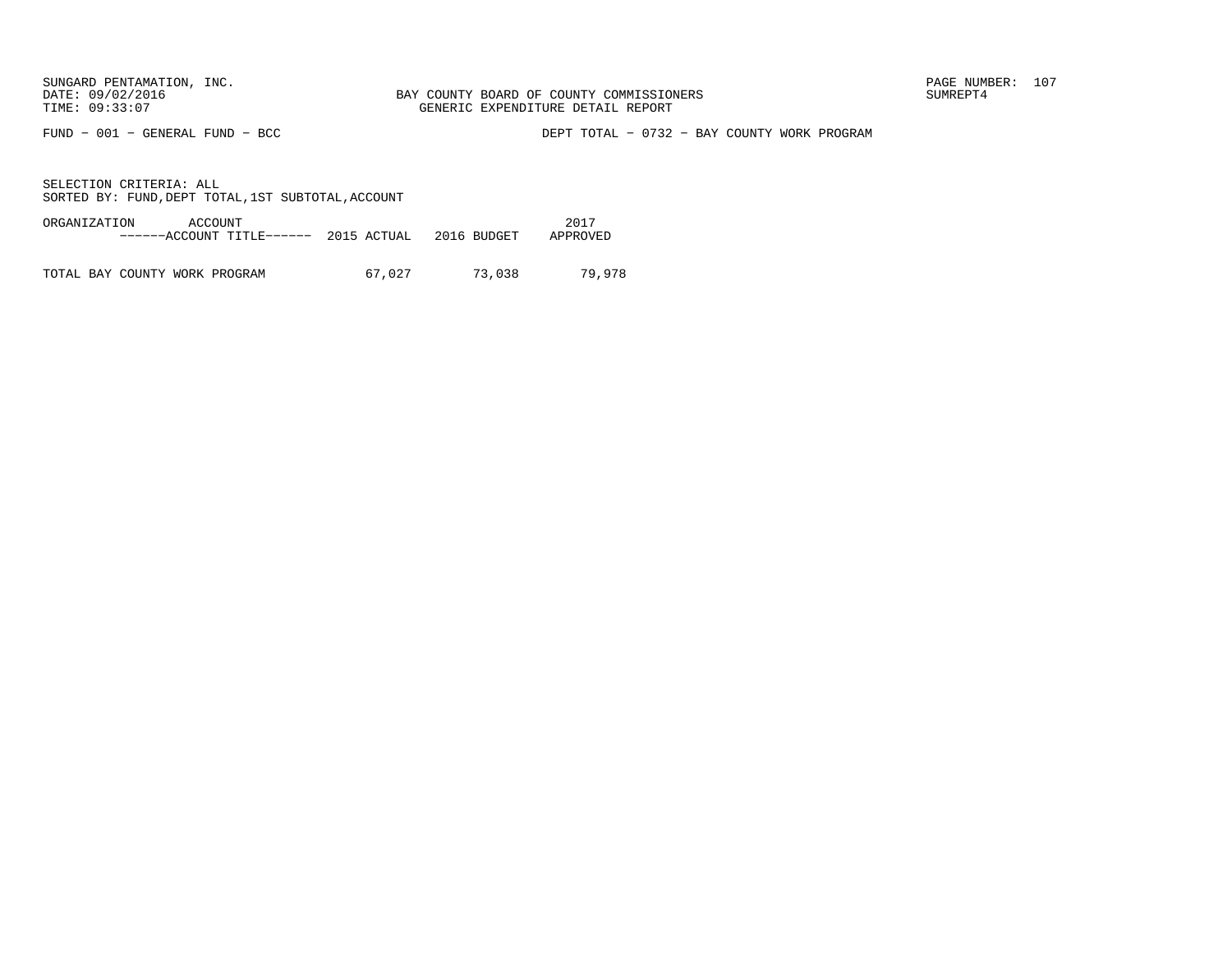SUNGARD PENTAMATION, INC.
DATE: 09/02/2016
TIME: 09:33:07

BAY COUNTY BOARD OF COUNTY COMMISSIONERS
GENERIC EXPENDITURE DETAIL REPORT

SUMREPT4

FUND − 001 − GENERAL FUND − BCC

DEPT TOTAL − 0732 − BAY COUNTY WORK PROGRAM

SELECTION CRITERIA: ALL
SORTED BY: FUND,DEPT TOTAL,1ST SUBTOTAL,ACCOUNT

| ORGANIZATION ACCOUNT ------ACCOUNT TITLE------ | 2015 ACTUAL | 2016 BUDGET | 2017 APPROVED |
|---|---|---|---|
| TOTAL BAY COUNTY WORK PROGRAM | 67,027 | 73,038 | 79,978 |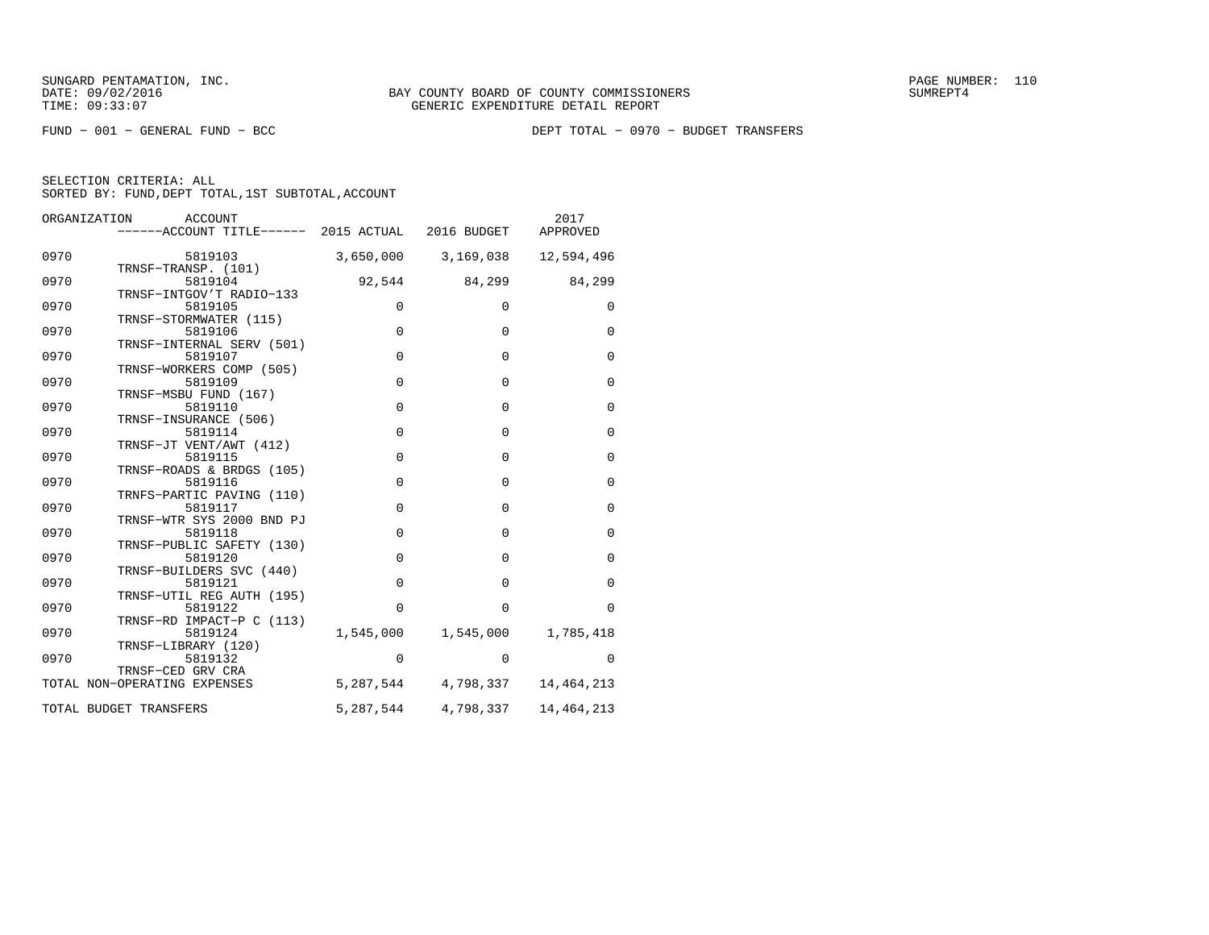SUNGARD PENTAMATION, INC.
DATE: 09/02/2016
TIME: 09:33:07

BAY COUNTY BOARD OF COUNTY COMMISSIONERS
GENERIC EXPENDITURE DETAIL REPORT

SUMREPT4

FUND - 001 - GENERAL FUND - BCC

DEPT TOTAL - 0970 - BUDGET TRANSFERS

SELECTION CRITERIA: ALL
SORTED BY: FUND,DEPT TOTAL,1ST SUBTOTAL,ACCOUNT

| ORGANIZATION | ACCOUNT / ------ACCOUNT TITLE------ | 2015 ACTUAL | 2016 BUDGET | 2017 APPROVED |
|---|---|---|---|---|
| 0970 | 5819103 TRNSF-TRANSP. (101) | 3,650,000 | 3,169,038 | 12,594,496 |
| 0970 | 5819104 TRNSF-INTGOV'T RADIO-133 | 92,544 | 84,299 | 84,299 |
| 0970 | 5819105 TRNSF-STORMWATER (115) | 0 | 0 | 0 |
| 0970 | 5819106 TRNSF-INTERNAL SERV (501) | 0 | 0 | 0 |
| 0970 | 5819107 TRNSF-WORKERS COMP (505) | 0 | 0 | 0 |
| 0970 | 5819109 TRNSF-MSBU FUND (167) | 0 | 0 | 0 |
| 0970 | 5819110 TRNSF-INSURANCE (506) | 0 | 0 | 0 |
| 0970 | 5819114 TRNSF-JT VENT/AWT (412) | 0 | 0 | 0 |
| 0970 | 5819115 TRNSF-ROADS & BRDGS (105) | 0 | 0 | 0 |
| 0970 | 5819116 TRNFS-PARTIC PAVING (110) | 0 | 0 | 0 |
| 0970 | 5819117 TRNSF-WTR SYS 2000 BND PJ | 0 | 0 | 0 |
| 0970 | 5819118 TRNSF-PUBLIC SAFETY (130) | 0 | 0 | 0 |
| 0970 | 5819120 TRNSF-BUILDERS SVC (440) | 0 | 0 | 0 |
| 0970 | 5819121 TRNSF-UTIL REG AUTH (195) | 0 | 0 | 0 |
| 0970 | 5819122 TRNSF-RD IMPACT-P C (113) | 0 | 0 | 0 |
| 0970 | 5819124 TRNSF-LIBRARY (120) | 1,545,000 | 1,545,000 | 1,785,418 |
| 0970 | 5819132 TRNSF-CED GRV CRA | 0 | 0 | 0 |
| TOTAL NON-OPERATING EXPENSES | | 5,287,544 | 4,798,337 | 14,464,213 |
| TOTAL BUDGET TRANSFERS | | 5,287,544 | 4,798,337 | 14,464,213 |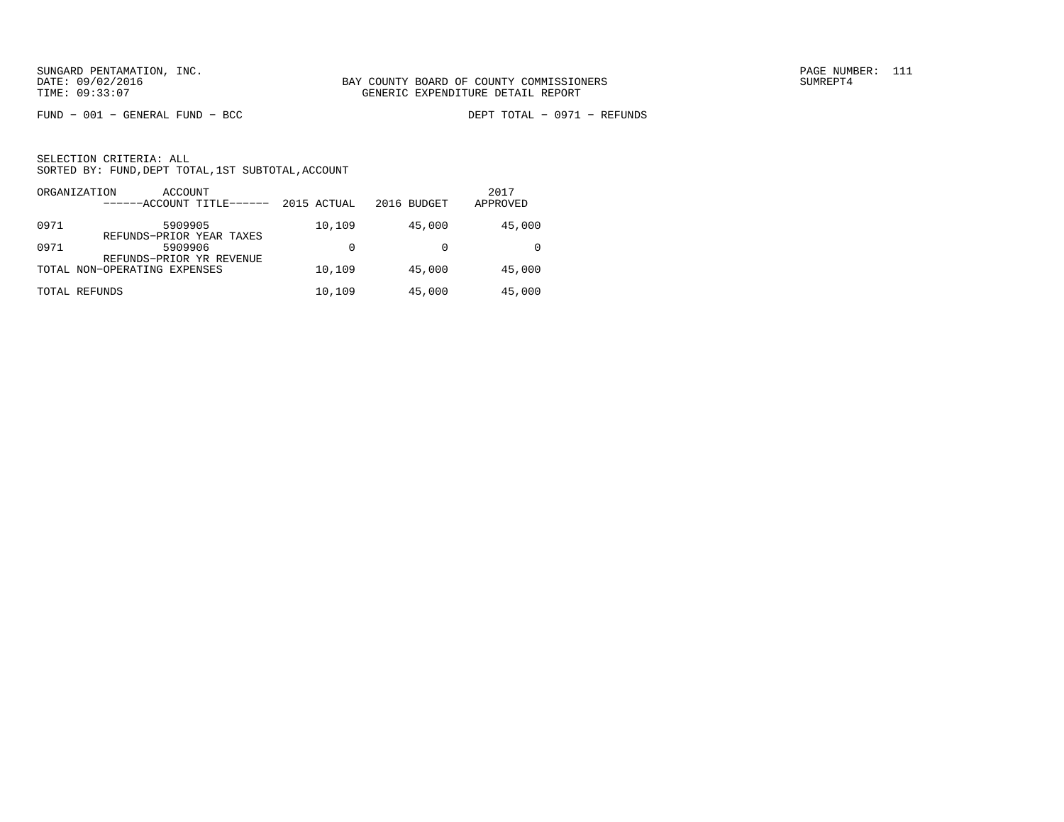SUNGARD PENTAMATION, INC.
DATE: 09/02/2016
TIME: 09:33:07

BAY COUNTY BOARD OF COUNTY COMMISSIONERS
GENERIC EXPENDITURE DETAIL REPORT

PAGE NUMBER: 111
SUMREPT4

FUND - 001 - GENERAL FUND - BCC

DEPT TOTAL - 0971 - REFUNDS

SELECTION CRITERIA: ALL
SORTED BY: FUND,DEPT TOTAL,1ST SUBTOTAL,ACCOUNT

| ORGANIZATION | ACCOUNT ------ACCOUNT TITLE------ | 2015 ACTUAL | 2016 BUDGET | 2017 APPROVED |
|---|---|---|---|---|
| 0971 | 5909905 REFUNDS-PRIOR YEAR TAXES | 10,109 | 45,000 | 45,000 |
| 0971 | 5909906 REFUNDS-PRIOR YR REVENUE | 0 | 0 | 0 |
| TOTAL NON-OPERATING EXPENSES | | 10,109 | 45,000 | 45,000 |
| TOTAL REFUNDS | | 10,109 | 45,000 | 45,000 |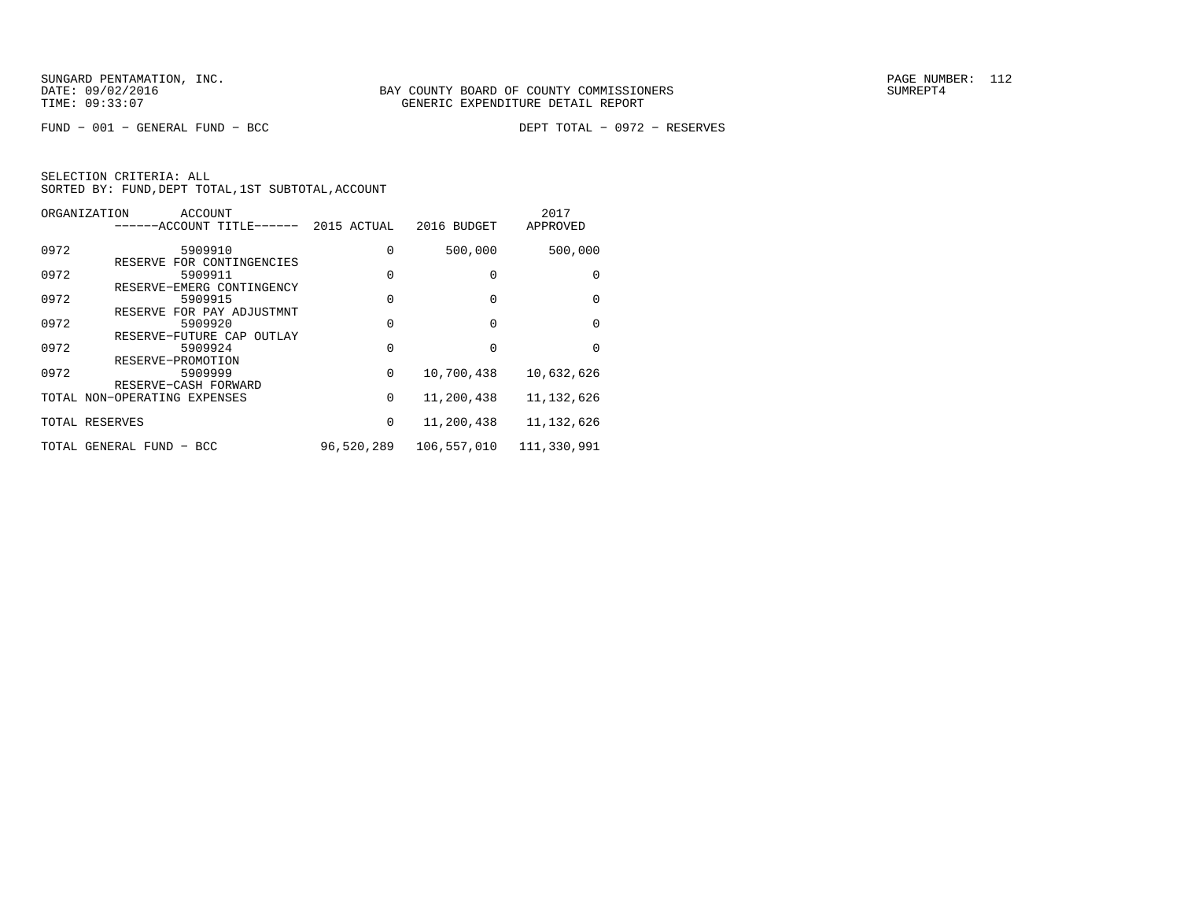SUNGARD PENTAMATION, INC.
DATE: 09/02/2016
TIME: 09:33:07

BAY COUNTY BOARD OF COUNTY COMMISSIONERS
GENERIC EXPENDITURE DETAIL REPORT

SUMREPT4

FUND − 001 − GENERAL FUND − BCC

DEPT TOTAL − 0972 − RESERVES

SELECTION CRITERIA: ALL
SORTED BY: FUND,DEPT TOTAL,1ST SUBTOTAL,ACCOUNT

| ORGANIZATION | ACCOUNT / ------ACCOUNT TITLE------ | 2015 ACTUAL | 2016 BUDGET | 2017 APPROVED |
|---|---|---|---|---|
| 0972 | 5909910 RESERVE FOR CONTINGENCIES | 0 | 500,000 | 500,000 |
| 0972 | 5909911 RESERVE−EMERG CONTINGENCY | 0 | 0 | 0 |
| 0972 | 5909915 RESERVE FOR PAY ADJUSTMNT | 0 | 0 | 0 |
| 0972 | 5909920 RESERVE−FUTURE CAP OUTLAY | 0 | 0 | 0 |
| 0972 | 5909924 RESERVE−PROMOTION | 0 | 0 | 0 |
| 0972 | 5909999 RESERVE−CASH FORWARD | 0 | 10,700,438 | 10,632,626 |
| TOTAL NON−OPERATING EXPENSES | | 0 | 11,200,438 | 11,132,626 |
| TOTAL RESERVES | | 0 | 11,200,438 | 11,132,626 |
| TOTAL GENERAL FUND − BCC | | 96,520,289 | 106,557,010 | 111,330,991 |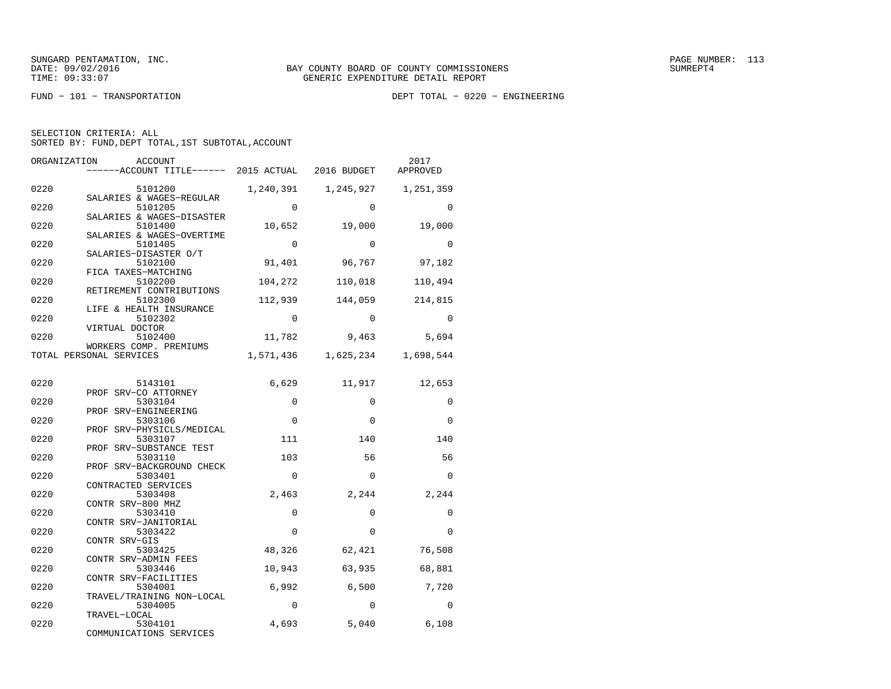SUNGARD PENTAMATION, INC.
DATE: 09/02/2016
TIME: 09:33:07

BAY COUNTY BOARD OF COUNTY COMMISSIONERS
GENERIC EXPENDITURE DETAIL REPORT

FUND − 101 − TRANSPORTATION

DEPT TOTAL − 0220 − ENGINEERING

SELECTION CRITERIA: ALL
SORTED BY: FUND,DEPT TOTAL,1ST SUBTOTAL,ACCOUNT

| ORGANIZATION | ACCOUNT / ACCOUNT TITLE | 2015 ACTUAL | 2016 BUDGET | 2017 APPROVED |
|---|---|---|---|---|
| 0220 | 5101200 SALARIES & WAGES−REGULAR | 1,240,391 | 1,245,927 | 1,251,359 |
| 0220 | 5101205 SALARIES & WAGES−DISASTER | 0 | 0 | 0 |
| 0220 | 5101400 SALARIES & WAGES−OVERTIME | 10,652 | 19,000 | 19,000 |
| 0220 | 5101405 SALARIES−DISASTER O/T | 0 | 0 | 0 |
| 0220 | 5102100 FICA TAXES−MATCHING | 91,401 | 96,767 | 97,182 |
| 0220 | 5102200 RETIREMENT CONTRIBUTIONS | 104,272 | 110,018 | 110,494 |
| 0220 | 5102300 LIFE & HEALTH INSURANCE | 112,939 | 144,059 | 214,815 |
| 0220 | 5102302 VIRTUAL DOCTOR | 0 | 0 | 0 |
| 0220 | 5102400 WORKERS COMP. PREMIUMS | 11,782 | 9,463 | 5,694 |
| TOTAL PERSONAL SERVICES | | 1,571,436 | 1,625,234 | 1,698,544 |
| 0220 | 5143101 PROF SRV−CO ATTORNEY | 6,629 | 11,917 | 12,653 |
| 0220 | 5303104 PROF SRV−ENGINEERING | 0 | 0 | 0 |
| 0220 | 5303106 PROF SRV−PHYSICLS/MEDICAL | 0 | 0 | 0 |
| 0220 | 5303107 PROF SRV−SUBSTANCE TEST | 111 | 140 | 140 |
| 0220 | 5303110 PROF SRV−BACKGROUND CHECK | 103 | 56 | 56 |
| 0220 | 5303401 CONTRACTED SERVICES | 0 | 0 | 0 |
| 0220 | 5303408 CONTR SRV−800 MHZ | 2,463 | 2,244 | 2,244 |
| 0220 | 5303410 CONTR SRV−JANITORIAL | 0 | 0 | 0 |
| 0220 | 5303422 CONTR SRV−GIS | 0 | 0 | 0 |
| 0220 | 5303425 CONTR SRV−ADMIN FEES | 48,326 | 62,421 | 76,508 |
| 0220 | 5303446 CONTR SRV−FACILITIES | 10,943 | 63,935 | 68,881 |
| 0220 | 5304001 TRAVEL/TRAINING NON−LOCAL | 6,992 | 6,500 | 7,720 |
| 0220 | 5304005 TRAVEL−LOCAL | 0 | 0 | 0 |
| 0220 | 5304101 COMMUNICATIONS SERVICES | 4,693 | 5,040 | 6,108 |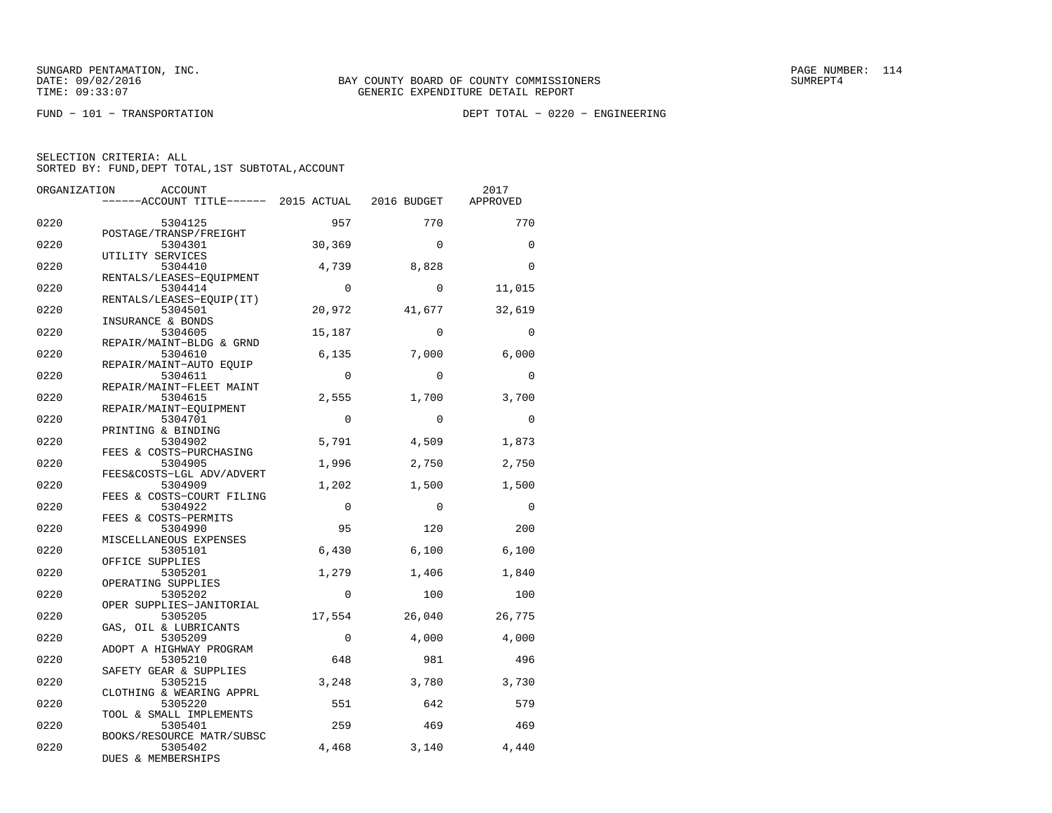SUNGARD PENTAMATION, INC.
DATE: 09/02/2016
TIME: 09:33:07

BAY COUNTY BOARD OF COUNTY COMMISSIONERS
GENERIC EXPENDITURE DETAIL REPORT

SUMREPT4

FUND − 101 − TRANSPORTATION

DEPT TOTAL − 0220 − ENGINEERING

SELECTION CRITERIA: ALL
SORTED BY: FUND,DEPT TOTAL,1ST SUBTOTAL,ACCOUNT

| ORGANIZATION | ACCOUNT / ACCOUNT TITLE | 2015 ACTUAL | 2016 BUDGET | 2017 APPROVED |
|---|---|---|---|---|
| 0220 | 5304125 POSTAGE/TRANSP/FREIGHT | 957 | 770 | 770 |
| 0220 | 5304301 UTILITY SERVICES | 30,369 | 0 | 0 |
| 0220 | 5304410 RENTALS/LEASES−EQUIPMENT | 4,739 | 8,828 | 0 |
| 0220 | 5304414 RENTALS/LEASES−EQUIP(IT) | 0 | 0 | 11,015 |
| 0220 | 5304501 INSURANCE & BONDS | 20,972 | 41,677 | 32,619 |
| 0220 | 5304605 REPAIR/MAINT−BLDG & GRND | 15,187 | 0 | 0 |
| 0220 | 5304610 REPAIR/MAINT−AUTO EQUIP | 6,135 | 7,000 | 6,000 |
| 0220 | 5304611 REPAIR/MAINT−FLEET MAINT | 0 | 0 | 0 |
| 0220 | 5304615 REPAIR/MAINT−EQUIPMENT | 2,555 | 1,700 | 3,700 |
| 0220 | 5304701 PRINTING & BINDING | 0 | 0 | 0 |
| 0220 | 5304902 FEES & COSTS−PURCHASING | 5,791 | 4,509 | 1,873 |
| 0220 | 5304905 FEES&COSTS−LGL ADV/ADVERT | 1,996 | 2,750 | 2,750 |
| 0220 | 5304909 FEES & COSTS−COURT FILING | 1,202 | 1,500 | 1,500 |
| 0220 | 5304922 FEES & COSTS−PERMITS | 0 | 0 | 0 |
| 0220 | 5304990 MISCELLANEOUS EXPENSES | 95 | 120 | 200 |
| 0220 | 5305101 OFFICE SUPPLIES | 6,430 | 6,100 | 6,100 |
| 0220 | 5305201 OPERATING SUPPLIES | 1,279 | 1,406 | 1,840 |
| 0220 | 5305202 OPER SUPPLIES−JANITORIAL | 0 | 100 | 100 |
| 0220 | 5305205 GAS, OIL & LUBRICANTS | 17,554 | 26,040 | 26,775 |
| 0220 | 5305209 ADOPT A HIGHWAY PROGRAM | 0 | 4,000 | 4,000 |
| 0220 | 5305210 SAFETY GEAR & SUPPLIES | 648 | 981 | 496 |
| 0220 | 5305215 CLOTHING & WEARING APPRL | 3,248 | 3,780 | 3,730 |
| 0220 | 5305220 TOOL & SMALL IMPLEMENTS | 551 | 642 | 579 |
| 0220 | 5305401 BOOKS/RESOURCE MATR/SUBSC | 259 | 469 | 469 |
| 0220 | 5305402 DUES & MEMBERSHIPS | 4,468 | 3,140 | 4,440 |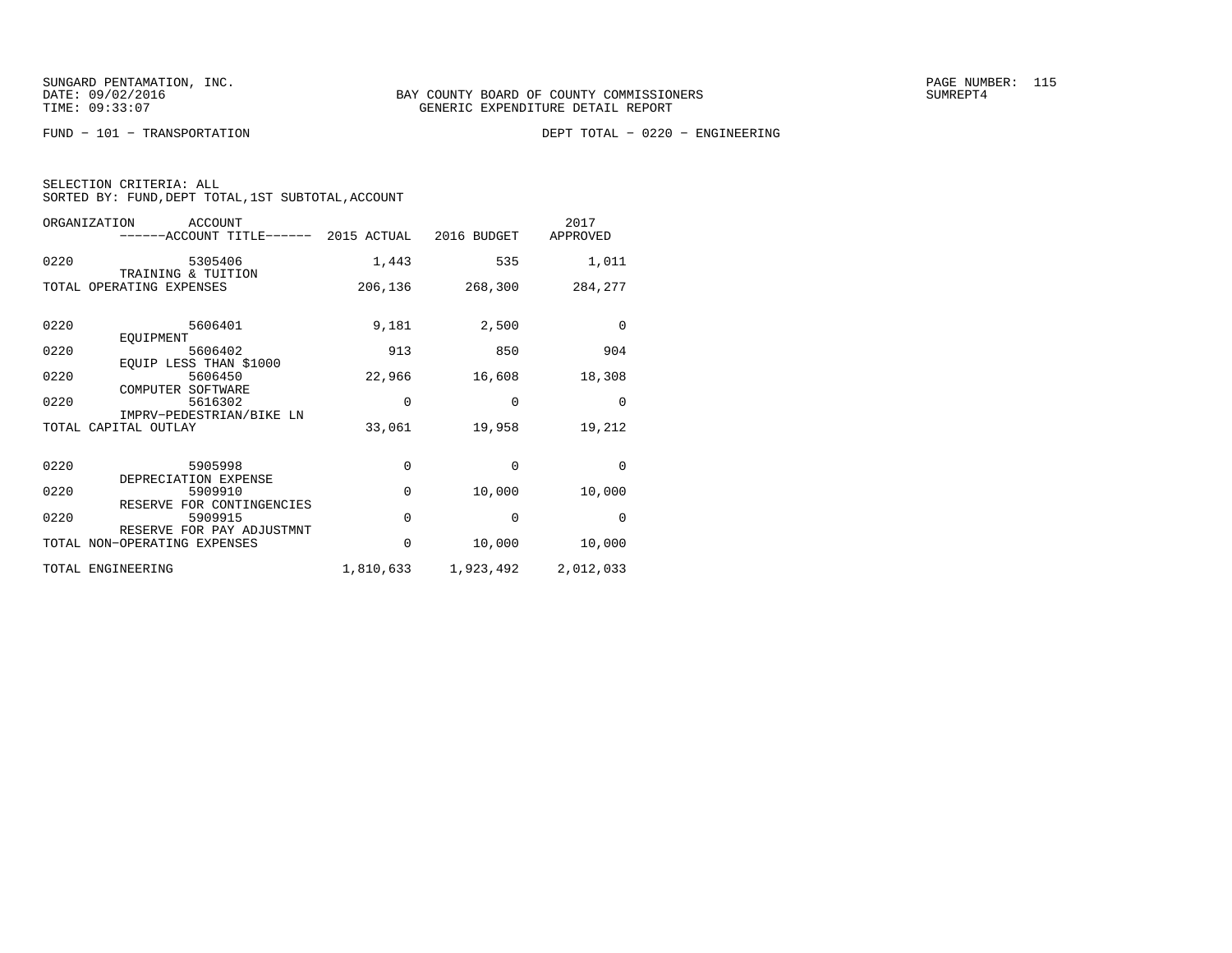FUND − 101 − TRANSPORTATION　　　　　　　　　　　　DEPT TOTAL − 0220 − ENGINEERING

SELECTION CRITERIA: ALL
SORTED BY: FUND,DEPT TOTAL,1ST SUBTOTAL,ACCOUNT

| ORGANIZATION | ACCOUNT / ACCOUNT TITLE | 2015 ACTUAL | 2016 BUDGET | 2017 APPROVED |
|---|---|---|---|---|
| 0220 | 5305406 TRAINING & TUITION | 1,443 | 535 | 1,011 |
| TOTAL OPERATING EXPENSES | | 206,136 | 268,300 | 284,277 |
| 0220 | 5606401 EQUIPMENT | 9,181 | 2,500 | 0 |
| 0220 | 5606402 EQUIP LESS THAN $1000 | 913 | 850 | 904 |
| 0220 | 5606450 COMPUTER SOFTWARE | 22,966 | 16,608 | 18,308 |
| 0220 | 5616302 IMPRV−PEDESTRIAN/BIKE LN | 0 | 0 | 0 |
| TOTAL CAPITAL OUTLAY | | 33,061 | 19,958 | 19,212 |
| 0220 | 5905998 DEPRECIATION EXPENSE | 0 | 0 | 0 |
| 0220 | 5909910 RESERVE FOR CONTINGENCIES | 0 | 10,000 | 10,000 |
| 0220 | 5909915 RESERVE FOR PAY ADJUSTMNT | 0 | 0 | 0 |
| TOTAL NON−OPERATING EXPENSES | | 0 | 10,000 | 10,000 |
| TOTAL ENGINEERING | | 1,810,633 | 1,923,492 | 2,012,033 |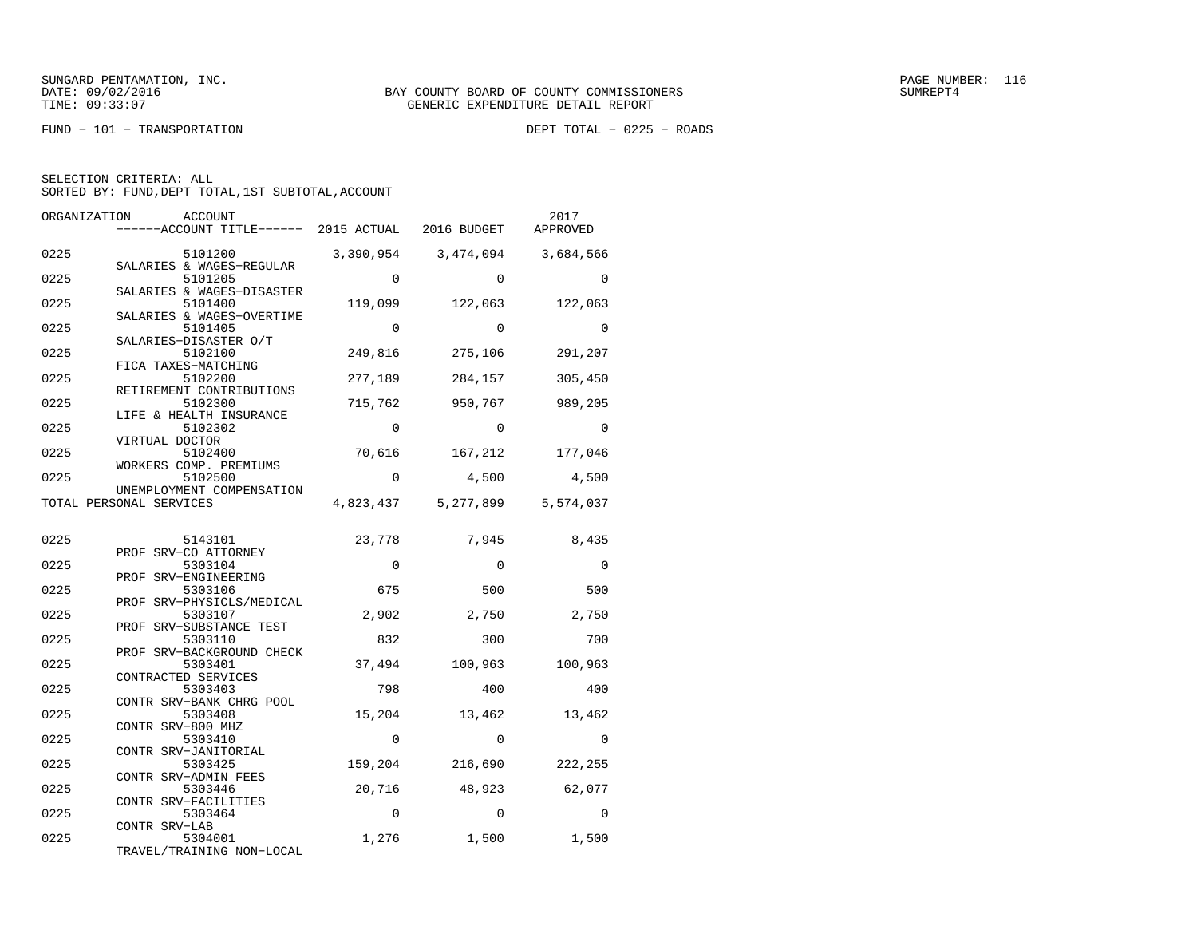BAY COUNTY BOARD OF COUNTY COMMISSIONERS
GENERIC EXPENDITURE DETAIL REPORT

FUND − 101 − TRANSPORTATION    DEPT TOTAL − 0225 − ROADS

SELECTION CRITERIA: ALL
SORTED BY: FUND,DEPT TOTAL,1ST SUBTOTAL,ACCOUNT

| ORGANIZATION | ACCOUNT / ACCOUNT TITLE | 2015 ACTUAL | 2016 BUDGET | 2017 APPROVED |
|---|---|---|---|---|
| 0225 | 5101200 SALARIES & WAGES−REGULAR | 3,390,954 | 3,474,094 | 3,684,566 |
| 0225 | 5101205 SALARIES & WAGES−DISASTER | 0 | 0 | 0 |
| 0225 | 5101400 SALARIES & WAGES−OVERTIME | 119,099 | 122,063 | 122,063 |
| 0225 | 5101405 SALARIES−DISASTER O/T | 0 | 0 | 0 |
| 0225 | 5102100 FICA TAXES−MATCHING | 249,816 | 275,106 | 291,207 |
| 0225 | 5102200 RETIREMENT CONTRIBUTIONS | 277,189 | 284,157 | 305,450 |
| 0225 | 5102300 LIFE & HEALTH INSURANCE | 715,762 | 950,767 | 989,205 |
| 0225 | 5102302 VIRTUAL DOCTOR | 0 | 0 | 0 |
| 0225 | 5102400 WORKERS COMP. PREMIUMS | 70,616 | 167,212 | 177,046 |
| 0225 | 5102500 UNEMPLOYMENT COMPENSATION | 0 | 4,500 | 4,500 |
| TOTAL PERSONAL SERVICES | | 4,823,437 | 5,277,899 | 5,574,037 |
| 0225 | 5143101 PROF SRV−CO ATTORNEY | 23,778 | 7,945 | 8,435 |
| 0225 | 5303104 PROF SRV−ENGINEERING | 0 | 0 | 0 |
| 0225 | 5303106 PROF SRV−PHYSICLS/MEDICAL | 675 | 500 | 500 |
| 0225 | 5303107 PROF SRV−SUBSTANCE TEST | 2,902 | 2,750 | 2,750 |
| 0225 | 5303110 PROF SRV−BACKGROUND CHECK | 832 | 300 | 700 |
| 0225 | 5303401 CONTRACTED SERVICES | 37,494 | 100,963 | 100,963 |
| 0225 | 5303403 CONTR SRV−BANK CHRG POOL | 798 | 400 | 400 |
| 0225 | 5303408 CONTR SRV−800 MHZ | 15,204 | 13,462 | 13,462 |
| 0225 | 5303410 CONTR SRV−JANITORIAL | 0 | 0 | 0 |
| 0225 | 5303425 CONTR SRV−ADMIN FEES | 159,204 | 216,690 | 222,255 |
| 0225 | 5303446 CONTR SRV−FACILITIES | 20,716 | 48,923 | 62,077 |
| 0225 | 5303464 CONTR SRV−LAB | 0 | 0 | 0 |
| 0225 | 5304001 TRAVEL/TRAINING NON−LOCAL | 1,276 | 1,500 | 1,500 |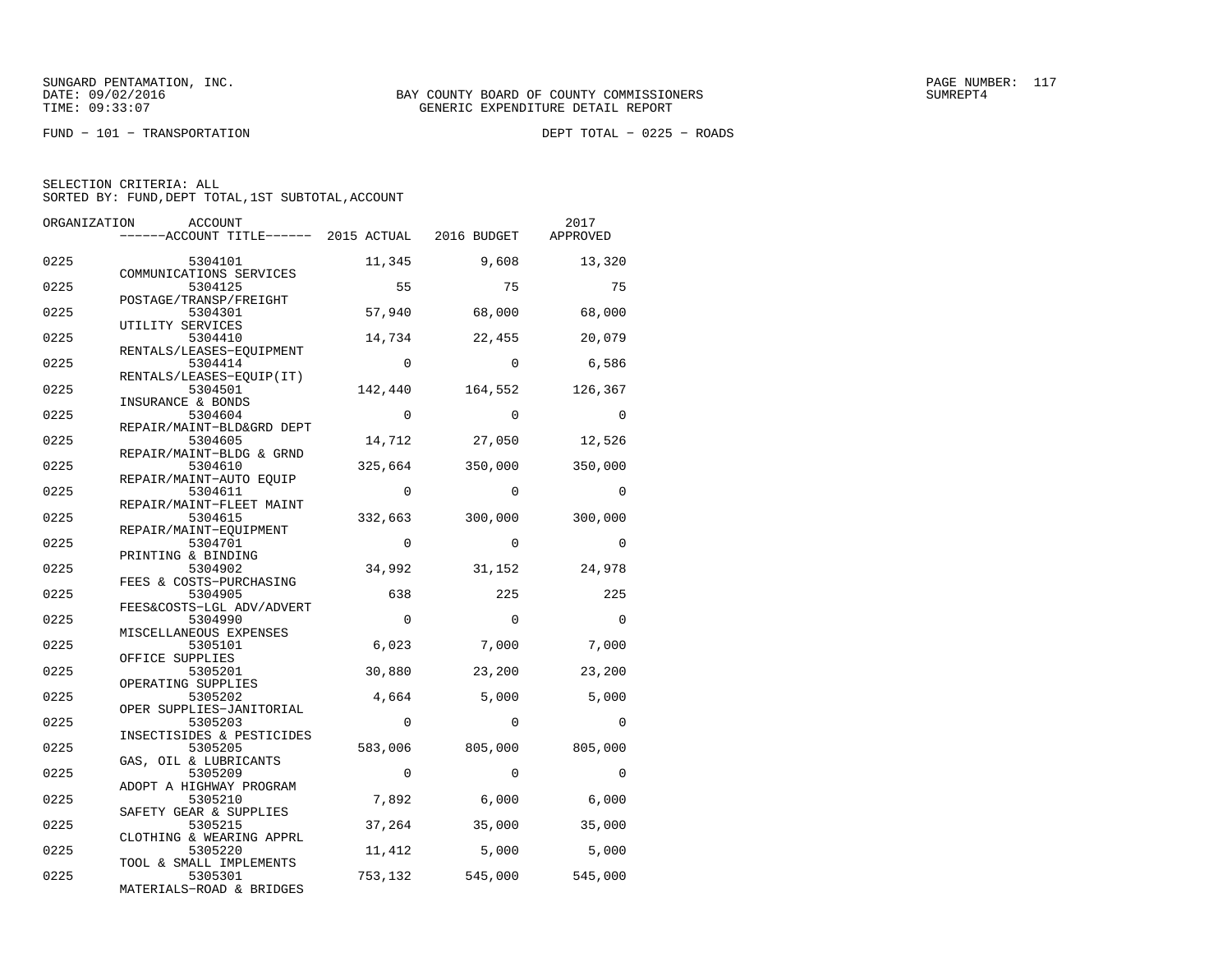SUNGARD PENTAMATION, INC.
DATE: 09/02/2016
TIME: 09:33:07

BAY COUNTY BOARD OF COUNTY COMMISSIONERS
GENERIC EXPENDITURE DETAIL REPORT

PAGE NUMBER: 117
SUMREPT4

FUND − 101 − TRANSPORTATION

DEPT TOTAL − 0225 − ROADS

SELECTION CRITERIA: ALL
SORTED BY: FUND,DEPT TOTAL,1ST SUBTOTAL,ACCOUNT

| ORGANIZATION | ACCOUNT / ACCOUNT TITLE | 2015 ACTUAL | 2016 BUDGET | 2017 APPROVED |
|---|---|---|---|---|
| 0225 | 5304101 COMMUNICATIONS SERVICES | 11,345 | 9,608 | 13,320 |
| 0225 | 5304125 POSTAGE/TRANSP/FREIGHT | 55 | 75 | 75 |
| 0225 | 5304301 UTILITY SERVICES | 57,940 | 68,000 | 68,000 |
| 0225 | 5304410 RENTALS/LEASES−EQUIPMENT | 14,734 | 22,455 | 20,079 |
| 0225 | 5304414 RENTALS/LEASES−EQUIP(IT) | 0 | 0 | 6,586 |
| 0225 | 5304501 INSURANCE & BONDS | 142,440 | 164,552 | 126,367 |
| 0225 | 5304604 REPAIR/MAINT−BLD&GRD DEPT | 0 | 0 | 0 |
| 0225 | 5304605 REPAIR/MAINT−BLDG & GRND | 14,712 | 27,050 | 12,526 |
| 0225 | 5304610 REPAIR/MAINT−AUTO EQUIP | 325,664 | 350,000 | 350,000 |
| 0225 | 5304611 REPAIR/MAINT−FLEET MAINT | 0 | 0 | 0 |
| 0225 | 5304615 REPAIR/MAINT−EQUIPMENT | 332,663 | 300,000 | 300,000 |
| 0225 | 5304701 PRINTING & BINDING | 0 | 0 | 0 |
| 0225 | 5304902 FEES & COSTS−PURCHASING | 34,992 | 31,152 | 24,978 |
| 0225 | 5304905 FEES&COSTS−LGL ADV/ADVERT | 638 | 225 | 225 |
| 0225 | 5304990 MISCELLANEOUS EXPENSES | 0 | 0 | 0 |
| 0225 | 5305101 OFFICE SUPPLIES | 6,023 | 7,000 | 7,000 |
| 0225 | 5305201 OPERATING SUPPLIES | 30,880 | 23,200 | 23,200 |
| 0225 | 5305202 OPER SUPPLIES−JANITORIAL | 4,664 | 5,000 | 5,000 |
| 0225 | 5305203 INSECTISIDES & PESTICIDES | 0 | 0 | 0 |
| 0225 | 5305205 GAS, OIL & LUBRICANTS | 583,006 | 805,000 | 805,000 |
| 0225 | 5305209 ADOPT A HIGHWAY PROGRAM | 0 | 0 | 0 |
| 0225 | 5305210 SAFETY GEAR & SUPPLIES | 7,892 | 6,000 | 6,000 |
| 0225 | 5305215 CLOTHING & WEARING APPRL | 37,264 | 35,000 | 35,000 |
| 0225 | 5305220 TOOL & SMALL IMPLEMENTS | 11,412 | 5,000 | 5,000 |
| 0225 | 5305301 MATERIALS−ROAD & BRIDGES | 753,132 | 545,000 | 545,000 |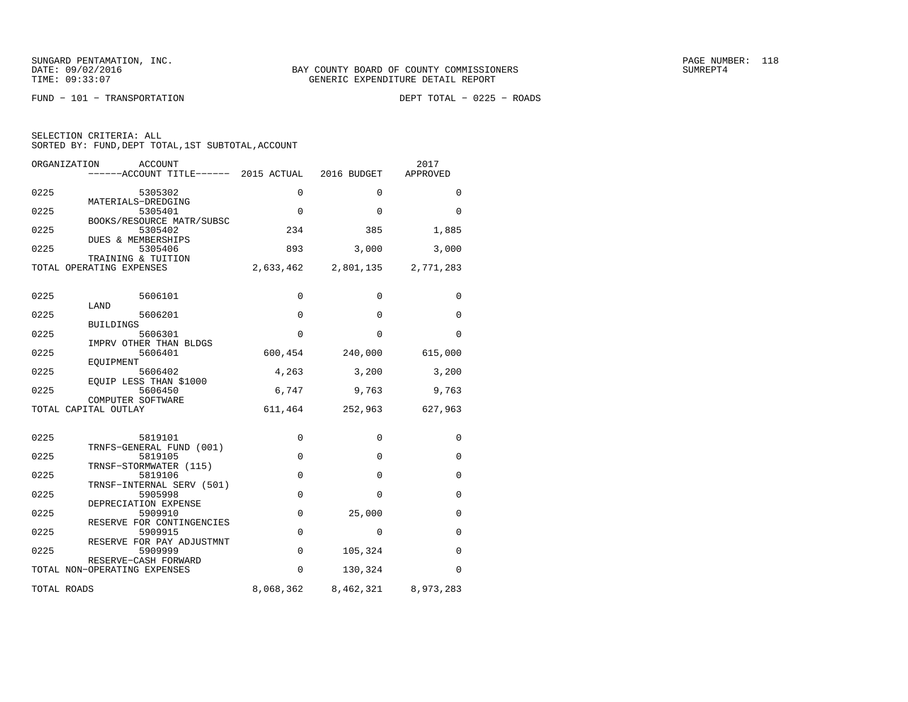SUNGARD PENTAMATION, INC.
DATE: 09/02/2016
TIME: 09:33:07

BAY COUNTY BOARD OF COUNTY COMMISSIONERS
GENERIC EXPENDITURE DETAIL REPORT

PAGE NUMBER: 118
SUMREPT4

FUND − 101 − TRANSPORTATION

DEPT TOTAL − 0225 − ROADS

SELECTION CRITERIA: ALL
SORTED BY: FUND,DEPT TOTAL,1ST SUBTOTAL,ACCOUNT

| ORGANIZATION | ACCOUNT / ACCOUNT TITLE | 2015 ACTUAL | 2016 BUDGET | 2017 APPROVED |
|---|---|---|---|---|
| 0225 | 5305302 MATERIALS−DREDGING | 0 | 0 | 0 |
| 0225 | 5305401 BOOKS/RESOURCE MATR/SUBSC | 0 | 0 | 0 |
| 0225 | 5305402 DUES & MEMBERSHIPS | 234 | 385 | 1,885 |
| 0225 | 5305406 TRAINING & TUITION | 893 | 3,000 | 3,000 |
| TOTAL OPERATING EXPENSES | | 2,633,462 | 2,801,135 | 2,771,283 |
| 0225 | 5606101 LAND | 0 | 0 | 0 |
| 0225 | 5606201 BUILDINGS | 0 | 0 | 0 |
| 0225 | 5606301 IMPRV OTHER THAN BLDGS | 0 | 0 | 0 |
| 0225 | 5606401 EQUIPMENT | 600,454 | 240,000 | 615,000 |
| 0225 | 5606402 EQUIP LESS THAN $1000 | 4,263 | 3,200 | 3,200 |
| 0225 | 5606450 COMPUTER SOFTWARE | 6,747 | 9,763 | 9,763 |
| TOTAL CAPITAL OUTLAY | | 611,464 | 252,963 | 627,963 |
| 0225 | 5819101 TRNFS−GENERAL FUND (001) | 0 | 0 | 0 |
| 0225 | 5819105 TRNSF−STORMWATER (115) | 0 | 0 | 0 |
| 0225 | 5819106 TRNSF−INTERNAL SERV (501) | 0 | 0 | 0 |
| 0225 | 5905998 DEPRECIATION EXPENSE | 0 | 0 | 0 |
| 0225 | 5909910 RESERVE FOR CONTINGENCIES | 0 | 25,000 | 0 |
| 0225 | 5909915 RESERVE FOR PAY ADJUSTMNT | 0 | 0 | 0 |
| 0225 | 5909999 RESERVE−CASH FORWARD | 0 | 105,324 | 0 |
| TOTAL NON−OPERATING EXPENSES | | 0 | 130,324 | 0 |
| TOTAL ROADS | | 8,068,362 | 8,462,321 | 8,973,283 |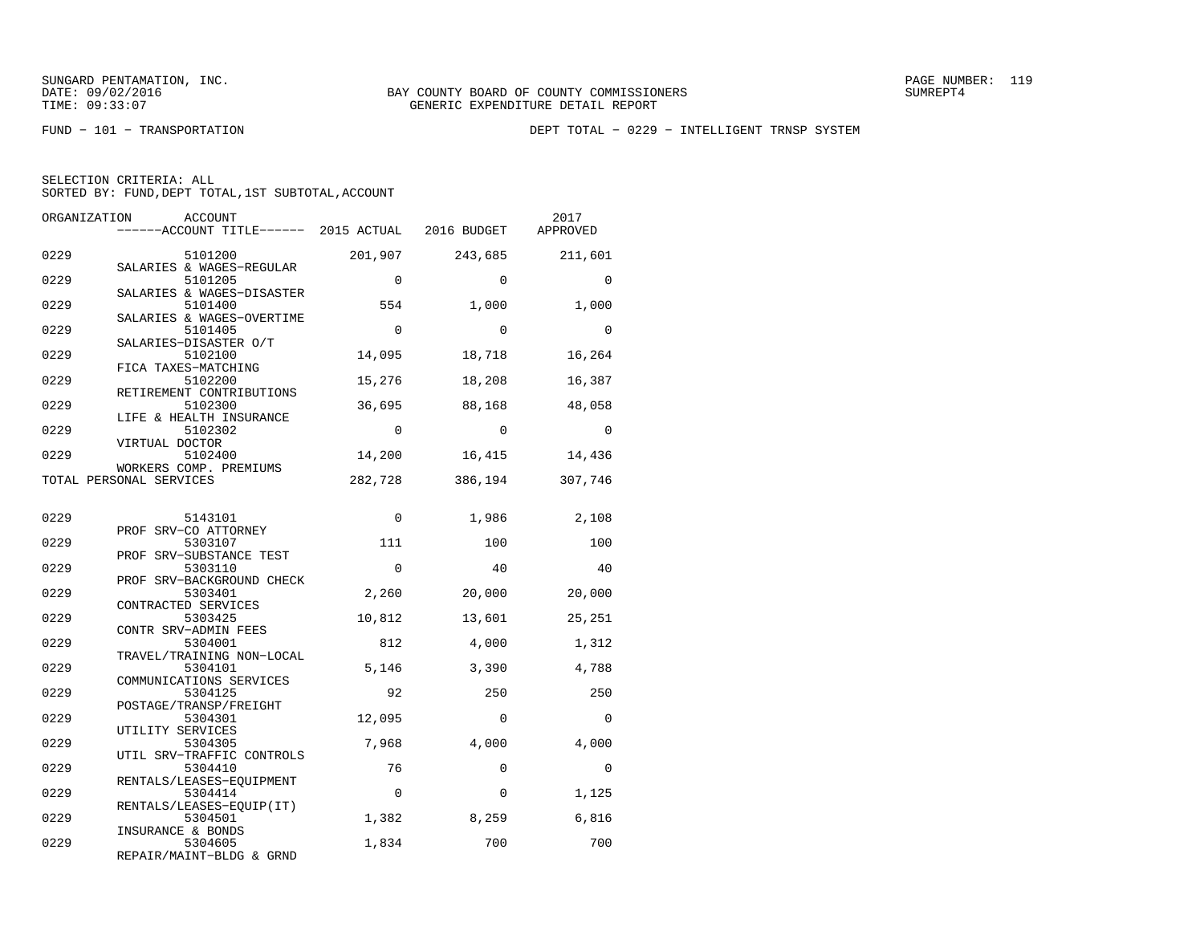SUNGARD PENTAMATION, INC.
DATE: 09/02/2016
TIME: 09:33:07

BAY COUNTY BOARD OF COUNTY COMMISSIONERS
GENERIC EXPENDITURE DETAIL REPORT

SUMREPT4

FUND - 101 - TRANSPORTATION

DEPT TOTAL - 0229 - INTELLIGENT TRNSP SYSTEM

SELECTION CRITERIA: ALL
SORTED BY: FUND,DEPT TOTAL,1ST SUBTOTAL,ACCOUNT

| ORGANIZATION | ACCOUNT / ACCOUNT TITLE | 2015 ACTUAL | 2016 BUDGET | 2017 APPROVED |
|---|---|---|---|---|
| 0229 | 5101200 SALARIES & WAGES-REGULAR | 201,907 | 243,685 | 211,601 |
| 0229 | 5101205 SALARIES & WAGES-DISASTER | 0 | 0 | 0 |
| 0229 | 5101400 SALARIES & WAGES-OVERTIME | 554 | 1,000 | 1,000 |
| 0229 | 5101405 SALARIES-DISASTER O/T | 0 | 0 | 0 |
| 0229 | 5102100 FICA TAXES-MATCHING | 14,095 | 18,718 | 16,264 |
| 0229 | 5102200 RETIREMENT CONTRIBUTIONS | 15,276 | 18,208 | 16,387 |
| 0229 | 5102300 LIFE & HEALTH INSURANCE | 36,695 | 88,168 | 48,058 |
| 0229 | 5102302 VIRTUAL DOCTOR | 0 | 0 | 0 |
| 0229 | 5102400 WORKERS COMP. PREMIUMS | 14,200 | 16,415 | 14,436 |
| TOTAL PERSONAL SERVICES | | 282,728 | 386,194 | 307,746 |
| 0229 | 5143101 PROF SRV-CO ATTORNEY | 0 | 1,986 | 2,108 |
| 0229 | 5303107 PROF SRV-SUBSTANCE TEST | 111 | 100 | 100 |
| 0229 | 5303110 PROF SRV-BACKGROUND CHECK | 0 | 40 | 40 |
| 0229 | 5303401 CONTRACTED SERVICES | 2,260 | 20,000 | 20,000 |
| 0229 | 5303425 CONTR SRV-ADMIN FEES | 10,812 | 13,601 | 25,251 |
| 0229 | 5304001 TRAVEL/TRAINING NON-LOCAL | 812 | 4,000 | 1,312 |
| 0229 | 5304101 COMMUNICATIONS SERVICES | 5,146 | 3,390 | 4,788 |
| 0229 | 5304125 POSTAGE/TRANSP/FREIGHT | 92 | 250 | 250 |
| 0229 | 5304301 UTILITY SERVICES | 12,095 | 0 | 0 |
| 0229 | 5304305 UTIL SRV-TRAFFIC CONTROLS | 7,968 | 4,000 | 4,000 |
| 0229 | 5304410 RENTALS/LEASES-EQUIPMENT | 76 | 0 | 0 |
| 0229 | 5304414 RENTALS/LEASES-EQUIP(IT) | 0 | 0 | 1,125 |
| 0229 | 5304501 INSURANCE & BONDS | 1,382 | 8,259 | 6,816 |
| 0229 | 5304605 REPAIR/MAINT-BLDG & GRND | 1,834 | 700 | 700 |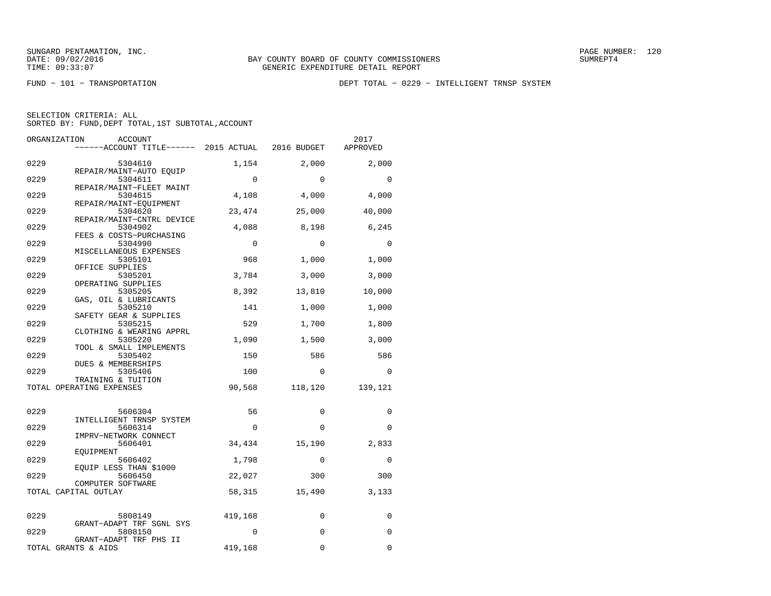SUNGARD PENTAMATION, INC.
DATE: 09/02/2016
TIME: 09:33:07

BAY COUNTY BOARD OF COUNTY COMMISSIONERS
GENERIC EXPENDITURE DETAIL REPORT

PAGE NUMBER: 120
SUMREPT4

FUND − 101 − TRANSPORTATION

DEPT TOTAL − 0229 − INTELLIGENT TRNSP SYSTEM

SELECTION CRITERIA: ALL
SORTED BY: FUND,DEPT TOTAL,1ST SUBTOTAL,ACCOUNT

| ORGANIZATION | ACCOUNT / ------ACCOUNT TITLE------ | 2015 ACTUAL | 2016 BUDGET | 2017 APPROVED |
|---|---|---|---|---|
| 0229 | 5304610 REPAIR/MAINT−AUTO EQUIP | 1,154 | 2,000 | 2,000 |
| 0229 | 5304611 REPAIR/MAINT−FLEET MAINT | 0 | 0 | 0 |
| 0229 | 5304615 REPAIR/MAINT−EQUIPMENT | 4,108 | 4,000 | 4,000 |
| 0229 | 5304620 REPAIR/MAINT−CNTRL DEVICE | 23,474 | 25,000 | 40,000 |
| 0229 | 5304902 FEES & COSTS−PURCHASING | 4,088 | 8,198 | 6,245 |
| 0229 | 5304990 MISCELLANEOUS EXPENSES | 0 | 0 | 0 |
| 0229 | 5305101 OFFICE SUPPLIES | 968 | 1,000 | 1,000 |
| 0229 | 5305201 OPERATING SUPPLIES | 3,784 | 3,000 | 3,000 |
| 0229 | 5305205 GAS, OIL & LUBRICANTS | 8,392 | 13,810 | 10,000 |
| 0229 | 5305210 SAFETY GEAR & SUPPLIES | 141 | 1,000 | 1,000 |
| 0229 | 5305215 CLOTHING & WEARING APPRL | 529 | 1,700 | 1,800 |
| 0229 | 5305220 TOOL & SMALL IMPLEMENTS | 1,090 | 1,500 | 3,000 |
| 0229 | 5305402 DUES & MEMBERSHIPS | 150 | 586 | 586 |
| 0229 | 5305406 TRAINING & TUITION | 100 | 0 | 0 |
| TOTAL OPERATING EXPENSES | | 90,568 | 118,120 | 139,121 |
| 0229 | 5606304 INTELLIGENT TRNSP SYSTEM | 56 | 0 | 0 |
| 0229 | 5606314 IMPRV−NETWORK CONNECT | 0 | 0 | 0 |
| 0229 | 5606401 EQUIPMENT | 34,434 | 15,190 | 2,833 |
| 0229 | 5606402 EQUIP LESS THAN $1000 | 1,798 | 0 | 0 |
| 0229 | 5606450 COMPUTER SOFTWARE | 22,027 | 300 | 300 |
| TOTAL CAPITAL OUTLAY | | 58,315 | 15,490 | 3,133 |
| 0229 | 5808149 GRANT−ADAPT TRF SGNL SYS | 419,168 | 0 | 0 |
| 0229 | 5808150 GRANT−ADAPT TRF PHS II | 0 | 0 | 0 |
| TOTAL GRANTS & AIDS | | 419,168 | 0 | 0 |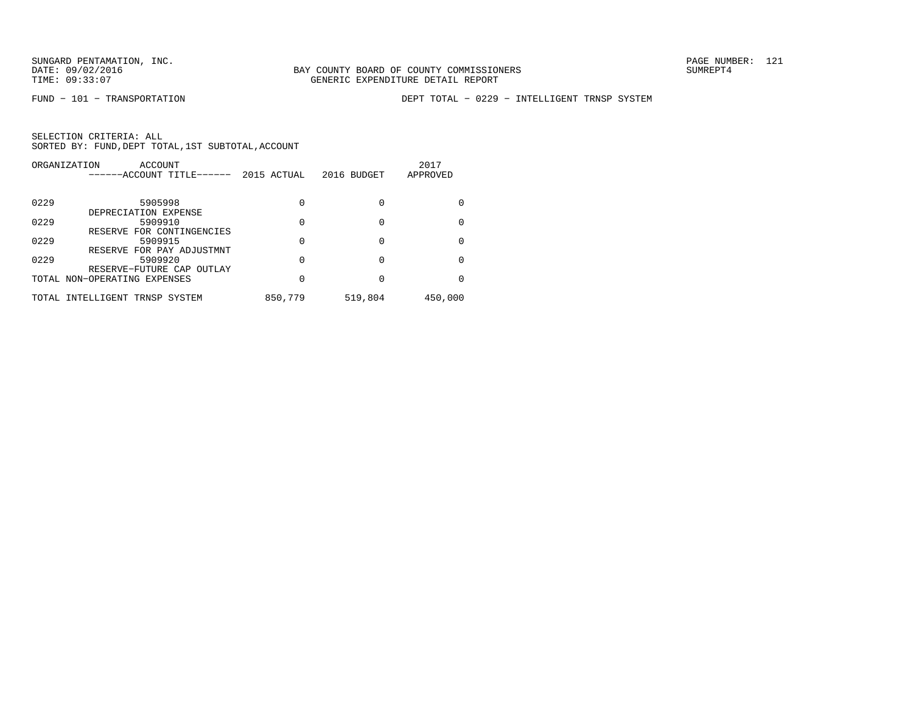SUNGARD PENTAMATION, INC.
DATE: 09/02/2016
TIME: 09:33:07

BAY COUNTY BOARD OF COUNTY COMMISSIONERS
GENERIC EXPENDITURE DETAIL REPORT

SUMREPT4

FUND − 101 − TRANSPORTATION

DEPT TOTAL − 0229 − INTELLIGENT TRNSP SYSTEM

SELECTION CRITERIA: ALL
SORTED BY: FUND,DEPT TOTAL,1ST SUBTOTAL,ACCOUNT

| ORGANIZATION | ACCOUNT ------ACCOUNT TITLE------ | 2015 ACTUAL | 2016 BUDGET | 2017 APPROVED |
|---|---|---|---|---|
| 0229 | 5905998 DEPRECIATION EXPENSE | 0 | 0 | 0 |
| 0229 | 5909910 RESERVE FOR CONTINGENCIES | 0 | 0 | 0 |
| 0229 | 5909915 RESERVE FOR PAY ADJUSTMNT | 0 | 0 | 0 |
| 0229 | 5909920 RESERVE−FUTURE CAP OUTLAY | 0 | 0 | 0 |
| TOTAL NON−OPERATING EXPENSES | | 0 | 0 | 0 |
| TOTAL INTELLIGENT TRNSP SYSTEM | | 850,779 | 519,804 | 450,000 |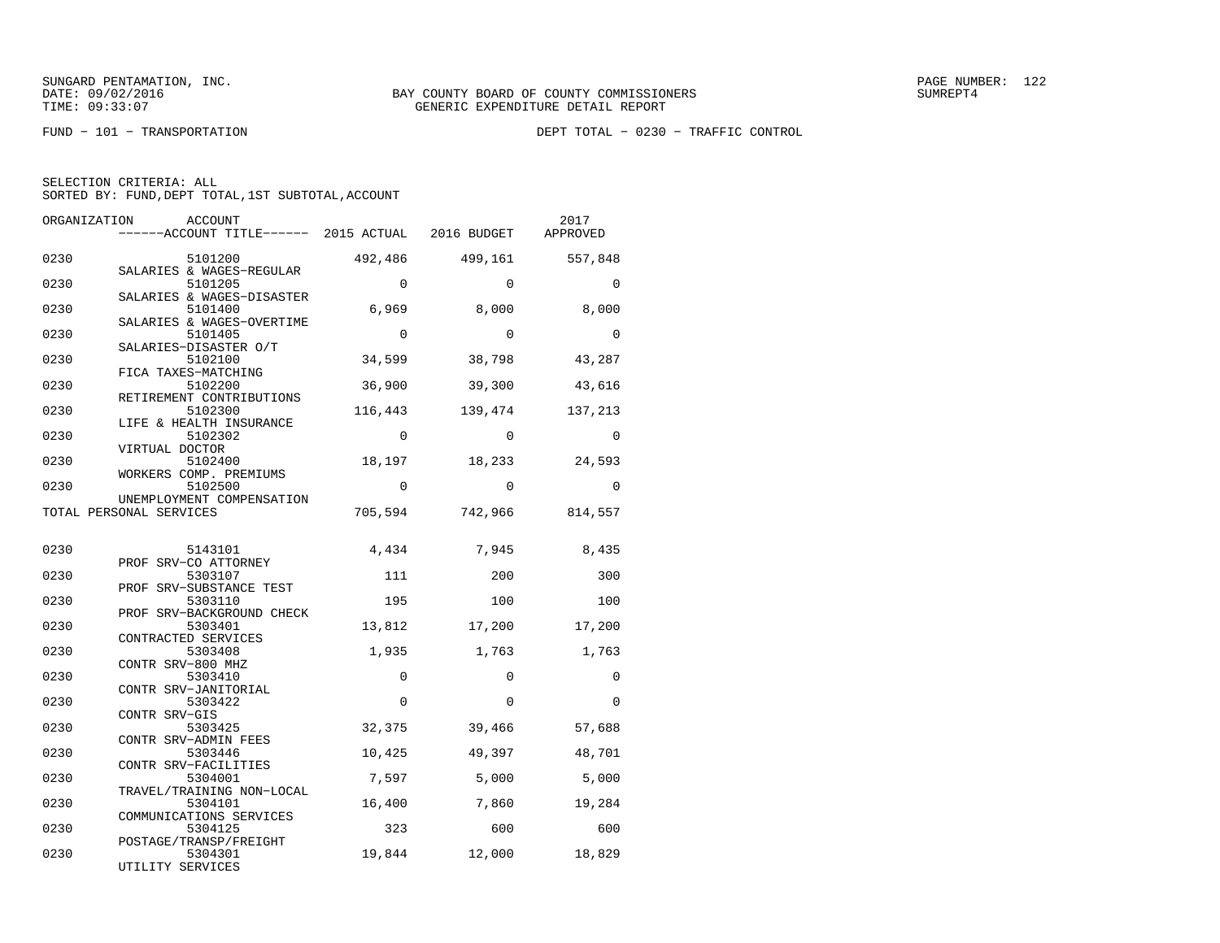SUNGARD PENTAMATION, INC.
DATE: 09/02/2016
TIME: 09:33:07

BAY COUNTY BOARD OF COUNTY COMMISSIONERS
GENERIC EXPENDITURE DETAIL REPORT

FUND − 101 − TRANSPORTATION                DEPT TOTAL − 0230 − TRAFFIC CONTROL

SELECTION CRITERIA: ALL
SORTED BY: FUND,DEPT TOTAL,1ST SUBTOTAL,ACCOUNT

| ORGANIZATION | ACCOUNT / ACCOUNT TITLE | 2015 ACTUAL | 2016 BUDGET | 2017 APPROVED |
|---|---|---|---|---|
| 0230 | 5101200 SALARIES & WAGES−REGULAR | 492,486 | 499,161 | 557,848 |
| 0230 | 5101205 SALARIES & WAGES−DISASTER | 0 | 0 | 0 |
| 0230 | 5101400 SALARIES & WAGES−OVERTIME | 6,969 | 8,000 | 8,000 |
| 0230 | 5101405 SALARIES−DISASTER O/T | 0 | 0 | 0 |
| 0230 | 5102100 FICA TAXES−MATCHING | 34,599 | 38,798 | 43,287 |
| 0230 | 5102200 RETIREMENT CONTRIBUTIONS | 36,900 | 39,300 | 43,616 |
| 0230 | 5102300 LIFE & HEALTH INSURANCE | 116,443 | 139,474 | 137,213 |
| 0230 | 5102302 VIRTUAL DOCTOR | 0 | 0 | 0 |
| 0230 | 5102400 WORKERS COMP. PREMIUMS | 18,197 | 18,233 | 24,593 |
| 0230 | 5102500 UNEMPLOYMENT COMPENSATION | 0 | 0 | 0 |
| TOTAL PERSONAL SERVICES | | 705,594 | 742,966 | 814,557 |
| 0230 | 5143101 PROF SRV−CO ATTORNEY | 4,434 | 7,945 | 8,435 |
| 0230 | 5303107 PROF SRV−SUBSTANCE TEST | 111 | 200 | 300 |
| 0230 | 5303110 PROF SRV−BACKGROUND CHECK | 195 | 100 | 100 |
| 0230 | 5303401 CONTRACTED SERVICES | 13,812 | 17,200 | 17,200 |
| 0230 | 5303408 CONTR SRV−800 MHZ | 1,935 | 1,763 | 1,763 |
| 0230 | 5303410 CONTR SRV−JANITORIAL | 0 | 0 | 0 |
| 0230 | 5303422 CONTR SRV−GIS | 0 | 0 | 0 |
| 0230 | 5303425 CONTR SRV−ADMIN FEES | 32,375 | 39,466 | 57,688 |
| 0230 | 5303446 CONTR SRV−FACILITIES | 10,425 | 49,397 | 48,701 |
| 0230 | 5304001 TRAVEL/TRAINING NON−LOCAL | 7,597 | 5,000 | 5,000 |
| 0230 | 5304101 COMMUNICATIONS SERVICES | 16,400 | 7,860 | 19,284 |
| 0230 | 5304125 POSTAGE/TRANSP/FREIGHT | 323 | 600 | 600 |
| 0230 | 5304301 UTILITY SERVICES | 19,844 | 12,000 | 18,829 |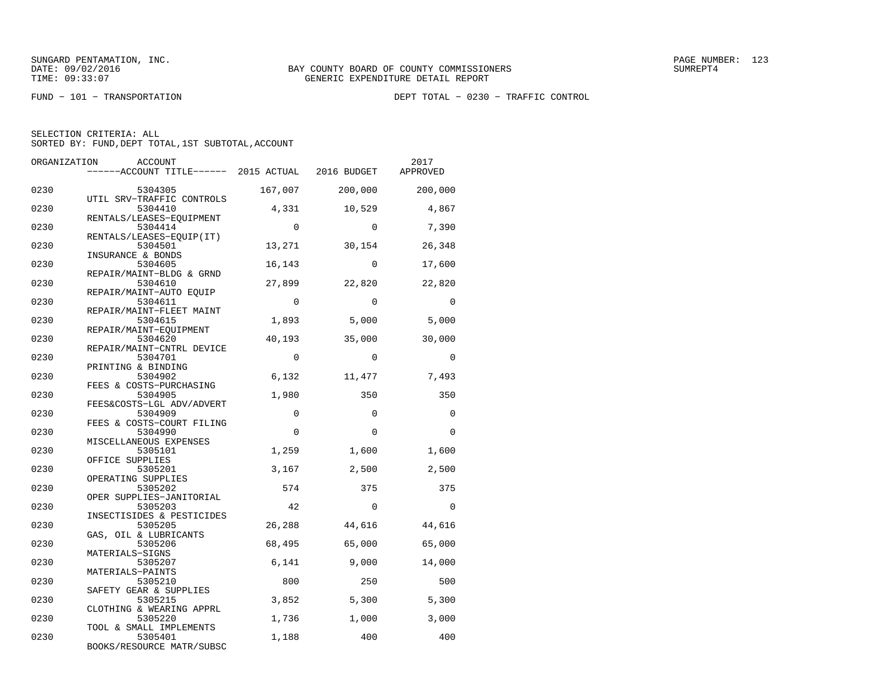BAY COUNTY BOARD OF COUNTY COMMISSIONERS
GENERIC EXPENDITURE DETAIL REPORT

FUND − 101 − TRANSPORTATION

DEPT TOTAL − 0230 − TRAFFIC CONTROL

SELECTION CRITERIA: ALL
SORTED BY: FUND,DEPT TOTAL,1ST SUBTOTAL,ACCOUNT

| ORGANIZATION | ACCOUNT / ACCOUNT TITLE | 2015 ACTUAL | 2016 BUDGET | 2017 APPROVED |
|---|---|---|---|---|
| 0230 | 5304305 UTIL SRV−TRAFFIC CONTROLS | 167,007 | 200,000 | 200,000 |
| 0230 | 5304410 RENTALS/LEASES−EQUIPMENT | 4,331 | 10,529 | 4,867 |
| 0230 | 5304414 RENTALS/LEASES−EQUIP(IT) | 0 | 0 | 7,390 |
| 0230 | 5304501 INSURANCE & BONDS | 13,271 | 30,154 | 26,348 |
| 0230 | 5304605 REPAIR/MAINT−BLDG & GRND | 16,143 | 0 | 17,600 |
| 0230 | 5304610 REPAIR/MAINT−AUTO EQUIP | 27,899 | 22,820 | 22,820 |
| 0230 | 5304611 REPAIR/MAINT−FLEET MAINT | 0 | 0 | 0 |
| 0230 | 5304615 REPAIR/MAINT−EQUIPMENT | 1,893 | 5,000 | 5,000 |
| 0230 | 5304620 REPAIR/MAINT−CNTRL DEVICE | 40,193 | 35,000 | 30,000 |
| 0230 | 5304701 PRINTING & BINDING | 0 | 0 | 0 |
| 0230 | 5304902 FEES & COSTS−PURCHASING | 6,132 | 11,477 | 7,493 |
| 0230 | 5304905 FEES&COSTS−LGL ADV/ADVERT | 1,980 | 350 | 350 |
| 0230 | 5304909 FEES & COSTS−COURT FILING | 0 | 0 | 0 |
| 0230 | 5304990 MISCELLANEOUS EXPENSES | 0 | 0 | 0 |
| 0230 | 5305101 OFFICE SUPPLIES | 1,259 | 1,600 | 1,600 |
| 0230 | 5305201 OPERATING SUPPLIES | 3,167 | 2,500 | 2,500 |
| 0230 | 5305202 OPER SUPPLIES−JANITORIAL | 574 | 375 | 375 |
| 0230 | 5305203 INSECTISIDES & PESTICIDES | 42 | 0 | 0 |
| 0230 | 5305205 GAS, OIL & LUBRICANTS | 26,288 | 44,616 | 44,616 |
| 0230 | 5305206 MATERIALS−SIGNS | 68,495 | 65,000 | 65,000 |
| 0230 | 5305207 MATERIALS−PAINTS | 6,141 | 9,000 | 14,000 |
| 0230 | 5305210 SAFETY GEAR & SUPPLIES | 800 | 250 | 500 |
| 0230 | 5305215 CLOTHING & WEARING APPRL | 3,852 | 5,300 | 5,300 |
| 0230 | 5305220 TOOL & SMALL IMPLEMENTS | 1,736 | 1,000 | 3,000 |
| 0230 | 5305401 BOOKS/RESOURCE MATR/SUBSC | 1,188 | 400 | 400 |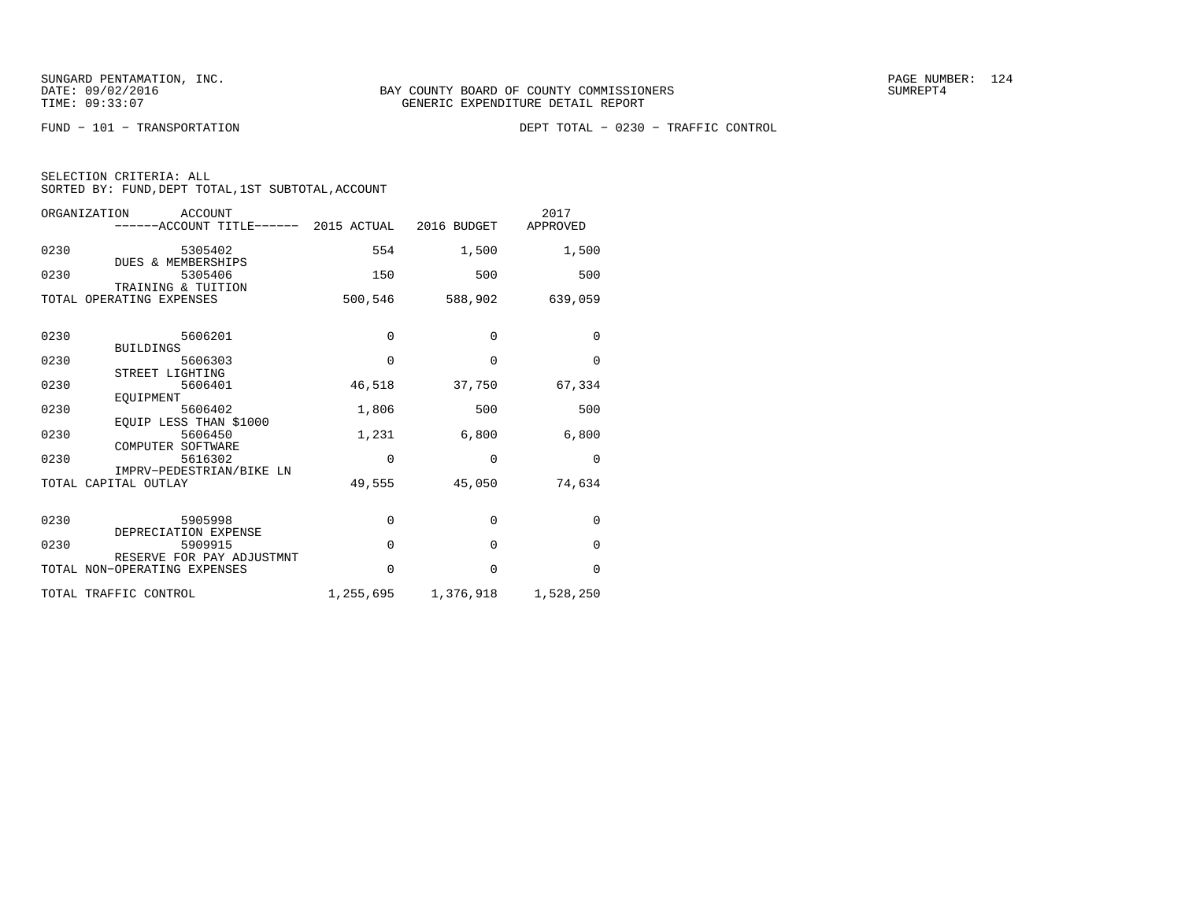FUND − 101 − TRANSPORTATION

DEPT TOTAL − 0230 − TRAFFIC CONTROL

SELECTION CRITERIA: ALL
SORTED BY: FUND,DEPT TOTAL,1ST SUBTOTAL,ACCOUNT

| ORGANIZATION | ACCOUNT / ACCOUNT TITLE | 2015 ACTUAL | 2016 BUDGET | 2017 APPROVED |
|---|---|---|---|---|
| 0230 | 5305402 DUES & MEMBERSHIPS | 554 | 1,500 | 1,500 |
| 0230 | 5305406 TRAINING & TUITION | 150 | 500 | 500 |
| TOTAL OPERATING EXPENSES | | 500,546 | 588,902 | 639,059 |
| 0230 | 5606201 BUILDINGS | 0 | 0 | 0 |
| 0230 | 5606303 STREET LIGHTING | 0 | 0 | 0 |
| 0230 | 5606401 EQUIPMENT | 46,518 | 37,750 | 67,334 |
| 0230 | 5606402 EQUIP LESS THAN $1000 | 1,806 | 500 | 500 |
| 0230 | 5606450 COMPUTER SOFTWARE | 1,231 | 6,800 | 6,800 |
| 0230 | 5616302 IMPRV−PEDESTRIAN/BIKE LN | 0 | 0 | 0 |
| TOTAL CAPITAL OUTLAY | | 49,555 | 45,050 | 74,634 |
| 0230 | 5905998 DEPRECIATION EXPENSE | 0 | 0 | 0 |
| 0230 | 5909915 RESERVE FOR PAY ADJUSTMNT | 0 | 0 | 0 |
| TOTAL NON−OPERATING EXPENSES | | 0 | 0 | 0 |
| TOTAL TRAFFIC CONTROL | | 1,255,695 | 1,376,918 | 1,528,250 |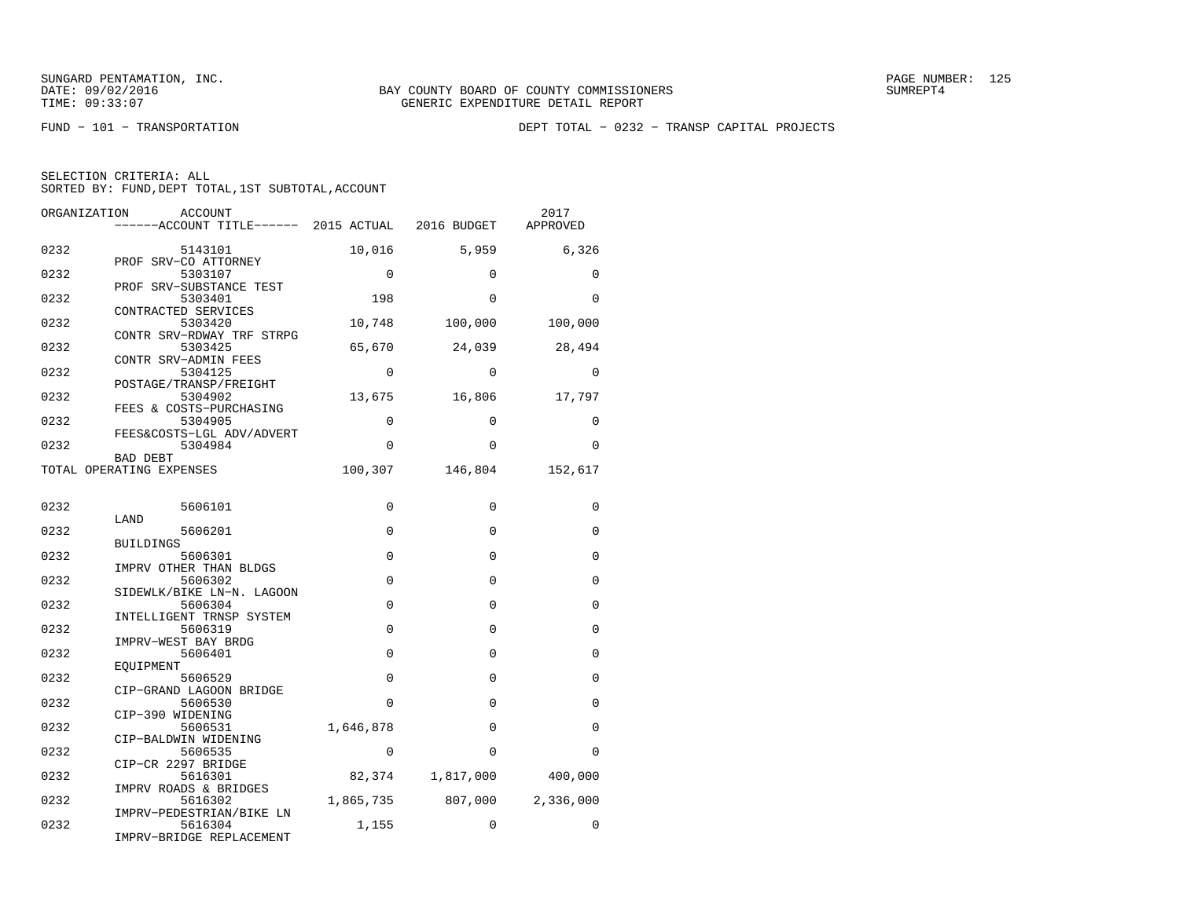SUNGARD PENTAMATION, INC.
DATE: 09/02/2016
TIME: 09:33:07

BAY COUNTY BOARD OF COUNTY COMMISSIONERS
GENERIC EXPENDITURE DETAIL REPORT

FUND − 101 − TRANSPORTATION

DEPT TOTAL − 0232 − TRANSP CAPITAL PROJECTS

SELECTION CRITERIA: ALL
SORTED BY: FUND,DEPT TOTAL,1ST SUBTOTAL,ACCOUNT

| ORGANIZATION | ACCOUNT / ------ACCOUNT TITLE------ | 2015 ACTUAL | 2016 BUDGET | 2017 APPROVED |
|---|---|---|---|---|
| 0232 | 5143101 PROF SRV−CO ATTORNEY | 10,016 | 5,959 | 6,326 |
| 0232 | 5303107 PROF SRV−SUBSTANCE TEST | 0 | 0 | 0 |
| 0232 | 5303401 CONTRACTED SERVICES | 198 | 0 | 0 |
| 0232 | 5303420 CONTR SRV−RDWAY TRF STRPG | 10,748 | 100,000 | 100,000 |
| 0232 | 5303425 CONTR SRV−ADMIN FEES | 65,670 | 24,039 | 28,494 |
| 0232 | 5304125 POSTAGE/TRANSP/FREIGHT | 0 | 0 | 0 |
| 0232 | 5304902 FEES & COSTS−PURCHASING | 13,675 | 16,806 | 17,797 |
| 0232 | 5304905 FEES&COSTS−LGL ADV/ADVERT | 0 | 0 | 0 |
| 0232 | 5304984 BAD DEBT | 0 | 0 | 0 |
| TOTAL OPERATING EXPENSES | | 100,307 | 146,804 | 152,617 |
| 0232 | 5606101 LAND | 0 | 0 | 0 |
| 0232 | 5606201 BUILDINGS | 0 | 0 | 0 |
| 0232 | 5606301 IMPRV OTHER THAN BLDGS | 0 | 0 | 0 |
| 0232 | 5606302 SIDEWLK/BIKE LN−N. LAGOON | 0 | 0 | 0 |
| 0232 | 5606304 INTELLIGENT TRNSP SYSTEM | 0 | 0 | 0 |
| 0232 | 5606319 IMPRV−WEST BAY BRDG | 0 | 0 | 0 |
| 0232 | 5606401 EQUIPMENT | 0 | 0 | 0 |
| 0232 | 5606529 CIP−GRAND LAGOON BRIDGE | 0 | 0 | 0 |
| 0232 | 5606530 CIP−390 WIDENING | 0 | 0 | 0 |
| 0232 | 5606531 CIP−BALDWIN WIDENING | 1,646,878 | 0 | 0 |
| 0232 | 5606535 CIP−CR 2297 BRIDGE | 0 | 0 | 0 |
| 0232 | 5616301 IMPRV ROADS & BRIDGES | 82,374 | 1,817,000 | 400,000 |
| 0232 | 5616302 IMPRV−PEDESTRIAN/BIKE LN | 1,865,735 | 807,000 | 2,336,000 |
| 0232 | 5616304 IMPRV−BRIDGE REPLACEMENT | 1,155 | 0 | 0 |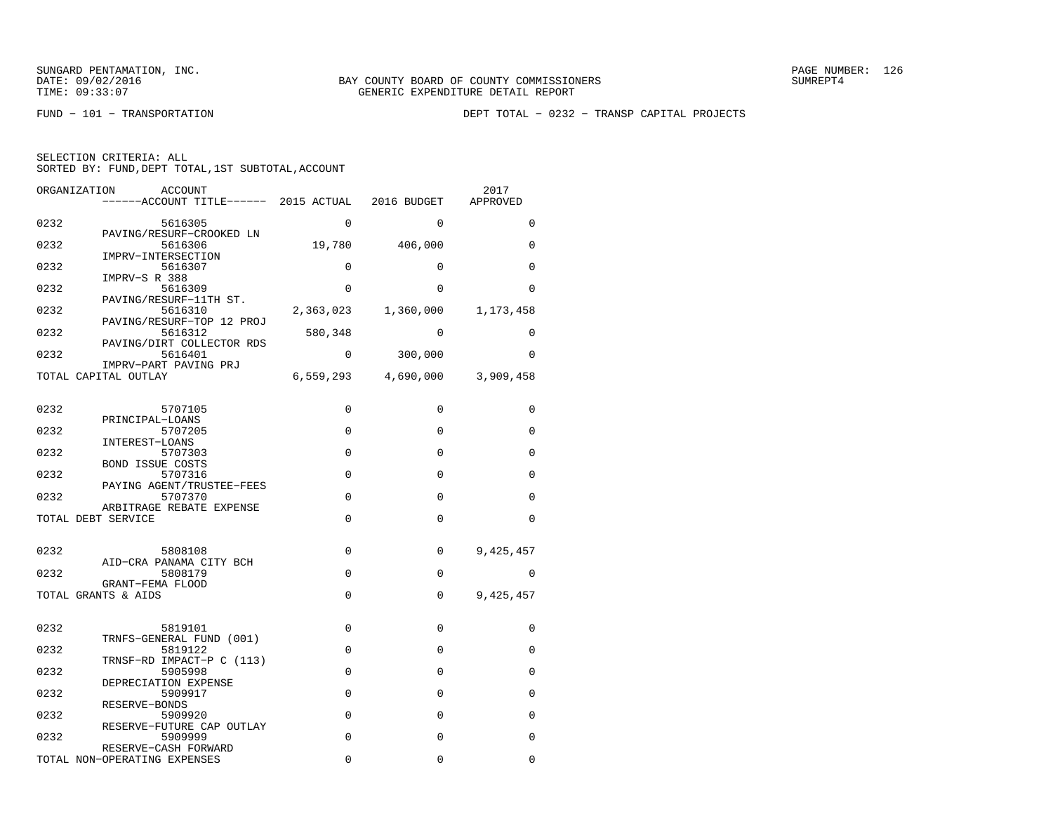SUNGARD PENTAMATION, INC.
DATE: 09/02/2016
TIME: 09:33:07

BAY COUNTY BOARD OF COUNTY COMMISSIONERS
GENERIC EXPENDITURE DETAIL REPORT

PAGE NUMBER: 126
SUMREPT4

FUND − 101 − TRANSPORTATION

DEPT TOTAL − 0232 − TRANSP CAPITAL PROJECTS

SELECTION CRITERIA: ALL
SORTED BY: FUND,DEPT TOTAL,1ST SUBTOTAL,ACCOUNT

| ORGANIZATION | ACCOUNT / ACCOUNT TITLE | 2015 ACTUAL | 2016 BUDGET | 2017 APPROVED |
|---|---|---|---|---|
| 0232 | 5616305 PAVING/RESURF−CROOKED LN | 0 | 0 | 0 |
| 0232 | 5616306 IMPRV−INTERSECTION | 19,780 | 406,000 | 0 |
| 0232 | 5616307 IMPRV−S R 388 | 0 | 0 | 0 |
| 0232 | 5616309 PAVING/RESURF−11TH ST. | 0 | 0 | 0 |
| 0232 | 5616310 PAVING/RESURF−TOP 12 PROJ | 2,363,023 | 1,360,000 | 1,173,458 |
| 0232 | 5616312 PAVING/DIRT COLLECTOR RDS | 580,348 | 0 | 0 |
| 0232 | 5616401 IMPRV−PART PAVING PRJ | 0 | 300,000 | 0 |
| TOTAL CAPITAL OUTLAY | | 6,559,293 | 4,690,000 | 3,909,458 |
| 0232 | 5707105 PRINCIPAL−LOANS | 0 | 0 | 0 |
| 0232 | 5707205 INTEREST−LOANS | 0 | 0 | 0 |
| 0232 | 5707303 BOND ISSUE COSTS | 0 | 0 | 0 |
| 0232 | 5707316 PAYING AGENT/TRUSTEE−FEES | 0 | 0 | 0 |
| 0232 | 5707370 ARBITRAGE REBATE EXPENSE | 0 | 0 | 0 |
| TOTAL DEBT SERVICE | | 0 | 0 | 0 |
| 0232 | 5808108 AID−CRA PANAMA CITY BCH | 0 | 0 | 9,425,457 |
| 0232 | 5808179 GRANT−FEMA FLOOD | 0 | 0 | 0 |
| TOTAL GRANTS & AIDS | | 0 | 0 | 9,425,457 |
| 0232 | 5819101 TRNFS−GENERAL FUND (001) | 0 | 0 | 0 |
| 0232 | 5819122 TRNSF−RD IMPACT−P C (113) | 0 | 0 | 0 |
| 0232 | 5905998 DEPRECIATION EXPENSE | 0 | 0 | 0 |
| 0232 | 5909917 RESERVE−BONDS | 0 | 0 | 0 |
| 0232 | 5909920 RESERVE−FUTURE CAP OUTLAY | 0 | 0 | 0 |
| 0232 | 5909999 RESERVE−CASH FORWARD | 0 | 0 | 0 |
| TOTAL NON−OPERATING EXPENSES | | 0 | 0 | 0 |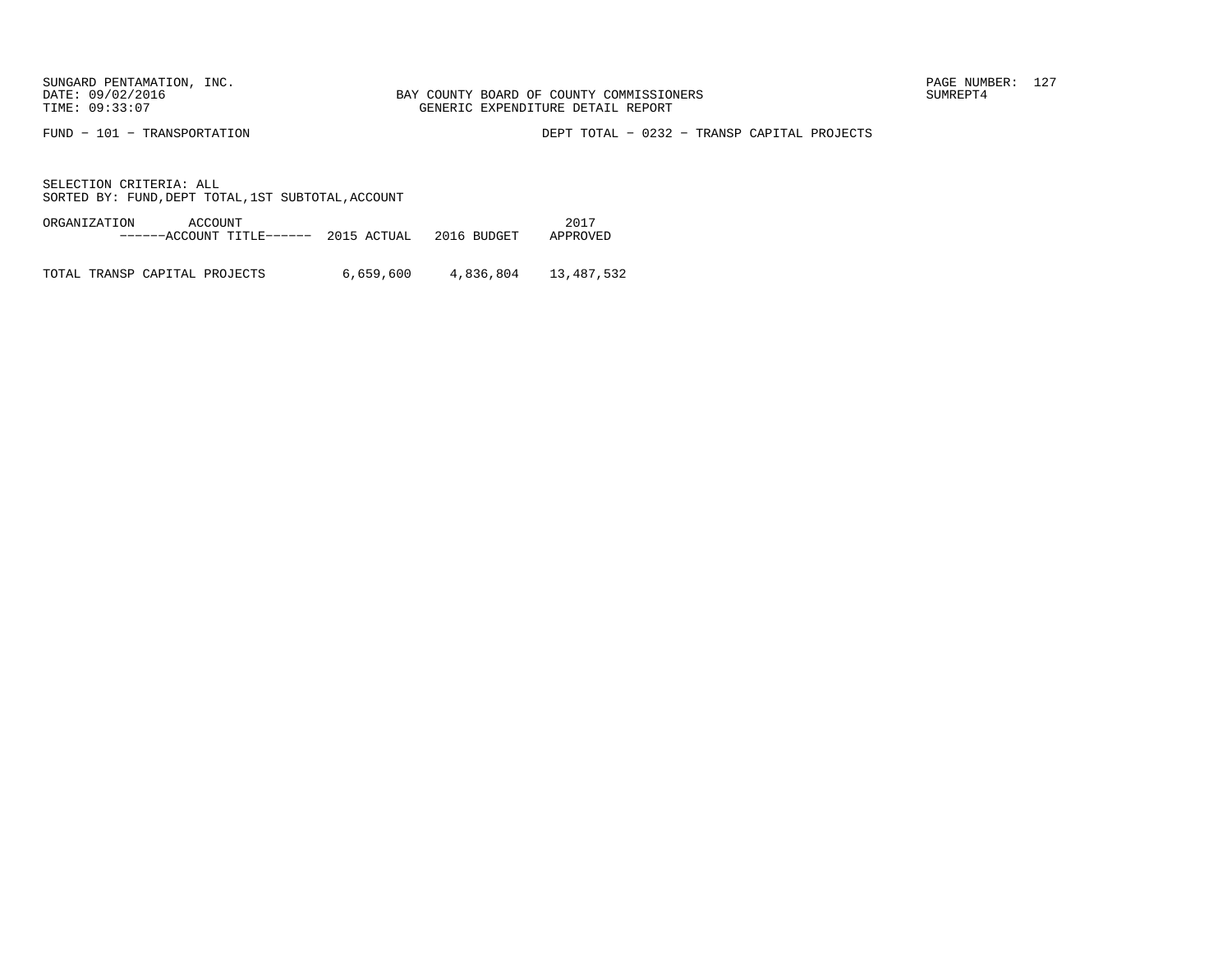SUNGARD PENTAMATION, INC.
DATE: 09/02/2016
TIME: 09:33:07

BAY COUNTY BOARD OF COUNTY COMMISSIONERS
GENERIC EXPENDITURE DETAIL REPORT

SUMREPT4

FUND − 101 − TRANSPORTATION

DEPT TOTAL − 0232 − TRANSP CAPITAL PROJECTS

SELECTION CRITERIA: ALL
SORTED BY: FUND,DEPT TOTAL,1ST SUBTOTAL,ACCOUNT

| ORGANIZATION ACCOUNT ------ACCOUNT TITLE------ | 2015 ACTUAL | 2016 BUDGET | 2017 APPROVED |
|---|---|---|---|
| TOTAL TRANSP CAPITAL PROJECTS | 6,659,600 | 4,836,804 | 13,487,532 |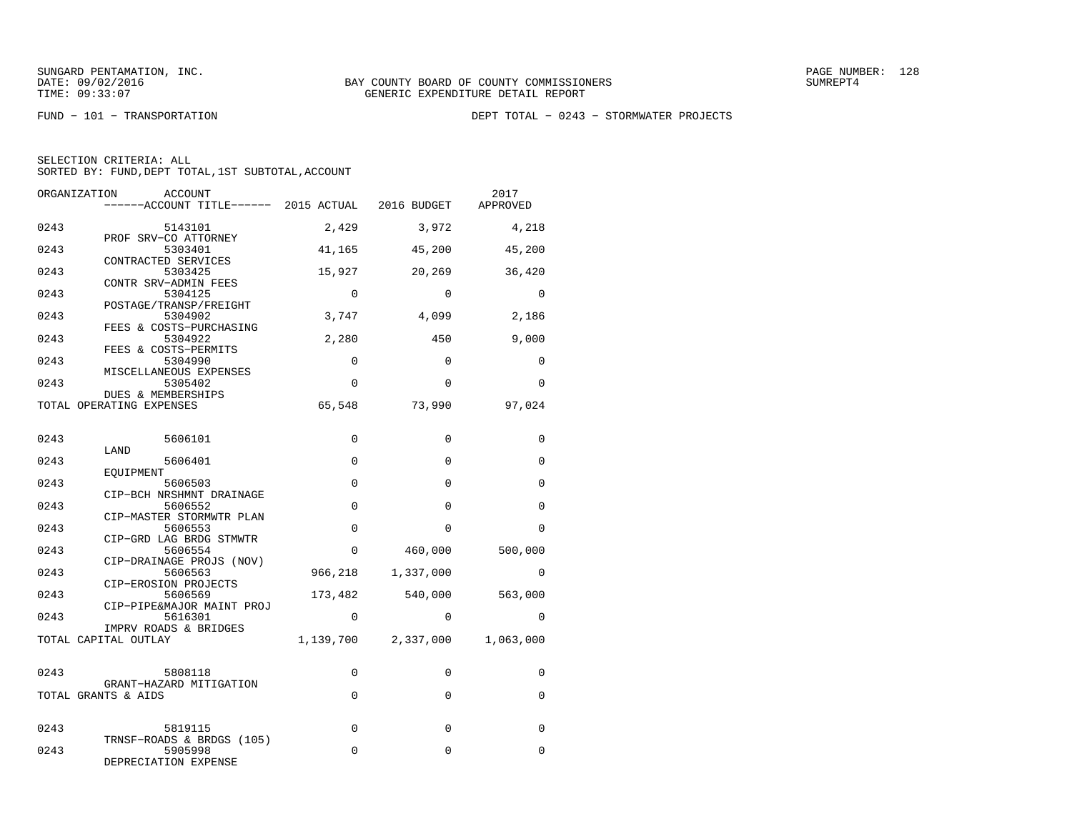SUNGARD PENTAMATION, INC.
DATE: 09/02/2016
TIME: 09:33:07

BAY COUNTY BOARD OF COUNTY COMMISSIONERS
GENERIC EXPENDITURE DETAIL REPORT

SUMREPT4

FUND − 101 − TRANSPORTATION

DEPT TOTAL − 0243 − STORMWATER PROJECTS

SELECTION CRITERIA: ALL
SORTED BY: FUND,DEPT TOTAL,1ST SUBTOTAL,ACCOUNT

| ORGANIZATION | ACCOUNT / ------ACCOUNT TITLE------ | 2015 ACTUAL | 2016 BUDGET | 2017 APPROVED |
|---|---|---|---|---|
| 0243 | 5143101 PROF SRV−CO ATTORNEY | 2,429 | 3,972 | 4,218 |
| 0243 | 5303401 CONTRACTED SERVICES | 41,165 | 45,200 | 45,200 |
| 0243 | 5303425 CONTR SRV−ADMIN FEES | 15,927 | 20,269 | 36,420 |
| 0243 | 5304125 POSTAGE/TRANSP/FREIGHT | 0 | 0 | 0 |
| 0243 | 5304902 FEES & COSTS−PURCHASING | 3,747 | 4,099 | 2,186 |
| 0243 | 5304922 FEES & COSTS−PERMITS | 2,280 | 450 | 9,000 |
| 0243 | 5304990 MISCELLANEOUS EXPENSES | 0 | 0 | 0 |
| 0243 | 5305402 DUES & MEMBERSHIPS | 0 | 0 | 0 |
| TOTAL OPERATING EXPENSES | | 65,548 | 73,990 | 97,024 |
| 0243 | 5606101 LAND | 0 | 0 | 0 |
| 0243 | 5606401 EQUIPMENT | 0 | 0 | 0 |
| 0243 | 5606503 CIP−BCH NRSHMNT DRAINAGE | 0 | 0 | 0 |
| 0243 | 5606552 CIP−MASTER STORMWTR PLAN | 0 | 0 | 0 |
| 0243 | 5606553 CIP−GRD LAG BRDG STMWTR | 0 | 0 | 0 |
| 0243 | 5606554 CIP−DRAINAGE PROJS (NOV) | 0 | 460,000 | 500,000 |
| 0243 | 5606563 CIP−EROSION PROJECTS | 966,218 | 1,337,000 | 0 |
| 0243 | 5606569 CIP−PIPE&MAJOR MAINT PROJ | 173,482 | 540,000 | 563,000 |
| 0243 | 5616301 IMPRV ROADS & BRIDGES | 0 | 0 | 0 |
| TOTAL CAPITAL OUTLAY | | 1,139,700 | 2,337,000 | 1,063,000 |
| 0243 | 5808118 GRANT−HAZARD MITIGATION | 0 | 0 | 0 |
| TOTAL GRANTS & AIDS | | 0 | 0 | 0 |
| 0243 | 5819115 TRNSF−ROADS & BRDGS (105) | 0 | 0 | 0 |
| 0243 | 5905998 DEPRECIATION EXPENSE | 0 | 0 | 0 |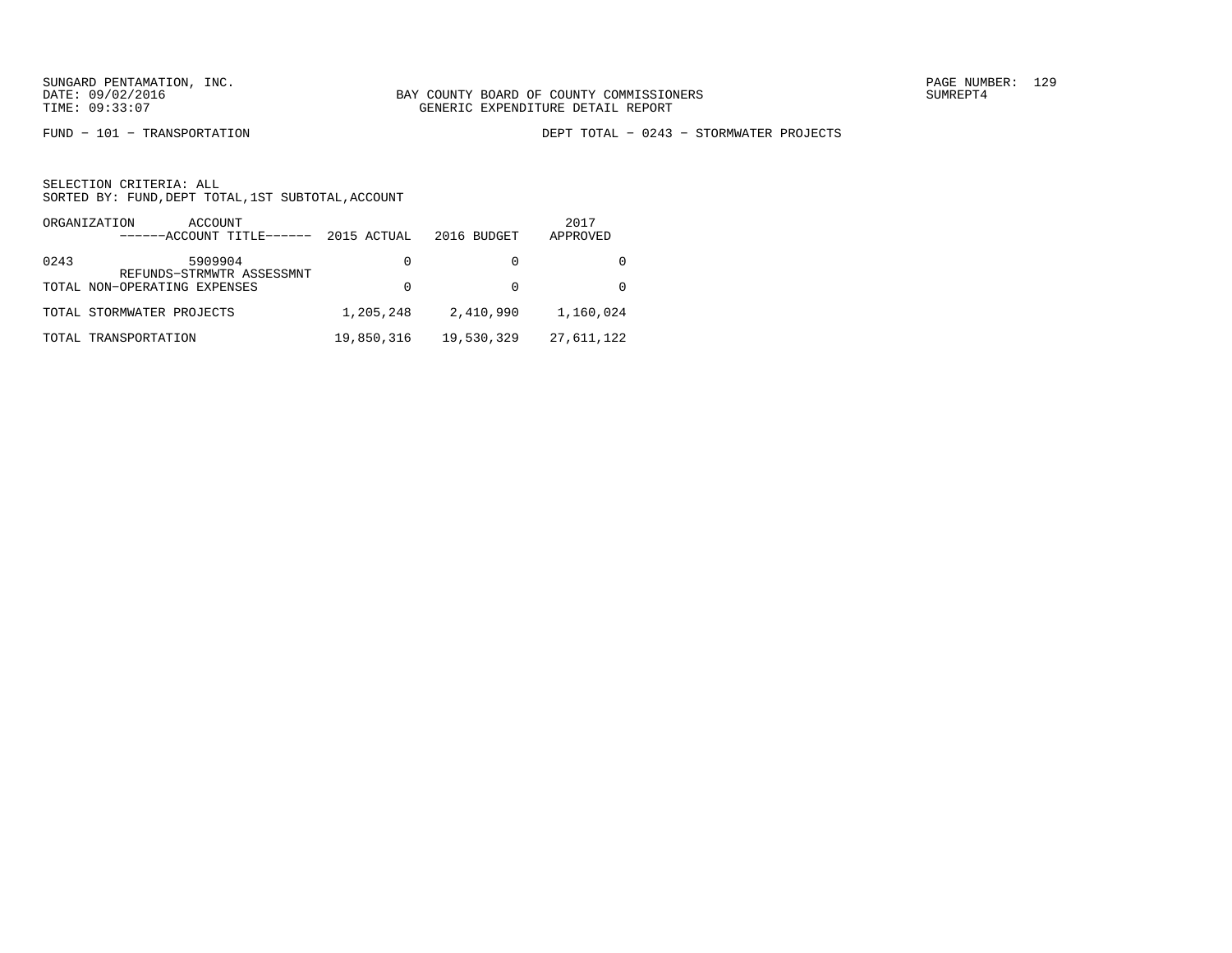FUND − 101 − TRANSPORTATION

DEPT TOTAL − 0243 − STORMWATER PROJECTS

SELECTION CRITERIA: ALL
SORTED BY: FUND,DEPT TOTAL,1ST SUBTOTAL,ACCOUNT

| ORGANIZATION | ACCOUNT ------ACCOUNT TITLE------ | 2015 ACTUAL | 2016 BUDGET | 2017 APPROVED |
|---|---|---|---|---|
| 0243 | 5909904 REFUNDS−STRMWTR ASSESSMNT | 0 | 0 | 0 |
| TOTAL NON−OPERATING EXPENSES | | 0 | 0 | 0 |
| TOTAL STORMWATER PROJECTS | | 1,205,248 | 2,410,990 | 1,160,024 |
| TOTAL TRANSPORTATION | | 19,850,316 | 19,530,329 | 27,611,122 |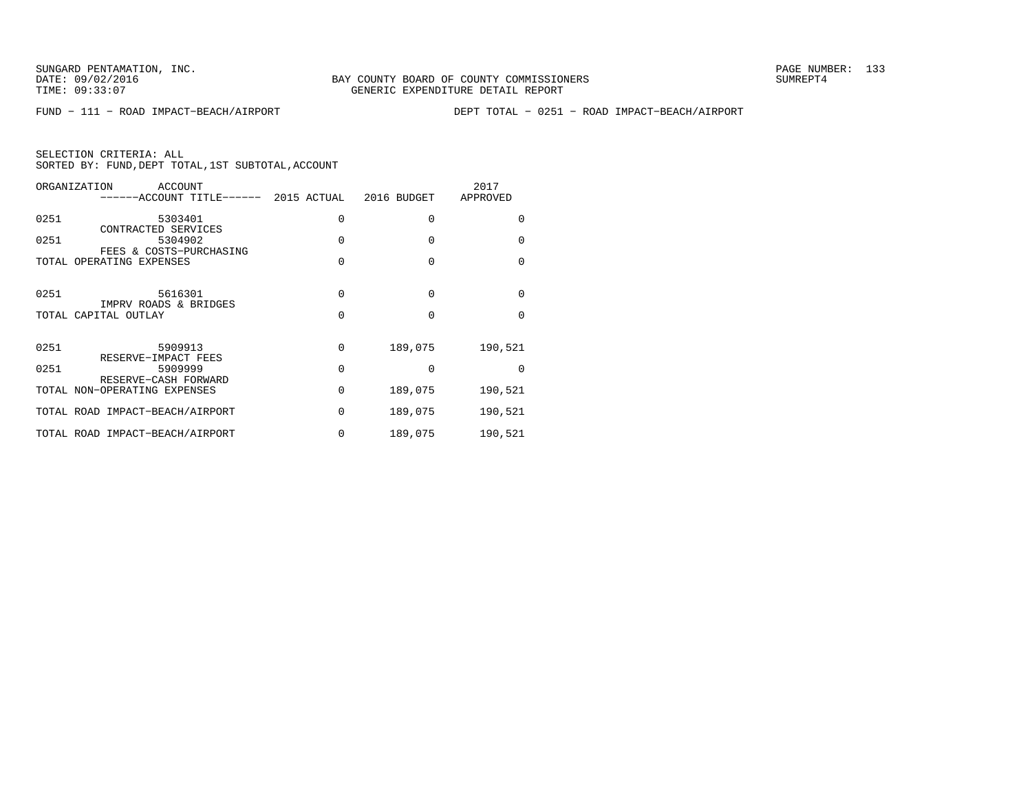SUNGARD PENTAMATION, INC.
DATE: 09/02/2016
TIME: 09:33:07

BAY COUNTY BOARD OF COUNTY COMMISSIONERS
GENERIC EXPENDITURE DETAIL REPORT

SUMREPT4

FUND − 111 − ROAD IMPACT−BEACH/AIRPORT

DEPT TOTAL − 0251 − ROAD IMPACT−BEACH/AIRPORT

SELECTION CRITERIA: ALL
SORTED BY: FUND,DEPT TOTAL,1ST SUBTOTAL,ACCOUNT

| ORGANIZATION | ACCOUNT / ------ACCOUNT TITLE------ | 2015 ACTUAL | 2016 BUDGET | 2017 APPROVED |
|---|---|---|---|---|
| 0251 | 5303401 CONTRACTED SERVICES | 0 | 0 | 0 |
| 0251 | 5304902 FEES & COSTS−PURCHASING | 0 | 0 | 0 |
| TOTAL OPERATING EXPENSES | | 0 | 0 | 0 |
| 0251 | 5616301 IMPRV ROADS & BRIDGES | 0 | 0 | 0 |
| TOTAL CAPITAL OUTLAY | | 0 | 0 | 0 |
| 0251 | 5909913 RESERVE−IMPACT FEES | 0 | 189,075 | 190,521 |
| 0251 | 5909999 RESERVE−CASH FORWARD | 0 | 0 | 0 |
| TOTAL NON−OPERATING EXPENSES | | 0 | 189,075 | 190,521 |
| TOTAL ROAD IMPACT−BEACH/AIRPORT | | 0 | 189,075 | 190,521 |
| TOTAL ROAD IMPACT−BEACH/AIRPORT | | 0 | 189,075 | 190,521 |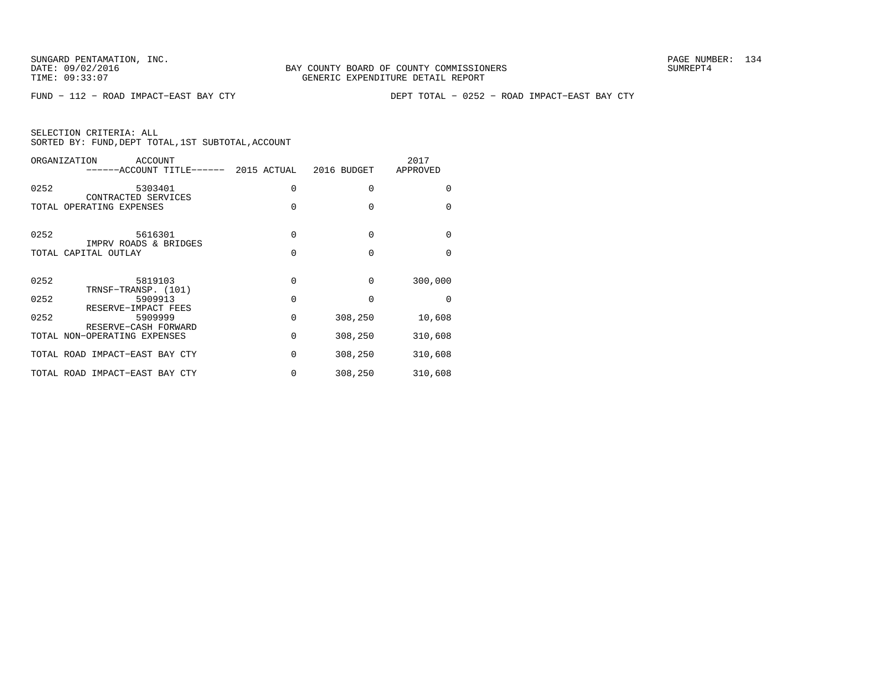SUNGARD PENTAMATION, INC.
DATE: 09/02/2016
TIME: 09:33:07

BAY COUNTY BOARD OF COUNTY COMMISSIONERS
GENERIC EXPENDITURE DETAIL REPORT

PAGE NUMBER: 134
SUMREPT4

FUND − 112 − ROAD IMPACT−EAST BAY CTY

DEPT TOTAL − 0252 − ROAD IMPACT−EAST BAY CTY

SELECTION CRITERIA: ALL
SORTED BY: FUND,DEPT TOTAL,1ST SUBTOTAL,ACCOUNT

| ORGANIZATION | ACCOUNT / ------ACCOUNT TITLE------ | 2015 ACTUAL | 2016 BUDGET | 2017 APPROVED |
|---|---|---|---|---|
| 0252 | 5303401 CONTRACTED SERVICES | 0 | 0 | 0 |
| TOTAL OPERATING EXPENSES | | 0 | 0 | 0 |
| 0252 | 5616301 IMPRV ROADS & BRIDGES | 0 | 0 | 0 |
| TOTAL CAPITAL OUTLAY | | 0 | 0 | 0 |
| 0252 | 5819103 TRNSF−TRANSP. (101) | 0 | 0 | 300,000 |
| 0252 | 5909913 RESERVE−IMPACT FEES | 0 | 0 | 0 |
| 0252 | 5909999 RESERVE−CASH FORWARD | 0 | 308,250 | 10,608 |
| TOTAL NON−OPERATING EXPENSES | | 0 | 308,250 | 310,608 |
| TOTAL ROAD IMPACT−EAST BAY CTY | | 0 | 308,250 | 310,608 |
| TOTAL ROAD IMPACT−EAST BAY CTY | | 0 | 308,250 | 310,608 |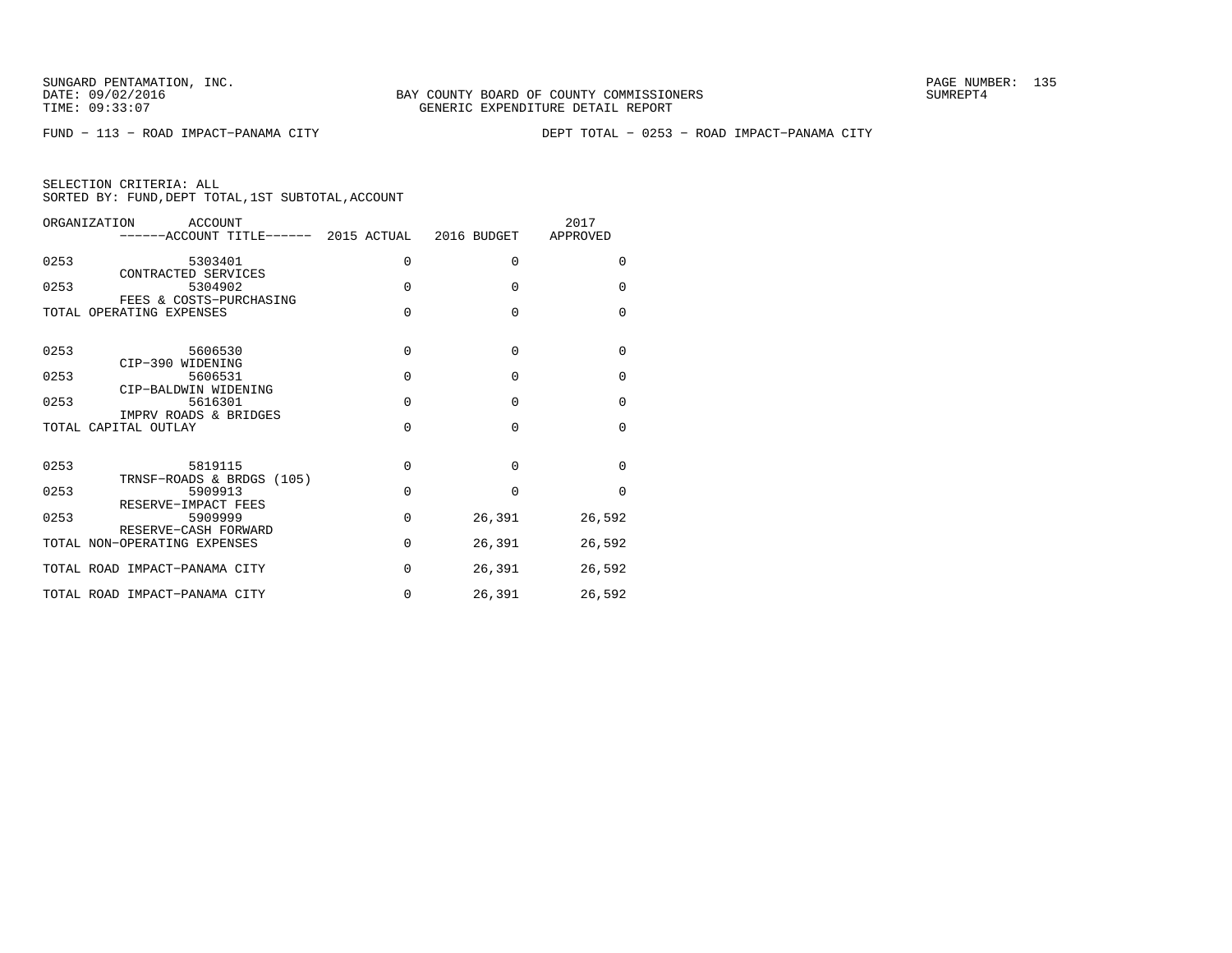BAY COUNTY BOARD OF COUNTY COMMISSIONERS
GENERIC EXPENDITURE DETAIL REPORT

SUNGARD PENTAMATION, INC.
DATE: 09/02/2016
TIME: 09:33:07

SUMREPT4

FUND − 113 − ROAD IMPACT−PANAMA CITY  DEPT TOTAL − 0253 − ROAD IMPACT−PANAMA CITY

SELECTION CRITERIA: ALL
SORTED BY: FUND,DEPT TOTAL,1ST SUBTOTAL,ACCOUNT

| ORGANIZATION | ACCOUNT / ------ACCOUNT TITLE------ | 2015 ACTUAL | 2016 BUDGET | 2017 APPROVED |
|---|---|---|---|---|
| 0253 | 5303401 CONTRACTED SERVICES | 0 | 0 | 0 |
| 0253 | 5304902 FEES & COSTS−PURCHASING | 0 | 0 | 0 |
| TOTAL OPERATING EXPENSES | | 0 | 0 | 0 |
| 0253 | 5606530 CIP−390 WIDENING | 0 | 0 | 0 |
| 0253 | 5606531 CIP−BALDWIN WIDENING | 0 | 0 | 0 |
| 0253 | 5616301 IMPRV ROADS & BRIDGES | 0 | 0 | 0 |
| TOTAL CAPITAL OUTLAY | | 0 | 0 | 0 |
| 0253 | 5819115 TRNSF−ROADS & BRDGS (105) | 0 | 0 | 0 |
| 0253 | 5909913 RESERVE−IMPACT FEES | 0 | 0 | 0 |
| 0253 | 5909999 RESERVE−CASH FORWARD | 0 | 26,391 | 26,592 |
| TOTAL NON−OPERATING EXPENSES | | 0 | 26,391 | 26,592 |
| TOTAL ROAD IMPACT−PANAMA CITY | | 0 | 26,391 | 26,592 |
| TOTAL ROAD IMPACT−PANAMA CITY | | 0 | 26,391 | 26,592 |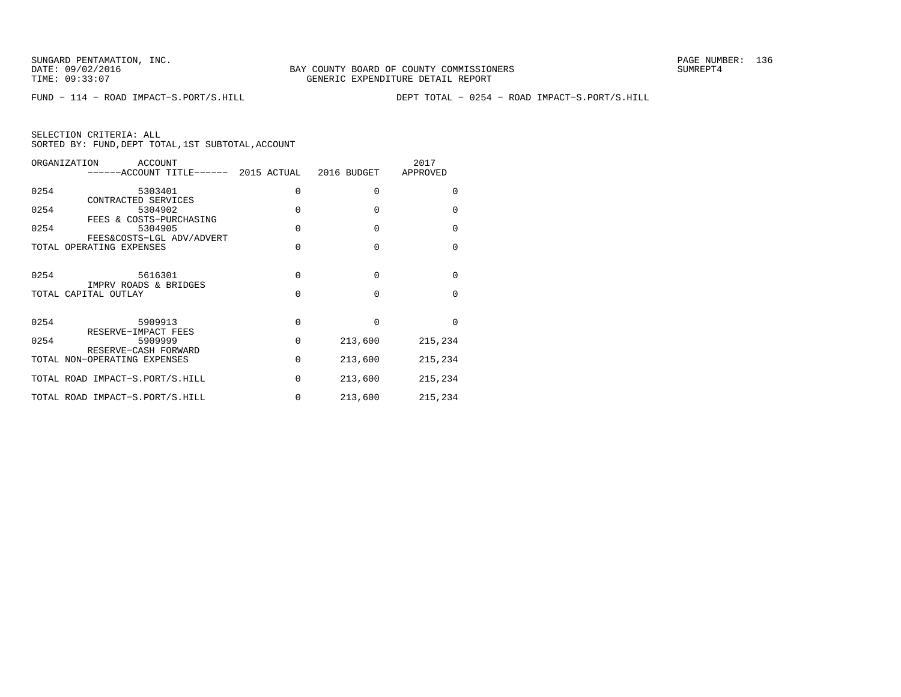SUNGARD PENTAMATION, INC.
DATE: 09/02/2016
TIME: 09:33:07

BAY COUNTY BOARD OF COUNTY COMMISSIONERS
GENERIC EXPENDITURE DETAIL REPORT

SUMREPT4

FUND − 114 − ROAD IMPACT−S.PORT/S.HILL        DEPT TOTAL − 0254 − ROAD IMPACT−S.PORT/S.HILL

SELECTION CRITERIA: ALL
SORTED BY: FUND,DEPT TOTAL,1ST SUBTOTAL,ACCOUNT

| ORGANIZATION | ACCOUNT / ------ACCOUNT TITLE------ | 2015 ACTUAL | 2016 BUDGET | 2017 APPROVED |
|---|---|---|---|---|
| 0254 | 5303401 CONTRACTED SERVICES | 0 | 0 | 0 |
| 0254 | 5304902 FEES & COSTS−PURCHASING | 0 | 0 | 0 |
| 0254 | 5304905 FEES&COSTS−LGL ADV/ADVERT | 0 | 0 | 0 |
| TOTAL OPERATING EXPENSES | | 0 | 0 | 0 |
| 0254 | 5616301 IMPRV ROADS & BRIDGES | 0 | 0 | 0 |
| TOTAL CAPITAL OUTLAY | | 0 | 0 | 0 |
| 0254 | 5909913 RESERVE−IMPACT FEES | 0 | 0 | 0 |
| 0254 | 5909999 RESERVE−CASH FORWARD | 0 | 213,600 | 215,234 |
| TOTAL NON−OPERATING EXPENSES | | 0 | 213,600 | 215,234 |
| TOTAL ROAD IMPACT−S.PORT/S.HILL | | 0 | 213,600 | 215,234 |
| TOTAL ROAD IMPACT−S.PORT/S.HILL | | 0 | 213,600 | 215,234 |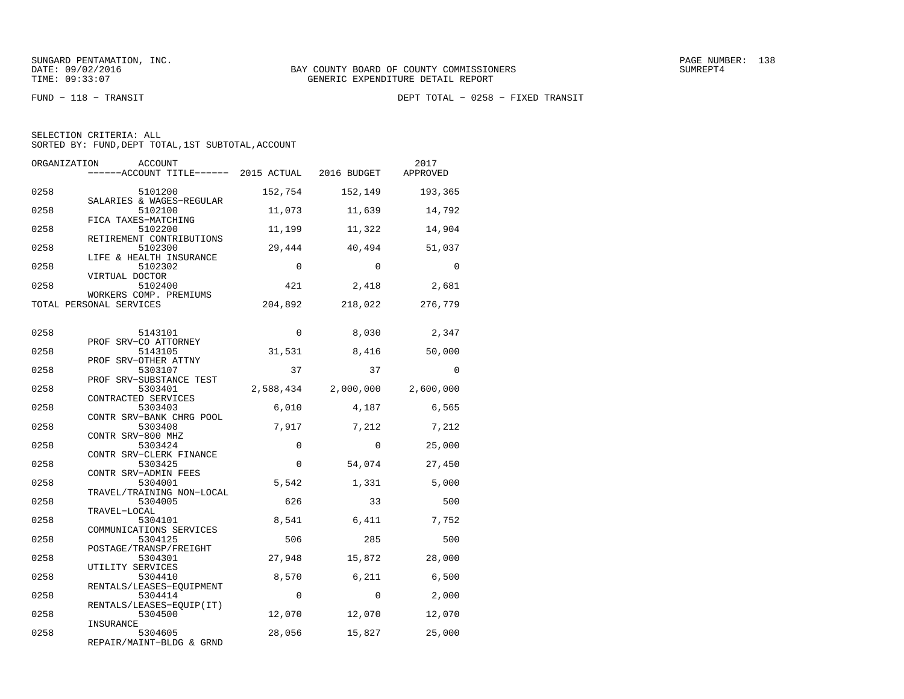BAY COUNTY BOARD OF COUNTY COMMISSIONERS
GENERIC EXPENDITURE DETAIL REPORT

FUND − 118 − TRANSIT DEPT TOTAL − 0258 − FIXED TRANSIT

SELECTION CRITERIA: ALL
SORTED BY: FUND,DEPT TOTAL,1ST SUBTOTAL,ACCOUNT

| ORGANIZATION | ACCOUNT / ACCOUNT TITLE | 2015 ACTUAL | 2016 BUDGET | 2017 APPROVED |
|---|---|---|---|---|
| 0258 | 5101200 SALARIES & WAGES−REGULAR | 152,754 | 152,149 | 193,365 |
| 0258 | 5102100 FICA TAXES−MATCHING | 11,073 | 11,639 | 14,792 |
| 0258 | 5102200 RETIREMENT CONTRIBUTIONS | 11,199 | 11,322 | 14,904 |
| 0258 | 5102300 LIFE & HEALTH INSURANCE | 29,444 | 40,494 | 51,037 |
| 0258 | 5102302 VIRTUAL DOCTOR | 0 | 0 | 0 |
| 0258 | 5102400 WORKERS COMP. PREMIUMS | 421 | 2,418 | 2,681 |
| TOTAL PERSONAL SERVICES | | 204,892 | 218,022 | 276,779 |
| 0258 | 5143101 PROF SRV−CO ATTORNEY | 0 | 8,030 | 2,347 |
| 0258 | 5143105 PROF SRV−OTHER ATTNY | 31,531 | 8,416 | 50,000 |
| 0258 | 5303107 PROF SRV−SUBSTANCE TEST | 37 | 37 | 0 |
| 0258 | 5303401 CONTRACTED SERVICES | 2,588,434 | 2,000,000 | 2,600,000 |
| 0258 | 5303403 CONTR SRV−BANK CHRG POOL | 6,010 | 4,187 | 6,565 |
| 0258 | 5303408 CONTR SRV−800 MHZ | 7,917 | 7,212 | 7,212 |
| 0258 | 5303424 CONTR SRV−CLERK FINANCE | 0 | 0 | 25,000 |
| 0258 | 5303425 CONTR SRV−ADMIN FEES | 0 | 54,074 | 27,450 |
| 0258 | 5304001 TRAVEL/TRAINING NON−LOCAL | 5,542 | 1,331 | 5,000 |
| 0258 | 5304005 TRAVEL−LOCAL | 626 | 33 | 500 |
| 0258 | 5304101 COMMUNICATIONS SERVICES | 8,541 | 6,411 | 7,752 |
| 0258 | 5304125 POSTAGE/TRANSP/FREIGHT | 506 | 285 | 500 |
| 0258 | 5304301 UTILITY SERVICES | 27,948 | 15,872 | 28,000 |
| 0258 | 5304410 RENTALS/LEASES−EQUIPMENT | 8,570 | 6,211 | 6,500 |
| 0258 | 5304414 RENTALS/LEASES−EQUIP(IT) | 0 | 0 | 2,000 |
| 0258 | 5304500 INSURANCE | 12,070 | 12,070 | 12,070 |
| 0258 | 5304605 REPAIR/MAINT−BLDG & GRND | 28,056 | 15,827 | 25,000 |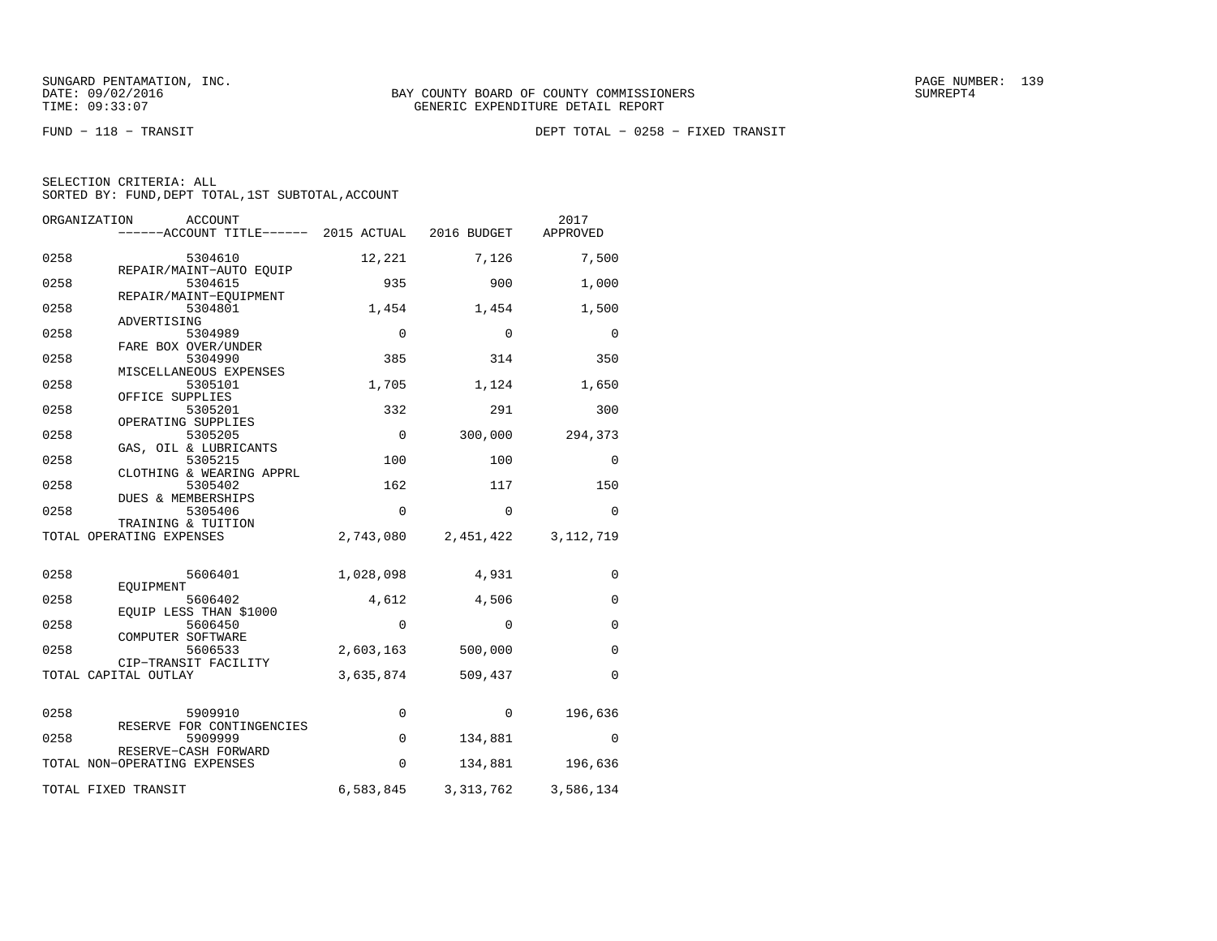FUND − 118 − TRANSIT

DEPT TOTAL − 0258 − FIXED TRANSIT

SELECTION CRITERIA: ALL
SORTED BY: FUND,DEPT TOTAL,1ST SUBTOTAL,ACCOUNT

| ORGANIZATION | ACCOUNT / ACCOUNT TITLE | 2015 ACTUAL | 2016 BUDGET | 2017 APPROVED |
|---|---|---|---|---|
| 0258 | 5304610 REPAIR/MAINT−AUTO EQUIP | 12,221 | 7,126 | 7,500 |
| 0258 | 5304615 REPAIR/MAINT−EQUIPMENT | 935 | 900 | 1,000 |
| 0258 | 5304801 ADVERTISING | 1,454 | 1,454 | 1,500 |
| 0258 | 5304989 FARE BOX OVER/UNDER | 0 | 0 | 0 |
| 0258 | 5304990 MISCELLANEOUS EXPENSES | 385 | 314 | 350 |
| 0258 | 5305101 OFFICE SUPPLIES | 1,705 | 1,124 | 1,650 |
| 0258 | 5305201 OPERATING SUPPLIES | 332 | 291 | 300 |
| 0258 | 5305205 GAS, OIL & LUBRICANTS | 0 | 300,000 | 294,373 |
| 0258 | 5305215 CLOTHING & WEARING APPRL | 100 | 100 | 0 |
| 0258 | 5305402 DUES & MEMBERSHIPS | 162 | 117 | 150 |
| 0258 | 5305406 TRAINING & TUITION | 0 | 0 | 0 |
| TOTAL OPERATING EXPENSES | | 2,743,080 | 2,451,422 | 3,112,719 |
| 0258 | 5606401 EQUIPMENT | 1,028,098 | 4,931 | 0 |
| 0258 | 5606402 EQUIP LESS THAN $1000 | 4,612 | 4,506 | 0 |
| 0258 | 5606450 COMPUTER SOFTWARE | 0 | 0 | 0 |
| 0258 | 5606533 CIP−TRANSIT FACILITY | 2,603,163 | 500,000 | 0 |
| TOTAL CAPITAL OUTLAY | | 3,635,874 | 509,437 | 0 |
| 0258 | 5909910 RESERVE FOR CONTINGENCIES | 0 | 0 | 196,636 |
| 0258 | 5909999 RESERVE−CASH FORWARD | 0 | 134,881 | 0 |
| TOTAL NON−OPERATING EXPENSES | | 0 | 134,881 | 196,636 |
| TOTAL FIXED TRANSIT | | 6,583,845 | 3,313,762 | 3,586,134 |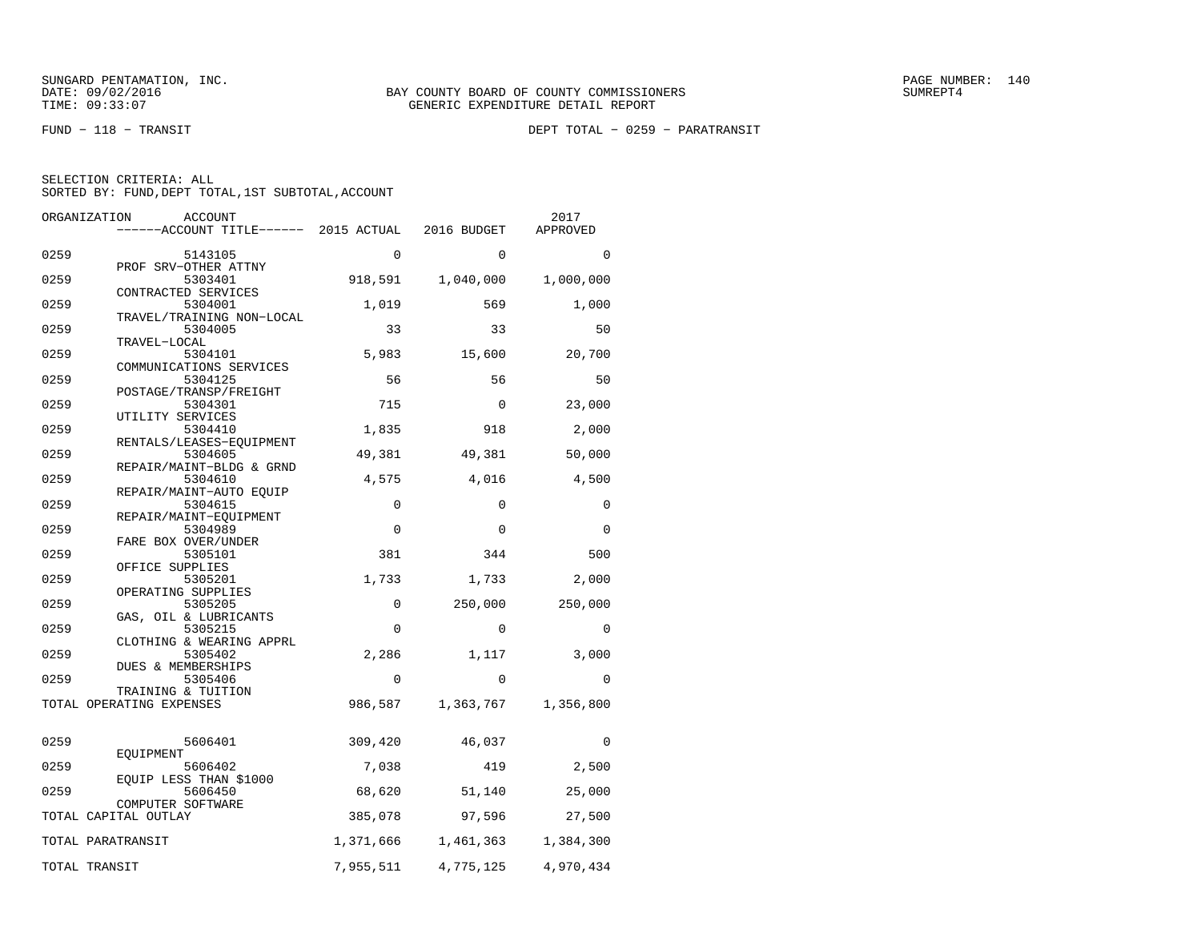SUNGARD PENTAMATION, INC.
DATE: 09/02/2016
TIME: 09:33:07

BAY COUNTY BOARD OF COUNTY COMMISSIONERS
GENERIC EXPENDITURE DETAIL REPORT

SUMREPT4

FUND − 118 − TRANSIT

DEPT TOTAL − 0259 − PARATRANSIT

SELECTION CRITERIA: ALL
SORTED BY: FUND,DEPT TOTAL,1ST SUBTOTAL,ACCOUNT

| ORGANIZATION | ACCOUNT / ACCOUNT TITLE | 2015 ACTUAL | 2016 BUDGET | 2017 APPROVED |
|---|---|---|---|---|
| 0259 | 5143105 PROF SRV−OTHER ATTNY | 0 | 0 | 0 |
| 0259 | 5303401 CONTRACTED SERVICES | 918,591 | 1,040,000 | 1,000,000 |
| 0259 | 5304001 TRAVEL/TRAINING NON−LOCAL | 1,019 | 569 | 1,000 |
| 0259 | 5304005 TRAVEL−LOCAL | 33 | 33 | 50 |
| 0259 | 5304101 COMMUNICATIONS SERVICES | 5,983 | 15,600 | 20,700 |
| 0259 | 5304125 POSTAGE/TRANSP/FREIGHT | 56 | 56 | 50 |
| 0259 | 5304301 UTILITY SERVICES | 715 | 0 | 23,000 |
| 0259 | 5304410 RENTALS/LEASES−EQUIPMENT | 1,835 | 918 | 2,000 |
| 0259 | 5304605 REPAIR/MAINT−BLDG & GRND | 49,381 | 49,381 | 50,000 |
| 0259 | 5304610 REPAIR/MAINT−AUTO EQUIP | 4,575 | 4,016 | 4,500 |
| 0259 | 5304615 REPAIR/MAINT−EQUIPMENT | 0 | 0 | 0 |
| 0259 | 5304989 FARE BOX OVER/UNDER | 0 | 0 | 0 |
| 0259 | 5305101 OFFICE SUPPLIES | 381 | 344 | 500 |
| 0259 | 5305201 OPERATING SUPPLIES | 1,733 | 1,733 | 2,000 |
| 0259 | 5305205 GAS, OIL & LUBRICANTS | 0 | 250,000 | 250,000 |
| 0259 | 5305215 CLOTHING & WEARING APPRL | 0 | 0 | 0 |
| 0259 | 5305402 DUES & MEMBERSHIPS | 2,286 | 1,117 | 3,000 |
| 0259 | 5305406 TRAINING & TUITION | 0 | 0 | 0 |
| TOTAL OPERATING EXPENSES | | 986,587 | 1,363,767 | 1,356,800 |
| 0259 | 5606401 EQUIPMENT | 309,420 | 46,037 | 0 |
| 0259 | 5606402 EQUIP LESS THAN $1000 | 7,038 | 419 | 2,500 |
| 0259 | 5606450 COMPUTER SOFTWARE | 68,620 | 51,140 | 25,000 |
| TOTAL CAPITAL OUTLAY | | 385,078 | 97,596 | 27,500 |
| TOTAL PARATRANSIT | | 1,371,666 | 1,461,363 | 1,384,300 |
| TOTAL TRANSIT | | 7,955,511 | 4,775,125 | 4,970,434 |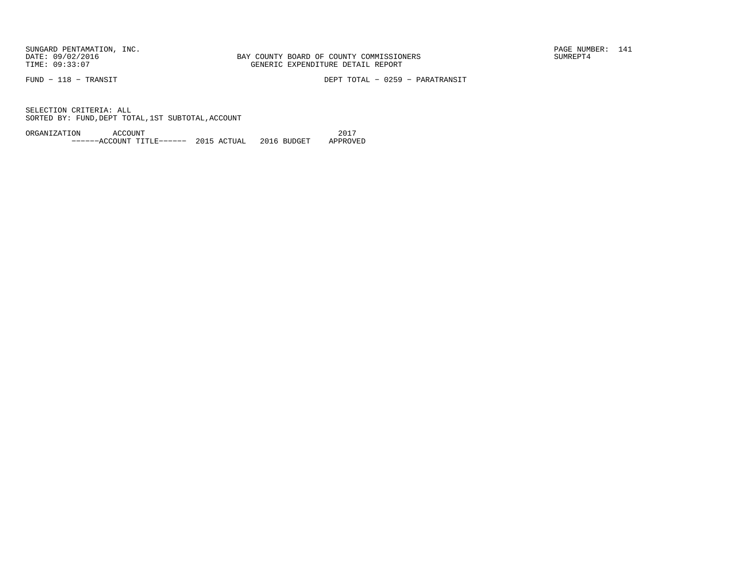SUNGARD PENTAMATION, INC.
DATE: 09/02/2016
TIME: 09:33:07

BAY COUNTY BOARD OF COUNTY COMMISSIONERS
GENERIC EXPENDITURE DETAIL REPORT

PAGE NUMBER: 141
SUMREPT4

FUND - 118 - TRANSIT

DEPT TOTAL - 0259 - PARATRANSIT

SELECTION CRITERIA: ALL
SORTED BY: FUND,DEPT TOTAL,1ST SUBTOTAL,ACCOUNT

| ORGANIZATION | ACCOUNT ------ACCOUNT TITLE------ | 2015 ACTUAL | 2016 BUDGET | 2017 APPROVED |
|---|---|---|---|---|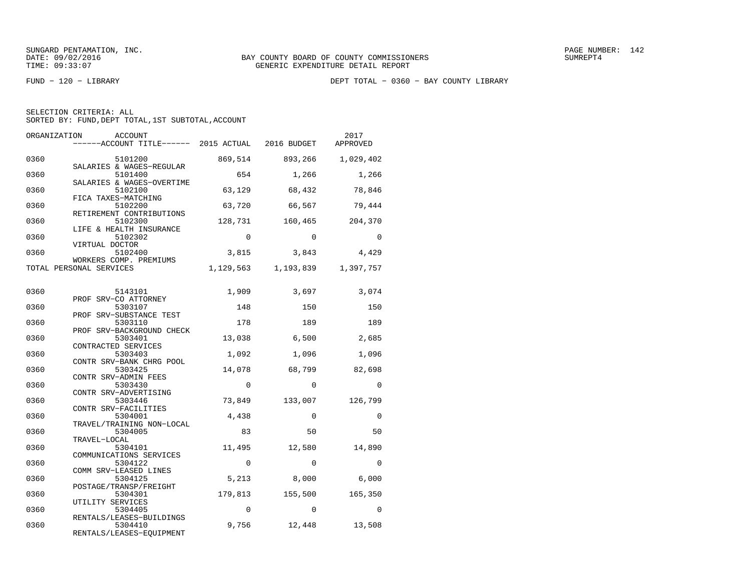SUNGARD PENTAMATION, INC.
DATE: 09/02/2016
TIME: 09:33:07

BAY COUNTY BOARD OF COUNTY COMMISSIONERS
GENERIC EXPENDITURE DETAIL REPORT

SUMREPT4

FUND − 120 − LIBRARY

DEPT TOTAL − 0360 − BAY COUNTY LIBRARY

SELECTION CRITERIA: ALL
SORTED BY: FUND,DEPT TOTAL,1ST SUBTOTAL,ACCOUNT

| ORGANIZATION | ACCOUNT ------ACCOUNT TITLE------ | 2015 ACTUAL | 2016 BUDGET | 2017 APPROVED |
|---|---|---|---|---|
| 0360 | 5101200 SALARIES & WAGES−REGULAR | 869,514 | 893,266 | 1,029,402 |
| 0360 | 5101400 SALARIES & WAGES−OVERTIME | 654 | 1,266 | 1,266 |
| 0360 | 5102100 FICA TAXES−MATCHING | 63,129 | 68,432 | 78,846 |
| 0360 | 5102200 RETIREMENT CONTRIBUTIONS | 63,720 | 66,567 | 79,444 |
| 0360 | 5102300 LIFE & HEALTH INSURANCE | 128,731 | 160,465 | 204,370 |
| 0360 | 5102302 VIRTUAL DOCTOR | 0 | 0 | 0 |
| 0360 | 5102400 WORKERS COMP. PREMIUMS | 3,815 | 3,843 | 4,429 |
| TOTAL PERSONAL SERVICES | | 1,129,563 | 1,193,839 | 1,397,757 |
| 0360 | 5143101 PROF SRV−CO ATTORNEY | 1,909 | 3,697 | 3,074 |
| 0360 | 5303107 PROF SRV−SUBSTANCE TEST | 148 | 150 | 150 |
| 0360 | 5303110 PROF SRV−BACKGROUND CHECK | 178 | 189 | 189 |
| 0360 | 5303401 CONTRACTED SERVICES | 13,038 | 6,500 | 2,685 |
| 0360 | 5303403 CONTR SRV−BANK CHRG POOL | 1,092 | 1,096 | 1,096 |
| 0360 | 5303425 CONTR SRV−ADMIN FEES | 14,078 | 68,799 | 82,698 |
| 0360 | 5303430 CONTR SRV−ADVERTISING | 0 | 0 | 0 |
| 0360 | 5303446 CONTR SRV−FACILITIES | 73,849 | 133,007 | 126,799 |
| 0360 | 5304001 TRAVEL/TRAINING NON−LOCAL | 4,438 | 0 | 0 |
| 0360 | 5304005 TRAVEL−LOCAL | 83 | 50 | 50 |
| 0360 | 5304101 COMMUNICATIONS SERVICES | 11,495 | 12,580 | 14,890 |
| 0360 | 5304122 COMM SRV−LEASED LINES | 0 | 0 | 0 |
| 0360 | 5304125 POSTAGE/TRANSP/FREIGHT | 5,213 | 8,000 | 6,000 |
| 0360 | 5304301 UTILITY SERVICES | 179,813 | 155,500 | 165,350 |
| 0360 | 5304405 RENTALS/LEASES−BUILDINGS | 0 | 0 | 0 |
| 0360 | 5304410 RENTALS/LEASES−EQUIPMENT | 9,756 | 12,448 | 13,508 |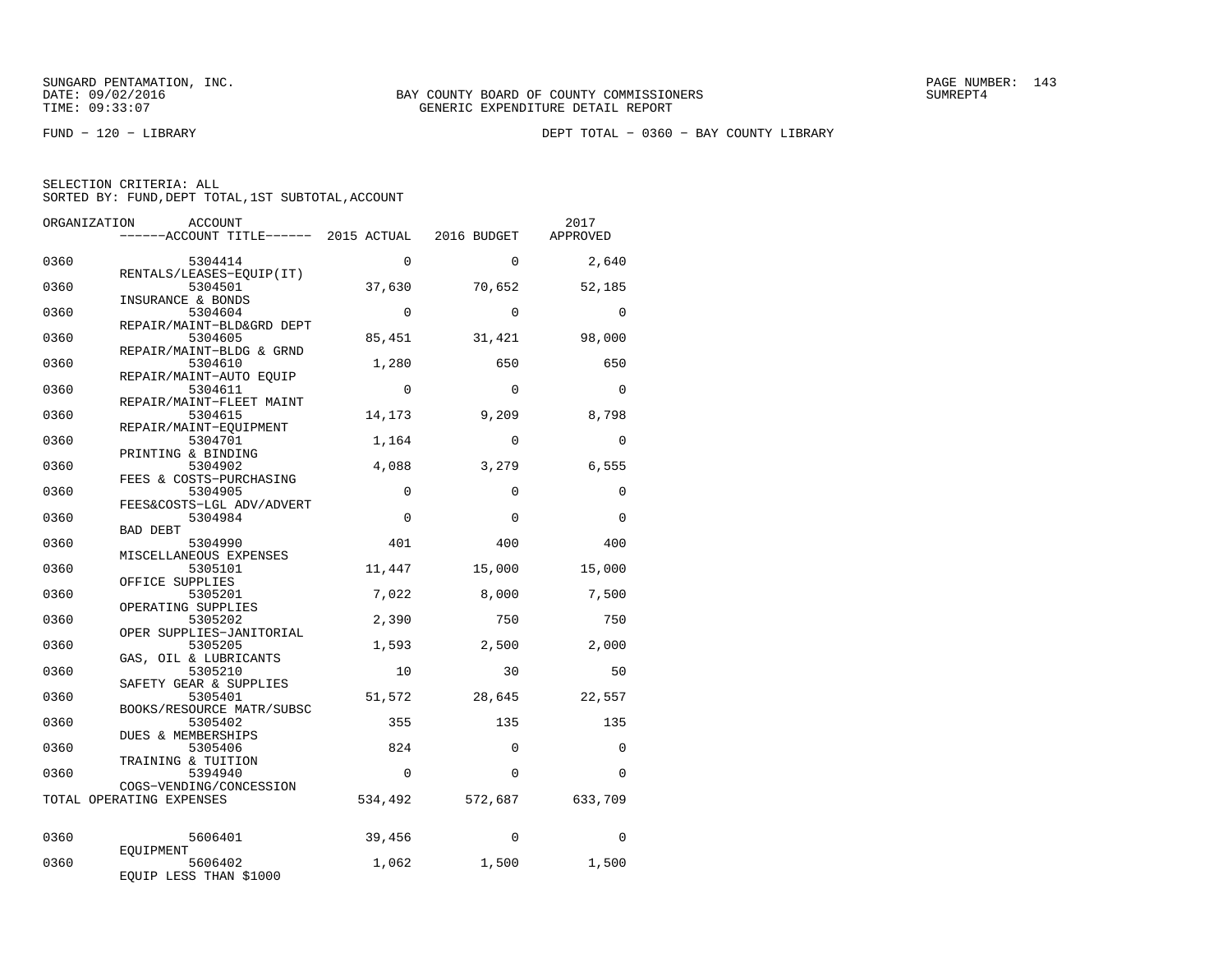SUNGARD PENTAMATION, INC.
DATE: 09/02/2016
TIME: 09:33:07

BAY COUNTY BOARD OF COUNTY COMMISSIONERS
GENERIC EXPENDITURE DETAIL REPORT

PAGE NUMBER: 143
SUMREPT4

FUND − 120 − LIBRARY

DEPT TOTAL − 0360 − BAY COUNTY LIBRARY

SELECTION CRITERIA: ALL
SORTED BY: FUND,DEPT TOTAL,1ST SUBTOTAL,ACCOUNT

| ORGANIZATION | ACCOUNT / ACCOUNT TITLE | 2015 ACTUAL | 2016 BUDGET | 2017 APPROVED |
|---|---|---|---|---|
| 0360 | 5304414 RENTALS/LEASES−EQUIP(IT) | 0 | 0 | 2,640 |
| 0360 | 5304501 INSURANCE & BONDS | 37,630 | 70,652 | 52,185 |
| 0360 | 5304604 REPAIR/MAINT−BLD&GRD DEPT | 0 | 0 | 0 |
| 0360 | 5304605 REPAIR/MAINT−BLDG & GRND | 85,451 | 31,421 | 98,000 |
| 0360 | 5304610 REPAIR/MAINT−AUTO EQUIP | 1,280 | 650 | 650 |
| 0360 | 5304611 REPAIR/MAINT−FLEET MAINT | 0 | 0 | 0 |
| 0360 | 5304615 REPAIR/MAINT−EQUIPMENT | 14,173 | 9,209 | 8,798 |
| 0360 | 5304701 PRINTING & BINDING | 1,164 | 0 | 0 |
| 0360 | 5304902 FEES & COSTS−PURCHASING | 4,088 | 3,279 | 6,555 |
| 0360 | 5304905 FEES&COSTS−LGL ADV/ADVERT | 0 | 0 | 0 |
| 0360 | 5304984 BAD DEBT | 0 | 0 | 0 |
| 0360 | 5304990 MISCELLANEOUS EXPENSES | 401 | 400 | 400 |
| 0360 | 5305101 OFFICE SUPPLIES | 11,447 | 15,000 | 15,000 |
| 0360 | 5305201 OPERATING SUPPLIES | 7,022 | 8,000 | 7,500 |
| 0360 | 5305202 OPER SUPPLIES−JANITORIAL | 2,390 | 750 | 750 |
| 0360 | 5305205 GAS, OIL & LUBRICANTS | 1,593 | 2,500 | 2,000 |
| 0360 | 5305210 SAFETY GEAR & SUPPLIES | 10 | 30 | 50 |
| 0360 | 5305401 BOOKS/RESOURCE MATR/SUBSC | 51,572 | 28,645 | 22,557 |
| 0360 | 5305402 DUES & MEMBERSHIPS | 355 | 135 | 135 |
| 0360 | 5305406 TRAINING & TUITION | 824 | 0 | 0 |
| 0360 | 5394940 COGS−VENDING/CONCESSION | 0 | 0 | 0 |
| TOTAL OPERATING EXPENSES | | 534,492 | 572,687 | 633,709 |
| 0360 | 5606401 EQUIPMENT | 39,456 | 0 | 0 |
| 0360 | 5606402 EQUIP LESS THAN $1000 | 1,062 | 1,500 | 1,500 |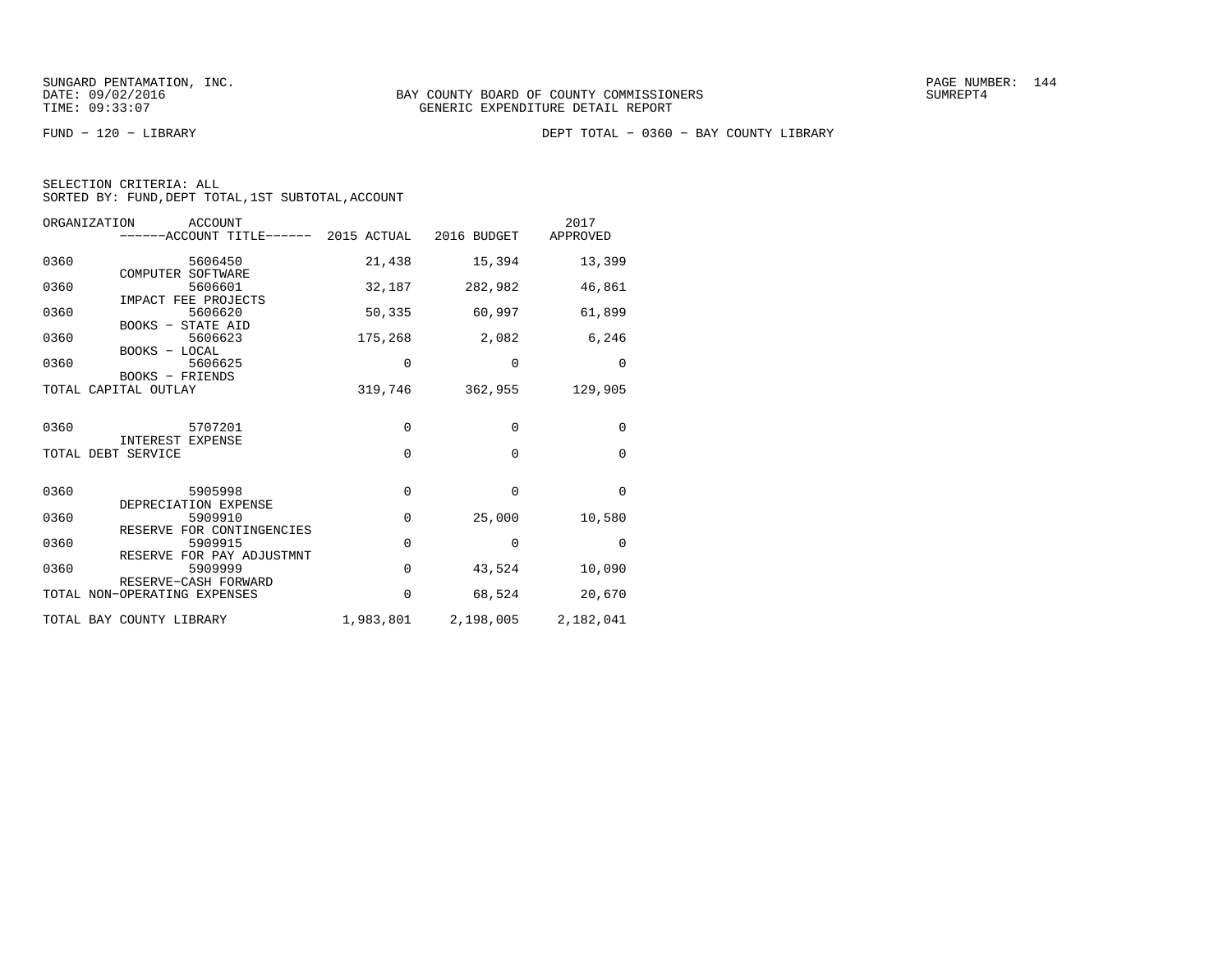SUNGARD PENTAMATION, INC.
DATE: 09/02/2016
TIME: 09:33:07

BAY COUNTY BOARD OF COUNTY COMMISSIONERS
GENERIC EXPENDITURE DETAIL REPORT

SUMREPT4

FUND − 120 − LIBRARY

DEPT TOTAL − 0360 − BAY COUNTY LIBRARY

SELECTION CRITERIA: ALL
SORTED BY: FUND,DEPT TOTAL,1ST SUBTOTAL,ACCOUNT

| ORGANIZATION | ACCOUNT / ACCOUNT TITLE | 2015 ACTUAL | 2016 BUDGET | 2017 APPROVED |
|---|---|---|---|---|
| 0360 | 5606450 COMPUTER SOFTWARE | 21,438 | 15,394 | 13,399 |
| 0360 | 5606601 IMPACT FEE PROJECTS | 32,187 | 282,982 | 46,861 |
| 0360 | 5606620 BOOKS − STATE AID | 50,335 | 60,997 | 61,899 |
| 0360 | 5606623 BOOKS − LOCAL | 175,268 | 2,082 | 6,246 |
| 0360 | 5606625 BOOKS − FRIENDS | 0 | 0 | 0 |
| TOTAL CAPITAL OUTLAY | | 319,746 | 362,955 | 129,905 |
| 0360 | 5707201 INTEREST EXPENSE | 0 | 0 | 0 |
| TOTAL DEBT SERVICE | | 0 | 0 | 0 |
| 0360 | 5905998 DEPRECIATION EXPENSE | 0 | 0 | 0 |
| 0360 | 5909910 RESERVE FOR CONTINGENCIES | 0 | 25,000 | 10,580 |
| 0360 | 5909915 RESERVE FOR PAY ADJUSTMNT | 0 | 0 | 0 |
| 0360 | 5909999 RESERVE−CASH FORWARD | 0 | 43,524 | 10,090 |
| TOTAL NON−OPERATING EXPENSES | | 0 | 68,524 | 20,670 |
| TOTAL BAY COUNTY LIBRARY | | 1,983,801 | 2,198,005 | 2,182,041 |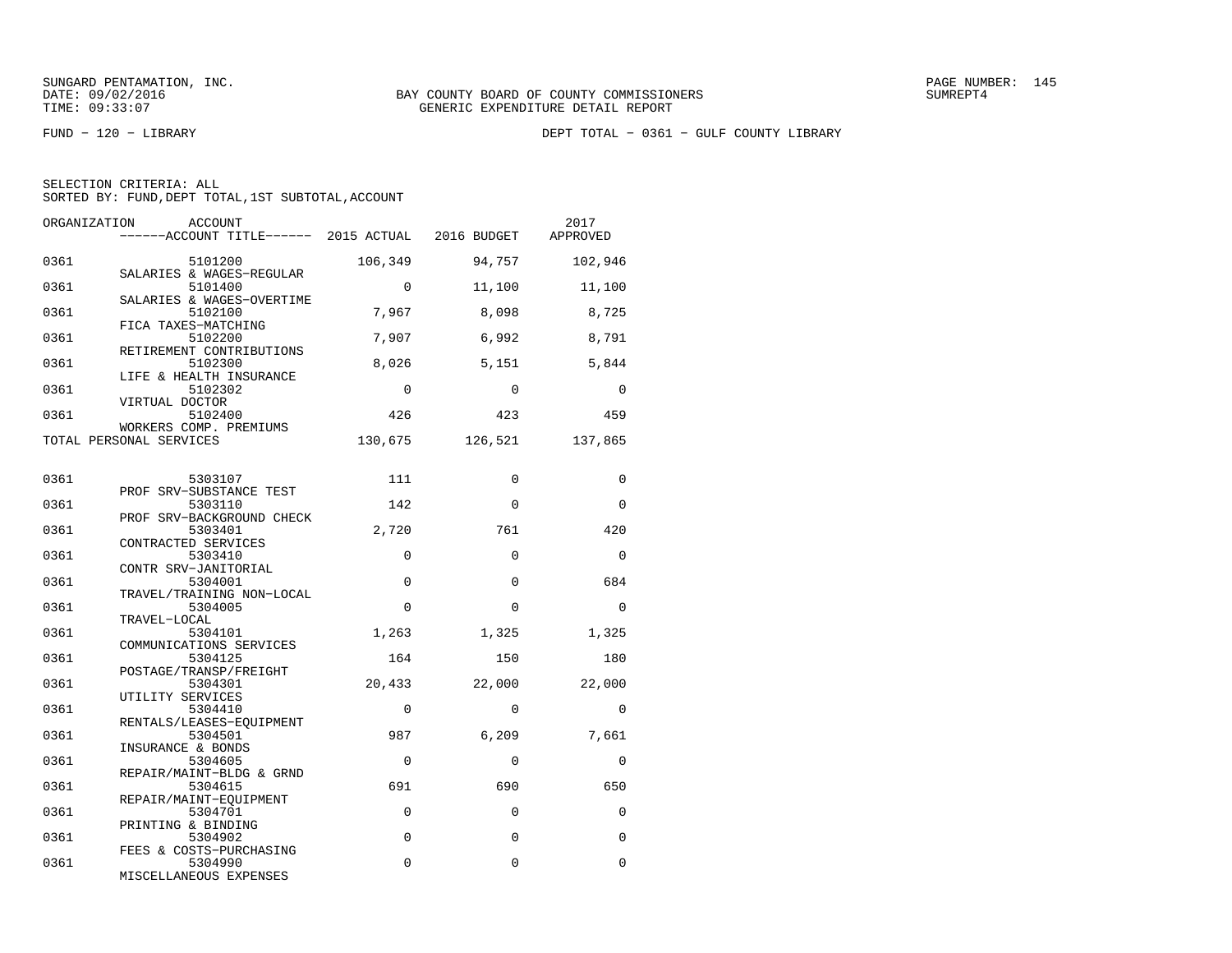SUNGARD PENTAMATION, INC.
DATE: 09/02/2016
TIME: 09:33:07

BAY COUNTY BOARD OF COUNTY COMMISSIONERS
GENERIC EXPENDITURE DETAIL REPORT

SUMREPT4

FUND − 120 − LIBRARY

DEPT TOTAL − 0361 − GULF COUNTY LIBRARY

SELECTION CRITERIA: ALL
SORTED BY: FUND,DEPT TOTAL,1ST SUBTOTAL,ACCOUNT

| ORGANIZATION | ACCOUNT / ------ACCOUNT TITLE------ | 2015 ACTUAL | 2016 BUDGET | 2017 APPROVED |
|---|---|---|---|---|
| 0361 | 5101200 SALARIES & WAGES−REGULAR | 106,349 | 94,757 | 102,946 |
| 0361 | 5101400 SALARIES & WAGES−OVERTIME | 0 | 11,100 | 11,100 |
| 0361 | 5102100 FICA TAXES−MATCHING | 7,967 | 8,098 | 8,725 |
| 0361 | 5102200 RETIREMENT CONTRIBUTIONS | 7,907 | 6,992 | 8,791 |
| 0361 | 5102300 LIFE & HEALTH INSURANCE | 8,026 | 5,151 | 5,844 |
| 0361 | 5102302 VIRTUAL DOCTOR | 0 | 0 | 0 |
| 0361 | 5102400 WORKERS COMP. PREMIUMS | 426 | 423 | 459 |
| TOTAL PERSONAL SERVICES | | 130,675 | 126,521 | 137,865 |
| 0361 | 5303107 PROF SRV−SUBSTANCE TEST | 111 | 0 | 0 |
| 0361 | 5303110 PROF SRV−BACKGROUND CHECK | 142 | 0 | 0 |
| 0361 | 5303401 CONTRACTED SERVICES | 2,720 | 761 | 420 |
| 0361 | 5303410 CONTR SRV−JANITORIAL | 0 | 0 | 0 |
| 0361 | 5304001 TRAVEL/TRAINING NON−LOCAL | 0 | 0 | 684 |
| 0361 | 5304005 TRAVEL−LOCAL | 0 | 0 | 0 |
| 0361 | 5304101 COMMUNICATIONS SERVICES | 1,263 | 1,325 | 1,325 |
| 0361 | 5304125 POSTAGE/TRANSP/FREIGHT | 164 | 150 | 180 |
| 0361 | 5304301 UTILITY SERVICES | 20,433 | 22,000 | 22,000 |
| 0361 | 5304410 RENTALS/LEASES−EQUIPMENT | 0 | 0 | 0 |
| 0361 | 5304501 INSURANCE & BONDS | 987 | 6,209 | 7,661 |
| 0361 | 5304605 REPAIR/MAINT−BLDG & GRND | 0 | 0 | 0 |
| 0361 | 5304615 REPAIR/MAINT−EQUIPMENT | 691 | 690 | 650 |
| 0361 | 5304701 PRINTING & BINDING | 0 | 0 | 0 |
| 0361 | 5304902 FEES & COSTS−PURCHASING | 0 | 0 | 0 |
| 0361 | 5304990 MISCELLANEOUS EXPENSES | 0 | 0 | 0 |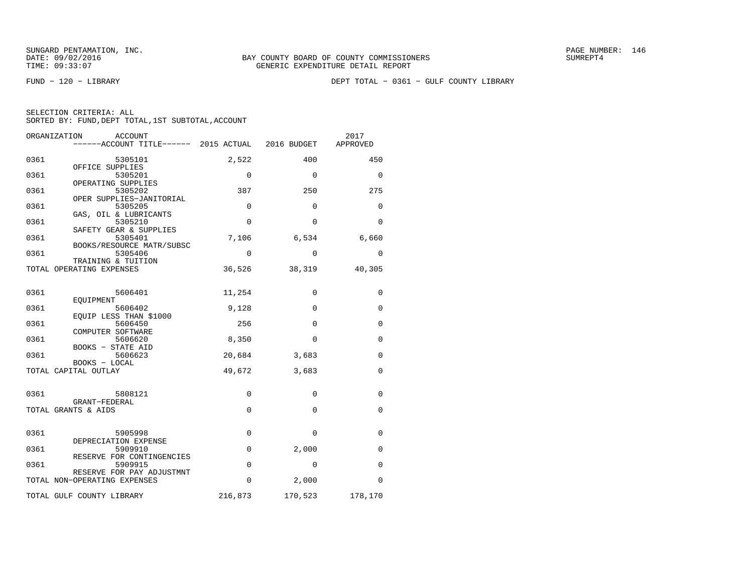SUNGARD PENTAMATION, INC.
DATE: 09/02/2016
TIME: 09:33:07

BAY COUNTY BOARD OF COUNTY COMMISSIONERS
GENERIC EXPENDITURE DETAIL REPORT

SUMREPT4

FUND − 120 − LIBRARY

DEPT TOTAL − 0361 − GULF COUNTY LIBRARY

SELECTION CRITERIA: ALL
SORTED BY: FUND,DEPT TOTAL,1ST SUBTOTAL,ACCOUNT

| ORGANIZATION | ACCOUNT / ACCOUNT TITLE | 2015 ACTUAL | 2016 BUDGET | 2017 APPROVED |
|---|---|---|---|---|
| 0361 | 5305101 OFFICE SUPPLIES | 2,522 | 400 | 450 |
| 0361 | 5305201 OPERATING SUPPLIES | 0 | 0 | 0 |
| 0361 | 5305202 OPER SUPPLIES−JANITORIAL | 387 | 250 | 275 |
| 0361 | 5305205 GAS, OIL & LUBRICANTS | 0 | 0 | 0 |
| 0361 | 5305210 SAFETY GEAR & SUPPLIES | 0 | 0 | 0 |
| 0361 | 5305401 BOOKS/RESOURCE MATR/SUBSC | 7,106 | 6,534 | 6,660 |
| 0361 | 5305406 TRAINING & TUITION | 0 | 0 | 0 |
| TOTAL OPERATING EXPENSES | | 36,526 | 38,319 | 40,305 |
| 0361 | 5606401 EQUIPMENT | 11,254 | 0 | 0 |
| 0361 | 5606402 EQUIP LESS THAN $1000 | 9,128 | 0 | 0 |
| 0361 | 5606450 COMPUTER SOFTWARE | 256 | 0 | 0 |
| 0361 | 5606620 BOOKS − STATE AID | 8,350 | 0 | 0 |
| 0361 | 5606623 BOOKS − LOCAL | 20,684 | 3,683 | 0 |
| TOTAL CAPITAL OUTLAY | | 49,672 | 3,683 | 0 |
| 0361 | 5808121 GRANT−FEDERAL | 0 | 0 | 0 |
| TOTAL GRANTS & AIDS | | 0 | 0 | 0 |
| 0361 | 5905998 DEPRECIATION EXPENSE | 0 | 0 | 0 |
| 0361 | 5909910 RESERVE FOR CONTINGENCIES | 0 | 2,000 | 0 |
| 0361 | 5909915 RESERVE FOR PAY ADJUSTMNT | 0 | 0 | 0 |
| TOTAL NON−OPERATING EXPENSES | | 0 | 2,000 | 0 |
| TOTAL GULF COUNTY LIBRARY | | 216,873 | 170,523 | 178,170 |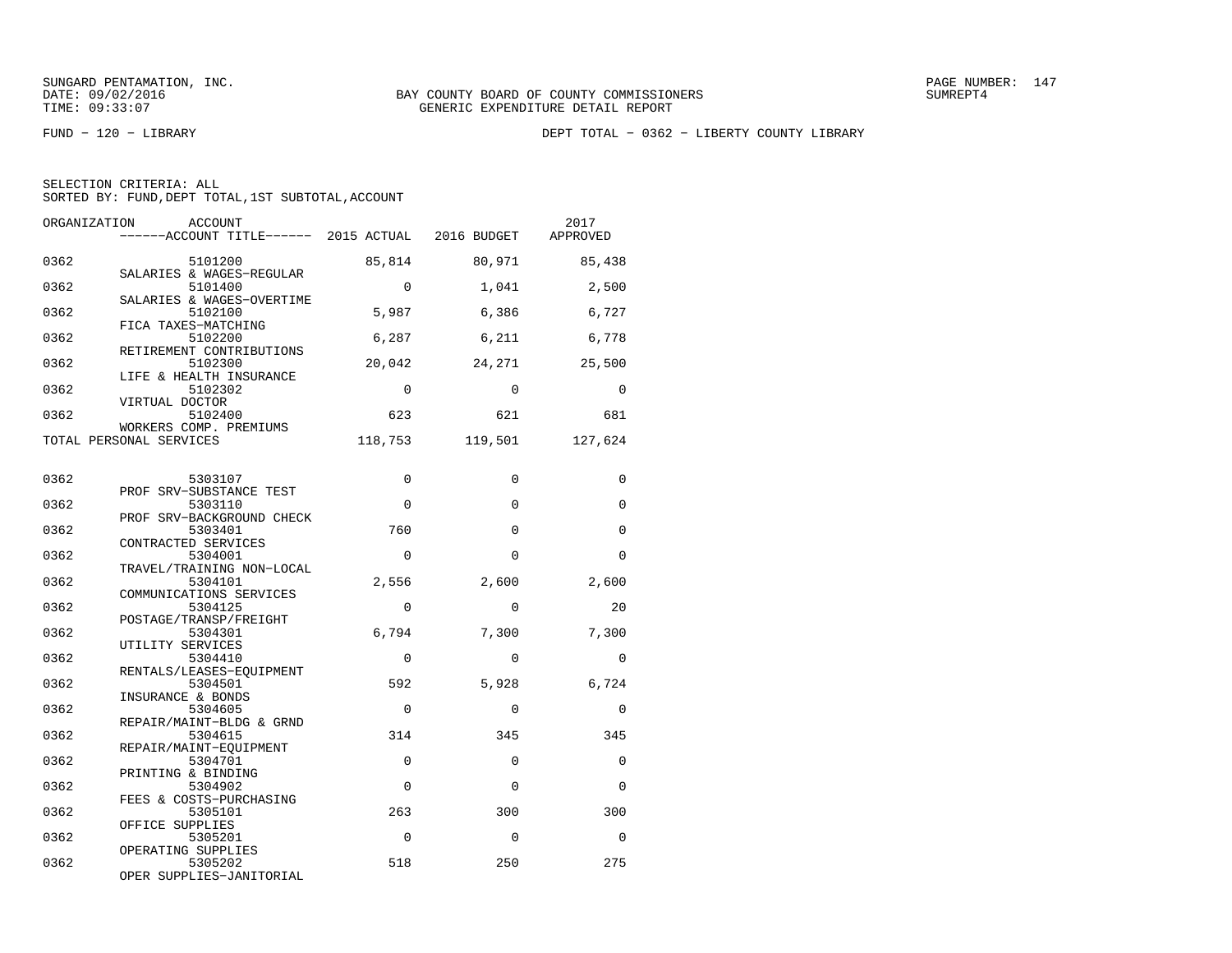SUNGARD PENTAMATION, INC.
DATE: 09/02/2016
TIME: 09:33:07

BAY COUNTY BOARD OF COUNTY COMMISSIONERS
GENERIC EXPENDITURE DETAIL REPORT

PAGE NUMBER: 147
SUMREPT4

FUND − 120 − LIBRARY

DEPT TOTAL − 0362 − LIBERTY COUNTY LIBRARY

SELECTION CRITERIA: ALL
SORTED BY: FUND,DEPT TOTAL,1ST SUBTOTAL,ACCOUNT

| ORGANIZATION | ACCOUNT / ACCOUNT TITLE | 2015 ACTUAL | 2016 BUDGET | 2017 APPROVED |
|---|---|---|---|---|
| 0362 | 5101200 SALARIES & WAGES−REGULAR | 85,814 | 80,971 | 85,438 |
| 0362 | 5101400 SALARIES & WAGES−OVERTIME | 0 | 1,041 | 2,500 |
| 0362 | 5102100 FICA TAXES−MATCHING | 5,987 | 6,386 | 6,727 |
| 0362 | 5102200 RETIREMENT CONTRIBUTIONS | 6,287 | 6,211 | 6,778 |
| 0362 | 5102300 LIFE & HEALTH INSURANCE | 20,042 | 24,271 | 25,500 |
| 0362 | 5102302 VIRTUAL DOCTOR | 0 | 0 | 0 |
| 0362 | 5102400 WORKERS COMP. PREMIUMS | 623 | 621 | 681 |
| TOTAL PERSONAL SERVICES | | 118,753 | 119,501 | 127,624 |
| 0362 | 5303107 PROF SRV−SUBSTANCE TEST | 0 | 0 | 0 |
| 0362 | 5303110 PROF SRV−BACKGROUND CHECK | 0 | 0 | 0 |
| 0362 | 5303401 CONTRACTED SERVICES | 760 | 0 | 0 |
| 0362 | 5304001 TRAVEL/TRAINING NON−LOCAL | 0 | 0 | 0 |
| 0362 | 5304101 COMMUNICATIONS SERVICES | 2,556 | 2,600 | 2,600 |
| 0362 | 5304125 POSTAGE/TRANSP/FREIGHT | 0 | 0 | 20 |
| 0362 | 5304301 UTILITY SERVICES | 6,794 | 7,300 | 7,300 |
| 0362 | 5304410 RENTALS/LEASES−EQUIPMENT | 0 | 0 | 0 |
| 0362 | 5304501 INSURANCE & BONDS | 592 | 5,928 | 6,724 |
| 0362 | 5304605 REPAIR/MAINT−BLDG & GRND | 0 | 0 | 0 |
| 0362 | 5304615 REPAIR/MAINT−EQUIPMENT | 314 | 345 | 345 |
| 0362 | 5304701 PRINTING & BINDING | 0 | 0 | 0 |
| 0362 | 5304902 FEES & COSTS−PURCHASING | 0 | 0 | 0 |
| 0362 | 5305101 OFFICE SUPPLIES | 263 | 300 | 300 |
| 0362 | 5305201 OPERATING SUPPLIES | 0 | 0 | 0 |
| 0362 | 5305202 OPER SUPPLIES−JANITORIAL | 518 | 250 | 275 |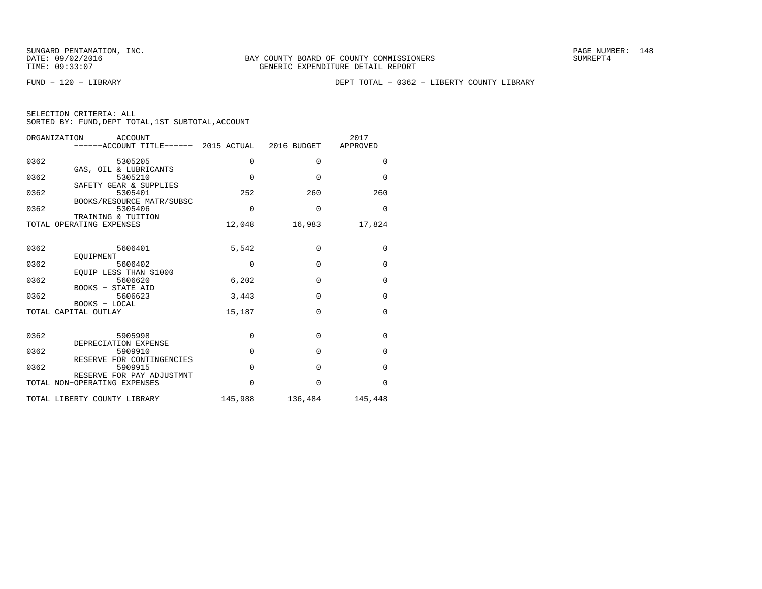SUNGARD PENTAMATION, INC.
DATE: 09/02/2016
TIME: 09:33:07

BAY COUNTY BOARD OF COUNTY COMMISSIONERS
GENERIC EXPENDITURE DETAIL REPORT

SUMREPT4

FUND − 120 − LIBRARY

DEPT TOTAL − 0362 − LIBERTY COUNTY LIBRARY

SELECTION CRITERIA: ALL
SORTED BY: FUND,DEPT TOTAL,1ST SUBTOTAL,ACCOUNT

| ORGANIZATION | ACCOUNT / ------ACCOUNT TITLE------ | 2015 ACTUAL | 2016 BUDGET | 2017 APPROVED |
|---|---|---|---|---|
| 0362 | 5305205 GAS, OIL & LUBRICANTS | 0 | 0 | 0 |
| 0362 | 5305210 SAFETY GEAR & SUPPLIES | 0 | 0 | 0 |
| 0362 | 5305401 BOOKS/RESOURCE MATR/SUBSC | 252 | 260 | 260 |
| 0362 | 5305406 TRAINING & TUITION | 0 | 0 | 0 |
| TOTAL OPERATING EXPENSES | | 12,048 | 16,983 | 17,824 |
| 0362 | 5606401 EQUIPMENT | 5,542 | 0 | 0 |
| 0362 | 5606402 EQUIP LESS THAN $1000 | 0 | 0 | 0 |
| 0362 | 5606620 BOOKS − STATE AID | 6,202 | 0 | 0 |
| 0362 | 5606623 BOOKS − LOCAL | 3,443 | 0 | 0 |
| TOTAL CAPITAL OUTLAY | | 15,187 | 0 | 0 |
| 0362 | 5905998 DEPRECIATION EXPENSE | 0 | 0 | 0 |
| 0362 | 5909910 RESERVE FOR CONTINGENCIES | 0 | 0 | 0 |
| 0362 | 5909915 RESERVE FOR PAY ADJUSTMNT | 0 | 0 | 0 |
| TOTAL NON−OPERATING EXPENSES | | 0 | 0 | 0 |
| TOTAL LIBERTY COUNTY LIBRARY | | 145,988 | 136,484 | 145,448 |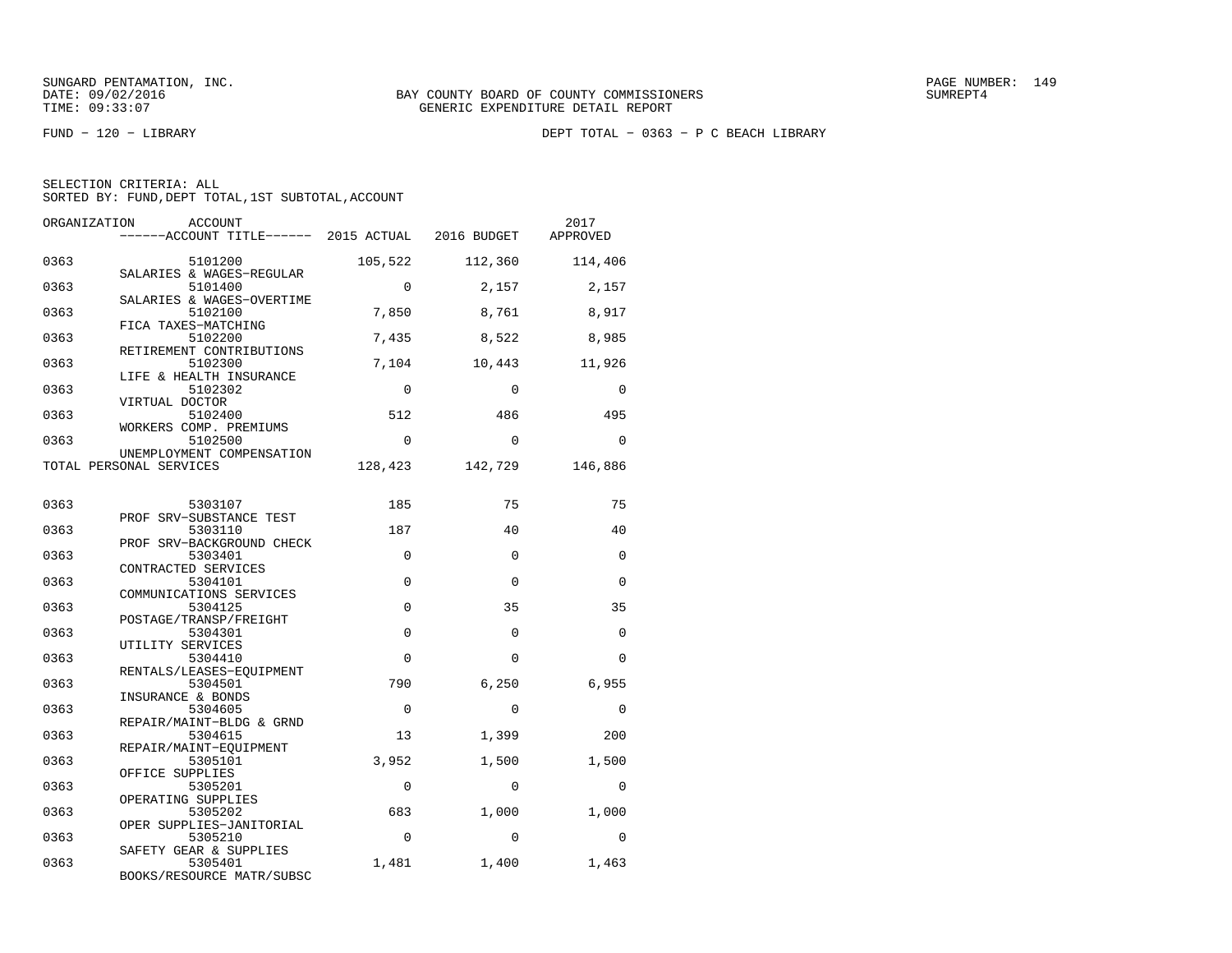SUNGARD PENTAMATION, INC.
DATE: 09/02/2016
TIME: 09:33:07

BAY COUNTY BOARD OF COUNTY COMMISSIONERS
GENERIC EXPENDITURE DETAIL REPORT

SUMREPT4

FUND − 120 − LIBRARY

DEPT TOTAL − 0363 − P C BEACH LIBRARY

SELECTION CRITERIA: ALL
SORTED BY: FUND,DEPT TOTAL,1ST SUBTOTAL,ACCOUNT

| ORGANIZATION | ACCOUNT / ------ACCOUNT TITLE------ | 2015 ACTUAL | 2016 BUDGET | 2017 APPROVED |
|---|---|---|---|---|
| 0363 | 5101200 SALARIES & WAGES−REGULAR | 105,522 | 112,360 | 114,406 |
| 0363 | 5101400 SALARIES & WAGES−OVERTIME | 0 | 2,157 | 2,157 |
| 0363 | 5102100 FICA TAXES−MATCHING | 7,850 | 8,761 | 8,917 |
| 0363 | 5102200 RETIREMENT CONTRIBUTIONS | 7,435 | 8,522 | 8,985 |
| 0363 | 5102300 LIFE & HEALTH INSURANCE | 7,104 | 10,443 | 11,926 |
| 0363 | 5102302 VIRTUAL DOCTOR | 0 | 0 | 0 |
| 0363 | 5102400 WORKERS COMP. PREMIUMS | 512 | 486 | 495 |
| 0363 | 5102500 UNEMPLOYMENT COMPENSATION | 0 | 0 | 0 |
| TOTAL PERSONAL SERVICES | | 128,423 | 142,729 | 146,886 |
| 0363 | 5303107 PROF SRV−SUBSTANCE TEST | 185 | 75 | 75 |
| 0363 | 5303110 PROF SRV−BACKGROUND CHECK | 187 | 40 | 40 |
| 0363 | 5303401 CONTRACTED SERVICES | 0 | 0 | 0 |
| 0363 | 5304101 COMMUNICATIONS SERVICES | 0 | 0 | 0 |
| 0363 | 5304125 POSTAGE/TRANSP/FREIGHT | 0 | 35 | 35 |
| 0363 | 5304301 UTILITY SERVICES | 0 | 0 | 0 |
| 0363 | 5304410 RENTALS/LEASES−EQUIPMENT | 0 | 0 | 0 |
| 0363 | 5304501 INSURANCE & BONDS | 790 | 6,250 | 6,955 |
| 0363 | 5304605 REPAIR/MAINT−BLDG & GRND | 0 | 0 | 0 |
| 0363 | 5304615 REPAIR/MAINT−EQUIPMENT | 13 | 1,399 | 200 |
| 0363 | 5305101 OFFICE SUPPLIES | 3,952 | 1,500 | 1,500 |
| 0363 | 5305201 OPERATING SUPPLIES | 0 | 0 | 0 |
| 0363 | 5305202 OPER SUPPLIES−JANITORIAL | 683 | 1,000 | 1,000 |
| 0363 | 5305210 SAFETY GEAR & SUPPLIES | 0 | 0 | 0 |
| 0363 | 5305401 BOOKS/RESOURCE MATR/SUBSC | 1,481 | 1,400 | 1,463 |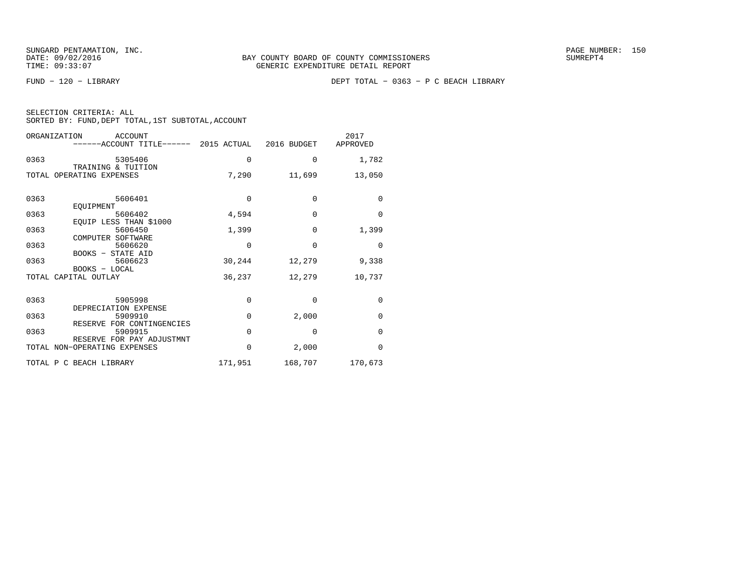BAY COUNTY BOARD OF COUNTY COMMISSIONERS
GENERIC EXPENDITURE DETAIL REPORT

FUND – 120 – LIBRARY

DEPT TOTAL – 0363 – P C BEACH LIBRARY

SELECTION CRITERIA: ALL
SORTED BY: FUND,DEPT TOTAL,1ST SUBTOTAL,ACCOUNT

| ORGANIZATION | ACCOUNT / ACCOUNT TITLE | 2015 ACTUAL | 2016 BUDGET | 2017 APPROVED |
|---|---|---|---|---|
| 0363 | 5305406 TRAINING & TUITION | 0 | 0 | 1,782 |
| TOTAL OPERATING EXPENSES | | 7,290 | 11,699 | 13,050 |
| 0363 | 5606401 EQUIPMENT | 0 | 0 | 0 |
| 0363 | 5606402 EQUIP LESS THAN $1000 | 4,594 | 0 | 0 |
| 0363 | 5606450 COMPUTER SOFTWARE | 1,399 | 0 | 1,399 |
| 0363 | 5606620 BOOKS – STATE AID | 0 | 0 | 0 |
| 0363 | 5606623 BOOKS – LOCAL | 30,244 | 12,279 | 9,338 |
| TOTAL CAPITAL OUTLAY | | 36,237 | 12,279 | 10,737 |
| 0363 | 5905998 DEPRECIATION EXPENSE | 0 | 0 | 0 |
| 0363 | 5909910 RESERVE FOR CONTINGENCIES | 0 | 2,000 | 0 |
| 0363 | 5909915 RESERVE FOR PAY ADJUSTMNT | 0 | 0 | 0 |
| TOTAL NON-OPERATING EXPENSES | | 0 | 2,000 | 0 |
| TOTAL P C BEACH LIBRARY | | 171,951 | 168,707 | 170,673 |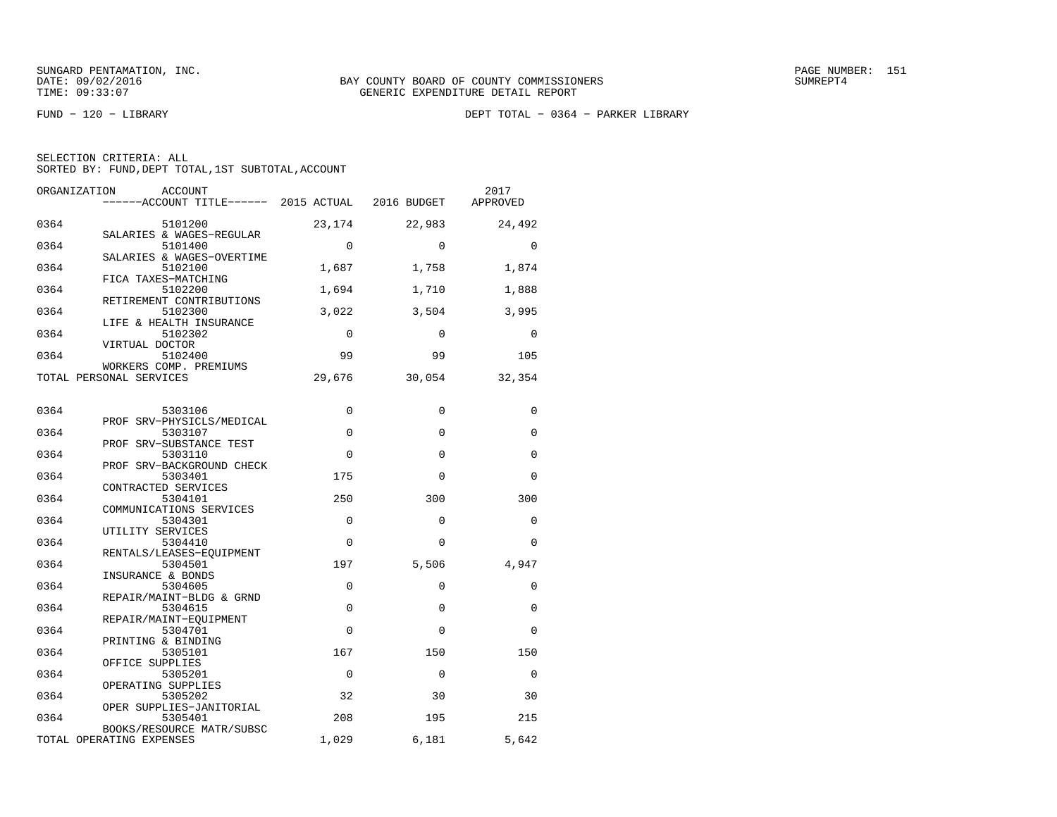SUNGARD PENTAMATION, INC.
DATE: 09/02/2016
TIME: 09:33:07

BAY COUNTY BOARD OF COUNTY COMMISSIONERS
GENERIC EXPENDITURE DETAIL REPORT

SUMREPT4

FUND − 120 − LIBRARY

DEPT TOTAL − 0364 − PARKER LIBRARY

SELECTION CRITERIA: ALL
SORTED BY: FUND,DEPT TOTAL,1ST SUBTOTAL,ACCOUNT

| ORGANIZATION | ACCOUNT / ACCOUNT TITLE | 2015 ACTUAL | 2016 BUDGET | 2017 APPROVED |
|---|---|---|---|---|
| 0364 | 5101200 SALARIES & WAGES−REGULAR | 23,174 | 22,983 | 24,492 |
| 0364 | 5101400 SALARIES & WAGES−OVERTIME | 0 | 0 | 0 |
| 0364 | 5102100 FICA TAXES−MATCHING | 1,687 | 1,758 | 1,874 |
| 0364 | 5102200 RETIREMENT CONTRIBUTIONS | 1,694 | 1,710 | 1,888 |
| 0364 | 5102300 LIFE & HEALTH INSURANCE | 3,022 | 3,504 | 3,995 |
| 0364 | 5102302 VIRTUAL DOCTOR | 0 | 0 | 0 |
| 0364 | 5102400 WORKERS COMP. PREMIUMS | 99 | 99 | 105 |
| TOTAL PERSONAL SERVICES | | 29,676 | 30,054 | 32,354 |
| 0364 | 5303106 PROF SRV−PHYSICLS/MEDICAL | 0 | 0 | 0 |
| 0364 | 5303107 PROF SRV−SUBSTANCE TEST | 0 | 0 | 0 |
| 0364 | 5303110 PROF SRV−BACKGROUND CHECK | 0 | 0 | 0 |
| 0364 | 5303401 CONTRACTED SERVICES | 175 | 0 | 0 |
| 0364 | 5304101 COMMUNICATIONS SERVICES | 250 | 300 | 300 |
| 0364 | 5304301 UTILITY SERVICES | 0 | 0 | 0 |
| 0364 | 5304410 RENTALS/LEASES−EQUIPMENT | 0 | 0 | 0 |
| 0364 | 5304501 INSURANCE & BONDS | 197 | 5,506 | 4,947 |
| 0364 | 5304605 REPAIR/MAINT−BLDG & GRND | 0 | 0 | 0 |
| 0364 | 5304615 REPAIR/MAINT−EQUIPMENT | 0 | 0 | 0 |
| 0364 | 5304701 PRINTING & BINDING | 0 | 0 | 0 |
| 0364 | 5305101 OFFICE SUPPLIES | 167 | 150 | 150 |
| 0364 | 5305201 OPERATING SUPPLIES | 0 | 0 | 0 |
| 0364 | 5305202 OPER SUPPLIES−JANITORIAL | 32 | 30 | 30 |
| 0364 | 5305401 BOOKS/RESOURCE MATR/SUBSC | 208 | 195 | 215 |
| TOTAL OPERATING EXPENSES | | 1,029 | 6,181 | 5,642 |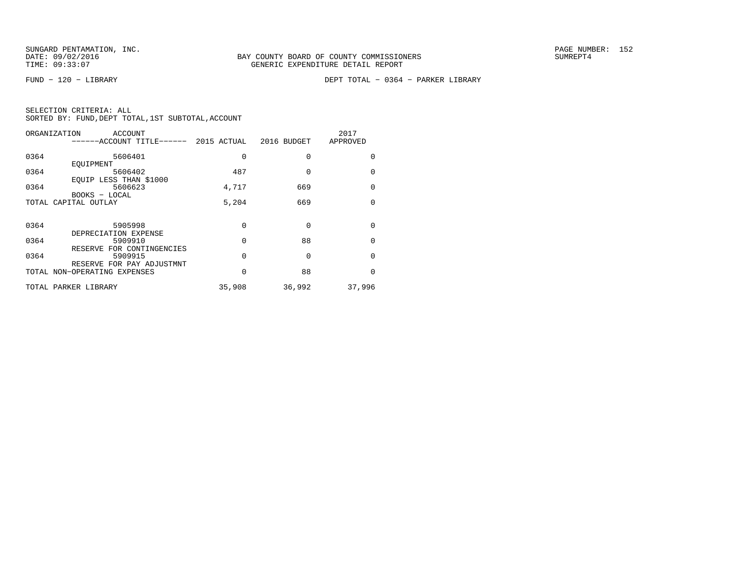BAY COUNTY BOARD OF COUNTY COMMISSIONERS
GENERIC EXPENDITURE DETAIL REPORT

FUND – 120 – LIBRARY

DEPT TOTAL – 0364 – PARKER LIBRARY

SELECTION CRITERIA: ALL
SORTED BY: FUND,DEPT TOTAL,1ST SUBTOTAL,ACCOUNT

| ORGANIZATION | ACCOUNT / ACCOUNT TITLE | 2015 ACTUAL | 2016 BUDGET | 2017 APPROVED |
|---|---|---|---|---|
| 0364 | 5606401 EQUIPMENT | 0 | 0 | 0 |
| 0364 | 5606402 EQUIP LESS THAN $1000 | 487 | 0 | 0 |
| 0364 | 5606623 BOOKS – LOCAL | 4,717 | 669 | 0 |
| TOTAL CAPITAL OUTLAY | | 5,204 | 669 | 0 |
| 0364 | 5905998 DEPRECIATION EXPENSE | 0 | 0 | 0 |
| 0364 | 5909910 RESERVE FOR CONTINGENCIES | 0 | 88 | 0 |
| 0364 | 5909915 RESERVE FOR PAY ADJUSTMNT | 0 | 0 | 0 |
| TOTAL NON-OPERATING EXPENSES | | 0 | 88 | 0 |
| TOTAL PARKER LIBRARY | | 35,908 | 36,992 | 37,996 |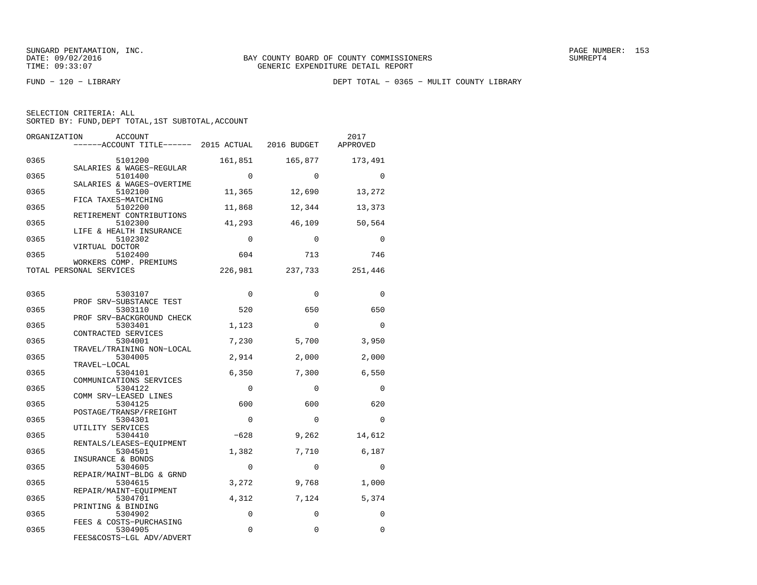SUNGARD PENTAMATION, INC.
DATE: 09/02/2016
TIME: 09:33:07

BAY COUNTY BOARD OF COUNTY COMMISSIONERS
GENERIC EXPENDITURE DETAIL REPORT

PAGE NUMBER: 153
SUMREPT4

FUND − 120 − LIBRARY

DEPT TOTAL − 0365 − MULIT COUNTY LIBRARY

SELECTION CRITERIA: ALL
SORTED BY: FUND,DEPT TOTAL,1ST SUBTOTAL,ACCOUNT

| ORGANIZATION | ACCOUNT / ACCOUNT TITLE | 2015 ACTUAL | 2016 BUDGET | 2017 APPROVED |
|---|---|---|---|---|
| 0365 | 5101200 SALARIES & WAGES−REGULAR | 161,851 | 165,877 | 173,491 |
| 0365 | 5101400 SALARIES & WAGES−OVERTIME | 0 | 0 | 0 |
| 0365 | 5102100 FICA TAXES−MATCHING | 11,365 | 12,690 | 13,272 |
| 0365 | 5102200 RETIREMENT CONTRIBUTIONS | 11,868 | 12,344 | 13,373 |
| 0365 | 5102300 LIFE & HEALTH INSURANCE | 41,293 | 46,109 | 50,564 |
| 0365 | 5102302 VIRTUAL DOCTOR | 0 | 0 | 0 |
| 0365 | 5102400 WORKERS COMP. PREMIUMS | 604 | 713 | 746 |
| TOTAL PERSONAL SERVICES | | 226,981 | 237,733 | 251,446 |
| 0365 | 5303107 PROF SRV−SUBSTANCE TEST | 0 | 0 | 0 |
| 0365 | 5303110 PROF SRV−BACKGROUND CHECK | 520 | 650 | 650 |
| 0365 | 5303401 CONTRACTED SERVICES | 1,123 | 0 | 0 |
| 0365 | 5304001 TRAVEL/TRAINING NON−LOCAL | 7,230 | 5,700 | 3,950 |
| 0365 | 5304005 TRAVEL−LOCAL | 2,914 | 2,000 | 2,000 |
| 0365 | 5304101 COMMUNICATIONS SERVICES | 6,350 | 7,300 | 6,550 |
| 0365 | 5304122 COMM SRV−LEASED LINES | 0 | 0 | 0 |
| 0365 | 5304125 POSTAGE/TRANSP/FREIGHT | 600 | 600 | 620 |
| 0365 | 5304301 UTILITY SERVICES | 0 | 0 | 0 |
| 0365 | 5304410 RENTALS/LEASES−EQUIPMENT | −628 | 9,262 | 14,612 |
| 0365 | 5304501 INSURANCE & BONDS | 1,382 | 7,710 | 6,187 |
| 0365 | 5304605 REPAIR/MAINT−BLDG & GRND | 0 | 0 | 0 |
| 0365 | 5304615 REPAIR/MAINT−EQUIPMENT | 3,272 | 9,768 | 1,000 |
| 0365 | 5304701 PRINTING & BINDING | 4,312 | 7,124 | 5,374 |
| 0365 | 5304902 FEES & COSTS−PURCHASING | 0 | 0 | 0 |
| 0365 | 5304905 FEES&COSTS−LGL ADV/ADVERT | 0 | 0 | 0 |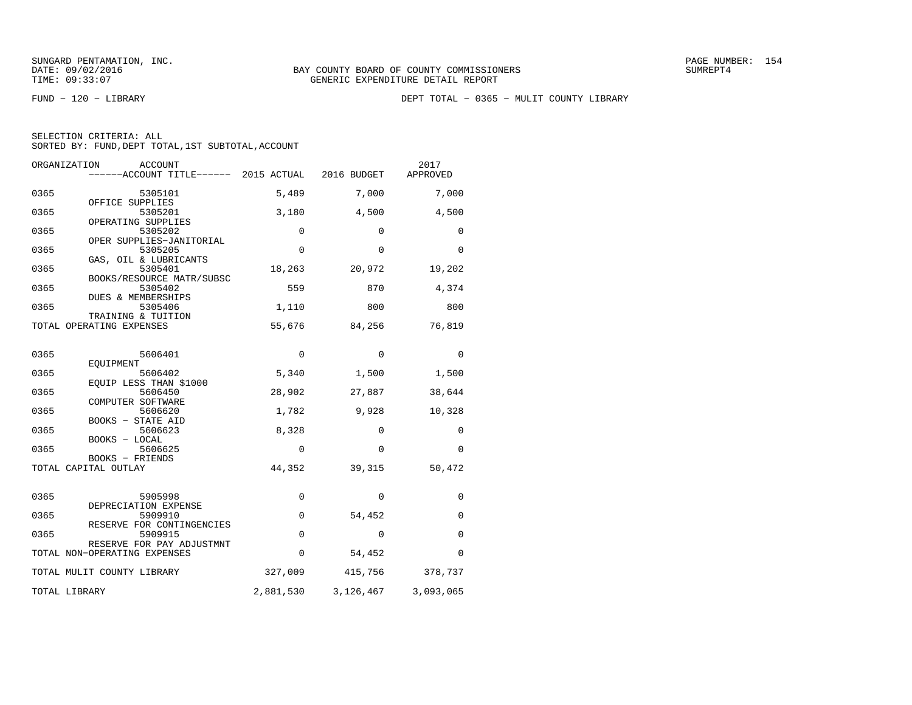SUNGARD PENTAMATION, INC.
DATE: 09/02/2016
TIME: 09:33:07

BAY COUNTY BOARD OF COUNTY COMMISSIONERS
GENERIC EXPENDITURE DETAIL REPORT

PAGE NUMBER: 154
SUMREPT4

FUND - 120 - LIBRARY

DEPT TOTAL - 0365 - MULIT COUNTY LIBRARY

SELECTION CRITERIA: ALL
SORTED BY: FUND,DEPT TOTAL,1ST SUBTOTAL,ACCOUNT

| ORGANIZATION | ACCOUNT / ------ACCOUNT TITLE------ | 2015 ACTUAL | 2016 BUDGET | 2017 APPROVED |
|---|---|---|---|---|
| 0365 | 5305101 OFFICE SUPPLIES | 5,489 | 7,000 | 7,000 |
| 0365 | 5305201 OPERATING SUPPLIES | 3,180 | 4,500 | 4,500 |
| 0365 | 5305202 OPER SUPPLIES-JANITORIAL | 0 | 0 | 0 |
| 0365 | 5305205 GAS, OIL & LUBRICANTS | 0 | 0 | 0 |
| 0365 | 5305401 BOOKS/RESOURCE MATR/SUBSC | 18,263 | 20,972 | 19,202 |
| 0365 | 5305402 DUES & MEMBERSHIPS | 559 | 870 | 4,374 |
| 0365 | 5305406 TRAINING & TUITION | 1,110 | 800 | 800 |
| TOTAL OPERATING EXPENSES | | 55,676 | 84,256 | 76,819 |
| 0365 | 5606401 EQUIPMENT | 0 | 0 | 0 |
| 0365 | 5606402 EQUIP LESS THAN $1000 | 5,340 | 1,500 | 1,500 |
| 0365 | 5606450 COMPUTER SOFTWARE | 28,902 | 27,887 | 38,644 |
| 0365 | 5606620 BOOKS - STATE AID | 1,782 | 9,928 | 10,328 |
| 0365 | 5606623 BOOKS - LOCAL | 8,328 | 0 | 0 |
| 0365 | 5606625 BOOKS - FRIENDS | 0 | 0 | 0 |
| TOTAL CAPITAL OUTLAY | | 44,352 | 39,315 | 50,472 |
| 0365 | 5905998 DEPRECIATION EXPENSE | 0 | 0 | 0 |
| 0365 | 5909910 RESERVE FOR CONTINGENCIES | 0 | 54,452 | 0 |
| 0365 | 5909915 RESERVE FOR PAY ADJUSTMNT | 0 | 0 | 0 |
| TOTAL NON-OPERATING EXPENSES | | 0 | 54,452 | 0 |
| TOTAL MULIT COUNTY LIBRARY | | 327,009 | 415,756 | 378,737 |
| TOTAL LIBRARY | | 2,881,530 | 3,126,467 | 3,093,065 |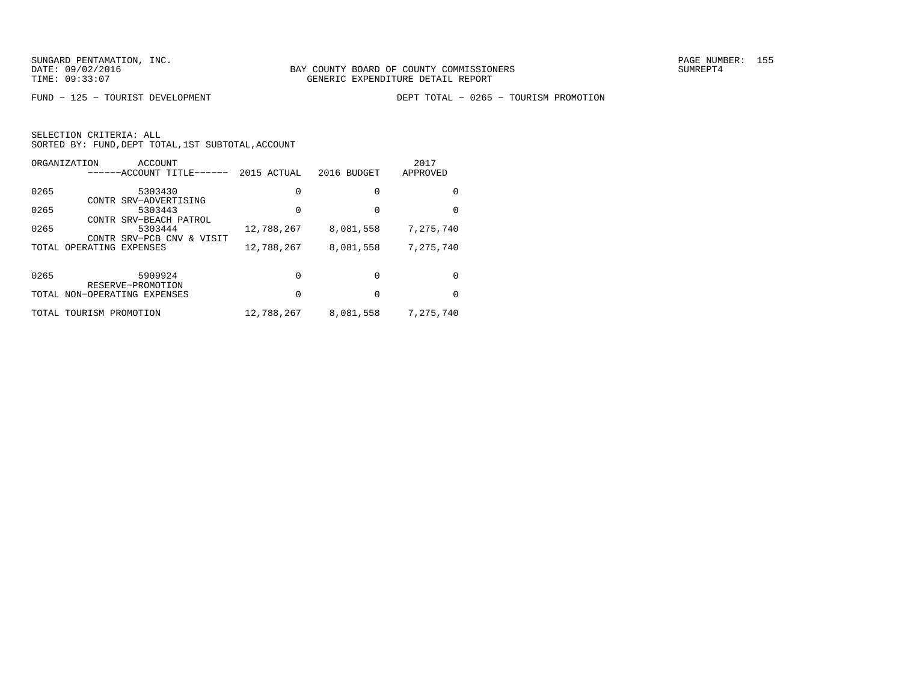SUNGARD PENTAMATION, INC.
DATE: 09/02/2016
TIME: 09:33:07

BAY COUNTY BOARD OF COUNTY COMMISSIONERS
GENERIC EXPENDITURE DETAIL REPORT

SUMREPT4

FUND − 125 − TOURIST DEVELOPMENT

DEPT TOTAL − 0265 − TOURISM PROMOTION

SELECTION CRITERIA: ALL
SORTED BY: FUND,DEPT TOTAL,1ST SUBTOTAL,ACCOUNT

| ORGANIZATION | ACCOUNT / ------ACCOUNT TITLE------ | 2015 ACTUAL | 2016 BUDGET | 2017 APPROVED |
|---|---|---|---|---|
| 0265 | 5303430 CONTR SRV−ADVERTISING | 0 | 0 | 0 |
| 0265 | 5303443 CONTR SRV−BEACH PATROL | 0 | 0 | 0 |
| 0265 | 5303444 CONTR SRV−PCB CNV & VISIT | 12,788,267 | 8,081,558 | 7,275,740 |
| TOTAL OPERATING EXPENSES | | 12,788,267 | 8,081,558 | 7,275,740 |
| 0265 | 5909924 RESERVE−PROMOTION | 0 | 0 | 0 |
| TOTAL NON−OPERATING EXPENSES | | 0 | 0 | 0 |
| TOTAL TOURISM PROMOTION | | 12,788,267 | 8,081,558 | 7,275,740 |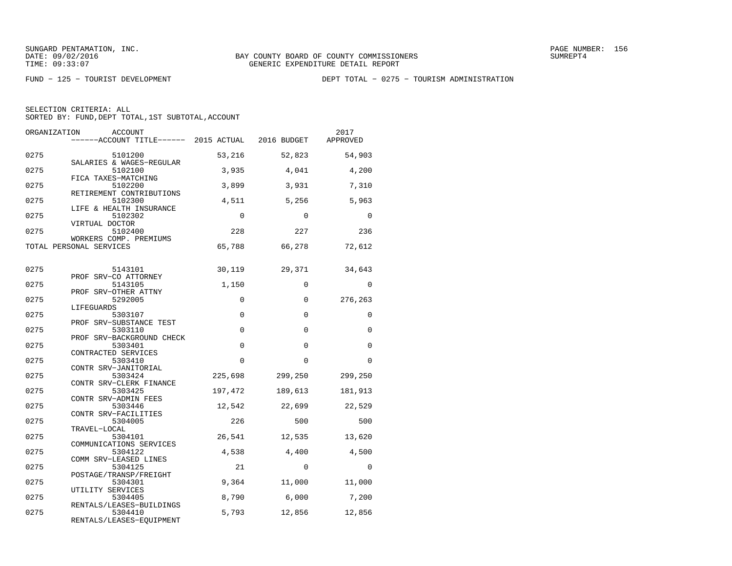SUNGARD PENTAMATION, INC.
DATE: 09/02/2016
TIME: 09:33:07

BAY COUNTY BOARD OF COUNTY COMMISSIONERS
GENERIC EXPENDITURE DETAIL REPORT

SUMREPT4

FUND − 125 − TOURIST DEVELOPMENT

DEPT TOTAL − 0275 − TOURISM ADMINISTRATION

SELECTION CRITERIA: ALL
SORTED BY: FUND,DEPT TOTAL,1ST SUBTOTAL,ACCOUNT

| ORGANIZATION | ACCOUNT / ACCOUNT TITLE | 2015 ACTUAL | 2016 BUDGET | 2017 APPROVED |
|---|---|---|---|---|
| 0275 | 5101200 SALARIES & WAGES−REGULAR | 53,216 | 52,823 | 54,903 |
| 0275 | 5102100 FICA TAXES−MATCHING | 3,935 | 4,041 | 4,200 |
| 0275 | 5102200 RETIREMENT CONTRIBUTIONS | 3,899 | 3,931 | 7,310 |
| 0275 | 5102300 LIFE & HEALTH INSURANCE | 4,511 | 5,256 | 5,963 |
| 0275 | 5102302 VIRTUAL DOCTOR | 0 | 0 | 0 |
| 0275 | 5102400 WORKERS COMP. PREMIUMS | 228 | 227 | 236 |
| TOTAL PERSONAL SERVICES | | 65,788 | 66,278 | 72,612 |
| 0275 | 5143101 PROF SRV−CO ATTORNEY | 30,119 | 29,371 | 34,643 |
| 0275 | 5143105 PROF SRV−OTHER ATTNY | 1,150 | 0 | 0 |
| 0275 | 5292005 LIFEGUARDS | 0 | 0 | 276,263 |
| 0275 | 5303107 PROF SRV−SUBSTANCE TEST | 0 | 0 | 0 |
| 0275 | 5303110 PROF SRV−BACKGROUND CHECK | 0 | 0 | 0 |
| 0275 | 5303401 CONTRACTED SERVICES | 0 | 0 | 0 |
| 0275 | 5303410 CONTR SRV−JANITORIAL | 0 | 0 | 0 |
| 0275 | 5303424 CONTR SRV−CLERK FINANCE | 225,698 | 299,250 | 299,250 |
| 0275 | 5303425 CONTR SRV−ADMIN FEES | 197,472 | 189,613 | 181,913 |
| 0275 | 5303446 CONTR SRV−FACILITIES | 12,542 | 22,699 | 22,529 |
| 0275 | 5304005 TRAVEL−LOCAL | 226 | 500 | 500 |
| 0275 | 5304101 COMMUNICATIONS SERVICES | 26,541 | 12,535 | 13,620 |
| 0275 | 5304122 COMM SRV−LEASED LINES | 4,538 | 4,400 | 4,500 |
| 0275 | 5304125 POSTAGE/TRANSP/FREIGHT | 21 | 0 | 0 |
| 0275 | 5304301 UTILITY SERVICES | 9,364 | 11,000 | 11,000 |
| 0275 | 5304405 RENTALS/LEASES−BUILDINGS | 8,790 | 6,000 | 7,200 |
| 0275 | 5304410 RENTALS/LEASES−EQUIPMENT | 5,793 | 12,856 | 12,856 |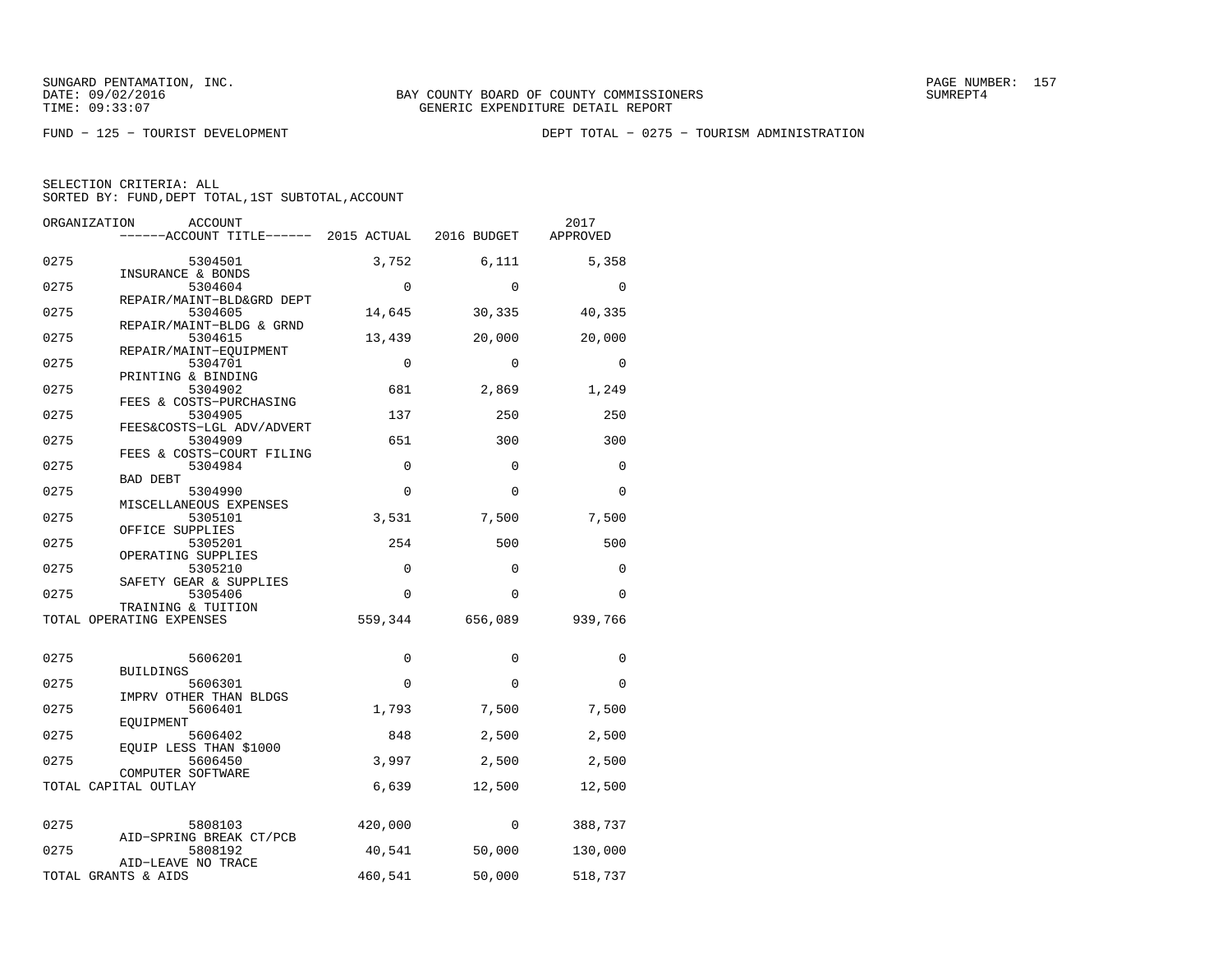SUNGARD PENTAMATION, INC.
DATE: 09/02/2016
TIME: 09:33:07

BAY COUNTY BOARD OF COUNTY COMMISSIONERS
GENERIC EXPENDITURE DETAIL REPORT

SUMREPT4

FUND − 125 − TOURIST DEVELOPMENT

DEPT TOTAL − 0275 − TOURISM ADMINISTRATION

SELECTION CRITERIA: ALL
SORTED BY: FUND,DEPT TOTAL,1ST SUBTOTAL,ACCOUNT

| ORGANIZATION | ACCOUNT / ACCOUNT TITLE | 2015 ACTUAL | 2016 BUDGET | 2017 APPROVED |
|---|---|---|---|---|
| 0275 | 5304501 INSURANCE & BONDS | 3,752 | 6,111 | 5,358 |
| 0275 | 5304604 REPAIR/MAINT−BLD&GRD DEPT | 0 | 0 | 0 |
| 0275 | 5304605 REPAIR/MAINT−BLDG & GRND | 14,645 | 30,335 | 40,335 |
| 0275 | 5304615 REPAIR/MAINT−EQUIPMENT | 13,439 | 20,000 | 20,000 |
| 0275 | 5304701 PRINTING & BINDING | 0 | 0 | 0 |
| 0275 | 5304902 FEES & COSTS−PURCHASING | 681 | 2,869 | 1,249 |
| 0275 | 5304905 FEES&COSTS−LGL ADV/ADVERT | 137 | 250 | 250 |
| 0275 | 5304909 FEES & COSTS−COURT FILING | 651 | 300 | 300 |
| 0275 | 5304984 BAD DEBT | 0 | 0 | 0 |
| 0275 | 5304990 MISCELLANEOUS EXPENSES | 0 | 0 | 0 |
| 0275 | 5305101 OFFICE SUPPLIES | 3,531 | 7,500 | 7,500 |
| 0275 | 5305201 OPERATING SUPPLIES | 254 | 500 | 500 |
| 0275 | 5305210 SAFETY GEAR & SUPPLIES | 0 | 0 | 0 |
| 0275 | 5305406 TRAINING & TUITION | 0 | 0 | 0 |
| TOTAL OPERATING EXPENSES | | 559,344 | 656,089 | 939,766 |
| 0275 | 5606201 BUILDINGS | 0 | 0 | 0 |
| 0275 | 5606301 IMPRV OTHER THAN BLDGS | 0 | 0 | 0 |
| 0275 | 5606401 EQUIPMENT | 1,793 | 7,500 | 7,500 |
| 0275 | 5606402 EQUIP LESS THAN $1000 | 848 | 2,500 | 2,500 |
| 0275 | 5606450 COMPUTER SOFTWARE | 3,997 | 2,500 | 2,500 |
| TOTAL CAPITAL OUTLAY | | 6,639 | 12,500 | 12,500 |
| 0275 | 5808103 AID−SPRING BREAK CT/PCB | 420,000 | 0 | 388,737 |
| 0275 | 5808192 AID−LEAVE NO TRACE | 40,541 | 50,000 | 130,000 |
| TOTAL GRANTS & AIDS | | 460,541 | 50,000 | 518,737 |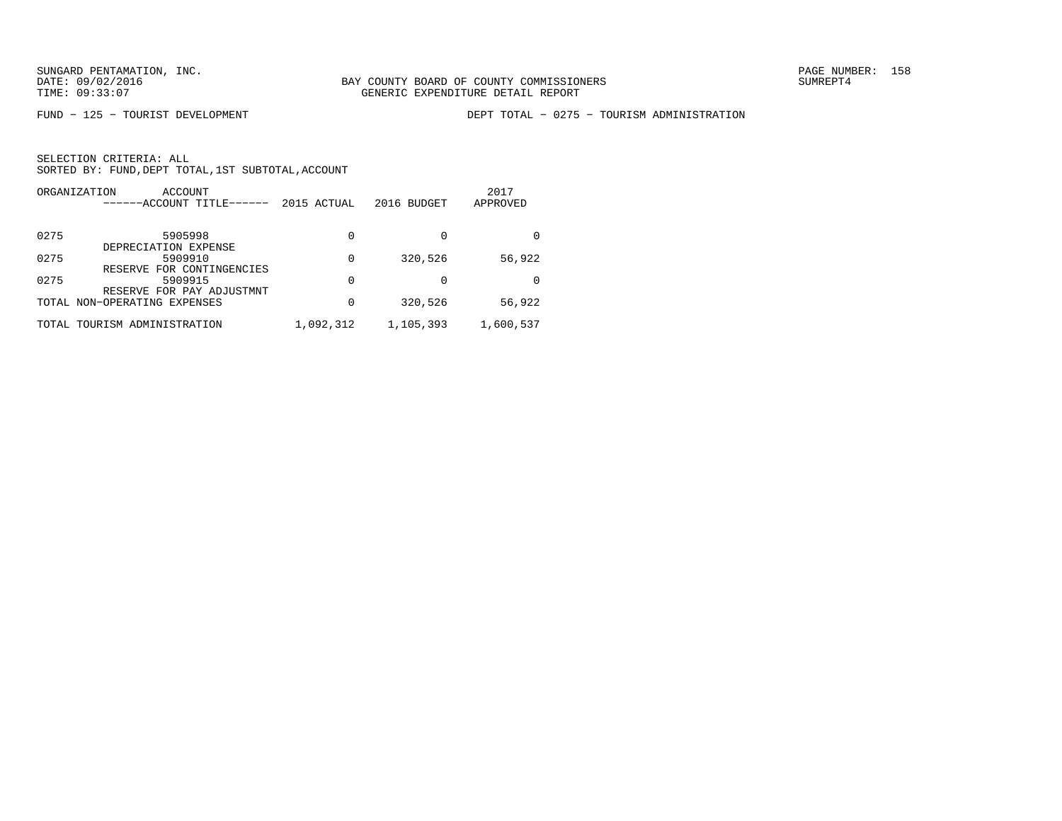FUND − 125 − TOURIST DEVELOPMENT

DEPT TOTAL − 0275 − TOURISM ADMINISTRATION

SELECTION CRITERIA: ALL
SORTED BY: FUND,DEPT TOTAL,1ST SUBTOTAL,ACCOUNT

| ORGANIZATION | ACCOUNT / ------ACCOUNT TITLE------ | 2015 ACTUAL | 2016 BUDGET | 2017 APPROVED |
|---|---|---|---|---|
| 0275 | 5905998 DEPRECIATION EXPENSE | 0 | 0 | 0 |
| 0275 | 5909910 RESERVE FOR CONTINGENCIES | 0 | 320,526 | 56,922 |
| 0275 | 5909915 RESERVE FOR PAY ADJUSTMNT | 0 | 0 | 0 |
| TOTAL NON−OPERATING EXPENSES | | 0 | 320,526 | 56,922 |
| TOTAL TOURISM ADMINISTRATION | | 1,092,312 | 1,105,393 | 1,600,537 |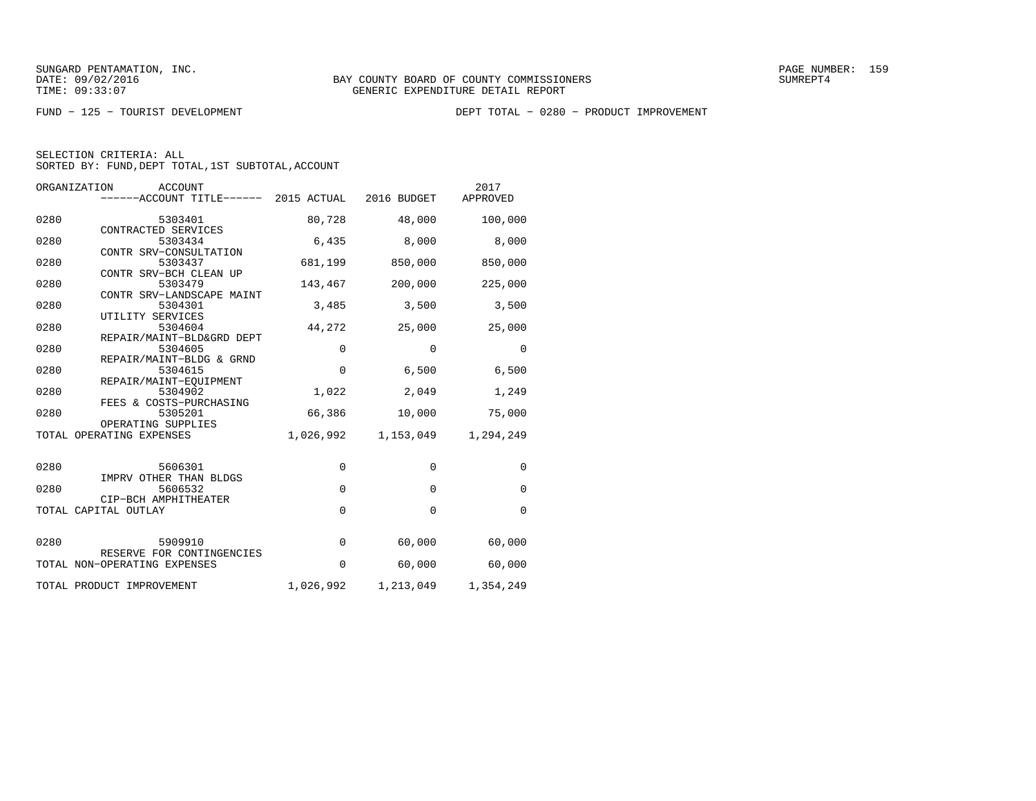SUNGARD PENTAMATION, INC.
DATE: 09/02/2016
TIME: 09:33:07

BAY COUNTY BOARD OF COUNTY COMMISSIONERS
GENERIC EXPENDITURE DETAIL REPORT

SUMREPT4

FUND − 125 − TOURIST DEVELOPMENT

DEPT TOTAL − 0280 − PRODUCT IMPROVEMENT

SELECTION CRITERIA: ALL
SORTED BY: FUND,DEPT TOTAL,1ST SUBTOTAL,ACCOUNT

| ORGANIZATION | ACCOUNT / ------ACCOUNT TITLE------ | 2015 ACTUAL | 2016 BUDGET | 2017 APPROVED |
|---|---|---|---|---|
| 0280 | 5303401 CONTRACTED SERVICES | 80,728 | 48,000 | 100,000 |
| 0280 | 5303434 CONTR SRV−CONSULTATION | 6,435 | 8,000 | 8,000 |
| 0280 | 5303437 CONTR SRV−BCH CLEAN UP | 681,199 | 850,000 | 850,000 |
| 0280 | 5303479 CONTR SRV−LANDSCAPE MAINT | 143,467 | 200,000 | 225,000 |
| 0280 | 5304301 UTILITY SERVICES | 3,485 | 3,500 | 3,500 |
| 0280 | 5304604 REPAIR/MAINT−BLD&GRD DEPT | 44,272 | 25,000 | 25,000 |
| 0280 | 5304605 REPAIR/MAINT−BLDG & GRND | 0 | 0 | 0 |
| 0280 | 5304615 REPAIR/MAINT−EQUIPMENT | 0 | 6,500 | 6,500 |
| 0280 | 5304902 FEES & COSTS−PURCHASING | 1,022 | 2,049 | 1,249 |
| 0280 | 5305201 OPERATING SUPPLIES | 66,386 | 10,000 | 75,000 |
| TOTAL OPERATING EXPENSES | | 1,026,992 | 1,153,049 | 1,294,249 |
| 0280 | 5606301 IMPRV OTHER THAN BLDGS | 0 | 0 | 0 |
| 0280 | 5606532 CIP−BCH AMPHITHEATER | 0 | 0 | 0 |
| TOTAL CAPITAL OUTLAY | | 0 | 0 | 0 |
| 0280 | 5909910 RESERVE FOR CONTINGENCIES | 0 | 60,000 | 60,000 |
| TOTAL NON−OPERATING EXPENSES | | 0 | 60,000 | 60,000 |
| TOTAL PRODUCT IMPROVEMENT | | 1,026,992 | 1,213,049 | 1,354,249 |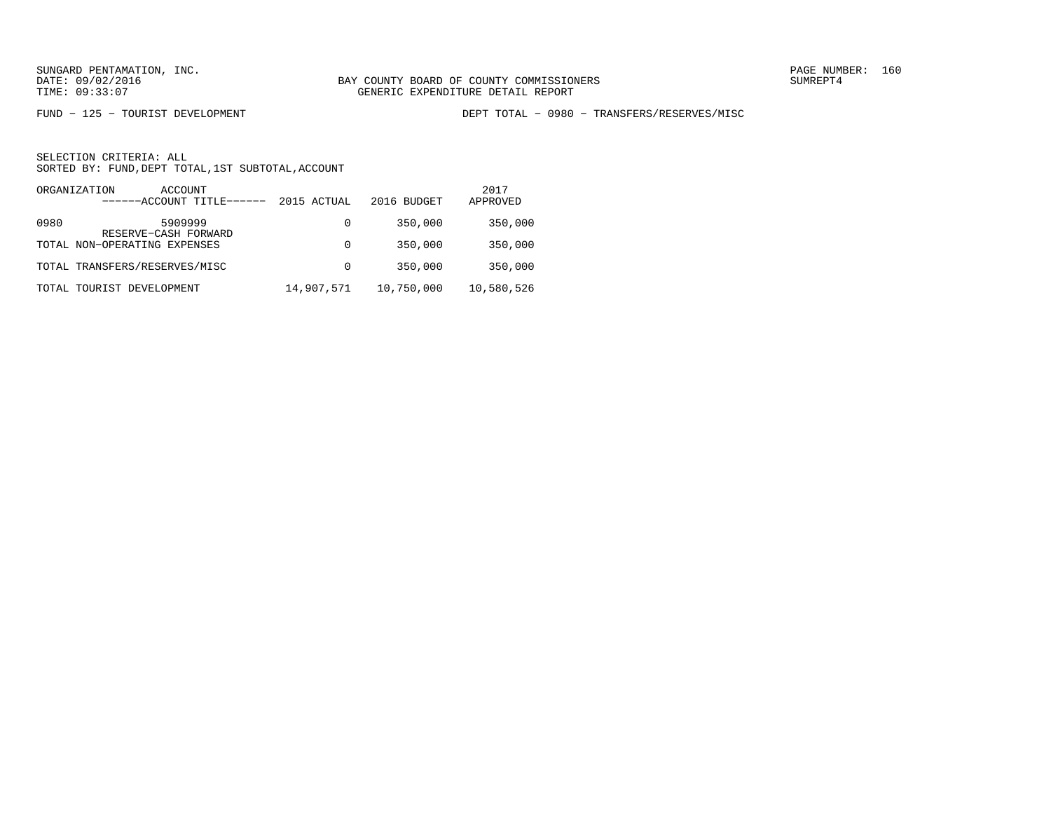SUNGARD PENTAMATION, INC.
DATE: 09/02/2016
TIME: 09:33:07

BAY COUNTY BOARD OF COUNTY COMMISSIONERS
GENERIC EXPENDITURE DETAIL REPORT

PAGE NUMBER: 160
SUMREPT4

FUND - 125 - TOURIST DEVELOPMENT

DEPT TOTAL - 0980 - TRANSFERS/RESERVES/MISC

SELECTION CRITERIA: ALL
SORTED BY: FUND,DEPT TOTAL,1ST SUBTOTAL,ACCOUNT

| ORGANIZATION | ACCOUNT ------ACCOUNT TITLE------ | 2015 ACTUAL | 2016 BUDGET | 2017 APPROVED |
|---|---|---|---|---|
| 0980 | 5909999 RESERVE-CASH FORWARD | 0 | 350,000 | 350,000 |
| TOTAL NON-OPERATING EXPENSES | | 0 | 350,000 | 350,000 |
| TOTAL TRANSFERS/RESERVES/MISC | | 0 | 350,000 | 350,000 |
| TOTAL TOURIST DEVELOPMENT | | 14,907,571 | 10,750,000 | 10,580,526 |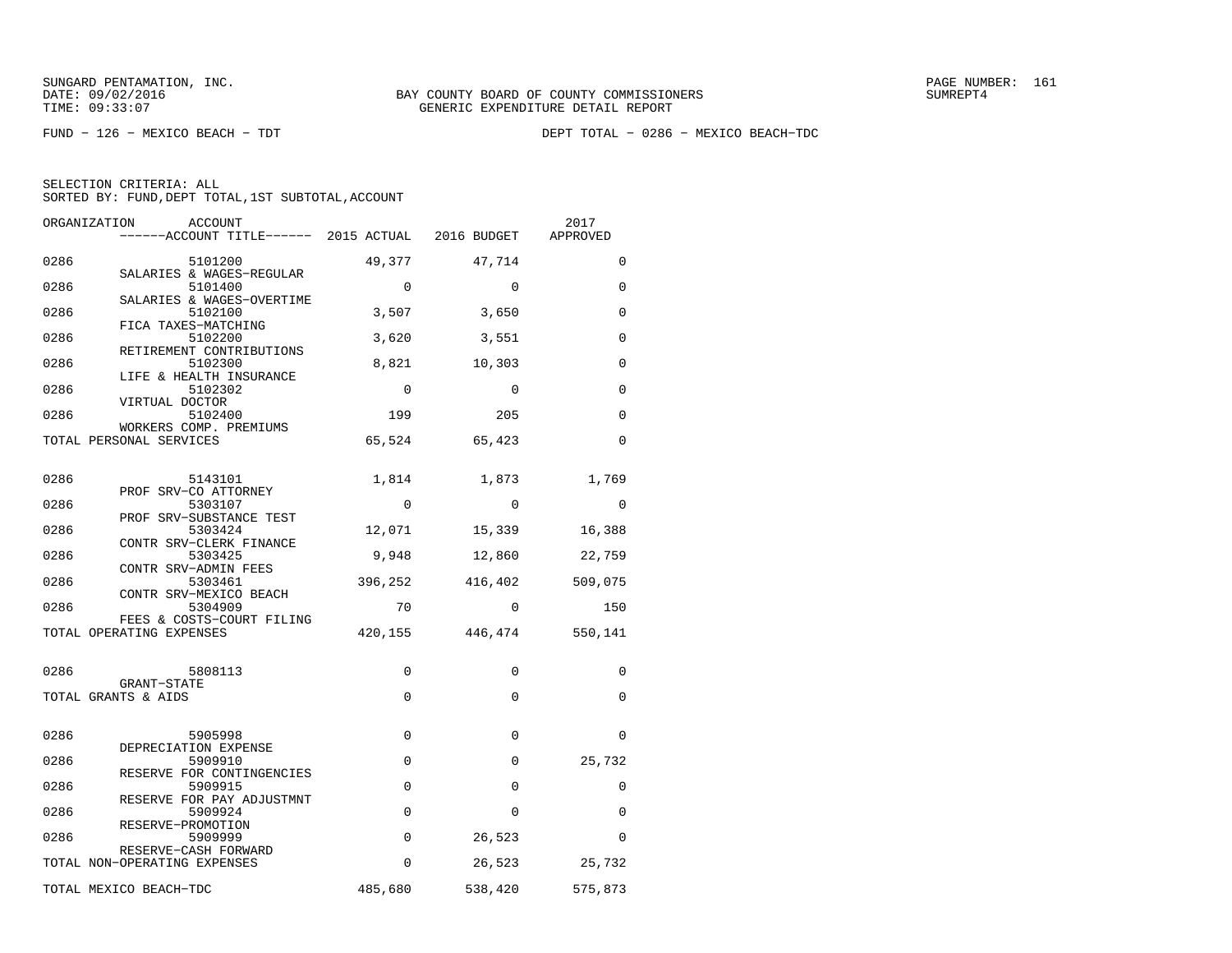FUND − 126 − MEXICO BEACH − TDT

DEPT TOTAL − 0286 − MEXICO BEACH−TDC

SELECTION CRITERIA: ALL
SORTED BY: FUND,DEPT TOTAL,1ST SUBTOTAL,ACCOUNT

| ORGANIZATION | ACCOUNT / ACCOUNT TITLE | 2015 ACTUAL | 2016 BUDGET | 2017 APPROVED |
|---|---|---|---|---|
| 0286 | 5101200 SALARIES & WAGES−REGULAR | 49,377 | 47,714 | 0 |
| 0286 | 5101400 SALARIES & WAGES−OVERTIME | 0 | 0 | 0 |
| 0286 | 5102100 FICA TAXES−MATCHING | 3,507 | 3,650 | 0 |
| 0286 | 5102200 RETIREMENT CONTRIBUTIONS | 3,620 | 3,551 | 0 |
| 0286 | 5102300 LIFE & HEALTH INSURANCE | 8,821 | 10,303 | 0 |
| 0286 | 5102302 VIRTUAL DOCTOR | 0 | 0 | 0 |
| 0286 | 5102400 WORKERS COMP. PREMIUMS | 199 | 205 | 0 |
| TOTAL PERSONAL SERVICES | | 65,524 | 65,423 | 0 |
| 0286 | 5143101 PROF SRV−CO ATTORNEY | 1,814 | 1,873 | 1,769 |
| 0286 | 5303107 PROF SRV−SUBSTANCE TEST | 0 | 0 | 0 |
| 0286 | 5303424 CONTR SRV−CLERK FINANCE | 12,071 | 15,339 | 16,388 |
| 0286 | 5303425 CONTR SRV−ADMIN FEES | 9,948 | 12,860 | 22,759 |
| 0286 | 5303461 CONTR SRV−MEXICO BEACH | 396,252 | 416,402 | 509,075 |
| 0286 | 5304909 FEES & COSTS−COURT FILING | 70 | 0 | 150 |
| TOTAL OPERATING EXPENSES | | 420,155 | 446,474 | 550,141 |
| 0286 | 5808113 GRANT−STATE | 0 | 0 | 0 |
| TOTAL GRANTS & AIDS | | 0 | 0 | 0 |
| 0286 | 5905998 DEPRECIATION EXPENSE | 0 | 0 | 0 |
| 0286 | 5909910 RESERVE FOR CONTINGENCIES | 0 | 0 | 25,732 |
| 0286 | 5909915 RESERVE FOR PAY ADJUSTMNT | 0 | 0 | 0 |
| 0286 | 5909924 RESERVE−PROMOTION | 0 | 0 | 0 |
| 0286 | 5909999 RESERVE−CASH FORWARD | 0 | 26,523 | 0 |
| TOTAL NON−OPERATING EXPENSES | | 0 | 26,523 | 25,732 |
| TOTAL MEXICO BEACH−TDC | | 485,680 | 538,420 | 575,873 |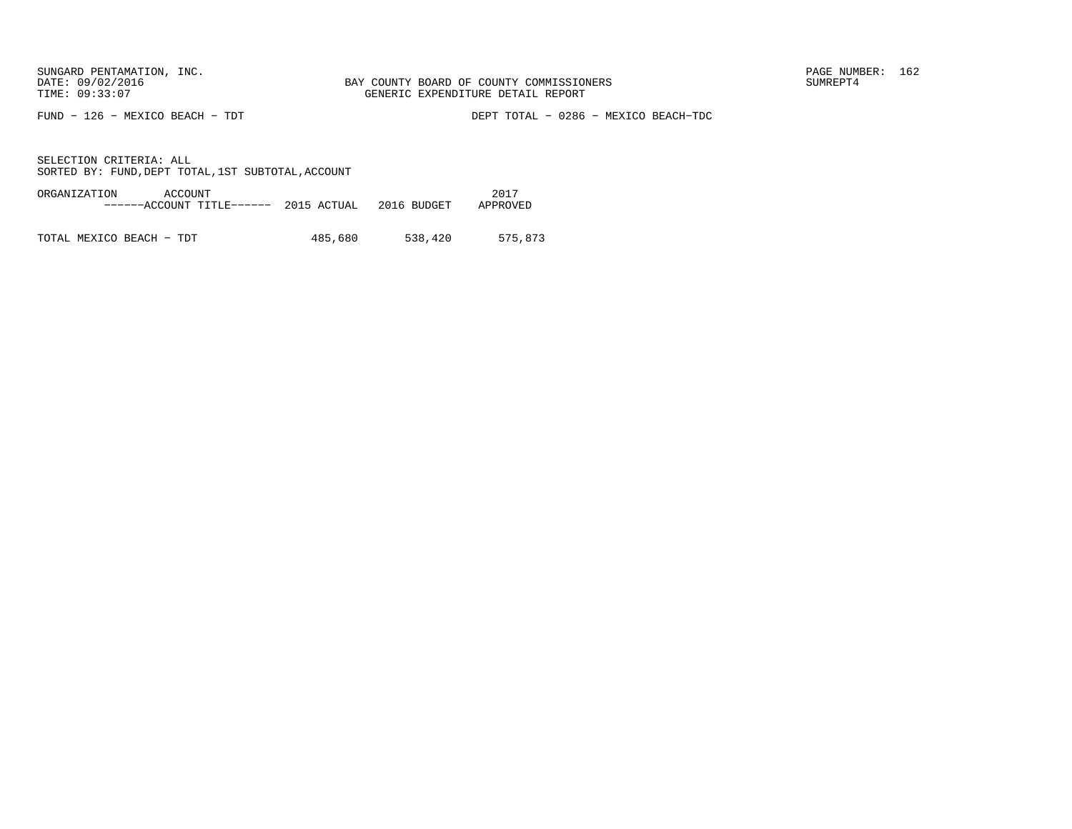BAY COUNTY BOARD OF COUNTY COMMISSIONERS
GENERIC EXPENDITURE DETAIL REPORT

FUND - 126 - MEXICO BEACH - TDT

DEPT TOTAL - 0286 - MEXICO BEACH-TDC

SELECTION CRITERIA: ALL
SORTED BY: FUND,DEPT TOTAL,1ST SUBTOTAL,ACCOUNT

| ORGANIZATION ACCOUNT ------ACCOUNT TITLE------ | 2015 ACTUAL | 2016 BUDGET | 2017 APPROVED |
|---|---|---|---|
| TOTAL MEXICO BEACH - TDT | 485,680 | 538,420 | 575,873 |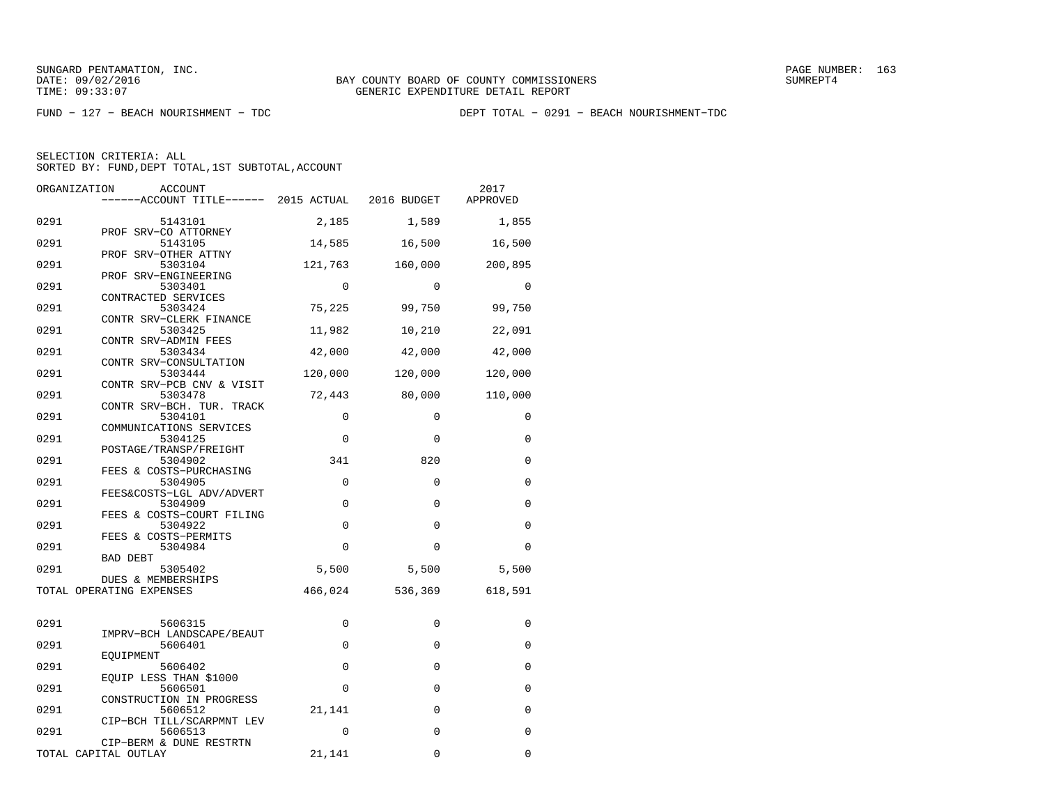FUND - 127 - BEACH NOURISHMENT - TDC

DEPT TOTAL - 0291 - BEACH NOURISHMENT-TDC

SELECTION CRITERIA: ALL
SORTED BY: FUND,DEPT TOTAL,1ST SUBTOTAL,ACCOUNT

| ORGANIZATION | ACCOUNT / ACCOUNT TITLE | 2015 ACTUAL | 2016 BUDGET | 2017 APPROVED |
|---|---|---|---|---|
| 0291 | 5143101 PROF SRV-CO ATTORNEY | 2,185 | 1,589 | 1,855 |
| 0291 | 5143105 PROF SRV-OTHER ATTNY | 14,585 | 16,500 | 16,500 |
| 0291 | 5303104 PROF SRV-ENGINEERING | 121,763 | 160,000 | 200,895 |
| 0291 | 5303401 CONTRACTED SERVICES | 0 | 0 | 0 |
| 0291 | 5303424 CONTR SRV-CLERK FINANCE | 75,225 | 99,750 | 99,750 |
| 0291 | 5303425 CONTR SRV-ADMIN FEES | 11,982 | 10,210 | 22,091 |
| 0291 | 5303434 CONTR SRV-CONSULTATION | 42,000 | 42,000 | 42,000 |
| 0291 | 5303444 CONTR SRV-PCB CNV & VISIT | 120,000 | 120,000 | 120,000 |
| 0291 | 5303478 CONTR SRV-BCH. TUR. TRACK | 72,443 | 80,000 | 110,000 |
| 0291 | 5304101 COMMUNICATIONS SERVICES | 0 | 0 | 0 |
| 0291 | 5304125 POSTAGE/TRANSP/FREIGHT | 0 | 0 | 0 |
| 0291 | 5304902 FEES & COSTS-PURCHASING | 341 | 820 | 0 |
| 0291 | 5304905 FEES&COSTS-LGL ADV/ADVERT | 0 | 0 | 0 |
| 0291 | 5304909 FEES & COSTS-COURT FILING | 0 | 0 | 0 |
| 0291 | 5304922 FEES & COSTS-PERMITS | 0 | 0 | 0 |
| 0291 | 5304984 BAD DEBT | 0 | 0 | 0 |
| 0291 | 5305402 DUES & MEMBERSHIPS | 5,500 | 5,500 | 5,500 |
| TOTAL OPERATING EXPENSES | | 466,024 | 536,369 | 618,591 |
| 0291 | 5606315 IMPRV-BCH LANDSCAPE/BEAUT | 0 | 0 | 0 |
| 0291 | 5606401 EQUIPMENT | 0 | 0 | 0 |
| 0291 | 5606402 EQUIP LESS THAN $1000 | 0 | 0 | 0 |
| 0291 | 5606501 CONSTRUCTION IN PROGRESS | 0 | 0 | 0 |
| 0291 | 5606512 CIP-BCH TILL/SCARPMNT LEV | 21,141 | 0 | 0 |
| 0291 | 5606513 CIP-BERM & DUNE RESTRTN | 0 | 0 | 0 |
| TOTAL CAPITAL OUTLAY | | 21,141 | 0 | 0 |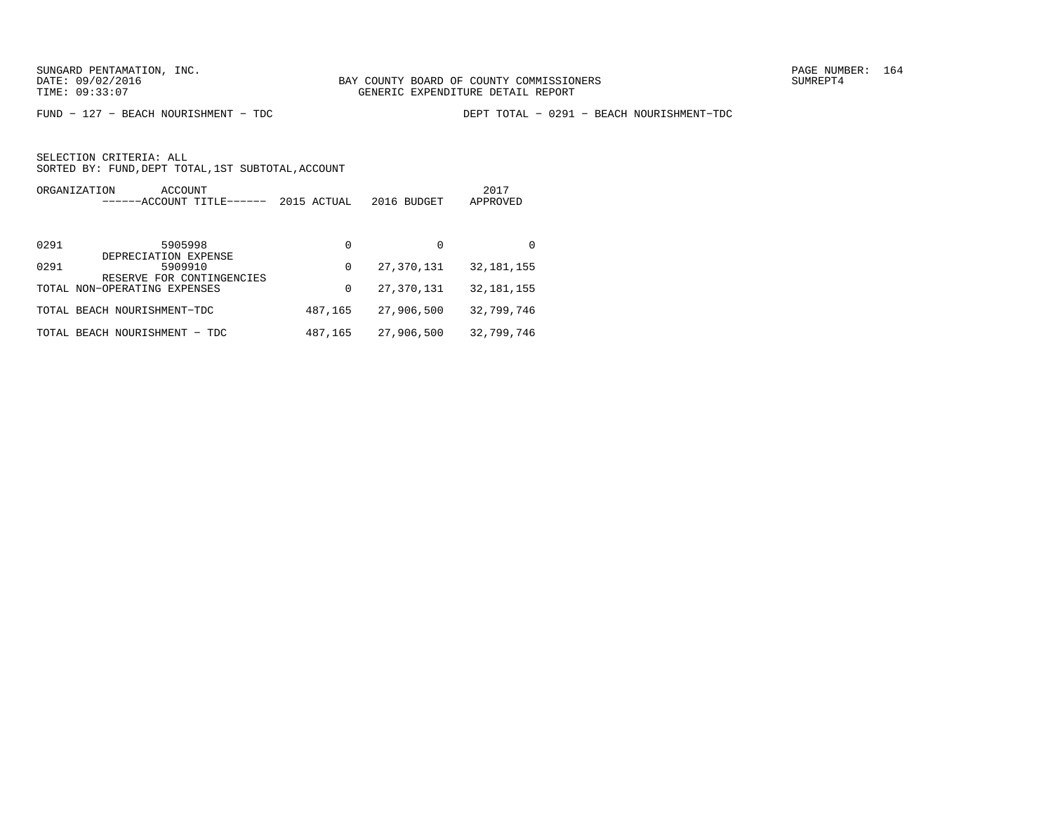SUNGARD PENTAMATION, INC.
DATE: 09/02/2016
TIME: 09:33:07

BAY COUNTY BOARD OF COUNTY COMMISSIONERS
GENERIC EXPENDITURE DETAIL REPORT

PAGE NUMBER: 164
SUMREPT4

FUND − 127 − BEACH NOURISHMENT − TDC

DEPT TOTAL − 0291 − BEACH NOURISHMENT−TDC

SELECTION CRITERIA: ALL
SORTED BY: FUND,DEPT TOTAL,1ST SUBTOTAL,ACCOUNT

| ORGANIZATION | ACCOUNT<br>------ACCOUNT TITLE------ | 2015 ACTUAL | 2016 BUDGET | 2017<br>APPROVED |
|---|---|---|---|---|
| 0291 | 5905998<br>DEPRECIATION EXPENSE | 0 | 0 | 0 |
| 0291 | 5909910<br>RESERVE FOR CONTINGENCIES | 0 | 27,370,131 | 32,181,155 |
| TOTAL NON−OPERATING EXPENSES | | 0 | 27,370,131 | 32,181,155 |
| TOTAL BEACH NOURISHMENT−TDC | | 487,165 | 27,906,500 | 32,799,746 |
| TOTAL BEACH NOURISHMENT − TDC | | 487,165 | 27,906,500 | 32,799,746 |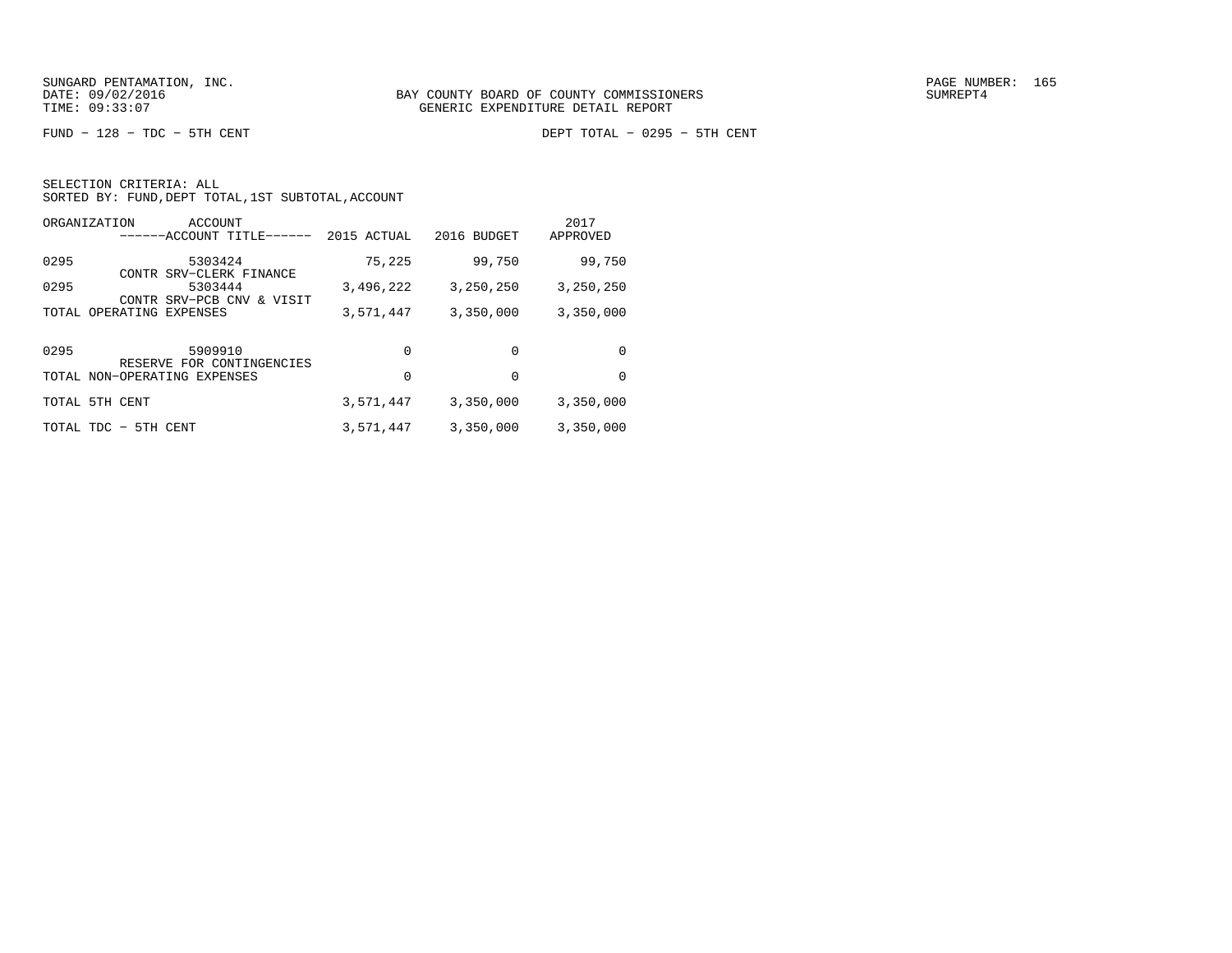BAY COUNTY BOARD OF COUNTY COMMISSIONERS
GENERIC EXPENDITURE DETAIL REPORT

FUND − 128 − TDC − 5TH CENT

DEPT TOTAL − 0295 − 5TH CENT

SELECTION CRITERIA: ALL
SORTED BY: FUND,DEPT TOTAL,1ST SUBTOTAL,ACCOUNT

| ORGANIZATION | ACCOUNT<br>------ACCOUNT TITLE------ | 2015 ACTUAL | 2016 BUDGET | 2017 APPROVED |
|---|---|---|---|---|
| 0295 | 5303424<br>CONTR SRV−CLERK FINANCE | 75,225 | 99,750 | 99,750 |
| 0295 | 5303444<br>CONTR SRV−PCB CNV & VISIT | 3,496,222 | 3,250,250 | 3,250,250 |
| TOTAL OPERATING EXPENSES | | 3,571,447 | 3,350,000 | 3,350,000 |
| 0295 | 5909910<br>RESERVE FOR CONTINGENCIES | 0 | 0 | 0 |
| TOTAL NON−OPERATING EXPENSES | | 0 | 0 | 0 |
| TOTAL 5TH CENT | | 3,571,447 | 3,350,000 | 3,350,000 |
| TOTAL TDC − 5TH CENT | | 3,571,447 | 3,350,000 | 3,350,000 |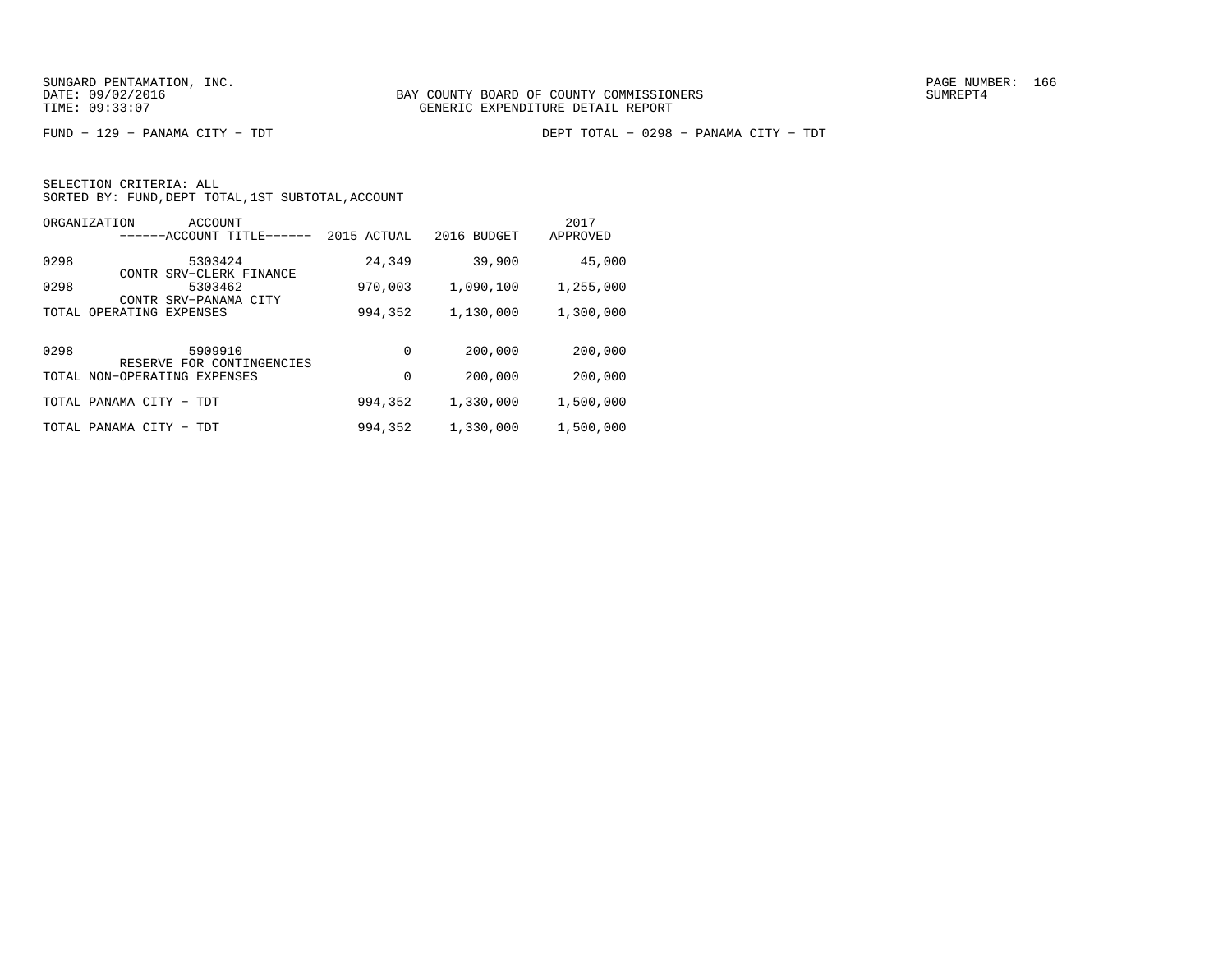BAY COUNTY BOARD OF COUNTY COMMISSIONERS
GENERIC EXPENDITURE DETAIL REPORT

FUND − 129 − PANAMA CITY − TDT

DEPT TOTAL − 0298 − PANAMA CITY − TDT

SELECTION CRITERIA: ALL
SORTED BY: FUND,DEPT TOTAL,1ST SUBTOTAL,ACCOUNT

| ORGANIZATION | ACCOUNT / ACCOUNT TITLE | 2015 ACTUAL | 2016 BUDGET | 2017 APPROVED |
|---|---|---|---|---|
| 0298 | 5303424 CONTR SRV−CLERK FINANCE | 24,349 | 39,900 | 45,000 |
| 0298 | 5303462 CONTR SRV−PANAMA CITY | 970,003 | 1,090,100 | 1,255,000 |
| TOTAL OPERATING EXPENSES | | 994,352 | 1,130,000 | 1,300,000 |
| 0298 | 5909910 RESERVE FOR CONTINGENCIES | 0 | 200,000 | 200,000 |
| TOTAL NON−OPERATING EXPENSES | | 0 | 200,000 | 200,000 |
| TOTAL PANAMA CITY − TDT | | 994,352 | 1,330,000 | 1,500,000 |
| TOTAL PANAMA CITY − TDT | | 994,352 | 1,330,000 | 1,500,000 |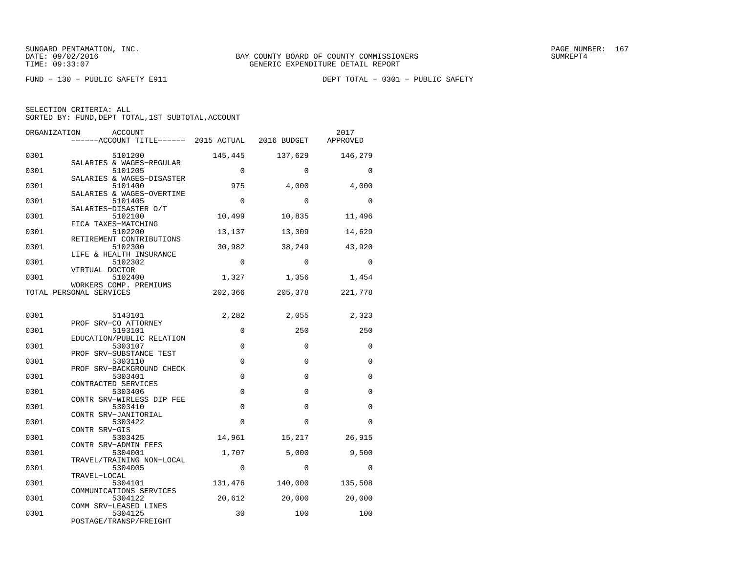SUNGARD PENTAMATION, INC.
DATE: 09/02/2016
TIME: 09:33:07

BAY COUNTY BOARD OF COUNTY COMMISSIONERS
GENERIC EXPENDITURE DETAIL REPORT

SUMREPT4

FUND − 130 − PUBLIC SAFETY E911

DEPT TOTAL − 0301 − PUBLIC SAFETY

SELECTION CRITERIA: ALL
SORTED BY: FUND,DEPT TOTAL,1ST SUBTOTAL,ACCOUNT

| ORGANIZATION | ACCOUNT / ------ACCOUNT TITLE------ | 2015 ACTUAL | 2016 BUDGET | 2017 APPROVED |
|---|---|---|---|---|
| 0301 | 5101200 SALARIES & WAGES−REGULAR | 145,445 | 137,629 | 146,279 |
| 0301 | 5101205 SALARIES & WAGES−DISASTER | 0 | 0 | 0 |
| 0301 | 5101400 SALARIES & WAGES−OVERTIME | 975 | 4,000 | 4,000 |
| 0301 | 5101405 SALARIES−DISASTER O/T | 0 | 0 | 0 |
| 0301 | 5102100 FICA TAXES−MATCHING | 10,499 | 10,835 | 11,496 |
| 0301 | 5102200 RETIREMENT CONTRIBUTIONS | 13,137 | 13,309 | 14,629 |
| 0301 | 5102300 LIFE & HEALTH INSURANCE | 30,982 | 38,249 | 43,920 |
| 0301 | 5102302 VIRTUAL DOCTOR | 0 | 0 | 0 |
| 0301 | 5102400 WORKERS COMP. PREMIUMS | 1,327 | 1,356 | 1,454 |
| TOTAL PERSONAL SERVICES | | 202,366 | 205,378 | 221,778 |
| 0301 | 5143101 PROF SRV−CO ATTORNEY | 2,282 | 2,055 | 2,323 |
| 0301 | 5193101 EDUCATION/PUBLIC RELATION | 0 | 250 | 250 |
| 0301 | 5303107 PROF SRV−SUBSTANCE TEST | 0 | 0 | 0 |
| 0301 | 5303110 PROF SRV−BACKGROUND CHECK | 0 | 0 | 0 |
| 0301 | 5303401 CONTRACTED SERVICES | 0 | 0 | 0 |
| 0301 | 5303406 CONTR SRV−WIRLESS DIP FEE | 0 | 0 | 0 |
| 0301 | 5303410 CONTR SRV−JANITORIAL | 0 | 0 | 0 |
| 0301 | 5303422 CONTR SRV−GIS | 0 | 0 | 0 |
| 0301 | 5303425 CONTR SRV−ADMIN FEES | 14,961 | 15,217 | 26,915 |
| 0301 | 5304001 TRAVEL/TRAINING NON−LOCAL | 1,707 | 5,000 | 9,500 |
| 0301 | 5304005 TRAVEL−LOCAL | 0 | 0 | 0 |
| 0301 | 5304101 COMMUNICATIONS SERVICES | 131,476 | 140,000 | 135,508 |
| 0301 | 5304122 COMM SRV−LEASED LINES | 20,612 | 20,000 | 20,000 |
| 0301 | 5304125 POSTAGE/TRANSP/FREIGHT | 30 | 100 | 100 |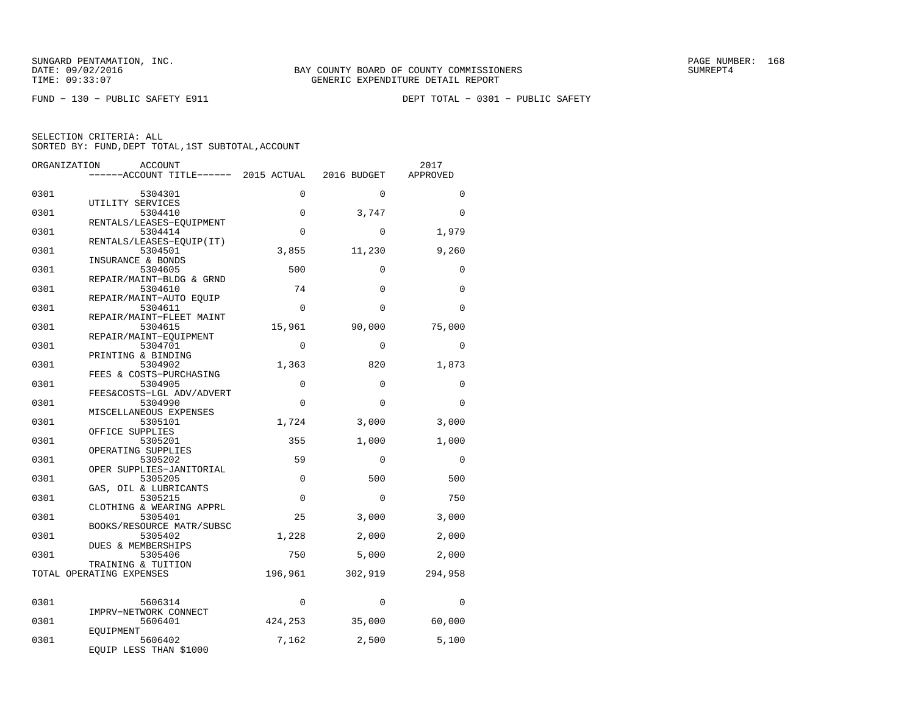FUND − 130 − PUBLIC SAFETY E911

DEPT TOTAL − 0301 − PUBLIC SAFETY

SELECTION CRITERIA: ALL
SORTED BY: FUND,DEPT TOTAL,1ST SUBTOTAL,ACCOUNT

| ORGANIZATION | ACCOUNT / ACCOUNT TITLE | 2015 ACTUAL | 2016 BUDGET | 2017 APPROVED |
|---|---|---|---|---|
| 0301 | 5304301 UTILITY SERVICES | 0 | 0 | 0 |
| 0301 | 5304410 RENTALS/LEASES−EQUIPMENT | 0 | 3,747 | 0 |
| 0301 | 5304414 RENTALS/LEASES−EQUIP(IT) | 0 | 0 | 1,979 |
| 0301 | 5304501 INSURANCE & BONDS | 3,855 | 11,230 | 9,260 |
| 0301 | 5304605 REPAIR/MAINT−BLDG & GRND | 500 | 0 | 0 |
| 0301 | 5304610 REPAIR/MAINT−AUTO EQUIP | 74 | 0 | 0 |
| 0301 | 5304611 REPAIR/MAINT−FLEET MAINT | 0 | 0 | 0 |
| 0301 | 5304615 REPAIR/MAINT−EQUIPMENT | 15,961 | 90,000 | 75,000 |
| 0301 | 5304701 PRINTING & BINDING | 0 | 0 | 0 |
| 0301 | 5304902 FEES & COSTS−PURCHASING | 1,363 | 820 | 1,873 |
| 0301 | 5304905 FEES&COSTS−LGL ADV/ADVERT | 0 | 0 | 0 |
| 0301 | 5304990 MISCELLANEOUS EXPENSES | 0 | 0 | 0 |
| 0301 | 5305101 OFFICE SUPPLIES | 1,724 | 3,000 | 3,000 |
| 0301 | 5305201 OPERATING SUPPLIES | 355 | 1,000 | 1,000 |
| 0301 | 5305202 OPER SUPPLIES−JANITORIAL | 59 | 0 | 0 |
| 0301 | 5305205 GAS, OIL & LUBRICANTS | 0 | 500 | 500 |
| 0301 | 5305215 CLOTHING & WEARING APPRL | 0 | 0 | 750 |
| 0301 | 5305401 BOOKS/RESOURCE MATR/SUBSC | 25 | 3,000 | 3,000 |
| 0301 | 5305402 DUES & MEMBERSHIPS | 1,228 | 2,000 | 2,000 |
| 0301 | 5305406 TRAINING & TUITION | 750 | 5,000 | 2,000 |
| TOTAL OPERATING EXPENSES | | 196,961 | 302,919 | 294,958 |
| 0301 | 5606314 IMPRV−NETWORK CONNECT | 0 | 0 | 0 |
| 0301 | 5606401 EQUIPMENT | 424,253 | 35,000 | 60,000 |
| 0301 | 5606402 EQUIP LESS THAN $1000 | 7,162 | 2,500 | 5,100 |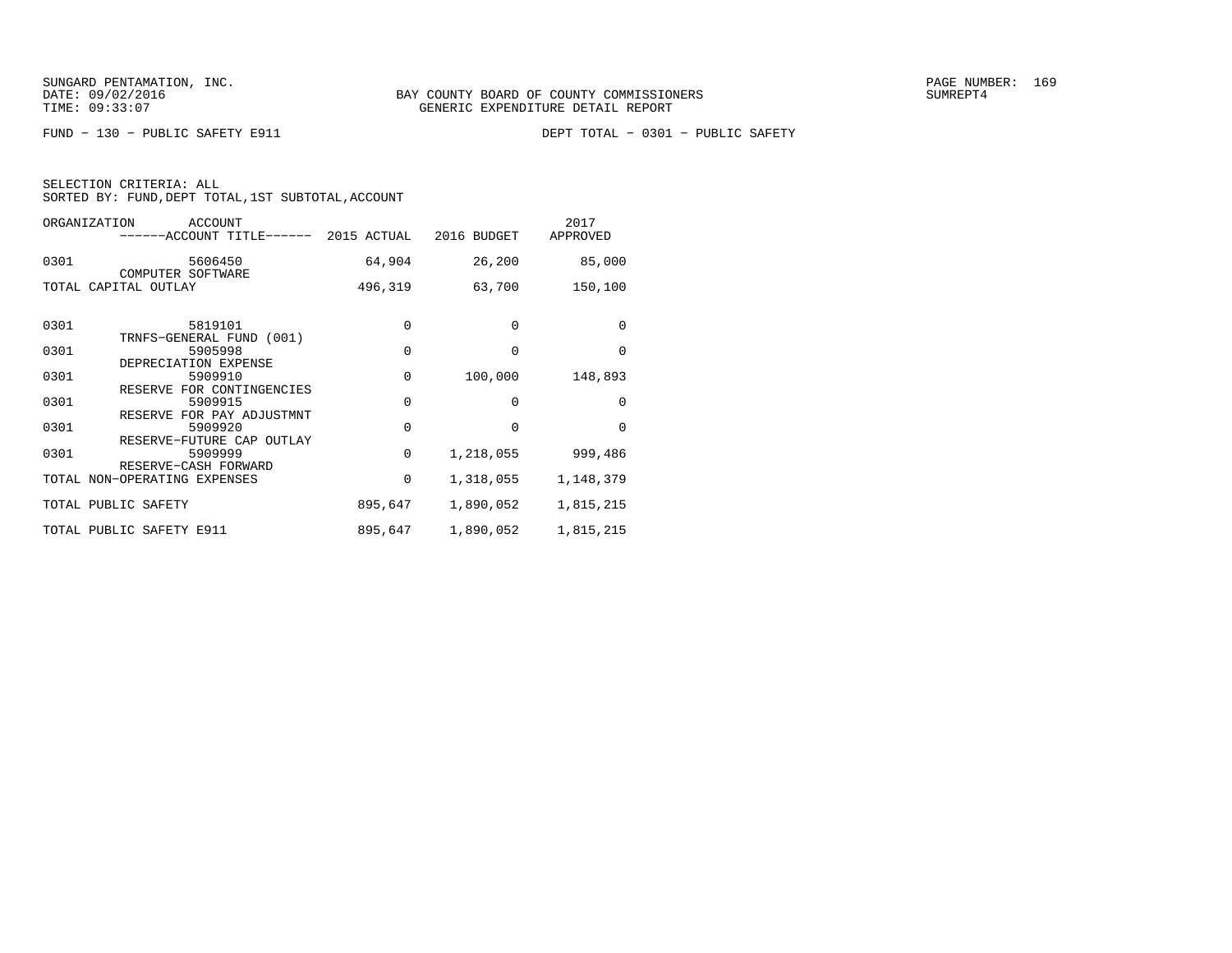SUNGARD PENTAMATION, INC.
DATE: 09/02/2016
TIME: 09:33:07

BAY COUNTY BOARD OF COUNTY COMMISSIONERS
GENERIC EXPENDITURE DETAIL REPORT

SUMREPT4

FUND − 130 − PUBLIC SAFETY E911

DEPT TOTAL − 0301 − PUBLIC SAFETY

SELECTION CRITERIA: ALL
SORTED BY: FUND,DEPT TOTAL,1ST SUBTOTAL,ACCOUNT

| ORGANIZATION | ACCOUNT ------ACCOUNT TITLE------ | 2015 ACTUAL | 2016 BUDGET | 2017 APPROVED |
|---|---|---|---|---|
| 0301 | 5606450 COMPUTER SOFTWARE | 64,904 | 26,200 | 85,000 |
| TOTAL CAPITAL OUTLAY | | 496,319 | 63,700 | 150,100 |
| 0301 | 5819101 TRNFS−GENERAL FUND (001) | 0 | 0 | 0 |
| 0301 | 5905998 DEPRECIATION EXPENSE | 0 | 0 | 0 |
| 0301 | 5909910 RESERVE FOR CONTINGENCIES | 0 | 100,000 | 148,893 |
| 0301 | 5909915 RESERVE FOR PAY ADJUSTMNT | 0 | 0 | 0 |
| 0301 | 5909920 RESERVE−FUTURE CAP OUTLAY | 0 | 0 | 0 |
| 0301 | 5909999 RESERVE−CASH FORWARD | 0 | 1,218,055 | 999,486 |
| TOTAL NON−OPERATING EXPENSES | | 0 | 1,318,055 | 1,148,379 |
| TOTAL PUBLIC SAFETY | | 895,647 | 1,890,052 | 1,815,215 |
| TOTAL PUBLIC SAFETY E911 | | 895,647 | 1,890,052 | 1,815,215 |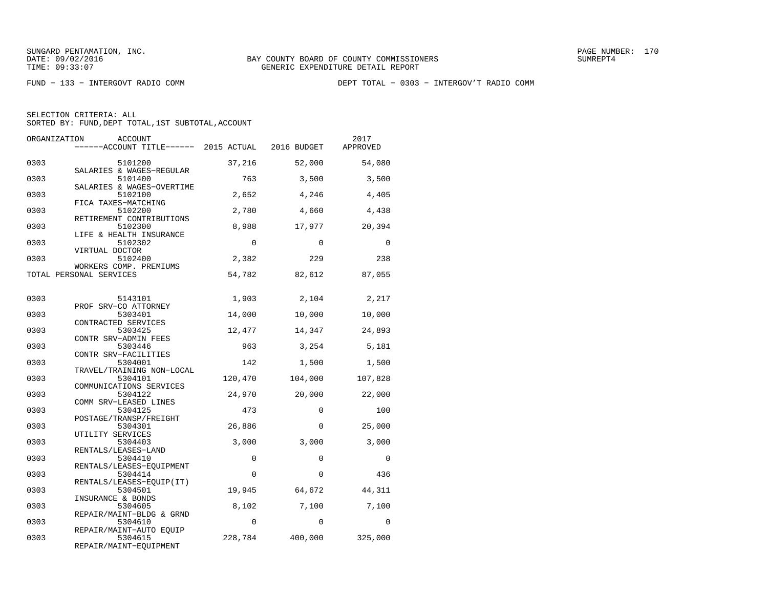SUNGARD PENTAMATION, INC.
DATE: 09/02/2016
TIME: 09:33:07

BAY COUNTY BOARD OF COUNTY COMMISSIONERS
GENERIC EXPENDITURE DETAIL REPORT

SUMREPT4

FUND − 133 − INTERGOVT RADIO COMM

DEPT TOTAL − 0303 − INTERGOV'T RADIO COMM

SELECTION CRITERIA: ALL
SORTED BY: FUND,DEPT TOTAL,1ST SUBTOTAL,ACCOUNT

| ORGANIZATION | ACCOUNT / ------ACCOUNT TITLE------ | 2015 ACTUAL | 2016 BUDGET | 2017 APPROVED |
|---|---|---|---|---|
| 0303 | 5101200 SALARIES & WAGES−REGULAR | 37,216 | 52,000 | 54,080 |
| 0303 | 5101400 SALARIES & WAGES−OVERTIME | 763 | 3,500 | 3,500 |
| 0303 | 5102100 FICA TAXES−MATCHING | 2,652 | 4,246 | 4,405 |
| 0303 | 5102200 RETIREMENT CONTRIBUTIONS | 2,780 | 4,660 | 4,438 |
| 0303 | 5102300 LIFE & HEALTH INSURANCE | 8,988 | 17,977 | 20,394 |
| 0303 | 5102302 VIRTUAL DOCTOR | 0 | 0 | 0 |
| 0303 | 5102400 WORKERS COMP. PREMIUMS | 2,382 | 229 | 238 |
| TOTAL PERSONAL SERVICES | | 54,782 | 82,612 | 87,055 |
| 0303 | 5143101 PROF SRV−CO ATTORNEY | 1,903 | 2,104 | 2,217 |
| 0303 | 5303401 CONTRACTED SERVICES | 14,000 | 10,000 | 10,000 |
| 0303 | 5303425 CONTR SRV−ADMIN FEES | 12,477 | 14,347 | 24,893 |
| 0303 | 5303446 CONTR SRV−FACILITIES | 963 | 3,254 | 5,181 |
| 0303 | 5304001 TRAVEL/TRAINING NON−LOCAL | 142 | 1,500 | 1,500 |
| 0303 | 5304101 COMMUNICATIONS SERVICES | 120,470 | 104,000 | 107,828 |
| 0303 | 5304122 COMM SRV−LEASED LINES | 24,970 | 20,000 | 22,000 |
| 0303 | 5304125 POSTAGE/TRANSP/FREIGHT | 473 | 0 | 100 |
| 0303 | 5304301 UTILITY SERVICES | 26,886 | 0 | 25,000 |
| 0303 | 5304403 RENTALS/LEASES−LAND | 3,000 | 3,000 | 3,000 |
| 0303 | 5304410 RENTALS/LEASES−EQUIPMENT | 0 | 0 | 0 |
| 0303 | 5304414 RENTALS/LEASES−EQUIP(IT) | 0 | 0 | 436 |
| 0303 | 5304501 INSURANCE & BONDS | 19,945 | 64,672 | 44,311 |
| 0303 | 5304605 REPAIR/MAINT−BLDG & GRND | 8,102 | 7,100 | 7,100 |
| 0303 | 5304610 REPAIR/MAINT−AUTO EQUIP | 0 | 0 | 0 |
| 0303 | 5304615 REPAIR/MAINT−EQUIPMENT | 228,784 | 400,000 | 325,000 |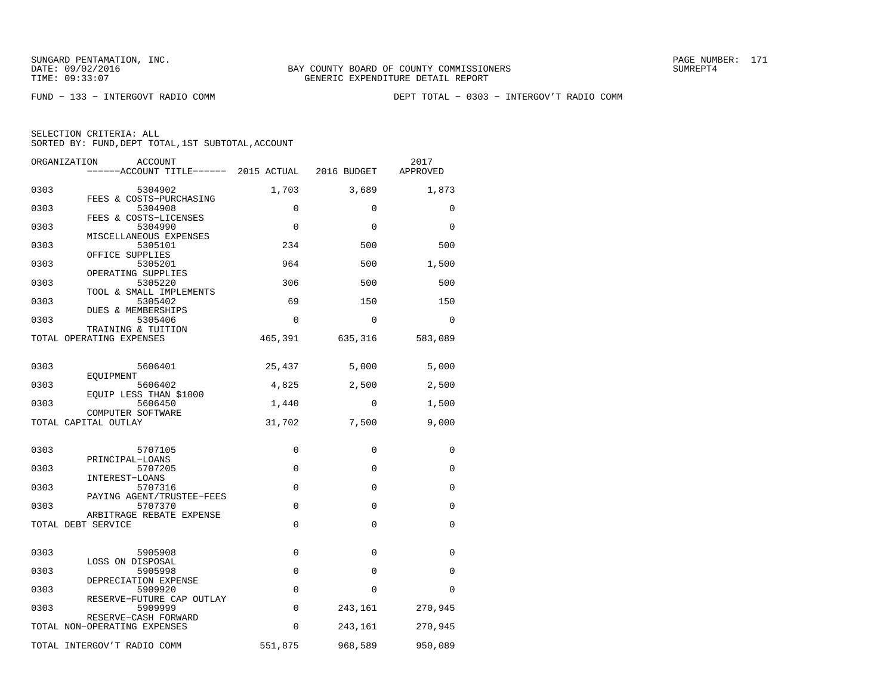FUND − 133 − INTERGOVT RADIO COMM

DEPT TOTAL − 0303 − INTERGOV'T RADIO COMM

SELECTION CRITERIA: ALL
SORTED BY: FUND,DEPT TOTAL,1ST SUBTOTAL,ACCOUNT

| ORGANIZATION | ACCOUNT / ACCOUNT TITLE | 2015 ACTUAL | 2016 BUDGET | 2017 APPROVED |
|---|---|---|---|---|
| 0303 | 5304902 FEES & COSTS−PURCHASING | 1,703 | 3,689 | 1,873 |
| 0303 | 5304908 FEES & COSTS−LICENSES | 0 | 0 | 0 |
| 0303 | 5304990 MISCELLANEOUS EXPENSES | 0 | 0 | 0 |
| 0303 | 5305101 OFFICE SUPPLIES | 234 | 500 | 500 |
| 0303 | 5305201 OPERATING SUPPLIES | 964 | 500 | 1,500 |
| 0303 | 5305220 TOOL & SMALL IMPLEMENTS | 306 | 500 | 500 |
| 0303 | 5305402 DUES & MEMBERSHIPS | 69 | 150 | 150 |
| 0303 | 5305406 TRAINING & TUITION | 0 | 0 | 0 |
| TOTAL OPERATING EXPENSES | | 465,391 | 635,316 | 583,089 |
| 0303 | 5606401 EQUIPMENT | 25,437 | 5,000 | 5,000 |
| 0303 | 5606402 EQUIP LESS THAN $1000 | 4,825 | 2,500 | 2,500 |
| 0303 | 5606450 COMPUTER SOFTWARE | 1,440 | 0 | 1,500 |
| TOTAL CAPITAL OUTLAY | | 31,702 | 7,500 | 9,000 |
| 0303 | 5707105 PRINCIPAL−LOANS | 0 | 0 | 0 |
| 0303 | 5707205 INTEREST−LOANS | 0 | 0 | 0 |
| 0303 | 5707316 PAYING AGENT/TRUSTEE−FEES | 0 | 0 | 0 |
| 0303 | 5707370 ARBITRAGE REBATE EXPENSE | 0 | 0 | 0 |
| TOTAL DEBT SERVICE | | 0 | 0 | 0 |
| 0303 | 5905908 LOSS ON DISPOSAL | 0 | 0 | 0 |
| 0303 | 5905998 DEPRECIATION EXPENSE | 0 | 0 | 0 |
| 0303 | 5909920 RESERVE−FUTURE CAP OUTLAY | 0 | 0 | 0 |
| 0303 | 5909999 RESERVE−CASH FORWARD | 0 | 243,161 | 270,945 |
| TOTAL NON−OPERATING EXPENSES | | 0 | 243,161 | 270,945 |
| TOTAL INTERGOV'T RADIO COMM | | 551,875 | 968,589 | 950,089 |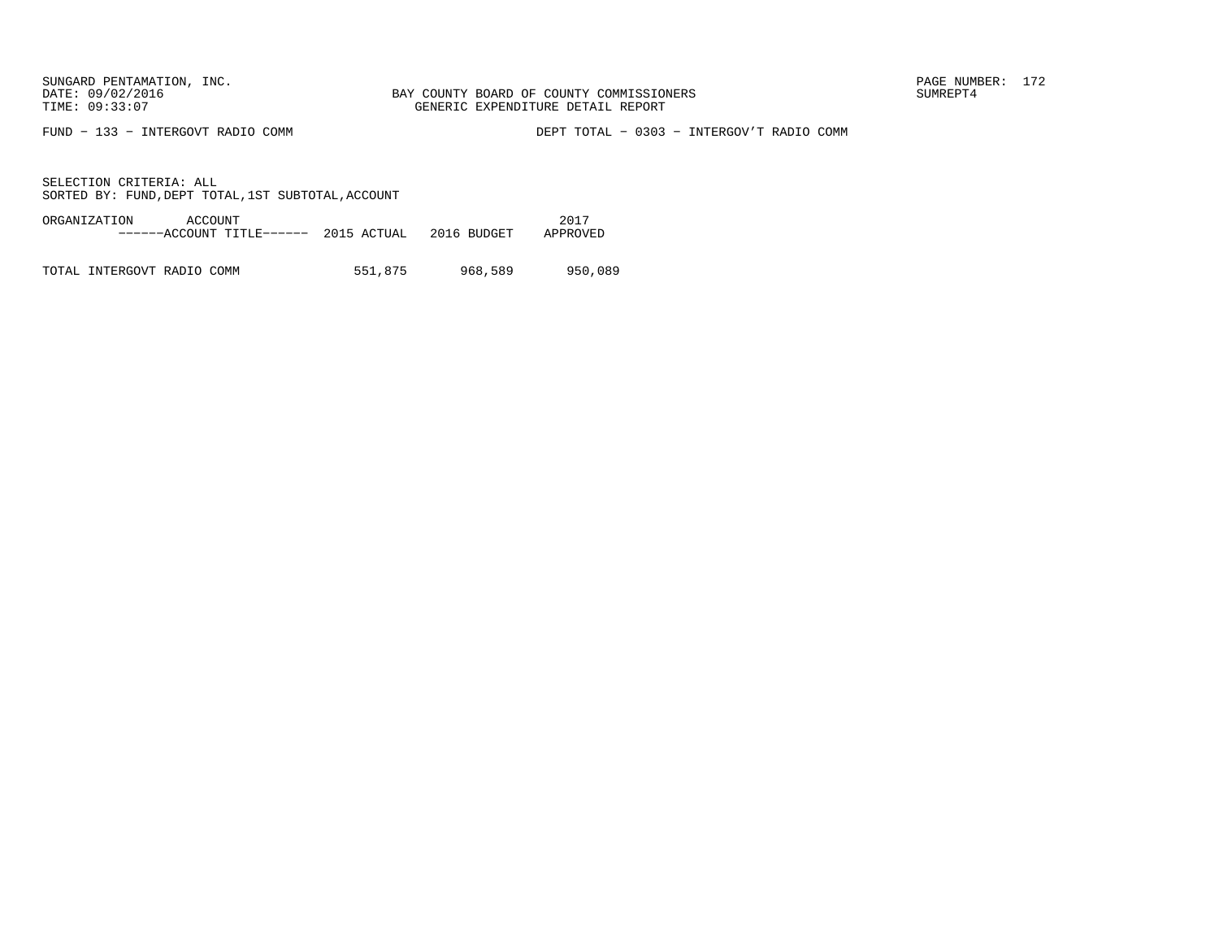BAY COUNTY BOARD OF COUNTY COMMISSIONERS
GENERIC EXPENDITURE DETAIL REPORT

FUND − 133 − INTERGOVT RADIO COMM

DEPT TOTAL − 0303 − INTERGOV'T RADIO COMM

SELECTION CRITERIA: ALL
SORTED BY: FUND,DEPT TOTAL,1ST SUBTOTAL,ACCOUNT

| ORGANIZATION ACCOUNT ------ACCOUNT TITLE------ | 2015 ACTUAL | 2016 BUDGET | 2017 APPROVED |
|---|---|---|---|
| TOTAL INTERGOVT RADIO COMM | 551,875 | 968,589 | 950,089 |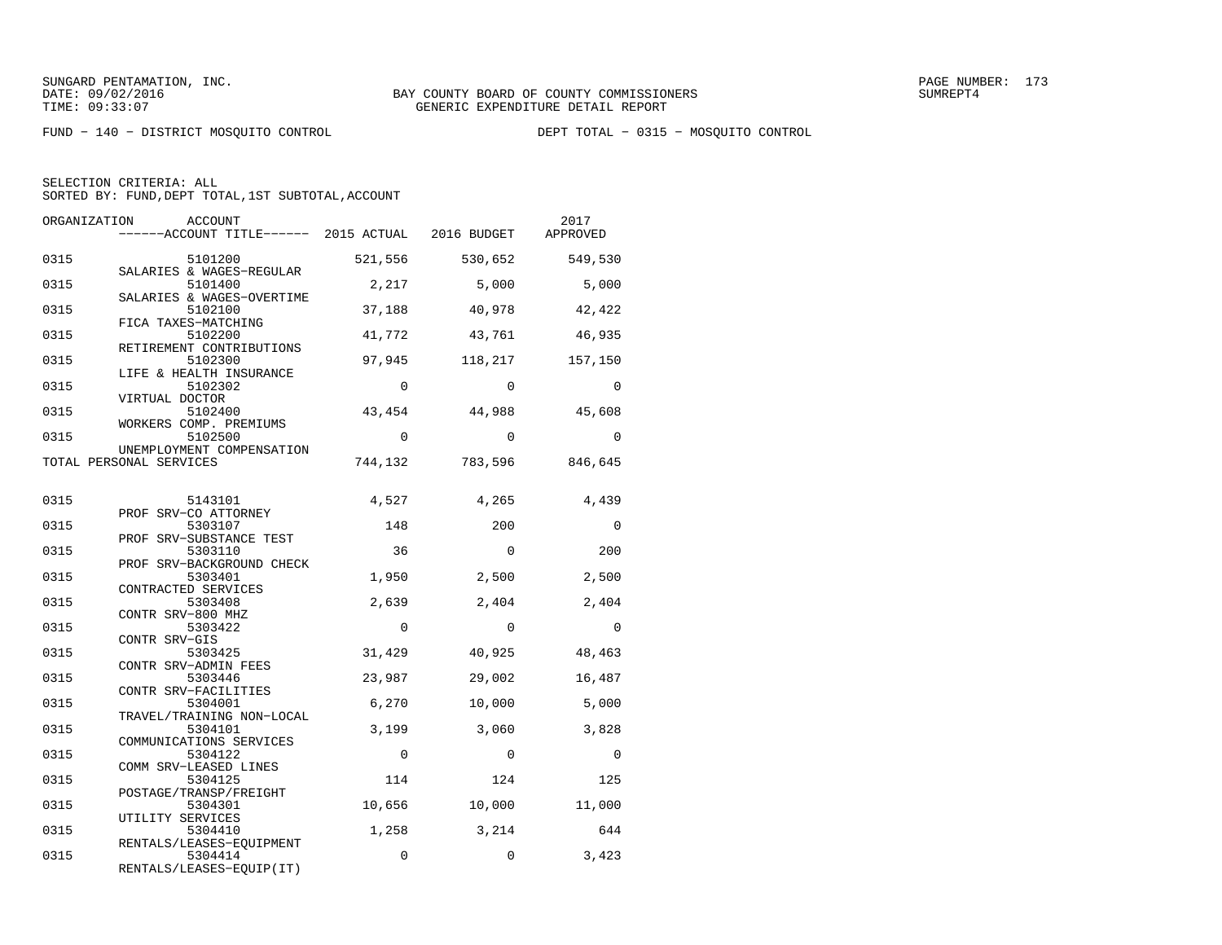BAY COUNTY BOARD OF COUNTY COMMISSIONERS
GENERIC EXPENDITURE DETAIL REPORT

FUND − 140 − DISTRICT MOSQUITO CONTROL DEPT TOTAL − 0315 − MOSQUITO CONTROL

SELECTION CRITERIA: ALL
SORTED BY: FUND,DEPT TOTAL,1ST SUBTOTAL,ACCOUNT

| ORGANIZATION | ACCOUNT / ACCOUNT TITLE | 2015 ACTUAL | 2016 BUDGET | 2017 APPROVED |
|---|---|---|---|---|
| 0315 | 5101200 SALARIES & WAGES−REGULAR | 521,556 | 530,652 | 549,530 |
| 0315 | 5101400 SALARIES & WAGES−OVERTIME | 2,217 | 5,000 | 5,000 |
| 0315 | 5102100 FICA TAXES−MATCHING | 37,188 | 40,978 | 42,422 |
| 0315 | 5102200 RETIREMENT CONTRIBUTIONS | 41,772 | 43,761 | 46,935 |
| 0315 | 5102300 LIFE & HEALTH INSURANCE | 97,945 | 118,217 | 157,150 |
| 0315 | 5102302 VIRTUAL DOCTOR | 0 | 0 | 0 |
| 0315 | 5102400 WORKERS COMP. PREMIUMS | 43,454 | 44,988 | 45,608 |
| 0315 | 5102500 UNEMPLOYMENT COMPENSATION | 0 | 0 | 0 |
| TOTAL PERSONAL SERVICES | | 744,132 | 783,596 | 846,645 |
| 0315 | 5143101 PROF SRV−CO ATTORNEY | 4,527 | 4,265 | 4,439 |
| 0315 | 5303107 PROF SRV−SUBSTANCE TEST | 148 | 200 | 0 |
| 0315 | 5303110 PROF SRV−BACKGROUND CHECK | 36 | 0 | 200 |
| 0315 | 5303401 CONTRACTED SERVICES | 1,950 | 2,500 | 2,500 |
| 0315 | 5303408 CONTR SRV−800 MHZ | 2,639 | 2,404 | 2,404 |
| 0315 | 5303422 CONTR SRV−GIS | 0 | 0 | 0 |
| 0315 | 5303425 CONTR SRV−ADMIN FEES | 31,429 | 40,925 | 48,463 |
| 0315 | 5303446 CONTR SRV−FACILITIES | 23,987 | 29,002 | 16,487 |
| 0315 | 5304001 TRAVEL/TRAINING NON−LOCAL | 6,270 | 10,000 | 5,000 |
| 0315 | 5304101 COMMUNICATIONS SERVICES | 3,199 | 3,060 | 3,828 |
| 0315 | 5304122 COMM SRV−LEASED LINES | 0 | 0 | 0 |
| 0315 | 5304125 POSTAGE/TRANSP/FREIGHT | 114 | 124 | 125 |
| 0315 | 5304301 UTILITY SERVICES | 10,656 | 10,000 | 11,000 |
| 0315 | 5304410 RENTALS/LEASES−EQUIPMENT | 1,258 | 3,214 | 644 |
| 0315 | 5304414 RENTALS/LEASES−EQUIP(IT) | 0 | 0 | 3,423 |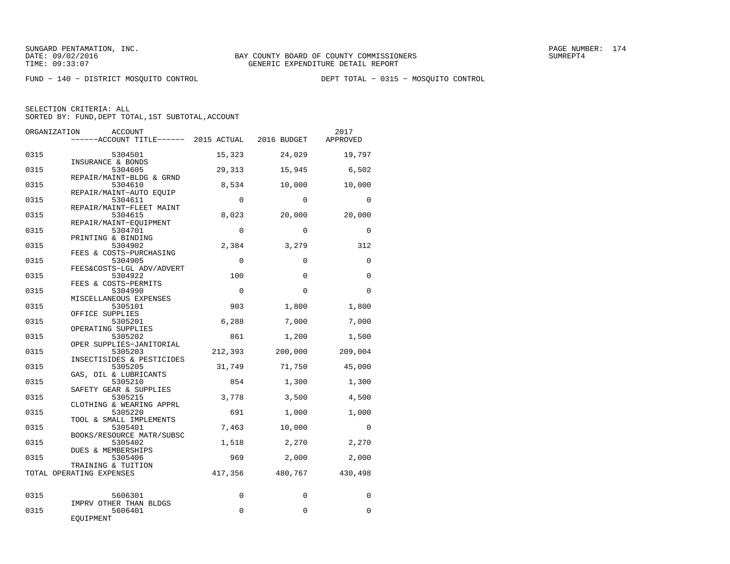FUND − 140 − DISTRICT MOSQUITO CONTROL

DEPT TOTAL − 0315 − MOSQUITO CONTROL

SELECTION CRITERIA: ALL
SORTED BY: FUND,DEPT TOTAL,1ST SUBTOTAL,ACCOUNT

| ORGANIZATION | ACCOUNT / ACCOUNT TITLE | 2015 ACTUAL | 2016 BUDGET | 2017 APPROVED |
|---|---|---|---|---|
| 0315 | 5304501 INSURANCE & BONDS | 15,323 | 24,029 | 19,797 |
| 0315 | 5304605 REPAIR/MAINT−BLDG & GRND | 29,313 | 15,945 | 6,502 |
| 0315 | 5304610 REPAIR/MAINT−AUTO EQUIP | 8,534 | 10,000 | 10,000 |
| 0315 | 5304611 REPAIR/MAINT−FLEET MAINT | 0 | 0 | 0 |
| 0315 | 5304615 REPAIR/MAINT−EQUIPMENT | 8,023 | 20,000 | 20,000 |
| 0315 | 5304701 PRINTING & BINDING | 0 | 0 | 0 |
| 0315 | 5304902 FEES & COSTS−PURCHASING | 2,384 | 3,279 | 312 |
| 0315 | 5304905 FEES&COSTS−LGL ADV/ADVERT | 0 | 0 | 0 |
| 0315 | 5304922 FEES & COSTS−PERMITS | 100 | 0 | 0 |
| 0315 | 5304990 MISCELLANEOUS EXPENSES | 0 | 0 | 0 |
| 0315 | 5305101 OFFICE SUPPLIES | 903 | 1,800 | 1,800 |
| 0315 | 5305201 OPERATING SUPPLIES | 6,288 | 7,000 | 7,000 |
| 0315 | 5305202 OPER SUPPLIES−JANITORIAL | 861 | 1,200 | 1,500 |
| 0315 | 5305203 INSECTISIDES & PESTICIDES | 212,393 | 200,000 | 209,004 |
| 0315 | 5305205 GAS, OIL & LUBRICANTS | 31,749 | 71,750 | 45,000 |
| 0315 | 5305210 SAFETY GEAR & SUPPLIES | 854 | 1,300 | 1,300 |
| 0315 | 5305215 CLOTHING & WEARING APPRL | 3,778 | 3,500 | 4,500 |
| 0315 | 5305220 TOOL & SMALL IMPLEMENTS | 691 | 1,000 | 1,000 |
| 0315 | 5305401 BOOKS/RESOURCE MATR/SUBSC | 7,463 | 10,000 | 0 |
| 0315 | 5305402 DUES & MEMBERSHIPS | 1,518 | 2,270 | 2,270 |
| 0315 | 5305406 TRAINING & TUITION | 969 | 2,000 | 2,000 |
| TOTAL OPERATING EXPENSES | | 417,356 | 480,767 | 430,498 |
| 0315 | 5606301 IMPRV OTHER THAN BLDGS | 0 | 0 | 0 |
| 0315 | 5606401 EQUIPMENT | 0 | 0 | 0 |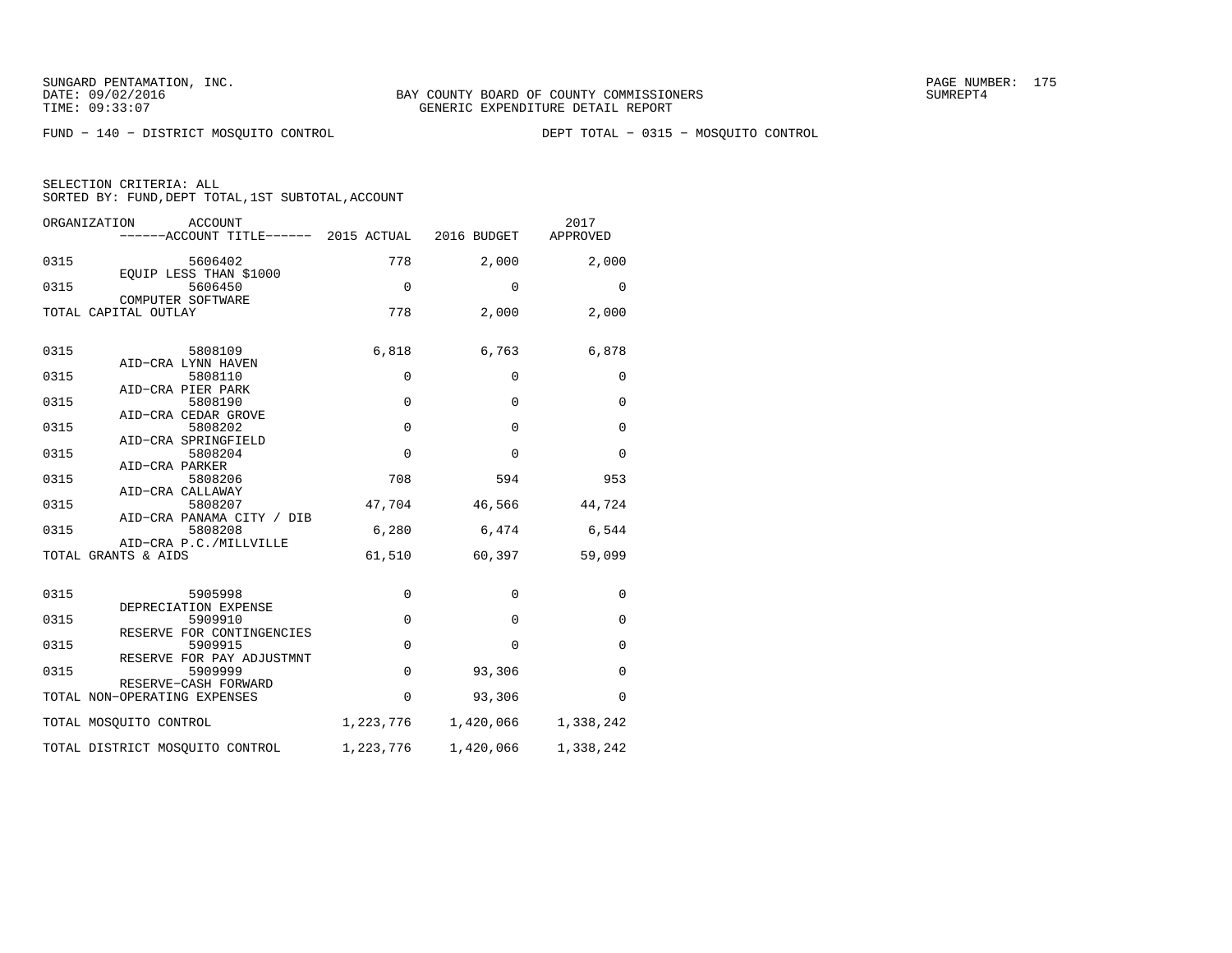FUND − 140 − DISTRICT MOSQUITO CONTROL DEPT TOTAL − 0315 − MOSQUITO CONTROL

SELECTION CRITERIA: ALL
SORTED BY: FUND,DEPT TOTAL,1ST SUBTOTAL,ACCOUNT

| ORGANIZATION | ACCOUNT ------ACCOUNT TITLE------ | 2015 ACTUAL | 2016 BUDGET | 2017 APPROVED |
|---|---|---|---|---|
| 0315 | 5606402 EQUIP LESS THAN $1000 | 778 | 2,000 | 2,000 |
| 0315 | 5606450 COMPUTER SOFTWARE | 0 | 0 | 0 |
| TOTAL CAPITAL OUTLAY | | 778 | 2,000 | 2,000 |
| 0315 | 5808109 AID−CRA LYNN HAVEN | 6,818 | 6,763 | 6,878 |
| 0315 | 5808110 AID−CRA PIER PARK | 0 | 0 | 0 |
| 0315 | 5808190 AID−CRA CEDAR GROVE | 0 | 0 | 0 |
| 0315 | 5808202 AID−CRA SPRINGFIELD | 0 | 0 | 0 |
| 0315 | 5808204 AID−CRA PARKER | 0 | 0 | 0 |
| 0315 | 5808206 AID−CRA CALLAWAY | 708 | 594 | 953 |
| 0315 | 5808207 AID−CRA PANAMA CITY / DIB | 47,704 | 46,566 | 44,724 |
| 0315 | 5808208 AID−CRA P.C./MILLVILLE | 6,280 | 6,474 | 6,544 |
| TOTAL GRANTS & AIDS | | 61,510 | 60,397 | 59,099 |
| 0315 | 5905998 DEPRECIATION EXPENSE | 0 | 0 | 0 |
| 0315 | 5909910 RESERVE FOR CONTINGENCIES | 0 | 0 | 0 |
| 0315 | 5909915 RESERVE FOR PAY ADJUSTMNT | 0 | 0 | 0 |
| 0315 | 5909999 RESERVE−CASH FORWARD | 0 | 93,306 | 0 |
| TOTAL NON−OPERATING EXPENSES | | 0 | 93,306 | 0 |
| TOTAL MOSQUITO CONTROL | | 1,223,776 | 1,420,066 | 1,338,242 |
| TOTAL DISTRICT MOSQUITO CONTROL | | 1,223,776 | 1,420,066 | 1,338,242 |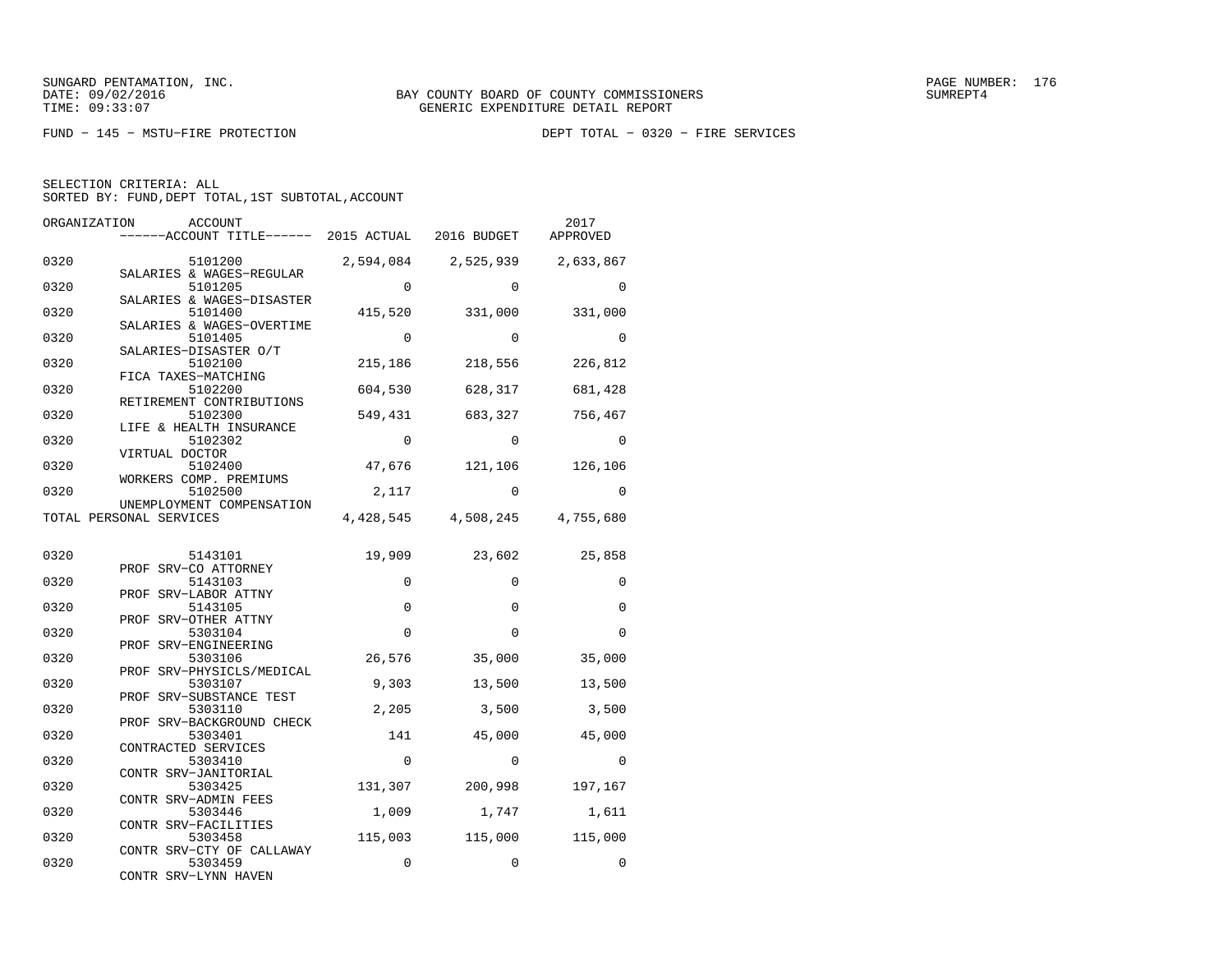SUNGARD PENTAMATION, INC.
DATE: 09/02/2016
TIME: 09:33:07

BAY COUNTY BOARD OF COUNTY COMMISSIONERS
GENERIC EXPENDITURE DETAIL REPORT

SUMREPT4

FUND - 145 - MSTU-FIRE PROTECTION

DEPT TOTAL - 0320 - FIRE SERVICES

SELECTION CRITERIA: ALL
SORTED BY: FUND,DEPT TOTAL,1ST SUBTOTAL,ACCOUNT

| ORGANIZATION | ACCOUNT / ACCOUNT TITLE | 2015 ACTUAL | 2016 BUDGET | 2017 APPROVED |
|---|---|---|---|---|
| 0320 | 5101200 SALARIES & WAGES-REGULAR | 2,594,084 | 2,525,939 | 2,633,867 |
| 0320 | 5101205 SALARIES & WAGES-DISASTER | 0 | 0 | 0 |
| 0320 | 5101400 SALARIES & WAGES-OVERTIME | 415,520 | 331,000 | 331,000 |
| 0320 | 5101405 SALARIES-DISASTER O/T | 0 | 0 | 0 |
| 0320 | 5102100 FICA TAXES-MATCHING | 215,186 | 218,556 | 226,812 |
| 0320 | 5102200 RETIREMENT CONTRIBUTIONS | 604,530 | 628,317 | 681,428 |
| 0320 | 5102300 LIFE & HEALTH INSURANCE | 549,431 | 683,327 | 756,467 |
| 0320 | 5102302 VIRTUAL DOCTOR | 0 | 0 | 0 |
| 0320 | 5102400 WORKERS COMP. PREMIUMS | 47,676 | 121,106 | 126,106 |
| 0320 | 5102500 UNEMPLOYMENT COMPENSATION | 2,117 | 0 | 0 |
| TOTAL PERSONAL SERVICES | | 4,428,545 | 4,508,245 | 4,755,680 |
| 0320 | 5143101 PROF SRV-CO ATTORNEY | 19,909 | 23,602 | 25,858 |
| 0320 | 5143103 PROF SRV-LABOR ATTNY | 0 | 0 | 0 |
| 0320 | 5143105 PROF SRV-OTHER ATTNY | 0 | 0 | 0 |
| 0320 | 5303104 PROF SRV-ENGINEERING | 0 | 0 | 0 |
| 0320 | 5303106 PROF SRV-PHYSICLS/MEDICAL | 26,576 | 35,000 | 35,000 |
| 0320 | 5303107 PROF SRV-SUBSTANCE TEST | 9,303 | 13,500 | 13,500 |
| 0320 | 5303110 PROF SRV-BACKGROUND CHECK | 2,205 | 3,500 | 3,500 |
| 0320 | 5303401 CONTRACTED SERVICES | 141 | 45,000 | 45,000 |
| 0320 | 5303410 CONTR SRV-JANITORIAL | 0 | 0 | 0 |
| 0320 | 5303425 CONTR SRV-ADMIN FEES | 131,307 | 200,998 | 197,167 |
| 0320 | 5303446 CONTR SRV-FACILITIES | 1,009 | 1,747 | 1,611 |
| 0320 | 5303458 CONTR SRV-CTY OF CALLAWAY | 115,003 | 115,000 | 115,000 |
| 0320 | 5303459 CONTR SRV-LYNN HAVEN | 0 | 0 | 0 |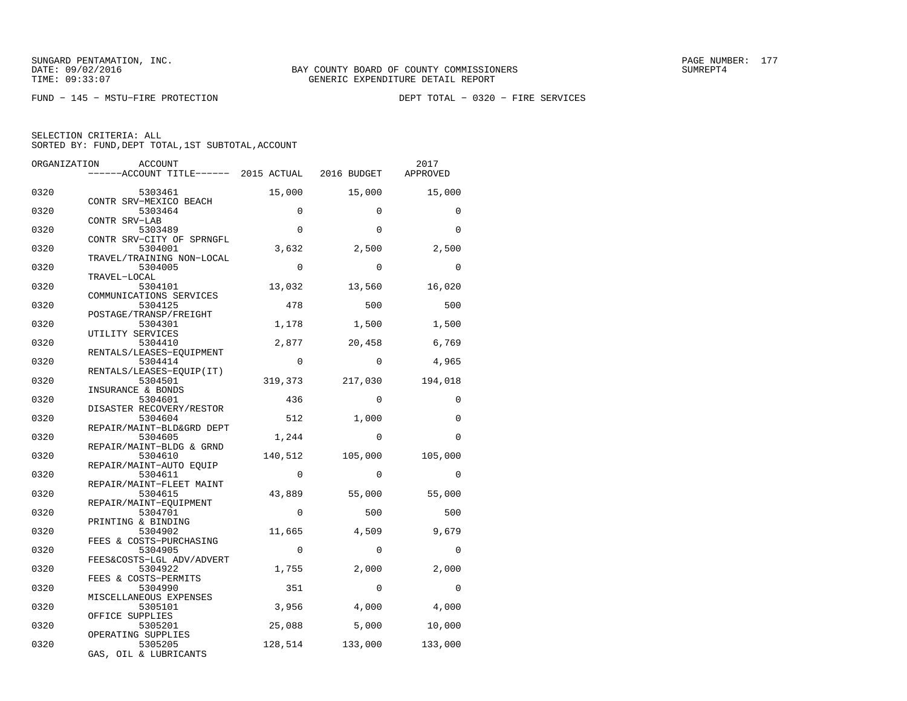SUNGARD PENTAMATION, INC.
DATE: 09/02/2016
TIME: 09:33:07

BAY COUNTY BOARD OF COUNTY COMMISSIONERS
GENERIC EXPENDITURE DETAIL REPORT

SUMREPT4

FUND − 145 − MSTU−FIRE PROTECTION

DEPT TOTAL − 0320 − FIRE SERVICES

SELECTION CRITERIA: ALL
SORTED BY: FUND,DEPT TOTAL,1ST SUBTOTAL,ACCOUNT

| ORGANIZATION | ACCOUNT / ACCOUNT TITLE | 2015 ACTUAL | 2016 BUDGET | 2017 APPROVED |
|---|---|---|---|---|
| 0320 | 5303461 CONTR SRV−MEXICO BEACH | 15,000 | 15,000 | 15,000 |
| 0320 | 5303464 CONTR SRV−LAB | 0 | 0 | 0 |
| 0320 | 5303489 CONTR SRV−CITY OF SPRNGFL | 0 | 0 | 0 |
| 0320 | 5304001 TRAVEL/TRAINING NON−LOCAL | 3,632 | 2,500 | 2,500 |
| 0320 | 5304005 TRAVEL−LOCAL | 0 | 0 | 0 |
| 0320 | 5304101 COMMUNICATIONS SERVICES | 13,032 | 13,560 | 16,020 |
| 0320 | 5304125 POSTAGE/TRANSP/FREIGHT | 478 | 500 | 500 |
| 0320 | 5304301 UTILITY SERVICES | 1,178 | 1,500 | 1,500 |
| 0320 | 5304410 RENTALS/LEASES−EQUIPMENT | 2,877 | 20,458 | 6,769 |
| 0320 | 5304414 RENTALS/LEASES−EQUIP(IT) | 0 | 0 | 4,965 |
| 0320 | 5304501 INSURANCE & BONDS | 319,373 | 217,030 | 194,018 |
| 0320 | 5304601 DISASTER RECOVERY/RESTOR | 436 | 0 | 0 |
| 0320 | 5304604 REPAIR/MAINT−BLD&GRD DEPT | 512 | 1,000 | 0 |
| 0320 | 5304605 REPAIR/MAINT−BLDG & GRND | 1,244 | 0 | 0 |
| 0320 | 5304610 REPAIR/MAINT−AUTO EQUIP | 140,512 | 105,000 | 105,000 |
| 0320 | 5304611 REPAIR/MAINT−FLEET MAINT | 0 | 0 | 0 |
| 0320 | 5304615 REPAIR/MAINT−EQUIPMENT | 43,889 | 55,000 | 55,000 |
| 0320 | 5304701 PRINTING & BINDING | 0 | 500 | 500 |
| 0320 | 5304902 FEES & COSTS−PURCHASING | 11,665 | 4,509 | 9,679 |
| 0320 | 5304905 FEES&COSTS−LGL ADV/ADVERT | 0 | 0 | 0 |
| 0320 | 5304922 FEES & COSTS−PERMITS | 1,755 | 2,000 | 2,000 |
| 0320 | 5304990 MISCELLANEOUS EXPENSES | 351 | 0 | 0 |
| 0320 | 5305101 OFFICE SUPPLIES | 3,956 | 4,000 | 4,000 |
| 0320 | 5305201 OPERATING SUPPLIES | 25,088 | 5,000 | 10,000 |
| 0320 | 5305205 GAS, OIL & LUBRICANTS | 128,514 | 133,000 | 133,000 |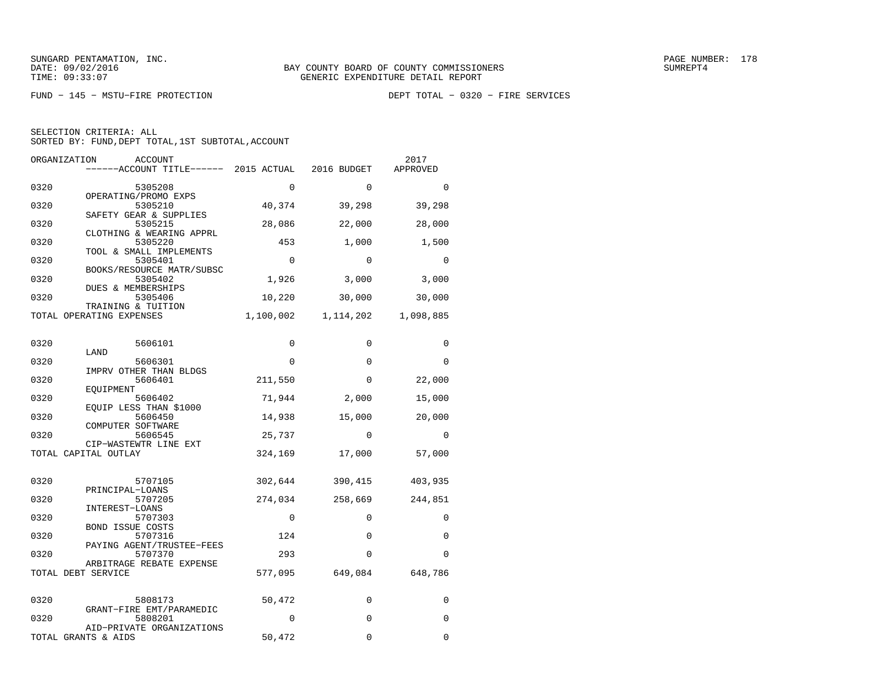SUNGARD PENTAMATION, INC.
DATE: 09/02/2016
TIME: 09:33:07

BAY COUNTY BOARD OF COUNTY COMMISSIONERS
GENERIC EXPENDITURE DETAIL REPORT

FUND − 145 − MSTU−FIRE PROTECTION

DEPT TOTAL − 0320 − FIRE SERVICES

SELECTION CRITERIA: ALL
SORTED BY: FUND,DEPT TOTAL,1ST SUBTOTAL,ACCOUNT

| ORGANIZATION | ACCOUNT / ------ACCOUNT TITLE------ | 2015 ACTUAL | 2016 BUDGET | 2017 APPROVED |
|---|---|---|---|---|
| 0320 | 5305208 OPERATING/PROMO EXPS | 0 | 0 | 0 |
| 0320 | 5305210 SAFETY GEAR & SUPPLIES | 40,374 | 39,298 | 39,298 |
| 0320 | 5305215 CLOTHING & WEARING APPRL | 28,086 | 22,000 | 28,000 |
| 0320 | 5305220 TOOL & SMALL IMPLEMENTS | 453 | 1,000 | 1,500 |
| 0320 | 5305401 BOOKS/RESOURCE MATR/SUBSC | 0 | 0 | 0 |
| 0320 | 5305402 DUES & MEMBERSHIPS | 1,926 | 3,000 | 3,000 |
| 0320 | 5305406 TRAINING & TUITION | 10,220 | 30,000 | 30,000 |
| TOTAL OPERATING EXPENSES | | 1,100,002 | 1,114,202 | 1,098,885 |
| 0320 | 5606101 LAND | 0 | 0 | 0 |
| 0320 | 5606301 IMPRV OTHER THAN BLDGS | 0 | 0 | 0 |
| 0320 | 5606401 EQUIPMENT | 211,550 | 0 | 22,000 |
| 0320 | 5606402 EQUIP LESS THAN $1000 | 71,944 | 2,000 | 15,000 |
| 0320 | 5606450 COMPUTER SOFTWARE | 14,938 | 15,000 | 20,000 |
| 0320 | 5606545 CIP−WASTEWTR LINE EXT | 25,737 | 0 | 0 |
| TOTAL CAPITAL OUTLAY | | 324,169 | 17,000 | 57,000 |
| 0320 | 5707105 PRINCIPAL−LOANS | 302,644 | 390,415 | 403,935 |
| 0320 | 5707205 INTEREST−LOANS | 274,034 | 258,669 | 244,851 |
| 0320 | 5707303 BOND ISSUE COSTS | 0 | 0 | 0 |
| 0320 | 5707316 PAYING AGENT/TRUSTEE−FEES | 124 | 0 | 0 |
| 0320 | 5707370 ARBITRAGE REBATE EXPENSE | 293 | 0 | 0 |
| TOTAL DEBT SERVICE | | 577,095 | 649,084 | 648,786 |
| 0320 | 5808173 GRANT−FIRE EMT/PARAMEDIC | 50,472 | 0 | 0 |
| 0320 | 5808201 AID−PRIVATE ORGANIZATIONS | 0 | 0 | 0 |
| TOTAL GRANTS & AIDS | | 50,472 | 0 | 0 |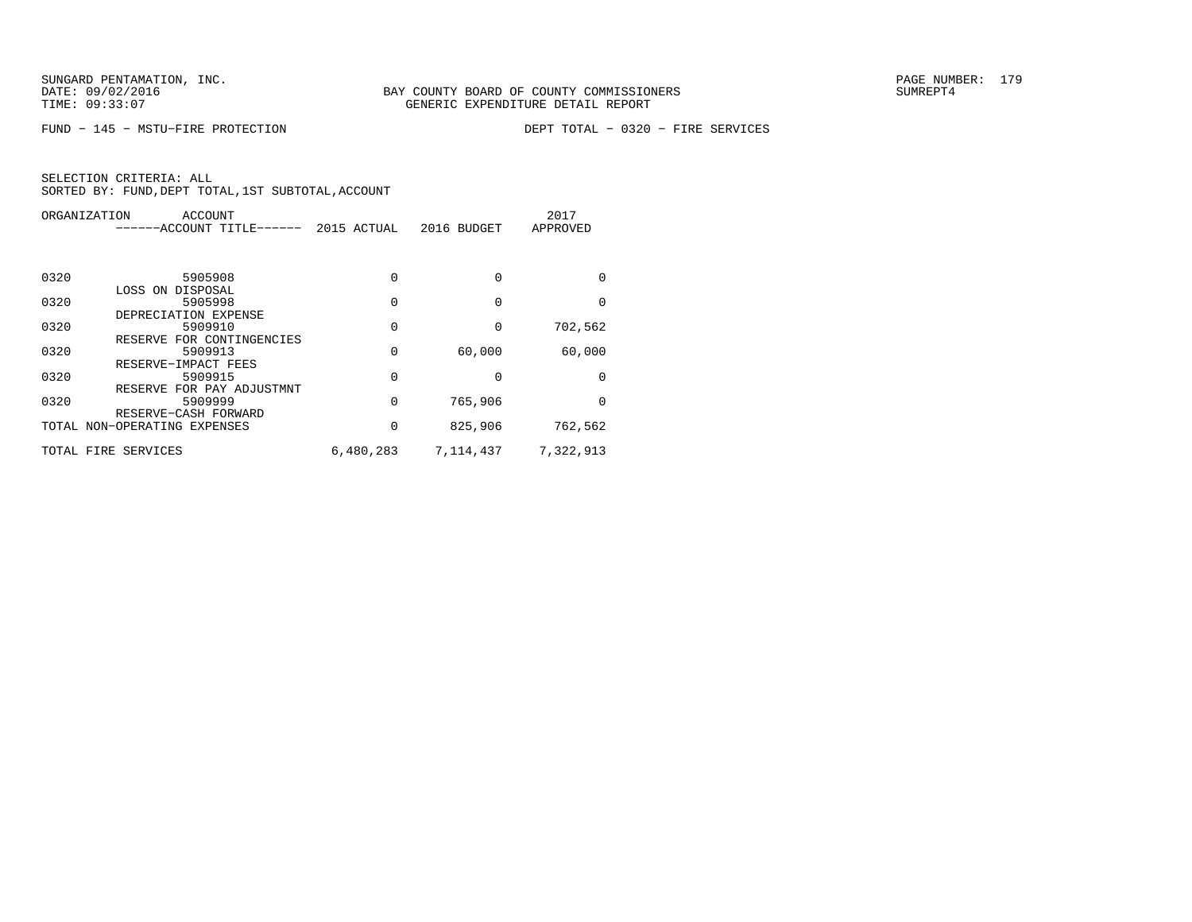FUND − 145 − MSTU−FIRE PROTECTION DEPT TOTAL − 0320 − FIRE SERVICES

SELECTION CRITERIA: ALL
SORTED BY: FUND,DEPT TOTAL,1ST SUBTOTAL,ACCOUNT

| ORGANIZATION | ACCOUNT ------ACCOUNT TITLE------ | 2015 ACTUAL | 2016 BUDGET | 2017 APPROVED |
|---|---|---|---|---|
| 0320 | 5905908 LOSS ON DISPOSAL | 0 | 0 | 0 |
| 0320 | 5905998 DEPRECIATION EXPENSE | 0 | 0 | 0 |
| 0320 | 5909910 RESERVE FOR CONTINGENCIES | 0 | 0 | 702,562 |
| 0320 | 5909913 RESERVE−IMPACT FEES | 0 | 60,000 | 60,000 |
| 0320 | 5909915 RESERVE FOR PAY ADJUSTMNT | 0 | 0 | 0 |
| 0320 | 5909999 RESERVE−CASH FORWARD | 0 | 765,906 | 0 |
| TOTAL NON−OPERATING EXPENSES | | 0 | 825,906 | 762,562 |
| TOTAL FIRE SERVICES | | 6,480,283 | 7,114,437 | 7,322,913 |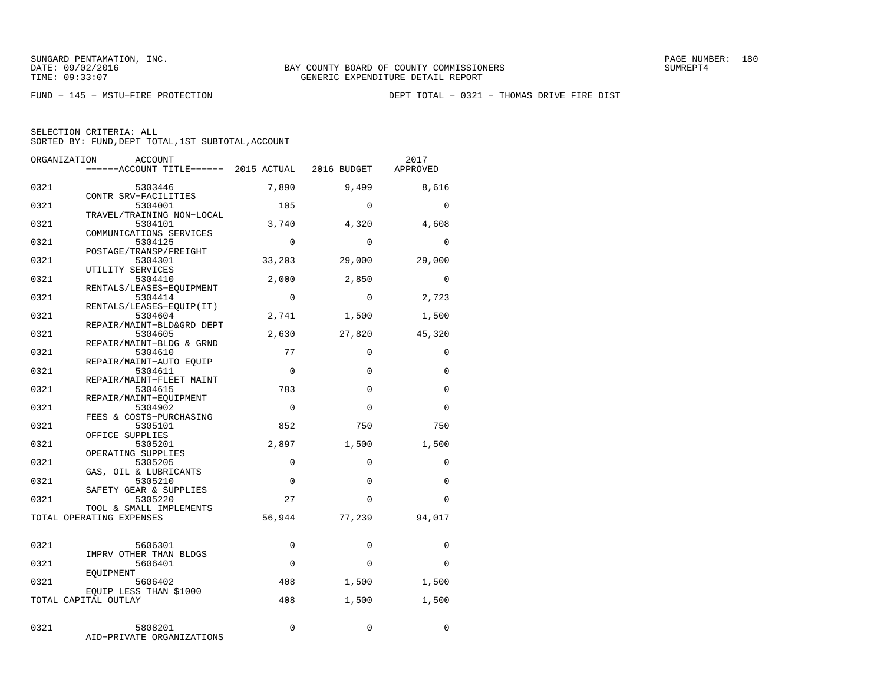SUNGARD PENTAMATION, INC.
DATE: 09/02/2016
TIME: 09:33:07

BAY COUNTY BOARD OF COUNTY COMMISSIONERS
GENERIC EXPENDITURE DETAIL REPORT

SUMREPT4

FUND − 145 − MSTU−FIRE PROTECTION

DEPT TOTAL − 0321 − THOMAS DRIVE FIRE DIST

SELECTION CRITERIA: ALL
SORTED BY: FUND,DEPT TOTAL,1ST SUBTOTAL,ACCOUNT

| ORGANIZATION | ACCOUNT / ACCOUNT TITLE | 2015 ACTUAL | 2016 BUDGET | 2017 APPROVED |
|---|---|---|---|---|
| 0321 | 5303446 CONTR SRV−FACILITIES | 7,890 | 9,499 | 8,616 |
| 0321 | 5304001 TRAVEL/TRAINING NON−LOCAL | 105 | 0 | 0 |
| 0321 | 5304101 COMMUNICATIONS SERVICES | 3,740 | 4,320 | 4,608 |
| 0321 | 5304125 POSTAGE/TRANSP/FREIGHT | 0 | 0 | 0 |
| 0321 | 5304301 UTILITY SERVICES | 33,203 | 29,000 | 29,000 |
| 0321 | 5304410 RENTALS/LEASES−EQUIPMENT | 2,000 | 2,850 | 0 |
| 0321 | 5304414 RENTALS/LEASES−EQUIP(IT) | 0 | 0 | 2,723 |
| 0321 | 5304604 REPAIR/MAINT−BLD&GRD DEPT | 2,741 | 1,500 | 1,500 |
| 0321 | 5304605 REPAIR/MAINT−BLDG & GRND | 2,630 | 27,820 | 45,320 |
| 0321 | 5304610 REPAIR/MAINT−AUTO EQUIP | 77 | 0 | 0 |
| 0321 | 5304611 REPAIR/MAINT−FLEET MAINT | 0 | 0 | 0 |
| 0321 | 5304615 REPAIR/MAINT−EQUIPMENT | 783 | 0 | 0 |
| 0321 | 5304902 FEES & COSTS−PURCHASING | 0 | 0 | 0 |
| 0321 | 5305101 OFFICE SUPPLIES | 852 | 750 | 750 |
| 0321 | 5305201 OPERATING SUPPLIES | 2,897 | 1,500 | 1,500 |
| 0321 | 5305205 GAS, OIL & LUBRICANTS | 0 | 0 | 0 |
| 0321 | 5305210 SAFETY GEAR & SUPPLIES | 0 | 0 | 0 |
| 0321 | 5305220 TOOL & SMALL IMPLEMENTS | 27 | 0 | 0 |
| TOTAL OPERATING EXPENSES | | 56,944 | 77,239 | 94,017 |
| 0321 | 5606301 IMPRV OTHER THAN BLDGS | 0 | 0 | 0 |
| 0321 | 5606401 EQUIPMENT | 0 | 0 | 0 |
| 0321 | 5606402 EQUIP LESS THAN $1000 | 408 | 1,500 | 1,500 |
| TOTAL CAPITAL OUTLAY | | 408 | 1,500 | 1,500 |
| 0321 | 5808201 AID−PRIVATE ORGANIZATIONS | 0 | 0 | 0 |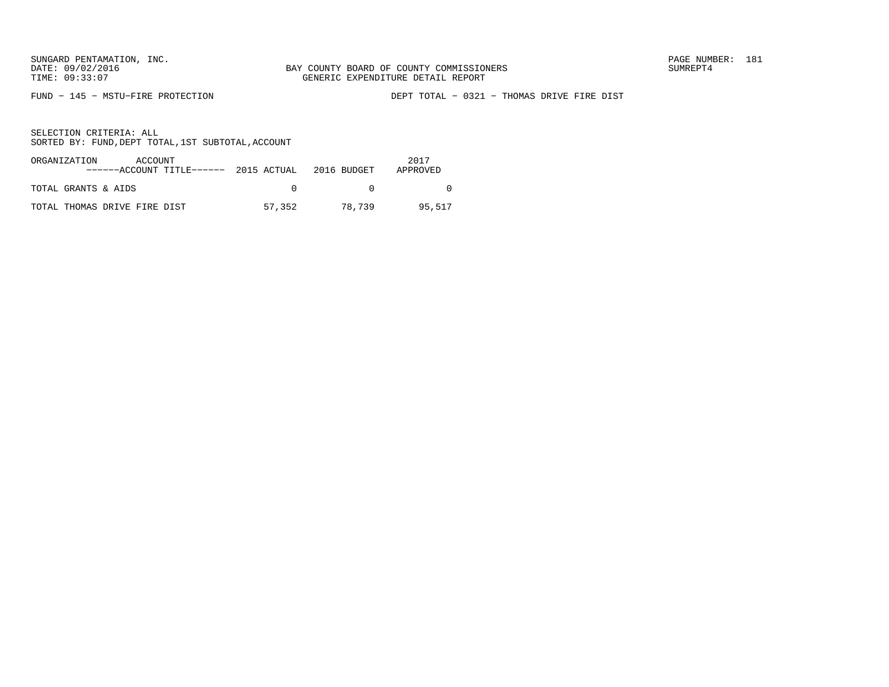FUND − 145 − MSTU−FIRE PROTECTION

DEPT TOTAL − 0321 − THOMAS DRIVE FIRE DIST

SELECTION CRITERIA: ALL
SORTED BY: FUND,DEPT TOTAL,1ST SUBTOTAL,ACCOUNT

| ORGANIZATION ACCOUNT ------ACCOUNT TITLE------ | 2015 ACTUAL | 2016 BUDGET | 2017 APPROVED |
|---|---|---|---|
| TOTAL GRANTS & AIDS | 0 | 0 | 0 |
| TOTAL THOMAS DRIVE FIRE DIST | 57,352 | 78,739 | 95,517 |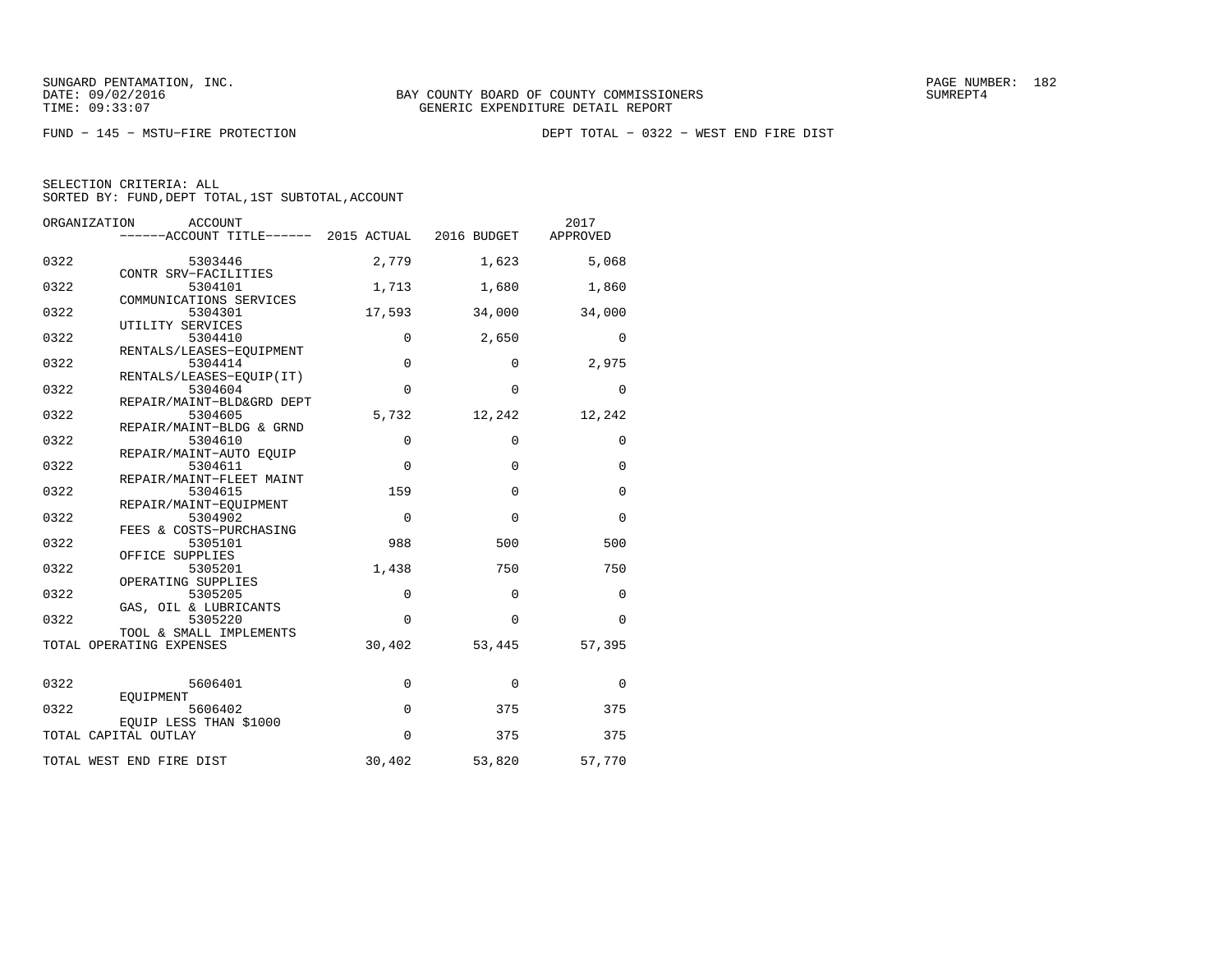SUNGARD PENTAMATION, INC.
DATE: 09/02/2016
TIME: 09:33:07

BAY COUNTY BOARD OF COUNTY COMMISSIONERS
GENERIC EXPENDITURE DETAIL REPORT

SUMREPT4

FUND − 145 − MSTU−FIRE PROTECTION

DEPT TOTAL − 0322 − WEST END FIRE DIST

SELECTION CRITERIA: ALL
SORTED BY: FUND,DEPT TOTAL,1ST SUBTOTAL,ACCOUNT

| ORGANIZATION | ACCOUNT / ------ACCOUNT TITLE------ | 2015 ACTUAL | 2016 BUDGET | 2017 APPROVED |
|---|---|---|---|---|
| 0322 | 5303446 CONTR SRV−FACILITIES | 2,779 | 1,623 | 5,068 |
| 0322 | 5304101 COMMUNICATIONS SERVICES | 1,713 | 1,680 | 1,860 |
| 0322 | 5304301 UTILITY SERVICES | 17,593 | 34,000 | 34,000 |
| 0322 | 5304410 RENTALS/LEASES−EQUIPMENT | 0 | 2,650 | 0 |
| 0322 | 5304414 RENTALS/LEASES−EQUIP(IT) | 0 | 0 | 2,975 |
| 0322 | 5304604 REPAIR/MAINT−BLD&GRD DEPT | 0 | 0 | 0 |
| 0322 | 5304605 REPAIR/MAINT−BLDG & GRND | 5,732 | 12,242 | 12,242 |
| 0322 | 5304610 REPAIR/MAINT−AUTO EQUIP | 0 | 0 | 0 |
| 0322 | 5304611 REPAIR/MAINT−FLEET MAINT | 0 | 0 | 0 |
| 0322 | 5304615 REPAIR/MAINT−EQUIPMENT | 159 | 0 | 0 |
| 0322 | 5304902 FEES & COSTS−PURCHASING | 0 | 0 | 0 |
| 0322 | 5305101 OFFICE SUPPLIES | 988 | 500 | 500 |
| 0322 | 5305201 OPERATING SUPPLIES | 1,438 | 750 | 750 |
| 0322 | 5305205 GAS, OIL & LUBRICANTS | 0 | 0 | 0 |
| 0322 | 5305220 TOOL & SMALL IMPLEMENTS | 0 | 0 | 0 |
| TOTAL OPERATING EXPENSES | | 30,402 | 53,445 | 57,395 |
| 0322 | 5606401 EQUIPMENT | 0 | 0 | 0 |
| 0322 | 5606402 EQUIP LESS THAN $1000 | 0 | 375 | 375 |
| TOTAL CAPITAL OUTLAY | | 0 | 375 | 375 |
| TOTAL WEST END FIRE DIST | | 30,402 | 53,820 | 57,770 |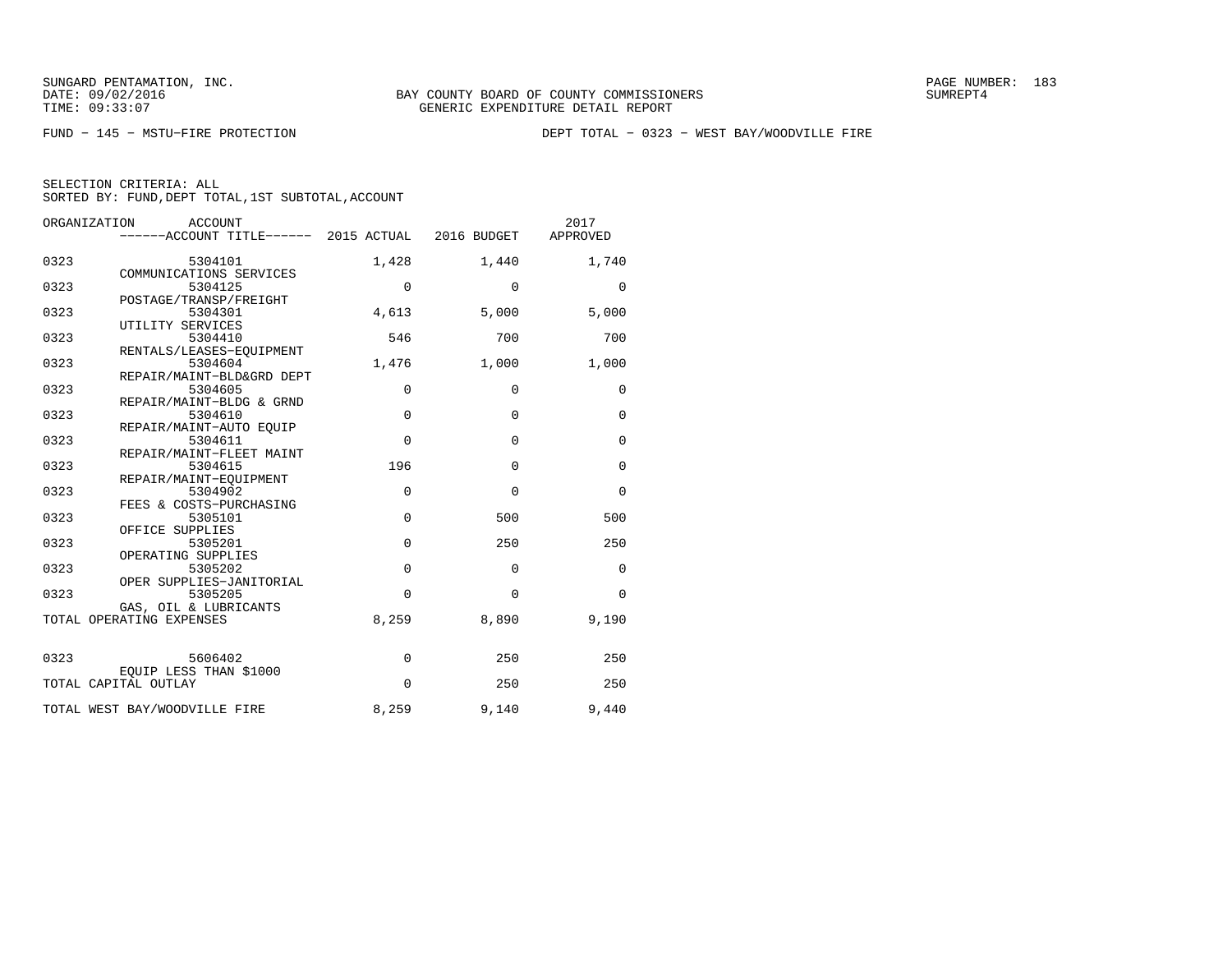SUNGARD PENTAMATION, INC.
DATE: 09/02/2016
TIME: 09:33:07

BAY COUNTY BOARD OF COUNTY COMMISSIONERS
GENERIC EXPENDITURE DETAIL REPORT

SUMREPT4

FUND − 145 − MSTU−FIRE PROTECTION

DEPT TOTAL − 0323 − WEST BAY/WOODVILLE FIRE

SELECTION CRITERIA: ALL
SORTED BY: FUND,DEPT TOTAL,1ST SUBTOTAL,ACCOUNT

| ORGANIZATION | ACCOUNT / ------ACCOUNT TITLE------ | 2015 ACTUAL | 2016 BUDGET | 2017 APPROVED |
|---|---|---|---|---|
| 0323 | 5304101 COMMUNICATIONS SERVICES | 1,428 | 1,440 | 1,740 |
| 0323 | 5304125 POSTAGE/TRANSP/FREIGHT | 0 | 0 | 0 |
| 0323 | 5304301 UTILITY SERVICES | 4,613 | 5,000 | 5,000 |
| 0323 | 5304410 RENTALS/LEASES−EQUIPMENT | 546 | 700 | 700 |
| 0323 | 5304604 REPAIR/MAINT−BLD&GRD DEPT | 1,476 | 1,000 | 1,000 |
| 0323 | 5304605 REPAIR/MAINT−BLDG & GRND | 0 | 0 | 0 |
| 0323 | 5304610 REPAIR/MAINT−AUTO EQUIP | 0 | 0 | 0 |
| 0323 | 5304611 REPAIR/MAINT−FLEET MAINT | 0 | 0 | 0 |
| 0323 | 5304615 REPAIR/MAINT−EQUIPMENT | 196 | 0 | 0 |
| 0323 | 5304902 FEES & COSTS−PURCHASING | 0 | 0 | 0 |
| 0323 | 5305101 OFFICE SUPPLIES | 0 | 500 | 500 |
| 0323 | 5305201 OPERATING SUPPLIES | 0 | 250 | 250 |
| 0323 | 5305202 OPER SUPPLIES−JANITORIAL | 0 | 0 | 0 |
| 0323 | 5305205 GAS, OIL & LUBRICANTS | 0 | 0 | 0 |
| TOTAL OPERATING EXPENSES | | 8,259 | 8,890 | 9,190 |
| 0323 | 5606402 EQUIP LESS THAN $1000 | 0 | 250 | 250 |
| TOTAL CAPITAL OUTLAY | | 0 | 250 | 250 |
| TOTAL WEST BAY/WOODVILLE FIRE | | 8,259 | 9,140 | 9,440 |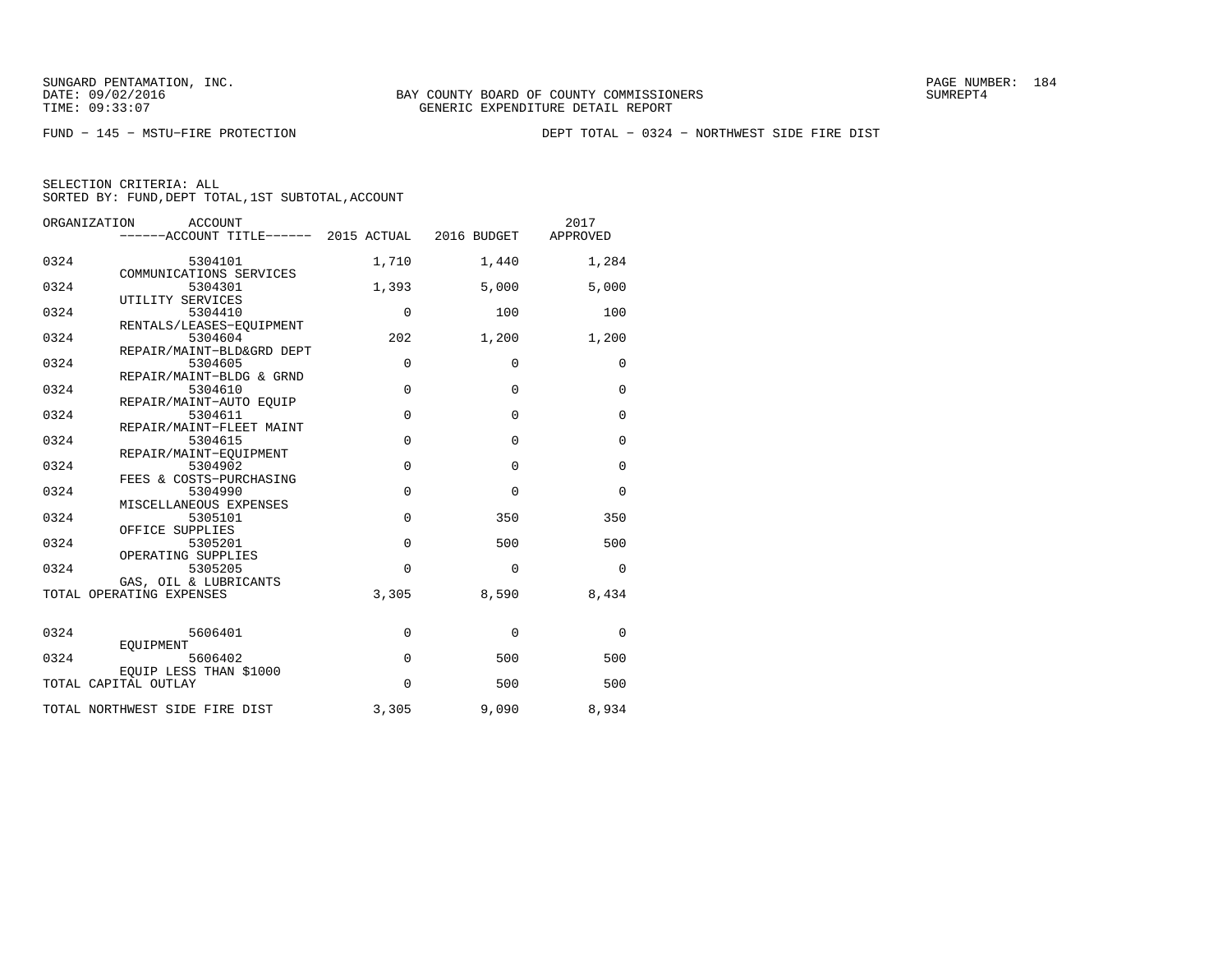SUNGARD PENTAMATION, INC.
DATE: 09/02/2016
TIME: 09:33:07

BAY COUNTY BOARD OF COUNTY COMMISSIONERS
GENERIC EXPENDITURE DETAIL REPORT

PAGE NUMBER: 184
SUMREPT4

FUND - 145 - MSTU-FIRE PROTECTION

DEPT TOTAL - 0324 - NORTHWEST SIDE FIRE DIST

SELECTION CRITERIA: ALL
SORTED BY: FUND,DEPT TOTAL,1ST SUBTOTAL,ACCOUNT

| ORGANIZATION | ACCOUNT / ACCOUNT TITLE | 2015 ACTUAL | 2016 BUDGET | 2017 APPROVED |
|---|---|---|---|---|
| 0324 | 5304101 COMMUNICATIONS SERVICES | 1,710 | 1,440 | 1,284 |
| 0324 | 5304301 UTILITY SERVICES | 1,393 | 5,000 | 5,000 |
| 0324 | 5304410 RENTALS/LEASES-EQUIPMENT | 0 | 100 | 100 |
| 0324 | 5304604 REPAIR/MAINT-BLD&GRD DEPT | 202 | 1,200 | 1,200 |
| 0324 | 5304605 REPAIR/MAINT-BLDG & GRND | 0 | 0 | 0 |
| 0324 | 5304610 REPAIR/MAINT-AUTO EQUIP | 0 | 0 | 0 |
| 0324 | 5304611 REPAIR/MAINT-FLEET MAINT | 0 | 0 | 0 |
| 0324 | 5304615 REPAIR/MAINT-EQUIPMENT | 0 | 0 | 0 |
| 0324 | 5304902 FEES & COSTS-PURCHASING | 0 | 0 | 0 |
| 0324 | 5304990 MISCELLANEOUS EXPENSES | 0 | 0 | 0 |
| 0324 | 5305101 OFFICE SUPPLIES | 0 | 350 | 350 |
| 0324 | 5305201 OPERATING SUPPLIES | 0 | 500 | 500 |
| 0324 | 5305205 GAS, OIL & LUBRICANTS | 0 | 0 | 0 |
| TOTAL OPERATING EXPENSES | | 3,305 | 8,590 | 8,434 |
| 0324 | 5606401 EQUIPMENT | 0 | 0 | 0 |
| 0324 | 5606402 EQUIP LESS THAN $1000 | 0 | 500 | 500 |
| TOTAL CAPITAL OUTLAY | | 0 | 500 | 500 |
| TOTAL NORTHWEST SIDE FIRE DIST | | 3,305 | 9,090 | 8,934 |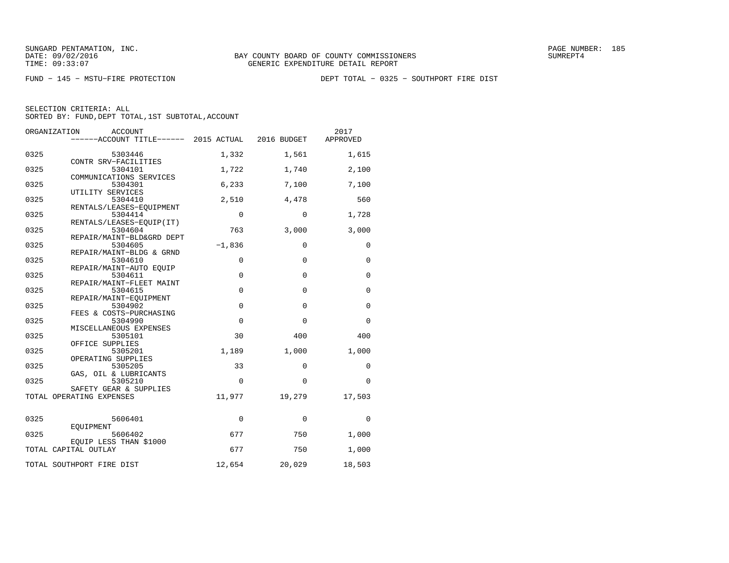BAY COUNTY BOARD OF COUNTY COMMISSIONERS
GENERIC EXPENDITURE DETAIL REPORT

FUND − 145 − MSTU−FIRE PROTECTION

DEPT TOTAL − 0325 − SOUTHPORT FIRE DIST

SELECTION CRITERIA: ALL
SORTED BY: FUND,DEPT TOTAL,1ST SUBTOTAL,ACCOUNT

| ORGANIZATION | ACCOUNT / ACCOUNT TITLE | 2015 ACTUAL | 2016 BUDGET | 2017 APPROVED |
|---|---|---|---|---|
| 0325 | 5303446 CONTR SRV−FACILITIES | 1,332 | 1,561 | 1,615 |
| 0325 | 5304101 COMMUNICATIONS SERVICES | 1,722 | 1,740 | 2,100 |
| 0325 | 5304301 UTILITY SERVICES | 6,233 | 7,100 | 7,100 |
| 0325 | 5304410 RENTALS/LEASES−EQUIPMENT | 2,510 | 4,478 | 560 |
| 0325 | 5304414 RENTALS/LEASES−EQUIP(IT) | 0 | 0 | 1,728 |
| 0325 | 5304604 REPAIR/MAINT−BLD&GRD DEPT | 763 | 3,000 | 3,000 |
| 0325 | 5304605 REPAIR/MAINT−BLDG & GRND | −1,836 | 0 | 0 |
| 0325 | 5304610 REPAIR/MAINT−AUTO EQUIP | 0 | 0 | 0 |
| 0325 | 5304611 REPAIR/MAINT−FLEET MAINT | 0 | 0 | 0 |
| 0325 | 5304615 REPAIR/MAINT−EQUIPMENT | 0 | 0 | 0 |
| 0325 | 5304902 FEES & COSTS−PURCHASING | 0 | 0 | 0 |
| 0325 | 5304990 MISCELLANEOUS EXPENSES | 0 | 0 | 0 |
| 0325 | 5305101 OFFICE SUPPLIES | 30 | 400 | 400 |
| 0325 | 5305201 OPERATING SUPPLIES | 1,189 | 1,000 | 1,000 |
| 0325 | 5305205 GAS, OIL & LUBRICANTS | 33 | 0 | 0 |
| 0325 | 5305210 SAFETY GEAR & SUPPLIES | 0 | 0 | 0 |
| TOTAL OPERATING EXPENSES | | 11,977 | 19,279 | 17,503 |
| 0325 | 5606401 EQUIPMENT | 0 | 0 | 0 |
| 0325 | 5606402 EQUIP LESS THAN $1000 | 677 | 750 | 1,000 |
| TOTAL CAPITAL OUTLAY | | 677 | 750 | 1,000 |
| TOTAL SOUTHPORT FIRE DIST | | 12,654 | 20,029 | 18,503 |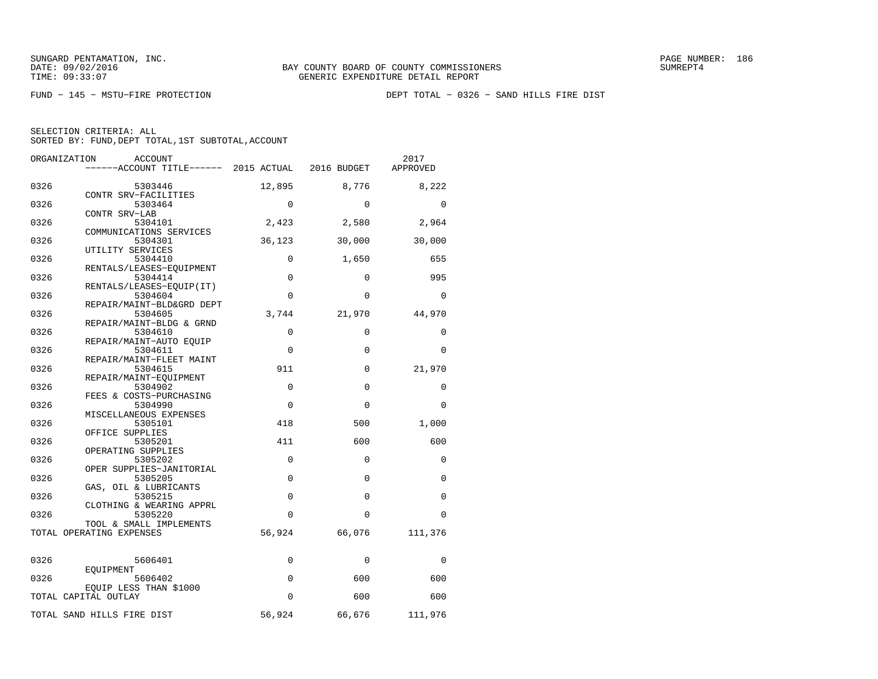SUNGARD PENTAMATION, INC.
DATE: 09/02/2016
TIME: 09:33:07

BAY COUNTY BOARD OF COUNTY COMMISSIONERS
GENERIC EXPENDITURE DETAIL REPORT

PAGE NUMBER: 186
SUMREPT4

FUND − 145 − MSTU−FIRE PROTECTION

DEPT TOTAL − 0326 − SAND HILLS FIRE DIST

SELECTION CRITERIA: ALL
SORTED BY: FUND,DEPT TOTAL,1ST SUBTOTAL,ACCOUNT

| ORGANIZATION | ACCOUNT / ACCOUNT TITLE | 2015 ACTUAL | 2016 BUDGET | 2017 APPROVED |
|---|---|---|---|---|
| 0326 | 5303446 CONTR SRV−FACILITIES | 12,895 | 8,776 | 8,222 |
| 0326 | 5303464 CONTR SRV−LAB | 0 | 0 | 0 |
| 0326 | 5304101 COMMUNICATIONS SERVICES | 2,423 | 2,580 | 2,964 |
| 0326 | 5304301 UTILITY SERVICES | 36,123 | 30,000 | 30,000 |
| 0326 | 5304410 RENTALS/LEASES−EQUIPMENT | 0 | 1,650 | 655 |
| 0326 | 5304414 RENTALS/LEASES−EQUIP(IT) | 0 | 0 | 995 |
| 0326 | 5304604 REPAIR/MAINT−BLD&GRD DEPT | 0 | 0 | 0 |
| 0326 | 5304605 REPAIR/MAINT−BLDG & GRND | 3,744 | 21,970 | 44,970 |
| 0326 | 5304610 REPAIR/MAINT−AUTO EQUIP | 0 | 0 | 0 |
| 0326 | 5304611 REPAIR/MAINT−FLEET MAINT | 0 | 0 | 0 |
| 0326 | 5304615 REPAIR/MAINT−EQUIPMENT | 911 | 0 | 21,970 |
| 0326 | 5304902 FEES & COSTS−PURCHASING | 0 | 0 | 0 |
| 0326 | 5304990 MISCELLANEOUS EXPENSES | 0 | 0 | 0 |
| 0326 | 5305101 OFFICE SUPPLIES | 418 | 500 | 1,000 |
| 0326 | 5305201 OPERATING SUPPLIES | 411 | 600 | 600 |
| 0326 | 5305202 OPER SUPPLIES−JANITORIAL | 0 | 0 | 0 |
| 0326 | 5305205 GAS, OIL & LUBRICANTS | 0 | 0 | 0 |
| 0326 | 5305215 CLOTHING & WEARING APPRL | 0 | 0 | 0 |
| 0326 | 5305220 TOOL & SMALL IMPLEMENTS | 0 | 0 | 0 |
| TOTAL OPERATING EXPENSES | | 56,924 | 66,076 | 111,376 |
| 0326 | 5606401 EQUIPMENT | 0 | 0 | 0 |
| 0326 | 5606402 EQUIP LESS THAN $1000 | 0 | 600 | 600 |
| TOTAL CAPITAL OUTLAY | | 0 | 600 | 600 |
| TOTAL SAND HILLS FIRE DIST | | 56,924 | 66,676 | 111,976 |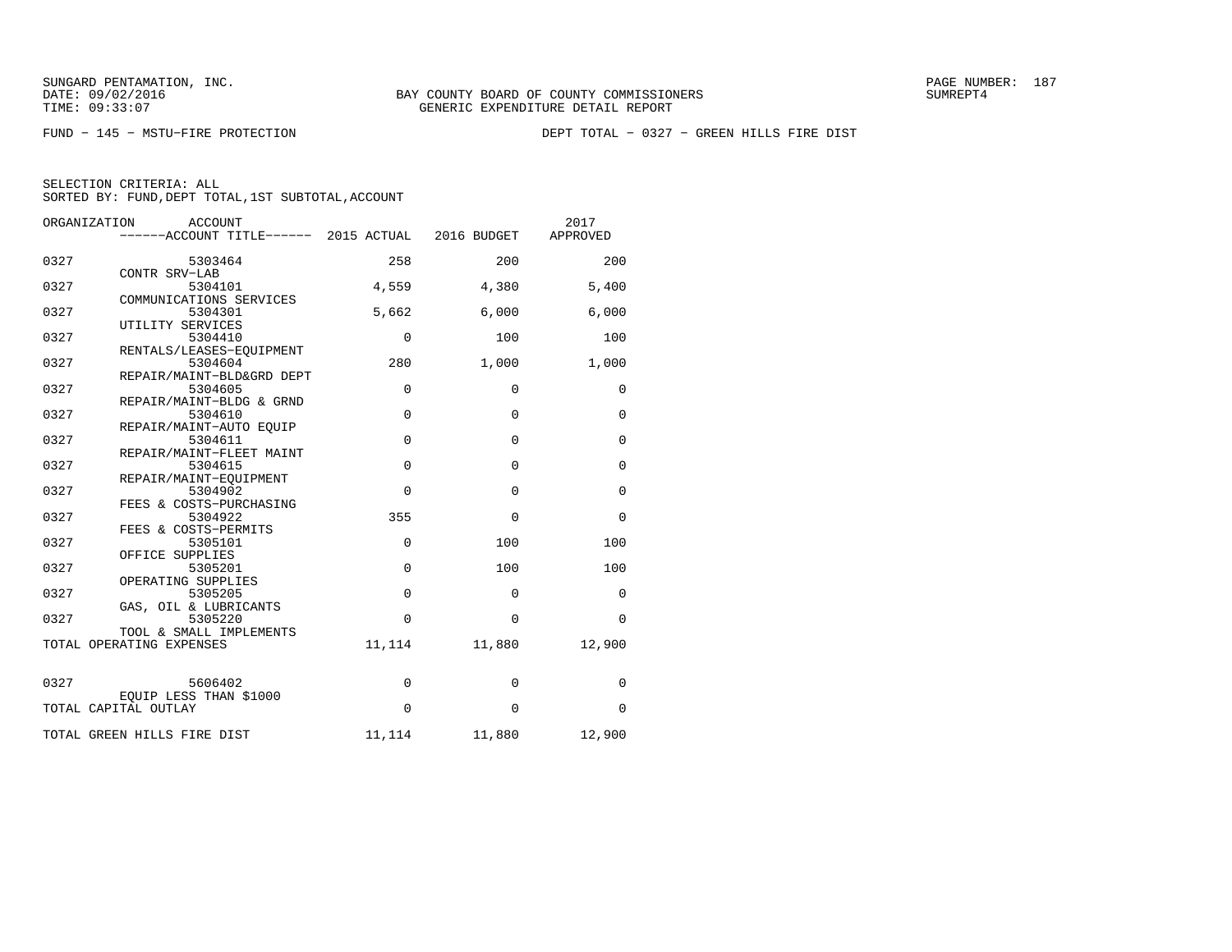SUNGARD PENTAMATION, INC.
DATE: 09/02/2016
TIME: 09:33:07

BAY COUNTY BOARD OF COUNTY COMMISSIONERS
GENERIC EXPENDITURE DETAIL REPORT

SUMREPT4

FUND − 145 − MSTU−FIRE PROTECTION

DEPT TOTAL − 0327 − GREEN HILLS FIRE DIST

SELECTION CRITERIA: ALL
SORTED BY: FUND,DEPT TOTAL,1ST SUBTOTAL,ACCOUNT

| ORGANIZATION | ACCOUNT / ACCOUNT TITLE | 2015 ACTUAL | 2016 BUDGET | 2017 APPROVED |
|---|---|---|---|---|
| 0327 | 5303464 CONTR SRV−LAB | 258 | 200 | 200 |
| 0327 | 5304101 COMMUNICATIONS SERVICES | 4,559 | 4,380 | 5,400 |
| 0327 | 5304301 UTILITY SERVICES | 5,662 | 6,000 | 6,000 |
| 0327 | 5304410 RENTALS/LEASES−EQUIPMENT | 0 | 100 | 100 |
| 0327 | 5304604 REPAIR/MAINT−BLD&GRD DEPT | 280 | 1,000 | 1,000 |
| 0327 | 5304605 REPAIR/MAINT−BLDG & GRND | 0 | 0 | 0 |
| 0327 | 5304610 REPAIR/MAINT−AUTO EQUIP | 0 | 0 | 0 |
| 0327 | 5304611 REPAIR/MAINT−FLEET MAINT | 0 | 0 | 0 |
| 0327 | 5304615 REPAIR/MAINT−EQUIPMENT | 0 | 0 | 0 |
| 0327 | 5304902 FEES & COSTS−PURCHASING | 0 | 0 | 0 |
| 0327 | 5304922 FEES & COSTS−PERMITS | 355 | 0 | 0 |
| 0327 | 5305101 OFFICE SUPPLIES | 0 | 100 | 100 |
| 0327 | 5305201 OPERATING SUPPLIES | 0 | 100 | 100 |
| 0327 | 5305205 GAS, OIL & LUBRICANTS | 0 | 0 | 0 |
| 0327 | 5305220 TOOL & SMALL IMPLEMENTS | 0 | 0 | 0 |
| TOTAL OPERATING EXPENSES | | 11,114 | 11,880 | 12,900 |
| 0327 | 5606402 EQUIP LESS THAN $1000 | 0 | 0 | 0 |
| TOTAL CAPITAL OUTLAY | | 0 | 0 | 0 |
| TOTAL GREEN HILLS FIRE DIST | | 11,114 | 11,880 | 12,900 |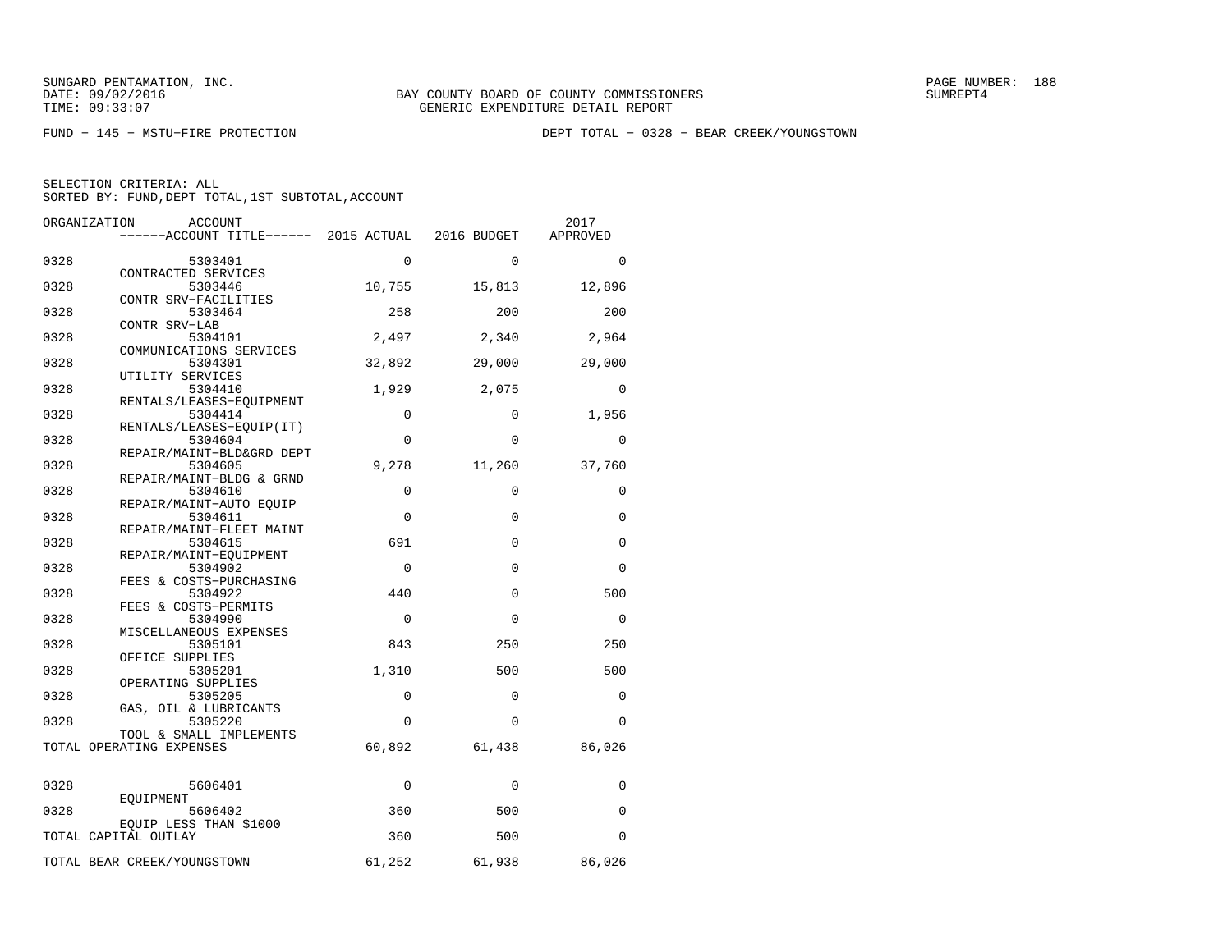SUNGARD PENTAMATION, INC.
DATE: 09/02/2016
TIME: 09:33:07

BAY COUNTY BOARD OF COUNTY COMMISSIONERS
GENERIC EXPENDITURE DETAIL REPORT

SUMREPT4

FUND − 145 − MSTU−FIRE PROTECTION

DEPT TOTAL − 0328 − BEAR CREEK/YOUNGSTOWN

SELECTION CRITERIA: ALL
SORTED BY: FUND,DEPT TOTAL,1ST SUBTOTAL,ACCOUNT

| ORGANIZATION | ACCOUNT / ------ACCOUNT TITLE------ | 2015 ACTUAL | 2016 BUDGET | 2017 APPROVED |
|---|---|---|---|---|
| 0328 | 5303401 CONTRACTED SERVICES | 0 | 0 | 0 |
| 0328 | 5303446 CONTR SRV−FACILITIES | 10,755 | 15,813 | 12,896 |
| 0328 | 5303464 CONTR SRV−LAB | 258 | 200 | 200 |
| 0328 | 5304101 COMMUNICATIONS SERVICES | 2,497 | 2,340 | 2,964 |
| 0328 | 5304301 UTILITY SERVICES | 32,892 | 29,000 | 29,000 |
| 0328 | 5304410 RENTALS/LEASES−EQUIPMENT | 1,929 | 2,075 | 0 |
| 0328 | 5304414 RENTALS/LEASES−EQUIP(IT) | 0 | 0 | 1,956 |
| 0328 | 5304604 REPAIR/MAINT−BLD&GRD DEPT | 0 | 0 | 0 |
| 0328 | 5304605 REPAIR/MAINT−BLDG & GRND | 9,278 | 11,260 | 37,760 |
| 0328 | 5304610 REPAIR/MAINT−AUTO EQUIP | 0 | 0 | 0 |
| 0328 | 5304611 REPAIR/MAINT−FLEET MAINT | 0 | 0 | 0 |
| 0328 | 5304615 REPAIR/MAINT−EQUIPMENT | 691 | 0 | 0 |
| 0328 | 5304902 FEES & COSTS−PURCHASING | 0 | 0 | 0 |
| 0328 | 5304922 FEES & COSTS−PERMITS | 440 | 0 | 500 |
| 0328 | 5304990 MISCELLANEOUS EXPENSES | 0 | 0 | 0 |
| 0328 | 5305101 OFFICE SUPPLIES | 843 | 250 | 250 |
| 0328 | 5305201 OPERATING SUPPLIES | 1,310 | 500 | 500 |
| 0328 | 5305205 GAS, OIL & LUBRICANTS | 0 | 0 | 0 |
| 0328 | 5305220 TOOL & SMALL IMPLEMENTS | 0 | 0 | 0 |
| TOTAL OPERATING EXPENSES | | 60,892 | 61,438 | 86,026 |
| 0328 | 5606401 EQUIPMENT | 0 | 0 | 0 |
| 0328 | 5606402 EQUIP LESS THAN $1000 | 360 | 500 | 0 |
| TOTAL CAPITAL OUTLAY | | 360 | 500 | 0 |
| TOTAL BEAR CREEK/YOUNGSTOWN | | 61,252 | 61,938 | 86,026 |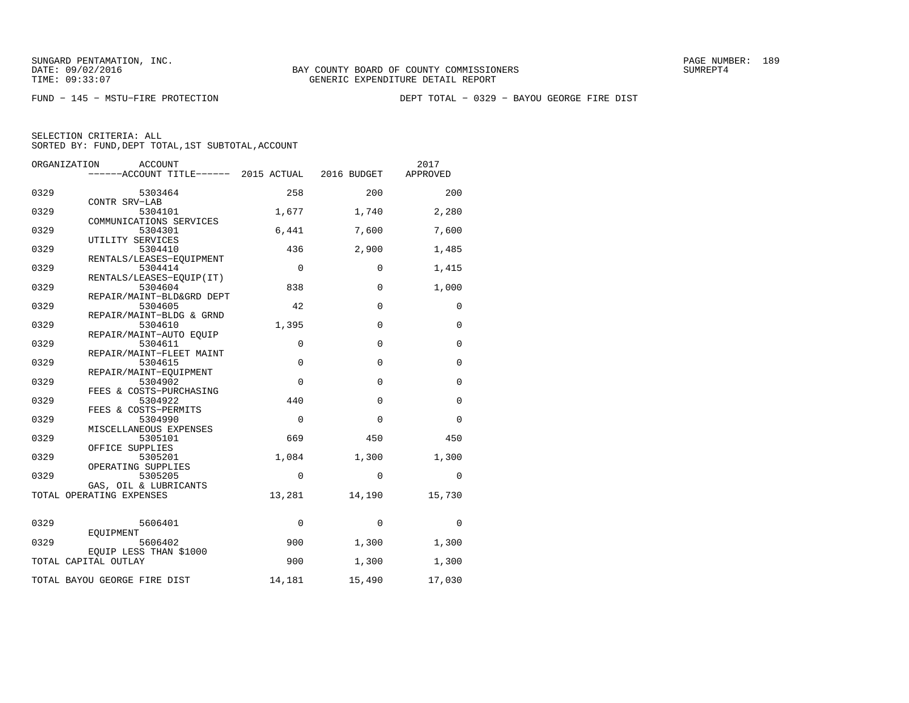SUNGARD PENTAMATION, INC.
DATE: 09/02/2016
TIME: 09:33:07

BAY COUNTY BOARD OF COUNTY COMMISSIONERS
GENERIC EXPENDITURE DETAIL REPORT

PAGE NUMBER: 189
SUMREPT4

FUND − 145 − MSTU−FIRE PROTECTION

DEPT TOTAL − 0329 − BAYOU GEORGE FIRE DIST

SELECTION CRITERIA: ALL
SORTED BY: FUND,DEPT TOTAL,1ST SUBTOTAL,ACCOUNT

| ORGANIZATION | ACCOUNT ------ACCOUNT TITLE------ | 2015 ACTUAL | 2016 BUDGET | 2017 APPROVED |
|---|---|---|---|---|
| 0329 | 5303464 CONTR SRV−LAB | 258 | 200 | 200 |
| 0329 | 5304101 COMMUNICATIONS SERVICES | 1,677 | 1,740 | 2,280 |
| 0329 | 5304301 UTILITY SERVICES | 6,441 | 7,600 | 7,600 |
| 0329 | 5304410 RENTALS/LEASES−EQUIPMENT | 436 | 2,900 | 1,485 |
| 0329 | 5304414 RENTALS/LEASES−EQUIP(IT) | 0 | 0 | 1,415 |
| 0329 | 5304604 REPAIR/MAINT−BLD&GRD DEPT | 838 | 0 | 1,000 |
| 0329 | 5304605 REPAIR/MAINT−BLDG & GRND | 42 | 0 | 0 |
| 0329 | 5304610 REPAIR/MAINT−AUTO EQUIP | 1,395 | 0 | 0 |
| 0329 | 5304611 REPAIR/MAINT−FLEET MAINT | 0 | 0 | 0 |
| 0329 | 5304615 REPAIR/MAINT−EQUIPMENT | 0 | 0 | 0 |
| 0329 | 5304902 FEES & COSTS−PURCHASING | 0 | 0 | 0 |
| 0329 | 5304922 FEES & COSTS−PERMITS | 440 | 0 | 0 |
| 0329 | 5304990 MISCELLANEOUS EXPENSES | 0 | 0 | 0 |
| 0329 | 5305101 OFFICE SUPPLIES | 669 | 450 | 450 |
| 0329 | 5305201 OPERATING SUPPLIES | 1,084 | 1,300 | 1,300 |
| 0329 | 5305205 GAS, OIL & LUBRICANTS | 0 | 0 | 0 |
| TOTAL OPERATING EXPENSES | | 13,281 | 14,190 | 15,730 |
| 0329 | 5606401 EQUIPMENT | 0 | 0 | 0 |
| 0329 | 5606402 EQUIP LESS THAN $1000 | 900 | 1,300 | 1,300 |
| TOTAL CAPITAL OUTLAY | | 900 | 1,300 | 1,300 |
| TOTAL BAYOU GEORGE FIRE DIST | | 14,181 | 15,490 | 17,030 |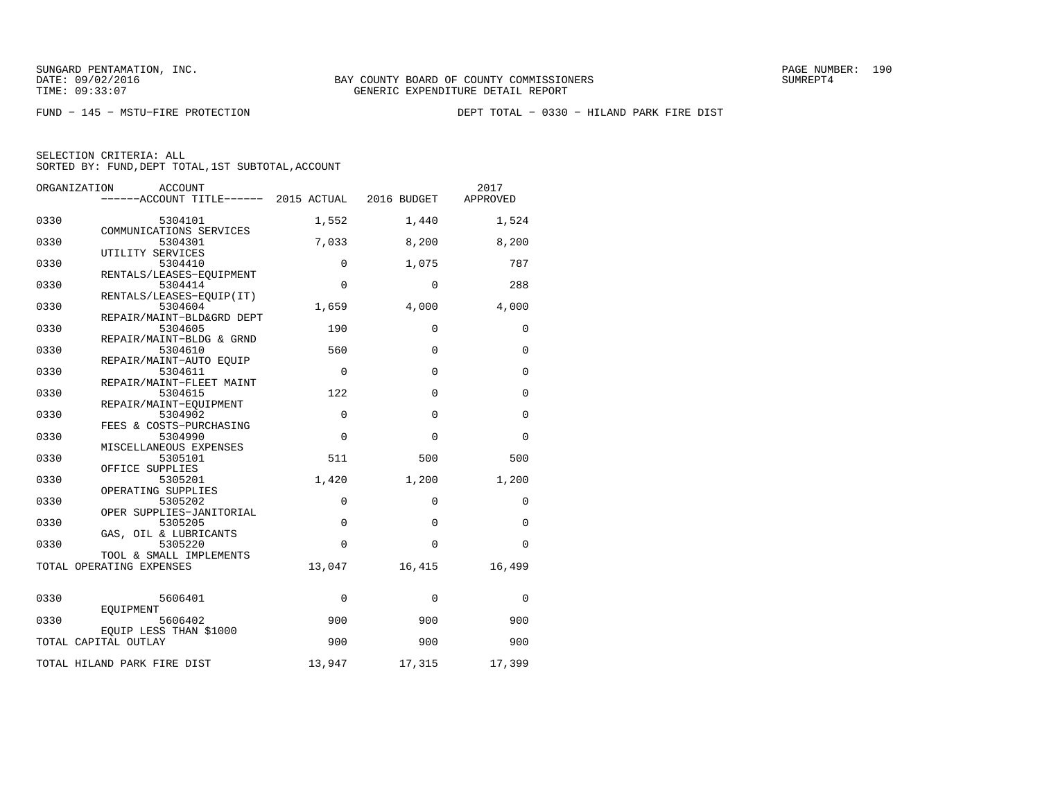SUNGARD PENTAMATION, INC.
DATE: 09/02/2016
TIME: 09:33:07

BAY COUNTY BOARD OF COUNTY COMMISSIONERS
GENERIC EXPENDITURE DETAIL REPORT

SUMREPT4

FUND − 145 − MSTU−FIRE PROTECTION

DEPT TOTAL − 0330 − HILAND PARK FIRE DIST

SELECTION CRITERIA: ALL
SORTED BY: FUND,DEPT TOTAL,1ST SUBTOTAL,ACCOUNT

| ORGANIZATION | ACCOUNT / ACCOUNT TITLE | 2015 ACTUAL | 2016 BUDGET | 2017 APPROVED |
|---|---|---|---|---|
| 0330 | 5304101 COMMUNICATIONS SERVICES | 1,552 | 1,440 | 1,524 |
| 0330 | 5304301 UTILITY SERVICES | 7,033 | 8,200 | 8,200 |
| 0330 | 5304410 RENTALS/LEASES−EQUIPMENT | 0 | 1,075 | 787 |
| 0330 | 5304414 RENTALS/LEASES−EQUIP(IT) | 0 | 0 | 288 |
| 0330 | 5304604 REPAIR/MAINT−BLD&GRD DEPT | 1,659 | 4,000 | 4,000 |
| 0330 | 5304605 REPAIR/MAINT−BLDG & GRND | 190 | 0 | 0 |
| 0330 | 5304610 REPAIR/MAINT−AUTO EQUIP | 560 | 0 | 0 |
| 0330 | 5304611 REPAIR/MAINT−FLEET MAINT | 0 | 0 | 0 |
| 0330 | 5304615 REPAIR/MAINT−EQUIPMENT | 122 | 0 | 0 |
| 0330 | 5304902 FEES & COSTS−PURCHASING | 0 | 0 | 0 |
| 0330 | 5304990 MISCELLANEOUS EXPENSES | 0 | 0 | 0 |
| 0330 | 5305101 OFFICE SUPPLIES | 511 | 500 | 500 |
| 0330 | 5305201 OPERATING SUPPLIES | 1,420 | 1,200 | 1,200 |
| 0330 | 5305202 OPER SUPPLIES−JANITORIAL | 0 | 0 | 0 |
| 0330 | 5305205 GAS, OIL & LUBRICANTS | 0 | 0 | 0 |
| 0330 | 5305220 TOOL & SMALL IMPLEMENTS | 0 | 0 | 0 |
| TOTAL OPERATING EXPENSES | | 13,047 | 16,415 | 16,499 |
| 0330 | 5606401 EQUIPMENT | 0 | 0 | 0 |
| 0330 | 5606402 EQUIP LESS THAN $1000 | 900 | 900 | 900 |
| TOTAL CAPITAL OUTLAY | | 900 | 900 | 900 |
| TOTAL HILAND PARK FIRE DIST | | 13,947 | 17,315 | 17,399 |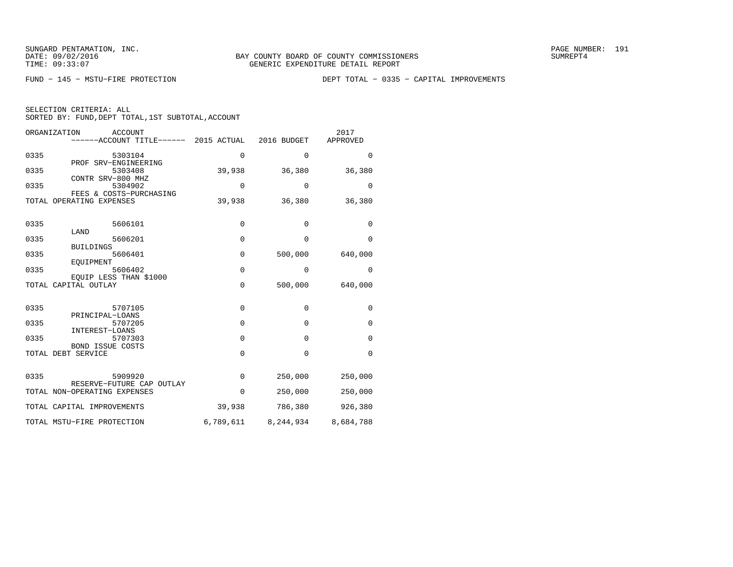FUND − 145 − MSTU−FIRE PROTECTION

DEPT TOTAL − 0335 − CAPITAL IMPROVEMENTS

SELECTION CRITERIA: ALL
SORTED BY: FUND,DEPT TOTAL,1ST SUBTOTAL,ACCOUNT

| ORGANIZATION | ACCOUNT / ------ACCOUNT TITLE------ | 2015 ACTUAL | 2016 BUDGET | 2017 APPROVED |
|---|---|---|---|---|
| 0335 | 5303104 PROF SRV−ENGINEERING | 0 | 0 | 0 |
| 0335 | 5303408 CONTR SRV−800 MHZ | 39,938 | 36,380 | 36,380 |
| 0335 | 5304902 FEES & COSTS−PURCHASING | 0 | 0 | 0 |
| TOTAL OPERATING EXPENSES | | 39,938 | 36,380 | 36,380 |
| 0335 | 5606101 LAND | 0 | 0 | 0 |
| 0335 | 5606201 BUILDINGS | 0 | 0 | 0 |
| 0335 | 5606401 EQUIPMENT | 0 | 500,000 | 640,000 |
| 0335 | 5606402 EQUIP LESS THAN $1000 | 0 | 0 | 0 |
| TOTAL CAPITAL OUTLAY | | 0 | 500,000 | 640,000 |
| 0335 | 5707105 PRINCIPAL−LOANS | 0 | 0 | 0 |
| 0335 | 5707205 INTEREST−LOANS | 0 | 0 | 0 |
| 0335 | 5707303 BOND ISSUE COSTS | 0 | 0 | 0 |
| TOTAL DEBT SERVICE | | 0 | 0 | 0 |
| 0335 | 5909920 RESERVE−FUTURE CAP OUTLAY | 0 | 250,000 | 250,000 |
| TOTAL NON−OPERATING EXPENSES | | 0 | 250,000 | 250,000 |
| TOTAL CAPITAL IMPROVEMENTS | | 39,938 | 786,380 | 926,380 |
| TOTAL MSTU−FIRE PROTECTION | | 6,789,611 | 8,244,934 | 8,684,788 |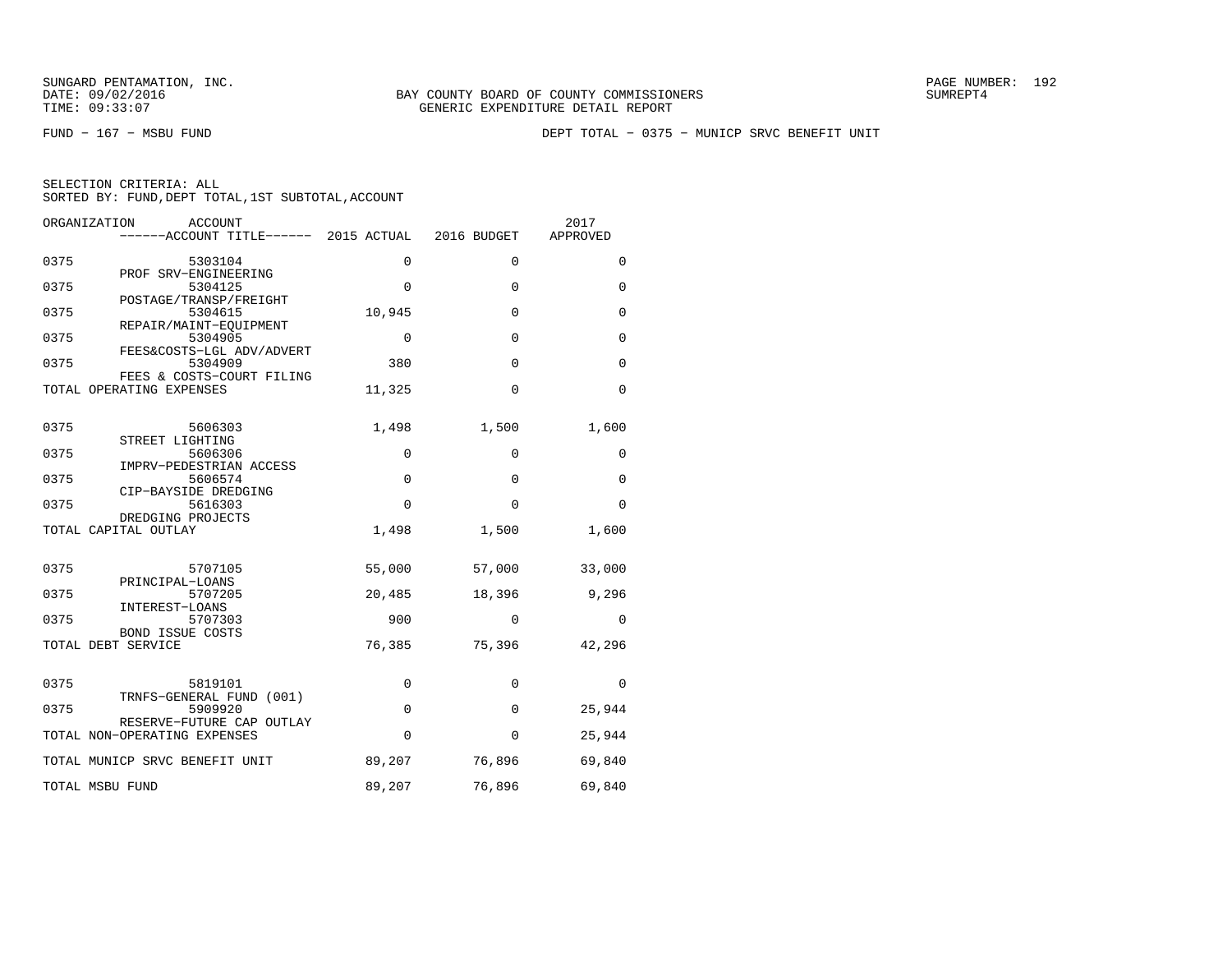SUNGARD PENTAMATION, INC.
DATE: 09/02/2016
TIME: 09:33:07

BAY COUNTY BOARD OF COUNTY COMMISSIONERS
GENERIC EXPENDITURE DETAIL REPORT

SUMREPT4

FUND − 167 − MSBU FUND

DEPT TOTAL − 0375 − MUNICP SRVC BENEFIT UNIT

SELECTION CRITERIA: ALL
SORTED BY: FUND,DEPT TOTAL,1ST SUBTOTAL,ACCOUNT

| ORGANIZATION | ACCOUNT / ACCOUNT TITLE | 2015 ACTUAL | 2016 BUDGET | 2017 APPROVED |
|---|---|---|---|---|
| 0375 | 5303104 PROF SRV−ENGINEERING | 0 | 0 | 0 |
| 0375 | 5304125 POSTAGE/TRANSP/FREIGHT | 0 | 0 | 0 |
| 0375 | 5304615 REPAIR/MAINT−EQUIPMENT | 10,945 | 0 | 0 |
| 0375 | 5304905 FEES&COSTS−LGL ADV/ADVERT | 0 | 0 | 0 |
| 0375 | 5304909 FEES & COSTS−COURT FILING | 380 | 0 | 0 |
| TOTAL OPERATING EXPENSES | | 11,325 | 0 | 0 |
| 0375 | 5606303 STREET LIGHTING | 1,498 | 1,500 | 1,600 |
| 0375 | 5606306 IMPRV−PEDESTRIAN ACCESS | 0 | 0 | 0 |
| 0375 | 5606574 CIP−BAYSIDE DREDGING | 0 | 0 | 0 |
| 0375 | 5616303 DREDGING PROJECTS | 0 | 0 | 0 |
| TOTAL CAPITAL OUTLAY | | 1,498 | 1,500 | 1,600 |
| 0375 | 5707105 PRINCIPAL−LOANS | 55,000 | 57,000 | 33,000 |
| 0375 | 5707205 INTEREST−LOANS | 20,485 | 18,396 | 9,296 |
| 0375 | 5707303 BOND ISSUE COSTS | 900 | 0 | 0 |
| TOTAL DEBT SERVICE | | 76,385 | 75,396 | 42,296 |
| 0375 | 5819101 TRNFS−GENERAL FUND (001) | 0 | 0 | 0 |
| 0375 | 5909920 RESERVE−FUTURE CAP OUTLAY | 0 | 0 | 25,944 |
| TOTAL NON−OPERATING EXPENSES | | 0 | 0 | 25,944 |
| TOTAL MUNICP SRVC BENEFIT UNIT | | 89,207 | 76,896 | 69,840 |
| TOTAL MSBU FUND | | 89,207 | 76,896 | 69,840 |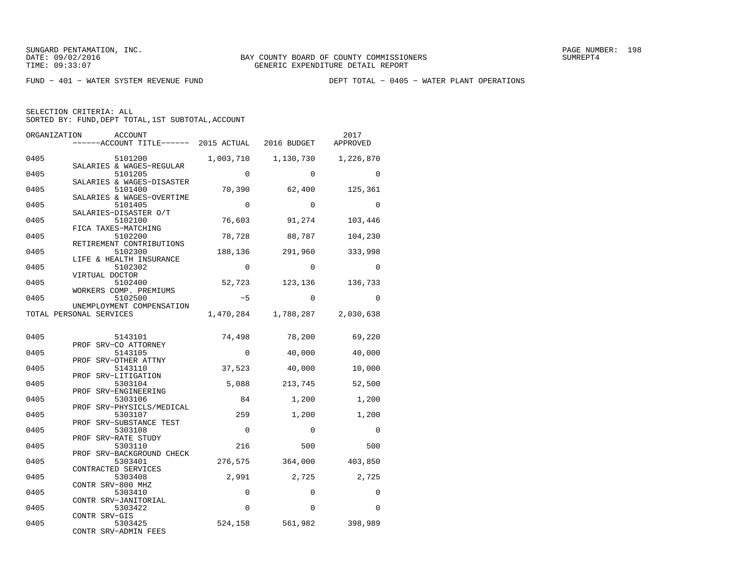SUNGARD PENTAMATION, INC.
DATE: 09/02/2016
TIME: 09:33:07

BAY COUNTY BOARD OF COUNTY COMMISSIONERS
GENERIC EXPENDITURE DETAIL REPORT

SUMREPT4

FUND - 401 - WATER SYSTEM REVENUE FUND

DEPT TOTAL - 0405 - WATER PLANT OPERATIONS

SELECTION CRITERIA: ALL
SORTED BY: FUND,DEPT TOTAL,1ST SUBTOTAL,ACCOUNT

| ORGANIZATION | ACCOUNT / ACCOUNT TITLE | 2015 ACTUAL | 2016 BUDGET | 2017 APPROVED |
|---|---|---|---|---|
| 0405 | 5101200 SALARIES & WAGES-REGULAR | 1,003,710 | 1,130,730 | 1,226,870 |
| 0405 | 5101205 SALARIES & WAGES-DISASTER | 0 | 0 | 0 |
| 0405 | 5101400 SALARIES & WAGES-OVERTIME | 70,390 | 62,400 | 125,361 |
| 0405 | 5101405 SALARIES-DISASTER O/T | 0 | 0 | 0 |
| 0405 | 5102100 FICA TAXES-MATCHING | 76,603 | 91,274 | 103,446 |
| 0405 | 5102200 RETIREMENT CONTRIBUTIONS | 78,728 | 88,787 | 104,230 |
| 0405 | 5102300 LIFE & HEALTH INSURANCE | 188,136 | 291,960 | 333,998 |
| 0405 | 5102302 VIRTUAL DOCTOR | 0 | 0 | 0 |
| 0405 | 5102400 WORKERS COMP. PREMIUMS | 52,723 | 123,136 | 136,733 |
| 0405 | 5102500 UNEMPLOYMENT COMPENSATION | -5 | 0 | 0 |
| TOTAL PERSONAL SERVICES | | 1,470,284 | 1,788,287 | 2,030,638 |
| 0405 | 5143101 PROF SRV-CO ATTORNEY | 74,498 | 78,200 | 69,220 |
| 0405 | 5143105 PROF SRV-OTHER ATTNY | 0 | 40,000 | 40,000 |
| 0405 | 5143110 PROF SRV-LITIGATION | 37,523 | 40,000 | 10,000 |
| 0405 | 5303104 PROF SRV-ENGINEERING | 5,088 | 213,745 | 52,500 |
| 0405 | 5303106 PROF SRV-PHYSICLS/MEDICAL | 84 | 1,200 | 1,200 |
| 0405 | 5303107 PROF SRV-SUBSTANCE TEST | 259 | 1,200 | 1,200 |
| 0405 | 5303108 PROF SRV-RATE STUDY | 0 | 0 | 0 |
| 0405 | 5303110 PROF SRV-BACKGROUND CHECK | 216 | 500 | 500 |
| 0405 | 5303401 CONTRACTED SERVICES | 276,575 | 364,000 | 403,850 |
| 0405 | 5303408 CONTR SRV-800 MHZ | 2,991 | 2,725 | 2,725 |
| 0405 | 5303410 CONTR SRV-JANITORIAL | 0 | 0 | 0 |
| 0405 | 5303422 CONTR SRV-GIS | 0 | 0 | 0 |
| 0405 | 5303425 CONTR SRV-ADMIN FEES | 524,158 | 561,982 | 398,989 |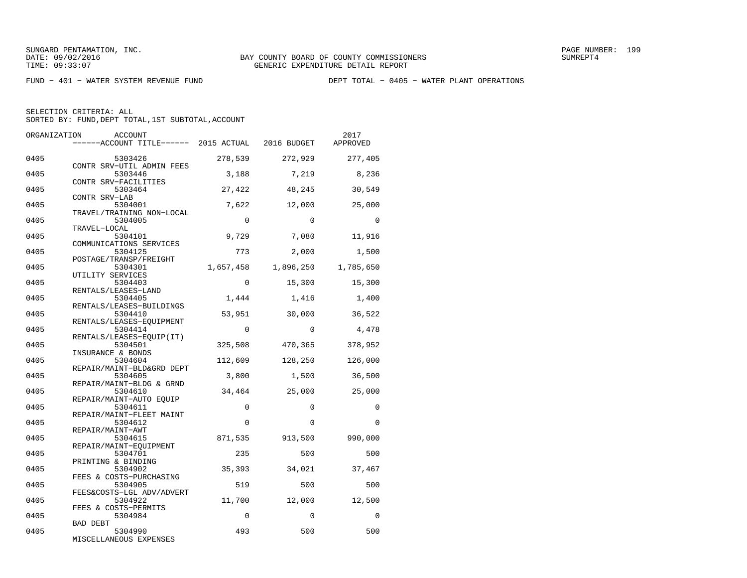SUNGARD PENTAMATION, INC.
DATE: 09/02/2016
TIME: 09:33:07

BAY COUNTY BOARD OF COUNTY COMMISSIONERS
GENERIC EXPENDITURE DETAIL REPORT

SUMREPT4

FUND − 401 − WATER SYSTEM REVENUE FUND

DEPT TOTAL − 0405 − WATER PLANT OPERATIONS

SELECTION CRITERIA: ALL
SORTED BY: FUND,DEPT TOTAL,1ST SUBTOTAL,ACCOUNT

| ORGANIZATION | ACCOUNT ------ACCOUNT TITLE------ | 2015 ACTUAL | 2016 BUDGET | 2017 APPROVED |
|---|---|---|---|---|
| 0405 | 5303426 CONTR SRV−UTIL ADMIN FEES | 278,539 | 272,929 | 277,405 |
| 0405 | 5303446 CONTR SRV−FACILITIES | 3,188 | 7,219 | 8,236 |
| 0405 | 5303464 CONTR SRV−LAB | 27,422 | 48,245 | 30,549 |
| 0405 | 5304001 TRAVEL/TRAINING NON−LOCAL | 7,622 | 12,000 | 25,000 |
| 0405 | 5304005 TRAVEL−LOCAL | 0 | 0 | 0 |
| 0405 | 5304101 COMMUNICATIONS SERVICES | 9,729 | 7,080 | 11,916 |
| 0405 | 5304125 POSTAGE/TRANSP/FREIGHT | 773 | 2,000 | 1,500 |
| 0405 | 5304301 UTILITY SERVICES | 1,657,458 | 1,896,250 | 1,785,650 |
| 0405 | 5304403 RENTALS/LEASES−LAND | 0 | 15,300 | 15,300 |
| 0405 | 5304405 RENTALS/LEASES−BUILDINGS | 1,444 | 1,416 | 1,400 |
| 0405 | 5304410 RENTALS/LEASES−EQUIPMENT | 53,951 | 30,000 | 36,522 |
| 0405 | 5304414 RENTALS/LEASES−EQUIP(IT) | 0 | 0 | 4,478 |
| 0405 | 5304501 INSURANCE & BONDS | 325,508 | 470,365 | 378,952 |
| 0405 | 5304604 REPAIR/MAINT−BLD&GRD DEPT | 112,609 | 128,250 | 126,000 |
| 0405 | 5304605 REPAIR/MAINT−BLDG & GRND | 3,800 | 1,500 | 36,500 |
| 0405 | 5304610 REPAIR/MAINT−AUTO EQUIP | 34,464 | 25,000 | 25,000 |
| 0405 | 5304611 REPAIR/MAINT−FLEET MAINT | 0 | 0 | 0 |
| 0405 | 5304612 REPAIR/MAINT−AWT | 0 | 0 | 0 |
| 0405 | 5304615 REPAIR/MAINT−EQUIPMENT | 871,535 | 913,500 | 990,000 |
| 0405 | 5304701 PRINTING & BINDING | 235 | 500 | 500 |
| 0405 | 5304902 FEES & COSTS−PURCHASING | 35,393 | 34,021 | 37,467 |
| 0405 | 5304905 FEES&COSTS−LGL ADV/ADVERT | 519 | 500 | 500 |
| 0405 | 5304922 FEES & COSTS−PERMITS | 11,700 | 12,000 | 12,500 |
| 0405 | 5304984 BAD DEBT | 0 | 0 | 0 |
| 0405 | 5304990 MISCELLANEOUS EXPENSES | 493 | 500 | 500 |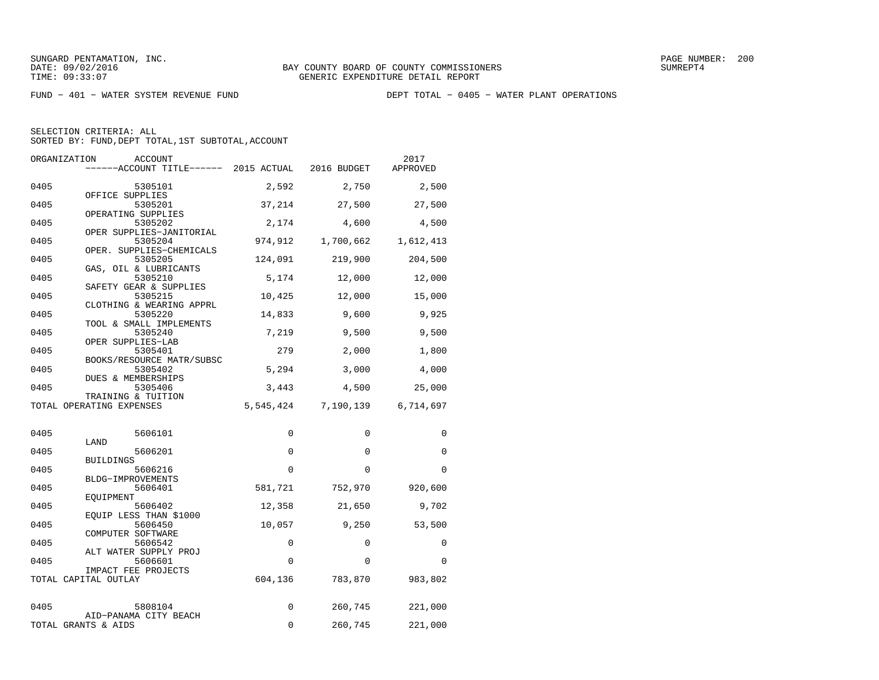SUNGARD PENTAMATION, INC.
DATE: 09/02/2016
TIME: 09:33:07

BAY COUNTY BOARD OF COUNTY COMMISSIONERS
GENERIC EXPENDITURE DETAIL REPORT

SUMREPT4

FUND − 401 − WATER SYSTEM REVENUE FUND    DEPT TOTAL − 0405 − WATER PLANT OPERATIONS

SELECTION CRITERIA: ALL
SORTED BY: FUND,DEPT TOTAL,1ST SUBTOTAL,ACCOUNT

| ORGANIZATION | ACCOUNT / ACCOUNT TITLE | 2015 ACTUAL | 2016 BUDGET | 2017 APPROVED |
|---|---|---|---|---|
| 0405 | 5305101 OFFICE SUPPLIES | 2,592 | 2,750 | 2,500 |
| 0405 | 5305201 OPERATING SUPPLIES | 37,214 | 27,500 | 27,500 |
| 0405 | 5305202 OPER SUPPLIES−JANITORIAL | 2,174 | 4,600 | 4,500 |
| 0405 | 5305204 OPER. SUPPLIES−CHEMICALS | 974,912 | 1,700,662 | 1,612,413 |
| 0405 | 5305205 GAS, OIL & LUBRICANTS | 124,091 | 219,900 | 204,500 |
| 0405 | 5305210 SAFETY GEAR & SUPPLIES | 5,174 | 12,000 | 12,000 |
| 0405 | 5305215 CLOTHING & WEARING APPRL | 10,425 | 12,000 | 15,000 |
| 0405 | 5305220 TOOL & SMALL IMPLEMENTS | 14,833 | 9,600 | 9,925 |
| 0405 | 5305240 OPER SUPPLIES−LAB | 7,219 | 9,500 | 9,500 |
| 0405 | 5305401 BOOKS/RESOURCE MATR/SUBSC | 279 | 2,000 | 1,800 |
| 0405 | 5305402 DUES & MEMBERSHIPS | 5,294 | 3,000 | 4,000 |
| 0405 | 5305406 TRAINING & TUITION | 3,443 | 4,500 | 25,000 |
| TOTAL OPERATING EXPENSES | | 5,545,424 | 7,190,139 | 6,714,697 |
| 0405 | 5606101 LAND | 0 | 0 | 0 |
| 0405 | 5606201 BUILDINGS | 0 | 0 | 0 |
| 0405 | 5606216 BLDG−IMPROVEMENTS | 0 | 0 | 0 |
| 0405 | 5606401 EQUIPMENT | 581,721 | 752,970 | 920,600 |
| 0405 | 5606402 EQUIP LESS THAN $1000 | 12,358 | 21,650 | 9,702 |
| 0405 | 5606450 COMPUTER SOFTWARE | 10,057 | 9,250 | 53,500 |
| 0405 | 5606542 ALT WATER SUPPLY PROJ | 0 | 0 | 0 |
| 0405 | 5606601 IMPACT FEE PROJECTS | 0 | 0 | 0 |
| TOTAL CAPITAL OUTLAY | | 604,136 | 783,870 | 983,802 |
| 0405 | 5808104 AID−PANAMA CITY BEACH | 0 | 260,745 | 221,000 |
| TOTAL GRANTS & AIDS | | 0 | 260,745 | 221,000 |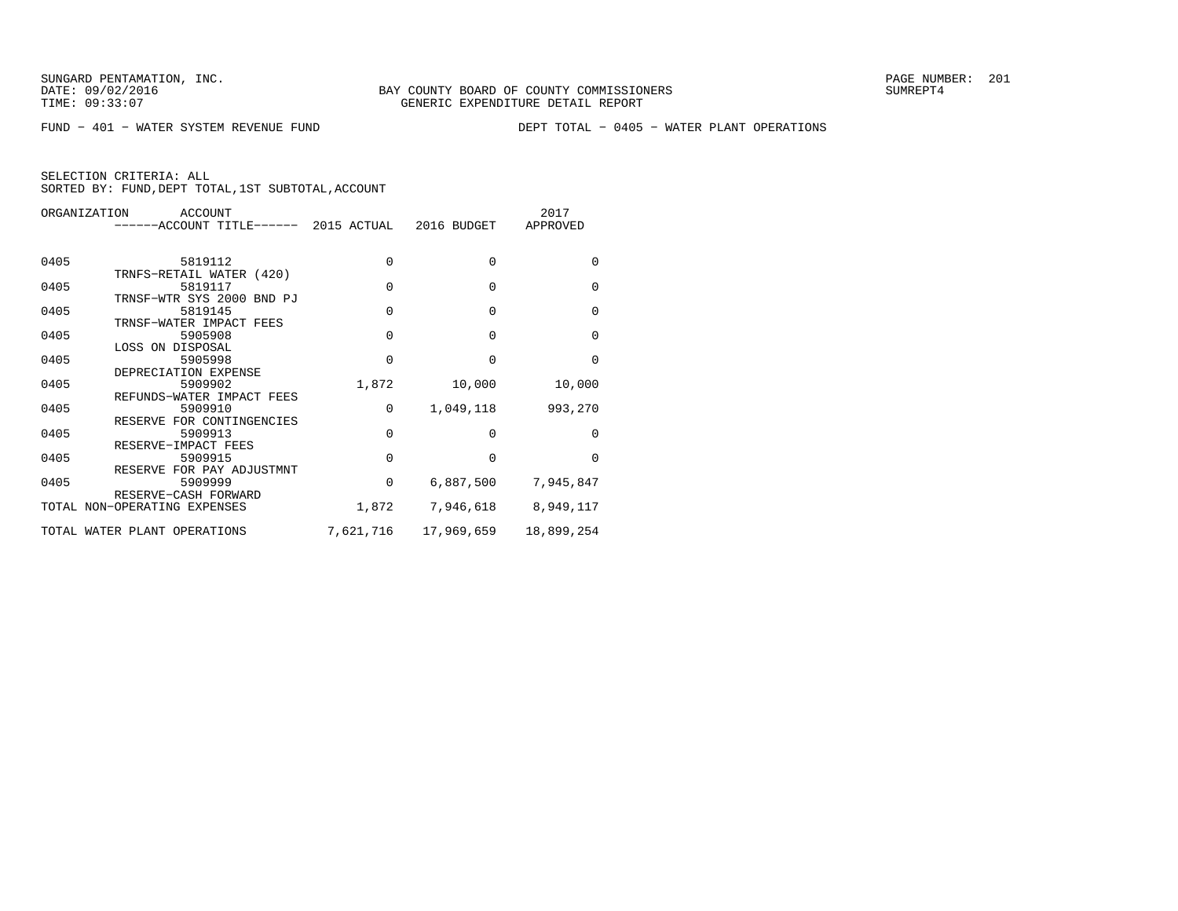SUNGARD PENTAMATION, INC.
DATE: 09/02/2016
TIME: 09:33:07

BAY COUNTY BOARD OF COUNTY COMMISSIONERS
GENERIC EXPENDITURE DETAIL REPORT

PAGE NUMBER: 201
SUMREPT4

FUND - 401 - WATER SYSTEM REVENUE FUND

DEPT TOTAL - 0405 - WATER PLANT OPERATIONS

SELECTION CRITERIA: ALL
SORTED BY: FUND,DEPT TOTAL,1ST SUBTOTAL,ACCOUNT

| ORGANIZATION | ACCOUNT / ------ACCOUNT TITLE------ | 2015 ACTUAL | 2016 BUDGET | 2017 APPROVED |
|---|---|---|---|---|
| 0405 | 5819112 TRNFS-RETAIL WATER (420) | 0 | 0 | 0 |
| 0405 | 5819117 TRNSF-WTR SYS 2000 BND PJ | 0 | 0 | 0 |
| 0405 | 5819145 TRNSF-WATER IMPACT FEES | 0 | 0 | 0 |
| 0405 | 5905908 LOSS ON DISPOSAL | 0 | 0 | 0 |
| 0405 | 5905998 DEPRECIATION EXPENSE | 0 | 0 | 0 |
| 0405 | 5909902 REFUNDS-WATER IMPACT FEES | 1,872 | 10,000 | 10,000 |
| 0405 | 5909910 RESERVE FOR CONTINGENCIES | 0 | 1,049,118 | 993,270 |
| 0405 | 5909913 RESERVE-IMPACT FEES | 0 | 0 | 0 |
| 0405 | 5909915 RESERVE FOR PAY ADJUSTMNT | 0 | 0 | 0 |
| 0405 | 5909999 RESERVE-CASH FORWARD | 0 | 6,887,500 | 7,945,847 |
| TOTAL NON-OPERATING EXPENSES | | 1,872 | 7,946,618 | 8,949,117 |
| TOTAL WATER PLANT OPERATIONS | | 7,621,716 | 17,969,659 | 18,899,254 |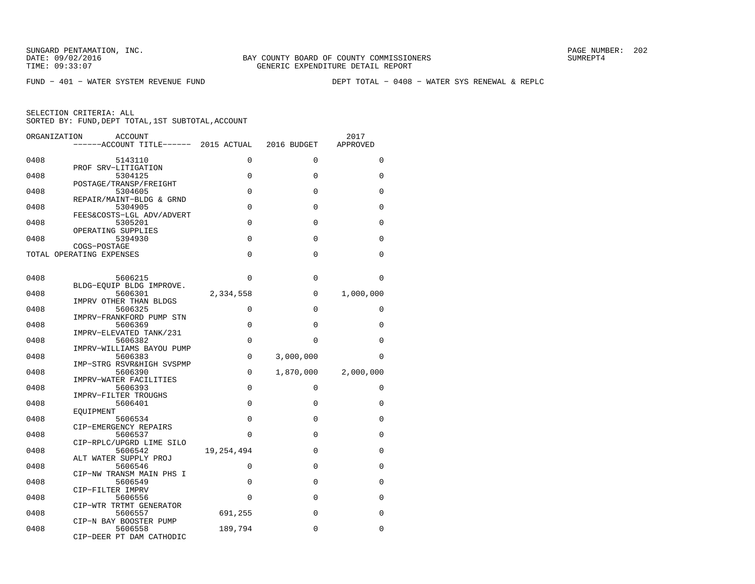SUNGARD PENTAMATION, INC.
DATE: 09/02/2016
TIME: 09:33:07

BAY COUNTY BOARD OF COUNTY COMMISSIONERS
GENERIC EXPENDITURE DETAIL REPORT

SUMREPT4

FUND - 401 - WATER SYSTEM REVENUE FUND

DEPT TOTAL - 0408 - WATER SYS RENEWAL & REPLC

SELECTION CRITERIA: ALL
SORTED BY: FUND,DEPT TOTAL,1ST SUBTOTAL,ACCOUNT

| ORGANIZATION | ACCOUNT / ------ACCOUNT TITLE------ | 2015 ACTUAL | 2016 BUDGET | 2017 APPROVED |
|---|---|---|---|---|
| 0408 | 5143110 PROF SRV-LITIGATION | 0 | 0 | 0 |
| 0408 | 5304125 POSTAGE/TRANSP/FREIGHT | 0 | 0 | 0 |
| 0408 | 5304605 REPAIR/MAINT-BLDG & GRND | 0 | 0 | 0 |
| 0408 | 5304905 FEES&COSTS-LGL ADV/ADVERT | 0 | 0 | 0 |
| 0408 | 5305201 OPERATING SUPPLIES | 0 | 0 | 0 |
| 0408 | 5394930 COGS-POSTAGE | 0 | 0 | 0 |
| TOTAL OPERATING EXPENSES | | 0 | 0 | 0 |
| 0408 | 5606215 BLDG-EQUIP BLDG IMPROVE. | 0 | 0 | 0 |
| 0408 | 5606301 IMPRV OTHER THAN BLDGS | 2,334,558 | 0 | 1,000,000 |
| 0408 | 5606325 IMPRV-FRANKFORD PUMP STN | 0 | 0 | 0 |
| 0408 | 5606369 IMPRV-ELEVATED TANK/231 | 0 | 0 | 0 |
| 0408 | 5606382 IMPRV-WILLIAMS BAYOU PUMP | 0 | 0 | 0 |
| 0408 | 5606383 IMP-STRG RSVR&HIGH SVSPMP | 0 | 3,000,000 | 0 |
| 0408 | 5606390 IMPRV-WATER FACILITIES | 0 | 1,870,000 | 2,000,000 |
| 0408 | 5606393 IMPRV-FILTER TROUGHS | 0 | 0 | 0 |
| 0408 | 5606401 EQUIPMENT | 0 | 0 | 0 |
| 0408 | 5606534 CIP-EMERGENCY REPAIRS | 0 | 0 | 0 |
| 0408 | 5606537 CIP-RPLC/UPGRD LIME SILO | 0 | 0 | 0 |
| 0408 | 5606542 ALT WATER SUPPLY PROJ | 19,254,494 | 0 | 0 |
| 0408 | 5606546 CIP-NW TRANSM MAIN PHS I | 0 | 0 | 0 |
| 0408 | 5606549 CIP-FILTER IMPRV | 0 | 0 | 0 |
| 0408 | 5606556 CIP-WTR TRTMT GENERATOR | 0 | 0 | 0 |
| 0408 | 5606557 CIP-N BAY BOOSTER PUMP | 691,255 | 0 | 0 |
| 0408 | 5606558 CIP-DEER PT DAM CATHODIC | 189,794 | 0 | 0 |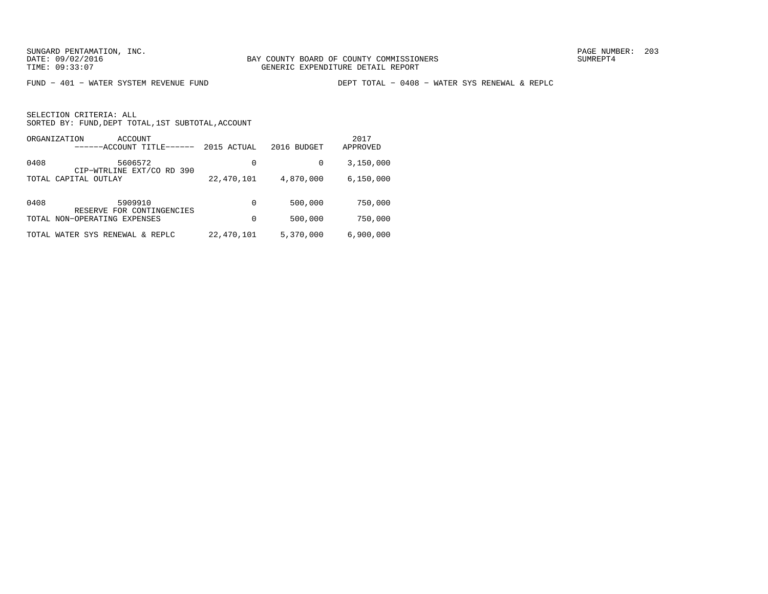SUNGARD PENTAMATION, INC.
DATE: 09/02/2016
TIME: 09:33:07

BAY COUNTY BOARD OF COUNTY COMMISSIONERS
GENERIC EXPENDITURE DETAIL REPORT

PAGE NUMBER: 203
SUMREPT4

FUND − 401 − WATER SYSTEM REVENUE FUND

DEPT TOTAL − 0408 − WATER SYS RENEWAL & REPLC

SELECTION CRITERIA: ALL
SORTED BY: FUND,DEPT TOTAL,1ST SUBTOTAL,ACCOUNT

| ORGANIZATION | ACCOUNT / ------ACCOUNT TITLE------ | 2015 ACTUAL | 2016 BUDGET | 2017 APPROVED |
|---|---|---|---|---|
| 0408 | 5606572 CIP−WTRLINE EXT/CO RD 390 | 0 | 0 | 3,150,000 |
| TOTAL CAPITAL OUTLAY | | 22,470,101 | 4,870,000 | 6,150,000 |
| 0408 | 5909910 RESERVE FOR CONTINGENCIES | 0 | 500,000 | 750,000 |
| TOTAL NON−OPERATING EXPENSES | | 0 | 500,000 | 750,000 |
| TOTAL WATER SYS RENEWAL & REPLC | | 22,470,101 | 5,370,000 | 6,900,000 |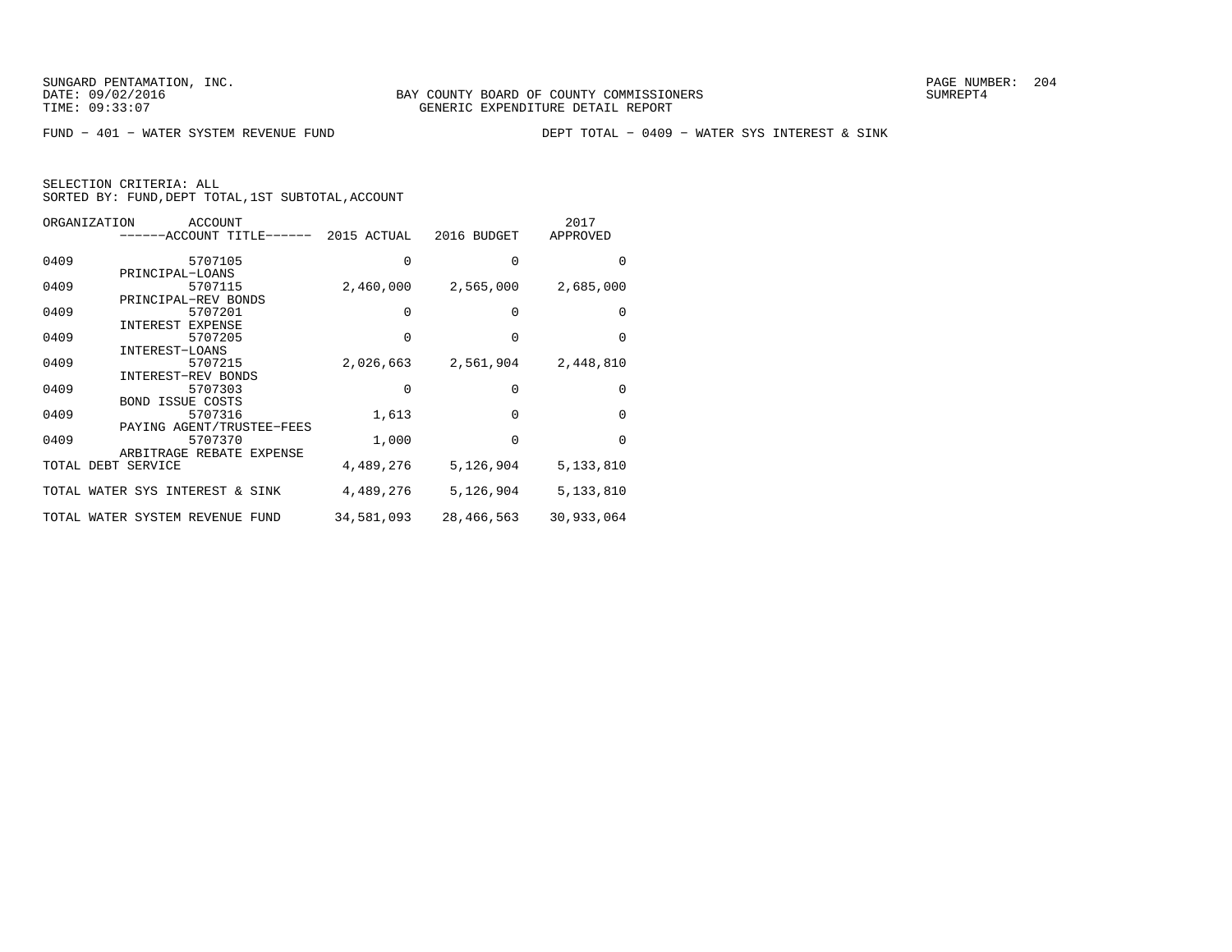BAY COUNTY BOARD OF COUNTY COMMISSIONERS
GENERIC EXPENDITURE DETAIL REPORT

SUNGARD PENTAMATION, INC.
DATE: 09/02/2016
TIME: 09:33:07

PAGE NUMBER: 204
SUMREPT4

FUND - 401 - WATER SYSTEM REVENUE FUND

DEPT TOTAL - 0409 - WATER SYS INTEREST & SINK

SELECTION CRITERIA: ALL
SORTED BY: FUND,DEPT TOTAL,1ST SUBTOTAL,ACCOUNT

| ORGANIZATION | ACCOUNT / ------ACCOUNT TITLE------ | 2015 ACTUAL | 2016 BUDGET | 2017 APPROVED |
|---|---|---|---|---|
| 0409 | 5707105 PRINCIPAL-LOANS | 0 | 0 | 0 |
| 0409 | 5707115 PRINCIPAL-REV BONDS | 2,460,000 | 2,565,000 | 2,685,000 |
| 0409 | 5707201 INTEREST EXPENSE | 0 | 0 | 0 |
| 0409 | 5707205 INTEREST-LOANS | 0 | 0 | 0 |
| 0409 | 5707215 INTEREST-REV BONDS | 2,026,663 | 2,561,904 | 2,448,810 |
| 0409 | 5707303 BOND ISSUE COSTS | 0 | 0 | 0 |
| 0409 | 5707316 PAYING AGENT/TRUSTEE-FEES | 1,613 | 0 | 0 |
| 0409 | 5707370 ARBITRAGE REBATE EXPENSE | 1,000 | 0 | 0 |
| TOTAL DEBT SERVICE | | 4,489,276 | 5,126,904 | 5,133,810 |
| TOTAL WATER SYS INTEREST & SINK | | 4,489,276 | 5,126,904 | 5,133,810 |
| TOTAL WATER SYSTEM REVENUE FUND | | 34,581,093 | 28,466,563 | 30,933,064 |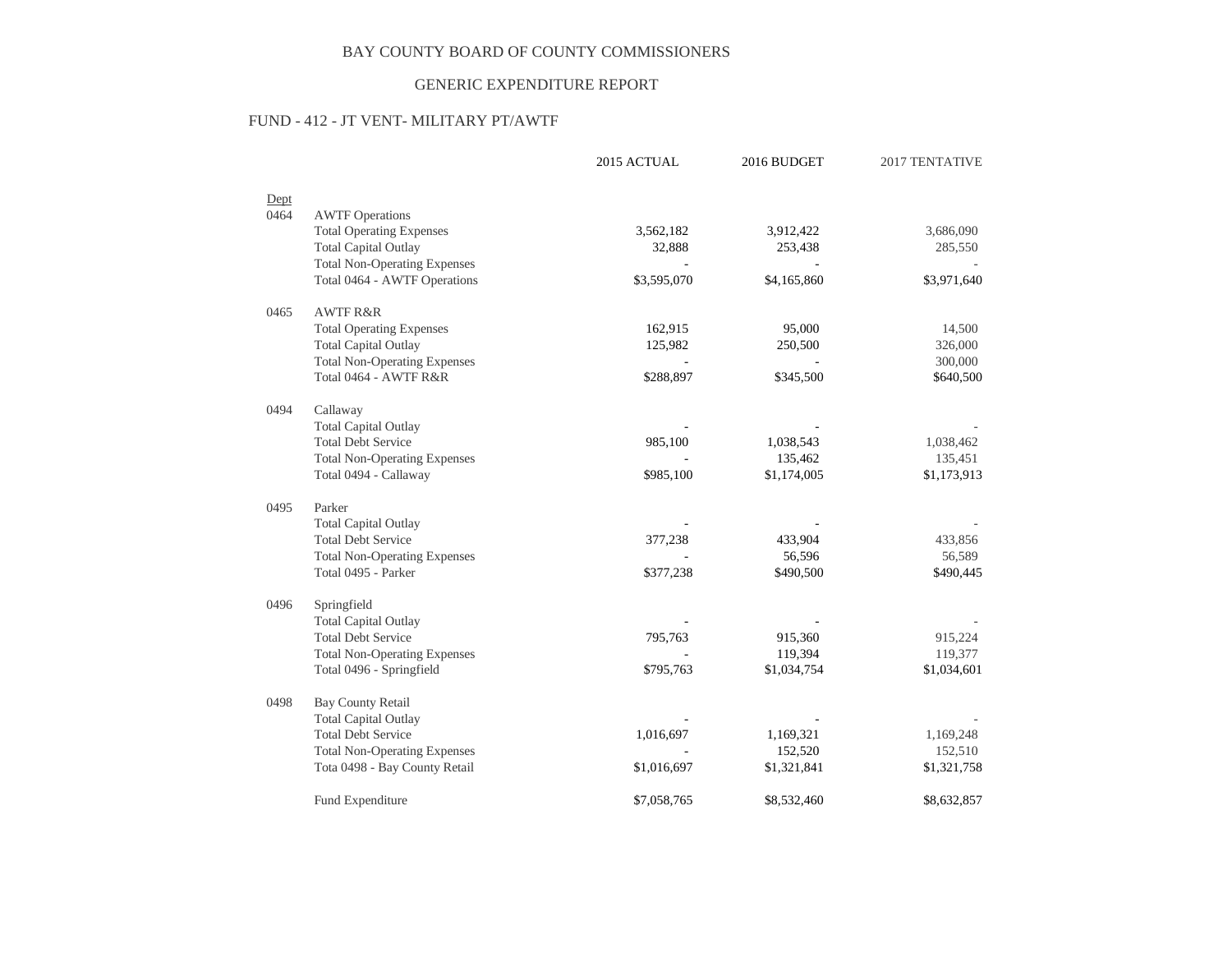BAY COUNTY BOARD OF COUNTY COMMISSIONERS

GENERIC EXPENDITURE REPORT

FUND - 412 - JT VENT- MILITARY PT/AWTF

| Dept | | 2015 ACTUAL | 2016 BUDGET | 2017 TENTATIVE |
|---|---|---|---|---|
| 0464 | AWTF Operations | | | |
| | Total Operating Expenses | 3,562,182 | 3,912,422 | 3,686,090 |
| | Total Capital Outlay | 32,888 | 253,438 | 285,550 |
| | Total Non-Operating Expenses | - | - | - |
| | Total 0464 - AWTF Operations | $3,595,070 | $4,165,860 | $3,971,640 |
| 0465 | AWTF R&R | | | |
| | Total Operating Expenses | 162,915 | 95,000 | 14,500 |
| | Total Capital Outlay | 125,982 | 250,500 | 326,000 |
| | Total Non-Operating Expenses | - | - | 300,000 |
| | Total 0464 - AWTF R&R | $288,897 | $345,500 | $640,500 |
| 0494 | Callaway | | | |
| | Total Capital Outlay | - | - | - |
| | Total Debt Service | 985,100 | 1,038,543 | 1,038,462 |
| | Total Non-Operating Expenses | - | 135,462 | 135,451 |
| | Total 0494 - Callaway | $985,100 | $1,174,005 | $1,173,913 |
| 0495 | Parker | | | |
| | Total Capital Outlay | - | - | - |
| | Total Debt Service | 377,238 | 433,904 | 433,856 |
| | Total Non-Operating Expenses | - | 56,596 | 56,589 |
| | Total 0495 - Parker | $377,238 | $490,500 | $490,445 |
| 0496 | Springfield | | | |
| | Total Capital Outlay | - | - | - |
| | Total Debt Service | 795,763 | 915,360 | 915,224 |
| | Total Non-Operating Expenses | - | 119,394 | 119,377 |
| | Total 0496 - Springfield | $795,763 | $1,034,754 | $1,034,601 |
| 0498 | Bay County Retail | | | |
| | Total Capital Outlay | - | - | - |
| | Total Debt Service | 1,016,697 | 1,169,321 | 1,169,248 |
| | Total Non-Operating Expenses | - | 152,520 | 152,510 |
| | Tota 0498 - Bay County Retail | $1,016,697 | $1,321,841 | $1,321,758 |
| | Fund Expenditure | $7,058,765 | $8,532,460 | $8,632,857 |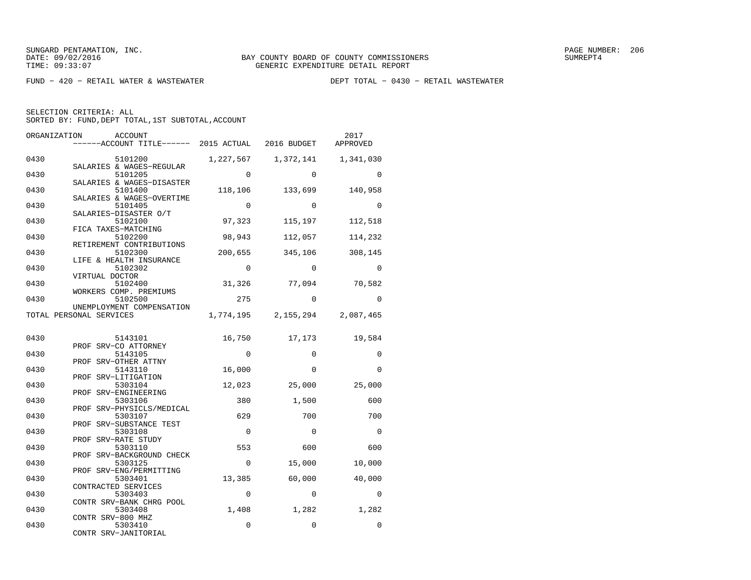SUNGARD PENTAMATION, INC.
DATE: 09/02/2016
TIME: 09:33:07

BAY COUNTY BOARD OF COUNTY COMMISSIONERS
GENERIC EXPENDITURE DETAIL REPORT

PAGE NUMBER: 206
SUMREPT4

FUND - 420 - RETAIL WATER & WASTEWATER

DEPT TOTAL - 0430 - RETAIL WASTEWATER

SELECTION CRITERIA: ALL
SORTED BY: FUND,DEPT TOTAL,1ST SUBTOTAL,ACCOUNT

| ORGANIZATION | ACCOUNT ------ACCOUNT TITLE------ | 2015 ACTUAL | 2016 BUDGET | 2017 APPROVED |
|---|---|---|---|---|
| 0430 | 5101200 SALARIES & WAGES-REGULAR | 1,227,567 | 1,372,141 | 1,341,030 |
| 0430 | 5101205 SALARIES & WAGES-DISASTER | 0 | 0 | 0 |
| 0430 | 5101400 SALARIES & WAGES-OVERTIME | 118,106 | 133,699 | 140,958 |
| 0430 | 5101405 SALARIES-DISASTER O/T | 0 | 0 | 0 |
| 0430 | 5102100 FICA TAXES-MATCHING | 97,323 | 115,197 | 112,518 |
| 0430 | 5102200 RETIREMENT CONTRIBUTIONS | 98,943 | 112,057 | 114,232 |
| 0430 | 5102300 LIFE & HEALTH INSURANCE | 200,655 | 345,106 | 308,145 |
| 0430 | 5102302 VIRTUAL DOCTOR | 0 | 0 | 0 |
| 0430 | 5102400 WORKERS COMP. PREMIUMS | 31,326 | 77,094 | 70,582 |
| 0430 | 5102500 UNEMPLOYMENT COMPENSATION | 275 | 0 | 0 |
| TOTAL PERSONAL SERVICES | | 1,774,195 | 2,155,294 | 2,087,465 |
| 0430 | 5143101 PROF SRV-CO ATTORNEY | 16,750 | 17,173 | 19,584 |
| 0430 | 5143105 PROF SRV-OTHER ATTNY | 0 | 0 | 0 |
| 0430 | 5143110 PROF SRV-LITIGATION | 16,000 | 0 | 0 |
| 0430 | 5303104 PROF SRV-ENGINEERING | 12,023 | 25,000 | 25,000 |
| 0430 | 5303106 PROF SRV-PHYSICLS/MEDICAL | 380 | 1,500 | 600 |
| 0430 | 5303107 PROF SRV-SUBSTANCE TEST | 629 | 700 | 700 |
| 0430 | 5303108 PROF SRV-RATE STUDY | 0 | 0 | 0 |
| 0430 | 5303110 PROF SRV-BACKGROUND CHECK | 553 | 600 | 600 |
| 0430 | 5303125 PROF SRV-ENG/PERMITTING | 0 | 15,000 | 10,000 |
| 0430 | 5303401 CONTRACTED SERVICES | 13,385 | 60,000 | 40,000 |
| 0430 | 5303403 CONTR SRV-BANK CHRG POOL | 0 | 0 | 0 |
| 0430 | 5303408 CONTR SRV-800 MHZ | 1,408 | 1,282 | 1,282 |
| 0430 | 5303410 CONTR SRV-JANITORIAL | 0 | 0 | 0 |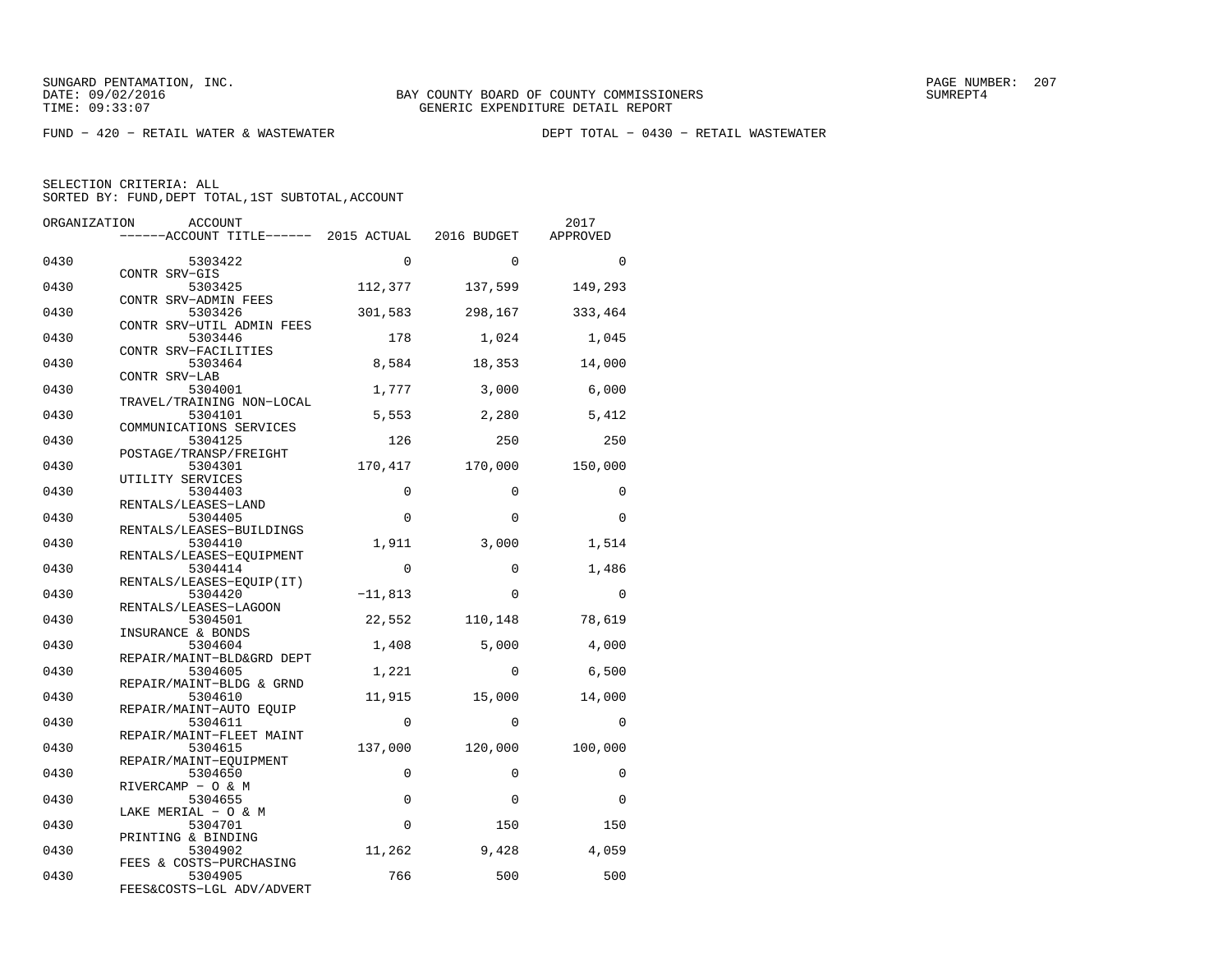SUNGARD PENTAMATION, INC.
DATE: 09/02/2016
TIME: 09:33:07

BAY COUNTY BOARD OF COUNTY COMMISSIONERS
GENERIC EXPENDITURE DETAIL REPORT

SUMREPT4

FUND − 420 − RETAIL WATER & WASTEWATER

DEPT TOTAL − 0430 − RETAIL WASTEWATER

SELECTION CRITERIA: ALL
SORTED BY: FUND,DEPT TOTAL,1ST SUBTOTAL,ACCOUNT

| ORGANIZATION | ACCOUNT / ACCOUNT TITLE | 2015 ACTUAL | 2016 BUDGET | 2017 APPROVED |
|---|---|---|---|---|
| 0430 | 5303422 CONTR SRV−GIS | 0 | 0 | 0 |
| 0430 | 5303425 CONTR SRV−ADMIN FEES | 112,377 | 137,599 | 149,293 |
| 0430 | 5303426 CONTR SRV−UTIL ADMIN FEES | 301,583 | 298,167 | 333,464 |
| 0430 | 5303446 CONTR SRV−FACILITIES | 178 | 1,024 | 1,045 |
| 0430 | 5303464 CONTR SRV−LAB | 8,584 | 18,353 | 14,000 |
| 0430 | 5304001 TRAVEL/TRAINING NON−LOCAL | 1,777 | 3,000 | 6,000 |
| 0430 | 5304101 COMMUNICATIONS SERVICES | 5,553 | 2,280 | 5,412 |
| 0430 | 5304125 POSTAGE/TRANSP/FREIGHT | 126 | 250 | 250 |
| 0430 | 5304301 UTILITY SERVICES | 170,417 | 170,000 | 150,000 |
| 0430 | 5304403 RENTALS/LEASES−LAND | 0 | 0 | 0 |
| 0430 | 5304405 RENTALS/LEASES−BUILDINGS | 0 | 0 | 0 |
| 0430 | 5304410 RENTALS/LEASES−EQUIPMENT | 1,911 | 3,000 | 1,514 |
| 0430 | 5304414 RENTALS/LEASES−EQUIP(IT) | 0 | 0 | 1,486 |
| 0430 | 5304420 RENTALS/LEASES−LAGOON | −11,813 | 0 | 0 |
| 0430 | 5304501 INSURANCE & BONDS | 22,552 | 110,148 | 78,619 |
| 0430 | 5304604 REPAIR/MAINT−BLD&GRD DEPT | 1,408 | 5,000 | 4,000 |
| 0430 | 5304605 REPAIR/MAINT−BLDG & GRND | 1,221 | 0 | 6,500 |
| 0430 | 5304610 REPAIR/MAINT−AUTO EQUIP | 11,915 | 15,000 | 14,000 |
| 0430 | 5304611 REPAIR/MAINT−FLEET MAINT | 0 | 0 | 0 |
| 0430 | 5304615 REPAIR/MAINT−EQUIPMENT | 137,000 | 120,000 | 100,000 |
| 0430 | 5304650 RIVERCAMP − O & M | 0 | 0 | 0 |
| 0430 | 5304655 LAKE MERIAL − O & M | 0 | 0 | 0 |
| 0430 | 5304701 PRINTING & BINDING | 0 | 150 | 150 |
| 0430 | 5304902 FEES & COSTS−PURCHASING | 11,262 | 9,428 | 4,059 |
| 0430 | 5304905 FEES&COSTS−LGL ADV/ADVERT | 766 | 500 | 500 |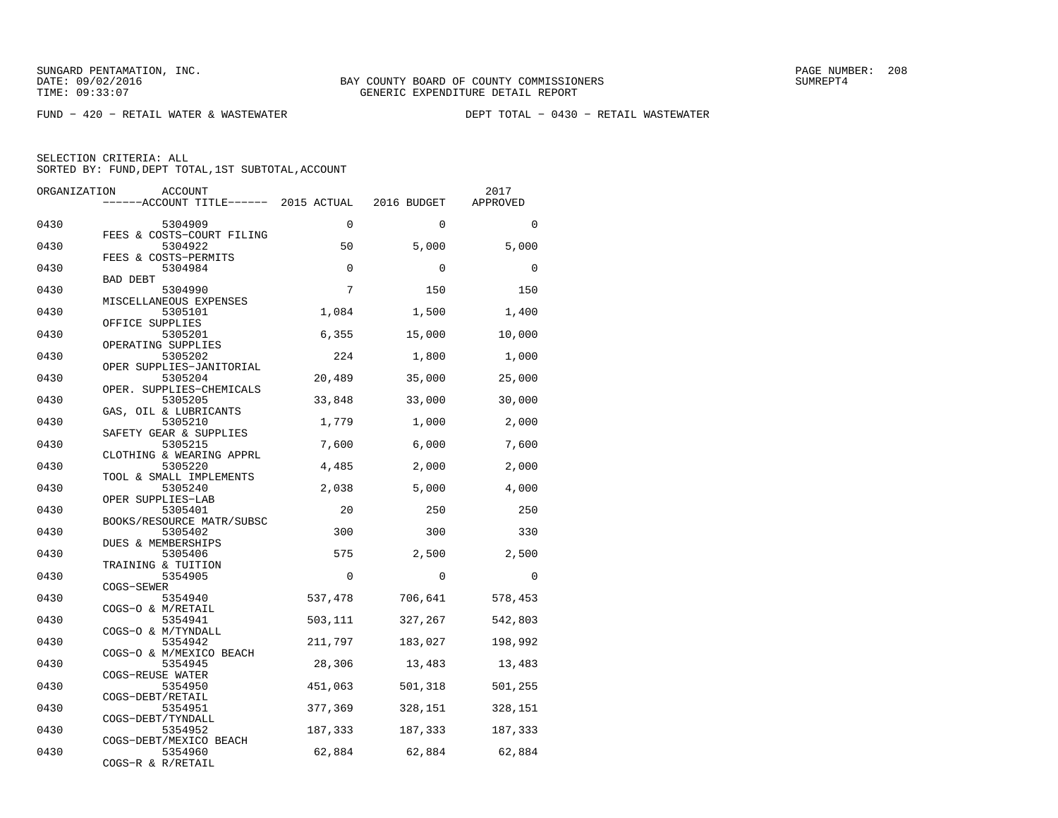SUNGARD PENTAMATION, INC.
DATE: 09/02/2016
TIME: 09:33:07

BAY COUNTY BOARD OF COUNTY COMMISSIONERS
GENERIC EXPENDITURE DETAIL REPORT

FUND − 420 − RETAIL WATER & WASTEWATER　　　　DEPT TOTAL − 0430 − RETAIL WASTEWATER

SELECTION CRITERIA: ALL
SORTED BY: FUND,DEPT TOTAL,1ST SUBTOTAL,ACCOUNT

| ORGANIZATION | ACCOUNT | ACCOUNT TITLE | 2015 ACTUAL | 2016 BUDGET | 2017 APPROVED |
|---|---|---|---|---|---|
| 0430 | 5304909 | FEES & COSTS−COURT FILING | 0 | 0 | 0 |
| 0430 | 5304922 | FEES & COSTS−PERMITS | 50 | 5,000 | 5,000 |
| 0430 | 5304984 | BAD DEBT | 0 | 0 | 0 |
| 0430 | 5304990 | MISCELLANEOUS EXPENSES | 7 | 150 | 150 |
| 0430 | 5305101 | OFFICE SUPPLIES | 1,084 | 1,500 | 1,400 |
| 0430 | 5305201 | OPERATING SUPPLIES | 6,355 | 15,000 | 10,000 |
| 0430 | 5305202 | OPER SUPPLIES−JANITORIAL | 224 | 1,800 | 1,000 |
| 0430 | 5305204 | OPER. SUPPLIES−CHEMICALS | 20,489 | 35,000 | 25,000 |
| 0430 | 5305205 | GAS, OIL & LUBRICANTS | 33,848 | 33,000 | 30,000 |
| 0430 | 5305210 | SAFETY GEAR & SUPPLIES | 1,779 | 1,000 | 2,000 |
| 0430 | 5305215 | CLOTHING & WEARING APPRL | 7,600 | 6,000 | 7,600 |
| 0430 | 5305220 | TOOL & SMALL IMPLEMENTS | 4,485 | 2,000 | 2,000 |
| 0430 | 5305240 | OPER SUPPLIES−LAB | 2,038 | 5,000 | 4,000 |
| 0430 | 5305401 | BOOKS/RESOURCE MATR/SUBSC | 20 | 250 | 250 |
| 0430 | 5305402 | DUES & MEMBERSHIPS | 300 | 300 | 330 |
| 0430 | 5305406 | TRAINING & TUITION | 575 | 2,500 | 2,500 |
| 0430 | 5354905 | COGS−SEWER | 0 | 0 | 0 |
| 0430 | 5354940 | COGS−O & M/RETAIL | 537,478 | 706,641 | 578,453 |
| 0430 | 5354941 | COGS−O & M/TYNDALL | 503,111 | 327,267 | 542,803 |
| 0430 | 5354942 | COGS−O & M/MEXICO BEACH | 211,797 | 183,027 | 198,992 |
| 0430 | 5354945 | COGS−REUSE WATER | 28,306 | 13,483 | 13,483 |
| 0430 | 5354950 | COGS−DEBT/RETAIL | 451,063 | 501,318 | 501,255 |
| 0430 | 5354951 | COGS−DEBT/TYNDALL | 377,369 | 328,151 | 328,151 |
| 0430 | 5354952 | COGS−DEBT/MEXICO BEACH | 187,333 | 187,333 | 187,333 |
| 0430 | 5354960 | COGS−R & R/RETAIL | 62,884 | 62,884 | 62,884 |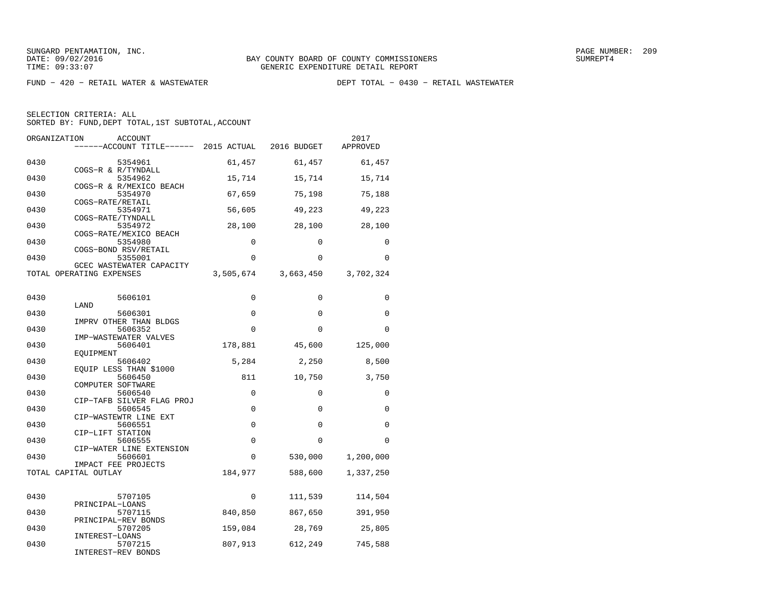SUNGARD PENTAMATION, INC.
DATE: 09/02/2016
TIME: 09:33:07

BAY COUNTY BOARD OF COUNTY COMMISSIONERS
GENERIC EXPENDITURE DETAIL REPORT

SUMREPT4

FUND - 420 - RETAIL WATER & WASTEWATER

DEPT TOTAL - 0430 - RETAIL WASTEWATER

SELECTION CRITERIA: ALL
SORTED BY: FUND,DEPT TOTAL,1ST SUBTOTAL,ACCOUNT

| ORGANIZATION | ACCOUNT / ACCOUNT TITLE | 2015 ACTUAL | 2016 BUDGET | 2017 APPROVED |
|---|---|---|---|---|
| 0430 | 5354961 COGS-R & R/TYNDALL | 61,457 | 61,457 | 61,457 |
| 0430 | 5354962 COGS-R & R/MEXICO BEACH | 15,714 | 15,714 | 15,714 |
| 0430 | 5354970 COGS-RATE/RETAIL | 67,659 | 75,198 | 75,188 |
| 0430 | 5354971 COGS-RATE/TYNDALL | 56,605 | 49,223 | 49,223 |
| 0430 | 5354972 COGS-RATE/MEXICO BEACH | 28,100 | 28,100 | 28,100 |
| 0430 | 5354980 COGS-BOND RSV/RETAIL | 0 | 0 | 0 |
| 0430 | 5355001 GCEC WASTEWATER CAPACITY | 0 | 0 | 0 |
| TOTAL OPERATING EXPENSES | | 3,505,674 | 3,663,450 | 3,702,324 |
| 0430 | 5606101 LAND | 0 | 0 | 0 |
| 0430 | 5606301 IMPRV OTHER THAN BLDGS | 0 | 0 | 0 |
| 0430 | 5606352 IMP-WASTEWATER VALVES | 0 | 0 | 0 |
| 0430 | 5606401 EQUIPMENT | 178,881 | 45,600 | 125,000 |
| 0430 | 5606402 EQUIP LESS THAN $1000 | 5,284 | 2,250 | 8,500 |
| 0430 | 5606450 COMPUTER SOFTWARE | 811 | 10,750 | 3,750 |
| 0430 | 5606540 CIP-TAFB SILVER FLAG PROJ | 0 | 0 | 0 |
| 0430 | 5606545 CIP-WASTEWTR LINE EXT | 0 | 0 | 0 |
| 0430 | 5606551 CIP-LIFT STATION | 0 | 0 | 0 |
| 0430 | 5606555 CIP-WATER LINE EXTENSION | 0 | 0 | 0 |
| 0430 | 5606601 IMPACT FEE PROJECTS | 0 | 530,000 | 1,200,000 |
| TOTAL CAPITAL OUTLAY | | 184,977 | 588,600 | 1,337,250 |
| 0430 | 5707105 PRINCIPAL-LOANS | 0 | 111,539 | 114,504 |
| 0430 | 5707115 PRINCIPAL-REV BONDS | 840,850 | 867,650 | 391,950 |
| 0430 | 5707205 INTEREST-LOANS | 159,084 | 28,769 | 25,805 |
| 0430 | 5707215 INTEREST-REV BONDS | 807,913 | 612,249 | 745,588 |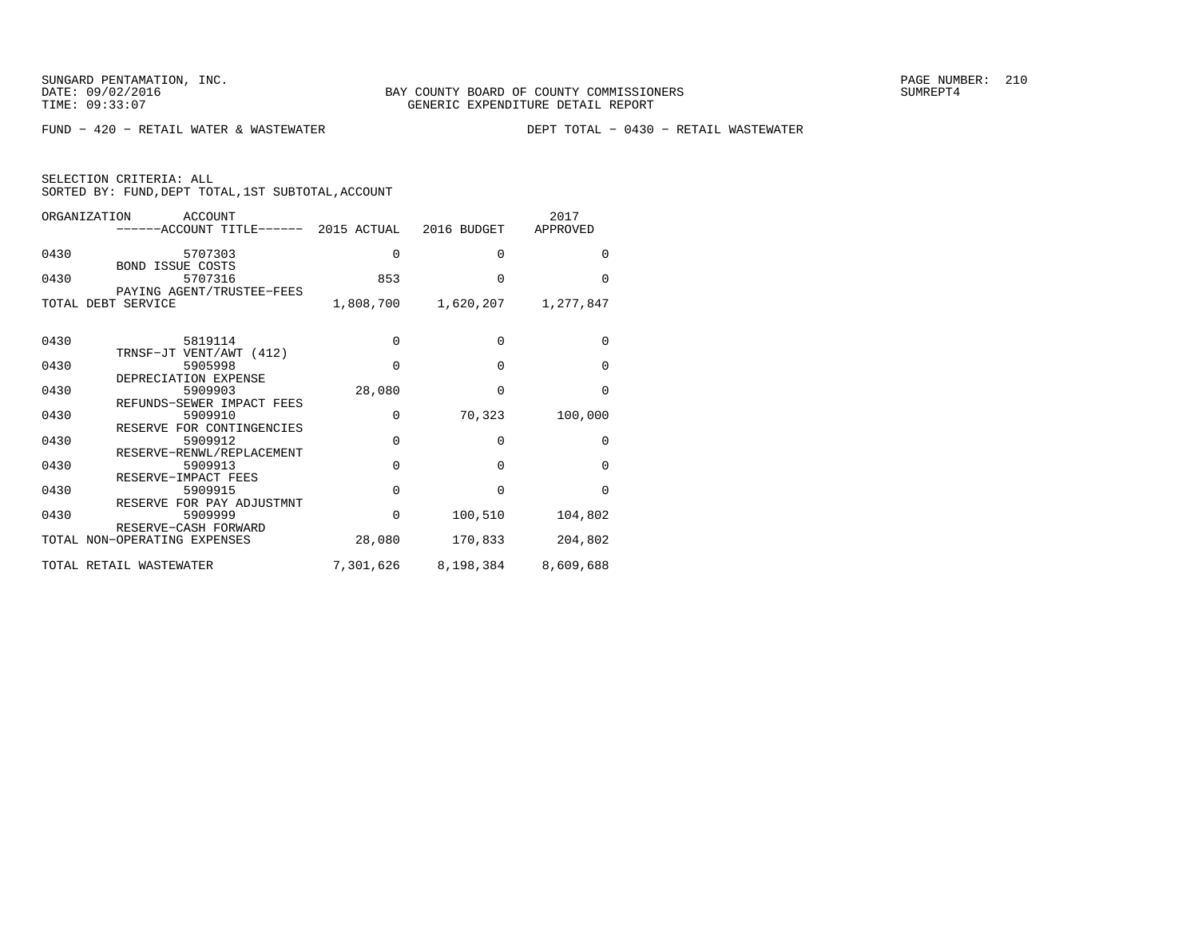BAY COUNTY BOARD OF COUNTY COMMISSIONERS
GENERIC EXPENDITURE DETAIL REPORT

FUND - 420 - RETAIL WATER & WASTEWATER

DEPT TOTAL - 0430 - RETAIL WASTEWATER

SELECTION CRITERIA: ALL
SORTED BY: FUND,DEPT TOTAL,1ST SUBTOTAL,ACCOUNT

| ORGANIZATION | ACCOUNT / ACCOUNT TITLE | 2015 ACTUAL | 2016 BUDGET | 2017 APPROVED |
|---|---|---|---|---|
| 0430 | 5707303 BOND ISSUE COSTS | 0 | 0 | 0 |
| 0430 | 5707316 PAYING AGENT/TRUSTEE-FEES | 853 | 0 | 0 |
| TOTAL DEBT SERVICE | | 1,808,700 | 1,620,207 | 1,277,847 |
| 0430 | 5819114 TRNSF-JT VENT/AWT (412) | 0 | 0 | 0 |
| 0430 | 5905998 DEPRECIATION EXPENSE | 0 | 0 | 0 |
| 0430 | 5909903 REFUNDS-SEWER IMPACT FEES | 28,080 | 0 | 0 |
| 0430 | 5909910 RESERVE FOR CONTINGENCIES | 0 | 70,323 | 100,000 |
| 0430 | 5909912 RESERVE-RENWL/REPLACEMENT | 0 | 0 | 0 |
| 0430 | 5909913 RESERVE-IMPACT FEES | 0 | 0 | 0 |
| 0430 | 5909915 RESERVE FOR PAY ADJUSTMNT | 0 | 0 | 0 |
| 0430 | 5909999 RESERVE-CASH FORWARD | 0 | 100,510 | 104,802 |
| TOTAL NON-OPERATING EXPENSES | | 28,080 | 170,833 | 204,802 |
| TOTAL RETAIL WASTEWATER | | 7,301,626 | 8,198,384 | 8,609,688 |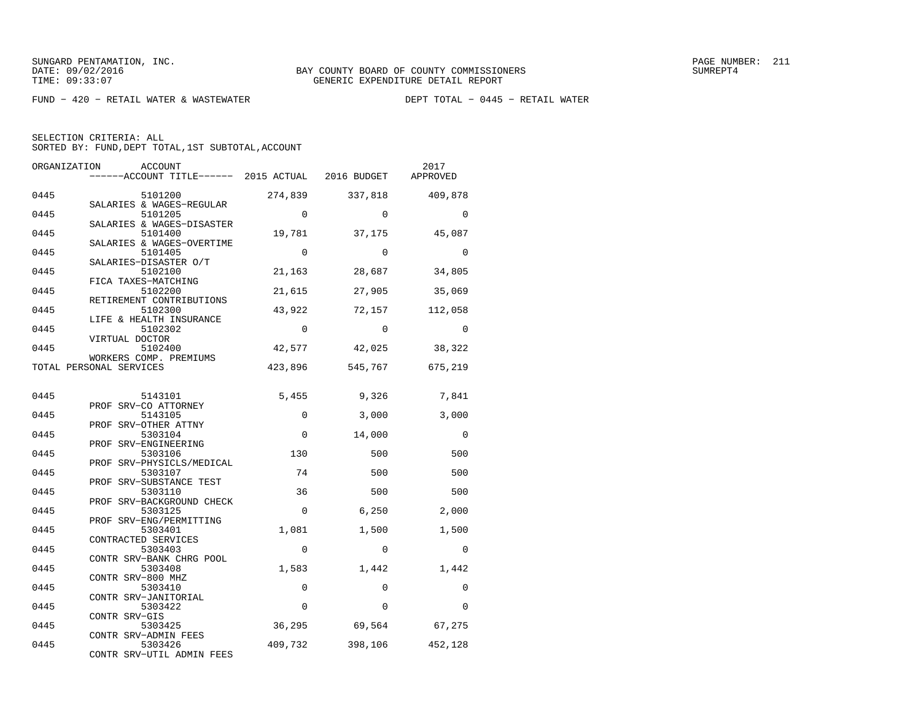BAY COUNTY BOARD OF COUNTY COMMISSIONERS
GENERIC EXPENDITURE DETAIL REPORT

FUND − 420 − RETAIL WATER & WASTEWATER

DEPT TOTAL − 0445 − RETAIL WATER

SELECTION CRITERIA: ALL
SORTED BY: FUND,DEPT TOTAL,1ST SUBTOTAL,ACCOUNT

| ORGANIZATION | ACCOUNT / ACCOUNT TITLE | 2015 ACTUAL | 2016 BUDGET | 2017 APPROVED |
|---|---|---|---|---|
| 0445 | 5101200 SALARIES & WAGES−REGULAR | 274,839 | 337,818 | 409,878 |
| 0445 | 5101205 SALARIES & WAGES−DISASTER | 0 | 0 | 0 |
| 0445 | 5101400 SALARIES & WAGES−OVERTIME | 19,781 | 37,175 | 45,087 |
| 0445 | 5101405 SALARIES−DISASTER O/T | 0 | 0 | 0 |
| 0445 | 5102100 FICA TAXES−MATCHING | 21,163 | 28,687 | 34,805 |
| 0445 | 5102200 RETIREMENT CONTRIBUTIONS | 21,615 | 27,905 | 35,069 |
| 0445 | 5102300 LIFE & HEALTH INSURANCE | 43,922 | 72,157 | 112,058 |
| 0445 | 5102302 VIRTUAL DOCTOR | 0 | 0 | 0 |
| 0445 | 5102400 WORKERS COMP. PREMIUMS | 42,577 | 42,025 | 38,322 |
| TOTAL PERSONAL SERVICES | | 423,896 | 545,767 | 675,219 |
| 0445 | 5143101 PROF SRV−CO ATTORNEY | 5,455 | 9,326 | 7,841 |
| 0445 | 5143105 PROF SRV−OTHER ATTNY | 0 | 3,000 | 3,000 |
| 0445 | 5303104 PROF SRV−ENGINEERING | 0 | 14,000 | 0 |
| 0445 | 5303106 PROF SRV−PHYSICLS/MEDICAL | 130 | 500 | 500 |
| 0445 | 5303107 PROF SRV−SUBSTANCE TEST | 74 | 500 | 500 |
| 0445 | 5303110 PROF SRV−BACKGROUND CHECK | 36 | 500 | 500 |
| 0445 | 5303125 PROF SRV−ENG/PERMITTING | 0 | 6,250 | 2,000 |
| 0445 | 5303401 CONTRACTED SERVICES | 1,081 | 1,500 | 1,500 |
| 0445 | 5303403 CONTR SRV−BANK CHRG POOL | 0 | 0 | 0 |
| 0445 | 5303408 CONTR SRV−800 MHZ | 1,583 | 1,442 | 1,442 |
| 0445 | 5303410 CONTR SRV−JANITORIAL | 0 | 0 | 0 |
| 0445 | 5303422 CONTR SRV−GIS | 0 | 0 | 0 |
| 0445 | 5303425 CONTR SRV−ADMIN FEES | 36,295 | 69,564 | 67,275 |
| 0445 | 5303426 CONTR SRV−UTIL ADMIN FEES | 409,732 | 398,106 | 452,128 |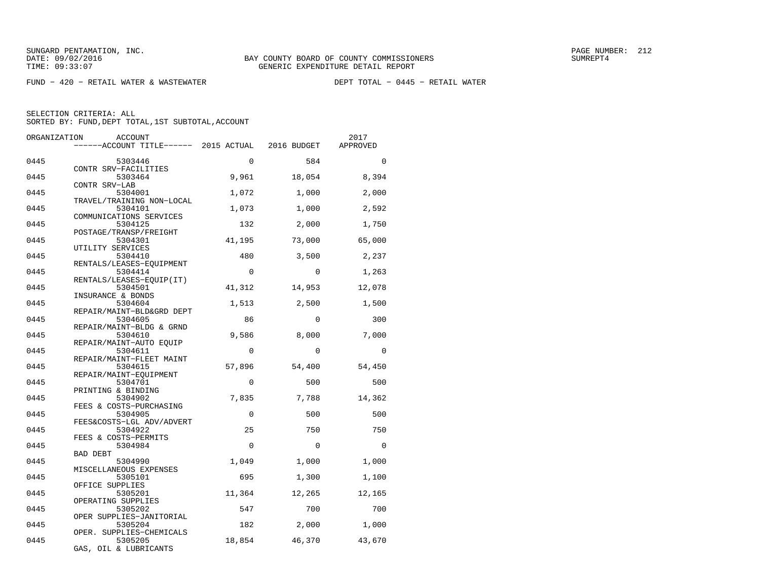BAY COUNTY BOARD OF COUNTY COMMISSIONERS
GENERIC EXPENDITURE DETAIL REPORT

SUNGARD PENTAMATION, INC.
DATE: 09/02/2016
TIME: 09:33:07

FUND − 420 − RETAIL WATER & WASTEWATER     DEPT TOTAL − 0445 − RETAIL WATER

SELECTION CRITERIA: ALL
SORTED BY: FUND,DEPT TOTAL,1ST SUBTOTAL,ACCOUNT

| ORGANIZATION | ACCOUNT / ACCOUNT TITLE | 2015 ACTUAL | 2016 BUDGET | 2017 APPROVED |
|---|---|---|---|---|
| 0445 | 5303446 CONTR SRV−FACILITIES | 0 | 584 | 0 |
| 0445 | 5303464 CONTR SRV−LAB | 9,961 | 18,054 | 8,394 |
| 0445 | 5304001 TRAVEL/TRAINING NON−LOCAL | 1,072 | 1,000 | 2,000 |
| 0445 | 5304101 COMMUNICATIONS SERVICES | 1,073 | 1,000 | 2,592 |
| 0445 | 5304125 POSTAGE/TRANSP/FREIGHT | 132 | 2,000 | 1,750 |
| 0445 | 5304301 UTILITY SERVICES | 41,195 | 73,000 | 65,000 |
| 0445 | 5304410 RENTALS/LEASES−EQUIPMENT | 480 | 3,500 | 2,237 |
| 0445 | 5304414 RENTALS/LEASES−EQUIP(IT) | 0 | 0 | 1,263 |
| 0445 | 5304501 INSURANCE & BONDS | 41,312 | 14,953 | 12,078 |
| 0445 | 5304604 REPAIR/MAINT−BLD&GRD DEPT | 1,513 | 2,500 | 1,500 |
| 0445 | 5304605 REPAIR/MAINT−BLDG & GRND | 86 | 0 | 300 |
| 0445 | 5304610 REPAIR/MAINT−AUTO EQUIP | 9,586 | 8,000 | 7,000 |
| 0445 | 5304611 REPAIR/MAINT−FLEET MAINT | 0 | 0 | 0 |
| 0445 | 5304615 REPAIR/MAINT−EQUIPMENT | 57,896 | 54,400 | 54,450 |
| 0445 | 5304701 PRINTING & BINDING | 0 | 500 | 500 |
| 0445 | 5304902 FEES & COSTS−PURCHASING | 7,835 | 7,788 | 14,362 |
| 0445 | 5304905 FEES&COSTS−LGL ADV/ADVERT | 0 | 500 | 500 |
| 0445 | 5304922 FEES & COSTS−PERMITS | 25 | 750 | 750 |
| 0445 | 5304984 BAD DEBT | 0 | 0 | 0 |
| 0445 | 5304990 MISCELLANEOUS EXPENSES | 1,049 | 1,000 | 1,000 |
| 0445 | 5305101 OFFICE SUPPLIES | 695 | 1,300 | 1,100 |
| 0445 | 5305201 OPERATING SUPPLIES | 11,364 | 12,265 | 12,165 |
| 0445 | 5305202 OPER SUPPLIES−JANITORIAL | 547 | 700 | 700 |
| 0445 | 5305204 OPER. SUPPLIES−CHEMICALS | 182 | 2,000 | 1,000 |
| 0445 | 5305205 GAS, OIL & LUBRICANTS | 18,854 | 46,370 | 43,670 |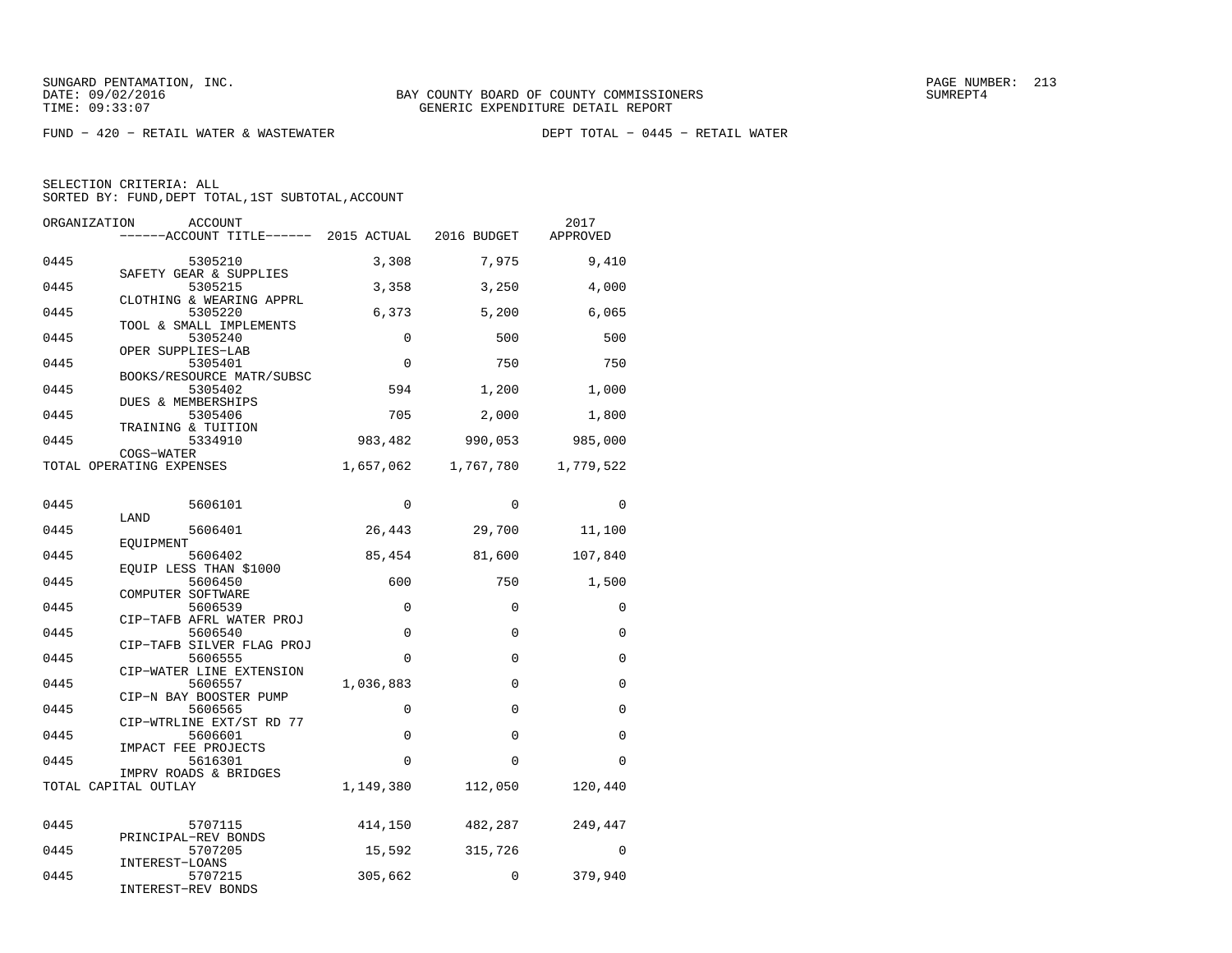SUNGARD PENTAMATION, INC.
DATE: 09/02/2016
TIME: 09:33:07

BAY COUNTY BOARD OF COUNTY COMMISSIONERS
GENERIC EXPENDITURE DETAIL REPORT

PAGE NUMBER: 213
SUMREPT4

FUND − 420 − RETAIL WATER & WASTEWATER    DEPT TOTAL − 0445 − RETAIL WATER

SELECTION CRITERIA: ALL
SORTED BY: FUND,DEPT TOTAL,1ST SUBTOTAL,ACCOUNT

| ORGANIZATION | ACCOUNT / ------ACCOUNT TITLE------ | 2015 ACTUAL | 2016 BUDGET | 2017 APPROVED |
|---|---|---|---|---|
| 0445 | 5305210 SAFETY GEAR & SUPPLIES | 3,308 | 7,975 | 9,410 |
| 0445 | 5305215 CLOTHING & WEARING APPRL | 3,358 | 3,250 | 4,000 |
| 0445 | 5305220 TOOL & SMALL IMPLEMENTS | 6,373 | 5,200 | 6,065 |
| 0445 | 5305240 OPER SUPPLIES−LAB | 0 | 500 | 500 |
| 0445 | 5305401 BOOKS/RESOURCE MATR/SUBSC | 0 | 750 | 750 |
| 0445 | 5305402 DUES & MEMBERSHIPS | 594 | 1,200 | 1,000 |
| 0445 | 5305406 TRAINING & TUITION | 705 | 2,000 | 1,800 |
| 0445 | 5334910 COGS−WATER | 983,482 | 990,053 | 985,000 |
| TOTAL OPERATING EXPENSES | | 1,657,062 | 1,767,780 | 1,779,522 |
| 0445 | 5606101 LAND | 0 | 0 | 0 |
| 0445 | 5606401 EQUIPMENT | 26,443 | 29,700 | 11,100 |
| 0445 | 5606402 EQUIP LESS THAN $1000 | 85,454 | 81,600 | 107,840 |
| 0445 | 5606450 COMPUTER SOFTWARE | 600 | 750 | 1,500 |
| 0445 | 5606539 CIP−TAFB AFRL WATER PROJ | 0 | 0 | 0 |
| 0445 | 5606540 CIP−TAFB SILVER FLAG PROJ | 0 | 0 | 0 |
| 0445 | 5606555 CIP−WATER LINE EXTENSION | 0 | 0 | 0 |
| 0445 | 5606557 CIP−N BAY BOOSTER PUMP | 1,036,883 | 0 | 0 |
| 0445 | 5606565 CIP−WTRLINE EXT/ST RD 77 | 0 | 0 | 0 |
| 0445 | 5606601 IMPACT FEE PROJECTS | 0 | 0 | 0 |
| 0445 | 5616301 IMPRV ROADS & BRIDGES | 0 | 0 | 0 |
| TOTAL CAPITAL OUTLAY | | 1,149,380 | 112,050 | 120,440 |
| 0445 | 5707115 PRINCIPAL−REV BONDS | 414,150 | 482,287 | 249,447 |
| 0445 | 5707205 INTEREST−LOANS | 15,592 | 315,726 | 0 |
| 0445 | 5707215 INTEREST−REV BONDS | 305,662 | 0 | 379,940 |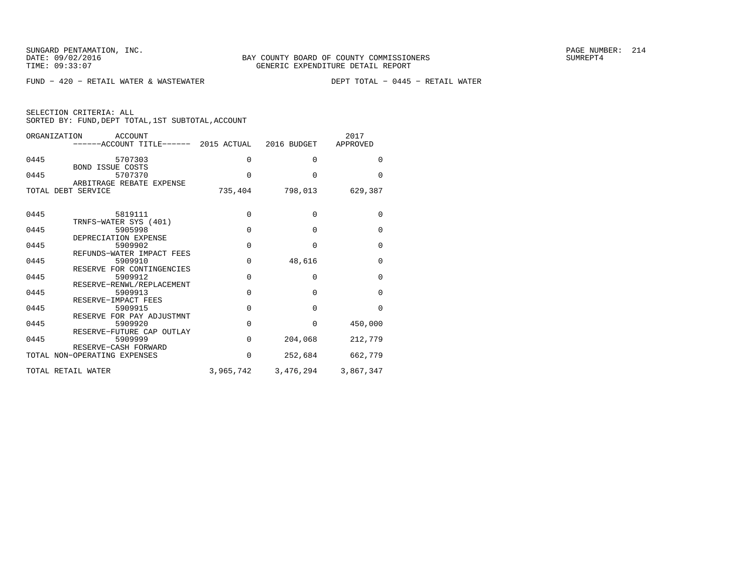SUNGARD PENTAMATION, INC.
DATE: 09/02/2016
TIME: 09:33:07

BAY COUNTY BOARD OF COUNTY COMMISSIONERS
GENERIC EXPENDITURE DETAIL REPORT

SUMREPT4

FUND - 420 - RETAIL WATER & WASTEWATER                DEPT TOTAL - 0445 - RETAIL WATER

SELECTION CRITERIA: ALL
SORTED BY: FUND,DEPT TOTAL,1ST SUBTOTAL,ACCOUNT

| ORGANIZATION | ACCOUNT / ------ACCOUNT TITLE------ | 2015 ACTUAL | 2016 BUDGET | 2017 APPROVED |
|---|---|---|---|---|
| 0445 | 5707303 BOND ISSUE COSTS | 0 | 0 | 0 |
| 0445 | 5707370 ARBITRAGE REBATE EXPENSE | 0 | 0 | 0 |
| TOTAL DEBT SERVICE | | 735,404 | 798,013 | 629,387 |
| 0445 | 5819111 TRNFS-WATER SYS (401) | 0 | 0 | 0 |
| 0445 | 5905998 DEPRECIATION EXPENSE | 0 | 0 | 0 |
| 0445 | 5909902 REFUNDS-WATER IMPACT FEES | 0 | 0 | 0 |
| 0445 | 5909910 RESERVE FOR CONTINGENCIES | 0 | 48,616 | 0 |
| 0445 | 5909912 RESERVE-RENWL/REPLACEMENT | 0 | 0 | 0 |
| 0445 | 5909913 RESERVE-IMPACT FEES | 0 | 0 | 0 |
| 0445 | 5909915 RESERVE FOR PAY ADJUSTMNT | 0 | 0 | 0 |
| 0445 | 5909920 RESERVE-FUTURE CAP OUTLAY | 0 | 0 | 450,000 |
| 0445 | 5909999 RESERVE-CASH FORWARD | 0 | 204,068 | 212,779 |
| TOTAL NON-OPERATING EXPENSES | | 0 | 252,684 | 662,779 |
| TOTAL RETAIL WATER | | 3,965,742 | 3,476,294 | 3,867,347 |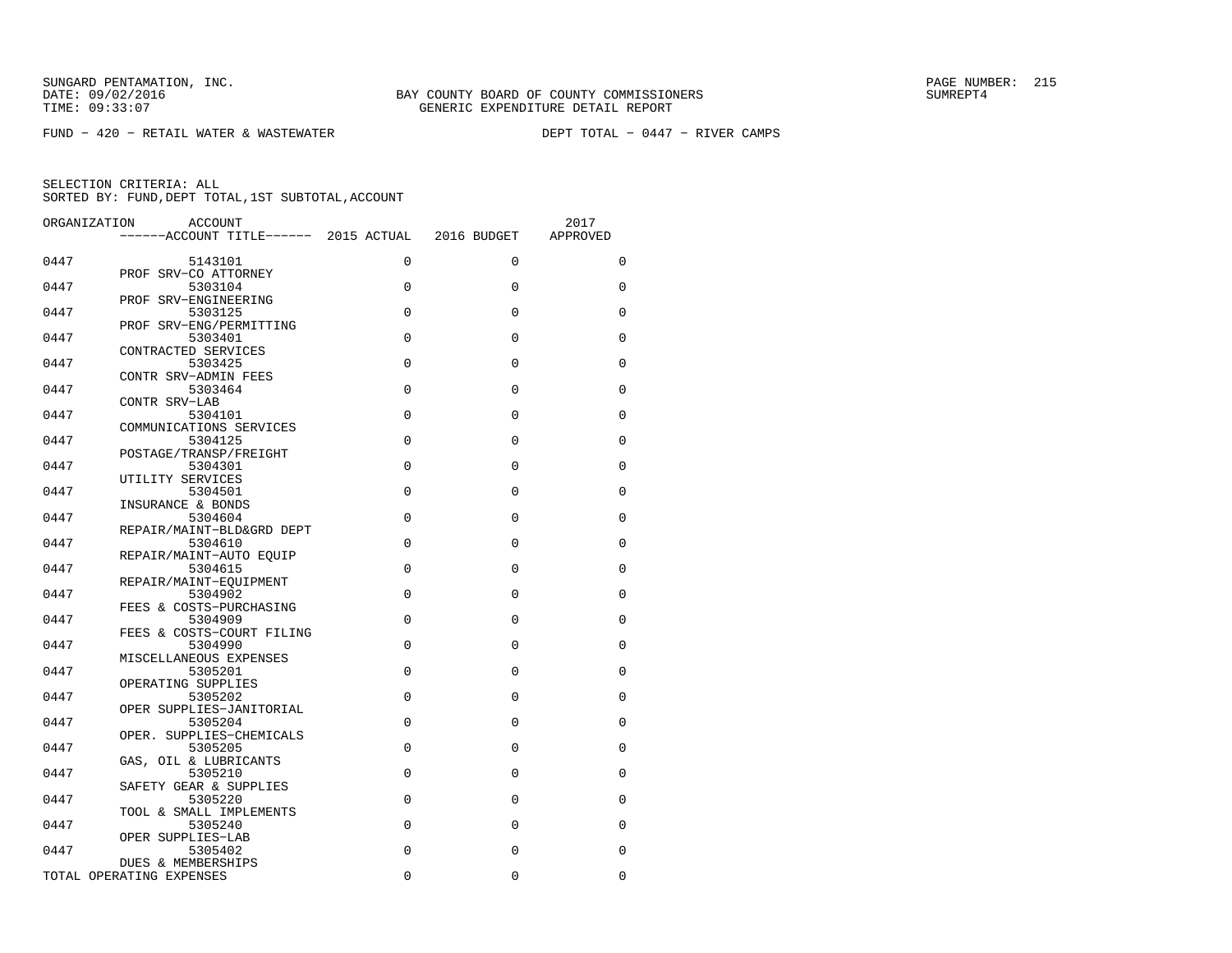SUNGARD PENTAMATION, INC.
DATE: 09/02/2016
TIME: 09:33:07

BAY COUNTY BOARD OF COUNTY COMMISSIONERS
GENERIC EXPENDITURE DETAIL REPORT

SUMREPT4

FUND - 420 - RETAIL WATER & WASTEWATER

DEPT TOTAL - 0447 - RIVER CAMPS

SELECTION CRITERIA: ALL
SORTED BY: FUND,DEPT TOTAL,1ST SUBTOTAL,ACCOUNT

| ORGANIZATION | ACCOUNT / ACCOUNT TITLE | 2015 ACTUAL | 2016 BUDGET | 2017 APPROVED |
|---|---|---|---|---|
| 0447 | 5143101 PROF SRV-CO ATTORNEY | 0 | 0 | 0 |
| 0447 | 5303104 PROF SRV-ENGINEERING | 0 | 0 | 0 |
| 0447 | 5303125 PROF SRV-ENG/PERMITTING | 0 | 0 | 0 |
| 0447 | 5303401 CONTRACTED SERVICES | 0 | 0 | 0 |
| 0447 | 5303425 CONTR SRV-ADMIN FEES | 0 | 0 | 0 |
| 0447 | 5303464 CONTR SRV-LAB | 0 | 0 | 0 |
| 0447 | 5304101 COMMUNICATIONS SERVICES | 0 | 0 | 0 |
| 0447 | 5304125 POSTAGE/TRANSP/FREIGHT | 0 | 0 | 0 |
| 0447 | 5304301 UTILITY SERVICES | 0 | 0 | 0 |
| 0447 | 5304501 INSURANCE & BONDS | 0 | 0 | 0 |
| 0447 | 5304604 REPAIR/MAINT-BLD&GRD DEPT | 0 | 0 | 0 |
| 0447 | 5304610 REPAIR/MAINT-AUTO EQUIP | 0 | 0 | 0 |
| 0447 | 5304615 REPAIR/MAINT-EQUIPMENT | 0 | 0 | 0 |
| 0447 | 5304902 FEES & COSTS-PURCHASING | 0 | 0 | 0 |
| 0447 | 5304909 FEES & COSTS-COURT FILING | 0 | 0 | 0 |
| 0447 | 5304990 MISCELLANEOUS EXPENSES | 0 | 0 | 0 |
| 0447 | 5305201 OPERATING SUPPLIES | 0 | 0 | 0 |
| 0447 | 5305202 OPER SUPPLIES-JANITORIAL | 0 | 0 | 0 |
| 0447 | 5305204 OPER. SUPPLIES-CHEMICALS | 0 | 0 | 0 |
| 0447 | 5305205 GAS, OIL & LUBRICANTS | 0 | 0 | 0 |
| 0447 | 5305210 SAFETY GEAR & SUPPLIES | 0 | 0 | 0 |
| 0447 | 5305220 TOOL & SMALL IMPLEMENTS | 0 | 0 | 0 |
| 0447 | 5305240 OPER SUPPLIES-LAB | 0 | 0 | 0 |
| 0447 | 5305402 DUES & MEMBERSHIPS | 0 | 0 | 0 |
| TOTAL OPERATING EXPENSES | | 0 | 0 | 0 |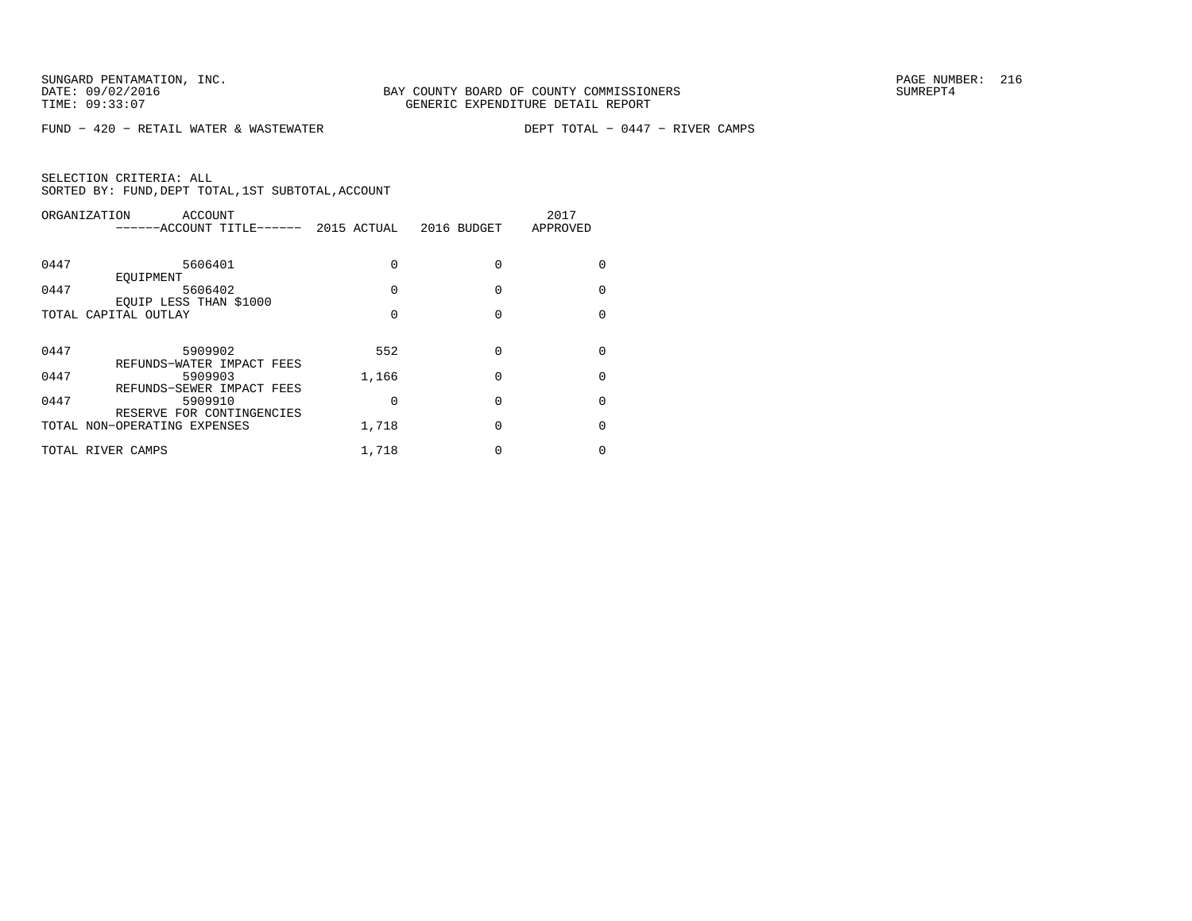SUNGARD PENTAMATION, INC.
DATE: 09/02/2016
TIME: 09:33:07

BAY COUNTY BOARD OF COUNTY COMMISSIONERS
GENERIC EXPENDITURE DETAIL REPORT

PAGE NUMBER: 216
SUMREPT4

FUND − 420 − RETAIL WATER & WASTEWATER

DEPT TOTAL − 0447 − RIVER CAMPS

SELECTION CRITERIA: ALL
SORTED BY: FUND,DEPT TOTAL,1ST SUBTOTAL,ACCOUNT

| ORGANIZATION | ACCOUNT / ------ACCOUNT TITLE------ | 2015 ACTUAL | 2016 BUDGET | 2017 APPROVED |
|---|---|---|---|---|
| 0447 | 5606401 EQUIPMENT | 0 | 0 | 0 |
| 0447 | 5606402 EQUIP LESS THAN $1000 | 0 | 0 | 0 |
| TOTAL CAPITAL OUTLAY | | 0 | 0 | 0 |
| 0447 | 5909902 REFUNDS−WATER IMPACT FEES | 552 | 0 | 0 |
| 0447 | 5909903 REFUNDS−SEWER IMPACT FEES | 1,166 | 0 | 0 |
| 0447 | 5909910 RESERVE FOR CONTINGENCIES | 0 | 0 | 0 |
| TOTAL NON−OPERATING EXPENSES | | 1,718 | 0 | 0 |
| TOTAL RIVER CAMPS | | 1,718 | 0 | 0 |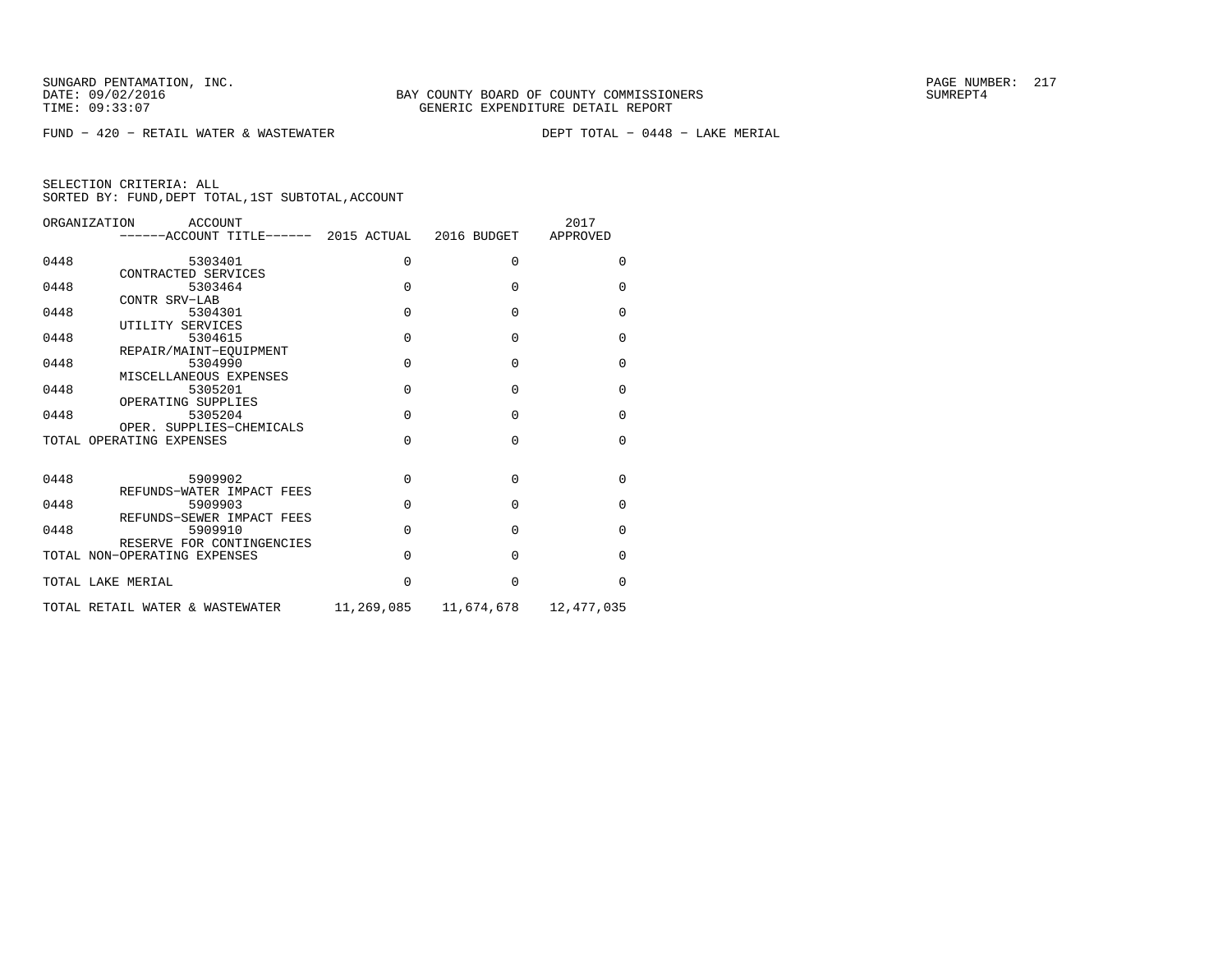SUNGARD PENTAMATION, INC.
DATE: 09/02/2016
TIME: 09:33:07

BAY COUNTY BOARD OF COUNTY COMMISSIONERS
GENERIC EXPENDITURE DETAIL REPORT

SUMREPT4

FUND - 420 - RETAIL WATER & WASTEWATER

DEPT TOTAL - 0448 - LAKE MERIAL

SELECTION CRITERIA: ALL
SORTED BY: FUND,DEPT TOTAL,1ST SUBTOTAL,ACCOUNT

| ORGANIZATION | ACCOUNT / ------ACCOUNT TITLE------ | 2015 ACTUAL | 2016 BUDGET | 2017 APPROVED |
|---|---|---|---|---|
| 0448 | 5303401 CONTRACTED SERVICES | 0 | 0 | 0 |
| 0448 | 5303464 CONTR SRV-LAB | 0 | 0 | 0 |
| 0448 | 5304301 UTILITY SERVICES | 0 | 0 | 0 |
| 0448 | 5304615 REPAIR/MAINT-EQUIPMENT | 0 | 0 | 0 |
| 0448 | 5304990 MISCELLANEOUS EXPENSES | 0 | 0 | 0 |
| 0448 | 5305201 OPERATING SUPPLIES | 0 | 0 | 0 |
| 0448 | 5305204 OPER. SUPPLIES-CHEMICALS | 0 | 0 | 0 |
| TOTAL OPERATING EXPENSES | | 0 | 0 | 0 |
| 0448 | 5909902 REFUNDS-WATER IMPACT FEES | 0 | 0 | 0 |
| 0448 | 5909903 REFUNDS-SEWER IMPACT FEES | 0 | 0 | 0 |
| 0448 | 5909910 RESERVE FOR CONTINGENCIES | 0 | 0 | 0 |
| TOTAL NON-OPERATING EXPENSES | | 0 | 0 | 0 |
| TOTAL LAKE MERIAL | | 0 | 0 | 0 |
| TOTAL RETAIL WATER & WASTEWATER | | 11,269,085 | 11,674,678 | 12,477,035 |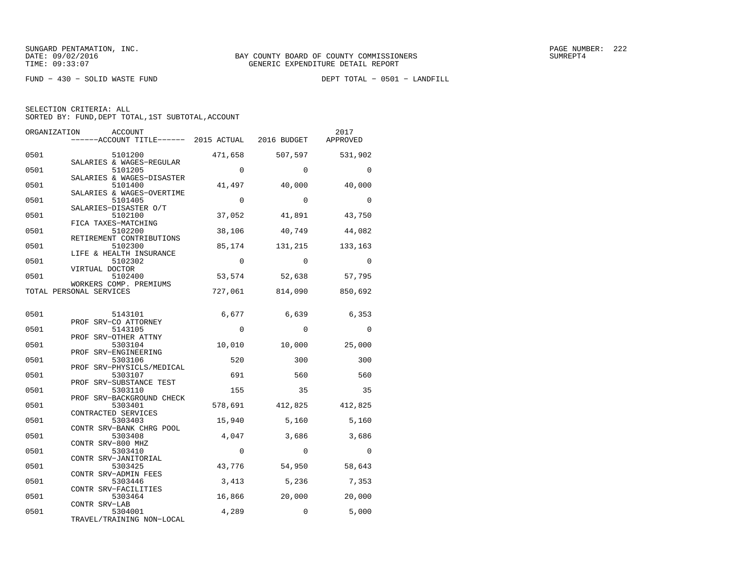SUNGARD PENTAMATION, INC.
DATE: 09/02/2016
TIME: 09:33:07

BAY COUNTY BOARD OF COUNTY COMMISSIONERS
GENERIC EXPENDITURE DETAIL REPORT

FUND − 430 − SOLID WASTE FUND

DEPT TOTAL − 0501 − LANDFILL

SELECTION CRITERIA: ALL
SORTED BY: FUND,DEPT TOTAL,1ST SUBTOTAL,ACCOUNT

| ORGANIZATION | ACCOUNT / ACCOUNT TITLE | 2015 ACTUAL | 2016 BUDGET | 2017 APPROVED |
|---|---|---|---|---|
| 0501 | 5101200 SALARIES & WAGES−REGULAR | 471,658 | 507,597 | 531,902 |
| 0501 | 5101205 SALARIES & WAGES−DISASTER | 0 | 0 | 0 |
| 0501 | 5101400 SALARIES & WAGES−OVERTIME | 41,497 | 40,000 | 40,000 |
| 0501 | 5101405 SALARIES−DISASTER O/T | 0 | 0 | 0 |
| 0501 | 5102100 FICA TAXES−MATCHING | 37,052 | 41,891 | 43,750 |
| 0501 | 5102200 RETIREMENT CONTRIBUTIONS | 38,106 | 40,749 | 44,082 |
| 0501 | 5102300 LIFE & HEALTH INSURANCE | 85,174 | 131,215 | 133,163 |
| 0501 | 5102302 VIRTUAL DOCTOR | 0 | 0 | 0 |
| 0501 | 5102400 WORKERS COMP. PREMIUMS | 53,574 | 52,638 | 57,795 |
| TOTAL PERSONAL SERVICES | | 727,061 | 814,090 | 850,692 |
| 0501 | 5143101 PROF SRV−CO ATTORNEY | 6,677 | 6,639 | 6,353 |
| 0501 | 5143105 PROF SRV−OTHER ATTNY | 0 | 0 | 0 |
| 0501 | 5303104 PROF SRV−ENGINEERING | 10,010 | 10,000 | 25,000 |
| 0501 | 5303106 PROF SRV−PHYSICLS/MEDICAL | 520 | 300 | 300 |
| 0501 | 5303107 PROF SRV−SUBSTANCE TEST | 691 | 560 | 560 |
| 0501 | 5303110 PROF SRV−BACKGROUND CHECK | 155 | 35 | 35 |
| 0501 | 5303401 CONTRACTED SERVICES | 578,691 | 412,825 | 412,825 |
| 0501 | 5303403 CONTR SRV−BANK CHRG POOL | 15,940 | 5,160 | 5,160 |
| 0501 | 5303408 CONTR SRV−800 MHZ | 4,047 | 3,686 | 3,686 |
| 0501 | 5303410 CONTR SRV−JANITORIAL | 0 | 0 | 0 |
| 0501 | 5303425 CONTR SRV−ADMIN FEES | 43,776 | 54,950 | 58,643 |
| 0501 | 5303446 CONTR SRV−FACILITIES | 3,413 | 5,236 | 7,353 |
| 0501 | 5303464 CONTR SRV−LAB | 16,866 | 20,000 | 20,000 |
| 0501 | 5304001 TRAVEL/TRAINING NON−LOCAL | 4,289 | 0 | 5,000 |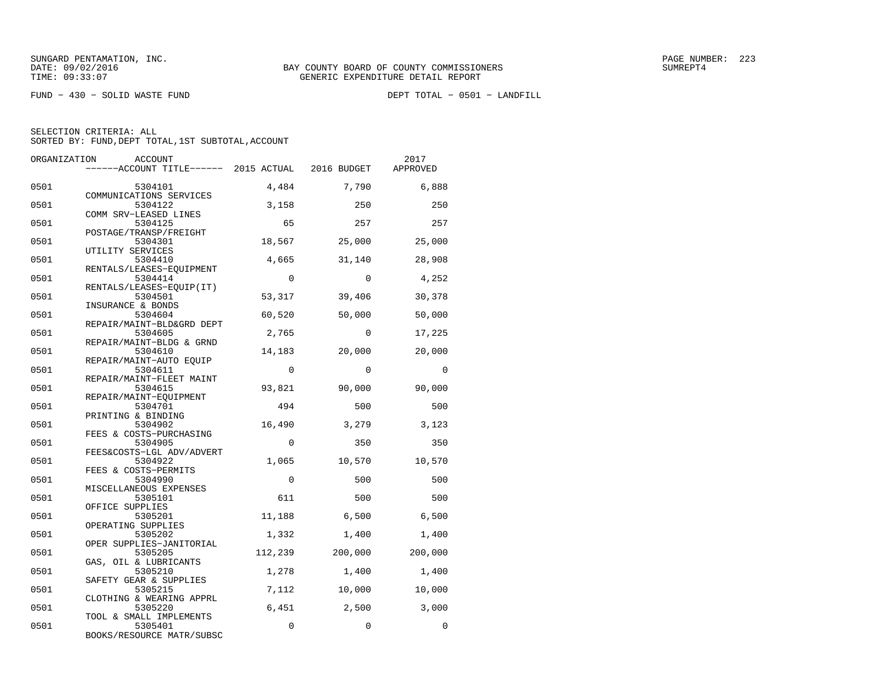SUNGARD PENTAMATION, INC.
DATE: 09/02/2016
TIME: 09:33:07

BAY COUNTY BOARD OF COUNTY COMMISSIONERS
GENERIC EXPENDITURE DETAIL REPORT

FUND − 430 − SOLID WASTE FUND

DEPT TOTAL − 0501 − LANDFILL

SELECTION CRITERIA: ALL
SORTED BY: FUND,DEPT TOTAL,1ST SUBTOTAL,ACCOUNT

| ORGANIZATION | ACCOUNT / ACCOUNT TITLE | 2015 ACTUAL | 2016 BUDGET | 2017 APPROVED |
|---|---|---|---|---|
| 0501 | 5304101 COMMUNICATIONS SERVICES | 4,484 | 7,790 | 6,888 |
| 0501 | 5304122 COMM SRV−LEASED LINES | 3,158 | 250 | 250 |
| 0501 | 5304125 POSTAGE/TRANSP/FREIGHT | 65 | 257 | 257 |
| 0501 | 5304301 UTILITY SERVICES | 18,567 | 25,000 | 25,000 |
| 0501 | 5304410 RENTALS/LEASES−EQUIPMENT | 4,665 | 31,140 | 28,908 |
| 0501 | 5304414 RENTALS/LEASES−EQUIP(IT) | 0 | 0 | 4,252 |
| 0501 | 5304501 INSURANCE & BONDS | 53,317 | 39,406 | 30,378 |
| 0501 | 5304604 REPAIR/MAINT−BLD&GRD DEPT | 60,520 | 50,000 | 50,000 |
| 0501 | 5304605 REPAIR/MAINT−BLDG & GRND | 2,765 | 0 | 17,225 |
| 0501 | 5304610 REPAIR/MAINT−AUTO EQUIP | 14,183 | 20,000 | 20,000 |
| 0501 | 5304611 REPAIR/MAINT−FLEET MAINT | 0 | 0 | 0 |
| 0501 | 5304615 REPAIR/MAINT−EQUIPMENT | 93,821 | 90,000 | 90,000 |
| 0501 | 5304701 PRINTING & BINDING | 494 | 500 | 500 |
| 0501 | 5304902 FEES & COSTS−PURCHASING | 16,490 | 3,279 | 3,123 |
| 0501 | 5304905 FEES&COSTS−LGL ADV/ADVERT | 0 | 350 | 350 |
| 0501 | 5304922 FEES & COSTS−PERMITS | 1,065 | 10,570 | 10,570 |
| 0501 | 5304990 MISCELLANEOUS EXPENSES | 0 | 500 | 500 |
| 0501 | 5305101 OFFICE SUPPLIES | 611 | 500 | 500 |
| 0501 | 5305201 OPERATING SUPPLIES | 11,188 | 6,500 | 6,500 |
| 0501 | 5305202 OPER SUPPLIES−JANITORIAL | 1,332 | 1,400 | 1,400 |
| 0501 | 5305205 GAS, OIL & LUBRICANTS | 112,239 | 200,000 | 200,000 |
| 0501 | 5305210 SAFETY GEAR & SUPPLIES | 1,278 | 1,400 | 1,400 |
| 0501 | 5305215 CLOTHING & WEARING APPRL | 7,112 | 10,000 | 10,000 |
| 0501 | 5305220 TOOL & SMALL IMPLEMENTS | 6,451 | 2,500 | 3,000 |
| 0501 | 5305401 BOOKS/RESOURCE MATR/SUBSC | 0 | 0 | 0 |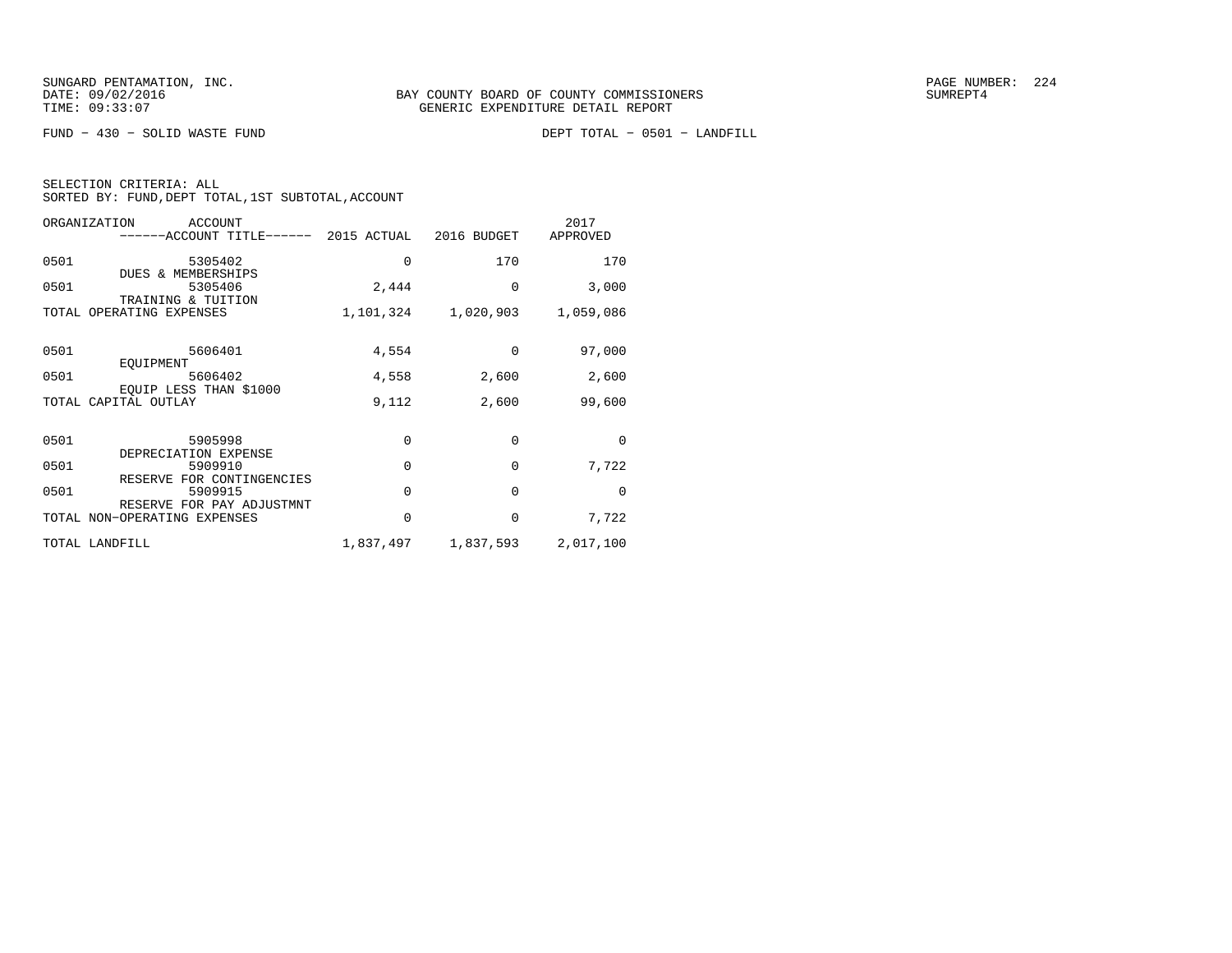SUNGARD PENTAMATION, INC.
DATE: 09/02/2016
TIME: 09:33:07

BAY COUNTY BOARD OF COUNTY COMMISSIONERS
GENERIC EXPENDITURE DETAIL REPORT

SUMREPT4

FUND − 430 − SOLID WASTE FUND

DEPT TOTAL − 0501 − LANDFILL

SELECTION CRITERIA: ALL
SORTED BY: FUND,DEPT TOTAL,1ST SUBTOTAL,ACCOUNT

| ORGANIZATION | ACCOUNT / ------ACCOUNT TITLE------ | 2015 ACTUAL | 2016 BUDGET | 2017 APPROVED |
|---|---|---|---|---|
| 0501 | 5305402 DUES & MEMBERSHIPS | 0 | 170 | 170 |
| 0501 | 5305406 TRAINING & TUITION | 2,444 | 0 | 3,000 |
| TOTAL OPERATING EXPENSES | | 1,101,324 | 1,020,903 | 1,059,086 |
| 0501 | 5606401 EQUIPMENT | 4,554 | 0 | 97,000 |
| 0501 | 5606402 EQUIP LESS THAN $1000 | 4,558 | 2,600 | 2,600 |
| TOTAL CAPITAL OUTLAY | | 9,112 | 2,600 | 99,600 |
| 0501 | 5905998 DEPRECIATION EXPENSE | 0 | 0 | 0 |
| 0501 | 5909910 RESERVE FOR CONTINGENCIES | 0 | 0 | 7,722 |
| 0501 | 5909915 RESERVE FOR PAY ADJUSTMNT | 0 | 0 | 0 |
| TOTAL NON−OPERATING EXPENSES | | 0 | 0 | 7,722 |
| TOTAL LANDFILL | | 1,837,497 | 1,837,593 | 2,017,100 |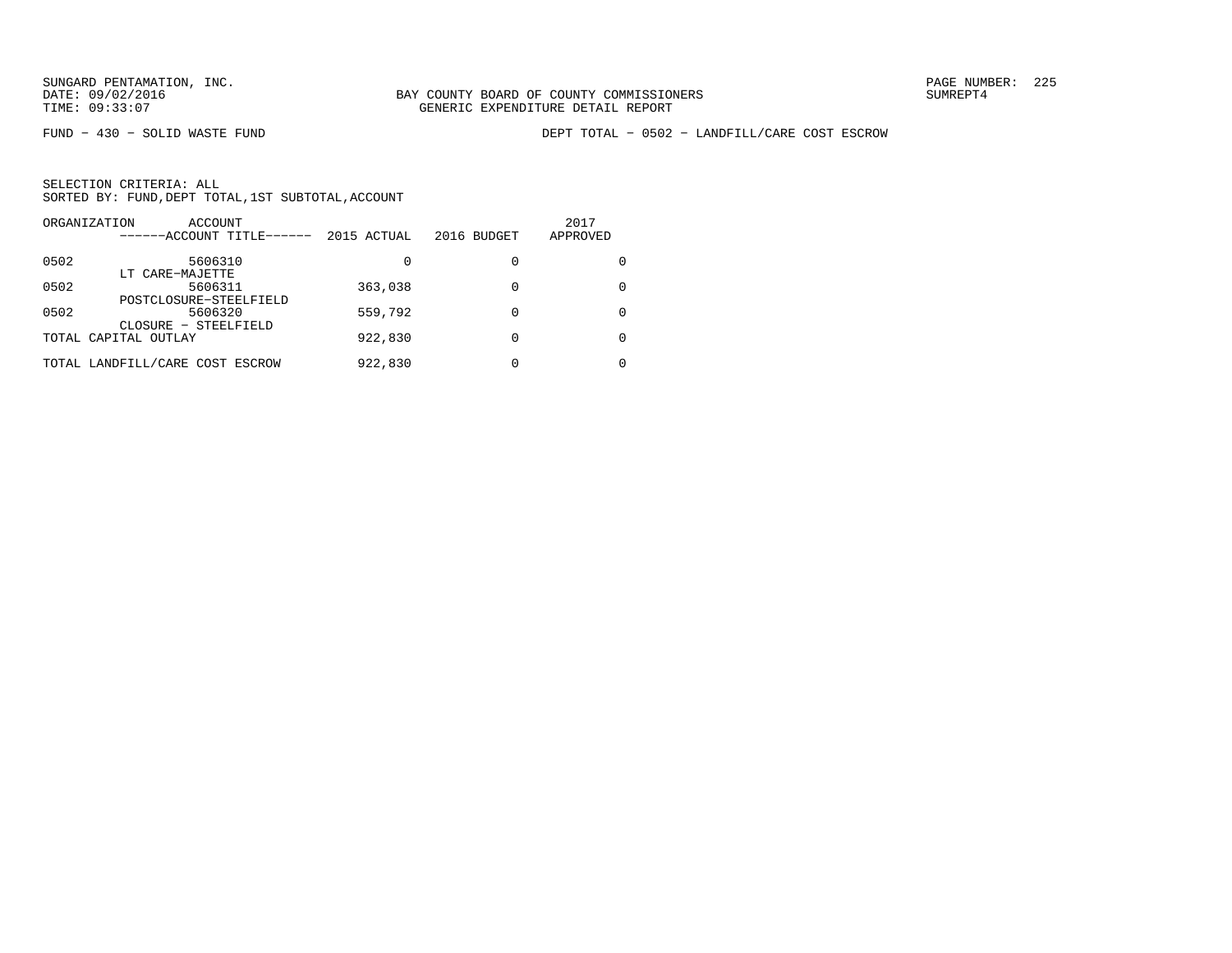SUNGARD PENTAMATION, INC.
DATE: 09/02/2016
TIME: 09:33:07

BAY COUNTY BOARD OF COUNTY COMMISSIONERS
GENERIC EXPENDITURE DETAIL REPORT

SUMREPT4

FUND - 430 - SOLID WASTE FUND

DEPT TOTAL - 0502 - LANDFILL/CARE COST ESCROW

SELECTION CRITERIA: ALL
SORTED BY: FUND,DEPT TOTAL,1ST SUBTOTAL,ACCOUNT

| ORGANIZATION | ACCOUNT / ------ACCOUNT TITLE------ | 2015 ACTUAL | 2016 BUDGET | 2017 APPROVED |
|---|---|---|---|---|
| 0502 | 5606310 LT CARE-MAJETTE | 0 | 0 | 0 |
| 0502 | 5606311 POSTCLOSURE-STEELFIELD | 363,038 | 0 | 0 |
| 0502 | 5606320 CLOSURE - STEELFIELD | 559,792 | 0 | 0 |
| TOTAL CAPITAL OUTLAY | | 922,830 | 0 | 0 |
| TOTAL LANDFILL/CARE COST ESCROW | | 922,830 | 0 | 0 |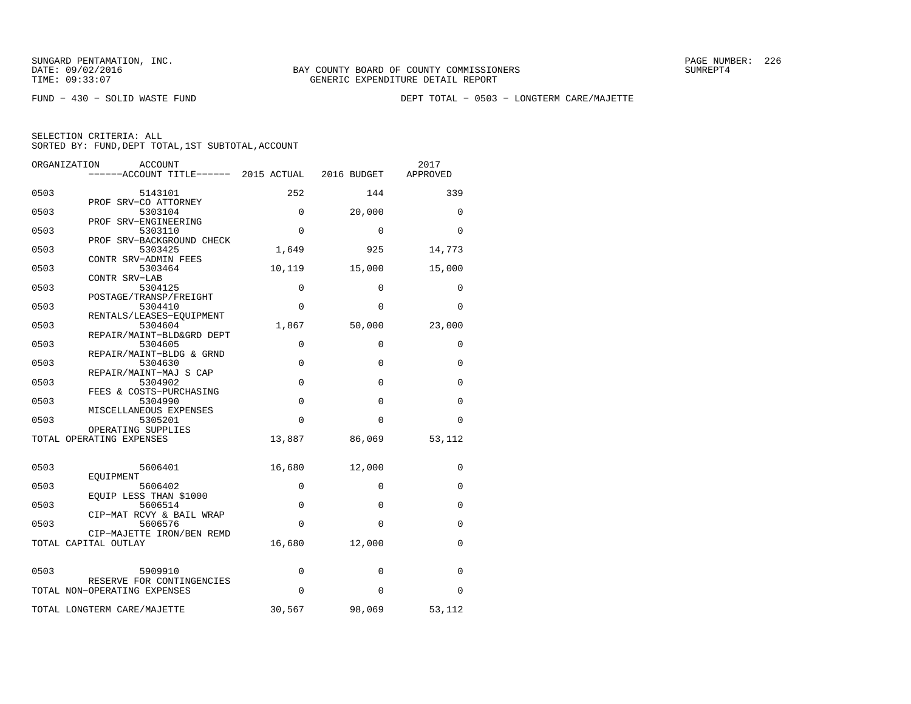SUNGARD PENTAMATION, INC.
DATE: 09/02/2016
TIME: 09:33:07

BAY COUNTY BOARD OF COUNTY COMMISSIONERS
GENERIC EXPENDITURE DETAIL REPORT

SUMREPT4

FUND − 430 − SOLID WASTE FUND

DEPT TOTAL − 0503 − LONGTERM CARE/MAJETTE

SELECTION CRITERIA: ALL
SORTED BY: FUND,DEPT TOTAL,1ST SUBTOTAL,ACCOUNT

| ORGANIZATION | ACCOUNT / ACCOUNT TITLE | 2015 ACTUAL | 2016 BUDGET | 2017 APPROVED |
|---|---|---|---|---|
| 0503 | 5143101 PROF SRV−CO ATTORNEY | 252 | 144 | 339 |
| 0503 | 5303104 PROF SRV−ENGINEERING | 0 | 20,000 | 0 |
| 0503 | 5303110 PROF SRV−BACKGROUND CHECK | 0 | 0 | 0 |
| 0503 | 5303425 CONTR SRV−ADMIN FEES | 1,649 | 925 | 14,773 |
| 0503 | 5303464 CONTR SRV−LAB | 10,119 | 15,000 | 15,000 |
| 0503 | 5304125 POSTAGE/TRANSP/FREIGHT | 0 | 0 | 0 |
| 0503 | 5304410 RENTALS/LEASES−EQUIPMENT | 0 | 0 | 0 |
| 0503 | 5304604 REPAIR/MAINT−BLD&GRD DEPT | 1,867 | 50,000 | 23,000 |
| 0503 | 5304605 REPAIR/MAINT−BLDG & GRND | 0 | 0 | 0 |
| 0503 | 5304630 REPAIR/MAINT−MAJ S CAP | 0 | 0 | 0 |
| 0503 | 5304902 FEES & COSTS−PURCHASING | 0 | 0 | 0 |
| 0503 | 5304990 MISCELLANEOUS EXPENSES | 0 | 0 | 0 |
| 0503 | 5305201 OPERATING SUPPLIES | 0 | 0 | 0 |
| TOTAL OPERATING EXPENSES | | 13,887 | 86,069 | 53,112 |
| 0503 | 5606401 EQUIPMENT | 16,680 | 12,000 | 0 |
| 0503 | 5606402 EQUIP LESS THAN $1000 | 0 | 0 | 0 |
| 0503 | 5606514 CIP−MAT RCVY & BAIL WRAP | 0 | 0 | 0 |
| 0503 | 5606576 CIP−MAJETTE IRON/BEN REMD | 0 | 0 | 0 |
| TOTAL CAPITAL OUTLAY | | 16,680 | 12,000 | 0 |
| 0503 | 5909910 RESERVE FOR CONTINGENCIES | 0 | 0 | 0 |
| TOTAL NON−OPERATING EXPENSES | | 0 | 0 | 0 |
| TOTAL LONGTERM CARE/MAJETTE | | 30,567 | 98,069 | 53,112 |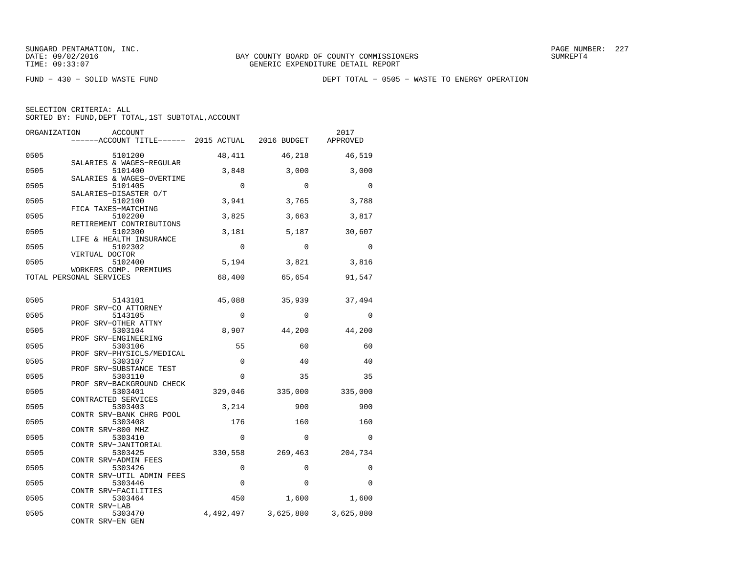SUNGARD PENTAMATION, INC.
DATE: 09/02/2016
TIME: 09:33:07

BAY COUNTY BOARD OF COUNTY COMMISSIONERS
GENERIC EXPENDITURE DETAIL REPORT

FUND − 430 − SOLID WASTE FUND

DEPT TOTAL − 0505 − WASTE TO ENERGY OPERATION

SELECTION CRITERIA: ALL
SORTED BY: FUND,DEPT TOTAL,1ST SUBTOTAL,ACCOUNT

| ORGANIZATION | ACCOUNT / ACCOUNT TITLE | 2015 ACTUAL | 2016 BUDGET | 2017 APPROVED |
|---|---|---|---|---|
| 0505 | 5101200 SALARIES & WAGES−REGULAR | 48,411 | 46,218 | 46,519 |
| 0505 | 5101400 SALARIES & WAGES−OVERTIME | 3,848 | 3,000 | 3,000 |
| 0505 | 5101405 SALARIES−DISASTER O/T | 0 | 0 | 0 |
| 0505 | 5102100 FICA TAXES−MATCHING | 3,941 | 3,765 | 3,788 |
| 0505 | 5102200 RETIREMENT CONTRIBUTIONS | 3,825 | 3,663 | 3,817 |
| 0505 | 5102300 LIFE & HEALTH INSURANCE | 3,181 | 5,187 | 30,607 |
| 0505 | 5102302 VIRTUAL DOCTOR | 0 | 0 | 0 |
| 0505 | 5102400 WORKERS COMP. PREMIUMS | 5,194 | 3,821 | 3,816 |
| TOTAL PERSONAL SERVICES | | 68,400 | 65,654 | 91,547 |
| 0505 | 5143101 PROF SRV−CO ATTORNEY | 45,088 | 35,939 | 37,494 |
| 0505 | 5143105 PROF SRV−OTHER ATTNY | 0 | 0 | 0 |
| 0505 | 5303104 PROF SRV−ENGINEERING | 8,907 | 44,200 | 44,200 |
| 0505 | 5303106 PROF SRV−PHYSICLS/MEDICAL | 55 | 60 | 60 |
| 0505 | 5303107 PROF SRV−SUBSTANCE TEST | 0 | 40 | 40 |
| 0505 | 5303110 PROF SRV−BACKGROUND CHECK | 0 | 35 | 35 |
| 0505 | 5303401 CONTRACTED SERVICES | 329,046 | 335,000 | 335,000 |
| 0505 | 5303403 CONTR SRV−BANK CHRG POOL | 3,214 | 900 | 900 |
| 0505 | 5303408 CONTR SRV−800 MHZ | 176 | 160 | 160 |
| 0505 | 5303410 CONTR SRV−JANITORIAL | 0 | 0 | 0 |
| 0505 | 5303425 CONTR SRV−ADMIN FEES | 330,558 | 269,463 | 204,734 |
| 0505 | 5303426 CONTR SRV−UTIL ADMIN FEES | 0 | 0 | 0 |
| 0505 | 5303446 CONTR SRV−FACILITIES | 0 | 0 | 0 |
| 0505 | 5303464 CONTR SRV−LAB | 450 | 1,600 | 1,600 |
| 0505 | 5303470 CONTR SRV−EN GEN | 4,492,497 | 3,625,880 | 3,625,880 |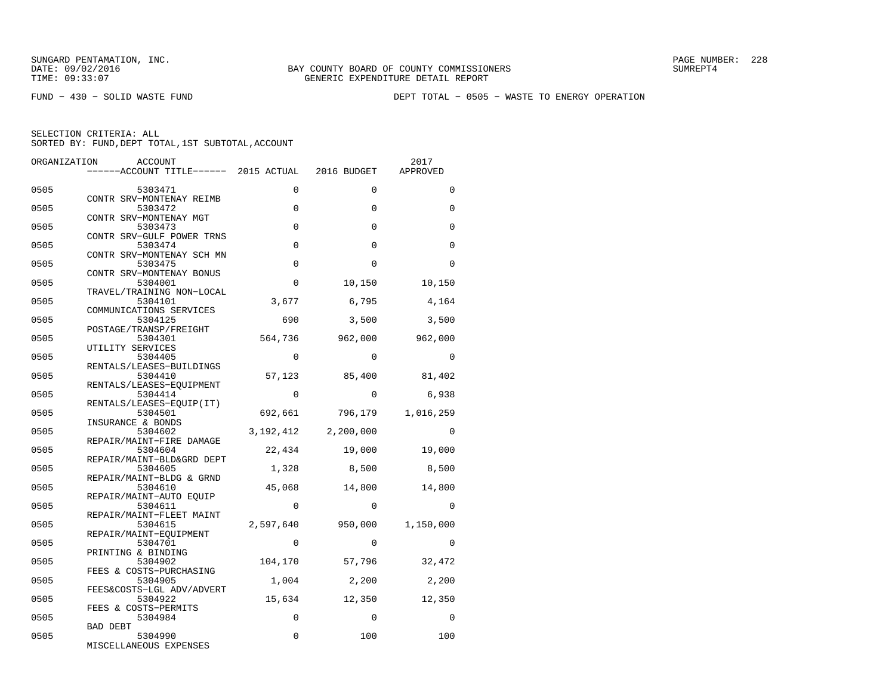SUNGARD PENTAMATION, INC.
DATE: 09/02/2016
TIME: 09:33:07

BAY COUNTY BOARD OF COUNTY COMMISSIONERS
GENERIC EXPENDITURE DETAIL REPORT

SUMREPT4

FUND − 430 − SOLID WASTE FUND

DEPT TOTAL − 0505 − WASTE TO ENERGY OPERATION

SELECTION CRITERIA: ALL
SORTED BY: FUND,DEPT TOTAL,1ST SUBTOTAL,ACCOUNT

| ORGANIZATION | ACCOUNT / ACCOUNT TITLE | 2015 ACTUAL | 2016 BUDGET | 2017 APPROVED |
|---|---|---|---|---|
| 0505 | 5303471 CONTR SRV−MONTENAY REIMB | 0 | 0 | 0 |
| 0505 | 5303472 CONTR SRV−MONTENAY MGT | 0 | 0 | 0 |
| 0505 | 5303473 CONTR SRV−GULF POWER TRNS | 0 | 0 | 0 |
| 0505 | 5303474 CONTR SRV−MONTENAY SCH MN | 0 | 0 | 0 |
| 0505 | 5303475 CONTR SRV−MONTENAY BONUS | 0 | 0 | 0 |
| 0505 | 5304001 TRAVEL/TRAINING NON−LOCAL | 0 | 10,150 | 10,150 |
| 0505 | 5304101 COMMUNICATIONS SERVICES | 3,677 | 6,795 | 4,164 |
| 0505 | 5304125 POSTAGE/TRANSP/FREIGHT | 690 | 3,500 | 3,500 |
| 0505 | 5304301 UTILITY SERVICES | 564,736 | 962,000 | 962,000 |
| 0505 | 5304405 RENTALS/LEASES−BUILDINGS | 0 | 0 | 0 |
| 0505 | 5304410 RENTALS/LEASES−EQUIPMENT | 57,123 | 85,400 | 81,402 |
| 0505 | 5304414 RENTALS/LEASES−EQUIP(IT) | 0 | 0 | 6,938 |
| 0505 | 5304501 INSURANCE & BONDS | 692,661 | 796,179 | 1,016,259 |
| 0505 | 5304602 REPAIR/MAINT−FIRE DAMAGE | 3,192,412 | 2,200,000 | 0 |
| 0505 | 5304604 REPAIR/MAINT−BLD&GRD DEPT | 22,434 | 19,000 | 19,000 |
| 0505 | 5304605 REPAIR/MAINT−BLDG & GRND | 1,328 | 8,500 | 8,500 |
| 0505 | 5304610 REPAIR/MAINT−AUTO EQUIP | 45,068 | 14,800 | 14,800 |
| 0505 | 5304611 REPAIR/MAINT−FLEET MAINT | 0 | 0 | 0 |
| 0505 | 5304615 REPAIR/MAINT−EQUIPMENT | 2,597,640 | 950,000 | 1,150,000 |
| 0505 | 5304701 PRINTING & BINDING | 0 | 0 | 0 |
| 0505 | 5304902 FEES & COSTS−PURCHASING | 104,170 | 57,796 | 32,472 |
| 0505 | 5304905 FEES&COSTS−LGL ADV/ADVERT | 1,004 | 2,200 | 2,200 |
| 0505 | 5304922 FEES & COSTS−PERMITS | 15,634 | 12,350 | 12,350 |
| 0505 | 5304984 BAD DEBT | 0 | 0 | 0 |
| 0505 | 5304990 MISCELLANEOUS EXPENSES | 0 | 100 | 100 |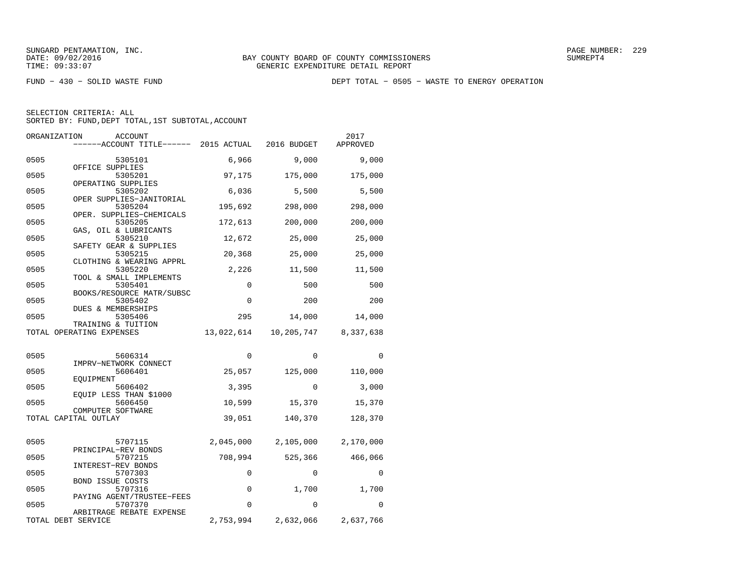SUNGARD PENTAMATION, INC.
DATE: 09/02/2016
TIME: 09:33:07

BAY COUNTY BOARD OF COUNTY COMMISSIONERS
GENERIC EXPENDITURE DETAIL REPORT

SUMREPT4

FUND − 430 − SOLID WASTE FUND

DEPT TOTAL − 0505 − WASTE TO ENERGY OPERATION

SELECTION CRITERIA: ALL
SORTED BY: FUND,DEPT TOTAL,1ST SUBTOTAL,ACCOUNT

| ORGANIZATION | ACCOUNT / ------ACCOUNT TITLE------ | 2015 ACTUAL | 2016 BUDGET | 2017 APPROVED |
|---|---|---|---|---|
| 0505 | 5305101 OFFICE SUPPLIES | 6,966 | 9,000 | 9,000 |
| 0505 | 5305201 OPERATING SUPPLIES | 97,175 | 175,000 | 175,000 |
| 0505 | 5305202 OPER SUPPLIES−JANITORIAL | 6,036 | 5,500 | 5,500 |
| 0505 | 5305204 OPER. SUPPLIES−CHEMICALS | 195,692 | 298,000 | 298,000 |
| 0505 | 5305205 GAS, OIL & LUBRICANTS | 172,613 | 200,000 | 200,000 |
| 0505 | 5305210 SAFETY GEAR & SUPPLIES | 12,672 | 25,000 | 25,000 |
| 0505 | 5305215 CLOTHING & WEARING APPRL | 20,368 | 25,000 | 25,000 |
| 0505 | 5305220 TOOL & SMALL IMPLEMENTS | 2,226 | 11,500 | 11,500 |
| 0505 | 5305401 BOOKS/RESOURCE MATR/SUBSC | 0 | 500 | 500 |
| 0505 | 5305402 DUES & MEMBERSHIPS | 0 | 200 | 200 |
| 0505 | 5305406 TRAINING & TUITION | 295 | 14,000 | 14,000 |
| TOTAL OPERATING EXPENSES | | 13,022,614 | 10,205,747 | 8,337,638 |
| 0505 | 5606314 IMPRV−NETWORK CONNECT | 0 | 0 | 0 |
| 0505 | 5606401 EQUIPMENT | 25,057 | 125,000 | 110,000 |
| 0505 | 5606402 EQUIP LESS THAN $1000 | 3,395 | 0 | 3,000 |
| 0505 | 5606450 COMPUTER SOFTWARE | 10,599 | 15,370 | 15,370 |
| TOTAL CAPITAL OUTLAY | | 39,051 | 140,370 | 128,370 |
| 0505 | 5707115 PRINCIPAL−REV BONDS | 2,045,000 | 2,105,000 | 2,170,000 |
| 0505 | 5707215 INTEREST−REV BONDS | 708,994 | 525,366 | 466,066 |
| 0505 | 5707303 BOND ISSUE COSTS | 0 | 0 | 0 |
| 0505 | 5707316 PAYING AGENT/TRUSTEE−FEES | 0 | 1,700 | 1,700 |
| 0505 | 5707370 ARBITRAGE REBATE EXPENSE | 0 | 0 | 0 |
| TOTAL DEBT SERVICE | | 2,753,994 | 2,632,066 | 2,637,766 |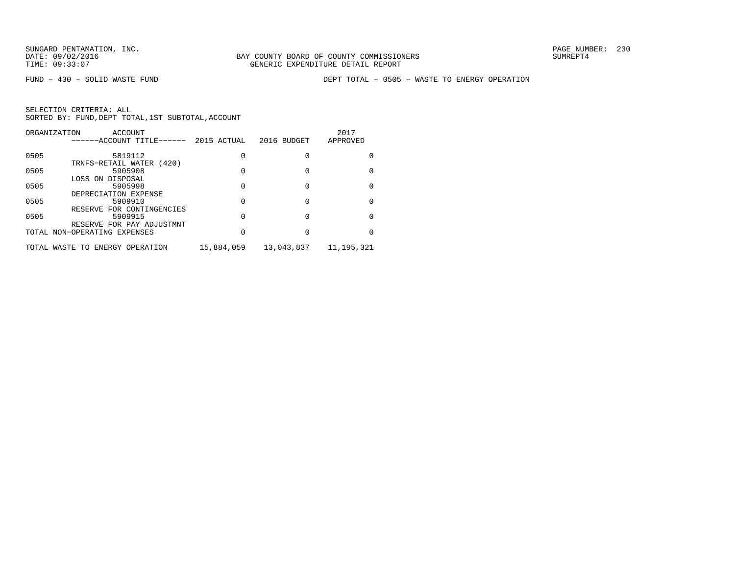SUNGARD PENTAMATION, INC.
DATE: 09/02/2016
TIME: 09:33:07

BAY COUNTY BOARD OF COUNTY COMMISSIONERS
GENERIC EXPENDITURE DETAIL REPORT

SUMREPT4

FUND − 430 − SOLID WASTE FUND

DEPT TOTAL − 0505 − WASTE TO ENERGY OPERATION

SELECTION CRITERIA: ALL
SORTED BY: FUND,DEPT TOTAL,1ST SUBTOTAL,ACCOUNT

| ORGANIZATION | ACCOUNT ------ACCOUNT TITLE------ | 2015 ACTUAL | 2016 BUDGET | 2017 APPROVED |
|---|---|---|---|---|
| 0505 | 5819112 TRNFS−RETAIL WATER (420) | 0 | 0 | 0 |
| 0505 | 5905908 LOSS ON DISPOSAL | 0 | 0 | 0 |
| 0505 | 5905998 DEPRECIATION EXPENSE | 0 | 0 | 0 |
| 0505 | 5909910 RESERVE FOR CONTINGENCIES | 0 | 0 | 0 |
| 0505 | 5909915 RESERVE FOR PAY ADJUSTMNT | 0 | 0 | 0 |
| TOTAL NON−OPERATING EXPENSES | | 0 | 0 | 0 |
| TOTAL WASTE TO ENERGY OPERATION | | 15,884,059 | 13,043,837 | 11,195,321 |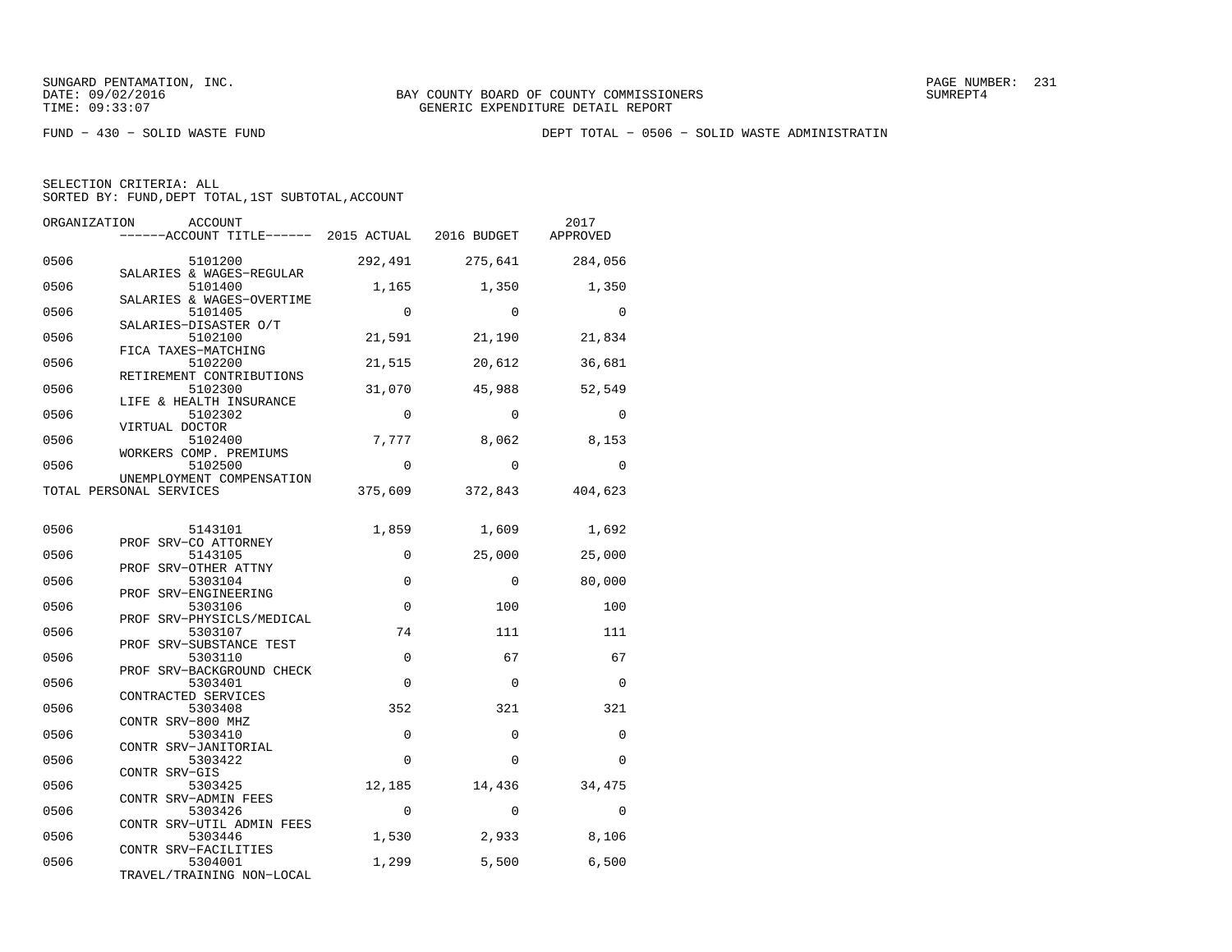SUNGARD PENTAMATION, INC.
DATE: 09/02/2016
TIME: 09:33:07

BAY COUNTY BOARD OF COUNTY COMMISSIONERS
GENERIC EXPENDITURE DETAIL REPORT

PAGE NUMBER: 231
SUMREPT4

FUND − 430 − SOLID WASTE FUND

DEPT TOTAL − 0506 − SOLID WASTE ADMINISTRATIN

SELECTION CRITERIA: ALL
SORTED BY: FUND,DEPT TOTAL,1ST SUBTOTAL,ACCOUNT

| ORGANIZATION | ACCOUNT / ACCOUNT TITLE | 2015 ACTUAL | 2016 BUDGET | 2017 APPROVED |
|---|---|---|---|---|
| 0506 | 5101200 SALARIES & WAGES−REGULAR | 292,491 | 275,641 | 284,056 |
| 0506 | 5101400 SALARIES & WAGES−OVERTIME | 1,165 | 1,350 | 1,350 |
| 0506 | 5101405 SALARIES−DISASTER O/T | 0 | 0 | 0 |
| 0506 | 5102100 FICA TAXES−MATCHING | 21,591 | 21,190 | 21,834 |
| 0506 | 5102200 RETIREMENT CONTRIBUTIONS | 21,515 | 20,612 | 36,681 |
| 0506 | 5102300 LIFE & HEALTH INSURANCE | 31,070 | 45,988 | 52,549 |
| 0506 | 5102302 VIRTUAL DOCTOR | 0 | 0 | 0 |
| 0506 | 5102400 WORKERS COMP. PREMIUMS | 7,777 | 8,062 | 8,153 |
| 0506 | 5102500 UNEMPLOYMENT COMPENSATION | 0 | 0 | 0 |
| TOTAL PERSONAL SERVICES | | 375,609 | 372,843 | 404,623 |
| 0506 | 5143101 PROF SRV−CO ATTORNEY | 1,859 | 1,609 | 1,692 |
| 0506 | 5143105 PROF SRV−OTHER ATTNY | 0 | 25,000 | 25,000 |
| 0506 | 5303104 PROF SRV−ENGINEERING | 0 | 0 | 80,000 |
| 0506 | 5303106 PROF SRV−PHYSICLS/MEDICAL | 0 | 100 | 100 |
| 0506 | 5303107 PROF SRV−SUBSTANCE TEST | 74 | 111 | 111 |
| 0506 | 5303110 PROF SRV−BACKGROUND CHECK | 0 | 67 | 67 |
| 0506 | 5303401 CONTRACTED SERVICES | 0 | 0 | 0 |
| 0506 | 5303408 CONTR SRV−800 MHZ | 352 | 321 | 321 |
| 0506 | 5303410 CONTR SRV−JANITORIAL | 0 | 0 | 0 |
| 0506 | 5303422 CONTR SRV−GIS | 0 | 0 | 0 |
| 0506 | 5303425 CONTR SRV−ADMIN FEES | 12,185 | 14,436 | 34,475 |
| 0506 | 5303426 CONTR SRV−UTIL ADMIN FEES | 0 | 0 | 0 |
| 0506 | 5303446 CONTR SRV−FACILITIES | 1,530 | 2,933 | 8,106 |
| 0506 | 5304001 TRAVEL/TRAINING NON−LOCAL | 1,299 | 5,500 | 6,500 |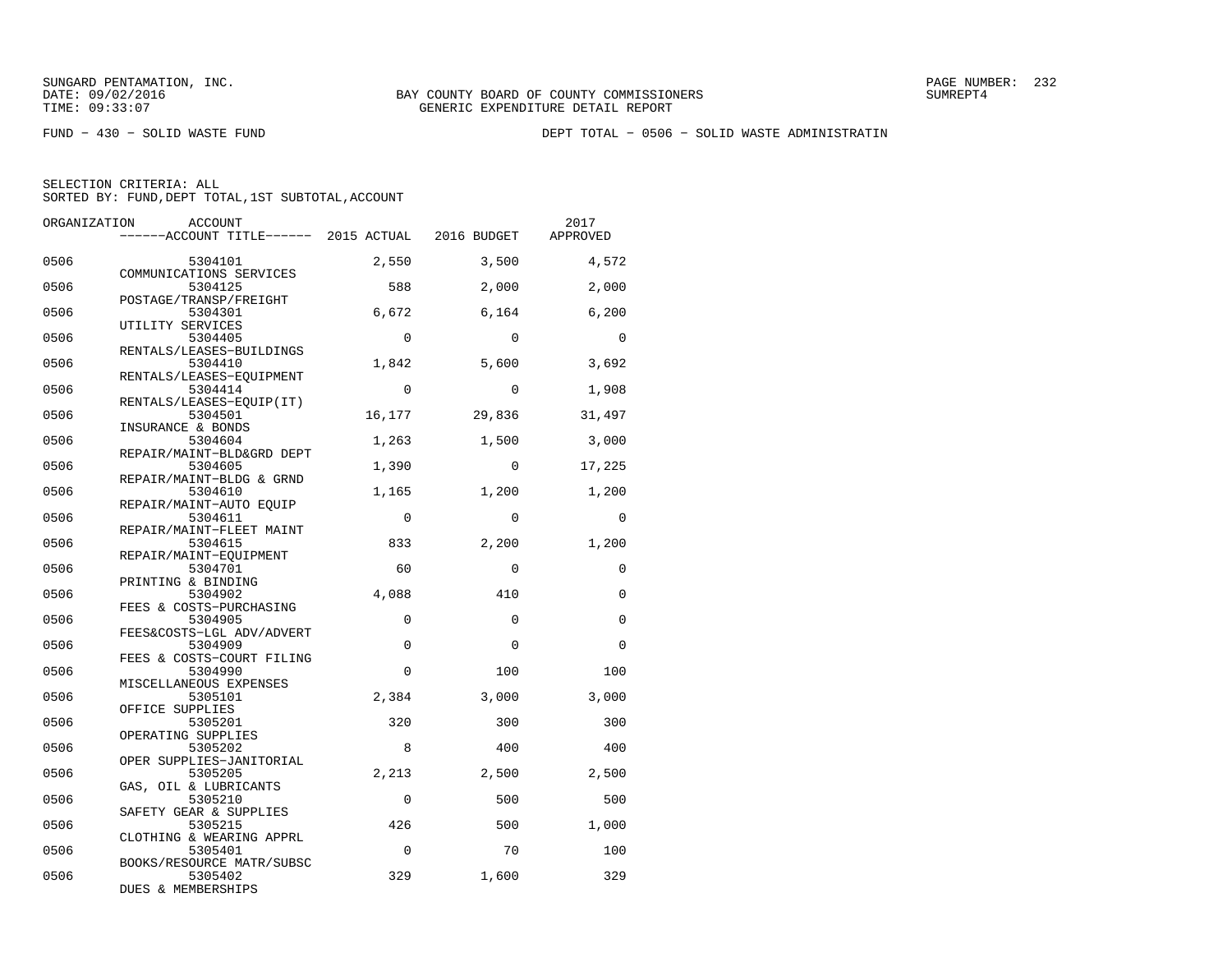SUNGARD PENTAMATION, INC.
DATE: 09/02/2016
TIME: 09:33:07

BAY COUNTY BOARD OF COUNTY COMMISSIONERS
GENERIC EXPENDITURE DETAIL REPORT

PAGE NUMBER: 232
SUMREPT4

FUND - 430 - SOLID WASTE FUND

DEPT TOTAL - 0506 - SOLID WASTE ADMINISTRATIN

SELECTION CRITERIA: ALL
SORTED BY: FUND,DEPT TOTAL,1ST SUBTOTAL,ACCOUNT

| ORGANIZATION | ACCOUNT / ACCOUNT TITLE | 2015 ACTUAL | 2016 BUDGET | 2017 APPROVED |
|---|---|---|---|---|
| 0506 | 5304101 COMMUNICATIONS SERVICES | 2,550 | 3,500 | 4,572 |
| 0506 | 5304125 POSTAGE/TRANSP/FREIGHT | 588 | 2,000 | 2,000 |
| 0506 | 5304301 UTILITY SERVICES | 6,672 | 6,164 | 6,200 |
| 0506 | 5304405 RENTALS/LEASES-BUILDINGS | 0 | 0 | 0 |
| 0506 | 5304410 RENTALS/LEASES-EQUIPMENT | 1,842 | 5,600 | 3,692 |
| 0506 | 5304414 RENTALS/LEASES-EQUIP(IT) | 0 | 0 | 1,908 |
| 0506 | 5304501 INSURANCE & BONDS | 16,177 | 29,836 | 31,497 |
| 0506 | 5304604 REPAIR/MAINT-BLD&GRD DEPT | 1,263 | 1,500 | 3,000 |
| 0506 | 5304605 REPAIR/MAINT-BLDG & GRND | 1,390 | 0 | 17,225 |
| 0506 | 5304610 REPAIR/MAINT-AUTO EQUIP | 1,165 | 1,200 | 1,200 |
| 0506 | 5304611 REPAIR/MAINT-FLEET MAINT | 0 | 0 | 0 |
| 0506 | 5304615 REPAIR/MAINT-EQUIPMENT | 833 | 2,200 | 1,200 |
| 0506 | 5304701 PRINTING & BINDING | 60 | 0 | 0 |
| 0506 | 5304902 FEES & COSTS-PURCHASING | 4,088 | 410 | 0 |
| 0506 | 5304905 FEES&COSTS-LGL ADV/ADVERT | 0 | 0 | 0 |
| 0506 | 5304909 FEES & COSTS-COURT FILING | 0 | 0 | 0 |
| 0506 | 5304990 MISCELLANEOUS EXPENSES | 0 | 100 | 100 |
| 0506 | 5305101 OFFICE SUPPLIES | 2,384 | 3,000 | 3,000 |
| 0506 | 5305201 OPERATING SUPPLIES | 320 | 300 | 300 |
| 0506 | 5305202 OPER SUPPLIES-JANITORIAL | 8 | 400 | 400 |
| 0506 | 5305205 GAS, OIL & LUBRICANTS | 2,213 | 2,500 | 2,500 |
| 0506 | 5305210 SAFETY GEAR & SUPPLIES | 0 | 500 | 500 |
| 0506 | 5305215 CLOTHING & WEARING APPRL | 426 | 500 | 1,000 |
| 0506 | 5305401 BOOKS/RESOURCE MATR/SUBSC | 0 | 70 | 100 |
| 0506 | 5305402 DUES & MEMBERSHIPS | 329 | 1,600 | 329 |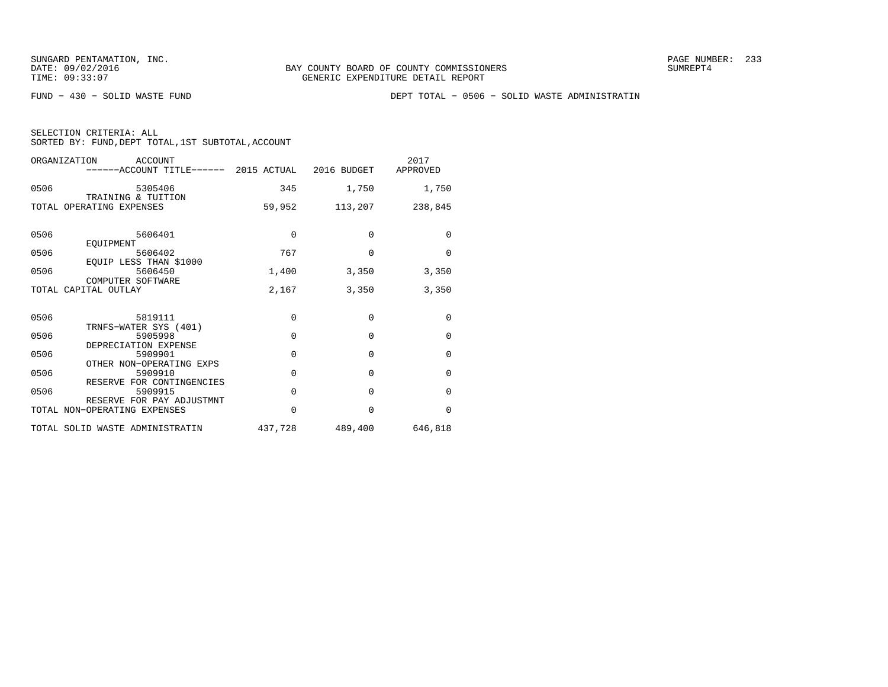FUND − 430 − SOLID WASTE FUND

DEPT TOTAL − 0506 − SOLID WASTE ADMINISTRATIN

SELECTION CRITERIA: ALL
SORTED BY: FUND,DEPT TOTAL,1ST SUBTOTAL,ACCOUNT

| ORGANIZATION | ACCOUNT ------ACCOUNT TITLE------ | 2015 ACTUAL | 2016 BUDGET | 2017 APPROVED |
|---|---|---|---|---|
| 0506 | 5305406 TRAINING & TUITION | 345 | 1,750 | 1,750 |
| TOTAL OPERATING EXPENSES | | 59,952 | 113,207 | 238,845 |
| 0506 | 5606401 EQUIPMENT | 0 | 0 | 0 |
| 0506 | 5606402 EQUIP LESS THAN $1000 | 767 | 0 | 0 |
| 0506 | 5606450 COMPUTER SOFTWARE | 1,400 | 3,350 | 3,350 |
| TOTAL CAPITAL OUTLAY | | 2,167 | 3,350 | 3,350 |
| 0506 | 5819111 TRNFS−WATER SYS (401) | 0 | 0 | 0 |
| 0506 | 5905998 DEPRECIATION EXPENSE | 0 | 0 | 0 |
| 0506 | 5909901 OTHER NON−OPERATING EXPS | 0 | 0 | 0 |
| 0506 | 5909910 RESERVE FOR CONTINGENCIES | 0 | 0 | 0 |
| 0506 | 5909915 RESERVE FOR PAY ADJUSTMNT | 0 | 0 | 0 |
| TOTAL NON−OPERATING EXPENSES | | 0 | 0 | 0 |
| TOTAL SOLID WASTE ADMINISTRATIN | | 437,728 | 489,400 | 646,818 |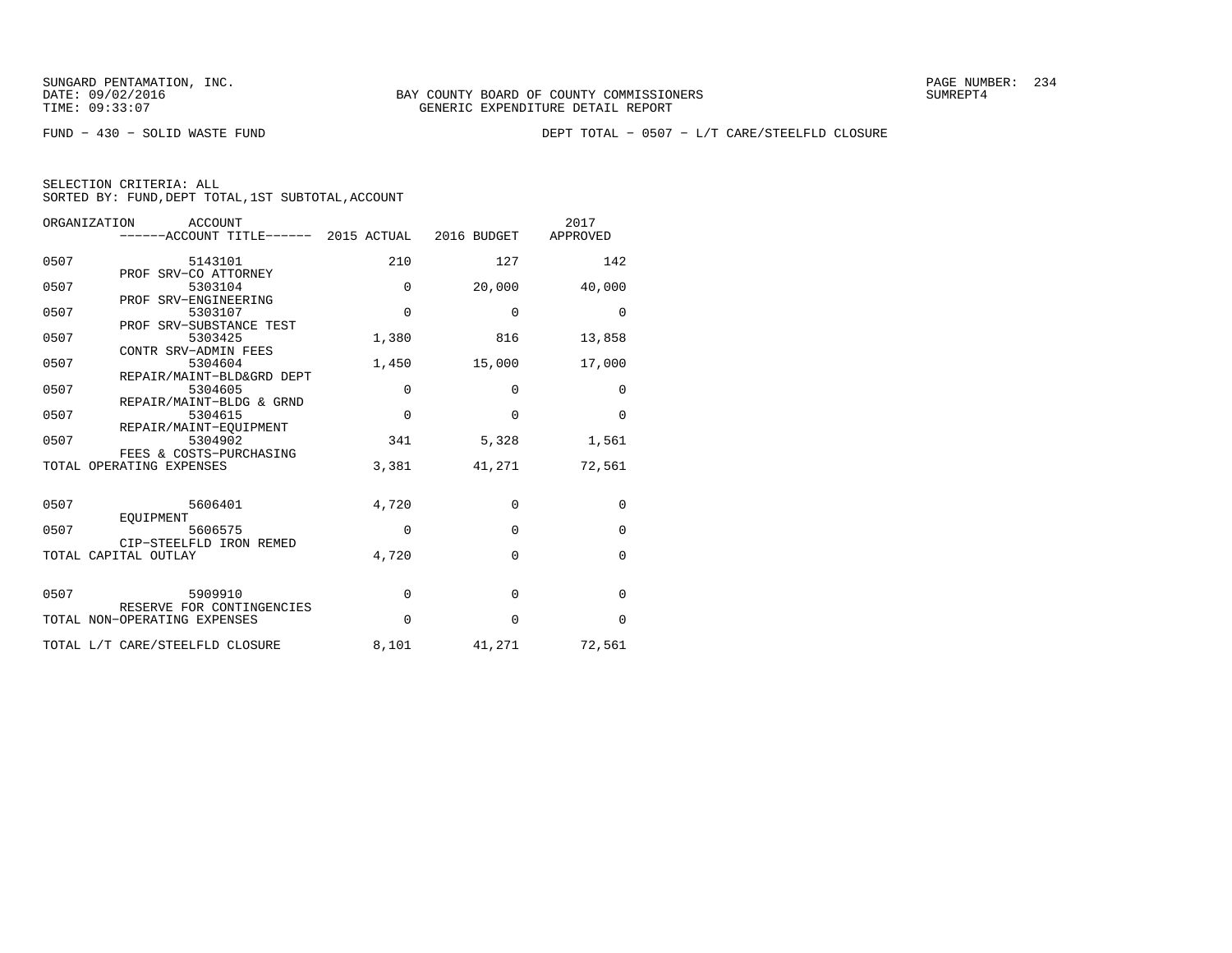SUNGARD PENTAMATION, INC.
DATE: 09/02/2016
TIME: 09:33:07

BAY COUNTY BOARD OF COUNTY COMMISSIONERS
GENERIC EXPENDITURE DETAIL REPORT

SUMREPT4

FUND − 430 − SOLID WASTE FUND

DEPT TOTAL − 0507 − L/T CARE/STEELFLD CLOSURE

SELECTION CRITERIA: ALL
SORTED BY: FUND,DEPT TOTAL,1ST SUBTOTAL,ACCOUNT

| ORGANIZATION | ACCOUNT / ACCOUNT TITLE | 2015 ACTUAL | 2016 BUDGET | 2017 APPROVED |
|---|---|---|---|---|
| 0507 | 5143101 PROF SRV−CO ATTORNEY | 210 | 127 | 142 |
| 0507 | 5303104 PROF SRV−ENGINEERING | 0 | 20,000 | 40,000 |
| 0507 | 5303107 PROF SRV−SUBSTANCE TEST | 0 | 0 | 0 |
| 0507 | 5303425 CONTR SRV−ADMIN FEES | 1,380 | 816 | 13,858 |
| 0507 | 5304604 REPAIR/MAINT−BLD&GRD DEPT | 1,450 | 15,000 | 17,000 |
| 0507 | 5304605 REPAIR/MAINT−BLDG & GRND | 0 | 0 | 0 |
| 0507 | 5304615 REPAIR/MAINT−EQUIPMENT | 0 | 0 | 0 |
| 0507 | 5304902 FEES & COSTS−PURCHASING | 341 | 5,328 | 1,561 |
| TOTAL OPERATING EXPENSES | | 3,381 | 41,271 | 72,561 |
| 0507 | 5606401 EQUIPMENT | 4,720 | 0 | 0 |
| 0507 | 5606575 CIP−STEELFLD IRON REMED | 0 | 0 | 0 |
| TOTAL CAPITAL OUTLAY | | 4,720 | 0 | 0 |
| 0507 | 5909910 RESERVE FOR CONTINGENCIES | 0 | 0 | 0 |
| TOTAL NON−OPERATING EXPENSES | | 0 | 0 | 0 |
| TOTAL L/T CARE/STEELFLD CLOSURE | | 8,101 | 41,271 | 72,561 |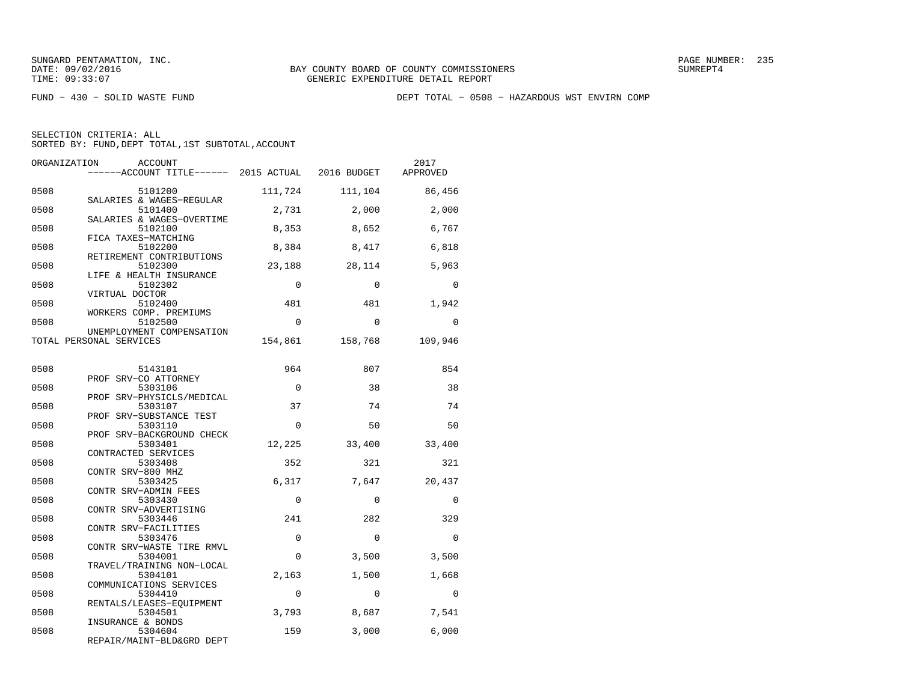SUNGARD PENTAMATION, INC.
DATE: 09/02/2016
TIME: 09:33:07

BAY COUNTY BOARD OF COUNTY COMMISSIONERS
GENERIC EXPENDITURE DETAIL REPORT

FUND − 430 − SOLID WASTE FUND

DEPT TOTAL − 0508 − HAZARDOUS WST ENVIRN COMP

SELECTION CRITERIA: ALL
SORTED BY: FUND,DEPT TOTAL,1ST SUBTOTAL,ACCOUNT

| ORGANIZATION | ACCOUNT / ACCOUNT TITLE | 2015 ACTUAL | 2016 BUDGET | 2017 APPROVED |
|---|---|---|---|---|
| 0508 | 5101200 SALARIES & WAGES−REGULAR | 111,724 | 111,104 | 86,456 |
| 0508 | 5101400 SALARIES & WAGES−OVERTIME | 2,731 | 2,000 | 2,000 |
| 0508 | 5102100 FICA TAXES−MATCHING | 8,353 | 8,652 | 6,767 |
| 0508 | 5102200 RETIREMENT CONTRIBUTIONS | 8,384 | 8,417 | 6,818 |
| 0508 | 5102300 LIFE & HEALTH INSURANCE | 23,188 | 28,114 | 5,963 |
| 0508 | 5102302 VIRTUAL DOCTOR | 0 | 0 | 0 |
| 0508 | 5102400 WORKERS COMP. PREMIUMS | 481 | 481 | 1,942 |
| 0508 | 5102500 UNEMPLOYMENT COMPENSATION | 0 | 0 | 0 |
| TOTAL PERSONAL SERVICES | | 154,861 | 158,768 | 109,946 |
| 0508 | 5143101 PROF SRV−CO ATTORNEY | 964 | 807 | 854 |
| 0508 | 5303106 PROF SRV−PHYSICLS/MEDICAL | 0 | 38 | 38 |
| 0508 | 5303107 PROF SRV−SUBSTANCE TEST | 37 | 74 | 74 |
| 0508 | 5303110 PROF SRV−BACKGROUND CHECK | 0 | 50 | 50 |
| 0508 | 5303401 CONTRACTED SERVICES | 12,225 | 33,400 | 33,400 |
| 0508 | 5303408 CONTR SRV−800 MHZ | 352 | 321 | 321 |
| 0508 | 5303425 CONTR SRV−ADMIN FEES | 6,317 | 7,647 | 20,437 |
| 0508 | 5303430 CONTR SRV−ADVERTISING | 0 | 0 | 0 |
| 0508 | 5303446 CONTR SRV−FACILITIES | 241 | 282 | 329 |
| 0508 | 5303476 CONTR SRV−WASTE TIRE RMVL | 0 | 0 | 0 |
| 0508 | 5304001 TRAVEL/TRAINING NON−LOCAL | 0 | 3,500 | 3,500 |
| 0508 | 5304101 COMMUNICATIONS SERVICES | 2,163 | 1,500 | 1,668 |
| 0508 | 5304410 RENTALS/LEASES−EQUIPMENT | 0 | 0 | 0 |
| 0508 | 5304501 INSURANCE & BONDS | 3,793 | 8,687 | 7,541 |
| 0508 | 5304604 REPAIR/MAINT−BLD&GRD DEPT | 159 | 3,000 | 6,000 |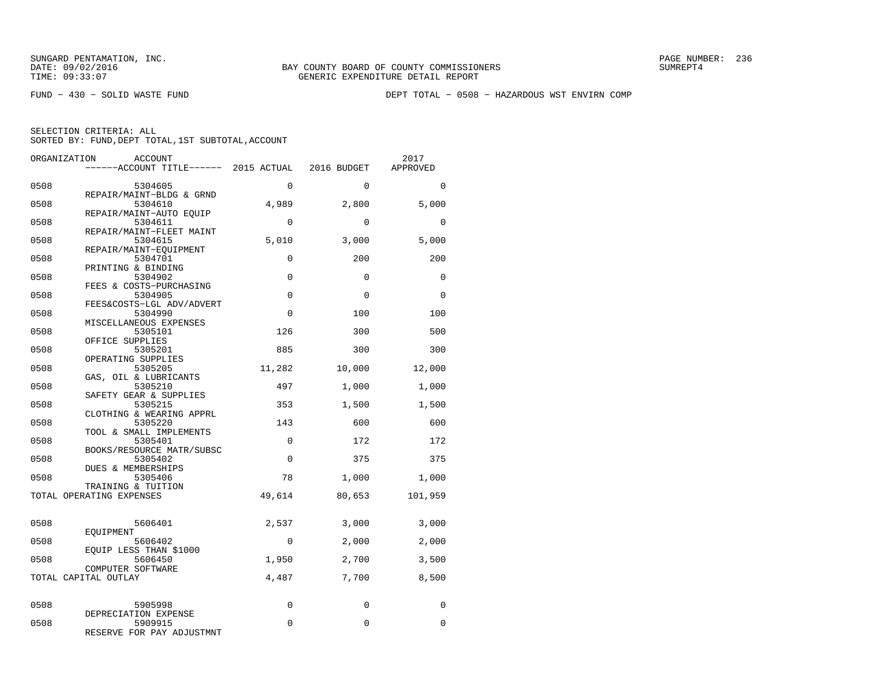SUNGARD PENTAMATION, INC.
DATE: 09/02/2016
TIME: 09:33:07

BAY COUNTY BOARD OF COUNTY COMMISSIONERS
GENERIC EXPENDITURE DETAIL REPORT

SUMREPT4

FUND − 430 − SOLID WASTE FUND

DEPT TOTAL − 0508 − HAZARDOUS WST ENVIRN COMP

SELECTION CRITERIA: ALL
SORTED BY: FUND,DEPT TOTAL,1ST SUBTOTAL,ACCOUNT

| ORGANIZATION | ACCOUNT / ACCOUNT TITLE | 2015 ACTUAL | 2016 BUDGET | 2017 APPROVED |
|---|---|---|---|---|
| 0508 | 5304605 REPAIR/MAINT−BLDG & GRND | 0 | 0 | 0 |
| 0508 | 5304610 REPAIR/MAINT−AUTO EQUIP | 4,989 | 2,800 | 5,000 |
| 0508 | 5304611 REPAIR/MAINT−FLEET MAINT | 0 | 0 | 0 |
| 0508 | 5304615 REPAIR/MAINT−EQUIPMENT | 5,010 | 3,000 | 5,000 |
| 0508 | 5304701 PRINTING & BINDING | 0 | 200 | 200 |
| 0508 | 5304902 FEES & COSTS−PURCHASING | 0 | 0 | 0 |
| 0508 | 5304905 FEES&COSTS−LGL ADV/ADVERT | 0 | 0 | 0 |
| 0508 | 5304990 MISCELLANEOUS EXPENSES | 0 | 100 | 100 |
| 0508 | 5305101 OFFICE SUPPLIES | 126 | 300 | 500 |
| 0508 | 5305201 OPERATING SUPPLIES | 885 | 300 | 300 |
| 0508 | 5305205 GAS, OIL & LUBRICANTS | 11,282 | 10,000 | 12,000 |
| 0508 | 5305210 SAFETY GEAR & SUPPLIES | 497 | 1,000 | 1,000 |
| 0508 | 5305215 CLOTHING & WEARING APPRL | 353 | 1,500 | 1,500 |
| 0508 | 5305220 TOOL & SMALL IMPLEMENTS | 143 | 600 | 600 |
| 0508 | 5305401 BOOKS/RESOURCE MATR/SUBSC | 0 | 172 | 172 |
| 0508 | 5305402 DUES & MEMBERSHIPS | 0 | 375 | 375 |
| 0508 | 5305406 TRAINING & TUITION | 78 | 1,000 | 1,000 |
| TOTAL OPERATING EXPENSES | | 49,614 | 80,653 | 101,959 |
| 0508 | 5606401 EQUIPMENT | 2,537 | 3,000 | 3,000 |
| 0508 | 5606402 EQUIP LESS THAN $1000 | 0 | 2,000 | 2,000 |
| 0508 | 5606450 COMPUTER SOFTWARE | 1,950 | 2,700 | 3,500 |
| TOTAL CAPITAL OUTLAY | | 4,487 | 7,700 | 8,500 |
| 0508 | 5905998 DEPRECIATION EXPENSE | 0 | 0 | 0 |
| 0508 | 5909915 RESERVE FOR PAY ADJUSTMNT | 0 | 0 | 0 |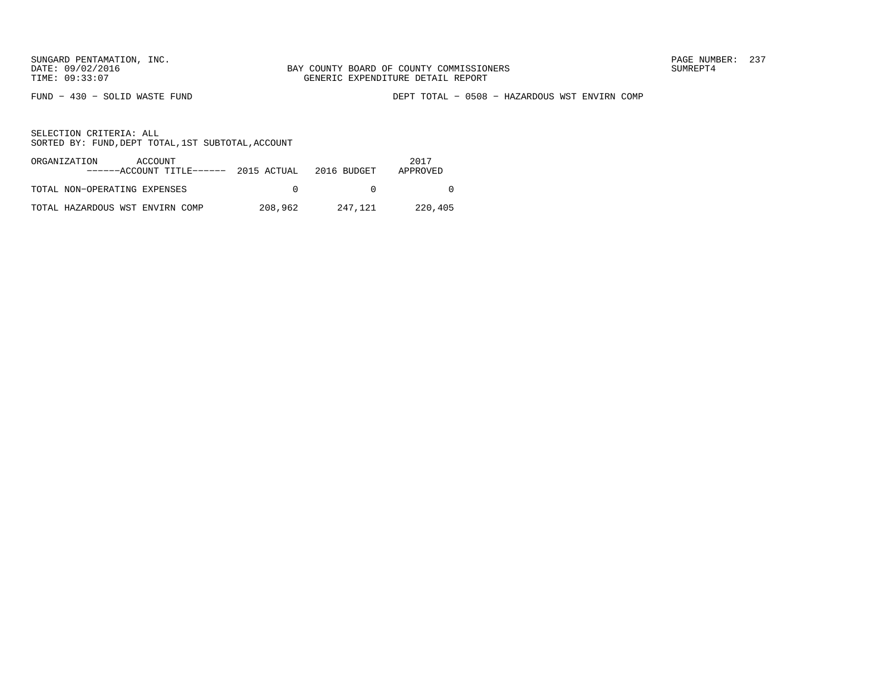FUND – 430 – SOLID WASTE FUND

DEPT TOTAL – 0508 – HAZARDOUS WST ENVIRN COMP

SELECTION CRITERIA: ALL
SORTED BY: FUND,DEPT TOTAL,1ST SUBTOTAL,ACCOUNT

| ORGANIZATION ACCOUNT ------ACCOUNT TITLE------ | 2015 ACTUAL | 2016 BUDGET | 2017 APPROVED |
|---|---|---|---|
| TOTAL NON-OPERATING EXPENSES | 0 | 0 | 0 |
| TOTAL HAZARDOUS WST ENVIRN COMP | 208,962 | 247,121 | 220,405 |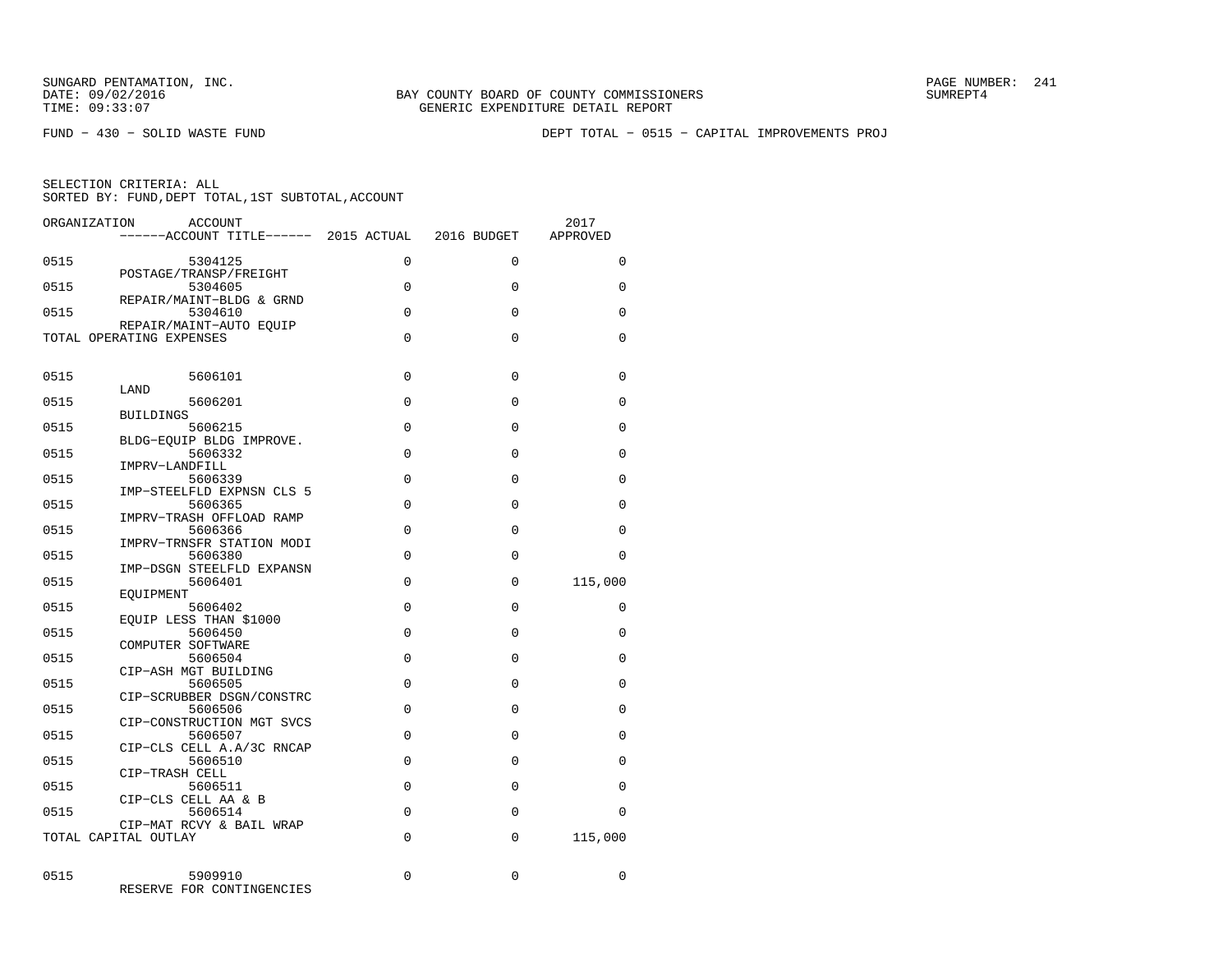SUNGARD PENTAMATION, INC.
DATE: 09/02/2016
TIME: 09:33:07

BAY COUNTY BOARD OF COUNTY COMMISSIONERS
GENERIC EXPENDITURE DETAIL REPORT

SUMREPT4

FUND - 430 - SOLID WASTE FUND

DEPT TOTAL - 0515 - CAPITAL IMPROVEMENTS PROJ

SELECTION CRITERIA: ALL
SORTED BY: FUND,DEPT TOTAL,1ST SUBTOTAL,ACCOUNT

| ORGANIZATION | ACCOUNT / ------ACCOUNT TITLE------ | 2015 ACTUAL | 2016 BUDGET | 2017 APPROVED |
|---|---|---|---|---|
| 0515 | 5304125 POSTAGE/TRANSP/FREIGHT | 0 | 0 | 0 |
| 0515 | 5304605 REPAIR/MAINT-BLDG & GRND | 0 | 0 | 0 |
| 0515 | 5304610 REPAIR/MAINT-AUTO EQUIP | 0 | 0 | 0 |
| TOTAL OPERATING EXPENSES | | 0 | 0 | 0 |
| 0515 | 5606101 LAND | 0 | 0 | 0 |
| 0515 | 5606201 BUILDINGS | 0 | 0 | 0 |
| 0515 | 5606215 BLDG-EQUIP BLDG IMPROVE. | 0 | 0 | 0 |
| 0515 | 5606332 IMPRV-LANDFILL | 0 | 0 | 0 |
| 0515 | 5606339 IMP-STEELFLD EXPNSN CLS 5 | 0 | 0 | 0 |
| 0515 | 5606365 IMPRV-TRASH OFFLOAD RAMP | 0 | 0 | 0 |
| 0515 | 5606366 IMPRV-TRNSFR STATION MODI | 0 | 0 | 0 |
| 0515 | 5606380 IMP-DSGN STEELFLD EXPANSN | 0 | 0 | 0 |
| 0515 | 5606401 EQUIPMENT | 0 | 0 | 115,000 |
| 0515 | 5606402 EQUIP LESS THAN $1000 | 0 | 0 | 0 |
| 0515 | 5606450 COMPUTER SOFTWARE | 0 | 0 | 0 |
| 0515 | 5606504 CIP-ASH MGT BUILDING | 0 | 0 | 0 |
| 0515 | 5606505 CIP-SCRUBBER DSGN/CONSTRC | 0 | 0 | 0 |
| 0515 | 5606506 CIP-CONSTRUCTION MGT SVCS | 0 | 0 | 0 |
| 0515 | 5606507 CIP-CLS CELL A.A/3C RNCAP | 0 | 0 | 0 |
| 0515 | 5606510 CIP-TRASH CELL | 0 | 0 | 0 |
| 0515 | 5606511 CIP-CLS CELL AA & B | 0 | 0 | 0 |
| 0515 | 5606514 CIP-MAT RCVY & BAIL WRAP | 0 | 0 | 0 |
| TOTAL CAPITAL OUTLAY | | 0 | 0 | 115,000 |
| 0515 | 5909910 RESERVE FOR CONTINGENCIES | 0 | 0 | 0 |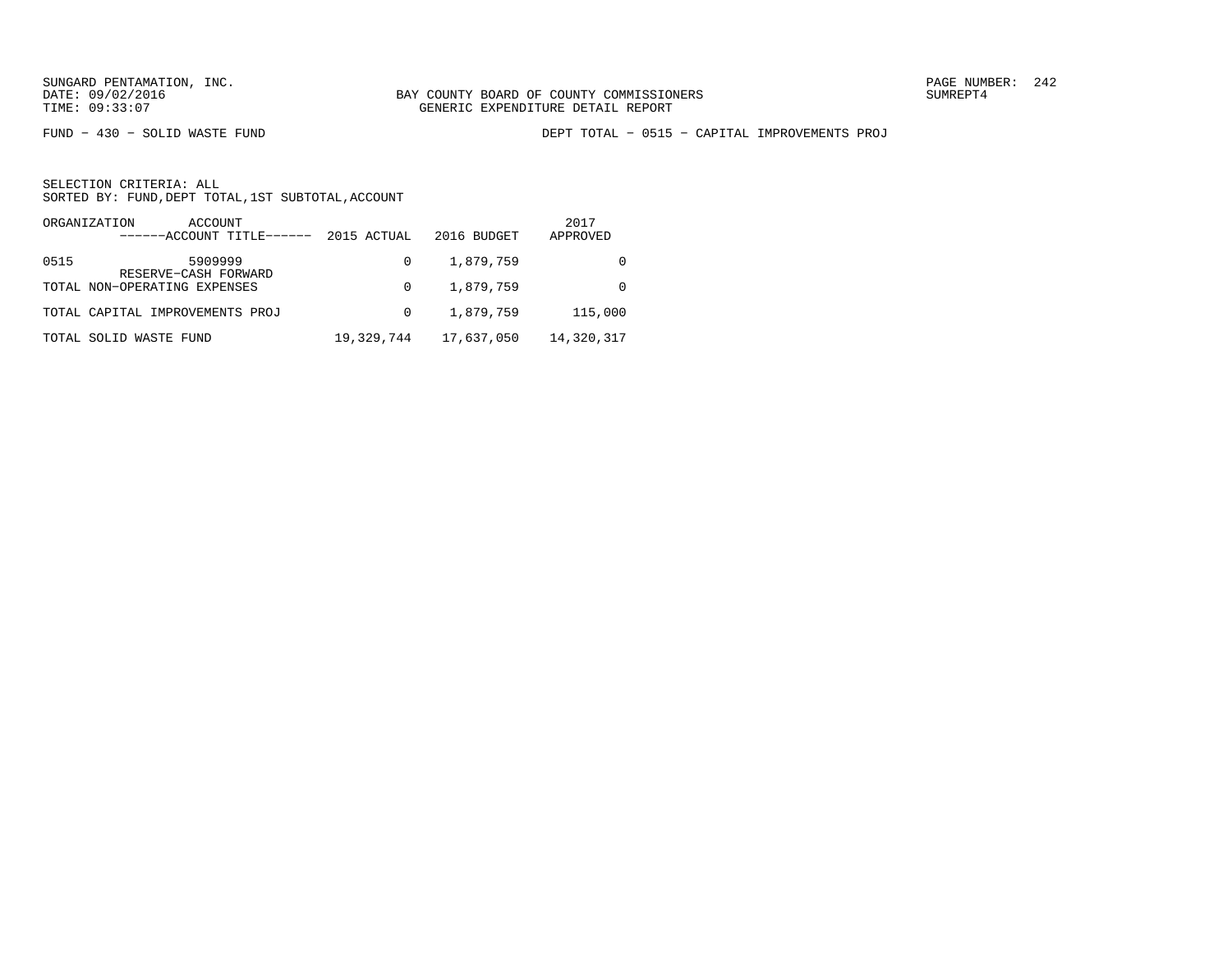FUND − 430 − SOLID WASTE FUND

DEPT TOTAL − 0515 − CAPITAL IMPROVEMENTS PROJ

SELECTION CRITERIA: ALL
SORTED BY: FUND,DEPT TOTAL,1ST SUBTOTAL,ACCOUNT

| ORGANIZATION | ACCOUNT ------ACCOUNT TITLE------ | 2015 ACTUAL | 2016 BUDGET | 2017 APPROVED |
|---|---|---|---|---|
| 0515 | 5909999 RESERVE−CASH FORWARD | 0 | 1,879,759 | 0 |
| TOTAL NON−OPERATING EXPENSES | | 0 | 1,879,759 | 0 |
| TOTAL CAPITAL IMPROVEMENTS PROJ | | 0 | 1,879,759 | 115,000 |
| TOTAL SOLID WASTE FUND | | 19,329,744 | 17,637,050 | 14,320,317 |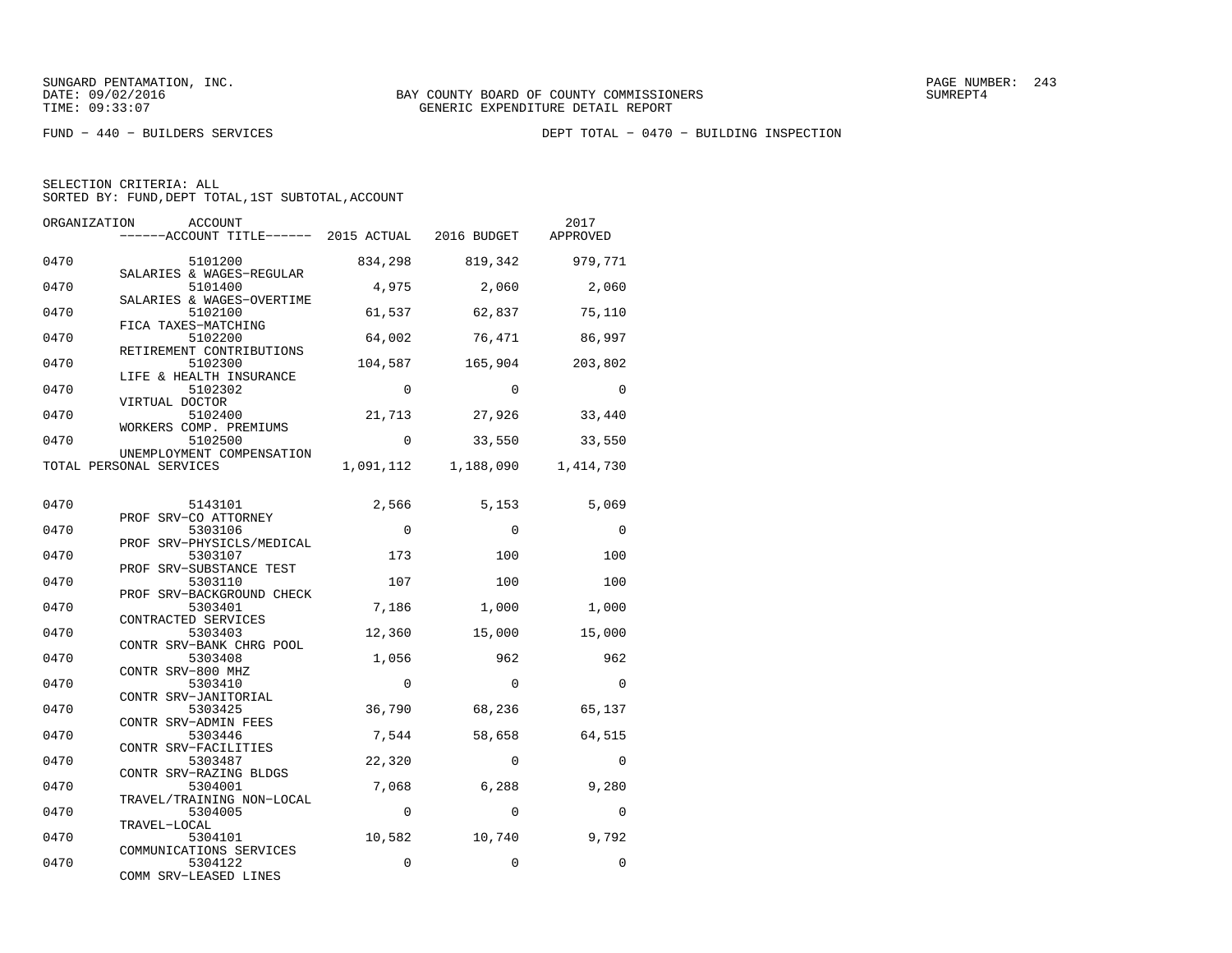SUNGARD PENTAMATION, INC.
DATE: 09/02/2016
TIME: 09:33:07

BAY COUNTY BOARD OF COUNTY COMMISSIONERS
GENERIC EXPENDITURE DETAIL REPORT

SUMREPT4

FUND − 440 − BUILDERS SERVICES

DEPT TOTAL − 0470 − BUILDING INSPECTION

SELECTION CRITERIA: ALL
SORTED BY: FUND,DEPT TOTAL,1ST SUBTOTAL,ACCOUNT

| ORGANIZATION | ACCOUNT / ACCOUNT TITLE | 2015 ACTUAL | 2016 BUDGET | 2017 APPROVED |
|---|---|---|---|---|
| 0470 | 5101200 SALARIES & WAGES−REGULAR | 834,298 | 819,342 | 979,771 |
| 0470 | 5101400 SALARIES & WAGES−OVERTIME | 4,975 | 2,060 | 2,060 |
| 0470 | 5102100 FICA TAXES−MATCHING | 61,537 | 62,837 | 75,110 |
| 0470 | 5102200 RETIREMENT CONTRIBUTIONS | 64,002 | 76,471 | 86,997 |
| 0470 | 5102300 LIFE & HEALTH INSURANCE | 104,587 | 165,904 | 203,802 |
| 0470 | 5102302 VIRTUAL DOCTOR | 0 | 0 | 0 |
| 0470 | 5102400 WORKERS COMP. PREMIUMS | 21,713 | 27,926 | 33,440 |
| 0470 | 5102500 UNEMPLOYMENT COMPENSATION | 0 | 33,550 | 33,550 |
| TOTAL PERSONAL SERVICES | | 1,091,112 | 1,188,090 | 1,414,730 |
| 0470 | 5143101 PROF SRV−CO ATTORNEY | 2,566 | 5,153 | 5,069 |
| 0470 | 5303106 PROF SRV−PHYSICLS/MEDICAL | 0 | 0 | 0 |
| 0470 | 5303107 PROF SRV−SUBSTANCE TEST | 173 | 100 | 100 |
| 0470 | 5303110 PROF SRV−BACKGROUND CHECK | 107 | 100 | 100 |
| 0470 | 5303401 CONTRACTED SERVICES | 7,186 | 1,000 | 1,000 |
| 0470 | 5303403 CONTR SRV−BANK CHRG POOL | 12,360 | 15,000 | 15,000 |
| 0470 | 5303408 CONTR SRV−800 MHZ | 1,056 | 962 | 962 |
| 0470 | 5303410 CONTR SRV−JANITORIAL | 0 | 0 | 0 |
| 0470 | 5303425 CONTR SRV−ADMIN FEES | 36,790 | 68,236 | 65,137 |
| 0470 | 5303446 CONTR SRV−FACILITIES | 7,544 | 58,658 | 64,515 |
| 0470 | 5303487 CONTR SRV−RAZING BLDGS | 22,320 | 0 | 0 |
| 0470 | 5304001 TRAVEL/TRAINING NON−LOCAL | 7,068 | 6,288 | 9,280 |
| 0470 | 5304005 TRAVEL−LOCAL | 0 | 0 | 0 |
| 0470 | 5304101 COMMUNICATIONS SERVICES | 10,582 | 10,740 | 9,792 |
| 0470 | 5304122 COMM SRV−LEASED LINES | 0 | 0 | 0 |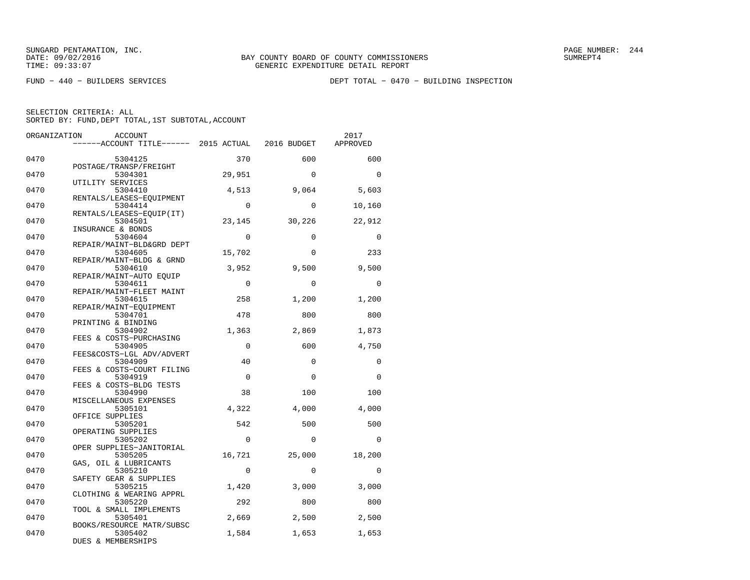FUND − 440 − BUILDERS SERVICES　　　　　　　　　　　　DEPT TOTAL − 0470 − BUILDING INSPECTION

SELECTION CRITERIA: ALL
SORTED BY: FUND,DEPT TOTAL,1ST SUBTOTAL,ACCOUNT

| ORGANIZATION | ACCOUNT / ACCOUNT TITLE | 2015 ACTUAL | 2016 BUDGET | 2017 APPROVED |
|---|---|---|---|---|
| 0470 | 5304125 POSTAGE/TRANSP/FREIGHT | 370 | 600 | 600 |
| 0470 | 5304301 UTILITY SERVICES | 29,951 | 0 | 0 |
| 0470 | 5304410 RENTALS/LEASES−EQUIPMENT | 4,513 | 9,064 | 5,603 |
| 0470 | 5304414 RENTALS/LEASES−EQUIP(IT) | 0 | 0 | 10,160 |
| 0470 | 5304501 INSURANCE & BONDS | 23,145 | 30,226 | 22,912 |
| 0470 | 5304604 REPAIR/MAINT−BLD&GRD DEPT | 0 | 0 | 0 |
| 0470 | 5304605 REPAIR/MAINT−BLDG & GRND | 15,702 | 0 | 233 |
| 0470 | 5304610 REPAIR/MAINT−AUTO EQUIP | 3,952 | 9,500 | 9,500 |
| 0470 | 5304611 REPAIR/MAINT−FLEET MAINT | 0 | 0 | 0 |
| 0470 | 5304615 REPAIR/MAINT−EQUIPMENT | 258 | 1,200 | 1,200 |
| 0470 | 5304701 PRINTING & BINDING | 478 | 800 | 800 |
| 0470 | 5304902 FEES & COSTS−PURCHASING | 1,363 | 2,869 | 1,873 |
| 0470 | 5304905 FEES&COSTS−LGL ADV/ADVERT | 0 | 600 | 4,750 |
| 0470 | 5304909 FEES & COSTS−COURT FILING | 40 | 0 | 0 |
| 0470 | 5304919 FEES & COSTS−BLDG TESTS | 0 | 0 | 0 |
| 0470 | 5304990 MISCELLANEOUS EXPENSES | 38 | 100 | 100 |
| 0470 | 5305101 OFFICE SUPPLIES | 4,322 | 4,000 | 4,000 |
| 0470 | 5305201 OPERATING SUPPLIES | 542 | 500 | 500 |
| 0470 | 5305202 OPER SUPPLIES−JANITORIAL | 0 | 0 | 0 |
| 0470 | 5305205 GAS, OIL & LUBRICANTS | 16,721 | 25,000 | 18,200 |
| 0470 | 5305210 SAFETY GEAR & SUPPLIES | 0 | 0 | 0 |
| 0470 | 5305215 CLOTHING & WEARING APPRL | 1,420 | 3,000 | 3,000 |
| 0470 | 5305220 TOOL & SMALL IMPLEMENTS | 292 | 800 | 800 |
| 0470 | 5305401 BOOKS/RESOURCE MATR/SUBSC | 2,669 | 2,500 | 2,500 |
| 0470 | 5305402 DUES & MEMBERSHIPS | 1,584 | 1,653 | 1,653 |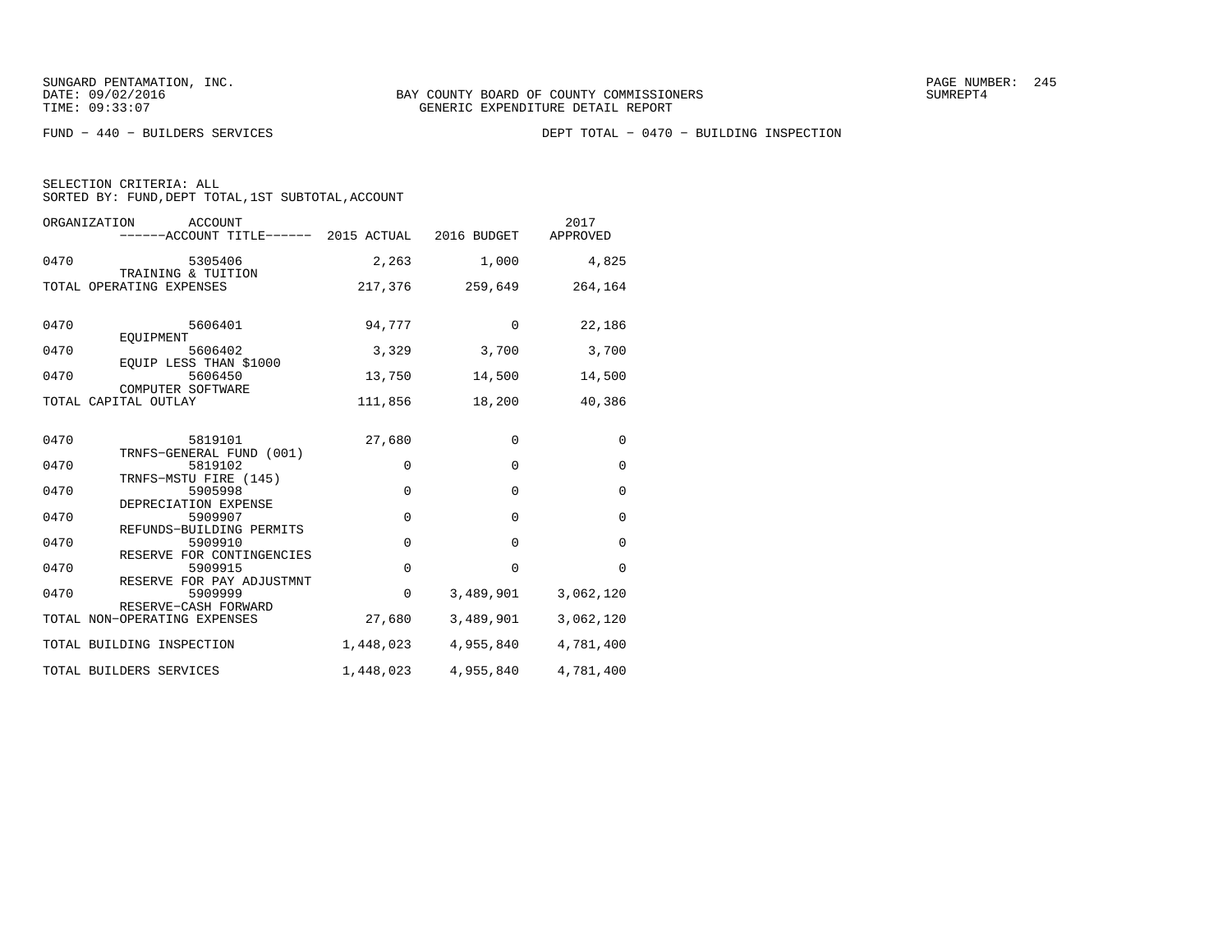SUNGARD PENTAMATION, INC.
DATE: 09/02/2016
TIME: 09:33:07

BAY COUNTY BOARD OF COUNTY COMMISSIONERS
GENERIC EXPENDITURE DETAIL REPORT

SUMREPT4

FUND - 440 - BUILDERS SERVICES

DEPT TOTAL - 0470 - BUILDING INSPECTION

SELECTION CRITERIA: ALL
SORTED BY: FUND,DEPT TOTAL,1ST SUBTOTAL,ACCOUNT

| ORGANIZATION | ACCOUNT / ------ACCOUNT TITLE------ | 2015 ACTUAL | 2016 BUDGET | 2017 APPROVED |
|---|---|---|---|---|
| 0470 | 5305406 TRAINING & TUITION | 2,263 | 1,000 | 4,825 |
| TOTAL OPERATING EXPENSES | | 217,376 | 259,649 | 264,164 |
| 0470 | 5606401 EQUIPMENT | 94,777 | 0 | 22,186 |
| 0470 | 5606402 EQUIP LESS THAN $1000 | 3,329 | 3,700 | 3,700 |
| 0470 | 5606450 COMPUTER SOFTWARE | 13,750 | 14,500 | 14,500 |
| TOTAL CAPITAL OUTLAY | | 111,856 | 18,200 | 40,386 |
| 0470 | 5819101 TRNFS-GENERAL FUND (001) | 27,680 | 0 | 0 |
| 0470 | 5819102 TRNFS-MSTU FIRE (145) | 0 | 0 | 0 |
| 0470 | 5905998 DEPRECIATION EXPENSE | 0 | 0 | 0 |
| 0470 | 5909907 REFUNDS-BUILDING PERMITS | 0 | 0 | 0 |
| 0470 | 5909910 RESERVE FOR CONTINGENCIES | 0 | 0 | 0 |
| 0470 | 5909915 RESERVE FOR PAY ADJUSTMNT | 0 | 0 | 0 |
| 0470 | 5909999 RESERVE-CASH FORWARD | 0 | 3,489,901 | 3,062,120 |
| TOTAL NON-OPERATING EXPENSES | | 27,680 | 3,489,901 | 3,062,120 |
| TOTAL BUILDING INSPECTION | | 1,448,023 | 4,955,840 | 4,781,400 |
| TOTAL BUILDERS SERVICES | | 1,448,023 | 4,955,840 | 4,781,400 |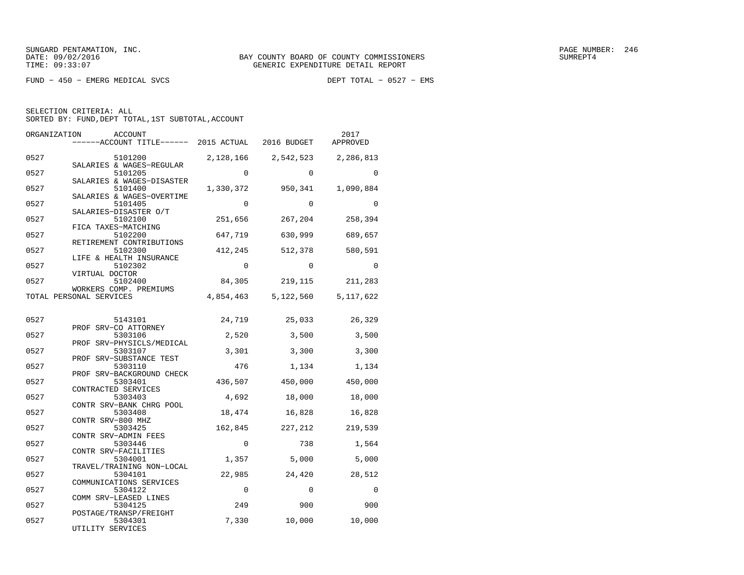SUNGARD PENTAMATION, INC.
DATE: 09/02/2016
TIME: 09:33:07

BAY COUNTY BOARD OF COUNTY COMMISSIONERS
GENERIC EXPENDITURE DETAIL REPORT

SUMREPT4

FUND − 450 − EMERG MEDICAL SVCS

DEPT TOTAL − 0527 − EMS

SELECTION CRITERIA: ALL
SORTED BY: FUND,DEPT TOTAL,1ST SUBTOTAL,ACCOUNT

| ORGANIZATION | ACCOUNT / ------ACCOUNT TITLE------ | 2015 ACTUAL | 2016 BUDGET | 2017 APPROVED |
|---|---|---|---|---|
| 0527 | 5101200 SALARIES & WAGES−REGULAR | 2,128,166 | 2,542,523 | 2,286,813 |
| 0527 | 5101205 SALARIES & WAGES−DISASTER | 0 | 0 | 0 |
| 0527 | 5101400 SALARIES & WAGES−OVERTIME | 1,330,372 | 950,341 | 1,090,884 |
| 0527 | 5101405 SALARIES−DISASTER O/T | 0 | 0 | 0 |
| 0527 | 5102100 FICA TAXES−MATCHING | 251,656 | 267,204 | 258,394 |
| 0527 | 5102200 RETIREMENT CONTRIBUTIONS | 647,719 | 630,999 | 689,657 |
| 0527 | 5102300 LIFE & HEALTH INSURANCE | 412,245 | 512,378 | 580,591 |
| 0527 | 5102302 VIRTUAL DOCTOR | 0 | 0 | 0 |
| 0527 | 5102400 WORKERS COMP. PREMIUMS | 84,305 | 219,115 | 211,283 |
| TOTAL PERSONAL SERVICES | | 4,854,463 | 5,122,560 | 5,117,622 |
| 0527 | 5143101 PROF SRV−CO ATTORNEY | 24,719 | 25,033 | 26,329 |
| 0527 | 5303106 PROF SRV−PHYSICLS/MEDICAL | 2,520 | 3,500 | 3,500 |
| 0527 | 5303107 PROF SRV−SUBSTANCE TEST | 3,301 | 3,300 | 3,300 |
| 0527 | 5303110 PROF SRV−BACKGROUND CHECK | 476 | 1,134 | 1,134 |
| 0527 | 5303401 CONTRACTED SERVICES | 436,507 | 450,000 | 450,000 |
| 0527 | 5303403 CONTR SRV−BANK CHRG POOL | 4,692 | 18,000 | 18,000 |
| 0527 | 5303408 CONTR SRV−800 MHZ | 18,474 | 16,828 | 16,828 |
| 0527 | 5303425 CONTR SRV−ADMIN FEES | 162,845 | 227,212 | 219,539 |
| 0527 | 5303446 CONTR SRV−FACILITIES | 0 | 738 | 1,564 |
| 0527 | 5304001 TRAVEL/TRAINING NON−LOCAL | 1,357 | 5,000 | 5,000 |
| 0527 | 5304101 COMMUNICATIONS SERVICES | 22,985 | 24,420 | 28,512 |
| 0527 | 5304122 COMM SRV−LEASED LINES | 0 | 0 | 0 |
| 0527 | 5304125 POSTAGE/TRANSP/FREIGHT | 249 | 900 | 900 |
| 0527 | 5304301 UTILITY SERVICES | 7,330 | 10,000 | 10,000 |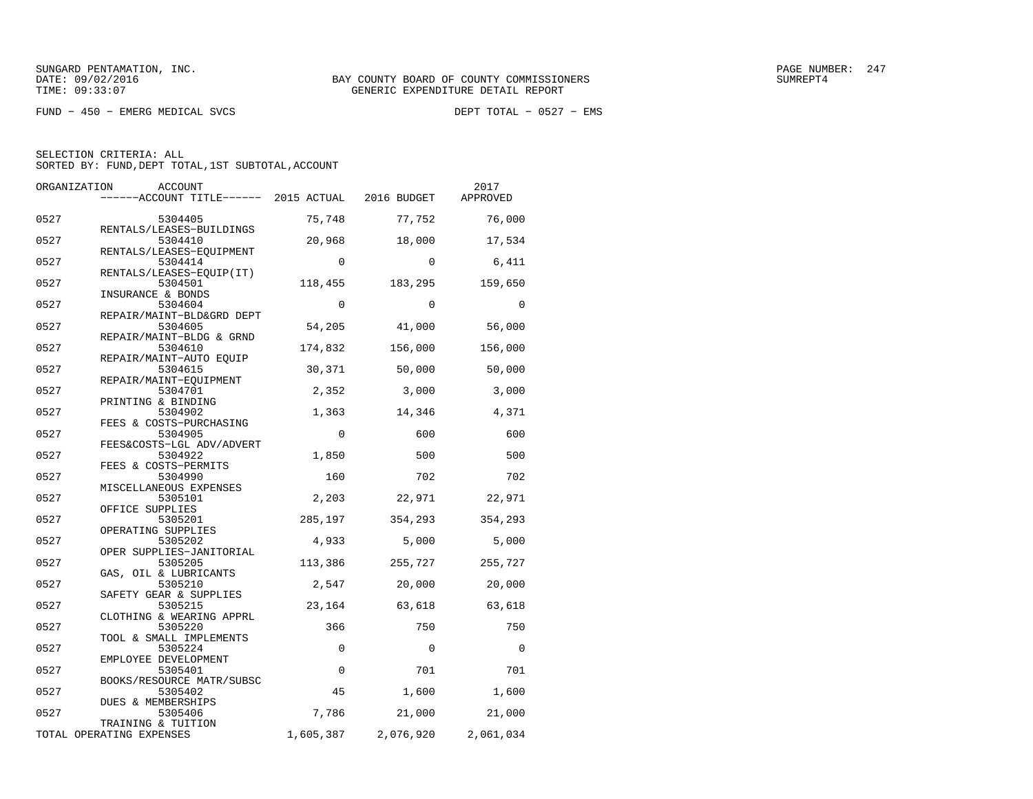SUNGARD PENTAMATION, INC.
DATE: 09/02/2016
TIME: 09:33:07

BAY COUNTY BOARD OF COUNTY COMMISSIONERS
GENERIC EXPENDITURE DETAIL REPORT

PAGE NUMBER: 247
SUMREPT4

FUND - 450 - EMERG MEDICAL SVCS

DEPT TOTAL - 0527 - EMS

SELECTION CRITERIA: ALL
SORTED BY: FUND,DEPT TOTAL,1ST SUBTOTAL,ACCOUNT

| ORGANIZATION | ACCOUNT / ACCOUNT TITLE | 2015 ACTUAL | 2016 BUDGET | 2017 APPROVED |
|---|---|---|---|---|
| 0527 | 5304405 RENTALS/LEASES-BUILDINGS | 75,748 | 77,752 | 76,000 |
| 0527 | 5304410 RENTALS/LEASES-EQUIPMENT | 20,968 | 18,000 | 17,534 |
| 0527 | 5304414 RENTALS/LEASES-EQUIP(IT) | 0 | 0 | 6,411 |
| 0527 | 5304501 INSURANCE & BONDS | 118,455 | 183,295 | 159,650 |
| 0527 | 5304604 REPAIR/MAINT-BLD&GRD DEPT | 0 | 0 | 0 |
| 0527 | 5304605 REPAIR/MAINT-BLDG & GRND | 54,205 | 41,000 | 56,000 |
| 0527 | 5304610 REPAIR/MAINT-AUTO EQUIP | 174,832 | 156,000 | 156,000 |
| 0527 | 5304615 REPAIR/MAINT-EQUIPMENT | 30,371 | 50,000 | 50,000 |
| 0527 | 5304701 PRINTING & BINDING | 2,352 | 3,000 | 3,000 |
| 0527 | 5304902 FEES & COSTS-PURCHASING | 1,363 | 14,346 | 4,371 |
| 0527 | 5304905 FEES&COSTS-LGL ADV/ADVERT | 0 | 600 | 600 |
| 0527 | 5304922 FEES & COSTS-PERMITS | 1,850 | 500 | 500 |
| 0527 | 5304990 MISCELLANEOUS EXPENSES | 160 | 702 | 702 |
| 0527 | 5305101 OFFICE SUPPLIES | 2,203 | 22,971 | 22,971 |
| 0527 | 5305201 OPERATING SUPPLIES | 285,197 | 354,293 | 354,293 |
| 0527 | 5305202 OPER SUPPLIES-JANITORIAL | 4,933 | 5,000 | 5,000 |
| 0527 | 5305205 GAS, OIL & LUBRICANTS | 113,386 | 255,727 | 255,727 |
| 0527 | 5305210 SAFETY GEAR & SUPPLIES | 2,547 | 20,000 | 20,000 |
| 0527 | 5305215 CLOTHING & WEARING APPRL | 23,164 | 63,618 | 63,618 |
| 0527 | 5305220 TOOL & SMALL IMPLEMENTS | 366 | 750 | 750 |
| 0527 | 5305224 EMPLOYEE DEVELOPMENT | 0 | 0 | 0 |
| 0527 | 5305401 BOOKS/RESOURCE MATR/SUBSC | 0 | 701 | 701 |
| 0527 | 5305402 DUES & MEMBERSHIPS | 45 | 1,600 | 1,600 |
| 0527 | 5305406 TRAINING & TUITION | 7,786 | 21,000 | 21,000 |
| TOTAL OPERATING EXPENSES | | 1,605,387 | 2,076,920 | 2,061,034 |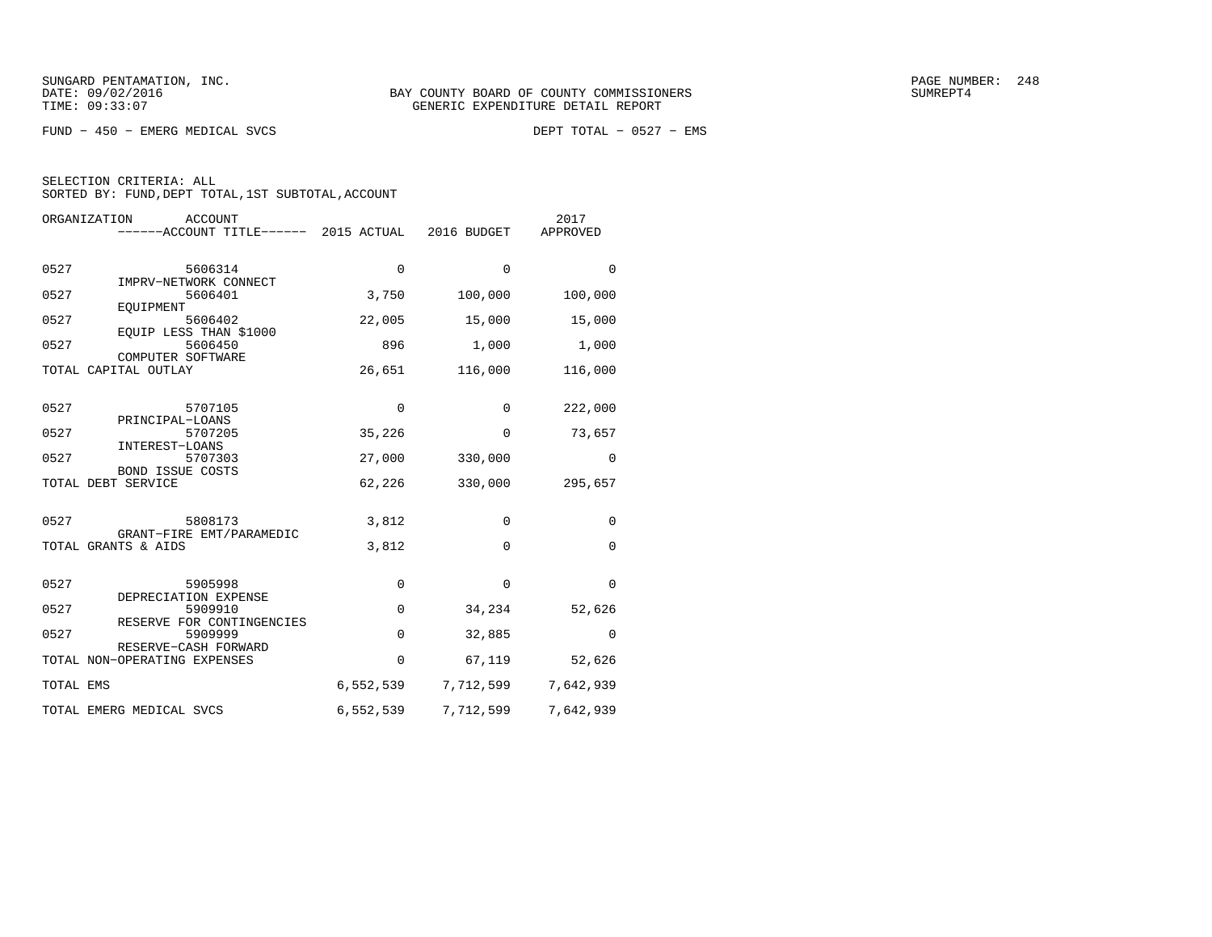SUNGARD PENTAMATION, INC.
DATE: 09/02/2016
TIME: 09:33:07

BAY COUNTY BOARD OF COUNTY COMMISSIONERS
GENERIC EXPENDITURE DETAIL REPORT

SUMREPT4

FUND − 450 − EMERG MEDICAL SVCS

DEPT TOTAL − 0527 − EMS

SELECTION CRITERIA: ALL
SORTED BY: FUND,DEPT TOTAL,1ST SUBTOTAL,ACCOUNT

| ORGANIZATION | ACCOUNT / ------ACCOUNT TITLE------ | 2015 ACTUAL | 2016 BUDGET | 2017 APPROVED |
|---|---|---|---|---|
| 0527 | 5606314 IMPRV−NETWORK CONNECT | 0 | 0 | 0 |
| 0527 | 5606401 EQUIPMENT | 3,750 | 100,000 | 100,000 |
| 0527 | 5606402 EQUIP LESS THAN $1000 | 22,005 | 15,000 | 15,000 |
| 0527 | 5606450 COMPUTER SOFTWARE | 896 | 1,000 | 1,000 |
| TOTAL CAPITAL OUTLAY | | 26,651 | 116,000 | 116,000 |
| 0527 | 5707105 PRINCIPAL−LOANS | 0 | 0 | 222,000 |
| 0527 | 5707205 INTEREST−LOANS | 35,226 | 0 | 73,657 |
| 0527 | 5707303 BOND ISSUE COSTS | 27,000 | 330,000 | 0 |
| TOTAL DEBT SERVICE | | 62,226 | 330,000 | 295,657 |
| 0527 | 5808173 GRANT−FIRE EMT/PARAMEDIC | 3,812 | 0 | 0 |
| TOTAL GRANTS & AIDS | | 3,812 | 0 | 0 |
| 0527 | 5905998 DEPRECIATION EXPENSE | 0 | 0 | 0 |
| 0527 | 5909910 RESERVE FOR CONTINGENCIES | 0 | 34,234 | 52,626 |
| 0527 | 5909999 RESERVE−CASH FORWARD | 0 | 32,885 | 0 |
| TOTAL NON−OPERATING EXPENSES | | 0 | 67,119 | 52,626 |
| TOTAL EMS | | 6,552,539 | 7,712,599 | 7,642,939 |
| TOTAL EMERG MEDICAL SVCS | | 6,552,539 | 7,712,599 | 7,642,939 |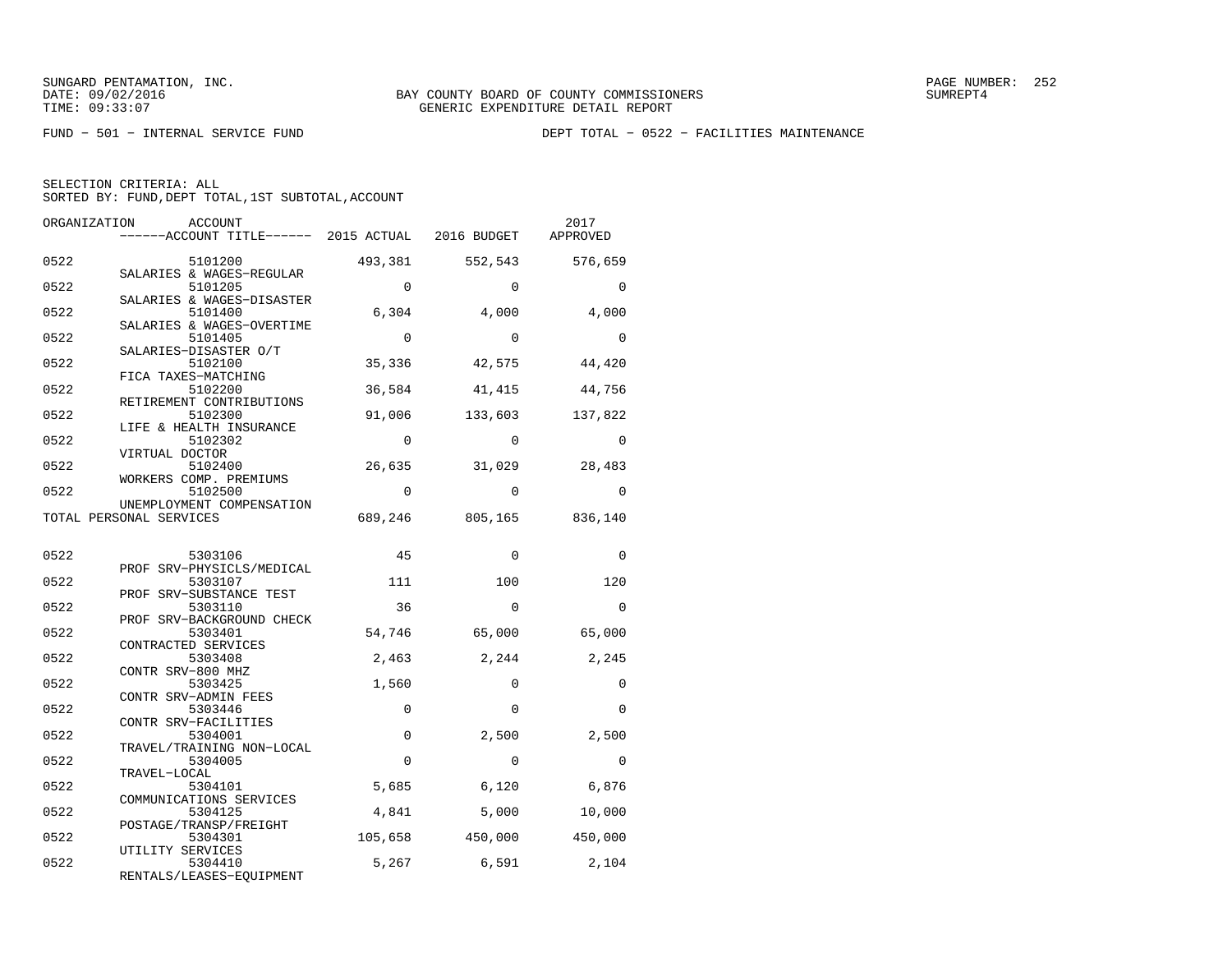SUNGARD PENTAMATION, INC.
DATE: 09/02/2016
TIME: 09:33:07

BAY COUNTY BOARD OF COUNTY COMMISSIONERS
GENERIC EXPENDITURE DETAIL REPORT

PAGE NUMBER: 252
SUMREPT4

FUND − 501 − INTERNAL SERVICE FUND

DEPT TOTAL − 0522 − FACILITIES MAINTENANCE

SELECTION CRITERIA: ALL
SORTED BY: FUND,DEPT TOTAL,1ST SUBTOTAL,ACCOUNT

| ORGANIZATION | ACCOUNT / ACCOUNT TITLE | 2015 ACTUAL | 2016 BUDGET | 2017 APPROVED |
|---|---|---|---|---|
| 0522 | 5101200 SALARIES & WAGES−REGULAR | 493,381 | 552,543 | 576,659 |
| 0522 | 5101205 SALARIES & WAGES−DISASTER | 0 | 0 | 0 |
| 0522 | 5101400 SALARIES & WAGES−OVERTIME | 6,304 | 4,000 | 4,000 |
| 0522 | 5101405 SALARIES−DISASTER O/T | 0 | 0 | 0 |
| 0522 | 5102100 FICA TAXES−MATCHING | 35,336 | 42,575 | 44,420 |
| 0522 | 5102200 RETIREMENT CONTRIBUTIONS | 36,584 | 41,415 | 44,756 |
| 0522 | 5102300 LIFE & HEALTH INSURANCE | 91,006 | 133,603 | 137,822 |
| 0522 | 5102302 VIRTUAL DOCTOR | 0 | 0 | 0 |
| 0522 | 5102400 WORKERS COMP. PREMIUMS | 26,635 | 31,029 | 28,483 |
| 0522 | 5102500 UNEMPLOYMENT COMPENSATION | 0 | 0 | 0 |
| TOTAL PERSONAL SERVICES | | 689,246 | 805,165 | 836,140 |
| 0522 | 5303106 PROF SRV−PHYSICLS/MEDICAL | 45 | 0 | 0 |
| 0522 | 5303107 PROF SRV−SUBSTANCE TEST | 111 | 100 | 120 |
| 0522 | 5303110 PROF SRV−BACKGROUND CHECK | 36 | 0 | 0 |
| 0522 | 5303401 CONTRACTED SERVICES | 54,746 | 65,000 | 65,000 |
| 0522 | 5303408 CONTR SRV−800 MHZ | 2,463 | 2,244 | 2,245 |
| 0522 | 5303425 CONTR SRV−ADMIN FEES | 1,560 | 0 | 0 |
| 0522 | 5303446 CONTR SRV−FACILITIES | 0 | 0 | 0 |
| 0522 | 5304001 TRAVEL/TRAINING NON−LOCAL | 0 | 2,500 | 2,500 |
| 0522 | 5304005 TRAVEL−LOCAL | 0 | 0 | 0 |
| 0522 | 5304101 COMMUNICATIONS SERVICES | 5,685 | 6,120 | 6,876 |
| 0522 | 5304125 POSTAGE/TRANSP/FREIGHT | 4,841 | 5,000 | 10,000 |
| 0522 | 5304301 UTILITY SERVICES | 105,658 | 450,000 | 450,000 |
| 0522 | 5304410 RENTALS/LEASES−EQUIPMENT | 5,267 | 6,591 | 2,104 |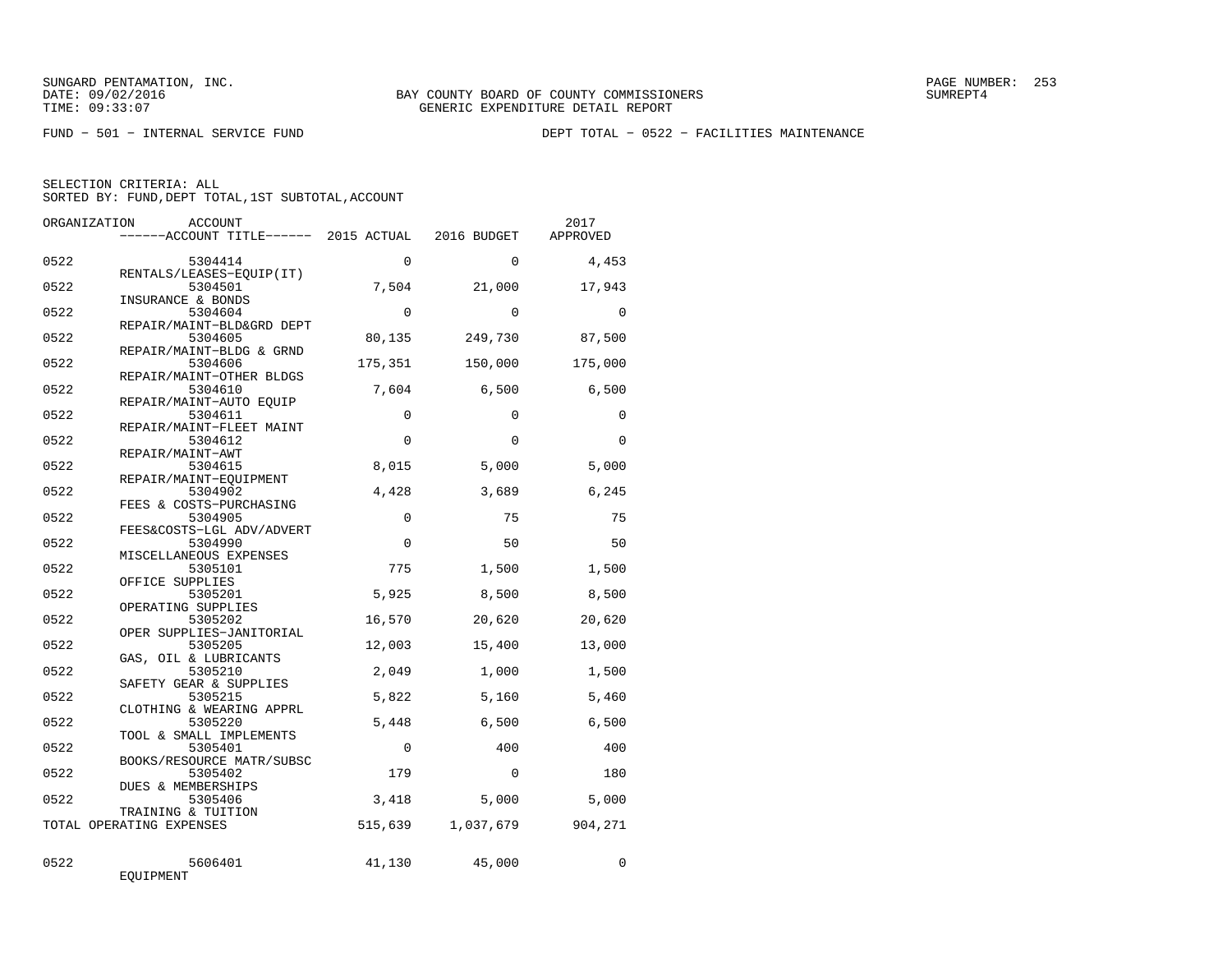SUNGARD PENTAMATION, INC.
DATE: 09/02/2016
TIME: 09:33:07

BAY COUNTY BOARD OF COUNTY COMMISSIONERS
GENERIC EXPENDITURE DETAIL REPORT

SUMREPT4

FUND − 501 − INTERNAL SERVICE FUND

DEPT TOTAL − 0522 − FACILITIES MAINTENANCE

SELECTION CRITERIA: ALL
SORTED BY: FUND,DEPT TOTAL,1ST SUBTOTAL,ACCOUNT

| ORGANIZATION | ACCOUNT / ACCOUNT TITLE | 2015 ACTUAL | 2016 BUDGET | 2017 APPROVED |
|---|---|---|---|---|
| 0522 | 5304414 RENTALS/LEASES−EQUIP(IT) | 0 | 0 | 4,453 |
| 0522 | 5304501 INSURANCE & BONDS | 7,504 | 21,000 | 17,943 |
| 0522 | 5304604 REPAIR/MAINT−BLD&GRD DEPT | 0 | 0 | 0 |
| 0522 | 5304605 REPAIR/MAINT−BLDG & GRND | 80,135 | 249,730 | 87,500 |
| 0522 | 5304606 REPAIR/MAINT−OTHER BLDGS | 175,351 | 150,000 | 175,000 |
| 0522 | 5304610 REPAIR/MAINT−AUTO EQUIP | 7,604 | 6,500 | 6,500 |
| 0522 | 5304611 REPAIR/MAINT−FLEET MAINT | 0 | 0 | 0 |
| 0522 | 5304612 REPAIR/MAINT−AWT | 0 | 0 | 0 |
| 0522 | 5304615 REPAIR/MAINT−EQUIPMENT | 8,015 | 5,000 | 5,000 |
| 0522 | 5304902 FEES & COSTS−PURCHASING | 4,428 | 3,689 | 6,245 |
| 0522 | 5304905 FEES&COSTS−LGL ADV/ADVERT | 0 | 75 | 75 |
| 0522 | 5304990 MISCELLANEOUS EXPENSES | 0 | 50 | 50 |
| 0522 | 5305101 OFFICE SUPPLIES | 775 | 1,500 | 1,500 |
| 0522 | 5305201 OPERATING SUPPLIES | 5,925 | 8,500 | 8,500 |
| 0522 | 5305202 OPER SUPPLIES−JANITORIAL | 16,570 | 20,620 | 20,620 |
| 0522 | 5305205 GAS, OIL & LUBRICANTS | 12,003 | 15,400 | 13,000 |
| 0522 | 5305210 SAFETY GEAR & SUPPLIES | 2,049 | 1,000 | 1,500 |
| 0522 | 5305215 CLOTHING & WEARING APPRL | 5,822 | 5,160 | 5,460 |
| 0522 | 5305220 TOOL & SMALL IMPLEMENTS | 5,448 | 6,500 | 6,500 |
| 0522 | 5305401 BOOKS/RESOURCE MATR/SUBSC | 0 | 400 | 400 |
| 0522 | 5305402 DUES & MEMBERSHIPS | 179 | 0 | 180 |
| 0522 | 5305406 TRAINING & TUITION | 3,418 | 5,000 | 5,000 |
| TOTAL OPERATING EXPENSES | | 515,639 | 1,037,679 | 904,271 |
| 0522 | 5606401 EQUIPMENT | 41,130 | 45,000 | 0 |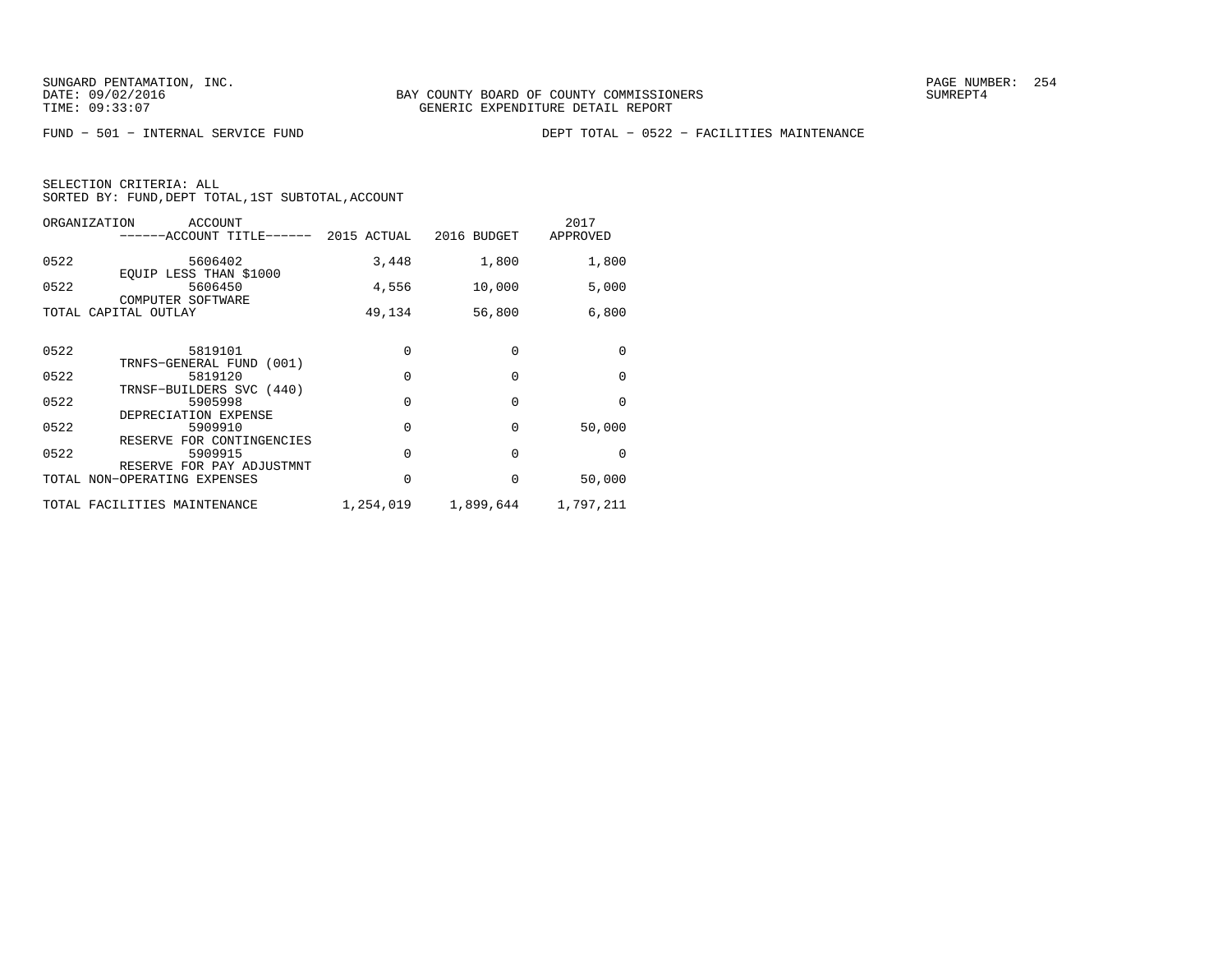SUNGARD PENTAMATION, INC.
DATE: 09/02/2016
TIME: 09:33:07

BAY COUNTY BOARD OF COUNTY COMMISSIONERS
GENERIC EXPENDITURE DETAIL REPORT

SUMREPT4

FUND − 501 − INTERNAL SERVICE FUND

DEPT TOTAL − 0522 − FACILITIES MAINTENANCE

SELECTION CRITERIA: ALL
SORTED BY: FUND,DEPT TOTAL,1ST SUBTOTAL,ACCOUNT

| ORGANIZATION | ACCOUNT ------ACCOUNT TITLE------ | 2015 ACTUAL | 2016 BUDGET | 2017 APPROVED |
|---|---|---|---|---|
| 0522 | 5606402 EQUIP LESS THAN $1000 | 3,448 | 1,800 | 1,800 |
| 0522 | 5606450 COMPUTER SOFTWARE | 4,556 | 10,000 | 5,000 |
| TOTAL CAPITAL OUTLAY | | 49,134 | 56,800 | 6,800 |
| 0522 | 5819101 TRNFS−GENERAL FUND (001) | 0 | 0 | 0 |
| 0522 | 5819120 TRNSF−BUILDERS SVC (440) | 0 | 0 | 0 |
| 0522 | 5905998 DEPRECIATION EXPENSE | 0 | 0 | 0 |
| 0522 | 5909910 RESERVE FOR CONTINGENCIES | 0 | 0 | 50,000 |
| 0522 | 5909915 RESERVE FOR PAY ADJUSTMNT | 0 | 0 | 0 |
| TOTAL NON−OPERATING EXPENSES | | 0 | 0 | 50,000 |
| TOTAL FACILITIES MAINTENANCE | | 1,254,019 | 1,899,644 | 1,797,211 |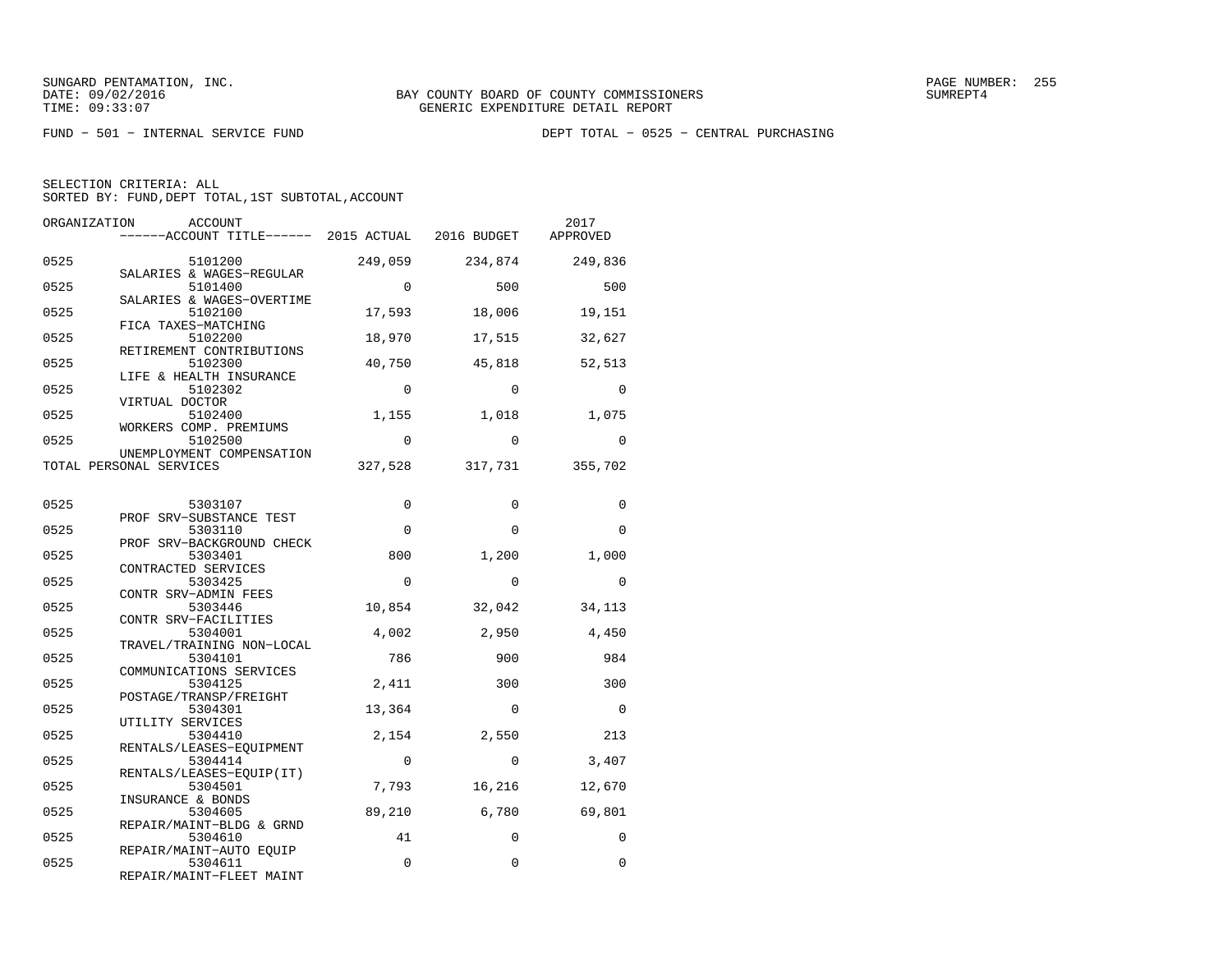SUNGARD PENTAMATION, INC.
DATE: 09/02/2016
TIME: 09:33:07

BAY COUNTY BOARD OF COUNTY COMMISSIONERS
GENERIC EXPENDITURE DETAIL REPORT

SUMREPT4

FUND − 501 − INTERNAL SERVICE FUND

DEPT TOTAL − 0525 − CENTRAL PURCHASING

SELECTION CRITERIA: ALL
SORTED BY: FUND,DEPT TOTAL,1ST SUBTOTAL,ACCOUNT

| ORGANIZATION | ACCOUNT / ------ACCOUNT TITLE------ | 2015 ACTUAL | 2016 BUDGET | 2017 APPROVED |
|---|---|---|---|---|
| 0525 | 5101200 SALARIES & WAGES−REGULAR | 249,059 | 234,874 | 249,836 |
| 0525 | 5101400 SALARIES & WAGES−OVERTIME | 0 | 500 | 500 |
| 0525 | 5102100 FICA TAXES−MATCHING | 17,593 | 18,006 | 19,151 |
| 0525 | 5102200 RETIREMENT CONTRIBUTIONS | 18,970 | 17,515 | 32,627 |
| 0525 | 5102300 LIFE & HEALTH INSURANCE | 40,750 | 45,818 | 52,513 |
| 0525 | 5102302 VIRTUAL DOCTOR | 0 | 0 | 0 |
| 0525 | 5102400 WORKERS COMP. PREMIUMS | 1,155 | 1,018 | 1,075 |
| 0525 | 5102500 UNEMPLOYMENT COMPENSATION | 0 | 0 | 0 |
| TOTAL PERSONAL SERVICES | | 327,528 | 317,731 | 355,702 |
| 0525 | 5303107 PROF SRV−SUBSTANCE TEST | 0 | 0 | 0 |
| 0525 | 5303110 PROF SRV−BACKGROUND CHECK | 0 | 0 | 0 |
| 0525 | 5303401 CONTRACTED SERVICES | 800 | 1,200 | 1,000 |
| 0525 | 5303425 CONTR SRV−ADMIN FEES | 0 | 0 | 0 |
| 0525 | 5303446 CONTR SRV−FACILITIES | 10,854 | 32,042 | 34,113 |
| 0525 | 5304001 TRAVEL/TRAINING NON−LOCAL | 4,002 | 2,950 | 4,450 |
| 0525 | 5304101 COMMUNICATIONS SERVICES | 786 | 900 | 984 |
| 0525 | 5304125 POSTAGE/TRANSP/FREIGHT | 2,411 | 300 | 300 |
| 0525 | 5304301 UTILITY SERVICES | 13,364 | 0 | 0 |
| 0525 | 5304410 RENTALS/LEASES−EQUIPMENT | 2,154 | 2,550 | 213 |
| 0525 | 5304414 RENTALS/LEASES−EQUIP(IT) | 0 | 0 | 3,407 |
| 0525 | 5304501 INSURANCE & BONDS | 7,793 | 16,216 | 12,670 |
| 0525 | 5304605 REPAIR/MAINT−BLDG & GRND | 89,210 | 6,780 | 69,801 |
| 0525 | 5304610 REPAIR/MAINT−AUTO EQUIP | 41 | 0 | 0 |
| 0525 | 5304611 REPAIR/MAINT−FLEET MAINT | 0 | 0 | 0 |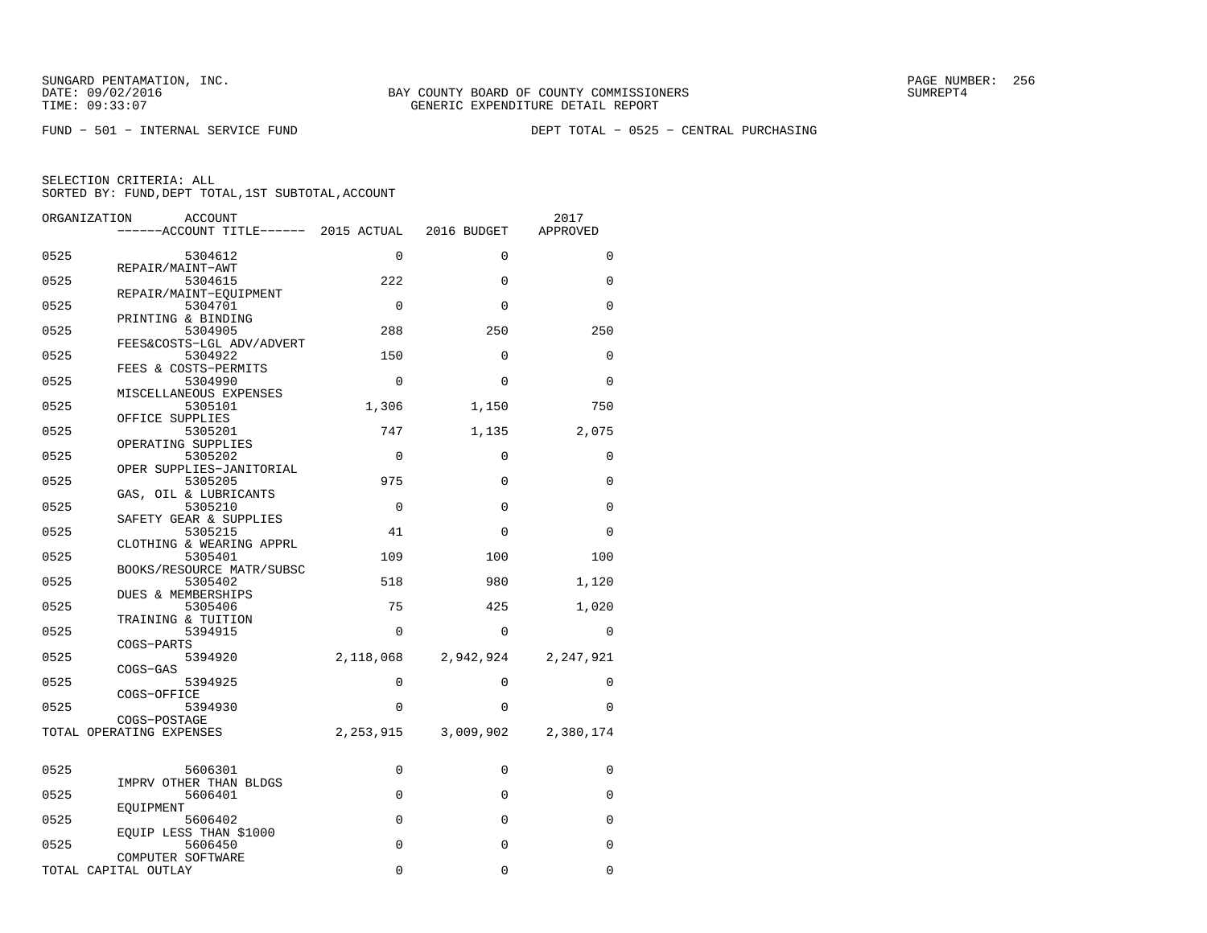SUNGARD PENTAMATION, INC.
DATE: 09/02/2016
TIME: 09:33:07

BAY COUNTY BOARD OF COUNTY COMMISSIONERS
GENERIC EXPENDITURE DETAIL REPORT

SUMREPT4

FUND − 501 − INTERNAL SERVICE FUND　　　　DEPT TOTAL − 0525 − CENTRAL PURCHASING

SELECTION CRITERIA: ALL
SORTED BY: FUND,DEPT TOTAL,1ST SUBTOTAL,ACCOUNT

| ORGANIZATION | ACCOUNT / ------ACCOUNT TITLE------ | 2015 ACTUAL | 2016 BUDGET | 2017 APPROVED |
|---|---|---|---|---|
| 0525 | 5304612 REPAIR/MAINT−AWT | 0 | 0 | 0 |
| 0525 | 5304615 REPAIR/MAINT−EQUIPMENT | 222 | 0 | 0 |
| 0525 | 5304701 PRINTING & BINDING | 0 | 0 | 0 |
| 0525 | 5304905 FEES&COSTS−LGL ADV/ADVERT | 288 | 250 | 250 |
| 0525 | 5304922 FEES & COSTS−PERMITS | 150 | 0 | 0 |
| 0525 | 5304990 MISCELLANEOUS EXPENSES | 0 | 0 | 0 |
| 0525 | 5305101 OFFICE SUPPLIES | 1,306 | 1,150 | 750 |
| 0525 | 5305201 OPERATING SUPPLIES | 747 | 1,135 | 2,075 |
| 0525 | 5305202 OPER SUPPLIES−JANITORIAL | 0 | 0 | 0 |
| 0525 | 5305205 GAS, OIL & LUBRICANTS | 975 | 0 | 0 |
| 0525 | 5305210 SAFETY GEAR & SUPPLIES | 0 | 0 | 0 |
| 0525 | 5305215 CLOTHING & WEARING APPRL | 41 | 0 | 0 |
| 0525 | 5305401 BOOKS/RESOURCE MATR/SUBSC | 109 | 100 | 100 |
| 0525 | 5305402 DUES & MEMBERSHIPS | 518 | 980 | 1,120 |
| 0525 | 5305406 TRAINING & TUITION | 75 | 425 | 1,020 |
| 0525 | 5394915 COGS−PARTS | 0 | 0 | 0 |
| 0525 | 5394920 COGS−GAS | 2,118,068 | 2,942,924 | 2,247,921 |
| 0525 | 5394925 COGS−OFFICE | 0 | 0 | 0 |
| 0525 | 5394930 COGS−POSTAGE | 0 | 0 | 0 |
| TOTAL OPERATING EXPENSES | | 2,253,915 | 3,009,902 | 2,380,174 |
| 0525 | 5606301 IMPRV OTHER THAN BLDGS | 0 | 0 | 0 |
| 0525 | 5606401 EQUIPMENT | 0 | 0 | 0 |
| 0525 | 5606402 EQUIP LESS THAN $1000 | 0 | 0 | 0 |
| 0525 | 5606450 COMPUTER SOFTWARE | 0 | 0 | 0 |
| TOTAL CAPITAL OUTLAY | | 0 | 0 | 0 |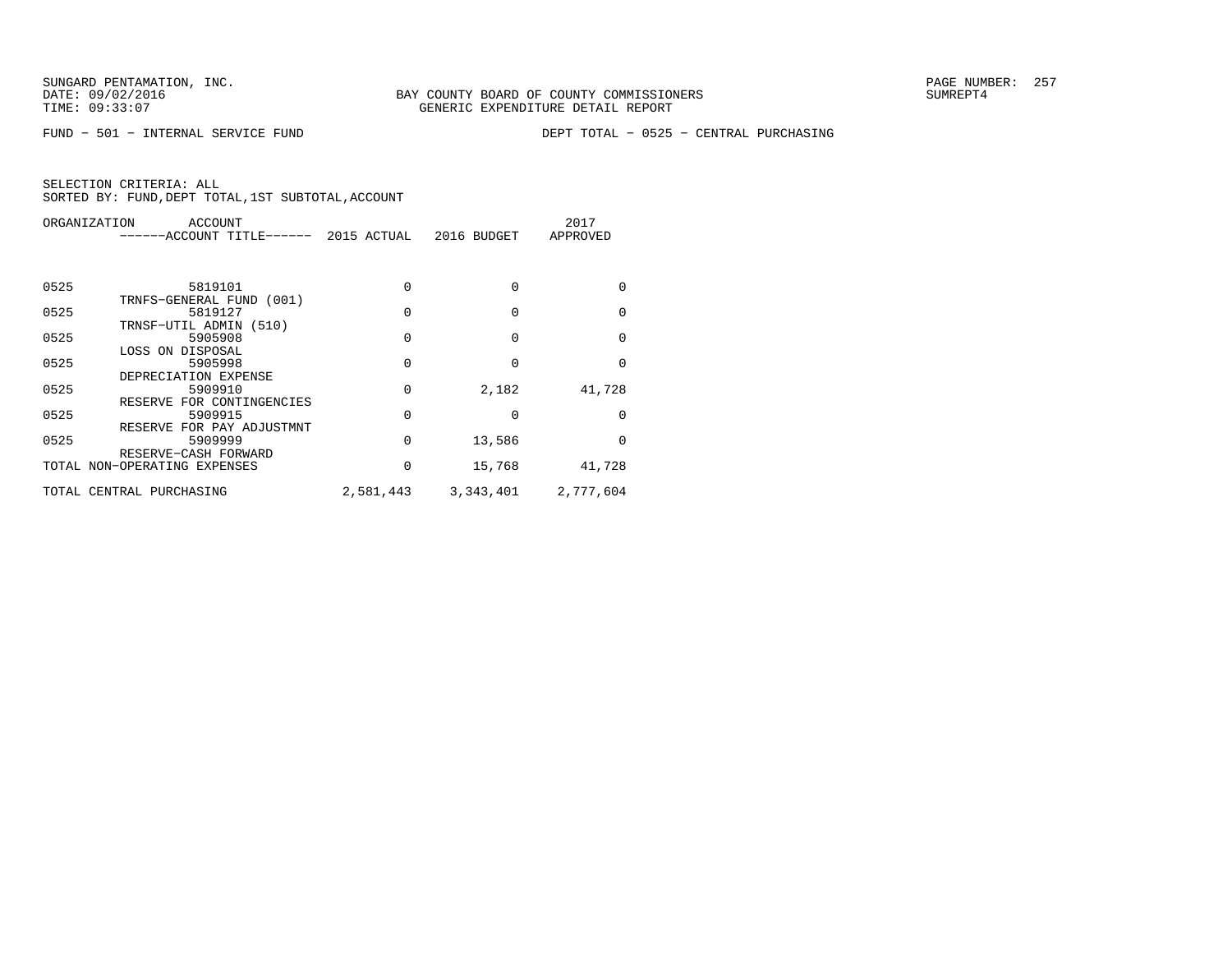SUNGARD PENTAMATION, INC.
DATE: 09/02/2016
TIME: 09:33:07

BAY COUNTY BOARD OF COUNTY COMMISSIONERS
GENERIC EXPENDITURE DETAIL REPORT

PAGE NUMBER: 257
SUMREPT4

FUND − 501 − INTERNAL SERVICE FUND

DEPT TOTAL − 0525 − CENTRAL PURCHASING

SELECTION CRITERIA: ALL
SORTED BY: FUND,DEPT TOTAL,1ST SUBTOTAL,ACCOUNT

| ORGANIZATION | ACCOUNT ------ACCOUNT TITLE------ | 2015 ACTUAL | 2016 BUDGET | 2017 APPROVED |
|---|---|---|---|---|
| 0525 | 5819101 TRNFS−GENERAL FUND (001) | 0 | 0 | 0 |
| 0525 | 5819127 TRNSF−UTIL ADMIN (510) | 0 | 0 | 0 |
| 0525 | 5905908 LOSS ON DISPOSAL | 0 | 0 | 0 |
| 0525 | 5905998 DEPRECIATION EXPENSE | 0 | 0 | 0 |
| 0525 | 5909910 RESERVE FOR CONTINGENCIES | 0 | 2,182 | 41,728 |
| 0525 | 5909915 RESERVE FOR PAY ADJUSTMNT | 0 | 0 | 0 |
| 0525 | 5909999 RESERVE−CASH FORWARD | 0 | 13,586 | 0 |
| TOTAL NON−OPERATING EXPENSES | | 0 | 15,768 | 41,728 |
| TOTAL CENTRAL PURCHASING | | 2,581,443 | 3,343,401 | 2,777,604 |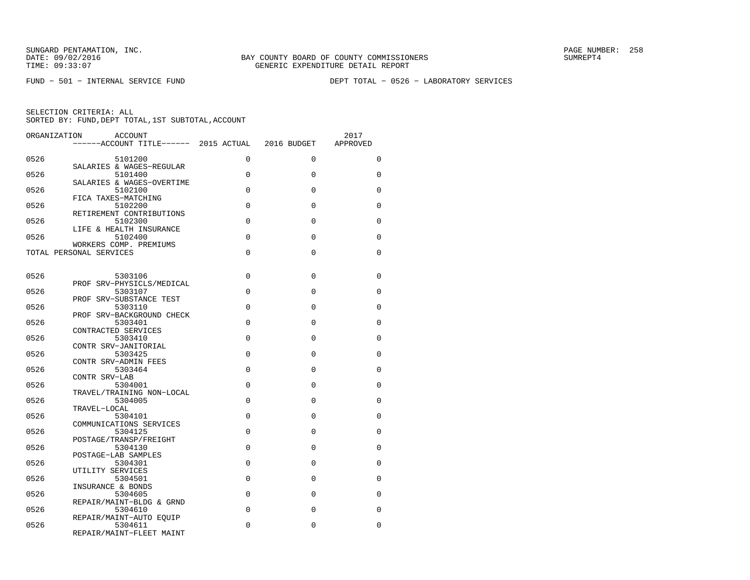SUNGARD PENTAMATION, INC.
DATE: 09/02/2016
TIME: 09:33:07

BAY COUNTY BOARD OF COUNTY COMMISSIONERS
GENERIC EXPENDITURE DETAIL REPORT

SUMREPT4

FUND - 501 - INTERNAL SERVICE FUND

DEPT TOTAL - 0526 - LABORATORY SERVICES

SELECTION CRITERIA: ALL
SORTED BY: FUND,DEPT TOTAL,1ST SUBTOTAL,ACCOUNT

| ORGANIZATION | ACCOUNT / ACCOUNT TITLE | 2015 ACTUAL | 2016 BUDGET | 2017 APPROVED |
|---|---|---|---|---|
| 0526 | 5101200 SALARIES & WAGES-REGULAR | 0 | 0 | 0 |
| 0526 | 5101400 SALARIES & WAGES-OVERTIME | 0 | 0 | 0 |
| 0526 | 5102100 FICA TAXES-MATCHING | 0 | 0 | 0 |
| 0526 | 5102200 RETIREMENT CONTRIBUTIONS | 0 | 0 | 0 |
| 0526 | 5102300 LIFE & HEALTH INSURANCE | 0 | 0 | 0 |
| 0526 | 5102400 WORKERS COMP. PREMIUMS | 0 | 0 | 0 |
| TOTAL PERSONAL SERVICES | | 0 | 0 | 0 |
| 0526 | 5303106 PROF SRV-PHYSICLS/MEDICAL | 0 | 0 | 0 |
| 0526 | 5303107 PROF SRV-SUBSTANCE TEST | 0 | 0 | 0 |
| 0526 | 5303110 PROF SRV-BACKGROUND CHECK | 0 | 0 | 0 |
| 0526 | 5303401 CONTRACTED SERVICES | 0 | 0 | 0 |
| 0526 | 5303410 CONTR SRV-JANITORIAL | 0 | 0 | 0 |
| 0526 | 5303425 CONTR SRV-ADMIN FEES | 0 | 0 | 0 |
| 0526 | 5303464 CONTR SRV-LAB | 0 | 0 | 0 |
| 0526 | 5304001 TRAVEL/TRAINING NON-LOCAL | 0 | 0 | 0 |
| 0526 | 5304005 TRAVEL-LOCAL | 0 | 0 | 0 |
| 0526 | 5304101 COMMUNICATIONS SERVICES | 0 | 0 | 0 |
| 0526 | 5304125 POSTAGE/TRANSP/FREIGHT | 0 | 0 | 0 |
| 0526 | 5304130 POSTAGE-LAB SAMPLES | 0 | 0 | 0 |
| 0526 | 5304301 UTILITY SERVICES | 0 | 0 | 0 |
| 0526 | 5304501 INSURANCE & BONDS | 0 | 0 | 0 |
| 0526 | 5304605 REPAIR/MAINT-BLDG & GRND | 0 | 0 | 0 |
| 0526 | 5304610 REPAIR/MAINT-AUTO EQUIP | 0 | 0 | 0 |
| 0526 | 5304611 REPAIR/MAINT-FLEET MAINT | 0 | 0 | 0 |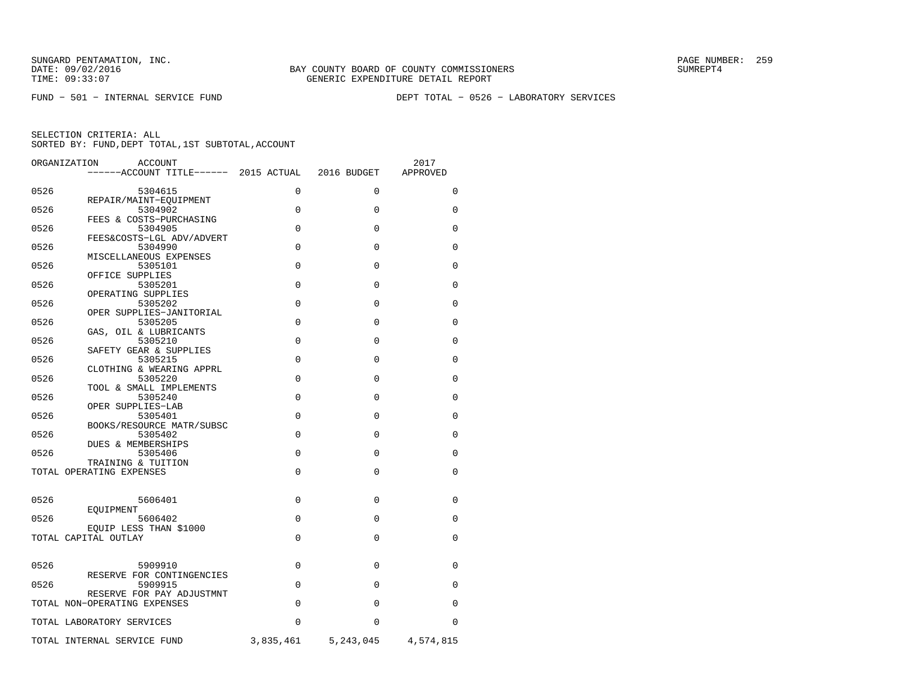SUNGARD PENTAMATION, INC.
DATE: 09/02/2016
TIME: 09:33:07

BAY COUNTY BOARD OF COUNTY COMMISSIONERS
GENERIC EXPENDITURE DETAIL REPORT

FUND − 501 − INTERNAL SERVICE FUND

DEPT TOTAL − 0526 − LABORATORY SERVICES

SELECTION CRITERIA: ALL
SORTED BY: FUND,DEPT TOTAL,1ST SUBTOTAL,ACCOUNT

| ORGANIZATION | ACCOUNT / ACCOUNT TITLE | 2015 ACTUAL | 2016 BUDGET | 2017 APPROVED |
|---|---|---|---|---|
| 0526 | 5304615 REPAIR/MAINT−EQUIPMENT | 0 | 0 | 0 |
| 0526 | 5304902 FEES & COSTS−PURCHASING | 0 | 0 | 0 |
| 0526 | 5304905 FEES&COSTS−LGL ADV/ADVERT | 0 | 0 | 0 |
| 0526 | 5304990 MISCELLANEOUS EXPENSES | 0 | 0 | 0 |
| 0526 | 5305101 OFFICE SUPPLIES | 0 | 0 | 0 |
| 0526 | 5305201 OPERATING SUPPLIES | 0 | 0 | 0 |
| 0526 | 5305202 OPER SUPPLIES−JANITORIAL | 0 | 0 | 0 |
| 0526 | 5305205 GAS, OIL & LUBRICANTS | 0 | 0 | 0 |
| 0526 | 5305210 SAFETY GEAR & SUPPLIES | 0 | 0 | 0 |
| 0526 | 5305215 CLOTHING & WEARING APPRL | 0 | 0 | 0 |
| 0526 | 5305220 TOOL & SMALL IMPLEMENTS | 0 | 0 | 0 |
| 0526 | 5305240 OPER SUPPLIES−LAB | 0 | 0 | 0 |
| 0526 | 5305401 BOOKS/RESOURCE MATR/SUBSC | 0 | 0 | 0 |
| 0526 | 5305402 DUES & MEMBERSHIPS | 0 | 0 | 0 |
| 0526 | 5305406 TRAINING & TUITION | 0 | 0 | 0 |
| TOTAL OPERATING EXPENSES | | 0 | 0 | 0 |
| 0526 | 5606401 EQUIPMENT | 0 | 0 | 0 |
| 0526 | 5606402 EQUIP LESS THAN $1000 | 0 | 0 | 0 |
| TOTAL CAPITAL OUTLAY | | 0 | 0 | 0 |
| 0526 | 5909910 RESERVE FOR CONTINGENCIES | 0 | 0 | 0 |
| 0526 | 5909915 RESERVE FOR PAY ADJUSTMNT | 0 | 0 | 0 |
| TOTAL NON−OPERATING EXPENSES | | 0 | 0 | 0 |
| TOTAL LABORATORY SERVICES | | 0 | 0 | 0 |
| TOTAL INTERNAL SERVICE FUND | | 3,835,461 | 5,243,045 | 4,574,815 |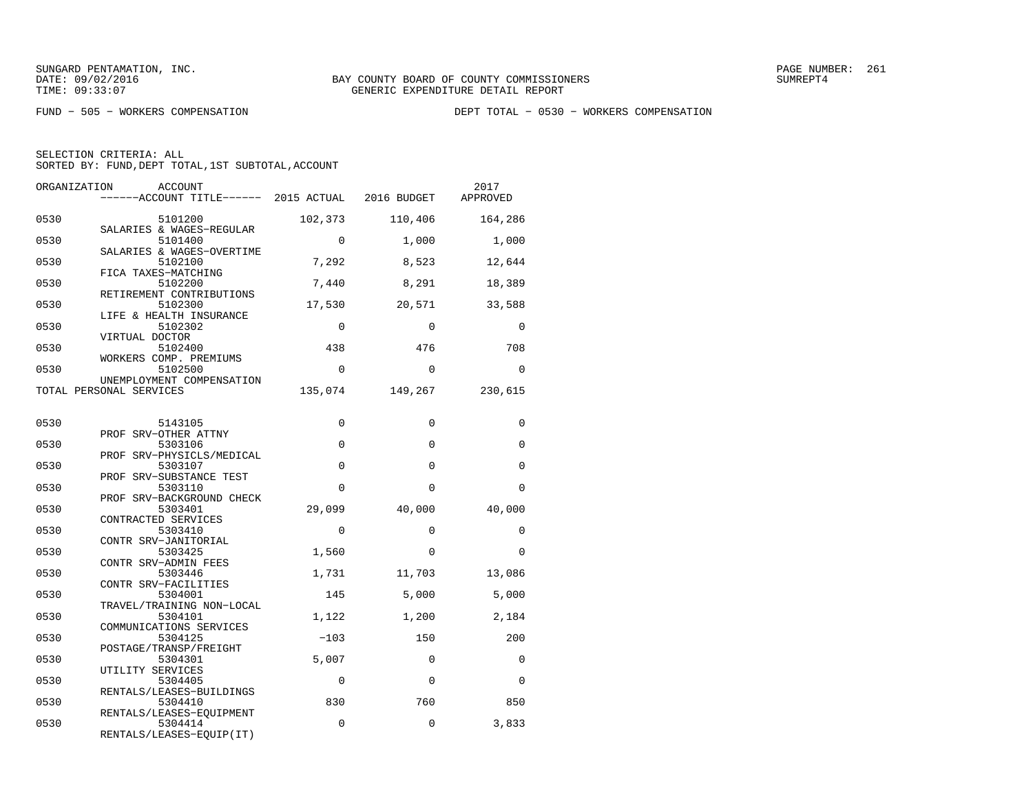SUNGARD PENTAMATION, INC.
DATE: 09/02/2016
TIME: 09:33:07

BAY COUNTY BOARD OF COUNTY COMMISSIONERS
GENERIC EXPENDITURE DETAIL REPORT

SUMREPT4

FUND − 505 − WORKERS COMPENSATION

DEPT TOTAL − 0530 − WORKERS COMPENSATION

SELECTION CRITERIA: ALL
SORTED BY: FUND,DEPT TOTAL,1ST SUBTOTAL,ACCOUNT

| ORGANIZATION | ACCOUNT / ACCOUNT TITLE | 2015 ACTUAL | 2016 BUDGET | 2017 APPROVED |
|---|---|---|---|---|
| 0530 | 5101200 SALARIES & WAGES−REGULAR | 102,373 | 110,406 | 164,286 |
| 0530 | 5101400 SALARIES & WAGES−OVERTIME | 0 | 1,000 | 1,000 |
| 0530 | 5102100 FICA TAXES−MATCHING | 7,292 | 8,523 | 12,644 |
| 0530 | 5102200 RETIREMENT CONTRIBUTIONS | 7,440 | 8,291 | 18,389 |
| 0530 | 5102300 LIFE & HEALTH INSURANCE | 17,530 | 20,571 | 33,588 |
| 0530 | 5102302 VIRTUAL DOCTOR | 0 | 0 | 0 |
| 0530 | 5102400 WORKERS COMP. PREMIUMS | 438 | 476 | 708 |
| 0530 | 5102500 UNEMPLOYMENT COMPENSATION | 0 | 0 | 0 |
| TOTAL PERSONAL SERVICES | | 135,074 | 149,267 | 230,615 |
| 0530 | 5143105 PROF SRV−OTHER ATTNY | 0 | 0 | 0 |
| 0530 | 5303106 PROF SRV−PHYSICLS/MEDICAL | 0 | 0 | 0 |
| 0530 | 5303107 PROF SRV−SUBSTANCE TEST | 0 | 0 | 0 |
| 0530 | 5303110 PROF SRV−BACKGROUND CHECK | 0 | 0 | 0 |
| 0530 | 5303401 CONTRACTED SERVICES | 29,099 | 40,000 | 40,000 |
| 0530 | 5303410 CONTR SRV−JANITORIAL | 0 | 0 | 0 |
| 0530 | 5303425 CONTR SRV−ADMIN FEES | 1,560 | 0 | 0 |
| 0530 | 5303446 CONTR SRV−FACILITIES | 1,731 | 11,703 | 13,086 |
| 0530 | 5304001 TRAVEL/TRAINING NON−LOCAL | 145 | 5,000 | 5,000 |
| 0530 | 5304101 COMMUNICATIONS SERVICES | 1,122 | 1,200 | 2,184 |
| 0530 | 5304125 POSTAGE/TRANSP/FREIGHT | −103 | 150 | 200 |
| 0530 | 5304301 UTILITY SERVICES | 5,007 | 0 | 0 |
| 0530 | 5304405 RENTALS/LEASES−BUILDINGS | 0 | 0 | 0 |
| 0530 | 5304410 RENTALS/LEASES−EQUIPMENT | 830 | 760 | 850 |
| 0530 | 5304414 RENTALS/LEASES−EQUIP(IT) | 0 | 0 | 3,833 |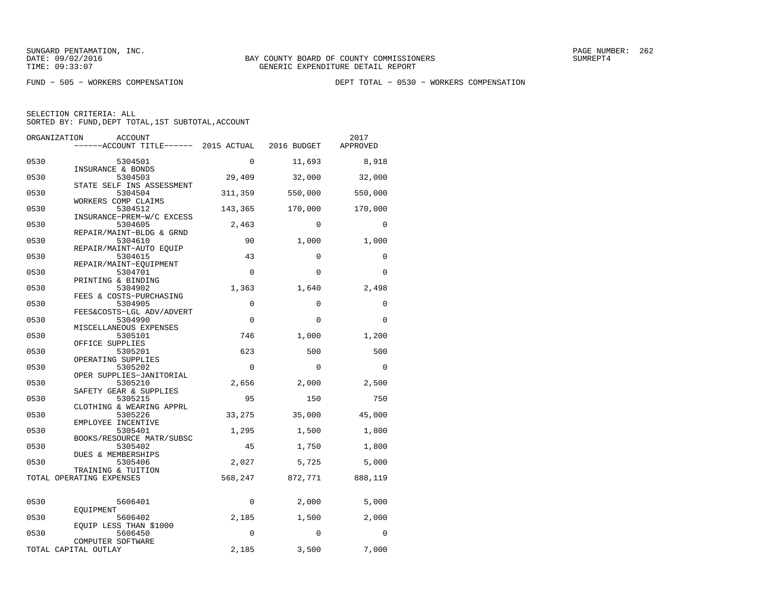SUNGARD PENTAMATION, INC.
DATE: 09/02/2016
TIME: 09:33:07

BAY COUNTY BOARD OF COUNTY COMMISSIONERS
GENERIC EXPENDITURE DETAIL REPORT

PAGE NUMBER: 262
SUMREPT4

FUND − 505 − WORKERS COMPENSATION

DEPT TOTAL − 0530 − WORKERS COMPENSATION

SELECTION CRITERIA: ALL
SORTED BY: FUND,DEPT TOTAL,1ST SUBTOTAL,ACCOUNT

| ORGANIZATION | ACCOUNT / ------ACCOUNT TITLE------ | 2015 ACTUAL | 2016 BUDGET | 2017 APPROVED |
|---|---|---|---|---|
| 0530 | 5304501 INSURANCE & BONDS | 0 | 11,693 | 8,918 |
| 0530 | 5304503 STATE SELF INS ASSESSMENT | 29,409 | 32,000 | 32,000 |
| 0530 | 5304504 WORKERS COMP CLAIMS | 311,359 | 550,000 | 550,000 |
| 0530 | 5304512 INSURANCE−PREM−W/C EXCESS | 143,365 | 170,000 | 170,000 |
| 0530 | 5304605 REPAIR/MAINT−BLDG & GRND | 2,463 | 0 | 0 |
| 0530 | 5304610 REPAIR/MAINT−AUTO EQUIP | 90 | 1,000 | 1,000 |
| 0530 | 5304615 REPAIR/MAINT−EQUIPMENT | 43 | 0 | 0 |
| 0530 | 5304701 PRINTING & BINDING | 0 | 0 | 0 |
| 0530 | 5304902 FEES & COSTS−PURCHASING | 1,363 | 1,640 | 2,498 |
| 0530 | 5304905 FEES&COSTS−LGL ADV/ADVERT | 0 | 0 | 0 |
| 0530 | 5304990 MISCELLANEOUS EXPENSES | 0 | 0 | 0 |
| 0530 | 5305101 OFFICE SUPPLIES | 746 | 1,000 | 1,200 |
| 0530 | 5305201 OPERATING SUPPLIES | 623 | 500 | 500 |
| 0530 | 5305202 OPER SUPPLIES−JANITORIAL | 0 | 0 | 0 |
| 0530 | 5305210 SAFETY GEAR & SUPPLIES | 2,656 | 2,000 | 2,500 |
| 0530 | 5305215 CLOTHING & WEARING APPRL | 95 | 150 | 750 |
| 0530 | 5305226 EMPLOYEE INCENTIVE | 33,275 | 35,000 | 45,000 |
| 0530 | 5305401 BOOKS/RESOURCE MATR/SUBSC | 1,295 | 1,500 | 1,800 |
| 0530 | 5305402 DUES & MEMBERSHIPS | 45 | 1,750 | 1,800 |
| 0530 | 5305406 TRAINING & TUITION | 2,027 | 5,725 | 5,000 |
| TOTAL OPERATING EXPENSES | | 568,247 | 872,771 | 888,119 |
| 0530 | 5606401 EQUIPMENT | 0 | 2,000 | 5,000 |
| 0530 | 5606402 EQUIP LESS THAN $1000 | 2,185 | 1,500 | 2,000 |
| 0530 | 5606450 COMPUTER SOFTWARE | 0 | 0 | 0 |
| TOTAL CAPITAL OUTLAY | | 2,185 | 3,500 | 7,000 |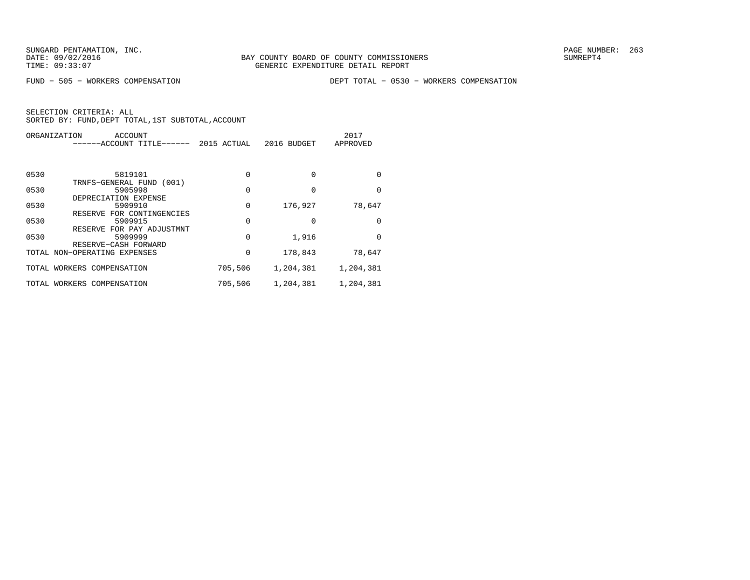BAY COUNTY BOARD OF COUNTY COMMISSIONERS
GENERIC EXPENDITURE DETAIL REPORT

FUND − 505 − WORKERS COMPENSATION

DEPT TOTAL − 0530 − WORKERS COMPENSATION

SELECTION CRITERIA: ALL
SORTED BY: FUND,DEPT TOTAL,1ST SUBTOTAL,ACCOUNT

| ORGANIZATION | ACCOUNT / ACCOUNT TITLE | 2015 ACTUAL | 2016 BUDGET | 2017 APPROVED |
|---|---|---|---|---|
| 0530 | 5819101 TRNFS−GENERAL FUND (001) | 0 | 0 | 0 |
| 0530 | 5905998 DEPRECIATION EXPENSE | 0 | 0 | 0 |
| 0530 | 5909910 RESERVE FOR CONTINGENCIES | 0 | 176,927 | 78,647 |
| 0530 | 5909915 RESERVE FOR PAY ADJUSTMNT | 0 | 0 | 0 |
| 0530 | 5909999 RESERVE−CASH FORWARD | 0 | 1,916 | 0 |
| TOTAL NON−OPERATING EXPENSES | | 0 | 178,843 | 78,647 |
| TOTAL WORKERS COMPENSATION | | 705,506 | 1,204,381 | 1,204,381 |
| TOTAL WORKERS COMPENSATION | | 705,506 | 1,204,381 | 1,204,381 |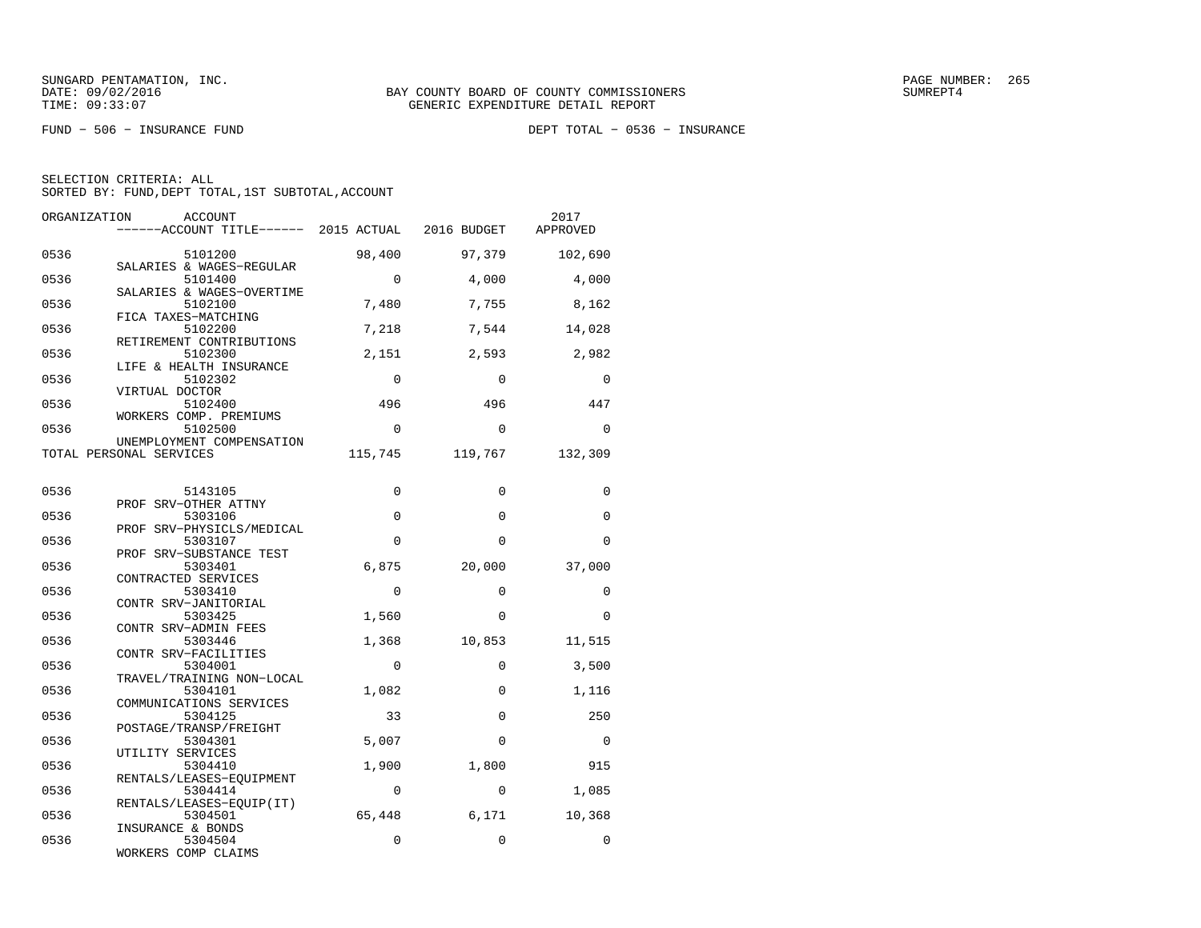SUNGARD PENTAMATION, INC.
DATE: 09/02/2016
TIME: 09:33:07

BAY COUNTY BOARD OF COUNTY COMMISSIONERS
GENERIC EXPENDITURE DETAIL REPORT

SUMREPT4

FUND − 506 − INSURANCE FUND

DEPT TOTAL − 0536 − INSURANCE

SELECTION CRITERIA: ALL
SORTED BY: FUND,DEPT TOTAL,1ST SUBTOTAL,ACCOUNT

| ORGANIZATION | ACCOUNT / ------ACCOUNT TITLE------ | 2015 ACTUAL | 2016 BUDGET | 2017 APPROVED |
|---|---|---|---|---|
| 0536 | 5101200 SALARIES & WAGES−REGULAR | 98,400 | 97,379 | 102,690 |
| 0536 | 5101400 SALARIES & WAGES−OVERTIME | 0 | 4,000 | 4,000 |
| 0536 | 5102100 FICA TAXES−MATCHING | 7,480 | 7,755 | 8,162 |
| 0536 | 5102200 RETIREMENT CONTRIBUTIONS | 7,218 | 7,544 | 14,028 |
| 0536 | 5102300 LIFE & HEALTH INSURANCE | 2,151 | 2,593 | 2,982 |
| 0536 | 5102302 VIRTUAL DOCTOR | 0 | 0 | 0 |
| 0536 | 5102400 WORKERS COMP. PREMIUMS | 496 | 496 | 447 |
| 0536 | 5102500 UNEMPLOYMENT COMPENSATION | 0 | 0 | 0 |
| TOTAL PERSONAL SERVICES | | 115,745 | 119,767 | 132,309 |
| 0536 | 5143105 PROF SRV−OTHER ATTNY | 0 | 0 | 0 |
| 0536 | 5303106 PROF SRV−PHYSICLS/MEDICAL | 0 | 0 | 0 |
| 0536 | 5303107 PROF SRV−SUBSTANCE TEST | 0 | 0 | 0 |
| 0536 | 5303401 CONTRACTED SERVICES | 6,875 | 20,000 | 37,000 |
| 0536 | 5303410 CONTR SRV−JANITORIAL | 0 | 0 | 0 |
| 0536 | 5303425 CONTR SRV−ADMIN FEES | 1,560 | 0 | 0 |
| 0536 | 5303446 CONTR SRV−FACILITIES | 1,368 | 10,853 | 11,515 |
| 0536 | 5304001 TRAVEL/TRAINING NON−LOCAL | 0 | 0 | 3,500 |
| 0536 | 5304101 COMMUNICATIONS SERVICES | 1,082 | 0 | 1,116 |
| 0536 | 5304125 POSTAGE/TRANSP/FREIGHT | 33 | 0 | 250 |
| 0536 | 5304301 UTILITY SERVICES | 5,007 | 0 | 0 |
| 0536 | 5304410 RENTALS/LEASES−EQUIPMENT | 1,900 | 1,800 | 915 |
| 0536 | 5304414 RENTALS/LEASES−EQUIP(IT) | 0 | 0 | 1,085 |
| 0536 | 5304501 INSURANCE & BONDS | 65,448 | 6,171 | 10,368 |
| 0536 | 5304504 WORKERS COMP CLAIMS | 0 | 0 | 0 |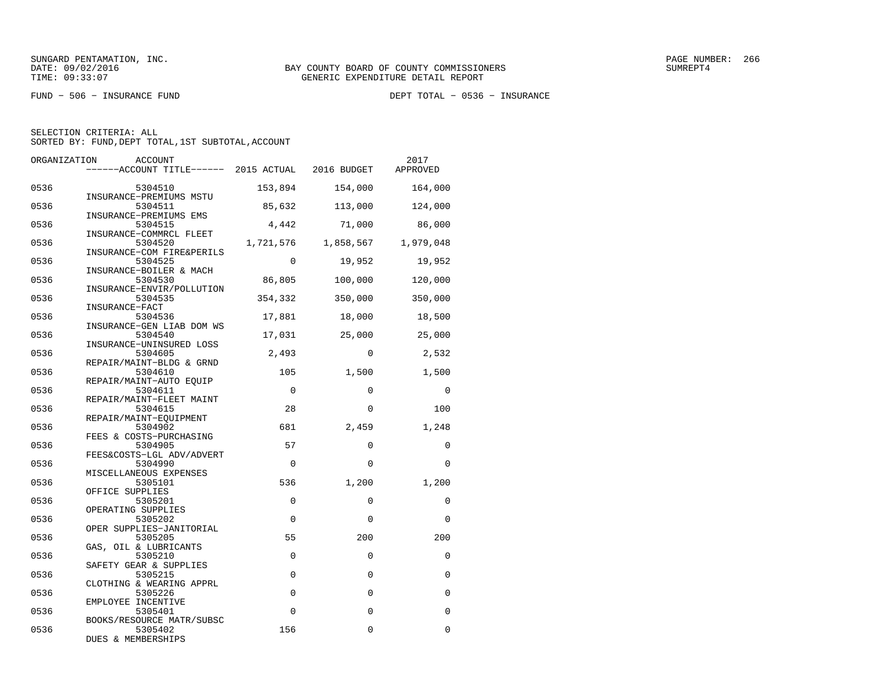SUNGARD PENTAMATION, INC.
DATE: 09/02/2016
TIME: 09:33:07

BAY COUNTY BOARD OF COUNTY COMMISSIONERS
GENERIC EXPENDITURE DETAIL REPORT

SUMREPT4

FUND - 506 - INSURANCE FUND

DEPT TOTAL - 0536 - INSURANCE

SELECTION CRITERIA: ALL
SORTED BY: FUND,DEPT TOTAL,1ST SUBTOTAL,ACCOUNT

| ORGANIZATION | ACCOUNT<br>------ACCOUNT TITLE------ | 2015 ACTUAL | 2016 BUDGET | 2017 APPROVED |
|---|---|---|---|---|
| 0536 | 5304510<br>INSURANCE-PREMIUMS MSTU | 153,894 | 154,000 | 164,000 |
| 0536 | 5304511<br>INSURANCE-PREMIUMS EMS | 85,632 | 113,000 | 124,000 |
| 0536 | 5304515<br>INSURANCE-COMMRCL FLEET | 4,442 | 71,000 | 86,000 |
| 0536 | 5304520<br>INSURANCE-COM FIRE&PERILS | 1,721,576 | 1,858,567 | 1,979,048 |
| 0536 | 5304525<br>INSURANCE-BOILER & MACH | 0 | 19,952 | 19,952 |
| 0536 | 5304530<br>INSURANCE-ENVIR/POLLUTION | 86,805 | 100,000 | 120,000 |
| 0536 | 5304535<br>INSURANCE-FACT | 354,332 | 350,000 | 350,000 |
| 0536 | 5304536<br>INSURANCE-GEN LIAB DOM WS | 17,881 | 18,000 | 18,500 |
| 0536 | 5304540<br>INSURANCE-UNINSURED LOSS | 17,031 | 25,000 | 25,000 |
| 0536 | 5304605<br>REPAIR/MAINT-BLDG & GRND | 2,493 | 0 | 2,532 |
| 0536 | 5304610<br>REPAIR/MAINT-AUTO EQUIP | 105 | 1,500 | 1,500 |
| 0536 | 5304611<br>REPAIR/MAINT-FLEET MAINT | 0 | 0 | 0 |
| 0536 | 5304615<br>REPAIR/MAINT-EQUIPMENT | 28 | 0 | 100 |
| 0536 | 5304902<br>FEES & COSTS-PURCHASING | 681 | 2,459 | 1,248 |
| 0536 | 5304905<br>FEES&COSTS-LGL ADV/ADVERT | 57 | 0 | 0 |
| 0536 | 5304990<br>MISCELLANEOUS EXPENSES | 0 | 0 | 0 |
| 0536 | 5305101<br>OFFICE SUPPLIES | 536 | 1,200 | 1,200 |
| 0536 | 5305201<br>OPERATING SUPPLIES | 0 | 0 | 0 |
| 0536 | 5305202<br>OPER SUPPLIES-JANITORIAL | 0 | 0 | 0 |
| 0536 | 5305205<br>GAS, OIL & LUBRICANTS | 55 | 200 | 200 |
| 0536 | 5305210<br>SAFETY GEAR & SUPPLIES | 0 | 0 | 0 |
| 0536 | 5305215<br>CLOTHING & WEARING APPRL | 0 | 0 | 0 |
| 0536 | 5305226<br>EMPLOYEE INCENTIVE | 0 | 0 | 0 |
| 0536 | 5305401<br>BOOKS/RESOURCE MATR/SUBSC | 0 | 0 | 0 |
| 0536 | 5305402<br>DUES & MEMBERSHIPS | 156 | 0 | 0 |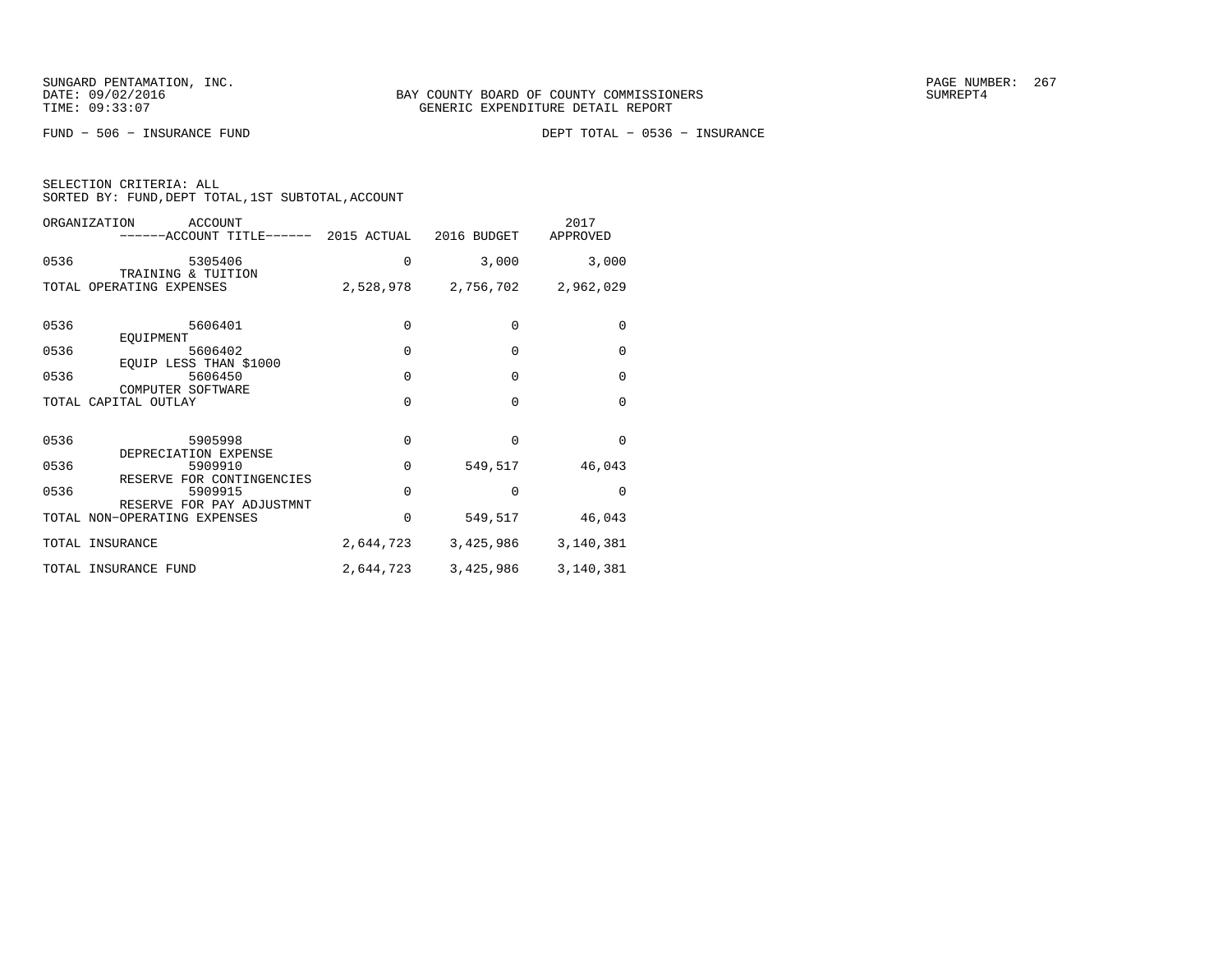SUNGARD PENTAMATION, INC.
DATE: 09/02/2016
TIME: 09:33:07

BAY COUNTY BOARD OF COUNTY COMMISSIONERS
GENERIC EXPENDITURE DETAIL REPORT

SUMREPT4

FUND - 506 - INSURANCE FUND

DEPT TOTAL - 0536 - INSURANCE

SELECTION CRITERIA: ALL
SORTED BY: FUND,DEPT TOTAL,1ST SUBTOTAL,ACCOUNT

| ORGANIZATION | ACCOUNT ------ACCOUNT TITLE------ | 2015 ACTUAL | 2016 BUDGET | 2017 APPROVED |
|---|---|---|---|---|
| 0536 | 5305406 TRAINING & TUITION | 0 | 3,000 | 3,000 |
| TOTAL OPERATING EXPENSES | | 2,528,978 | 2,756,702 | 2,962,029 |
| 0536 | 5606401 EQUIPMENT | 0 | 0 | 0 |
| 0536 | 5606402 EQUIP LESS THAN $1000 | 0 | 0 | 0 |
| 0536 | 5606450 COMPUTER SOFTWARE | 0 | 0 | 0 |
| TOTAL CAPITAL OUTLAY | | 0 | 0 | 0 |
| 0536 | 5905998 DEPRECIATION EXPENSE | 0 | 0 | 0 |
| 0536 | 5909910 RESERVE FOR CONTINGENCIES | 0 | 549,517 | 46,043 |
| 0536 | 5909915 RESERVE FOR PAY ADJUSTMNT | 0 | 0 | 0 |
| TOTAL NON-OPERATING EXPENSES | | 0 | 549,517 | 46,043 |
| TOTAL INSURANCE | | 2,644,723 | 3,425,986 | 3,140,381 |
| TOTAL INSURANCE FUND | | 2,644,723 | 3,425,986 | 3,140,381 |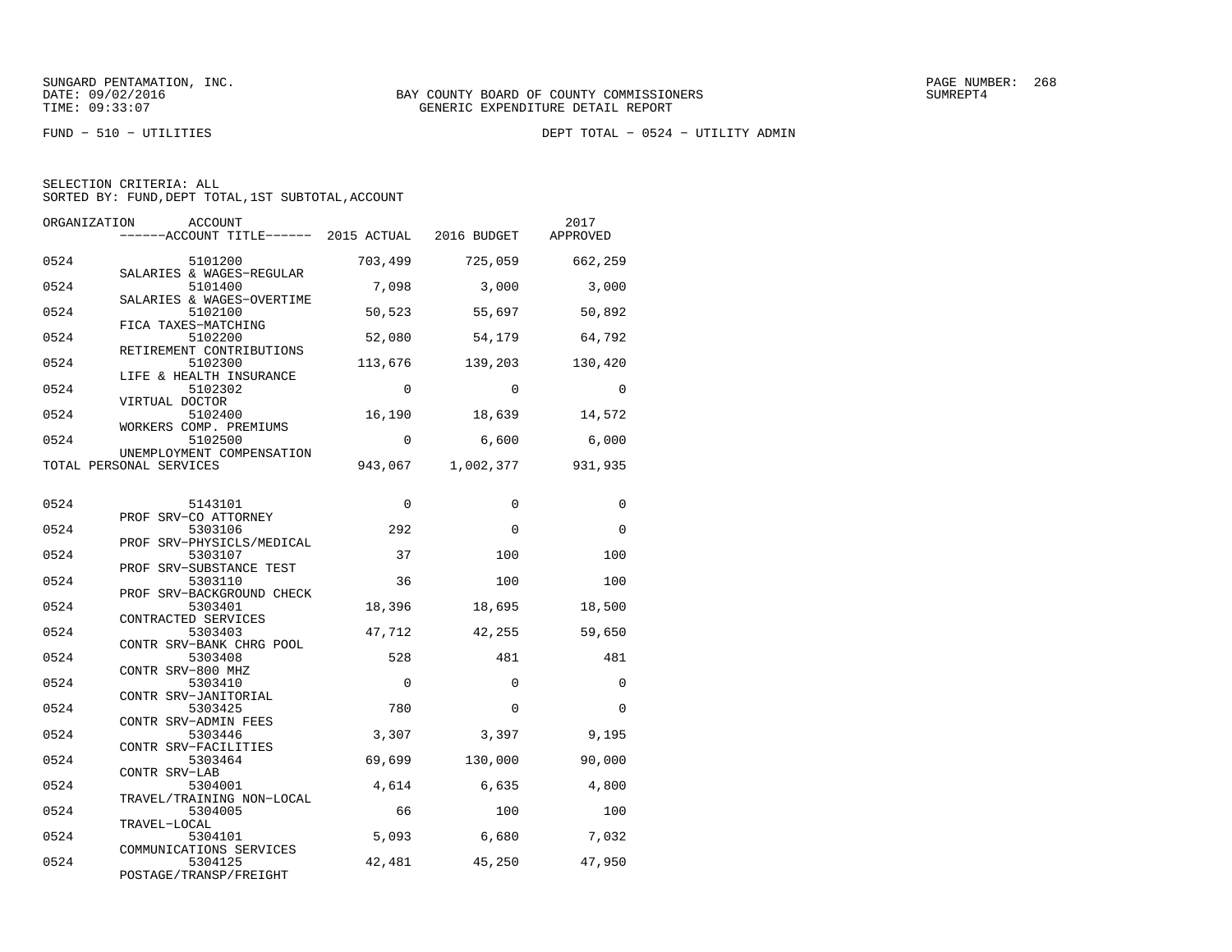SUNGARD PENTAMATION, INC.
DATE: 09/02/2016
TIME: 09:33:07

BAY COUNTY BOARD OF COUNTY COMMISSIONERS
GENERIC EXPENDITURE DETAIL REPORT

SUMREPT4

FUND - 510 - UTILITIES

DEPT TOTAL - 0524 - UTILITY ADMIN

SELECTION CRITERIA: ALL
SORTED BY: FUND,DEPT TOTAL,1ST SUBTOTAL,ACCOUNT

| ORGANIZATION | ACCOUNT / ACCOUNT TITLE | 2015 ACTUAL | 2016 BUDGET | 2017 APPROVED |
|---|---|---|---|---|
| 0524 | 5101200 SALARIES & WAGES-REGULAR | 703,499 | 725,059 | 662,259 |
| 0524 | 5101400 SALARIES & WAGES-OVERTIME | 7,098 | 3,000 | 3,000 |
| 0524 | 5102100 FICA TAXES-MATCHING | 50,523 | 55,697 | 50,892 |
| 0524 | 5102200 RETIREMENT CONTRIBUTIONS | 52,080 | 54,179 | 64,792 |
| 0524 | 5102300 LIFE & HEALTH INSURANCE | 113,676 | 139,203 | 130,420 |
| 0524 | 5102302 VIRTUAL DOCTOR | 0 | 0 | 0 |
| 0524 | 5102400 WORKERS COMP. PREMIUMS | 16,190 | 18,639 | 14,572 |
| 0524 | 5102500 UNEMPLOYMENT COMPENSATION | 0 | 6,600 | 6,000 |
| TOTAL PERSONAL SERVICES | | 943,067 | 1,002,377 | 931,935 |
| 0524 | 5143101 PROF SRV-CO ATTORNEY | 0 | 0 | 0 |
| 0524 | 5303106 PROF SRV-PHYSICLS/MEDICAL | 292 | 0 | 0 |
| 0524 | 5303107 PROF SRV-SUBSTANCE TEST | 37 | 100 | 100 |
| 0524 | 5303110 PROF SRV-BACKGROUND CHECK | 36 | 100 | 100 |
| 0524 | 5303401 CONTRACTED SERVICES | 18,396 | 18,695 | 18,500 |
| 0524 | 5303403 CONTR SRV-BANK CHRG POOL | 47,712 | 42,255 | 59,650 |
| 0524 | 5303408 CONTR SRV-800 MHZ | 528 | 481 | 481 |
| 0524 | 5303410 CONTR SRV-JANITORIAL | 0 | 0 | 0 |
| 0524 | 5303425 CONTR SRV-ADMIN FEES | 780 | 0 | 0 |
| 0524 | 5303446 CONTR SRV-FACILITIES | 3,307 | 3,397 | 9,195 |
| 0524 | 5303464 CONTR SRV-LAB | 69,699 | 130,000 | 90,000 |
| 0524 | 5304001 TRAVEL/TRAINING NON-LOCAL | 4,614 | 6,635 | 4,800 |
| 0524 | 5304005 TRAVEL-LOCAL | 66 | 100 | 100 |
| 0524 | 5304101 COMMUNICATIONS SERVICES | 5,093 | 6,680 | 7,032 |
| 0524 | 5304125 POSTAGE/TRANSP/FREIGHT | 42,481 | 45,250 | 47,950 |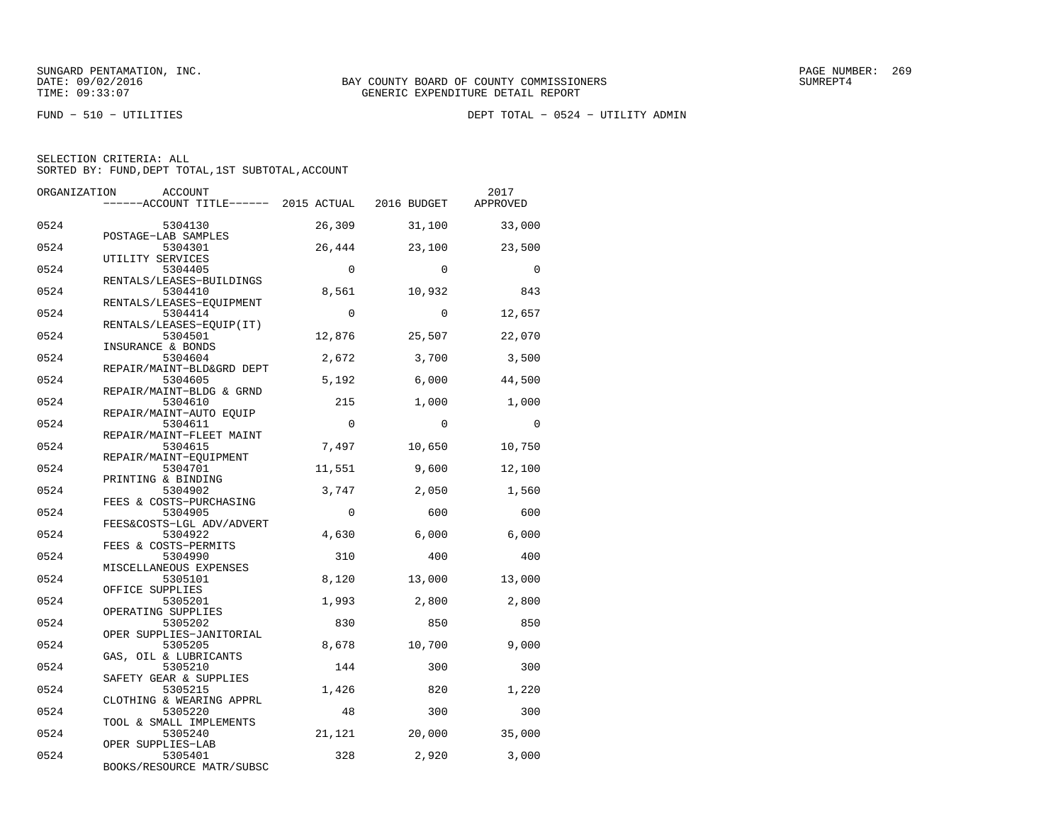SUNGARD PENTAMATION, INC.
DATE: 09/02/2016
TIME: 09:33:07

BAY COUNTY BOARD OF COUNTY COMMISSIONERS
GENERIC EXPENDITURE DETAIL REPORT

FUND − 510 − UTILITIES

DEPT TOTAL − 0524 − UTILITY ADMIN

SELECTION CRITERIA: ALL
SORTED BY: FUND,DEPT TOTAL,1ST SUBTOTAL,ACCOUNT

| ORGANIZATION | ACCOUNT / ACCOUNT TITLE | 2015 ACTUAL | 2016 BUDGET | 2017 APPROVED |
|---|---|---|---|---|
| 0524 | 5304130 POSTAGE−LAB SAMPLES | 26,309 | 31,100 | 33,000 |
| 0524 | 5304301 UTILITY SERVICES | 26,444 | 23,100 | 23,500 |
| 0524 | 5304405 RENTALS/LEASES−BUILDINGS | 0 | 0 | 0 |
| 0524 | 5304410 RENTALS/LEASES−EQUIPMENT | 8,561 | 10,932 | 843 |
| 0524 | 5304414 RENTALS/LEASES−EQUIP(IT) | 0 | 0 | 12,657 |
| 0524 | 5304501 INSURANCE & BONDS | 12,876 | 25,507 | 22,070 |
| 0524 | 5304604 REPAIR/MAINT−BLD&GRD DEPT | 2,672 | 3,700 | 3,500 |
| 0524 | 5304605 REPAIR/MAINT−BLDG & GRND | 5,192 | 6,000 | 44,500 |
| 0524 | 5304610 REPAIR/MAINT−AUTO EQUIP | 215 | 1,000 | 1,000 |
| 0524 | 5304611 REPAIR/MAINT−FLEET MAINT | 0 | 0 | 0 |
| 0524 | 5304615 REPAIR/MAINT−EQUIPMENT | 7,497 | 10,650 | 10,750 |
| 0524 | 5304701 PRINTING & BINDING | 11,551 | 9,600 | 12,100 |
| 0524 | 5304902 FEES & COSTS−PURCHASING | 3,747 | 2,050 | 1,560 |
| 0524 | 5304905 FEES&COSTS−LGL ADV/ADVERT | 0 | 600 | 600 |
| 0524 | 5304922 FEES & COSTS−PERMITS | 4,630 | 6,000 | 6,000 |
| 0524 | 5304990 MISCELLANEOUS EXPENSES | 310 | 400 | 400 |
| 0524 | 5305101 OFFICE SUPPLIES | 8,120 | 13,000 | 13,000 |
| 0524 | 5305201 OPERATING SUPPLIES | 1,993 | 2,800 | 2,800 |
| 0524 | 5305202 OPER SUPPLIES−JANITORIAL | 830 | 850 | 850 |
| 0524 | 5305205 GAS, OIL & LUBRICANTS | 8,678 | 10,700 | 9,000 |
| 0524 | 5305210 SAFETY GEAR & SUPPLIES | 144 | 300 | 300 |
| 0524 | 5305215 CLOTHING & WEARING APPRL | 1,426 | 820 | 1,220 |
| 0524 | 5305220 TOOL & SMALL IMPLEMENTS | 48 | 300 | 300 |
| 0524 | 5305240 OPER SUPPLIES−LAB | 21,121 | 20,000 | 35,000 |
| 0524 | 5305401 BOOKS/RESOURCE MATR/SUBSC | 328 | 2,920 | 3,000 |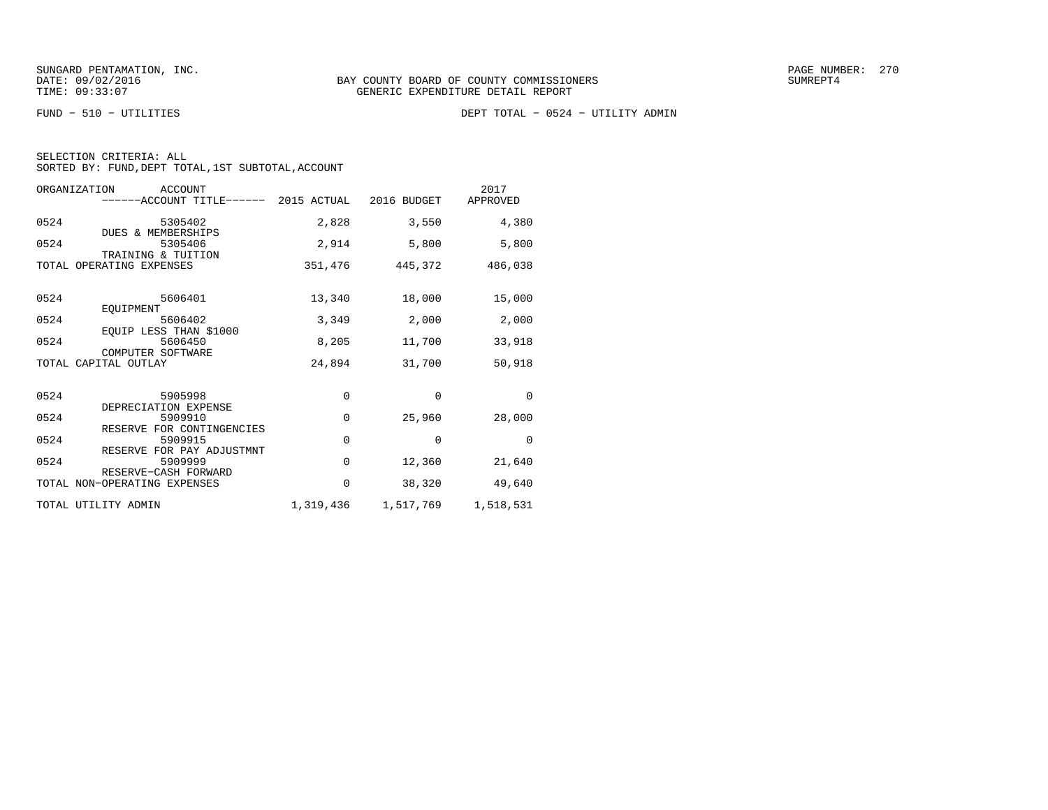BAY COUNTY BOARD OF COUNTY COMMISSIONERS
GENERIC EXPENDITURE DETAIL REPORT

FUND − 510 − UTILITIES

DEPT TOTAL − 0524 − UTILITY ADMIN

SELECTION CRITERIA: ALL
SORTED BY: FUND,DEPT TOTAL,1ST SUBTOTAL,ACCOUNT

| ORGANIZATION | ACCOUNT / ACCOUNT TITLE | 2015 ACTUAL | 2016 BUDGET | 2017 APPROVED |
|---|---|---|---|---|
| 0524 | 5305402 DUES & MEMBERSHIPS | 2,828 | 3,550 | 4,380 |
| 0524 | 5305406 TRAINING & TUITION | 2,914 | 5,800 | 5,800 |
| TOTAL OPERATING EXPENSES | | 351,476 | 445,372 | 486,038 |
| 0524 | 5606401 EQUIPMENT | 13,340 | 18,000 | 15,000 |
| 0524 | 5606402 EQUIP LESS THAN $1000 | 3,349 | 2,000 | 2,000 |
| 0524 | 5606450 COMPUTER SOFTWARE | 8,205 | 11,700 | 33,918 |
| TOTAL CAPITAL OUTLAY | | 24,894 | 31,700 | 50,918 |
| 0524 | 5905998 DEPRECIATION EXPENSE | 0 | 0 | 0 |
| 0524 | 5909910 RESERVE FOR CONTINGENCIES | 0 | 25,960 | 28,000 |
| 0524 | 5909915 RESERVE FOR PAY ADJUSTMNT | 0 | 0 | 0 |
| 0524 | 5909999 RESERVE−CASH FORWARD | 0 | 12,360 | 21,640 |
| TOTAL NON−OPERATING EXPENSES | | 0 | 38,320 | 49,640 |
| TOTAL UTILITY ADMIN | | 1,319,436 | 1,517,769 | 1,518,531 |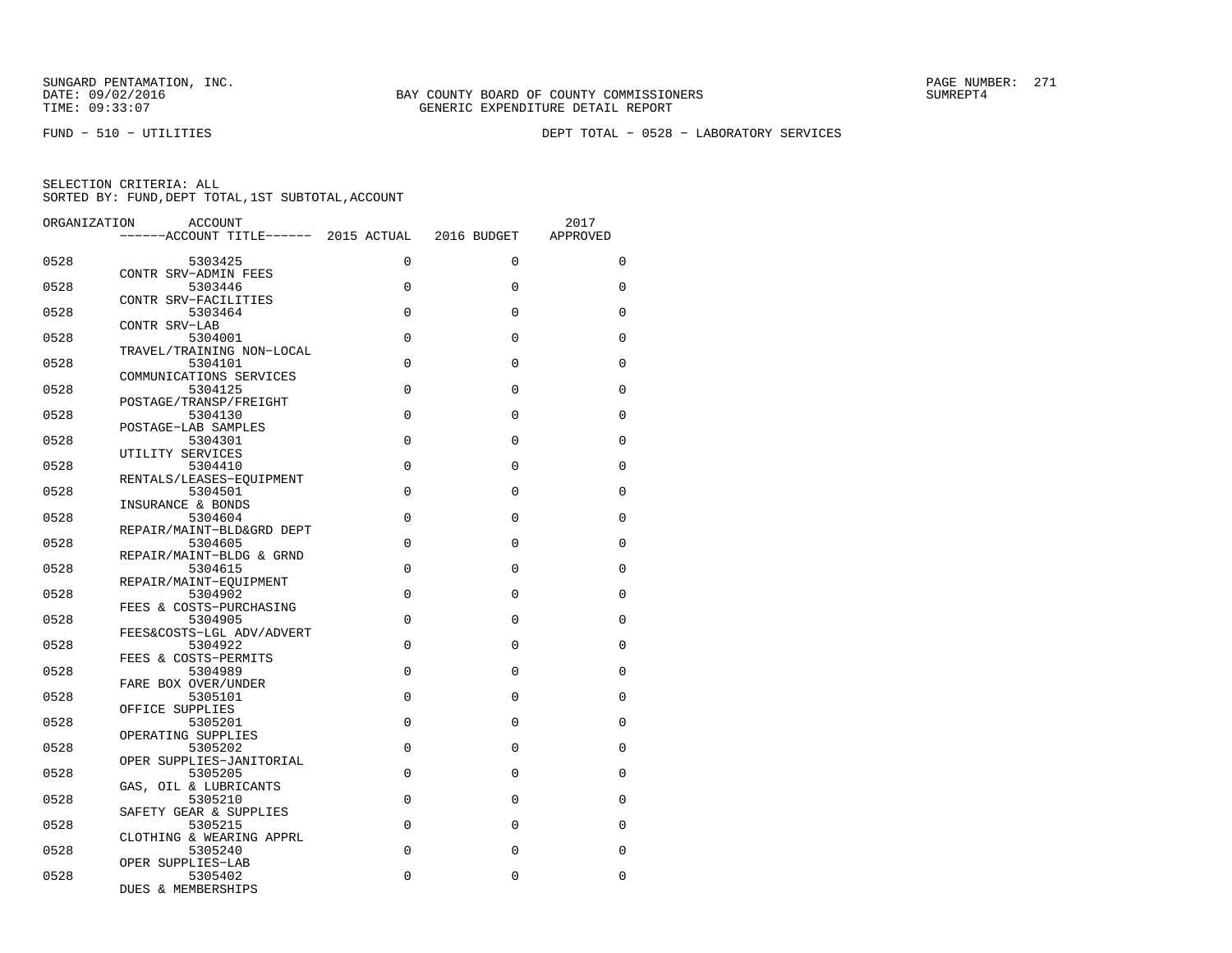SUNGARD PENTAMATION, INC.
DATE: 09/02/2016
TIME: 09:33:07

BAY COUNTY BOARD OF COUNTY COMMISSIONERS
GENERIC EXPENDITURE DETAIL REPORT

PAGE NUMBER: 271
SUMREPT4

FUND − 510 − UTILITIES

DEPT TOTAL − 0528 − LABORATORY SERVICES

SELECTION CRITERIA: ALL
SORTED BY: FUND,DEPT TOTAL,1ST SUBTOTAL,ACCOUNT

| ORGANIZATION | ACCOUNT / ACCOUNT TITLE | 2015 ACTUAL | 2016 BUDGET | 2017 APPROVED |
|---|---|---|---|---|
| 0528 | 5303425 CONTR SRV−ADMIN FEES | 0 | 0 | 0 |
| 0528 | 5303446 CONTR SRV−FACILITIES | 0 | 0 | 0 |
| 0528 | 5303464 CONTR SRV−LAB | 0 | 0 | 0 |
| 0528 | 5304001 TRAVEL/TRAINING NON−LOCAL | 0 | 0 | 0 |
| 0528 | 5304101 COMMUNICATIONS SERVICES | 0 | 0 | 0 |
| 0528 | 5304125 POSTAGE/TRANSP/FREIGHT | 0 | 0 | 0 |
| 0528 | 5304130 POSTAGE−LAB SAMPLES | 0 | 0 | 0 |
| 0528 | 5304301 UTILITY SERVICES | 0 | 0 | 0 |
| 0528 | 5304410 RENTALS/LEASES−EQUIPMENT | 0 | 0 | 0 |
| 0528 | 5304501 INSURANCE & BONDS | 0 | 0 | 0 |
| 0528 | 5304604 REPAIR/MAINT−BLD&GRD DEPT | 0 | 0 | 0 |
| 0528 | 5304605 REPAIR/MAINT−BLDG & GRND | 0 | 0 | 0 |
| 0528 | 5304615 REPAIR/MAINT−EQUIPMENT | 0 | 0 | 0 |
| 0528 | 5304902 FEES & COSTS−PURCHASING | 0 | 0 | 0 |
| 0528 | 5304905 FEES&COSTS−LGL ADV/ADVERT | 0 | 0 | 0 |
| 0528 | 5304922 FEES & COSTS−PERMITS | 0 | 0 | 0 |
| 0528 | 5304989 FARE BOX OVER/UNDER | 0 | 0 | 0 |
| 0528 | 5305101 OFFICE SUPPLIES | 0 | 0 | 0 |
| 0528 | 5305201 OPERATING SUPPLIES | 0 | 0 | 0 |
| 0528 | 5305202 OPER SUPPLIES−JANITORIAL | 0 | 0 | 0 |
| 0528 | 5305205 GAS, OIL & LUBRICANTS | 0 | 0 | 0 |
| 0528 | 5305210 SAFETY GEAR & SUPPLIES | 0 | 0 | 0 |
| 0528 | 5305215 CLOTHING & WEARING APPRL | 0 | 0 | 0 |
| 0528 | 5305240 OPER SUPPLIES−LAB | 0 | 0 | 0 |
| 0528 | 5305402 DUES & MEMBERSHIPS | 0 | 0 | 0 |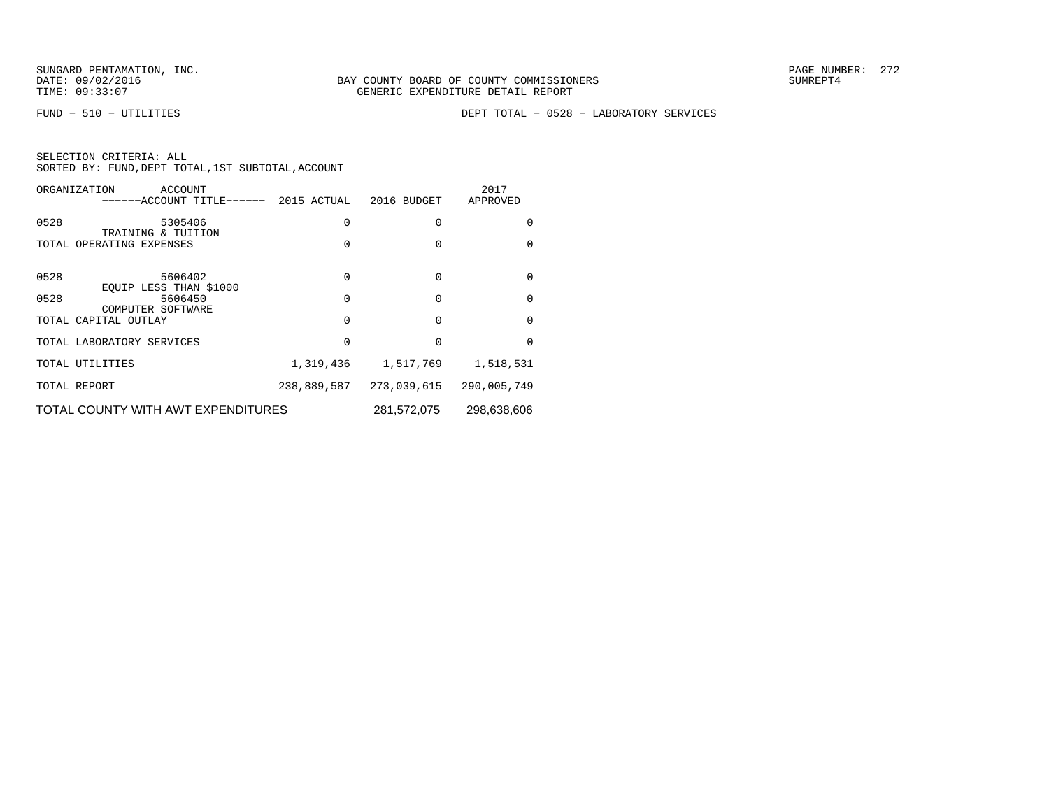FUND − 510 − UTILITIES

DEPT TOTAL − 0528 − LABORATORY SERVICES

SELECTION CRITERIA: ALL
SORTED BY: FUND,DEPT TOTAL,1ST SUBTOTAL,ACCOUNT

| ORGANIZATION | ACCOUNT ------ACCOUNT TITLE------ | 2015 ACTUAL | 2016 BUDGET | 2017 APPROVED |
|---|---|---|---|---|
| 0528 | 5305406 TRAINING & TUITION | 0 | 0 | 0 |
| TOTAL OPERATING EXPENSES | | 0 | 0 | 0 |
| 0528 | 5606402 EQUIP LESS THAN $1000 | 0 | 0 | 0 |
| 0528 | 5606450 COMPUTER SOFTWARE | 0 | 0 | 0 |
| TOTAL CAPITAL OUTLAY | | 0 | 0 | 0 |
| TOTAL LABORATORY SERVICES | | 0 | 0 | 0 |
| TOTAL UTILITIES | | 1,319,436 | 1,517,769 | 1,518,531 |
| TOTAL REPORT | | 238,889,587 | 273,039,615 | 290,005,749 |
| TOTAL COUNTY WITH AWT EXPENDITURES | | | 281,572,075 | 298,638,606 |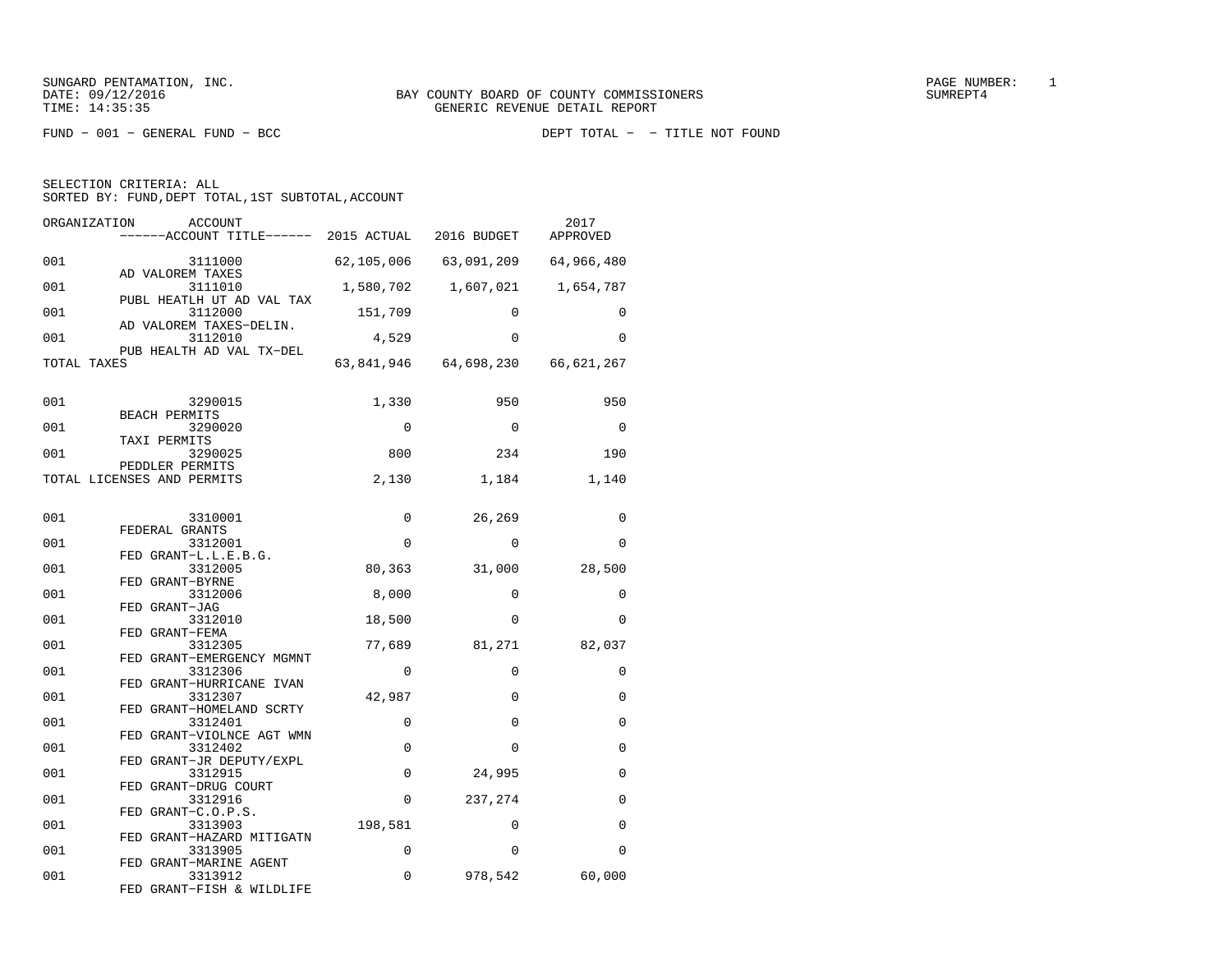SUNGARD PENTAMATION, INC.
DATE: 09/12/2016
TIME: 14:35:35

BAY COUNTY BOARD OF COUNTY COMMISSIONERS
GENERIC REVENUE DETAIL REPORT

SUMREPT4

FUND − 001 − GENERAL FUND − BCC    DEPT TOTAL − − TITLE NOT FOUND

SELECTION CRITERIA: ALL
SORTED BY: FUND,DEPT TOTAL,1ST SUBTOTAL,ACCOUNT

| ORGANIZATION | ACCOUNT / ACCOUNT TITLE | 2015 ACTUAL | 2016 BUDGET | 2017 APPROVED |
|---|---|---|---|---|
| 001 | 3111000 AD VALOREM TAXES | 62,105,006 | 63,091,209 | 64,966,480 |
| 001 | 3111010 PUBL HEATLH UT AD VAL TAX | 1,580,702 | 1,607,021 | 1,654,787 |
| 001 | 3112000 AD VALOREM TAXES−DELIN. | 151,709 | 0 | 0 |
| 001 | 3112010 PUB HEALTH AD VAL TX−DEL | 4,529 | 0 | 0 |
| TOTAL TAXES | | 63,841,946 | 64,698,230 | 66,621,267 |
| 001 | 3290015 BEACH PERMITS | 1,330 | 950 | 950 |
| 001 | 3290020 TAXI PERMITS | 0 | 0 | 0 |
| 001 | 3290025 PEDDLER PERMITS | 800 | 234 | 190 |
| TOTAL LICENSES AND PERMITS | | 2,130 | 1,184 | 1,140 |
| 001 | 3310001 FEDERAL GRANTS | 0 | 26,269 | 0 |
| 001 | 3312001 FED GRANT−L.L.E.B.G. | 0 | 0 | 0 |
| 001 | 3312005 FED GRANT−BYRNE | 80,363 | 31,000 | 28,500 |
| 001 | 3312006 FED GRANT−JAG | 8,000 | 0 | 0 |
| 001 | 3312010 FED GRANT−FEMA | 18,500 | 0 | 0 |
| 001 | 3312305 FED GRANT−EMERGENCY MGMNT | 77,689 | 81,271 | 82,037 |
| 001 | 3312306 FED GRANT−HURRICANE IVAN | 0 | 0 | 0 |
| 001 | 3312307 FED GRANT−HOMELAND SCRTY | 42,987 | 0 | 0 |
| 001 | 3312401 FED GRANT−VIOLNCE AGT WMN | 0 | 0 | 0 |
| 001 | 3312402 FED GRANT−JR DEPUTY/EXPL | 0 | 0 | 0 |
| 001 | 3312915 FED GRANT−DRUG COURT | 0 | 24,995 | 0 |
| 001 | 3312916 FED GRANT−C.O.P.S. | 0 | 237,274 | 0 |
| 001 | 3313903 FED GRANT−HAZARD MITIGATN | 198,581 | 0 | 0 |
| 001 | 3313905 FED GRANT−MARINE AGENT | 0 | 0 | 0 |
| 001 | 3313912 FED GRANT−FISH & WILDLIFE | 0 | 978,542 | 60,000 |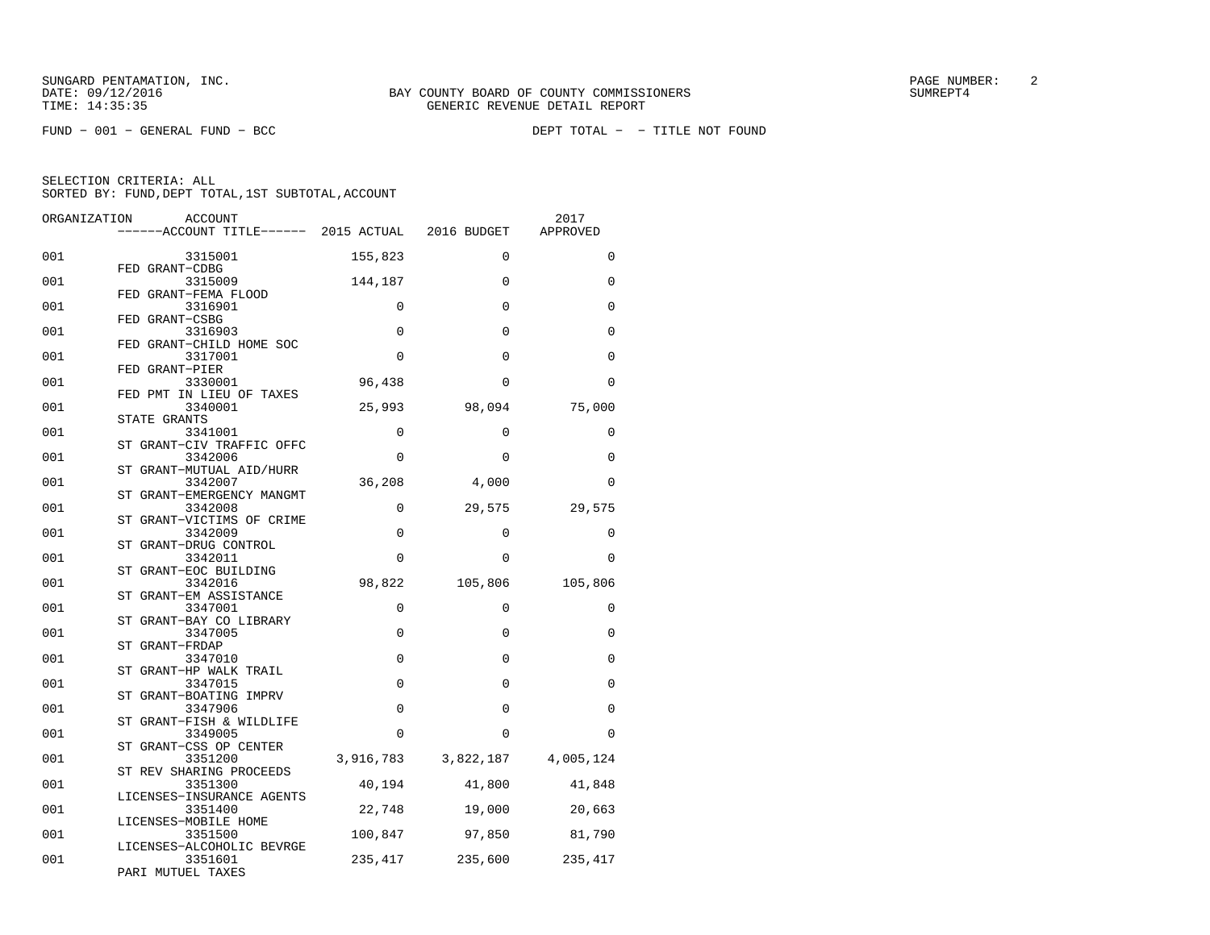SUNGARD PENTAMATION, INC.
DATE: 09/12/2016
TIME: 14:35:35

BAY COUNTY BOARD OF COUNTY COMMISSIONERS
GENERIC REVENUE DETAIL REPORT

PAGE NUMBER: 2
SUMREPT4

FUND - 001 - GENERAL FUND - BCC

DEPT TOTAL - - TITLE NOT FOUND

SELECTION CRITERIA: ALL
SORTED BY: FUND,DEPT TOTAL,1ST SUBTOTAL,ACCOUNT

| ORGANIZATION | ACCOUNT / ACCOUNT TITLE | 2015 ACTUAL | 2016 BUDGET | 2017 APPROVED |
|---|---|---|---|---|
| 001 | 3315001 FED GRANT-CDBG | 155,823 | 0 | 0 |
| 001 | 3315009 FED GRANT-FEMA FLOOD | 144,187 | 0 | 0 |
| 001 | 3316901 FED GRANT-CSBG | 0 | 0 | 0 |
| 001 | 3316903 FED GRANT-CHILD HOME SOC | 0 | 0 | 0 |
| 001 | 3317001 FED GRANT-PIER | 0 | 0 | 0 |
| 001 | 3330001 FED PMT IN LIEU OF TAXES | 96,438 | 0 | 0 |
| 001 | 3340001 STATE GRANTS | 25,993 | 98,094 | 75,000 |
| 001 | 3341001 ST GRANT-CIV TRAFFIC OFFC | 0 | 0 | 0 |
| 001 | 3342006 ST GRANT-MUTUAL AID/HURR | 0 | 0 | 0 |
| 001 | 3342007 ST GRANT-EMERGENCY MANGMT | 36,208 | 4,000 | 0 |
| 001 | 3342008 ST GRANT-VICTIMS OF CRIME | 0 | 29,575 | 29,575 |
| 001 | 3342009 ST GRANT-DRUG CONTROL | 0 | 0 | 0 |
| 001 | 3342011 ST GRANT-EOC BUILDING | 0 | 0 | 0 |
| 001 | 3342016 ST GRANT-EM ASSISTANCE | 98,822 | 105,806 | 105,806 |
| 001 | 3347001 ST GRANT-BAY CO LIBRARY | 0 | 0 | 0 |
| 001 | 3347005 ST GRANT-FRDAP | 0 | 0 | 0 |
| 001 | 3347010 ST GRANT-HP WALK TRAIL | 0 | 0 | 0 |
| 001 | 3347015 ST GRANT-BOATING IMPRV | 0 | 0 | 0 |
| 001 | 3347906 ST GRANT-FISH & WILDLIFE | 0 | 0 | 0 |
| 001 | 3349005 ST GRANT-CSS OP CENTER | 0 | 0 | 0 |
| 001 | 3351200 ST REV SHARING PROCEEDS | 3,916,783 | 3,822,187 | 4,005,124 |
| 001 | 3351300 LICENSES-INSURANCE AGENTS | 40,194 | 41,800 | 41,848 |
| 001 | 3351400 LICENSES-MOBILE HOME | 22,748 | 19,000 | 20,663 |
| 001 | 3351500 LICENSES-ALCOHOLIC BEVRGE | 100,847 | 97,850 | 81,790 |
| 001 | 3351601 PARI MUTUEL TAXES | 235,417 | 235,600 | 235,417 |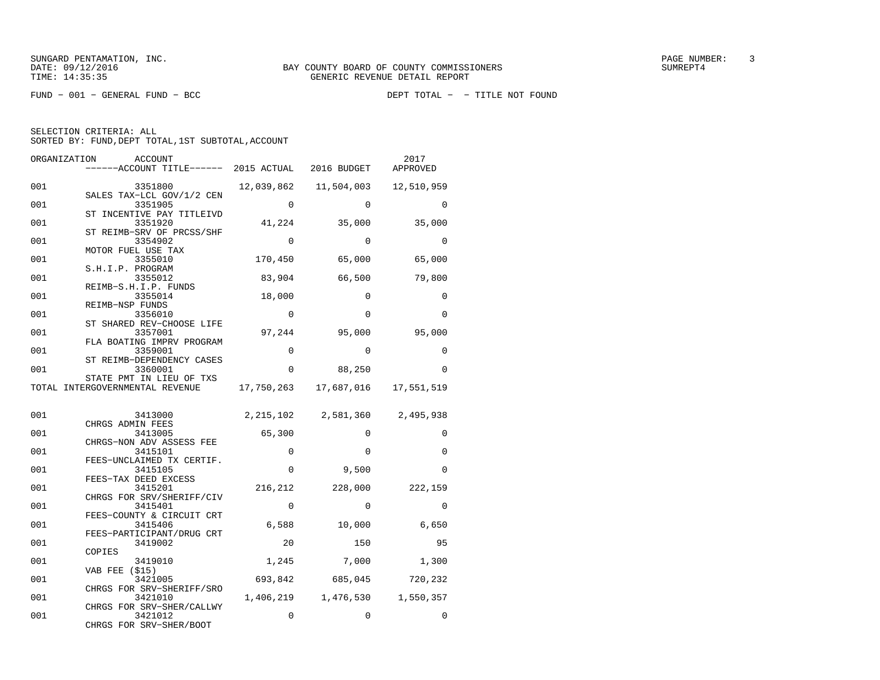SUNGARD PENTAMATION, INC.
DATE: 09/12/2016
TIME: 14:35:35

BAY COUNTY BOARD OF COUNTY COMMISSIONERS
GENERIC REVENUE DETAIL REPORT

SUMREPT4

FUND - 001 - GENERAL FUND - BCC    DEPT TOTAL - - TITLE NOT FOUND

SELECTION CRITERIA: ALL
SORTED BY: FUND,DEPT TOTAL,1ST SUBTOTAL,ACCOUNT

| ORGANIZATION | ACCOUNT / ------ACCOUNT TITLE------ | 2015 ACTUAL | 2016 BUDGET | 2017 APPROVED |
|---|---|---|---|---|
| 001 | 3351800 SALES TAX-LCL GOV/1/2 CEN | 12,039,862 | 11,504,003 | 12,510,959 |
| 001 | 3351905 ST INCENTIVE PAY TITLEIVD | 0 | 0 | 0 |
| 001 | 3351920 ST REIMB-SRV OF PRCSS/SHF | 41,224 | 35,000 | 35,000 |
| 001 | 3354902 MOTOR FUEL USE TAX | 0 | 0 | 0 |
| 001 | 3355010 S.H.I.P. PROGRAM | 170,450 | 65,000 | 65,000 |
| 001 | 3355012 REIMB-S.H.I.P. FUNDS | 83,904 | 66,500 | 79,800 |
| 001 | 3355014 REIMB-NSP FUNDS | 18,000 | 0 | 0 |
| 001 | 3356010 ST SHARED REV-CHOOSE LIFE | 0 | 0 | 0 |
| 001 | 3357001 FLA BOATING IMPRV PROGRAM | 97,244 | 95,000 | 95,000 |
| 001 | 3359001 ST REIMB-DEPENDENCY CASES | 0 | 0 | 0 |
| 001 | 3360001 STATE PMT IN LIEU OF TXS | 0 | 88,250 | 0 |
| TOTAL INTERGOVERNMENTAL REVENUE | | 17,750,263 | 17,687,016 | 17,551,519 |
| 001 | 3413000 CHRGS ADMIN FEES | 2,215,102 | 2,581,360 | 2,495,938 |
| 001 | 3413005 CHRGS-NON ADV ASSESS FEE | 65,300 | 0 | 0 |
| 001 | 3415101 FEES-UNCLAIMED TX CERTIF. | 0 | 0 | 0 |
| 001 | 3415105 FEES-TAX DEED EXCESS | 0 | 9,500 | 0 |
| 001 | 3415201 CHRGS FOR SRV/SHERIFF/CIV | 216,212 | 228,000 | 222,159 |
| 001 | 3415401 FEES-COUNTY & CIRCUIT CRT | 0 | 0 | 0 |
| 001 | 3415406 FEES-PARTICIPANT/DRUG CRT | 6,588 | 10,000 | 6,650 |
| 001 | 3419002 COPIES | 20 | 150 | 95 |
| 001 | 3419010 VAB FEE ($15) | 1,245 | 7,000 | 1,300 |
| 001 | 3421005 CHRGS FOR SRV-SHERIFF/SRO | 693,842 | 685,045 | 720,232 |
| 001 | 3421010 CHRGS FOR SRV-SHER/CALLWY | 1,406,219 | 1,476,530 | 1,550,357 |
| 001 | 3421012 CHRGS FOR SRV-SHER/BOOT | 0 | 0 | 0 |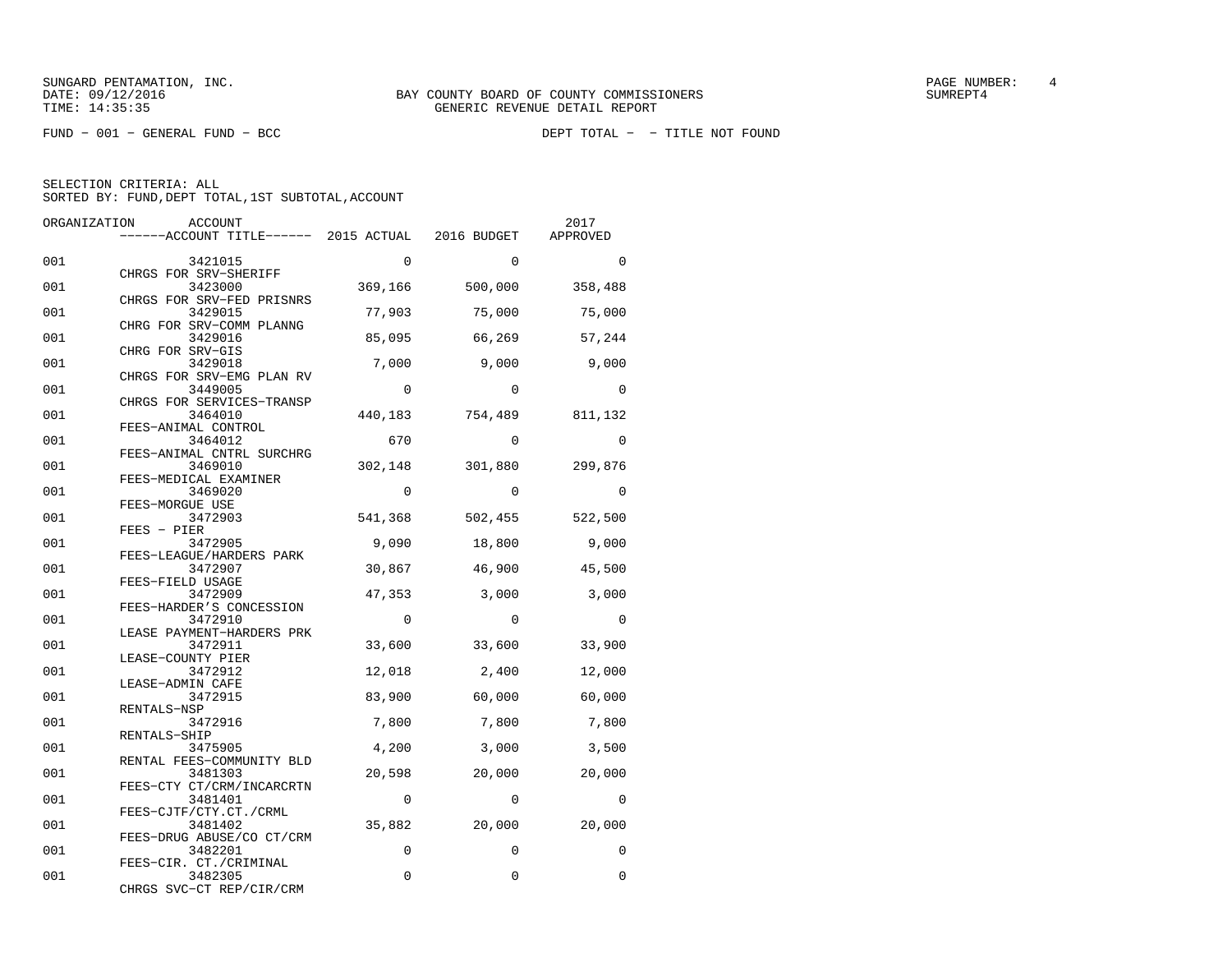SUNGARD PENTAMATION, INC.
DATE: 09/12/2016
TIME: 14:35:35

BAY COUNTY BOARD OF COUNTY COMMISSIONERS
GENERIC REVENUE DETAIL REPORT

SUMREPT4

FUND - 001 - GENERAL FUND - BCC

DEPT TOTAL - - TITLE NOT FOUND

SELECTION CRITERIA: ALL
SORTED BY: FUND,DEPT TOTAL,1ST SUBTOTAL,ACCOUNT

| ORGANIZATION | ACCOUNT / ------ACCOUNT TITLE------ | 2015 ACTUAL | 2016 BUDGET | 2017 APPROVED |
|---|---|---|---|---|
| 001 | 3421015 CHRGS FOR SRV-SHERIFF | 0 | 0 | 0 |
| 001 | 3423000 CHRGS FOR SRV-FED PRISNRS | 369,166 | 500,000 | 358,488 |
| 001 | 3429015 CHRG FOR SRV-COMM PLANNG | 77,903 | 75,000 | 75,000 |
| 001 | 3429016 CHRG FOR SRV-GIS | 85,095 | 66,269 | 57,244 |
| 001 | 3429018 CHRGS FOR SRV-EMG PLAN RV | 7,000 | 9,000 | 9,000 |
| 001 | 3449005 CHRGS FOR SERVICES-TRANSP | 0 | 0 | 0 |
| 001 | 3464010 FEES-ANIMAL CONTROL | 440,183 | 754,489 | 811,132 |
| 001 | 3464012 FEES-ANIMAL CNTRL SURCHRG | 670 | 0 | 0 |
| 001 | 3469010 FEES-MEDICAL EXAMINER | 302,148 | 301,880 | 299,876 |
| 001 | 3469020 FEES-MORGUE USE | 0 | 0 | 0 |
| 001 | 3472903 FEES - PIER | 541,368 | 502,455 | 522,500 |
| 001 | 3472905 FEES-LEAGUE/HARDERS PARK | 9,090 | 18,800 | 9,000 |
| 001 | 3472907 FEES-FIELD USAGE | 30,867 | 46,900 | 45,500 |
| 001 | 3472909 FEES-HARDER'S CONCESSION | 47,353 | 3,000 | 3,000 |
| 001 | 3472910 LEASE PAYMENT-HARDERS PRK | 0 | 0 | 0 |
| 001 | 3472911 LEASE-COUNTY PIER | 33,600 | 33,600 | 33,900 |
| 001 | 3472912 LEASE-ADMIN CAFE | 12,018 | 2,400 | 12,000 |
| 001 | 3472915 RENTALS-NSP | 83,900 | 60,000 | 60,000 |
| 001 | 3472916 RENTALS-SHIP | 7,800 | 7,800 | 7,800 |
| 001 | 3475905 RENTAL FEES-COMMUNITY BLD | 4,200 | 3,000 | 3,500 |
| 001 | 3481303 FEES-CTY CT/CRM/INCARCRTN | 20,598 | 20,000 | 20,000 |
| 001 | 3481401 FEES-CJTF/CTY.CT./CRML | 0 | 0 | 0 |
| 001 | 3481402 FEES-DRUG ABUSE/CO CT/CRM | 35,882 | 20,000 | 20,000 |
| 001 | 3482201 FEES-CIR. CT./CRIMINAL | 0 | 0 | 0 |
| 001 | 3482305 CHRGS SVC-CT REP/CIR/CRM | 0 | 0 | 0 |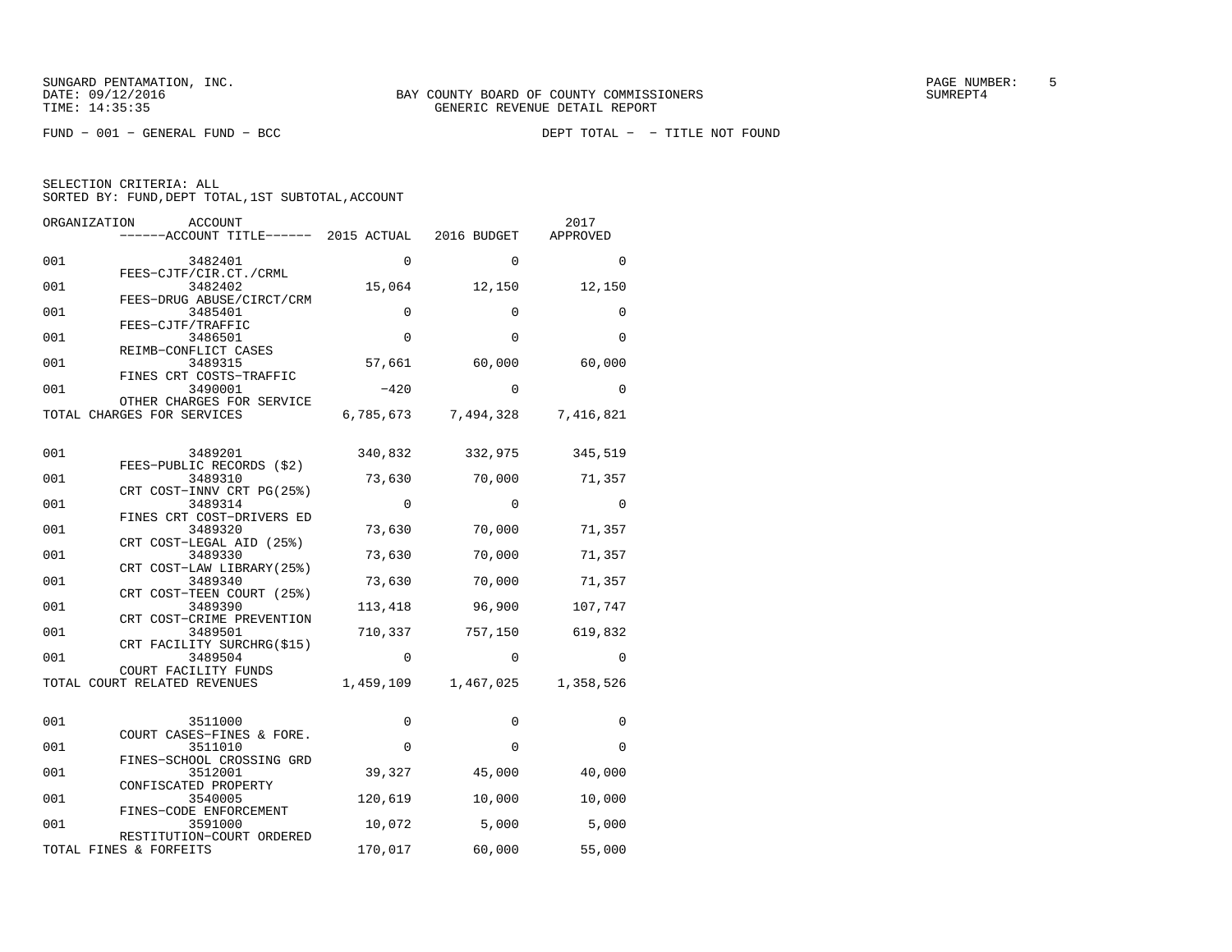SUNGARD PENTAMATION, INC.
DATE: 09/12/2016
TIME: 14:35:35

BAY COUNTY BOARD OF COUNTY COMMISSIONERS
GENERIC REVENUE DETAIL REPORT

SUMREPT4

FUND - 001 - GENERAL FUND - BCC          DEPT TOTAL -  - TITLE NOT FOUND

SELECTION CRITERIA: ALL
SORTED BY: FUND,DEPT TOTAL,1ST SUBTOTAL,ACCOUNT

| ORGANIZATION | ACCOUNT / ACCOUNT TITLE | 2015 ACTUAL | 2016 BUDGET | 2017 APPROVED |
|---|---|---|---|---|
| 001 | 3482401 FEES-CJTF/CIR.CT./CRML | 0 | 0 | 0 |
| 001 | 3482402 FEES-DRUG ABUSE/CIRCT/CRM | 15,064 | 12,150 | 12,150 |
| 001 | 3485401 FEES-CJTF/TRAFFIC | 0 | 0 | 0 |
| 001 | 3486501 REIMB-CONFLICT CASES | 0 | 0 | 0 |
| 001 | 3489315 FINES CRT COSTS-TRAFFIC | 57,661 | 60,000 | 60,000 |
| 001 | 3490001 OTHER CHARGES FOR SERVICE | -420 | 0 | 0 |
| TOTAL CHARGES FOR SERVICES | | 6,785,673 | 7,494,328 | 7,416,821 |
| 001 | 3489201 FEES-PUBLIC RECORDS ($2) | 340,832 | 332,975 | 345,519 |
| 001 | 3489310 CRT COST-INNV CRT PG(25%) | 73,630 | 70,000 | 71,357 |
| 001 | 3489314 FINES CRT COST-DRIVERS ED | 0 | 0 | 0 |
| 001 | 3489320 CRT COST-LEGAL AID (25%) | 73,630 | 70,000 | 71,357 |
| 001 | 3489330 CRT COST-LAW LIBRARY(25%) | 73,630 | 70,000 | 71,357 |
| 001 | 3489340 CRT COST-TEEN COURT (25%) | 73,630 | 70,000 | 71,357 |
| 001 | 3489390 CRT COST-CRIME PREVENTION | 113,418 | 96,900 | 107,747 |
| 001 | 3489501 CRT FACILITY SURCHRG($15) | 710,337 | 757,150 | 619,832 |
| 001 | 3489504 COURT FACILITY FUNDS | 0 | 0 | 0 |
| TOTAL COURT RELATED REVENUES | | 1,459,109 | 1,467,025 | 1,358,526 |
| 001 | 3511000 COURT CASES-FINES & FORE. | 0 | 0 | 0 |
| 001 | 3511010 FINES-SCHOOL CROSSING GRD | 0 | 0 | 0 |
| 001 | 3512001 CONFISCATED PROPERTY | 39,327 | 45,000 | 40,000 |
| 001 | 3540005 FINES-CODE ENFORCEMENT | 120,619 | 10,000 | 10,000 |
| 001 | 3591000 RESTITUTION-COURT ORDERED | 10,072 | 5,000 | 5,000 |
| TOTAL FINES & FORFEITS | | 170,017 | 60,000 | 55,000 |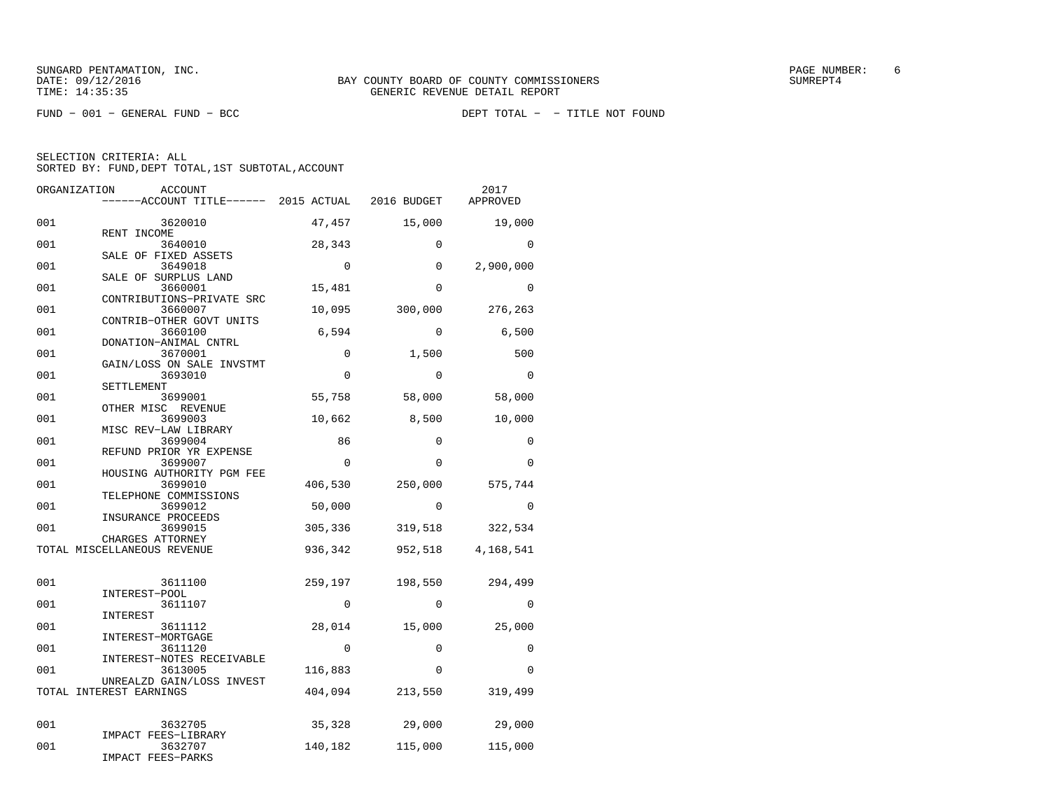SUNGARD PENTAMATION, INC.
DATE: 09/12/2016
TIME: 14:35:35

BAY COUNTY BOARD OF COUNTY COMMISSIONERS
GENERIC REVENUE DETAIL REPORT

PAGE NUMBER: 6
SUMREPT4

FUND - 001 - GENERAL FUND - BCC

DEPT TOTAL - - TITLE NOT FOUND

SELECTION CRITERIA: ALL
SORTED BY: FUND,DEPT TOTAL,1ST SUBTOTAL,ACCOUNT

| ORGANIZATION | ACCOUNT / ACCOUNT TITLE | 2015 ACTUAL | 2016 BUDGET | 2017 APPROVED |
|---|---|---|---|---|
| 001 | 3620010 RENT INCOME | 47,457 | 15,000 | 19,000 |
| 001 | 3640010 SALE OF FIXED ASSETS | 28,343 | 0 | 0 |
| 001 | 3649018 SALE OF SURPLUS LAND | 0 | 0 | 2,900,000 |
| 001 | 3660001 CONTRIBUTIONS-PRIVATE SRC | 15,481 | 0 | 0 |
| 001 | 3660007 CONTRIB-OTHER GOVT UNITS | 10,095 | 300,000 | 276,263 |
| 001 | 3660100 DONATION-ANIMAL CNTRL | 6,594 | 0 | 6,500 |
| 001 | 3670001 GAIN/LOSS ON SALE INVSTMT | 0 | 1,500 | 500 |
| 001 | 3693010 SETTLEMENT | 0 | 0 | 0 |
| 001 | 3699001 OTHER MISC REVENUE | 55,758 | 58,000 | 58,000 |
| 001 | 3699003 MISC REV-LAW LIBRARY | 10,662 | 8,500 | 10,000 |
| 001 | 3699004 REFUND PRIOR YR EXPENSE | 86 | 0 | 0 |
| 001 | 3699007 HOUSING AUTHORITY PGM FEE | 0 | 0 | 0 |
| 001 | 3699010 TELEPHONE COMMISSIONS | 406,530 | 250,000 | 575,744 |
| 001 | 3699012 INSURANCE PROCEEDS | 50,000 | 0 | 0 |
| 001 | 3699015 CHARGES ATTORNEY | 305,336 | 319,518 | 322,534 |
| TOTAL MISCELLANEOUS REVENUE | | 936,342 | 952,518 | 4,168,541 |
| 001 | 3611100 INTEREST-POOL | 259,197 | 198,550 | 294,499 |
| 001 | 3611107 INTEREST | 0 | 0 | 0 |
| 001 | 3611112 INTEREST-MORTGAGE | 28,014 | 15,000 | 25,000 |
| 001 | 3611120 INTEREST-NOTES RECEIVABLE | 0 | 0 | 0 |
| 001 | 3613005 UNREALZD GAIN/LOSS INVEST | 116,883 | 0 | 0 |
| TOTAL INTEREST EARNINGS | | 404,094 | 213,550 | 319,499 |
| 001 | 3632705 IMPACT FEES-LIBRARY | 35,328 | 29,000 | 29,000 |
| 001 | 3632707 IMPACT FEES-PARKS | 140,182 | 115,000 | 115,000 |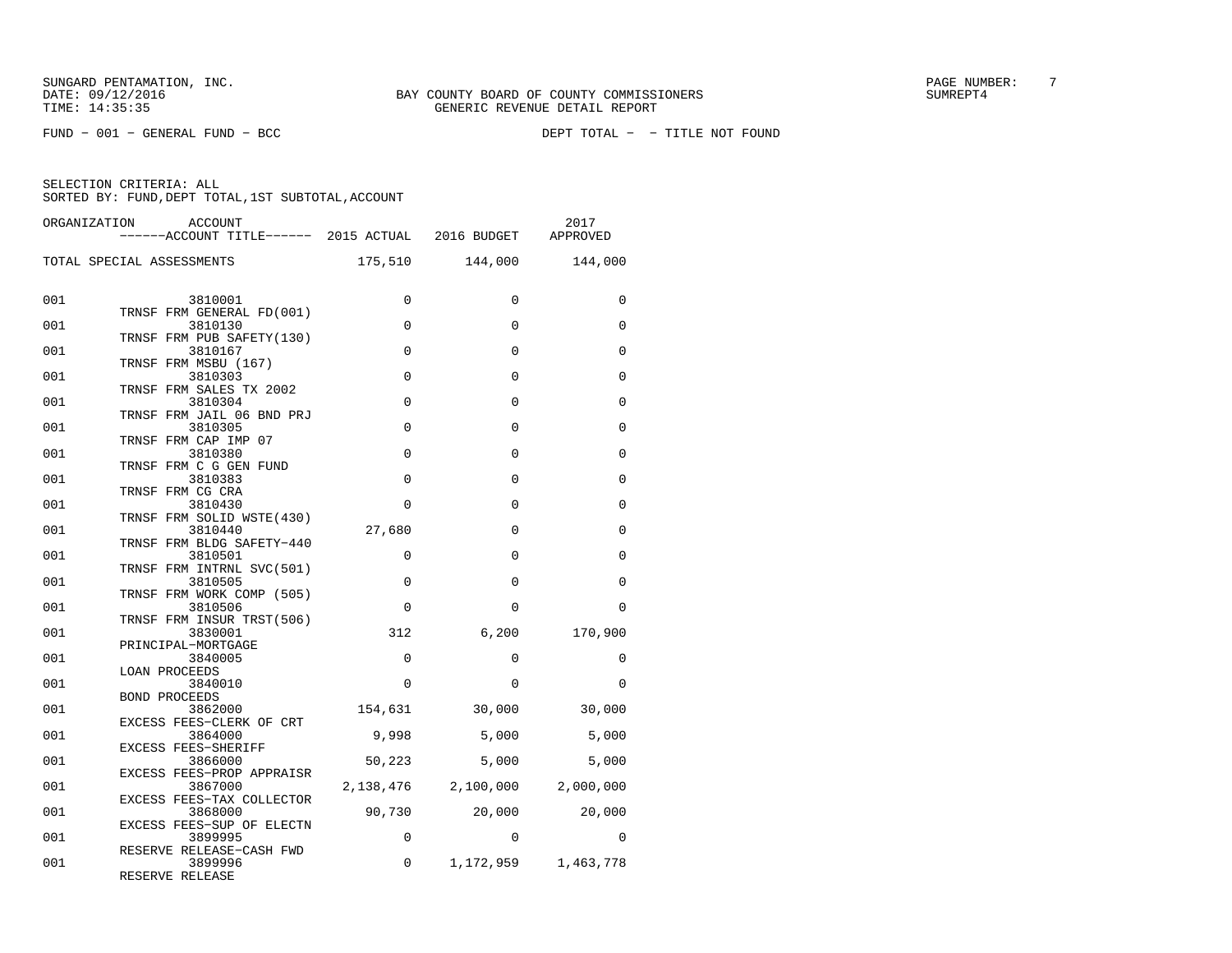SUNGARD PENTAMATION, INC.
DATE: 09/12/2016
TIME: 14:35:35

BAY COUNTY BOARD OF COUNTY COMMISSIONERS
GENERIC REVENUE DETAIL REPORT

SUMREPT4

FUND - 001 - GENERAL FUND - BCC

DEPT TOTAL - - TITLE NOT FOUND

SELECTION CRITERIA: ALL
SORTED BY: FUND,DEPT TOTAL,1ST SUBTOTAL,ACCOUNT

| ORGANIZATION | ACCOUNT / ------ACCOUNT TITLE------ | 2015 ACTUAL | 2016 BUDGET | 2017 APPROVED |
|---|---|---|---|---|
| TOTAL SPECIAL ASSESSMENTS | | 175,510 | 144,000 | 144,000 |
| 001 | 3810001 TRNSF FRM GENERAL FD(001) | 0 | 0 | 0 |
| 001 | 3810130 TRNSF FRM PUB SAFETY(130) | 0 | 0 | 0 |
| 001 | 3810167 TRNSF FRM MSBU (167) | 0 | 0 | 0 |
| 001 | 3810303 TRNSF FRM SALES TX 2002 | 0 | 0 | 0 |
| 001 | 3810304 TRNSF FRM JAIL 06 BND PRJ | 0 | 0 | 0 |
| 001 | 3810305 TRNSF FRM CAP IMP 07 | 0 | 0 | 0 |
| 001 | 3810380 TRNSF FRM C G GEN FUND | 0 | 0 | 0 |
| 001 | 3810383 TRNSF FRM CG CRA | 0 | 0 | 0 |
| 001 | 3810430 TRNSF FRM SOLID WSTE(430) | 0 | 0 | 0 |
| 001 | 3810440 TRNSF FRM BLDG SAFETY-440 | 27,680 | 0 | 0 |
| 001 | 3810501 TRNSF FRM INTRNL SVC(501) | 0 | 0 | 0 |
| 001 | 3810505 TRNSF FRM WORK COMP (505) | 0 | 0 | 0 |
| 001 | 3810506 TRNSF FRM INSUR TRST(506) | 0 | 0 | 0 |
| 001 | 3830001 PRINCIPAL-MORTGAGE | 312 | 6,200 | 170,900 |
| 001 | 3840005 LOAN PROCEEDS | 0 | 0 | 0 |
| 001 | 3840010 BOND PROCEEDS | 0 | 0 | 0 |
| 001 | 3862000 EXCESS FEES-CLERK OF CRT | 154,631 | 30,000 | 30,000 |
| 001 | 3864000 EXCESS FEES-SHERIFF | 9,998 | 5,000 | 5,000 |
| 001 | 3866000 EXCESS FEES-PROP APPRAISR | 50,223 | 5,000 | 5,000 |
| 001 | 3867000 EXCESS FEES-TAX COLLECTOR | 2,138,476 | 2,100,000 | 2,000,000 |
| 001 | 3868000 EXCESS FEES-SUP OF ELECTN | 90,730 | 20,000 | 20,000 |
| 001 | 3899995 RESERVE RELEASE-CASH FWD | 0 | 0 | 0 |
| 001 | 3899996 RESERVE RELEASE | 0 | 1,172,959 | 1,463,778 |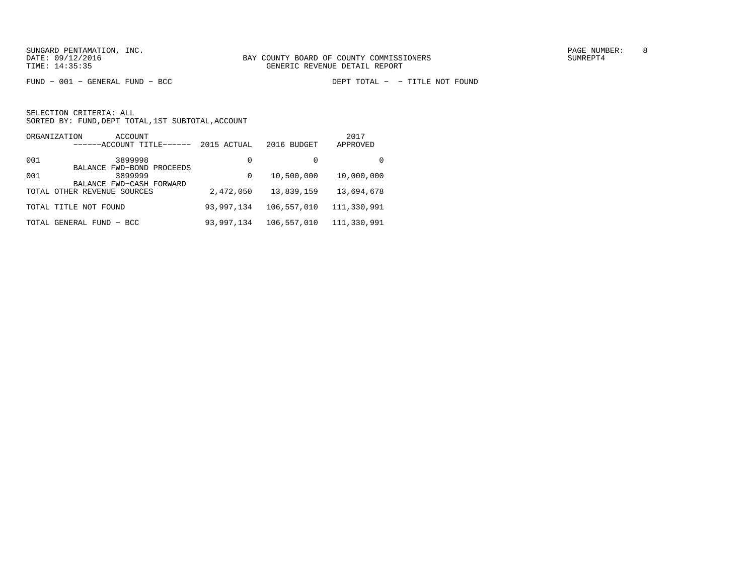SUNGARD PENTAMATION, INC.
DATE: 09/12/2016
TIME: 14:35:35

BAY COUNTY BOARD OF COUNTY COMMISSIONERS
GENERIC REVENUE DETAIL REPORT

SUMREPT4

FUND - 001 - GENERAL FUND - BCC

DEPT TOTAL - - TITLE NOT FOUND

SELECTION CRITERIA: ALL
SORTED BY: FUND,DEPT TOTAL,1ST SUBTOTAL,ACCOUNT

| ORGANIZATION | ACCOUNT ------ACCOUNT TITLE------ | 2015 ACTUAL | 2016 BUDGET | 2017 APPROVED |
|---|---|---|---|---|
| 001 | 3899998 BALANCE FWD-BOND PROCEEDS | 0 | 0 | 0 |
| 001 | 3899999 BALANCE FWD-CASH FORWARD | 0 | 10,500,000 | 10,000,000 |
| TOTAL OTHER REVENUE SOURCES | | 2,472,050 | 13,839,159 | 13,694,678 |
| TOTAL TITLE NOT FOUND | | 93,997,134 | 106,557,010 | 111,330,991 |
| TOTAL GENERAL FUND - BCC | | 93,997,134 | 106,557,010 | 111,330,991 |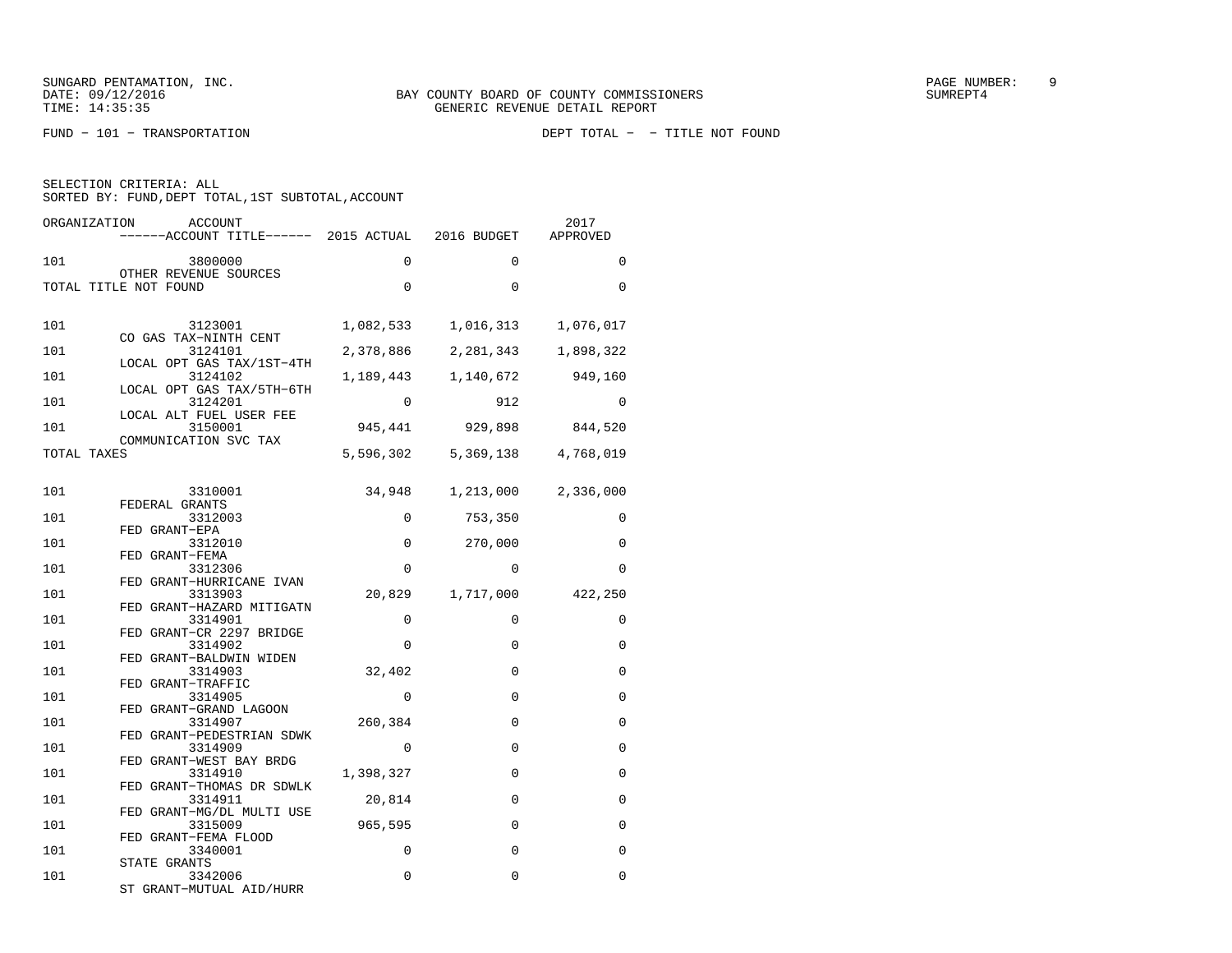SUNGARD PENTAMATION, INC.
DATE: 09/12/2016
TIME: 14:35:35

BAY COUNTY BOARD OF COUNTY COMMISSIONERS
GENERIC REVENUE DETAIL REPORT

PAGE NUMBER: 9
SUMREPT4

FUND - 101 - TRANSPORTATION

DEPT TOTAL - - TITLE NOT FOUND

SELECTION CRITERIA: ALL
SORTED BY: FUND,DEPT TOTAL,1ST SUBTOTAL,ACCOUNT

| ORGANIZATION | ACCOUNT / ACCOUNT TITLE | 2015 ACTUAL | 2016 BUDGET | 2017 APPROVED |
|---|---|---|---|---|
| 101 | 3800000 OTHER REVENUE SOURCES | 0 | 0 | 0 |
| TOTAL TITLE NOT FOUND | | 0 | 0 | 0 |
| 101 | 3123001 CO GAS TAX-NINTH CENT | 1,082,533 | 1,016,313 | 1,076,017 |
| 101 | 3124101 LOCAL OPT GAS TAX/1ST-4TH | 2,378,886 | 2,281,343 | 1,898,322 |
| 101 | 3124102 LOCAL OPT GAS TAX/5TH-6TH | 1,189,443 | 1,140,672 | 949,160 |
| 101 | 3124201 LOCAL ALT FUEL USER FEE | 0 | 912 | 0 |
| 101 | 3150001 COMMUNICATION SVC TAX | 945,441 | 929,898 | 844,520 |
| TOTAL TAXES | | 5,596,302 | 5,369,138 | 4,768,019 |
| 101 | 3310001 FEDERAL GRANTS | 34,948 | 1,213,000 | 2,336,000 |
| 101 | 3312003 FED GRANT-EPA | 0 | 753,350 | 0 |
| 101 | 3312010 FED GRANT-FEMA | 0 | 270,000 | 0 |
| 101 | 3312306 FED GRANT-HURRICANE IVAN | 0 | 0 | 0 |
| 101 | 3313903 FED GRANT-HAZARD MITIGATN | 20,829 | 1,717,000 | 422,250 |
| 101 | 3314901 FED GRANT-CR 2297 BRIDGE | 0 | 0 | 0 |
| 101 | 3314902 FED GRANT-BALDWIN WIDEN | 0 | 0 | 0 |
| 101 | 3314903 FED GRANT-TRAFFIC | 32,402 | 0 | 0 |
| 101 | 3314905 FED GRANT-GRAND LAGOON | 0 | 0 | 0 |
| 101 | 3314907 FED GRANT-PEDESTRIAN SDWK | 260,384 | 0 | 0 |
| 101 | 3314909 FED GRANT-WEST BAY BRDG | 0 | 0 | 0 |
| 101 | 3314910 FED GRANT-THOMAS DR SDWLK | 1,398,327 | 0 | 0 |
| 101 | 3314911 FED GRANT-MG/DL MULTI USE | 20,814 | 0 | 0 |
| 101 | 3315009 FED GRANT-FEMA FLOOD | 965,595 | 0 | 0 |
| 101 | 3340001 STATE GRANTS | 0 | 0 | 0 |
| 101 | 3342006 ST GRANT-MUTUAL AID/HURR | 0 | 0 | 0 |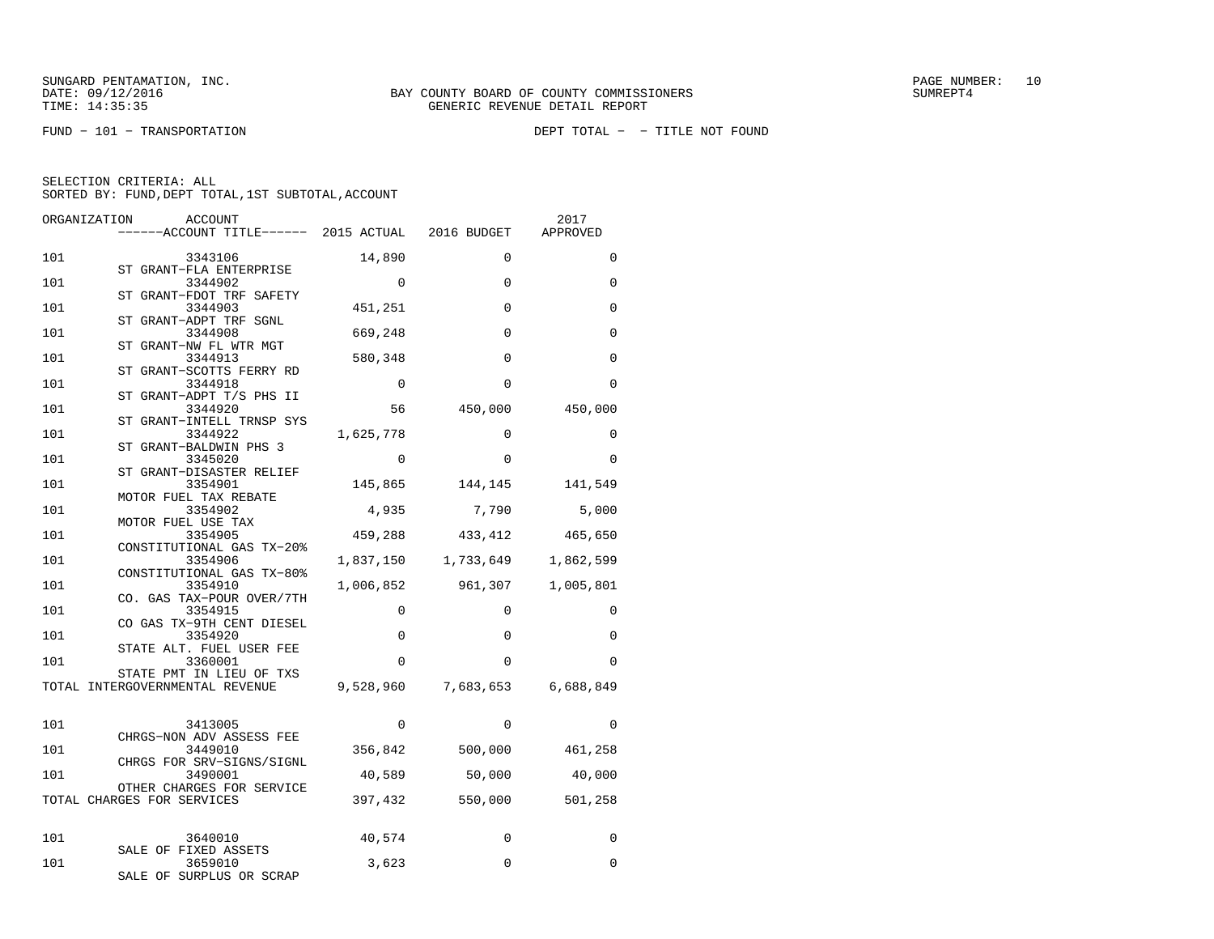FUND − 101 − TRANSPORTATION DEPT TOTAL − − TITLE NOT FOUND

SELECTION CRITERIA: ALL
SORTED BY: FUND,DEPT TOTAL,1ST SUBTOTAL,ACCOUNT

| ORGANIZATION | ACCOUNT / ACCOUNT TITLE | 2015 ACTUAL | 2016 BUDGET | 2017 APPROVED |
|---|---|---|---|---|
| 101 | 3343106 ST GRANT−FLA ENTERPRISE | 14,890 | 0 | 0 |
| 101 | 3344902 ST GRANT−FDOT TRF SAFETY | 0 | 0 | 0 |
| 101 | 3344903 ST GRANT−ADPT TRF SGNL | 451,251 | 0 | 0 |
| 101 | 3344908 ST GRANT−NW FL WTR MGT | 669,248 | 0 | 0 |
| 101 | 3344913 ST GRANT−SCOTTS FERRY RD | 580,348 | 0 | 0 |
| 101 | 3344918 ST GRANT−ADPT T/S PHS II | 0 | 0 | 0 |
| 101 | 3344920 ST GRANT−INTELL TRNSP SYS | 56 | 450,000 | 450,000 |
| 101 | 3344922 ST GRANT−BALDWIN PHS 3 | 1,625,778 | 0 | 0 |
| 101 | 3345020 ST GRANT−DISASTER RELIEF | 0 | 0 | 0 |
| 101 | 3354901 MOTOR FUEL TAX REBATE | 145,865 | 144,145 | 141,549 |
| 101 | 3354902 MOTOR FUEL USE TAX | 4,935 | 7,790 | 5,000 |
| 101 | 3354905 CONSTITUTIONAL GAS TX−20% | 459,288 | 433,412 | 465,650 |
| 101 | 3354906 CONSTITUTIONAL GAS TX−80% | 1,837,150 | 1,733,649 | 1,862,599 |
| 101 | 3354910 CO. GAS TAX−POUR OVER/7TH | 1,006,852 | 961,307 | 1,005,801 |
| 101 | 3354915 CO GAS TX−9TH CENT DIESEL | 0 | 0 | 0 |
| 101 | 3354920 STATE ALT. FUEL USER FEE | 0 | 0 | 0 |
| 101 | 3360001 STATE PMT IN LIEU OF TXS | 0 | 0 | 0 |
| TOTAL INTERGOVERNMENTAL REVENUE | | 9,528,960 | 7,683,653 | 6,688,849 |
| 101 | 3413005 CHRGS−NON ADV ASSESS FEE | 0 | 0 | 0 |
| 101 | 3449010 CHRGS FOR SRV−SIGNS/SIGNL | 356,842 | 500,000 | 461,258 |
| 101 | 3490001 OTHER CHARGES FOR SERVICE | 40,589 | 50,000 | 40,000 |
| TOTAL CHARGES FOR SERVICES | | 397,432 | 550,000 | 501,258 |
| 101 | 3640010 SALE OF FIXED ASSETS | 40,574 | 0 | 0 |
| 101 | 3659010 SALE OF SURPLUS OR SCRAP | 3,623 | 0 | 0 |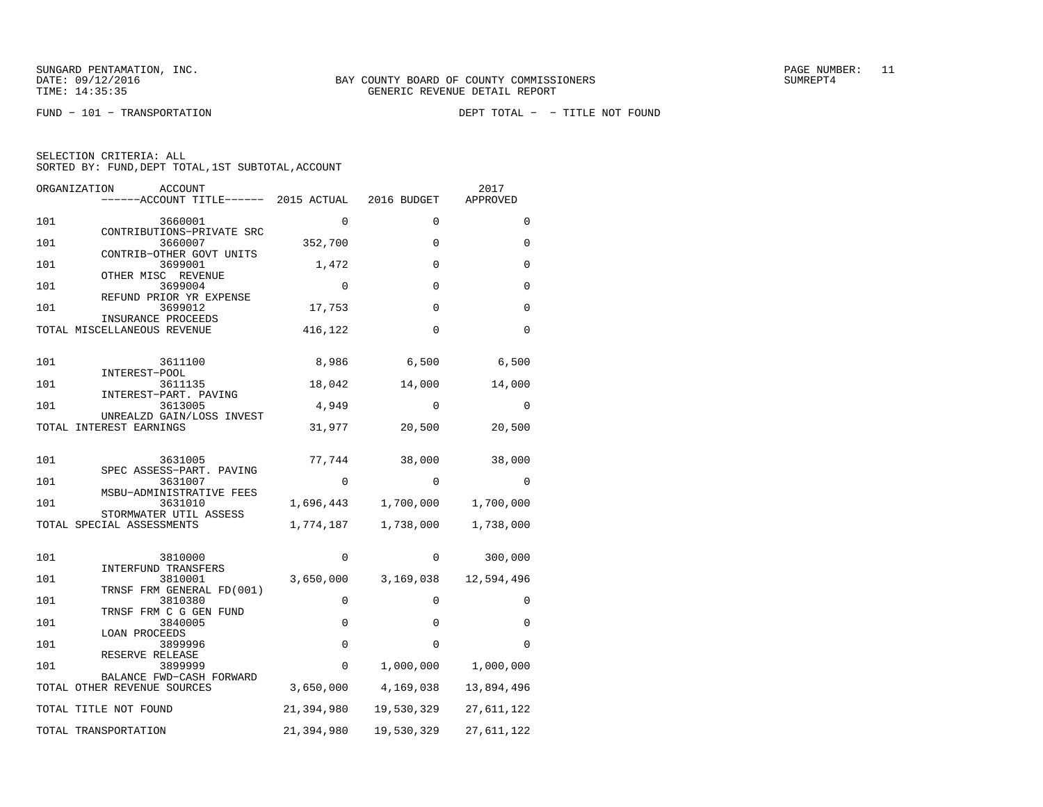SUNGARD PENTAMATION, INC.
DATE: 09/12/2016
TIME: 14:35:35

BAY COUNTY BOARD OF COUNTY COMMISSIONERS
GENERIC REVENUE DETAIL REPORT

PAGE NUMBER: 11
SUMREPT4

FUND - 101 - TRANSPORTATION

DEPT TOTAL - - TITLE NOT FOUND

SELECTION CRITERIA: ALL
SORTED BY: FUND,DEPT TOTAL,1ST SUBTOTAL,ACCOUNT

| ORGANIZATION | ACCOUNT / ACCOUNT TITLE | 2015 ACTUAL | 2016 BUDGET | 2017 APPROVED |
|---|---|---|---|---|
| 101 | 3660001 CONTRIBUTIONS-PRIVATE SRC | 0 | 0 | 0 |
| 101 | 3660007 CONTRIB-OTHER GOVT UNITS | 352,700 | 0 | 0 |
| 101 | 3699001 OTHER MISC REVENUE | 1,472 | 0 | 0 |
| 101 | 3699004 REFUND PRIOR YR EXPENSE | 0 | 0 | 0 |
| 101 | 3699012 INSURANCE PROCEEDS | 17,753 | 0 | 0 |
| TOTAL MISCELLANEOUS REVENUE | | 416,122 | 0 | 0 |
| 101 | 3611100 INTEREST-POOL | 8,986 | 6,500 | 6,500 |
| 101 | 3611135 INTEREST-PART. PAVING | 18,042 | 14,000 | 14,000 |
| 101 | 3613005 UNREALZD GAIN/LOSS INVEST | 4,949 | 0 | 0 |
| TOTAL INTEREST EARNINGS | | 31,977 | 20,500 | 20,500 |
| 101 | 3631005 SPEC ASSESS-PART. PAVING | 77,744 | 38,000 | 38,000 |
| 101 | 3631007 MSBU-ADMINISTRATIVE FEES | 0 | 0 | 0 |
| 101 | 3631010 STORMWATER UTIL ASSESS | 1,696,443 | 1,700,000 | 1,700,000 |
| TOTAL SPECIAL ASSESSMENTS | | 1,774,187 | 1,738,000 | 1,738,000 |
| 101 | 3810000 INTERFUND TRANSFERS | 0 | 0 | 300,000 |
| 101 | 3810001 TRNSF FRM GENERAL FD(001) | 3,650,000 | 3,169,038 | 12,594,496 |
| 101 | 3810380 TRNSF FRM C G GEN FUND | 0 | 0 | 0 |
| 101 | 3840005 LOAN PROCEEDS | 0 | 0 | 0 |
| 101 | 3899996 RESERVE RELEASE | 0 | 0 | 0 |
| 101 | 3899999 BALANCE FWD-CASH FORWARD | 0 | 1,000,000 | 1,000,000 |
| TOTAL OTHER REVENUE SOURCES | | 3,650,000 | 4,169,038 | 13,894,496 |
| TOTAL TITLE NOT FOUND | | 21,394,980 | 19,530,329 | 27,611,122 |
| TOTAL TRANSPORTATION | | 21,394,980 | 19,530,329 | 27,611,122 |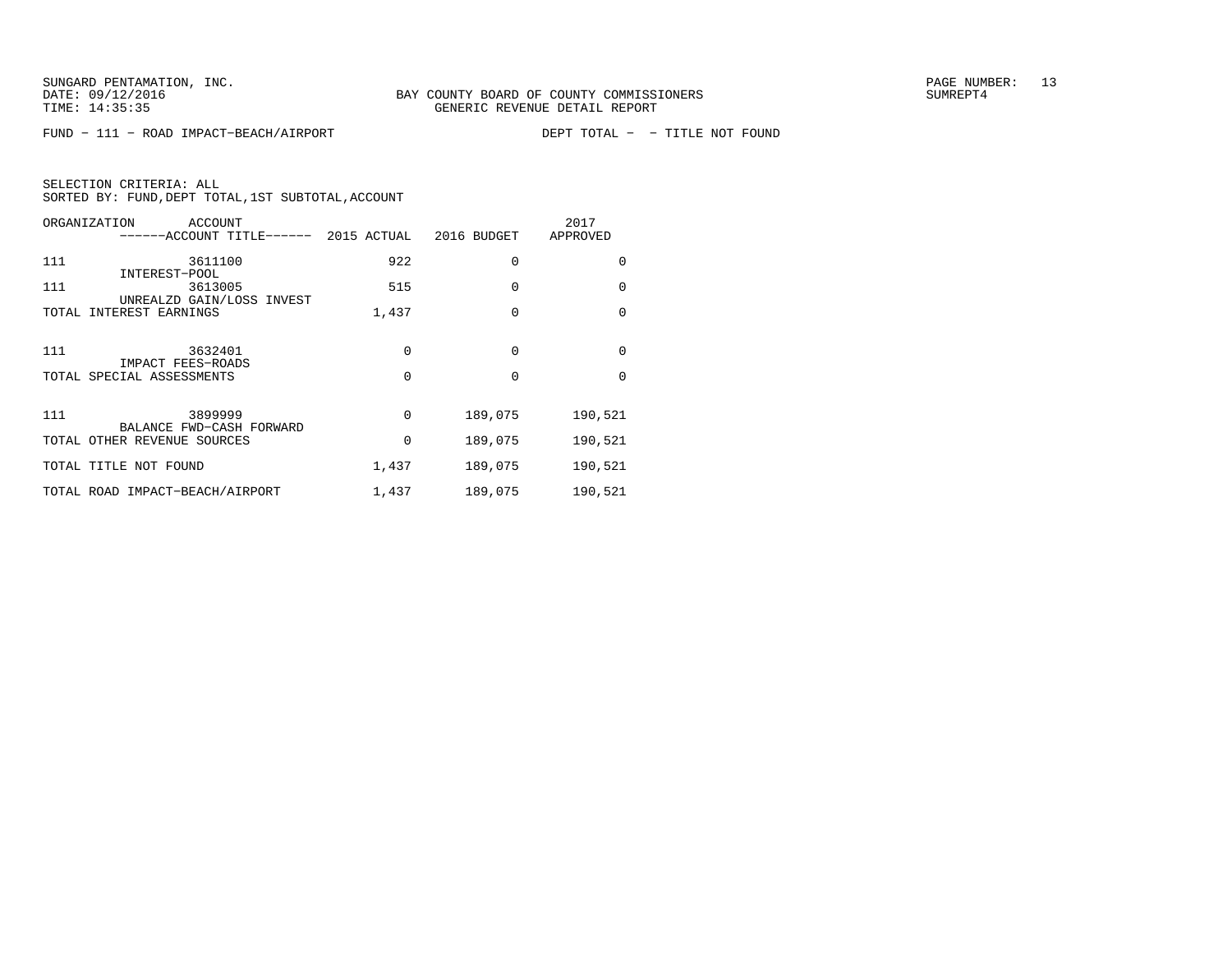FUND − 111 − ROAD IMPACT−BEACH/AIRPORT DEPT TOTAL − − TITLE NOT FOUND

SELECTION CRITERIA: ALL
SORTED BY: FUND,DEPT TOTAL,1ST SUBTOTAL,ACCOUNT

| ORGANIZATION | ACCOUNT / ------ACCOUNT TITLE------ | 2015 ACTUAL | 2016 BUDGET | 2017 APPROVED |
|---|---|---|---|---|
| 111 | 3611100 INTEREST−POOL | 922 | 0 | 0 |
| 111 | 3613005 UNREALZD GAIN/LOSS INVEST | 515 | 0 | 0 |
| TOTAL INTEREST EARNINGS | | 1,437 | 0 | 0 |
| 111 | 3632401 IMPACT FEES−ROADS | 0 | 0 | 0 |
| TOTAL SPECIAL ASSESSMENTS | | 0 | 0 | 0 |
| 111 | 3899999 BALANCE FWD−CASH FORWARD | 0 | 189,075 | 190,521 |
| TOTAL OTHER REVENUE SOURCES | | 0 | 189,075 | 190,521 |
| TOTAL TITLE NOT FOUND | | 1,437 | 189,075 | 190,521 |
| TOTAL ROAD IMPACT−BEACH/AIRPORT | | 1,437 | 189,075 | 190,521 |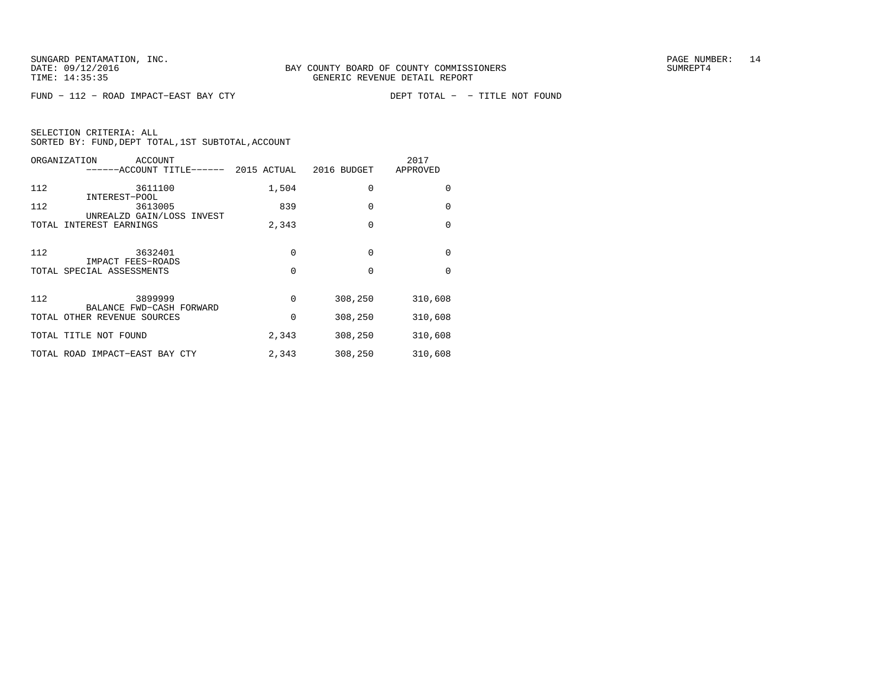BAY COUNTY BOARD OF COUNTY COMMISSIONERS
GENERIC REVENUE DETAIL REPORT

FUND − 112 − ROAD IMPACT−EAST BAY CTY　　　　DEPT TOTAL − − TITLE NOT FOUND

SELECTION CRITERIA: ALL
SORTED BY: FUND,DEPT TOTAL,1ST SUBTOTAL,ACCOUNT

| ORGANIZATION | ACCOUNT / ACCOUNT TITLE | 2015 ACTUAL | 2016 BUDGET | 2017 APPROVED |
|---|---|---|---|---|
| 112 | 3611100 INTEREST−POOL | 1,504 | 0 | 0 |
| 112 | 3613005 UNREALZD GAIN/LOSS INVEST | 839 | 0 | 0 |
| TOTAL INTEREST EARNINGS | | 2,343 | 0 | 0 |
| 112 | 3632401 IMPACT FEES−ROADS | 0 | 0 | 0 |
| TOTAL SPECIAL ASSESSMENTS | | 0 | 0 | 0 |
| 112 | 3899999 BALANCE FWD−CASH FORWARD | 0 | 308,250 | 310,608 |
| TOTAL OTHER REVENUE SOURCES | | 0 | 308,250 | 310,608 |
| TOTAL TITLE NOT FOUND | | 2,343 | 308,250 | 310,608 |
| TOTAL ROAD IMPACT−EAST BAY CTY | | 2,343 | 308,250 | 310,608 |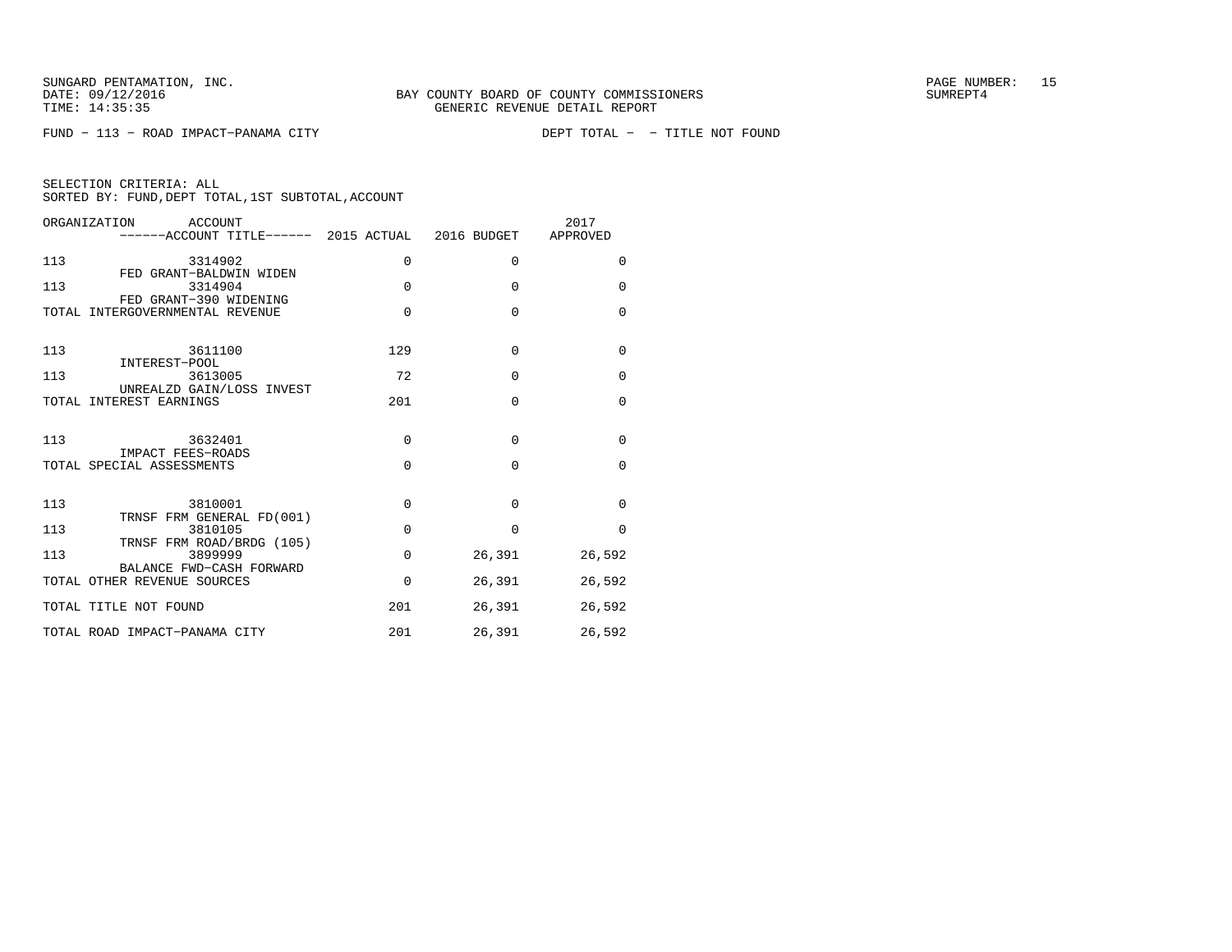SUNGARD PENTAMATION, INC.
DATE: 09/12/2016
TIME: 14:35:35

BAY COUNTY BOARD OF COUNTY COMMISSIONERS
GENERIC REVENUE DETAIL REPORT

SUMREPT4

FUND − 113 − ROAD IMPACT−PANAMA CITY    DEPT TOTAL − − TITLE NOT FOUND

SELECTION CRITERIA: ALL
SORTED BY: FUND,DEPT TOTAL,1ST SUBTOTAL,ACCOUNT

| ORGANIZATION | ACCOUNT / ACCOUNT TITLE | 2015 ACTUAL | 2016 BUDGET | 2017 APPROVED |
|---|---|---|---|---|
| 113 | 3314902 FED GRANT−BALDWIN WIDEN | 0 | 0 | 0 |
| 113 | 3314904 FED GRANT−390 WIDENING | 0 | 0 | 0 |
| TOTAL INTERGOVERNMENTAL REVENUE | | 0 | 0 | 0 |
| 113 | 3611100 INTEREST−POOL | 129 | 0 | 0 |
| 113 | 3613005 UNREALZD GAIN/LOSS INVEST | 72 | 0 | 0 |
| TOTAL INTEREST EARNINGS | | 201 | 0 | 0 |
| 113 | 3632401 IMPACT FEES−ROADS | 0 | 0 | 0 |
| TOTAL SPECIAL ASSESSMENTS | | 0 | 0 | 0 |
| 113 | 3810001 TRNSF FRM GENERAL FD(001) | 0 | 0 | 0 |
| 113 | 3810105 TRNSF FRM ROAD/BRDG (105) | 0 | 0 | 0 |
| 113 | 3899999 BALANCE FWD−CASH FORWARD | 0 | 26,391 | 26,592 |
| TOTAL OTHER REVENUE SOURCES | | 0 | 26,391 | 26,592 |
| TOTAL TITLE NOT FOUND | | 201 | 26,391 | 26,592 |
| TOTAL ROAD IMPACT−PANAMA CITY | | 201 | 26,391 | 26,592 |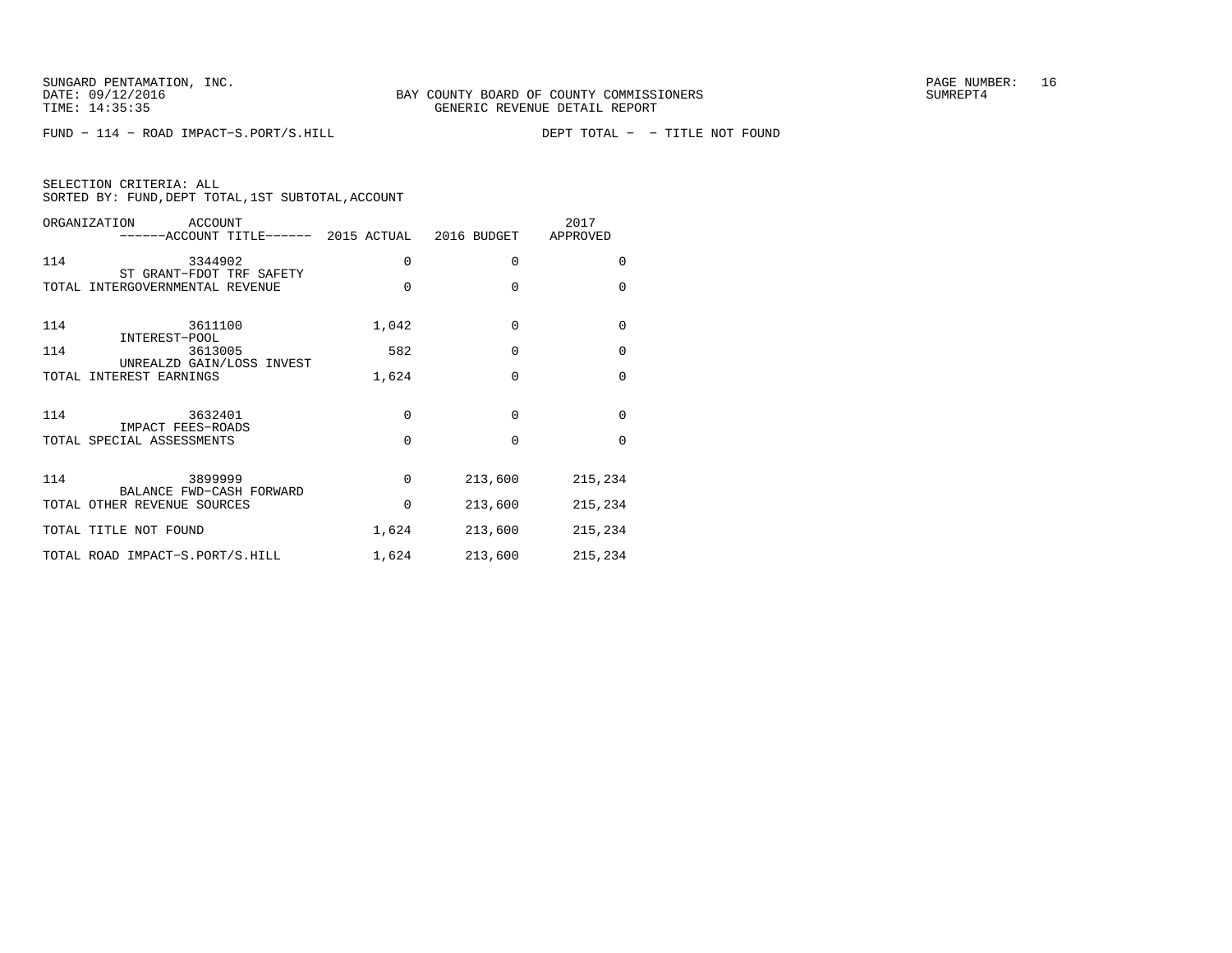SUNGARD PENTAMATION, INC.
DATE: 09/12/2016
TIME: 14:35:35

BAY COUNTY BOARD OF COUNTY COMMISSIONERS
GENERIC REVENUE DETAIL REPORT

SUMREPT4

FUND - 114 - ROAD IMPACT-S.PORT/S.HILL    DEPT TOTAL -  - TITLE NOT FOUND

SELECTION CRITERIA: ALL
SORTED BY: FUND,DEPT TOTAL,1ST SUBTOTAL,ACCOUNT

| ORGANIZATION | ACCOUNT ------ACCOUNT TITLE------ | 2015 ACTUAL | 2016 BUDGET | 2017 APPROVED |
|---|---|---|---|---|
| 114 | 3344902 ST GRANT-FDOT TRF SAFETY | 0 | 0 | 0 |
| TOTAL INTERGOVERNMENTAL REVENUE | | 0 | 0 | 0 |
| 114 | 3611100 INTEREST-POOL | 1,042 | 0 | 0 |
| 114 | 3613005 UNREALZD GAIN/LOSS INVEST | 582 | 0 | 0 |
| TOTAL INTEREST EARNINGS | | 1,624 | 0 | 0 |
| 114 | 3632401 IMPACT FEES-ROADS | 0 | 0 | 0 |
| TOTAL SPECIAL ASSESSMENTS | | 0 | 0 | 0 |
| 114 | 3899999 BALANCE FWD-CASH FORWARD | 0 | 213,600 | 215,234 |
| TOTAL OTHER REVENUE SOURCES | | 0 | 213,600 | 215,234 |
| TOTAL TITLE NOT FOUND | | 1,624 | 213,600 | 215,234 |
| TOTAL ROAD IMPACT-S.PORT/S.HILL | | 1,624 | 213,600 | 215,234 |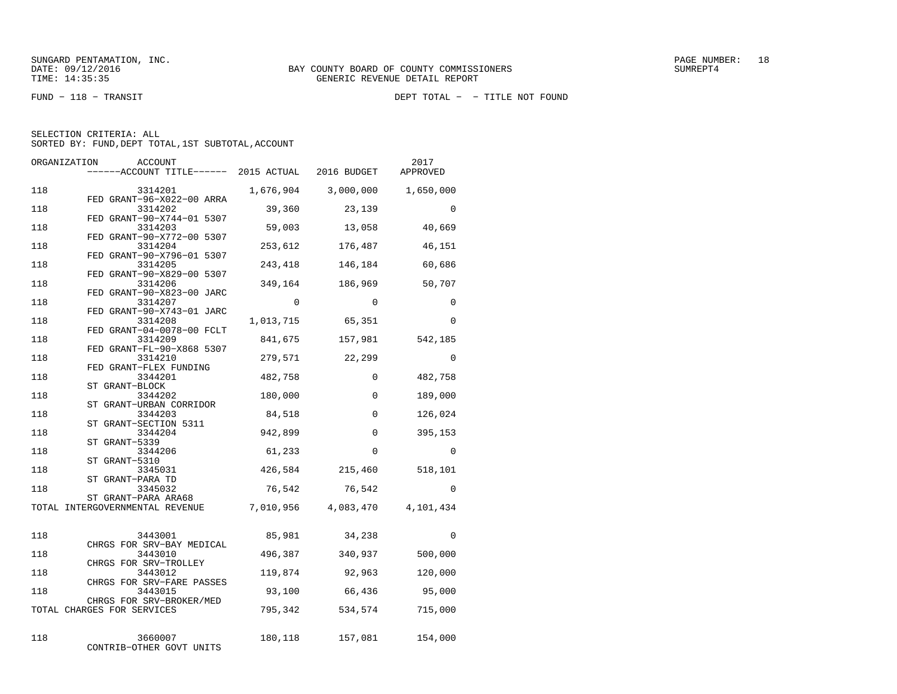SUNGARD PENTAMATION, INC.
DATE: 09/12/2016
TIME: 14:35:35

BAY COUNTY BOARD OF COUNTY COMMISSIONERS
GENERIC REVENUE DETAIL REPORT

SUMREPT4

FUND - 118 - TRANSIT

DEPT TOTAL - - TITLE NOT FOUND

SELECTION CRITERIA: ALL
SORTED BY: FUND,DEPT TOTAL,1ST SUBTOTAL,ACCOUNT

| ORGANIZATION | ACCOUNT / ACCOUNT TITLE | 2015 ACTUAL | 2016 BUDGET | 2017 APPROVED |
|---|---|---|---|---|
| 118 | 3314201 FED GRANT-96-X022-00 ARRA | 1,676,904 | 3,000,000 | 1,650,000 |
| 118 | 3314202 FED GRANT-90-X744-01 5307 | 39,360 | 23,139 | 0 |
| 118 | 3314203 FED GRANT-90-X772-00 5307 | 59,003 | 13,058 | 40,669 |
| 118 | 3314204 FED GRANT-90-X796-01 5307 | 253,612 | 176,487 | 46,151 |
| 118 | 3314205 FED GRANT-90-X829-00 5307 | 243,418 | 146,184 | 60,686 |
| 118 | 3314206 FED GRANT-90-X823-00 JARC | 349,164 | 186,969 | 50,707 |
| 118 | 3314207 FED GRANT-90-X743-01 JARC | 0 | 0 | 0 |
| 118 | 3314208 FED GRANT-04-0078-00 FCLT | 1,013,715 | 65,351 | 0 |
| 118 | 3314209 FED GRANT-FL-90-X868 5307 | 841,675 | 157,981 | 542,185 |
| 118 | 3314210 FED GRANT-FLEX FUNDING | 279,571 | 22,299 | 0 |
| 118 | 3344201 ST GRANT-BLOCK | 482,758 | 0 | 482,758 |
| 118 | 3344202 ST GRANT-URBAN CORRIDOR | 180,000 | 0 | 189,000 |
| 118 | 3344203 ST GRANT-SECTION 5311 | 84,518 | 0 | 126,024 |
| 118 | 3344204 ST GRANT-5339 | 942,899 | 0 | 395,153 |
| 118 | 3344206 ST GRANT-5310 | 61,233 | 0 | 0 |
| 118 | 3345031 ST GRANT-PARA TD | 426,584 | 215,460 | 518,101 |
| 118 | 3345032 ST GRANT-PARA ARA68 | 76,542 | 76,542 | 0 |
| TOTAL INTERGOVERNMENTAL REVENUE | | 7,010,956 | 4,083,470 | 4,101,434 |
| 118 | 3443001 CHRGS FOR SRV-BAY MEDICAL | 85,981 | 34,238 | 0 |
| 118 | 3443010 CHRGS FOR SRV-TROLLEY | 496,387 | 340,937 | 500,000 |
| 118 | 3443012 CHRGS FOR SRV-FARE PASSES | 119,874 | 92,963 | 120,000 |
| 118 | 3443015 CHRGS FOR SRV-BROKER/MED | 93,100 | 66,436 | 95,000 |
| TOTAL CHARGES FOR SERVICES | | 795,342 | 534,574 | 715,000 |
| 118 | 3660007 CONTRIB-OTHER GOVT UNITS | 180,118 | 157,081 | 154,000 |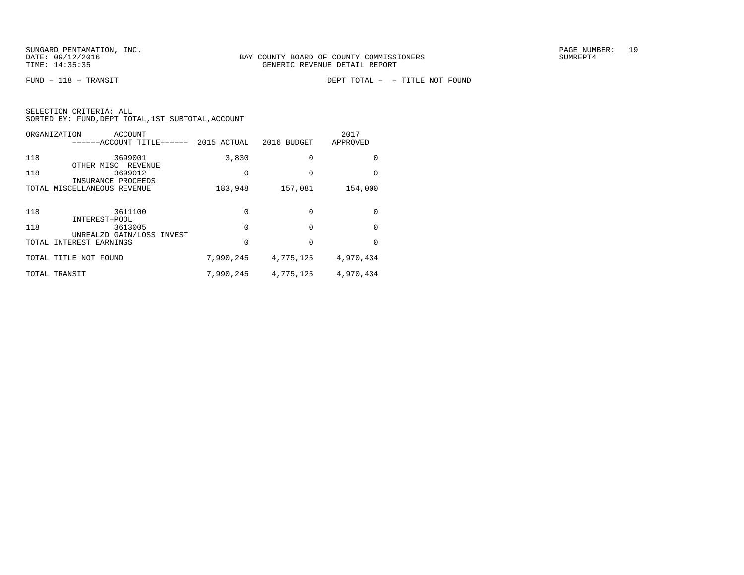SUNGARD PENTAMATION, INC.
DATE: 09/12/2016
TIME: 14:35:35

BAY COUNTY BOARD OF COUNTY COMMISSIONERS
GENERIC REVENUE DETAIL REPORT

PAGE NUMBER: 19
SUMREPT4

FUND - 118 - TRANSIT

DEPT TOTAL - - TITLE NOT FOUND

SELECTION CRITERIA: ALL
SORTED BY: FUND,DEPT TOTAL,1ST SUBTOTAL,ACCOUNT

| ORGANIZATION | ACCOUNT / ------ACCOUNT TITLE------ | 2015 ACTUAL | 2016 BUDGET | 2017 APPROVED |
|---|---|---|---|---|
| 118 | 3699001 OTHER MISC REVENUE | 3,830 | 0 | 0 |
| 118 | 3699012 INSURANCE PROCEEDS | 0 | 0 | 0 |
| TOTAL MISCELLANEOUS REVENUE | | 183,948 | 157,081 | 154,000 |
| 118 | 3611100 INTEREST-POOL | 0 | 0 | 0 |
| 118 | 3613005 UNREALZD GAIN/LOSS INVEST | 0 | 0 | 0 |
| TOTAL INTEREST EARNINGS | | 0 | 0 | 0 |
| TOTAL TITLE NOT FOUND | | 7,990,245 | 4,775,125 | 4,970,434 |
| TOTAL TRANSIT | | 7,990,245 | 4,775,125 | 4,970,434 |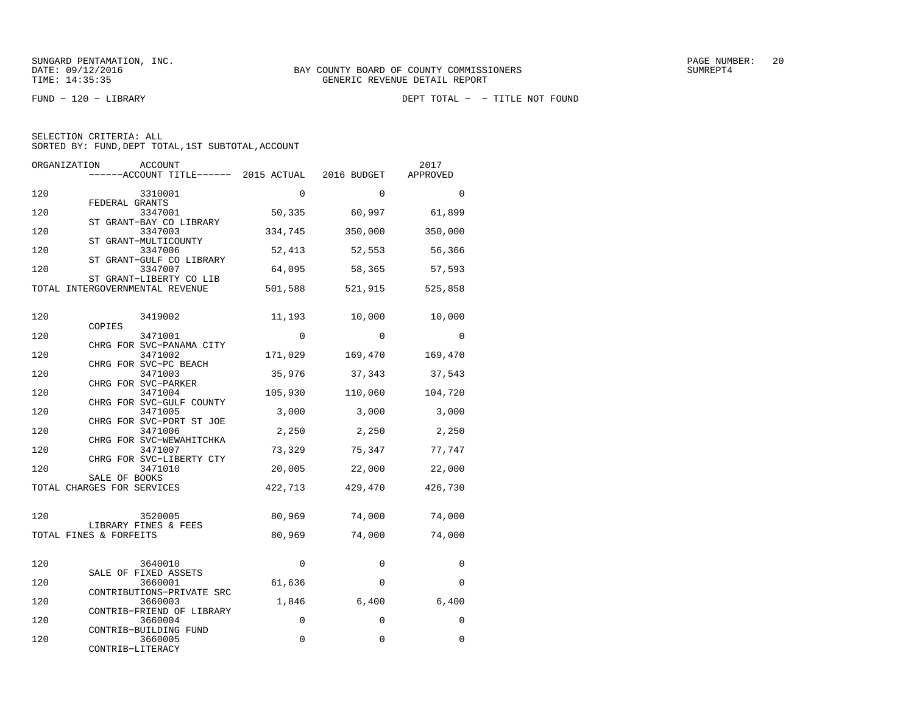SUNGARD PENTAMATION, INC.
DATE: 09/12/2016
TIME: 14:35:35

BAY COUNTY BOARD OF COUNTY COMMISSIONERS
GENERIC REVENUE DETAIL REPORT

SUMREPT4

FUND - 120 - LIBRARY

DEPT TOTAL - - TITLE NOT FOUND

SELECTION CRITERIA: ALL
SORTED BY: FUND,DEPT TOTAL,1ST SUBTOTAL,ACCOUNT

| ORGANIZATION | ACCOUNT / ACCOUNT TITLE | 2015 ACTUAL | 2016 BUDGET | 2017 APPROVED |
|---|---|---|---|---|
| 120 | 3310001 FEDERAL GRANTS | 0 | 0 | 0 |
| 120 | 3347001 ST GRANT-BAY CO LIBRARY | 50,335 | 60,997 | 61,899 |
| 120 | 3347003 ST GRANT-MULTICOUNTY | 334,745 | 350,000 | 350,000 |
| 120 | 3347006 ST GRANT-GULF CO LIBRARY | 52,413 | 52,553 | 56,366 |
| 120 | 3347007 ST GRANT-LIBERTY CO LIB | 64,095 | 58,365 | 57,593 |
| TOTAL INTERGOVERNMENTAL REVENUE | | 501,588 | 521,915 | 525,858 |
| 120 | 3419002 COPIES | 11,193 | 10,000 | 10,000 |
| 120 | 3471001 CHRG FOR SVC-PANAMA CITY | 0 | 0 | 0 |
| 120 | 3471002 CHRG FOR SVC-PC BEACH | 171,029 | 169,470 | 169,470 |
| 120 | 3471003 CHRG FOR SVC-PARKER | 35,976 | 37,343 | 37,543 |
| 120 | 3471004 CHRG FOR SVC-GULF COUNTY | 105,930 | 110,060 | 104,720 |
| 120 | 3471005 CHRG FOR SVC-PORT ST JOE | 3,000 | 3,000 | 3,000 |
| 120 | 3471006 CHRG FOR SVC-WEWAHITCHKA | 2,250 | 2,250 | 2,250 |
| 120 | 3471007 CHRG FOR SVC-LIBERTY CTY | 73,329 | 75,347 | 77,747 |
| 120 | 3471010 SALE OF BOOKS | 20,005 | 22,000 | 22,000 |
| TOTAL CHARGES FOR SERVICES | | 422,713 | 429,470 | 426,730 |
| 120 | 3520005 LIBRARY FINES & FEES | 80,969 | 74,000 | 74,000 |
| TOTAL FINES & FORFEITS | | 80,969 | 74,000 | 74,000 |
| 120 | 3640010 SALE OF FIXED ASSETS | 0 | 0 | 0 |
| 120 | 3660001 CONTRIBUTIONS-PRIVATE SRC | 61,636 | 0 | 0 |
| 120 | 3660003 CONTRIB-FRIEND OF LIBRARY | 1,846 | 6,400 | 6,400 |
| 120 | 3660004 CONTRIB-BUILDING FUND | 0 | 0 | 0 |
| 120 | 3660005 CONTRIB-LITERACY | 0 | 0 | 0 |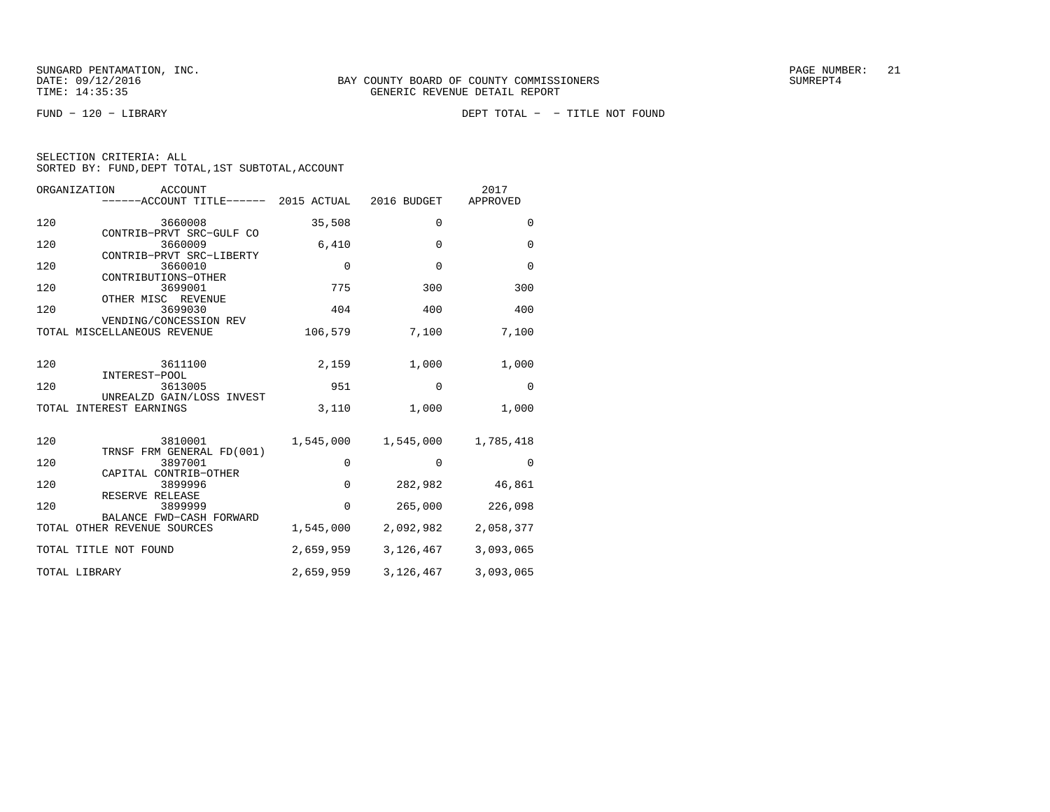SUNGARD PENTAMATION, INC.
DATE: 09/12/2016
TIME: 14:35:35

BAY COUNTY BOARD OF COUNTY COMMISSIONERS
GENERIC REVENUE DETAIL REPORT

SUMREPT4

FUND − 120 − LIBRARY

DEPT TOTAL − − TITLE NOT FOUND

SELECTION CRITERIA: ALL
SORTED BY: FUND,DEPT TOTAL,1ST SUBTOTAL,ACCOUNT

| ORGANIZATION | ACCOUNT / ACCOUNT TITLE | 2015 ACTUAL | 2016 BUDGET | 2017 APPROVED |
|---|---|---|---|---|
| 120 | 3660008 CONTRIB−PRVT SRC−GULF CO | 35,508 | 0 | 0 |
| 120 | 3660009 CONTRIB−PRVT SRC−LIBERTY | 6,410 | 0 | 0 |
| 120 | 3660010 CONTRIBUTIONS−OTHER | 0 | 0 | 0 |
| 120 | 3699001 OTHER MISC REVENUE | 775 | 300 | 300 |
| 120 | 3699030 VENDING/CONCESSION REV | 404 | 400 | 400 |
| TOTAL MISCELLANEOUS REVENUE | | 106,579 | 7,100 | 7,100 |
| 120 | 3611100 INTEREST−POOL | 2,159 | 1,000 | 1,000 |
| 120 | 3613005 UNREALZD GAIN/LOSS INVEST | 951 | 0 | 0 |
| TOTAL INTEREST EARNINGS | | 3,110 | 1,000 | 1,000 |
| 120 | 3810001 TRNSF FRM GENERAL FD(001) | 1,545,000 | 1,545,000 | 1,785,418 |
| 120 | 3897001 CAPITAL CONTRIB−OTHER | 0 | 0 | 0 |
| 120 | 3899996 RESERVE RELEASE | 0 | 282,982 | 46,861 |
| 120 | 3899999 BALANCE FWD−CASH FORWARD | 0 | 265,000 | 226,098 |
| TOTAL OTHER REVENUE SOURCES | | 1,545,000 | 2,092,982 | 2,058,377 |
| TOTAL TITLE NOT FOUND | | 2,659,959 | 3,126,467 | 3,093,065 |
| TOTAL LIBRARY | | 2,659,959 | 3,126,467 | 3,093,065 |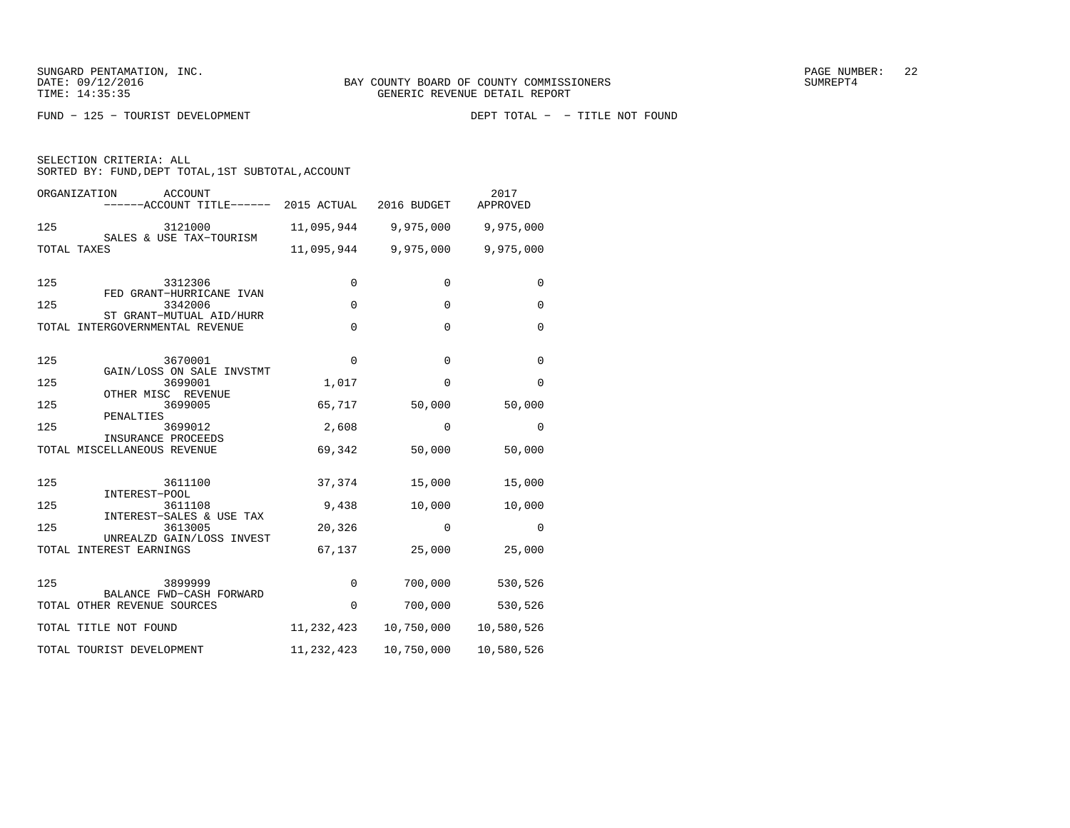BAY COUNTY BOARD OF COUNTY COMMISSIONERS
GENERIC REVENUE DETAIL REPORT

FUND − 125 − TOURIST DEVELOPMENT    DEPT TOTAL − − TITLE NOT FOUND

SELECTION CRITERIA: ALL
SORTED BY: FUND,DEPT TOTAL,1ST SUBTOTAL,ACCOUNT

| ORGANIZATION | ACCOUNT / ------ACCOUNT TITLE------ | 2015 ACTUAL | 2016 BUDGET | 2017 APPROVED |
|---|---|---|---|---|
| 125 | 3121000 SALES & USE TAX−TOURISM | 11,095,944 | 9,975,000 | 9,975,000 |
| TOTAL TAXES | | 11,095,944 | 9,975,000 | 9,975,000 |
| 125 | 3312306 FED GRANT−HURRICANE IVAN | 0 | 0 | 0 |
| 125 | 3342006 ST GRANT−MUTUAL AID/HURR | 0 | 0 | 0 |
| TOTAL INTERGOVERNMENTAL REVENUE | | 0 | 0 | 0 |
| 125 | 3670001 GAIN/LOSS ON SALE INVSTMT | 0 | 0 | 0 |
| 125 | 3699001 OTHER MISC REVENUE | 1,017 | 0 | 0 |
| 125 | 3699005 PENALTIES | 65,717 | 50,000 | 50,000 |
| 125 | 3699012 INSURANCE PROCEEDS | 2,608 | 0 | 0 |
| TOTAL MISCELLANEOUS REVENUE | | 69,342 | 50,000 | 50,000 |
| 125 | 3611100 INTEREST−POOL | 37,374 | 15,000 | 15,000 |
| 125 | 3611108 INTEREST−SALES & USE TAX | 9,438 | 10,000 | 10,000 |
| 125 | 3613005 UNREALZD GAIN/LOSS INVEST | 20,326 | 0 | 0 |
| TOTAL INTEREST EARNINGS | | 67,137 | 25,000 | 25,000 |
| 125 | 3899999 BALANCE FWD−CASH FORWARD | 0 | 700,000 | 530,526 |
| TOTAL OTHER REVENUE SOURCES | | 0 | 700,000 | 530,526 |
| TOTAL TITLE NOT FOUND | | 11,232,423 | 10,750,000 | 10,580,526 |
| TOTAL TOURIST DEVELOPMENT | | 11,232,423 | 10,750,000 | 10,580,526 |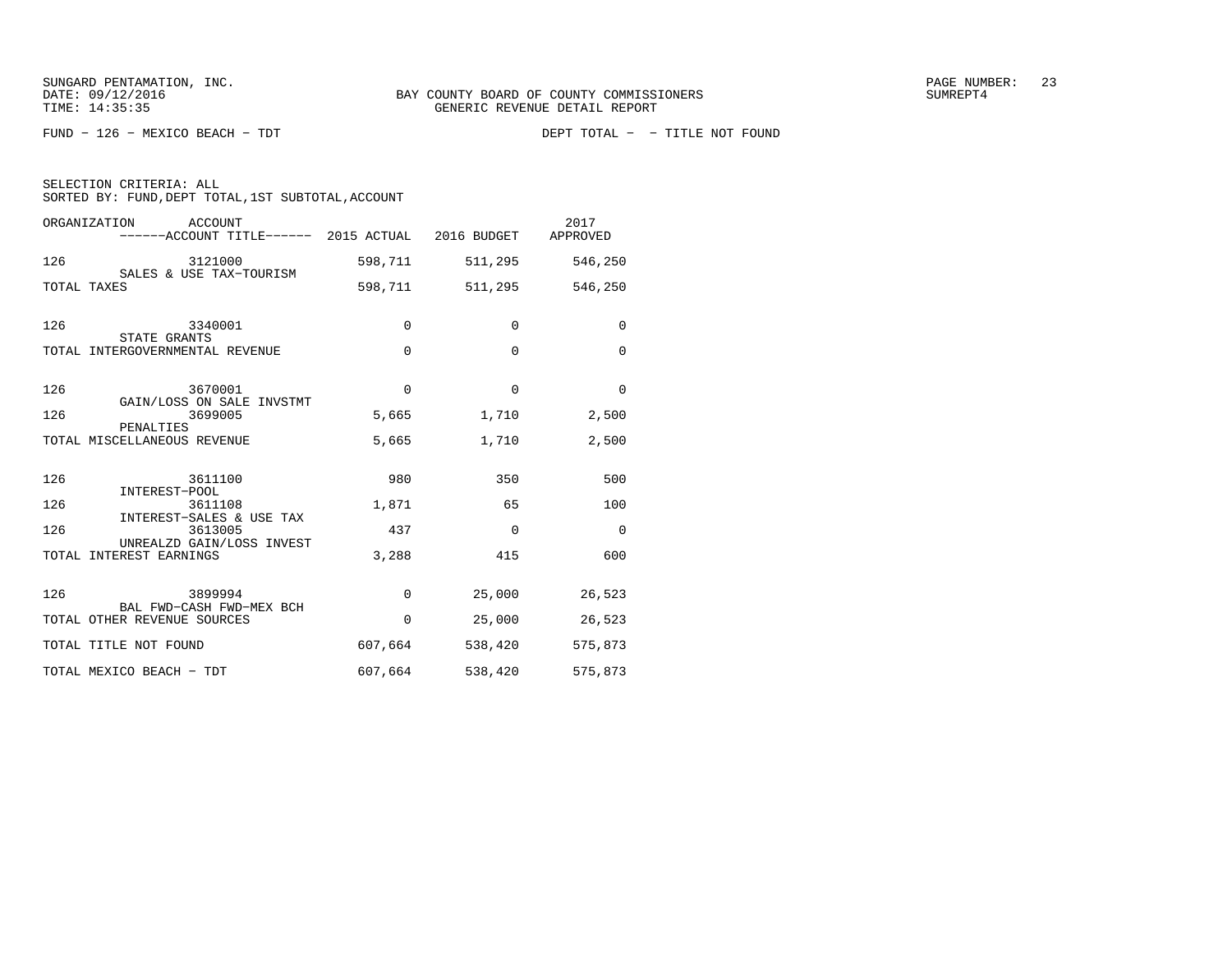SUNGARD PENTAMATION, INC.
DATE: 09/12/2016
TIME: 14:35:35

BAY COUNTY BOARD OF COUNTY COMMISSIONERS
GENERIC REVENUE DETAIL REPORT

PAGE NUMBER: 23
SUMREPT4

FUND - 126 - MEXICO BEACH - TDT

DEPT TOTAL - - TITLE NOT FOUND

SELECTION CRITERIA: ALL
SORTED BY: FUND,DEPT TOTAL,1ST SUBTOTAL,ACCOUNT

| ORGANIZATION | ACCOUNT / ------ACCOUNT TITLE------ | 2015 ACTUAL | 2016 BUDGET | 2017 APPROVED |
|---|---|---|---|---|
| 126 | 3121000 SALES & USE TAX-TOURISM | 598,711 | 511,295 | 546,250 |
| TOTAL TAXES | | 598,711 | 511,295 | 546,250 |
| 126 | 3340001 STATE GRANTS | 0 | 0 | 0 |
| TOTAL INTERGOVERNMENTAL REVENUE | | 0 | 0 | 0 |
| 126 | 3670001 GAIN/LOSS ON SALE INVSTMT | 0 | 0 | 0 |
| 126 | 3699005 PENALTIES | 5,665 | 1,710 | 2,500 |
| TOTAL MISCELLANEOUS REVENUE | | 5,665 | 1,710 | 2,500 |
| 126 | 3611100 INTEREST-POOL | 980 | 350 | 500 |
| 126 | 3611108 INTEREST-SALES & USE TAX | 1,871 | 65 | 100 |
| 126 | 3613005 UNREALZD GAIN/LOSS INVEST | 437 | 0 | 0 |
| TOTAL INTEREST EARNINGS | | 3,288 | 415 | 600 |
| 126 | 3899994 BAL FWD-CASH FWD-MEX BCH | 0 | 25,000 | 26,523 |
| TOTAL OTHER REVENUE SOURCES | | 0 | 25,000 | 26,523 |
| TOTAL TITLE NOT FOUND | | 607,664 | 538,420 | 575,873 |
| TOTAL MEXICO BEACH - TDT | | 607,664 | 538,420 | 575,873 |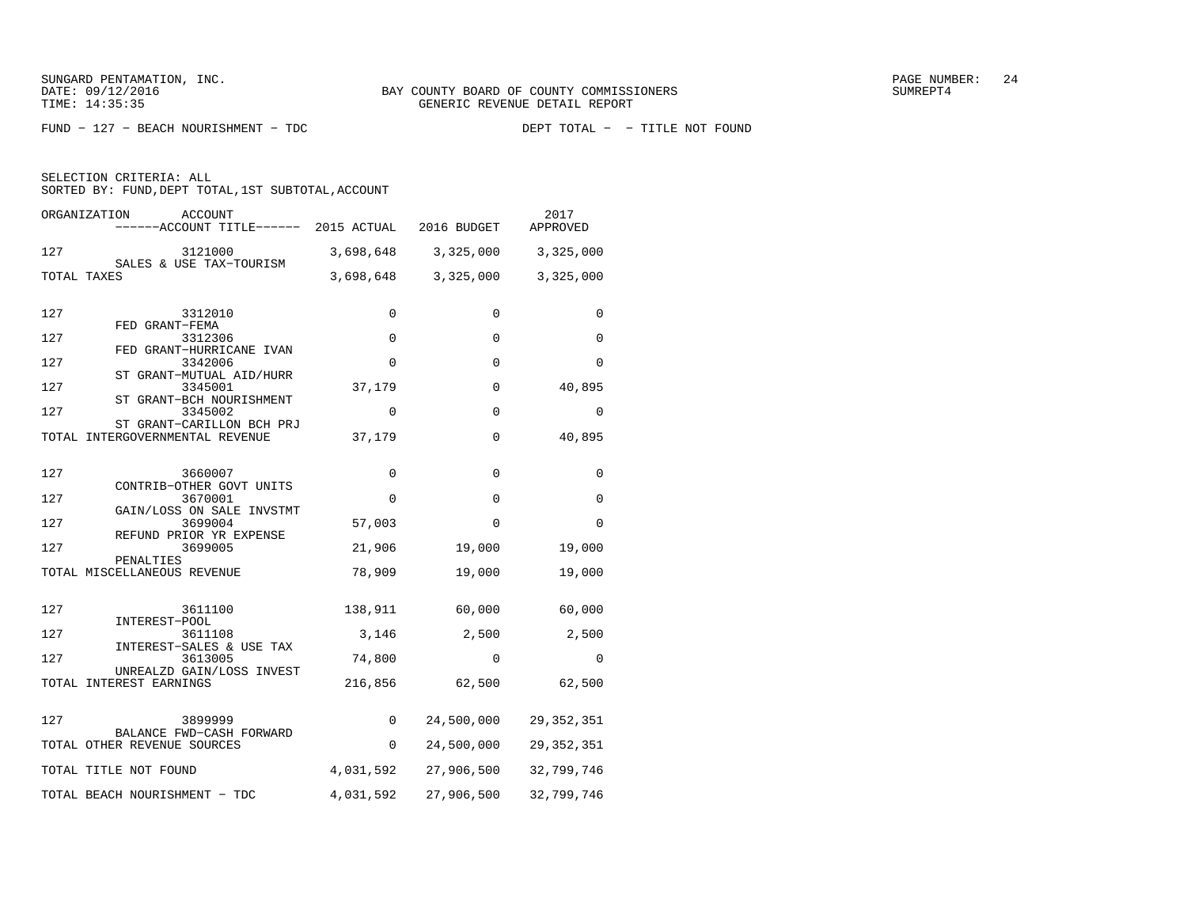SUNGARD PENTAMATION, INC.
DATE: 09/12/2016
TIME: 14:35:35

BAY COUNTY BOARD OF COUNTY COMMISSIONERS
GENERIC REVENUE DETAIL REPORT

PAGE NUMBER: 24
SUMREPT4

FUND - 127 - BEACH NOURISHMENT - TDC DEPT TOTAL - - TITLE NOT FOUND

SELECTION CRITERIA: ALL
SORTED BY: FUND,DEPT TOTAL,1ST SUBTOTAL,ACCOUNT

| ORGANIZATION | ACCOUNT / ------ACCOUNT TITLE------ | 2015 ACTUAL | 2016 BUDGET | 2017 APPROVED |
|---|---|---|---|---|
| 127 | 3121000 SALES & USE TAX-TOURISM | 3,698,648 | 3,325,000 | 3,325,000 |
| TOTAL TAXES | | 3,698,648 | 3,325,000 | 3,325,000 |
| 127 | 3312010 FED GRANT-FEMA | 0 | 0 | 0 |
| 127 | 3312306 FED GRANT-HURRICANE IVAN | 0 | 0 | 0 |
| 127 | 3342006 ST GRANT-MUTUAL AID/HURR | 0 | 0 | 0 |
| 127 | 3345001 ST GRANT-BCH NOURISHMENT | 37,179 | 0 | 40,895 |
| 127 | 3345002 ST GRANT-CARILLON BCH PRJ | 0 | 0 | 0 |
| TOTAL INTERGOVERNMENTAL REVENUE | | 37,179 | 0 | 40,895 |
| 127 | 3660007 CONTRIB-OTHER GOVT UNITS | 0 | 0 | 0 |
| 127 | 3670001 GAIN/LOSS ON SALE INVSTMT | 0 | 0 | 0 |
| 127 | 3699004 REFUND PRIOR YR EXPENSE | 57,003 | 0 | 0 |
| 127 | 3699005 PENALTIES | 21,906 | 19,000 | 19,000 |
| TOTAL MISCELLANEOUS REVENUE | | 78,909 | 19,000 | 19,000 |
| 127 | 3611100 INTEREST-POOL | 138,911 | 60,000 | 60,000 |
| 127 | 3611108 INTEREST-SALES & USE TAX | 3,146 | 2,500 | 2,500 |
| 127 | 3613005 UNREALZD GAIN/LOSS INVEST | 74,800 | 0 | 0 |
| TOTAL INTEREST EARNINGS | | 216,856 | 62,500 | 62,500 |
| 127 | 3899999 BALANCE FWD-CASH FORWARD | 0 | 24,500,000 | 29,352,351 |
| TOTAL OTHER REVENUE SOURCES | | 0 | 24,500,000 | 29,352,351 |
| TOTAL TITLE NOT FOUND | | 4,031,592 | 27,906,500 | 32,799,746 |
| TOTAL BEACH NOURISHMENT - TDC | | 4,031,592 | 27,906,500 | 32,799,746 |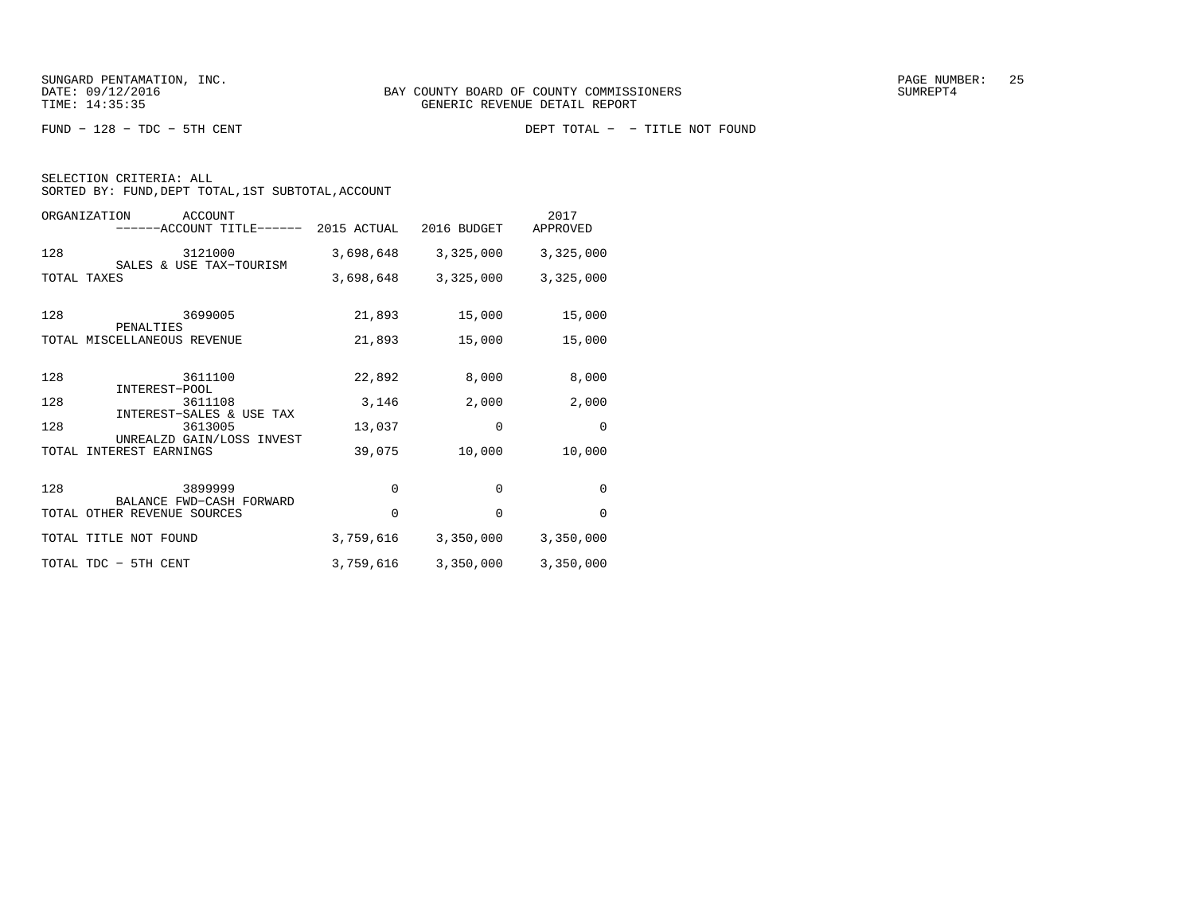SUNGARD PENTAMATION, INC.
DATE: 09/12/2016
TIME: 14:35:35

BAY COUNTY BOARD OF COUNTY COMMISSIONERS
GENERIC REVENUE DETAIL REPORT

SUMREPT4

FUND − 128 − TDC − 5TH CENT

DEPT TOTAL − − TITLE NOT FOUND

SELECTION CRITERIA: ALL
SORTED BY: FUND,DEPT TOTAL,1ST SUBTOTAL,ACCOUNT

| ORGANIZATION | ACCOUNT / ------ACCOUNT TITLE------ | 2015 ACTUAL | 2016 BUDGET | 2017 APPROVED |
|---|---|---|---|---|
| 128 | 3121000 SALES & USE TAX−TOURISM | 3,698,648 | 3,325,000 | 3,325,000 |
| TOTAL TAXES | | 3,698,648 | 3,325,000 | 3,325,000 |
| 128 | 3699005 PENALTIES | 21,893 | 15,000 | 15,000 |
| TOTAL MISCELLANEOUS REVENUE | | 21,893 | 15,000 | 15,000 |
| 128 | 3611100 INTEREST−POOL | 22,892 | 8,000 | 8,000 |
| 128 | 3611108 INTEREST−SALES & USE TAX | 3,146 | 2,000 | 2,000 |
| 128 | 3613005 UNREALZD GAIN/LOSS INVEST | 13,037 | 0 | 0 |
| TOTAL INTEREST EARNINGS | | 39,075 | 10,000 | 10,000 |
| 128 | 3899999 BALANCE FWD−CASH FORWARD | 0 | 0 | 0 |
| TOTAL OTHER REVENUE SOURCES | | 0 | 0 | 0 |
| TOTAL TITLE NOT FOUND | | 3,759,616 | 3,350,000 | 3,350,000 |
| TOTAL TDC − 5TH CENT | | 3,759,616 | 3,350,000 | 3,350,000 |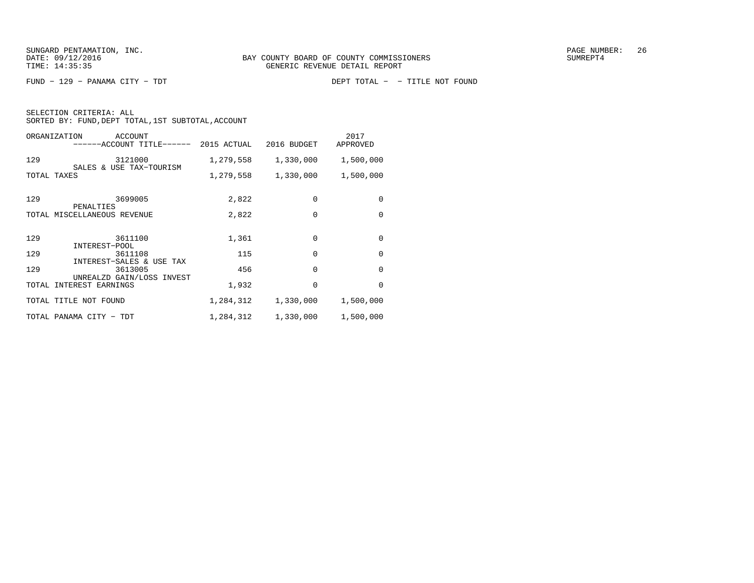SUNGARD PENTAMATION, INC.
DATE: 09/12/2016
TIME: 14:35:35

BAY COUNTY BOARD OF COUNTY COMMISSIONERS
GENERIC REVENUE DETAIL REPORT

SUMREPT4

FUND - 129 - PANAMA CITY - TDT

DEPT TOTAL - - TITLE NOT FOUND

SELECTION CRITERIA: ALL
SORTED BY: FUND,DEPT TOTAL,1ST SUBTOTAL,ACCOUNT

| ORGANIZATION | ACCOUNT / ------ACCOUNT TITLE------ | 2015 ACTUAL | 2016 BUDGET | 2017 APPROVED |
|---|---|---|---|---|
| 129 | 3121000 SALES & USE TAX-TOURISM | 1,279,558 | 1,330,000 | 1,500,000 |
| TOTAL TAXES | | 1,279,558 | 1,330,000 | 1,500,000 |
| 129 | 3699005 PENALTIES | 2,822 | 0 | 0 |
| TOTAL MISCELLANEOUS REVENUE | | 2,822 | 0 | 0 |
| 129 | 3611100 INTEREST-POOL | 1,361 | 0 | 0 |
| 129 | 3611108 INTEREST-SALES & USE TAX | 115 | 0 | 0 |
| 129 | 3613005 UNREALZD GAIN/LOSS INVEST | 456 | 0 | 0 |
| TOTAL INTEREST EARNINGS | | 1,932 | 0 | 0 |
| TOTAL TITLE NOT FOUND | | 1,284,312 | 1,330,000 | 1,500,000 |
| TOTAL PANAMA CITY - TDT | | 1,284,312 | 1,330,000 | 1,500,000 |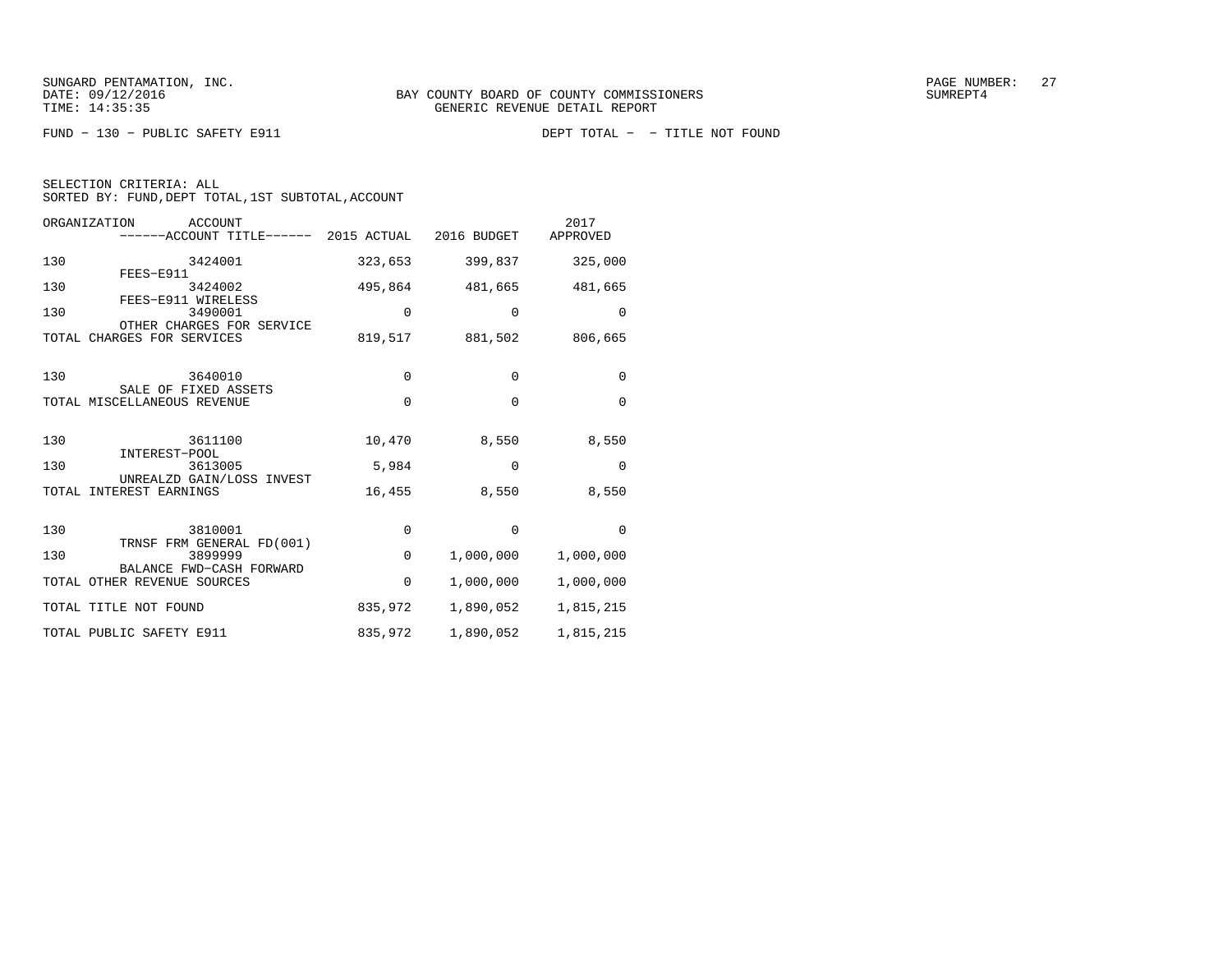SUNGARD PENTAMATION, INC.
DATE: 09/12/2016
TIME: 14:35:35

BAY COUNTY BOARD OF COUNTY COMMISSIONERS
GENERIC REVENUE DETAIL REPORT

SUMREPT4

FUND − 130 − PUBLIC SAFETY E911 DEPT TOTAL − − TITLE NOT FOUND

SELECTION CRITERIA: ALL
SORTED BY: FUND,DEPT TOTAL,1ST SUBTOTAL,ACCOUNT

| ORGANIZATION | ACCOUNT / ACCOUNT TITLE | 2015 ACTUAL | 2016 BUDGET | 2017 APPROVED |
|---|---|---|---|---|
| 130 | 3424001 FEES−E911 | 323,653 | 399,837 | 325,000 |
| 130 | 3424002 FEES−E911 WIRELESS | 495,864 | 481,665 | 481,665 |
| 130 | 3490001 OTHER CHARGES FOR SERVICE | 0 | 0 | 0 |
| TOTAL CHARGES FOR SERVICES | | 819,517 | 881,502 | 806,665 |
| 130 | 3640010 SALE OF FIXED ASSETS | 0 | 0 | 0 |
| TOTAL MISCELLANEOUS REVENUE | | 0 | 0 | 0 |
| 130 | 3611100 INTEREST−POOL | 10,470 | 8,550 | 8,550 |
| 130 | 3613005 UNREALZD GAIN/LOSS INVEST | 5,984 | 0 | 0 |
| TOTAL INTEREST EARNINGS | | 16,455 | 8,550 | 8,550 |
| 130 | 3810001 TRNSF FRM GENERAL FD(001) | 0 | 0 | 0 |
| 130 | 3899999 BALANCE FWD−CASH FORWARD | 0 | 1,000,000 | 1,000,000 |
| TOTAL OTHER REVENUE SOURCES | | 0 | 1,000,000 | 1,000,000 |
| TOTAL TITLE NOT FOUND | | 835,972 | 1,890,052 | 1,815,215 |
| TOTAL PUBLIC SAFETY E911 | | 835,972 | 1,890,052 | 1,815,215 |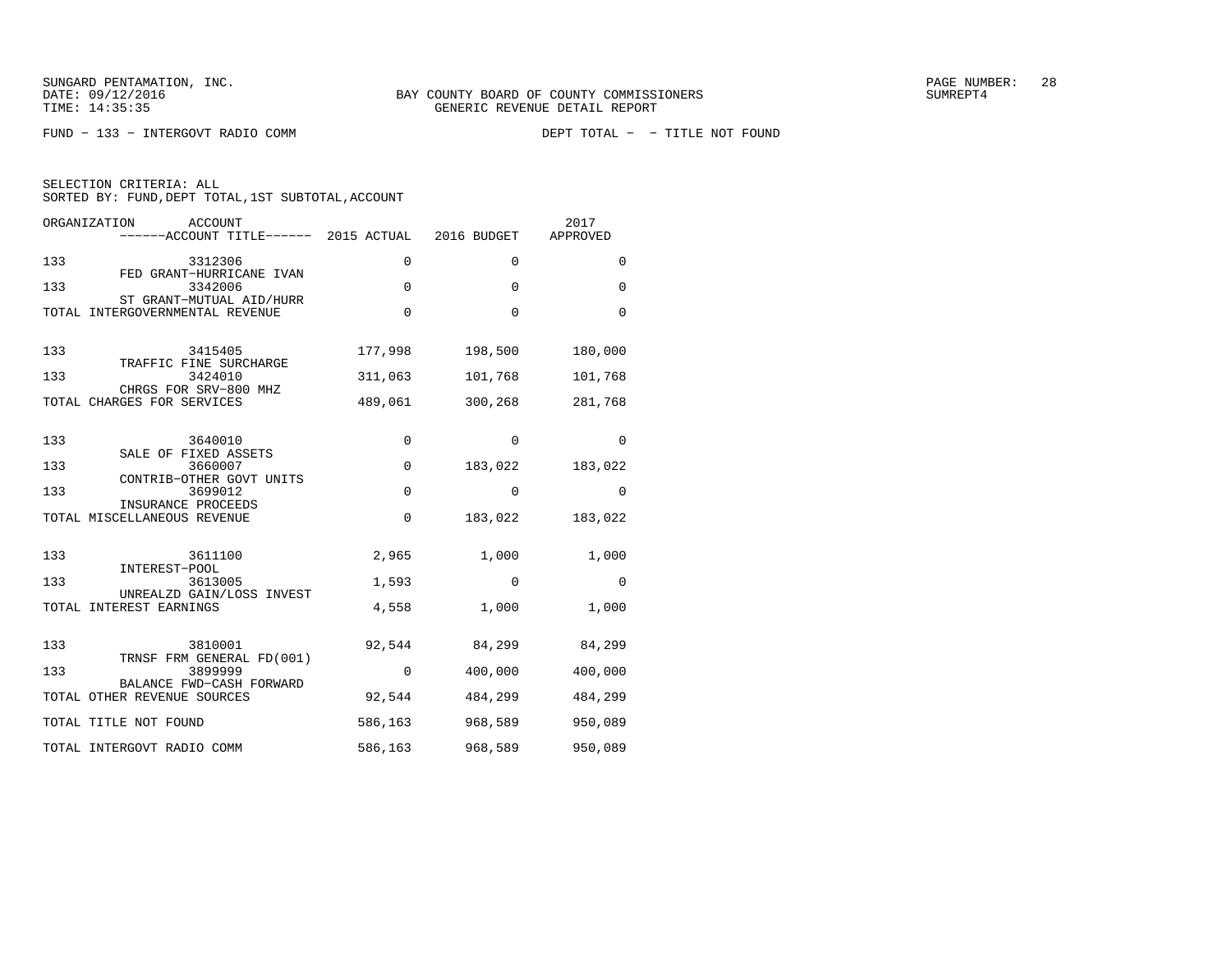SUNGARD PENTAMATION, INC.
DATE: 09/12/2016
TIME: 14:35:35

BAY COUNTY BOARD OF COUNTY COMMISSIONERS
GENERIC REVENUE DETAIL REPORT

FUND - 133 - INTERGOVT RADIO COMM

DEPT TOTAL - - TITLE NOT FOUND

SELECTION CRITERIA: ALL
SORTED BY: FUND,DEPT TOTAL,1ST SUBTOTAL,ACCOUNT

| ORGANIZATION | ACCOUNT / ACCOUNT TITLE | 2015 ACTUAL | 2016 BUDGET | 2017 APPROVED |
|---|---|---|---|---|
| 133 | 3312306 FED GRANT-HURRICANE IVAN | 0 | 0 | 0 |
| 133 | 3342006 ST GRANT-MUTUAL AID/HURR | 0 | 0 | 0 |
| TOTAL INTERGOVERNMENTAL REVENUE | | 0 | 0 | 0 |
| 133 | 3415405 TRAFFIC FINE SURCHARGE | 177,998 | 198,500 | 180,000 |
| 133 | 3424010 CHRGS FOR SRV-800 MHZ | 311,063 | 101,768 | 101,768 |
| TOTAL CHARGES FOR SERVICES | | 489,061 | 300,268 | 281,768 |
| 133 | 3640010 SALE OF FIXED ASSETS | 0 | 0 | 0 |
| 133 | 3660007 CONTRIB-OTHER GOVT UNITS | 0 | 183,022 | 183,022 |
| 133 | 3699012 INSURANCE PROCEEDS | 0 | 0 | 0 |
| TOTAL MISCELLANEOUS REVENUE | | 0 | 183,022 | 183,022 |
| 133 | 3611100 INTEREST-POOL | 2,965 | 1,000 | 1,000 |
| 133 | 3613005 UNREALZD GAIN/LOSS INVEST | 1,593 | 0 | 0 |
| TOTAL INTEREST EARNINGS | | 4,558 | 1,000 | 1,000 |
| 133 | 3810001 TRNSF FRM GENERAL FD(001) | 92,544 | 84,299 | 84,299 |
| 133 | 3899999 BALANCE FWD-CASH FORWARD | 0 | 400,000 | 400,000 |
| TOTAL OTHER REVENUE SOURCES | | 92,544 | 484,299 | 484,299 |
| TOTAL TITLE NOT FOUND | | 586,163 | 968,589 | 950,089 |
| TOTAL INTERGOVT RADIO COMM | | 586,163 | 968,589 | 950,089 |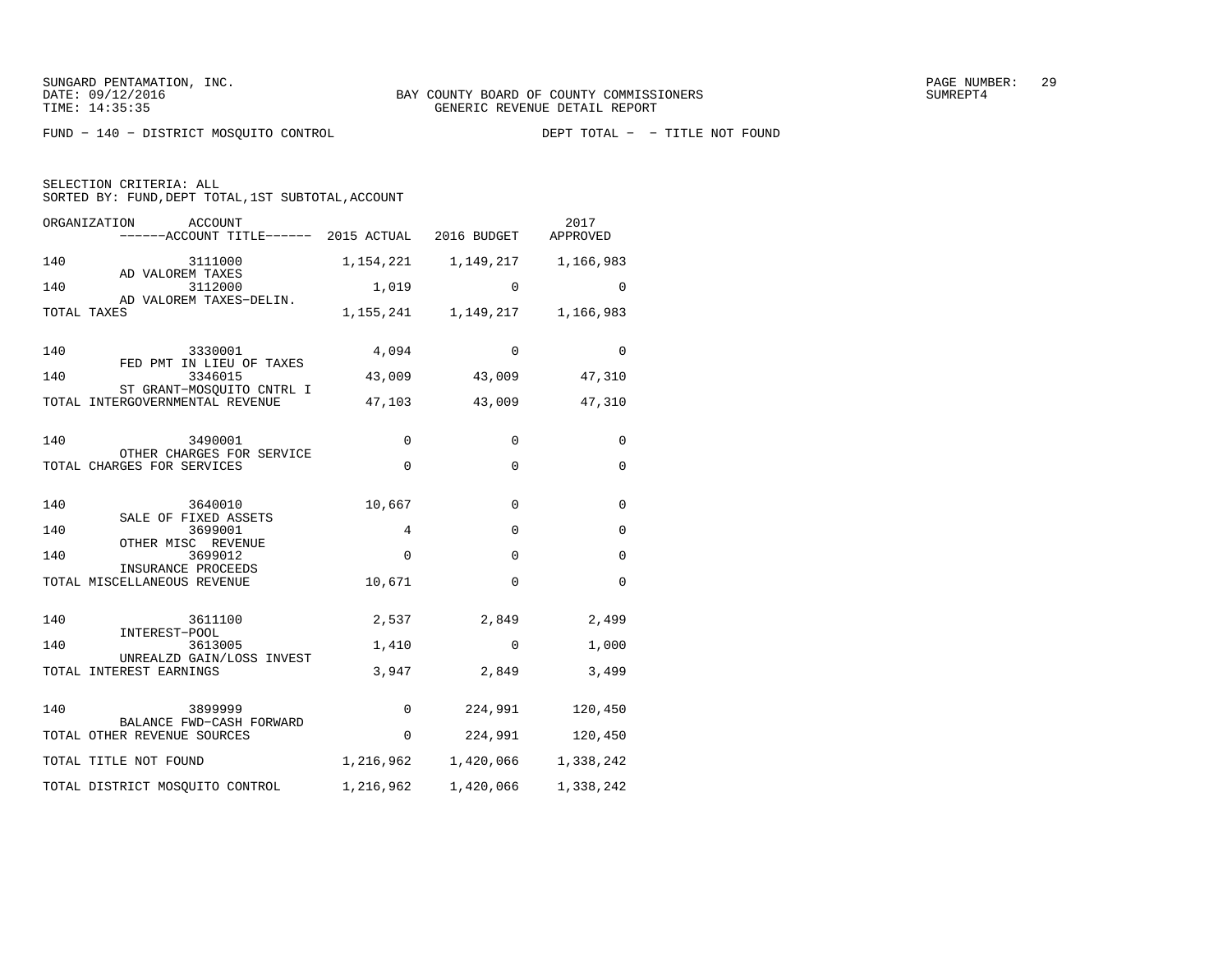SUNGARD PENTAMATION, INC.
DATE: 09/12/2016
TIME: 14:35:35

BAY COUNTY BOARD OF COUNTY COMMISSIONERS
GENERIC REVENUE DETAIL REPORT

SUMREPT4

FUND − 140 − DISTRICT MOSQUITO CONTROL

DEPT TOTAL − − TITLE NOT FOUND

SELECTION CRITERIA: ALL
SORTED BY: FUND,DEPT TOTAL,1ST SUBTOTAL,ACCOUNT

| ORGANIZATION | ACCOUNT / ------ACCOUNT TITLE------ | 2015 ACTUAL | 2016 BUDGET | 2017 APPROVED |
|---|---|---|---|---|
| 140 | 3111000 AD VALOREM TAXES | 1,154,221 | 1,149,217 | 1,166,983 |
| 140 | 3112000 AD VALOREM TAXES−DELIN. | 1,019 | 0 | 0 |
| TOTAL TAXES | | 1,155,241 | 1,149,217 | 1,166,983 |
| 140 | 3330001 FED PMT IN LIEU OF TAXES | 4,094 | 0 | 0 |
| 140 | 3346015 ST GRANT−MOSQUITO CNTRL I | 43,009 | 43,009 | 47,310 |
| TOTAL INTERGOVERNMENTAL REVENUE | | 47,103 | 43,009 | 47,310 |
| 140 | 3490001 OTHER CHARGES FOR SERVICE | 0 | 0 | 0 |
| TOTAL CHARGES FOR SERVICES | | 0 | 0 | 0 |
| 140 | 3640010 SALE OF FIXED ASSETS | 10,667 | 0 | 0 |
| 140 | 3699001 OTHER MISC REVENUE | 4 | 0 | 0 |
| 140 | 3699012 INSURANCE PROCEEDS | 0 | 0 | 0 |
| TOTAL MISCELLANEOUS REVENUE | | 10,671 | 0 | 0 |
| 140 | 3611100 INTEREST−POOL | 2,537 | 2,849 | 2,499 |
| 140 | 3613005 UNREALZD GAIN/LOSS INVEST | 1,410 | 0 | 1,000 |
| TOTAL INTEREST EARNINGS | | 3,947 | 2,849 | 3,499 |
| 140 | 3899999 BALANCE FWD−CASH FORWARD | 0 | 224,991 | 120,450 |
| TOTAL OTHER REVENUE SOURCES | | 0 | 224,991 | 120,450 |
| TOTAL TITLE NOT FOUND | | 1,216,962 | 1,420,066 | 1,338,242 |
| TOTAL DISTRICT MOSQUITO CONTROL | | 1,216,962 | 1,420,066 | 1,338,242 |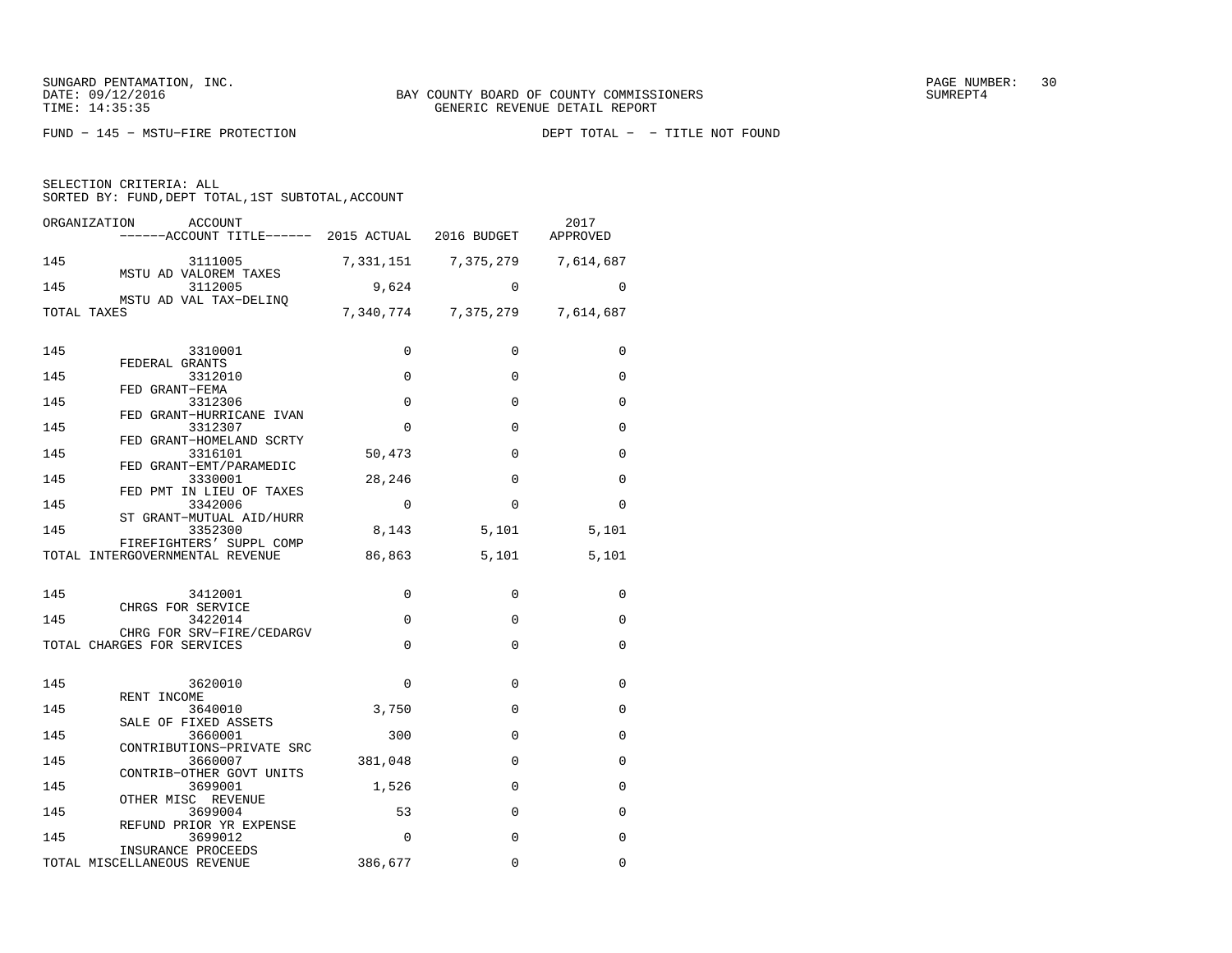SUNGARD PENTAMATION, INC.
DATE: 09/12/2016
TIME: 14:35:35

BAY COUNTY BOARD OF COUNTY COMMISSIONERS
GENERIC REVENUE DETAIL REPORT

SUMREPT4

FUND – 145 – MSTU–FIRE PROTECTION

DEPT TOTAL – – TITLE NOT FOUND

SELECTION CRITERIA: ALL
SORTED BY: FUND,DEPT TOTAL,1ST SUBTOTAL,ACCOUNT

| ORGANIZATION | ACCOUNT / ------ACCOUNT TITLE------ | 2015 ACTUAL | 2016 BUDGET | 2017 APPROVED |
|---|---|---|---|---|
| 145 | 3111005 MSTU AD VALOREM TAXES | 7,331,151 | 7,375,279 | 7,614,687 |
| 145 | 3112005 MSTU AD VAL TAX–DELINQ | 9,624 | 0 | 0 |
| TOTAL TAXES | | 7,340,774 | 7,375,279 | 7,614,687 |
| 145 | 3310001 FEDERAL GRANTS | 0 | 0 | 0 |
| 145 | 3312010 FED GRANT–FEMA | 0 | 0 | 0 |
| 145 | 3312306 FED GRANT–HURRICANE IVAN | 0 | 0 | 0 |
| 145 | 3312307 FED GRANT–HOMELAND SCRTY | 0 | 0 | 0 |
| 145 | 3316101 FED GRANT–EMT/PARAMEDIC | 50,473 | 0 | 0 |
| 145 | 3330001 FED PMT IN LIEU OF TAXES | 28,246 | 0 | 0 |
| 145 | 3342006 ST GRANT–MUTUAL AID/HURR | 0 | 0 | 0 |
| 145 | 3352300 FIREFIGHTERS' SUPPL COMP | 8,143 | 5,101 | 5,101 |
| TOTAL INTERGOVERNMENTAL REVENUE | | 86,863 | 5,101 | 5,101 |
| 145 | 3412001 CHRGS FOR SERVICE | 0 | 0 | 0 |
| 145 | 3422014 CHRG FOR SRV–FIRE/CEDARGV | 0 | 0 | 0 |
| TOTAL CHARGES FOR SERVICES | | 0 | 0 | 0 |
| 145 | 3620010 RENT INCOME | 0 | 0 | 0 |
| 145 | 3640010 SALE OF FIXED ASSETS | 3,750 | 0 | 0 |
| 145 | 3660001 CONTRIBUTIONS–PRIVATE SRC | 300 | 0 | 0 |
| 145 | 3660007 CONTRIB–OTHER GOVT UNITS | 381,048 | 0 | 0 |
| 145 | 3699001 OTHER MISC REVENUE | 1,526 | 0 | 0 |
| 145 | 3699004 REFUND PRIOR YR EXPENSE | 53 | 0 | 0 |
| 145 | 3699012 INSURANCE PROCEEDS | 0 | 0 | 0 |
| TOTAL MISCELLANEOUS REVENUE | | 386,677 | 0 | 0 |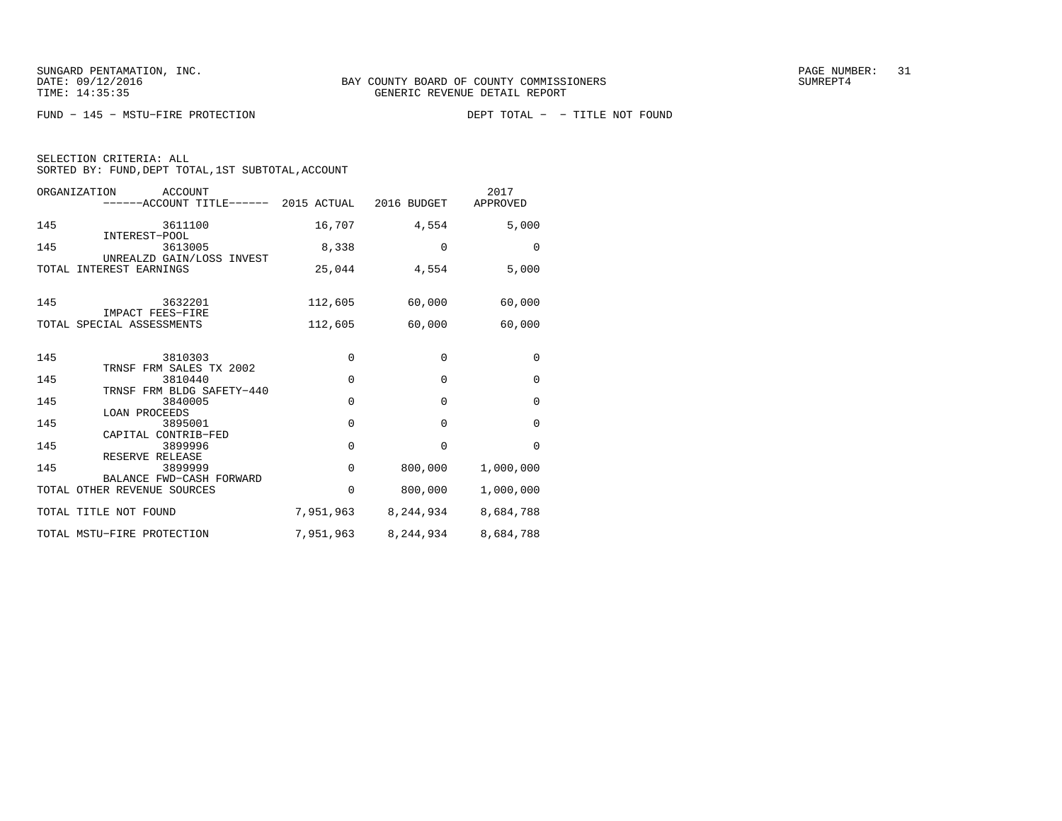SUNGARD PENTAMATION, INC.
DATE: 09/12/2016
TIME: 14:35:35

BAY COUNTY BOARD OF COUNTY COMMISSIONERS
GENERIC REVENUE DETAIL REPORT

SUMREPT4

FUND − 145 − MSTU−FIRE PROTECTION    DEPT TOTAL − − TITLE NOT FOUND

SELECTION CRITERIA: ALL
SORTED BY: FUND,DEPT TOTAL,1ST SUBTOTAL,ACCOUNT

| ORGANIZATION | ACCOUNT ------ACCOUNT TITLE------ | 2015 ACTUAL | 2016 BUDGET | 2017 APPROVED |
|---|---|---|---|---|
| 145 | 3611100 INTEREST−POOL | 16,707 | 4,554 | 5,000 |
| 145 | 3613005 UNREALZD GAIN/LOSS INVEST | 8,338 | 0 | 0 |
| TOTAL INTEREST EARNINGS | | 25,044 | 4,554 | 5,000 |
| 145 | 3632201 IMPACT FEES−FIRE | 112,605 | 60,000 | 60,000 |
| TOTAL SPECIAL ASSESSMENTS | | 112,605 | 60,000 | 60,000 |
| 145 | 3810303 TRNSF FRM SALES TX 2002 | 0 | 0 | 0 |
| 145 | 3810440 TRNSF FRM BLDG SAFETY−440 | 0 | 0 | 0 |
| 145 | 3840005 LOAN PROCEEDS | 0 | 0 | 0 |
| 145 | 3895001 CAPITAL CONTRIB−FED | 0 | 0 | 0 |
| 145 | 3899996 RESERVE RELEASE | 0 | 0 | 0 |
| 145 | 3899999 BALANCE FWD−CASH FORWARD | 0 | 800,000 | 1,000,000 |
| TOTAL OTHER REVENUE SOURCES | | 0 | 800,000 | 1,000,000 |
| TOTAL TITLE NOT FOUND | | 7,951,963 | 8,244,934 | 8,684,788 |
| TOTAL MSTU−FIRE PROTECTION | | 7,951,963 | 8,244,934 | 8,684,788 |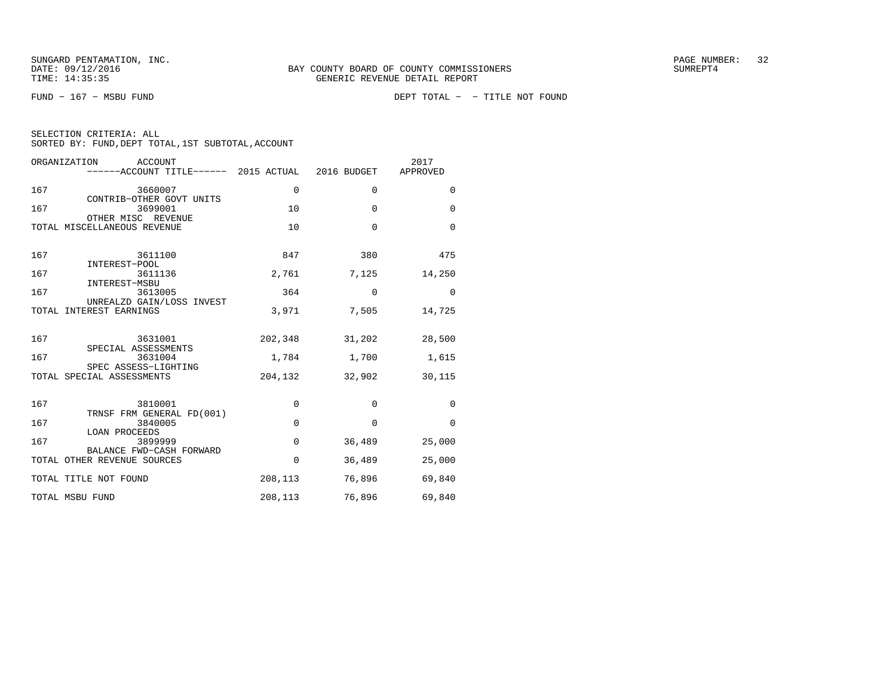BAY COUNTY BOARD OF COUNTY COMMISSIONERS
GENERIC REVENUE DETAIL REPORT

FUND − 167 − MSBU FUND DEPT TOTAL − − TITLE NOT FOUND

SELECTION CRITERIA: ALL
SORTED BY: FUND,DEPT TOTAL,1ST SUBTOTAL,ACCOUNT

| ORGANIZATION | ACCOUNT / ACCOUNT TITLE | 2015 ACTUAL | 2016 BUDGET | 2017 APPROVED |
|---|---|---|---|---|
| 167 | 3660007 CONTRIB−OTHER GOVT UNITS | 0 | 0 | 0 |
| 167 | 3699001 OTHER MISC REVENUE | 10 | 0 | 0 |
| TOTAL MISCELLANEOUS REVENUE | | 10 | 0 | 0 |
| 167 | 3611100 INTEREST−POOL | 847 | 380 | 475 |
| 167 | 3611136 INTEREST−MSBU | 2,761 | 7,125 | 14,250 |
| 167 | 3613005 UNREALZD GAIN/LOSS INVEST | 364 | 0 | 0 |
| TOTAL INTEREST EARNINGS | | 3,971 | 7,505 | 14,725 |
| 167 | 3631001 SPECIAL ASSESSMENTS | 202,348 | 31,202 | 28,500 |
| 167 | 3631004 SPEC ASSESS−LIGHTING | 1,784 | 1,700 | 1,615 |
| TOTAL SPECIAL ASSESSMENTS | | 204,132 | 32,902 | 30,115 |
| 167 | 3810001 TRNSF FRM GENERAL FD(001) | 0 | 0 | 0 |
| 167 | 3840005 LOAN PROCEEDS | 0 | 0 | 0 |
| 167 | 3899999 BALANCE FWD−CASH FORWARD | 0 | 36,489 | 25,000 |
| TOTAL OTHER REVENUE SOURCES | | 0 | 36,489 | 25,000 |
| TOTAL TITLE NOT FOUND | | 208,113 | 76,896 | 69,840 |
| TOTAL MSBU FUND | | 208,113 | 76,896 | 69,840 |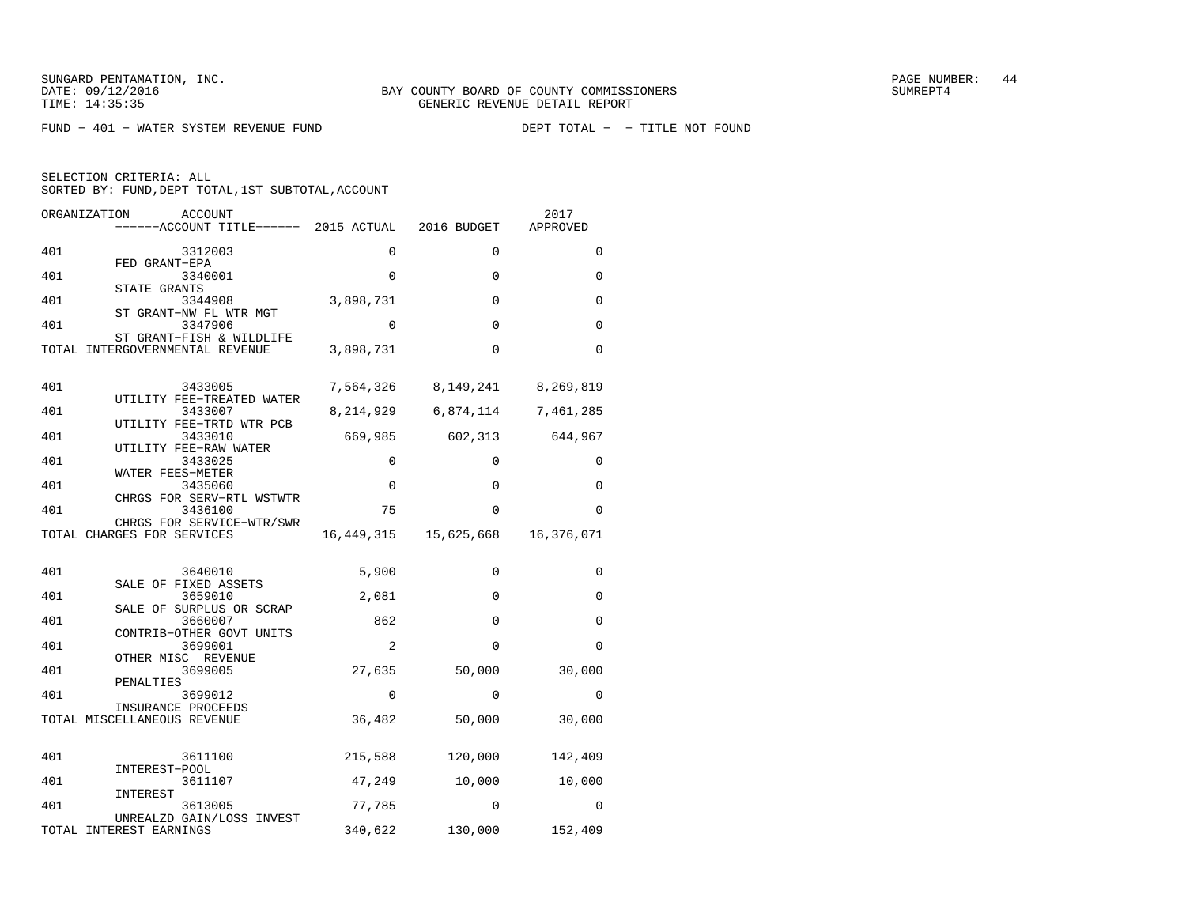SUNGARD PENTAMATION, INC.
DATE: 09/12/2016
TIME: 14:35:35

BAY COUNTY BOARD OF COUNTY COMMISSIONERS
GENERIC REVENUE DETAIL REPORT

SUMREPT4

FUND − 401 − WATER SYSTEM REVENUE FUND                DEPT TOTAL − − TITLE NOT FOUND

SELECTION CRITERIA: ALL
SORTED BY: FUND,DEPT TOTAL,1ST SUBTOTAL,ACCOUNT

| ORGANIZATION | ACCOUNT / ACCOUNT TITLE | 2015 ACTUAL | 2016 BUDGET | 2017 APPROVED |
|---|---|---|---|---|
| 401 | 3312003 FED GRANT−EPA | 0 | 0 | 0 |
| 401 | 3340001 STATE GRANTS | 0 | 0 | 0 |
| 401 | 3344908 ST GRANT−NW FL WTR MGT | 3,898,731 | 0 | 0 |
| 401 | 3347906 ST GRANT−FISH & WILDLIFE | 0 | 0 | 0 |
| TOTAL INTERGOVERNMENTAL REVENUE | | 3,898,731 | 0 | 0 |
| 401 | 3433005 UTILITY FEE−TREATED WATER | 7,564,326 | 8,149,241 | 8,269,819 |
| 401 | 3433007 UTILITY FEE−TRTD WTR PCB | 8,214,929 | 6,874,114 | 7,461,285 |
| 401 | 3433010 UTILITY FEE−RAW WATER | 669,985 | 602,313 | 644,967 |
| 401 | 3433025 WATER FEES−METER | 0 | 0 | 0 |
| 401 | 3435060 CHRGS FOR SERV−RTL WSTWTR | 0 | 0 | 0 |
| 401 | 3436100 CHRGS FOR SERVICE−WTR/SWR | 75 | 0 | 0 |
| TOTAL CHARGES FOR SERVICES | | 16,449,315 | 15,625,668 | 16,376,071 |
| 401 | 3640010 SALE OF FIXED ASSETS | 5,900 | 0 | 0 |
| 401 | 3659010 SALE OF SURPLUS OR SCRAP | 2,081 | 0 | 0 |
| 401 | 3660007 CONTRIB−OTHER GOVT UNITS | 862 | 0 | 0 |
| 401 | 3699001 OTHER MISC REVENUE | 2 | 0 | 0 |
| 401 | 3699005 PENALTIES | 27,635 | 50,000 | 30,000 |
| 401 | 3699012 INSURANCE PROCEEDS | 0 | 0 | 0 |
| TOTAL MISCELLANEOUS REVENUE | | 36,482 | 50,000 | 30,000 |
| 401 | 3611100 INTEREST−POOL | 215,588 | 120,000 | 142,409 |
| 401 | 3611107 INTEREST | 47,249 | 10,000 | 10,000 |
| 401 | 3613005 UNREALZD GAIN/LOSS INVEST | 77,785 | 0 | 0 |
| TOTAL INTEREST EARNINGS | | 340,622 | 130,000 | 152,409 |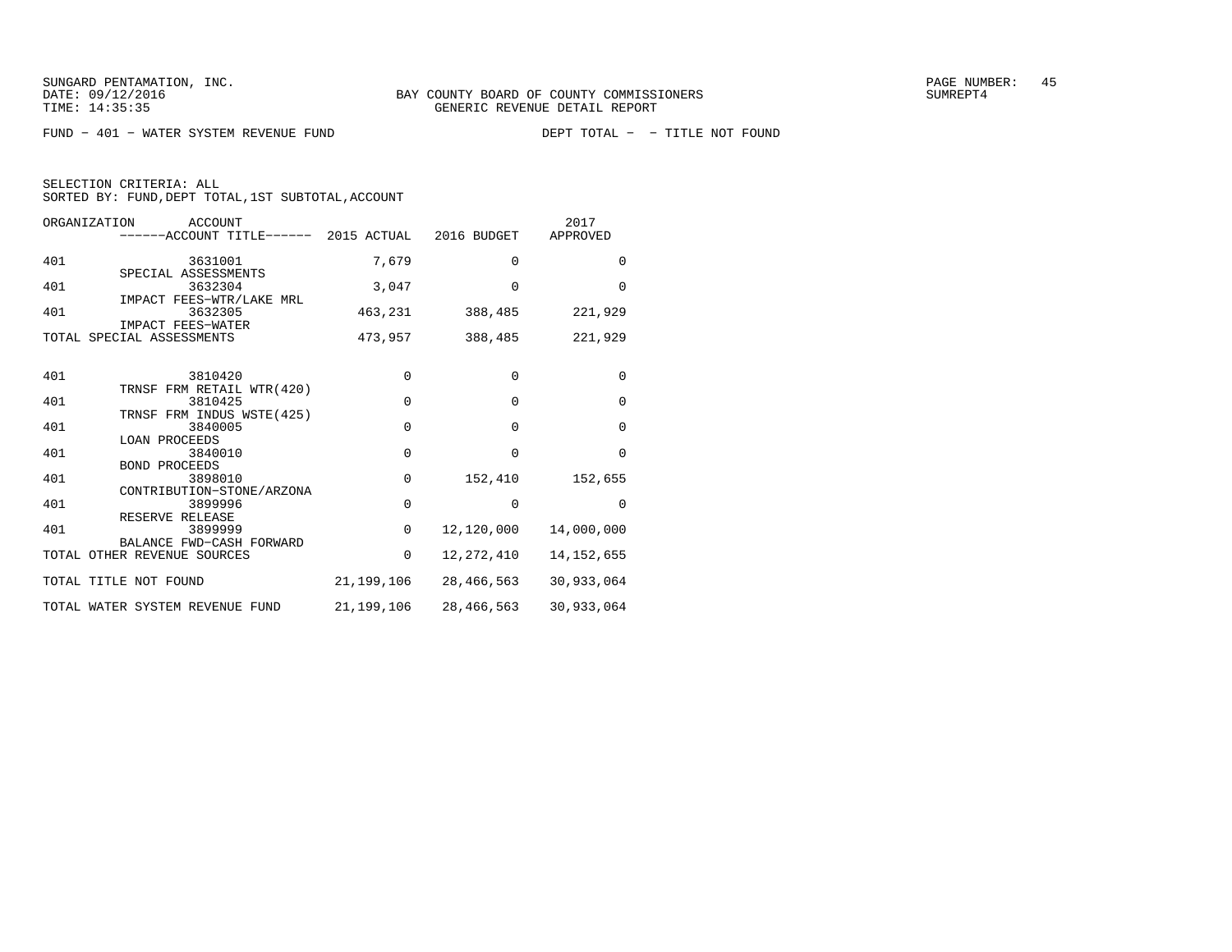SUNGARD PENTAMATION, INC.
DATE: 09/12/2016
TIME: 14:35:35

BAY COUNTY BOARD OF COUNTY COMMISSIONERS
GENERIC REVENUE DETAIL REPORT

SUMREPT4

FUND - 401 - WATER SYSTEM REVENUE FUND

DEPT TOTAL - - TITLE NOT FOUND

SELECTION CRITERIA: ALL
SORTED BY: FUND,DEPT TOTAL,1ST SUBTOTAL,ACCOUNT

| ORGANIZATION | ACCOUNT / ACCOUNT TITLE | 2015 ACTUAL | 2016 BUDGET | 2017 APPROVED |
|---|---|---|---|---|
| 401 | 3631001 SPECIAL ASSESSMENTS | 7,679 | 0 | 0 |
| 401 | 3632304 IMPACT FEES-WTR/LAKE MRL | 3,047 | 0 | 0 |
| 401 | 3632305 IMPACT FEES-WATER | 463,231 | 388,485 | 221,929 |
| TOTAL SPECIAL ASSESSMENTS | | 473,957 | 388,485 | 221,929 |
| 401 | 3810420 TRNSF FRM RETAIL WTR(420) | 0 | 0 | 0 |
| 401 | 3810425 TRNSF FRM INDUS WSTE(425) | 0 | 0 | 0 |
| 401 | 3840005 LOAN PROCEEDS | 0 | 0 | 0 |
| 401 | 3840010 BOND PROCEEDS | 0 | 0 | 0 |
| 401 | 3898010 CONTRIBUTION-STONE/ARZONA | 0 | 152,410 | 152,655 |
| 401 | 3899996 RESERVE RELEASE | 0 | 0 | 0 |
| 401 | 3899999 BALANCE FWD-CASH FORWARD | 0 | 12,120,000 | 14,000,000 |
| TOTAL OTHER REVENUE SOURCES | | 0 | 12,272,410 | 14,152,655 |
| TOTAL TITLE NOT FOUND | | 21,199,106 | 28,466,563 | 30,933,064 |
| TOTAL WATER SYSTEM REVENUE FUND | | 21,199,106 | 28,466,563 | 30,933,064 |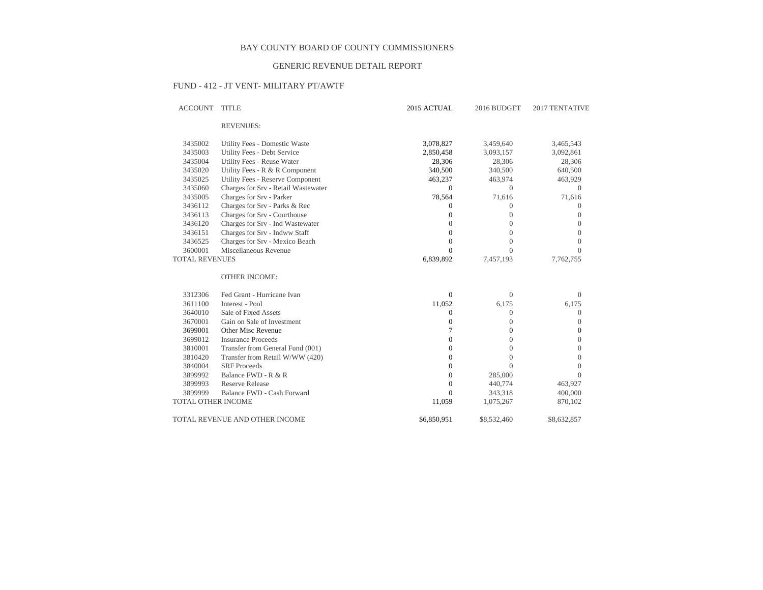BAY COUNTY BOARD OF COUNTY COMMISSIONERS

GENERIC REVENUE DETAIL REPORT

FUND - 412 - JT VENT- MILITARY PT/AWTF

| ACCOUNT | TITLE | 2015 ACTUAL | 2016 BUDGET | 2017 TENTATIVE |
|---|---|---|---|---|
| | REVENUES: | | | |
| 3435002 | Utility Fees - Domestic Waste | 3,078,827 | 3,459,640 | 3,465,543 |
| 3435003 | Utility Fees - Debt Service | 2,850,458 | 3,093,157 | 3,092,861 |
| 3435004 | Utility Fees - Reuse Water | 28,306 | 28,306 | 28,306 |
| 3435020 | Utility Fees - R & R Component | 340,500 | 340,500 | 640,500 |
| 3435025 | Utility Fees - Reserve Component | 463,237 | 463,974 | 463,929 |
| 3435060 | Charges for Srv - Retail Wastewater | 0 | 0 | 0 |
| 3435005 | Charges for Srv - Parker | 78,564 | 71,616 | 71,616 |
| 3436112 | Charges for Srv - Parks & Rec | 0 | 0 | 0 |
| 3436113 | Charges for Srv - Courthouse | 0 | 0 | 0 |
| 3436120 | Charges for Srv - Ind Wastewater | 0 | 0 | 0 |
| 3436151 | Charges for Srv - Indww Staff | 0 | 0 | 0 |
| 3436525 | Charges for Srv - Mexico Beach | 0 | 0 | 0 |
| 3600001 | Miscellaneous Revenue | 0 | 0 | 0 |
| TOTAL REVENUES | | 6,839,892 | 7,457,193 | 7,762,755 |
| | OTHER INCOME: | | | |
| 3312306 | Fed Grant - Hurricane Ivan | 0 | 0 | 0 |
| 3611100 | Interest - Pool | 11,052 | 6,175 | 6,175 |
| 3640010 | Sale of Fixed Assets | 0 | 0 | 0 |
| 3670001 | Gain on Sale of Investment | 0 | 0 | 0 |
| 3699001 | Other Misc Revenue | 7 | 0 | 0 |
| 3699012 | Insurance Proceeds | 0 | 0 | 0 |
| 3810001 | Transfer from General Fund (001) | 0 | 0 | 0 |
| 3810420 | Transfer from Retail W/WW (420) | 0 | 0 | 0 |
| 3840004 | SRF Proceeds | 0 | 0 | 0 |
| 3899992 | Balance FWD - R & R | 0 | 285,000 | 0 |
| 3899993 | Reserve Release | 0 | 440,774 | 463,927 |
| 3899999 | Balance FWD - Cash Forward | 0 | 343,318 | 400,000 |
| TOTAL OTHER INCOME | | 11,059 | 1,075,267 | 870,102 |
| TOTAL REVENUE AND OTHER INCOME | | $6,850,951 | $8,532,460 | $8,632,857 |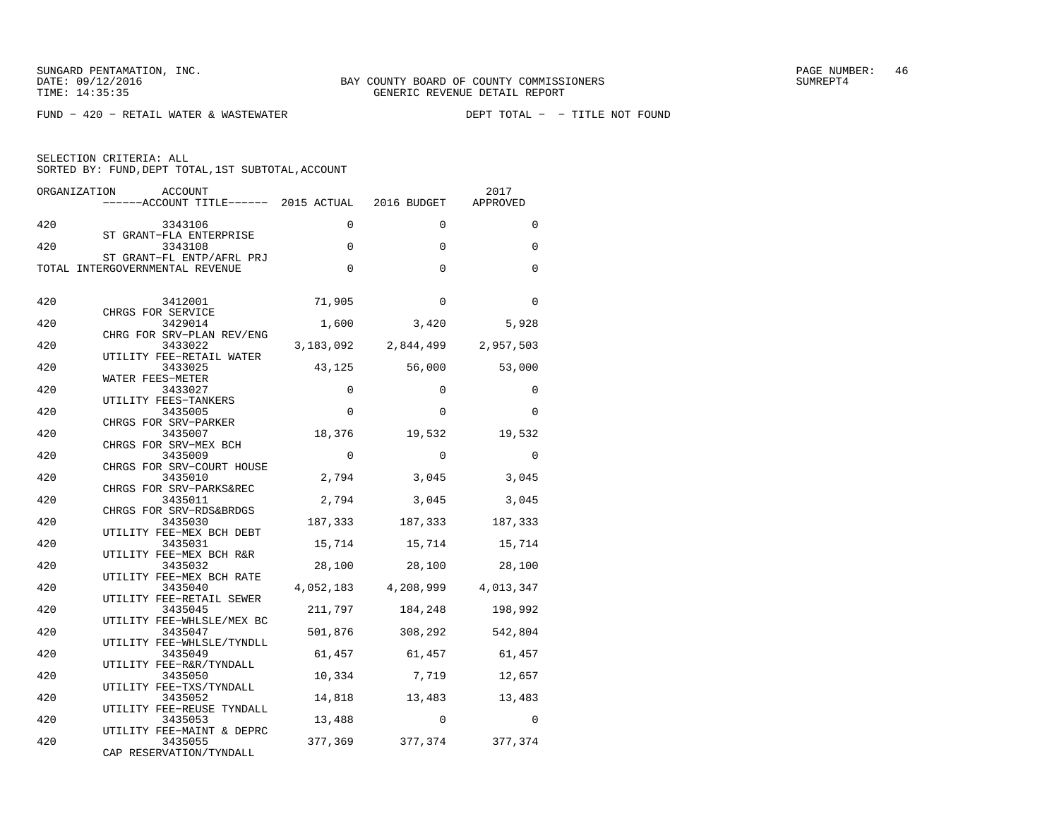SUNGARD PENTAMATION, INC.
DATE: 09/12/2016
TIME: 14:35:35

BAY COUNTY BOARD OF COUNTY COMMISSIONERS
GENERIC REVENUE DETAIL REPORT

SUMREPT4

FUND - 420 - RETAIL WATER & WASTEWATER                    DEPT TOTAL -  - TITLE NOT FOUND

SELECTION CRITERIA: ALL
SORTED BY: FUND,DEPT TOTAL,1ST SUBTOTAL,ACCOUNT

| ORGANIZATION | ACCOUNT / ACCOUNT TITLE | 2015 ACTUAL | 2016 BUDGET | 2017 APPROVED |
|---|---|---|---|---|
| 420 | 3343106 ST GRANT-FLA ENTERPRISE | 0 | 0 | 0 |
| 420 | 3343108 ST GRANT-FL ENTP/AFRL PRJ | 0 | 0 | 0 |
| TOTAL INTERGOVERNMENTAL REVENUE | | 0 | 0 | 0 |
| 420 | 3412001 CHRGS FOR SERVICE | 71,905 | 0 | 0 |
| 420 | 3429014 CHRG FOR SRV-PLAN REV/ENG | 1,600 | 3,420 | 5,928 |
| 420 | 3433022 UTILITY FEE-RETAIL WATER | 3,183,092 | 2,844,499 | 2,957,503 |
| 420 | 3433025 WATER FEES-METER | 43,125 | 56,000 | 53,000 |
| 420 | 3433027 UTILITY FEES-TANKERS | 0 | 0 | 0 |
| 420 | 3435005 CHRGS FOR SRV-PARKER | 0 | 0 | 0 |
| 420 | 3435007 CHRGS FOR SRV-MEX BCH | 18,376 | 19,532 | 19,532 |
| 420 | 3435009 CHRGS FOR SRV-COURT HOUSE | 0 | 0 | 0 |
| 420 | 3435010 CHRGS FOR SRV-PARKS&REC | 2,794 | 3,045 | 3,045 |
| 420 | 3435011 CHRGS FOR SRV-RDS&BRDGS | 2,794 | 3,045 | 3,045 |
| 420 | 3435030 UTILITY FEE-MEX BCH DEBT | 187,333 | 187,333 | 187,333 |
| 420 | 3435031 UTILITY FEE-MEX BCH R&R | 15,714 | 15,714 | 15,714 |
| 420 | 3435032 UTILITY FEE-MEX BCH RATE | 28,100 | 28,100 | 28,100 |
| 420 | 3435040 UTILITY FEE-RETAIL SEWER | 4,052,183 | 4,208,999 | 4,013,347 |
| 420 | 3435045 UTILITY FEE-WHLSLE/MEX BC | 211,797 | 184,248 | 198,992 |
| 420 | 3435047 UTILITY FEE-WHLSLE/TYNDLL | 501,876 | 308,292 | 542,804 |
| 420 | 3435049 UTILITY FEE-R&R/TYNDALL | 61,457 | 61,457 | 61,457 |
| 420 | 3435050 UTILITY FEE-TXS/TYNDALL | 10,334 | 7,719 | 12,657 |
| 420 | 3435052 UTILITY FEE-REUSE TYNDALL | 14,818 | 13,483 | 13,483 |
| 420 | 3435053 UTILITY FEE-MAINT & DEPRC | 13,488 | 0 | 0 |
| 420 | 3435055 CAP RESERVATION/TYNDALL | 377,369 | 377,374 | 377,374 |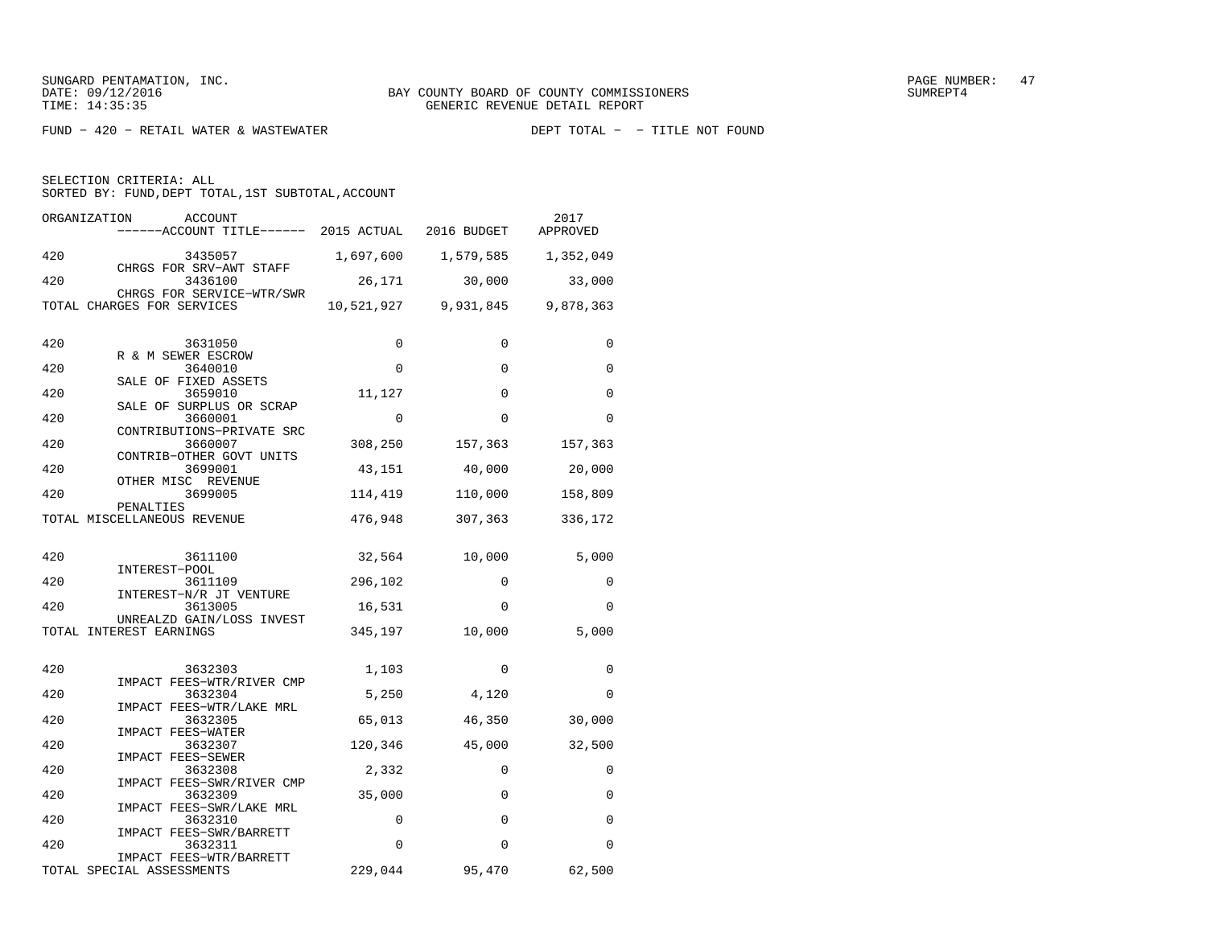BAY COUNTY BOARD OF COUNTY COMMISSIONERS
GENERIC REVENUE DETAIL REPORT

FUND - 420 - RETAIL WATER & WASTEWATER　　　　DEPT TOTAL - - TITLE NOT FOUND

SELECTION CRITERIA: ALL
SORTED BY: FUND,DEPT TOTAL,1ST SUBTOTAL,ACCOUNT

| ORGANIZATION | ACCOUNT / ACCOUNT TITLE | 2015 ACTUAL | 2016 BUDGET | 2017 APPROVED |
|---|---|---|---|---|
| 420 | 3435057 CHRGS FOR SRV-AWT STAFF | 1,697,600 | 1,579,585 | 1,352,049 |
| 420 | 3436100 CHRGS FOR SERVICE-WTR/SWR | 26,171 | 30,000 | 33,000 |
| TOTAL CHARGES FOR SERVICES | | 10,521,927 | 9,931,845 | 9,878,363 |
| 420 | 3631050 R & M SEWER ESCROW | 0 | 0 | 0 |
| 420 | 3640010 SALE OF FIXED ASSETS | 0 | 0 | 0 |
| 420 | 3659010 SALE OF SURPLUS OR SCRAP | 11,127 | 0 | 0 |
| 420 | 3660001 CONTRIBUTIONS-PRIVATE SRC | 0 | 0 | 0 |
| 420 | 3660007 CONTRIB-OTHER GOVT UNITS | 308,250 | 157,363 | 157,363 |
| 420 | 3699001 OTHER MISC REVENUE | 43,151 | 40,000 | 20,000 |
| 420 | 3699005 PENALTIES | 114,419 | 110,000 | 158,809 |
| TOTAL MISCELLANEOUS REVENUE | | 476,948 | 307,363 | 336,172 |
| 420 | 3611100 INTEREST-POOL | 32,564 | 10,000 | 5,000 |
| 420 | 3611109 INTEREST-N/R JT VENTURE | 296,102 | 0 | 0 |
| 420 | 3613005 UNREALZD GAIN/LOSS INVEST | 16,531 | 0 | 0 |
| TOTAL INTEREST EARNINGS | | 345,197 | 10,000 | 5,000 |
| 420 | 3632303 IMPACT FEES-WTR/RIVER CMP | 1,103 | 0 | 0 |
| 420 | 3632304 IMPACT FEES-WTR/LAKE MRL | 5,250 | 4,120 | 0 |
| 420 | 3632305 IMPACT FEES-WATER | 65,013 | 46,350 | 30,000 |
| 420 | 3632307 IMPACT FEES-SEWER | 120,346 | 45,000 | 32,500 |
| 420 | 3632308 IMPACT FEES-SWR/RIVER CMP | 2,332 | 0 | 0 |
| 420 | 3632309 IMPACT FEES-SWR/LAKE MRL | 35,000 | 0 | 0 |
| 420 | 3632310 IMPACT FEES-SWR/BARRETT | 0 | 0 | 0 |
| 420 | 3632311 IMPACT FEES-WTR/BARRETT | 0 | 0 | 0 |
| TOTAL SPECIAL ASSESSMENTS | | 229,044 | 95,470 | 62,500 |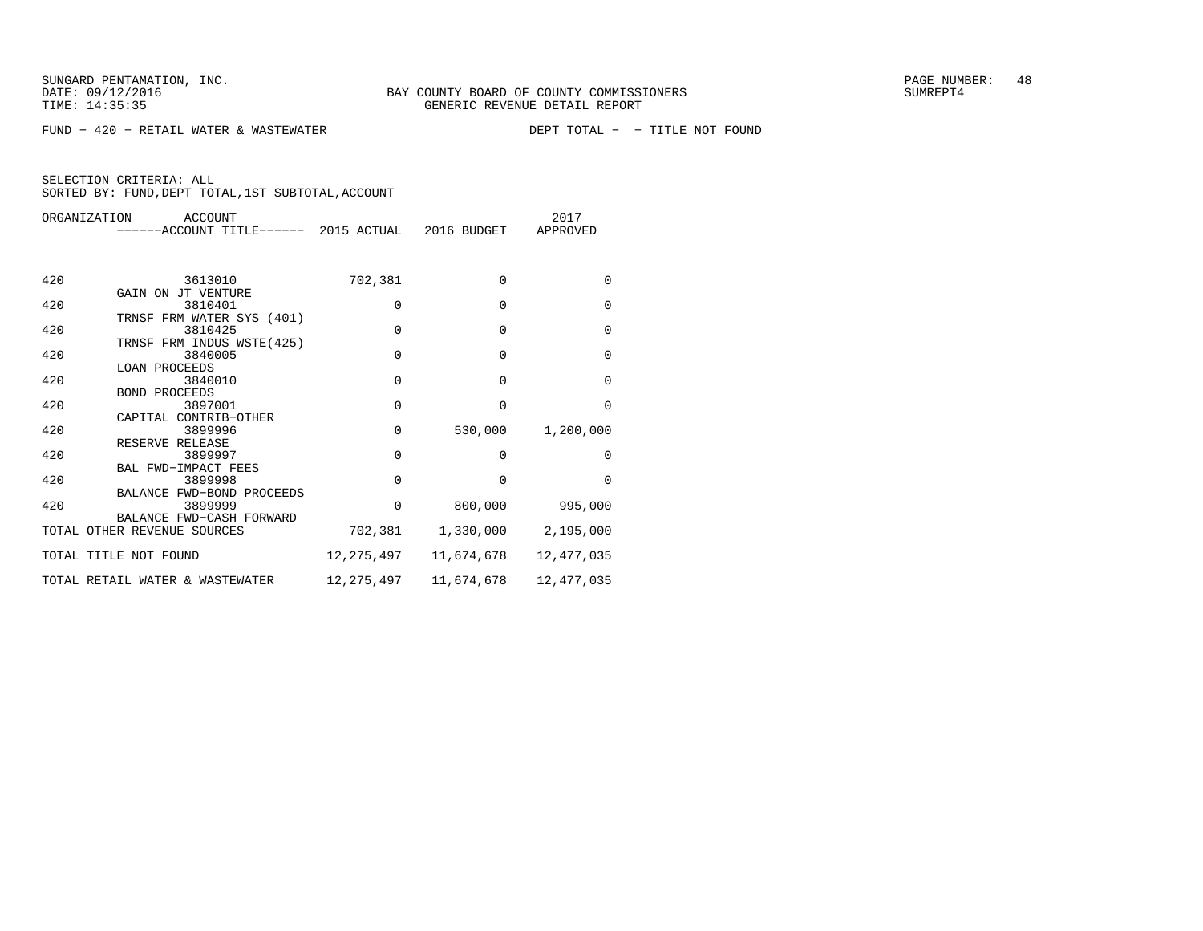SUNGARD PENTAMATION, INC.
DATE: 09/12/2016
TIME: 14:35:35

BAY COUNTY BOARD OF COUNTY COMMISSIONERS
GENERIC REVENUE DETAIL REPORT

SUMREPT4

FUND − 420 − RETAIL WATER & WASTEWATER DEPT TOTAL − − TITLE NOT FOUND

SELECTION CRITERIA: ALL
SORTED BY: FUND,DEPT TOTAL,1ST SUBTOTAL,ACCOUNT

| ORGANIZATION | ACCOUNT / ACCOUNT TITLE | 2015 ACTUAL | 2016 BUDGET | 2017 APPROVED |
|---|---|---|---|---|
| 420 | 3613010 GAIN ON JT VENTURE | 702,381 | 0 | 0 |
| 420 | 3810401 TRNSF FRM WATER SYS (401) | 0 | 0 | 0 |
| 420 | 3810425 TRNSF FRM INDUS WSTE(425) | 0 | 0 | 0 |
| 420 | 3840005 LOAN PROCEEDS | 0 | 0 | 0 |
| 420 | 3840010 BOND PROCEEDS | 0 | 0 | 0 |
| 420 | 3897001 CAPITAL CONTRIB−OTHER | 0 | 0 | 0 |
| 420 | 3899996 RESERVE RELEASE | 0 | 530,000 | 1,200,000 |
| 420 | 3899997 BAL FWD−IMPACT FEES | 0 | 0 | 0 |
| 420 | 3899998 BALANCE FWD−BOND PROCEEDS | 0 | 0 | 0 |
| 420 | 3899999 BALANCE FWD−CASH FORWARD | 0 | 800,000 | 995,000 |
| TOTAL OTHER REVENUE SOURCES | | 702,381 | 1,330,000 | 2,195,000 |
| TOTAL TITLE NOT FOUND | | 12,275,497 | 11,674,678 | 12,477,035 |
| TOTAL RETAIL WATER & WASTEWATER | | 12,275,497 | 11,674,678 | 12,477,035 |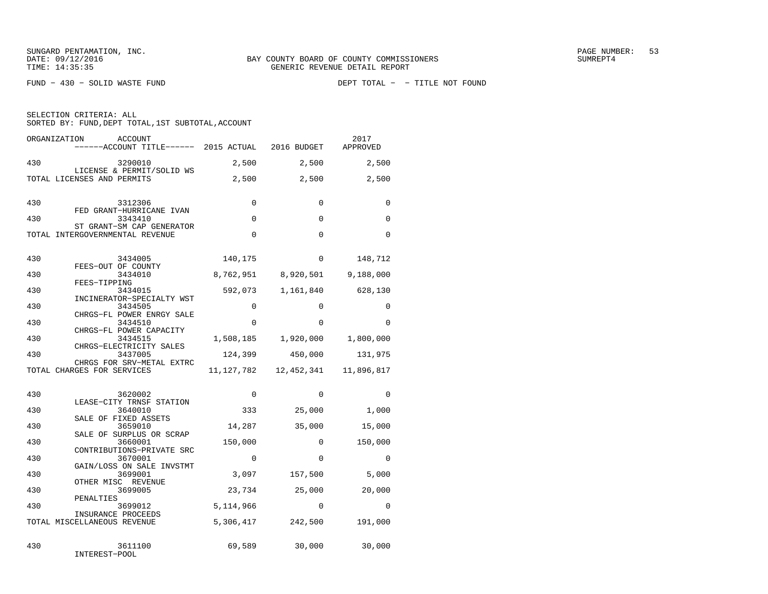SUNGARD PENTAMATION, INC.
DATE: 09/12/2016
TIME: 14:35:35

BAY COUNTY BOARD OF COUNTY COMMISSIONERS
GENERIC REVENUE DETAIL REPORT

PAGE NUMBER: 53
SUMREPT4

FUND − 430 − SOLID WASTE FUND

DEPT TOTAL − − TITLE NOT FOUND

SELECTION CRITERIA: ALL
SORTED BY: FUND,DEPT TOTAL,1ST SUBTOTAL,ACCOUNT

| ORGANIZATION | ACCOUNT ------ACCOUNT TITLE------ | 2015 ACTUAL | 2016 BUDGET | 2017 APPROVED |
|---|---|---|---|---|
| 430 | 3290010 LICENSE & PERMIT/SOLID WS | 2,500 | 2,500 | 2,500 |
| TOTAL LICENSES AND PERMITS | | 2,500 | 2,500 | 2,500 |
| 430 | 3312306 FED GRANT−HURRICANE IVAN | 0 | 0 | 0 |
| 430 | 3343410 ST GRANT−SM CAP GENERATOR | 0 | 0 | 0 |
| TOTAL INTERGOVERNMENTAL REVENUE | | 0 | 0 | 0 |
| 430 | 3434005 FEES−OUT OF COUNTY | 140,175 | 0 | 148,712 |
| 430 | 3434010 FEES−TIPPING | 8,762,951 | 8,920,501 | 9,188,000 |
| 430 | 3434015 INCINERATOR−SPECIALTY WST | 592,073 | 1,161,840 | 628,130 |
| 430 | 3434505 CHRGS−FL POWER ENRGY SALE | 0 | 0 | 0 |
| 430 | 3434510 CHRGS−FL POWER CAPACITY | 0 | 0 | 0 |
| 430 | 3434515 CHRGS−ELECTRICITY SALES | 1,508,185 | 1,920,000 | 1,800,000 |
| 430 | 3437005 CHRGS FOR SRV−METAL EXTRC | 124,399 | 450,000 | 131,975 |
| TOTAL CHARGES FOR SERVICES | | 11,127,782 | 12,452,341 | 11,896,817 |
| 430 | 3620002 LEASE−CITY TRNSF STATION | 0 | 0 | 0 |
| 430 | 3640010 SALE OF FIXED ASSETS | 333 | 25,000 | 1,000 |
| 430 | 3659010 SALE OF SURPLUS OR SCRAP | 14,287 | 35,000 | 15,000 |
| 430 | 3660001 CONTRIBUTIONS−PRIVATE SRC | 150,000 | 0 | 150,000 |
| 430 | 3670001 GAIN/LOSS ON SALE INVSTMT | 0 | 0 | 0 |
| 430 | 3699001 OTHER MISC REVENUE | 3,097 | 157,500 | 5,000 |
| 430 | 3699005 PENALTIES | 23,734 | 25,000 | 20,000 |
| 430 | 3699012 INSURANCE PROCEEDS | 5,114,966 | 0 | 0 |
| TOTAL MISCELLANEOUS REVENUE | | 5,306,417 | 242,500 | 191,000 |
| 430 | 3611100 INTEREST−POOL | 69,589 | 30,000 | 30,000 |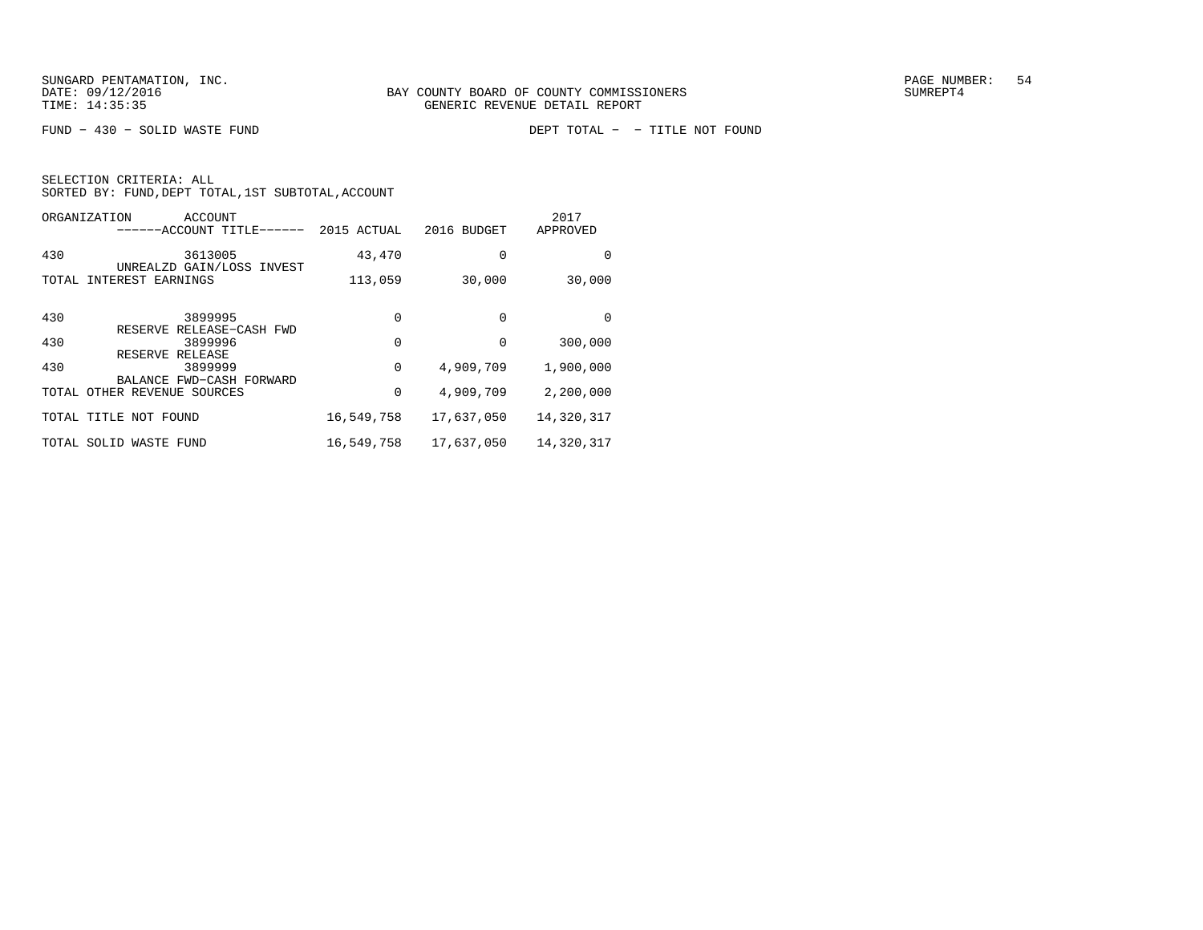FUND − 430 − SOLID WASTE FUND　　　　　　　　　　DEPT TOTAL − − TITLE NOT FOUND

SELECTION CRITERIA: ALL
SORTED BY: FUND,DEPT TOTAL,1ST SUBTOTAL,ACCOUNT

| ORGANIZATION | ACCOUNT ------ACCOUNT TITLE------ | 2015 ACTUAL | 2016 BUDGET | 2017 APPROVED |
|---|---|---|---|---|
| 430 | 3613005 UNREALZD GAIN/LOSS INVEST | 43,470 | 0 | 0 |
| TOTAL INTEREST EARNINGS | | 113,059 | 30,000 | 30,000 |
| 430 | 3899995 RESERVE RELEASE−CASH FWD | 0 | 0 | 0 |
| 430 | 3899996 RESERVE RELEASE | 0 | 0 | 300,000 |
| 430 | 3899999 BALANCE FWD−CASH FORWARD | 0 | 4,909,709 | 1,900,000 |
| TOTAL OTHER REVENUE SOURCES | | 0 | 4,909,709 | 2,200,000 |
| TOTAL TITLE NOT FOUND | | 16,549,758 | 17,637,050 | 14,320,317 |
| TOTAL SOLID WASTE FUND | | 16,549,758 | 17,637,050 | 14,320,317 |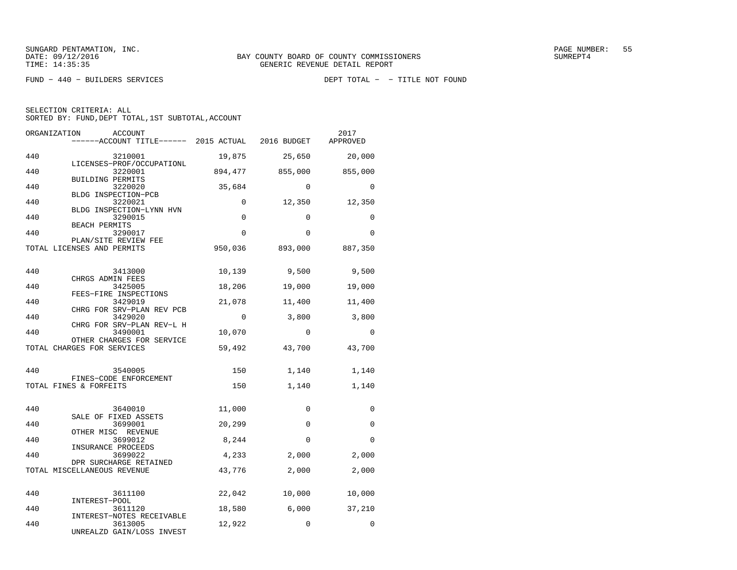SUNGARD PENTAMATION, INC.
DATE: 09/12/2016
TIME: 14:35:35

BAY COUNTY BOARD OF COUNTY COMMISSIONERS
GENERIC REVENUE DETAIL REPORT

SUMREPT4

FUND − 440 − BUILDERS SERVICES

DEPT TOTAL − − TITLE NOT FOUND

SELECTION CRITERIA: ALL
SORTED BY: FUND,DEPT TOTAL,1ST SUBTOTAL,ACCOUNT

| ORGANIZATION | ACCOUNT / ------ACCOUNT TITLE------ | 2015 ACTUAL | 2016 BUDGET | 2017 APPROVED |
|---|---|---|---|---|
| 440 | 3210001 LICENSES−PROF/OCCUPATIONL | 19,875 | 25,650 | 20,000 |
| 440 | 3220001 BUILDING PERMITS | 894,477 | 855,000 | 855,000 |
| 440 | 3220020 BLDG INSPECTION−PCB | 35,684 | 0 | 0 |
| 440 | 3220021 BLDG INSPECTION−LYNN HVN | 0 | 12,350 | 12,350 |
| 440 | 3290015 BEACH PERMITS | 0 | 0 | 0 |
| 440 | 3290017 PLAN/SITE REVIEW FEE | 0 | 0 | 0 |
| TOTAL LICENSES AND PERMITS | | 950,036 | 893,000 | 887,350 |
| 440 | 3413000 CHRGS ADMIN FEES | 10,139 | 9,500 | 9,500 |
| 440 | 3425005 FEES−FIRE INSPECTIONS | 18,206 | 19,000 | 19,000 |
| 440 | 3429019 CHRG FOR SRV−PLAN REV PCB | 21,078 | 11,400 | 11,400 |
| 440 | 3429020 CHRG FOR SRV−PLAN REV−L H | 0 | 3,800 | 3,800 |
| 440 | 3490001 OTHER CHARGES FOR SERVICE | 10,070 | 0 | 0 |
| TOTAL CHARGES FOR SERVICES | | 59,492 | 43,700 | 43,700 |
| 440 | 3540005 FINES−CODE ENFORCEMENT | 150 | 1,140 | 1,140 |
| TOTAL FINES & FORFEITS | | 150 | 1,140 | 1,140 |
| 440 | 3640010 SALE OF FIXED ASSETS | 11,000 | 0 | 0 |
| 440 | 3699001 OTHER MISC REVENUE | 20,299 | 0 | 0 |
| 440 | 3699012 INSURANCE PROCEEDS | 8,244 | 0 | 0 |
| 440 | 3699022 DPR SURCHARGE RETAINED | 4,233 | 2,000 | 2,000 |
| TOTAL MISCELLANEOUS REVENUE | | 43,776 | 2,000 | 2,000 |
| 440 | 3611100 INTEREST−POOL | 22,042 | 10,000 | 10,000 |
| 440 | 3611120 INTEREST−NOTES RECEIVABLE | 18,580 | 6,000 | 37,210 |
| 440 | 3613005 UNREALZD GAIN/LOSS INVEST | 12,922 | 0 | 0 |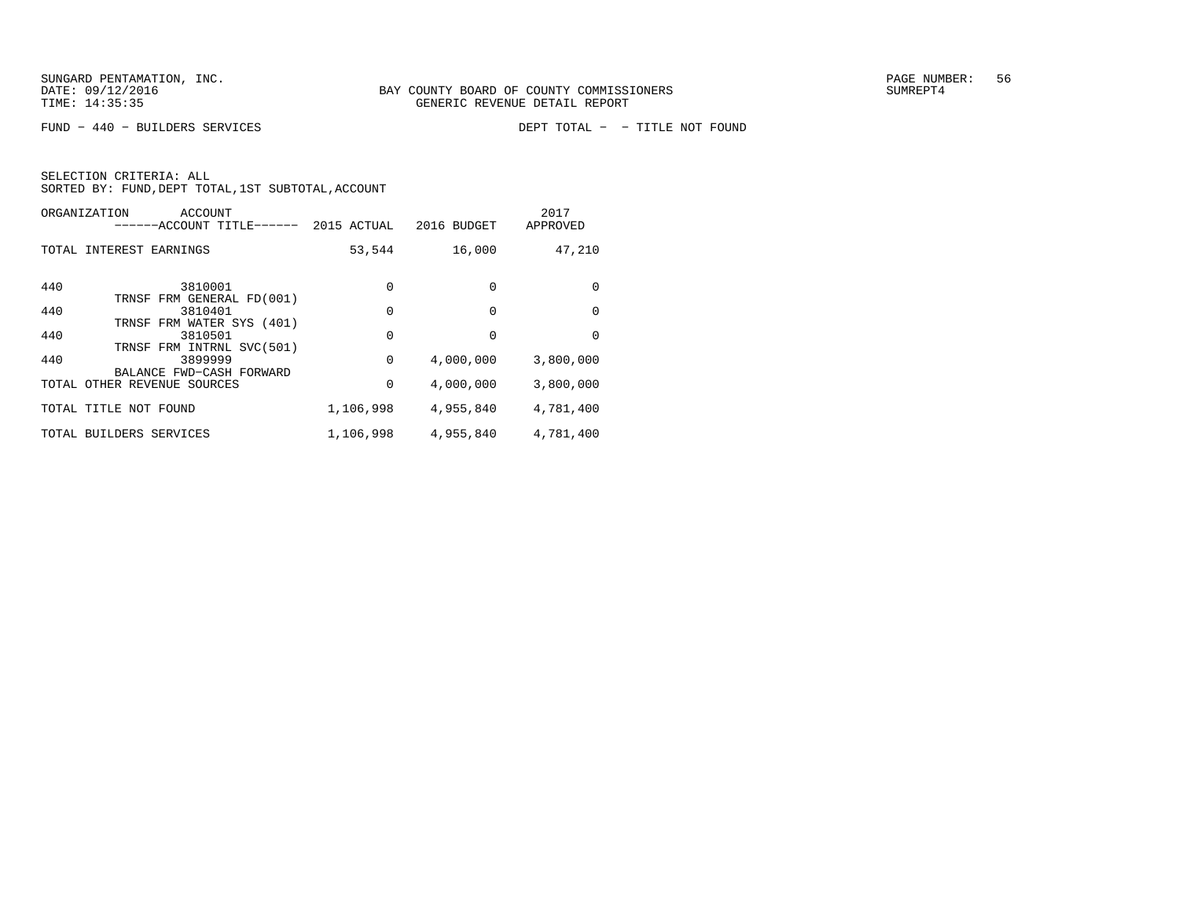SUNGARD PENTAMATION, INC.
DATE: 09/12/2016
TIME: 14:35:35

BAY COUNTY BOARD OF COUNTY COMMISSIONERS
GENERIC REVENUE DETAIL REPORT

PAGE NUMBER: 56
SUMREPT4

FUND - 440 - BUILDERS SERVICES

DEPT TOTAL - - TITLE NOT FOUND

SELECTION CRITERIA: ALL
SORTED BY: FUND,DEPT TOTAL,1ST SUBTOTAL,ACCOUNT

| ORGANIZATION | ACCOUNT ------ACCOUNT TITLE------ | 2015 ACTUAL | 2016 BUDGET | 2017 APPROVED |
|---|---|---|---|---|
| TOTAL INTEREST EARNINGS | | 53,544 | 16,000 | 47,210 |
| 440 | 3810001 TRNSF FRM GENERAL FD(001) | 0 | 0 | 0 |
| 440 | 3810401 TRNSF FRM WATER SYS (401) | 0 | 0 | 0 |
| 440 | 3810501 TRNSF FRM INTRNL SVC(501) | 0 | 0 | 0 |
| 440 | 3899999 BALANCE FWD-CASH FORWARD | 0 | 4,000,000 | 3,800,000 |
| TOTAL OTHER REVENUE SOURCES | | 0 | 4,000,000 | 3,800,000 |
| TOTAL TITLE NOT FOUND | | 1,106,998 | 4,955,840 | 4,781,400 |
| TOTAL BUILDERS SERVICES | | 1,106,998 | 4,955,840 | 4,781,400 |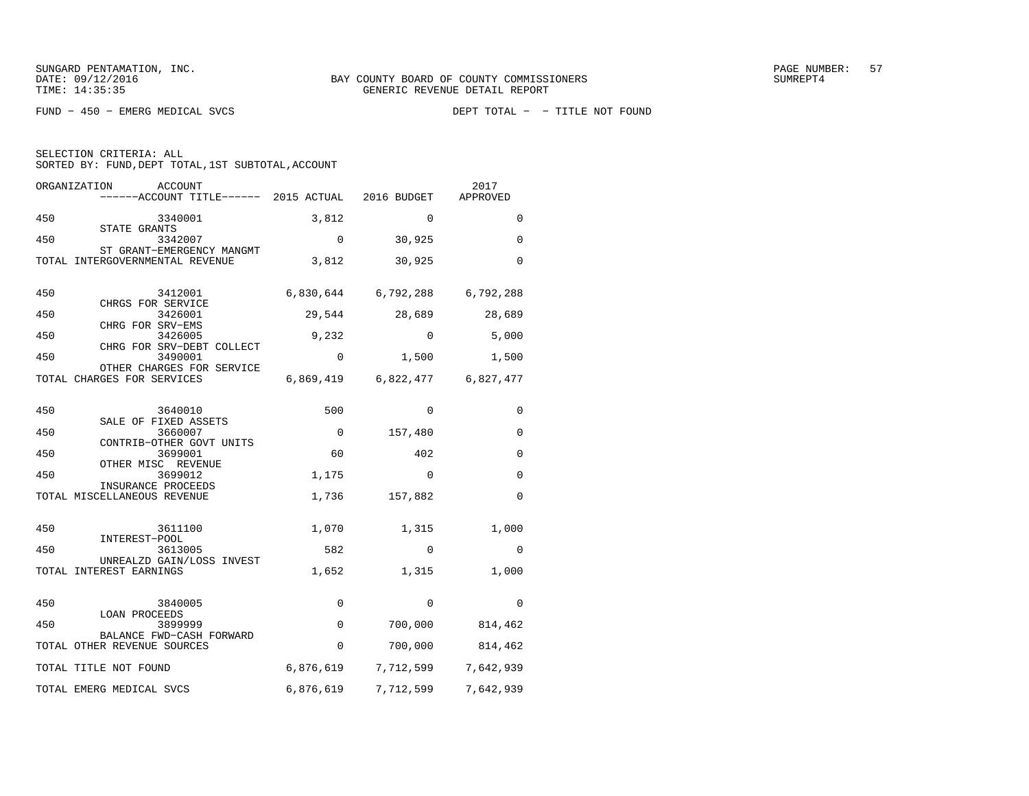SUNGARD PENTAMATION, INC.
DATE: 09/12/2016
TIME: 14:35:35

BAY COUNTY BOARD OF COUNTY COMMISSIONERS
GENERIC REVENUE DETAIL REPORT

PAGE NUMBER: 57
SUMREPT4

FUND - 450 - EMERG MEDICAL SVCS

DEPT TOTAL - - TITLE NOT FOUND

SELECTION CRITERIA: ALL
SORTED BY: FUND,DEPT TOTAL,1ST SUBTOTAL,ACCOUNT

| ORGANIZATION | ACCOUNT / ------ACCOUNT TITLE------ | 2015 ACTUAL | 2016 BUDGET | 2017 APPROVED |
|---|---|---|---|---|
| 450 | 3340001 STATE GRANTS | 3,812 | 0 | 0 |
| 450 | 3342007 ST GRANT-EMERGENCY MANGMT | 0 | 30,925 | 0 |
| TOTAL INTERGOVERNMENTAL REVENUE | | 3,812 | 30,925 | 0 |
| 450 | 3412001 CHRGS FOR SERVICE | 6,830,644 | 6,792,288 | 6,792,288 |
| 450 | 3426001 CHRG FOR SRV-EMS | 29,544 | 28,689 | 28,689 |
| 450 | 3426005 CHRG FOR SRV-DEBT COLLECT | 9,232 | 0 | 5,000 |
| 450 | 3490001 OTHER CHARGES FOR SERVICE | 0 | 1,500 | 1,500 |
| TOTAL CHARGES FOR SERVICES | | 6,869,419 | 6,822,477 | 6,827,477 |
| 450 | 3640010 SALE OF FIXED ASSETS | 500 | 0 | 0 |
| 450 | 3660007 CONTRIB-OTHER GOVT UNITS | 0 | 157,480 | 0 |
| 450 | 3699001 OTHER MISC REVENUE | 60 | 402 | 0 |
| 450 | 3699012 INSURANCE PROCEEDS | 1,175 | 0 | 0 |
| TOTAL MISCELLANEOUS REVENUE | | 1,736 | 157,882 | 0 |
| 450 | 3611100 INTEREST-POOL | 1,070 | 1,315 | 1,000 |
| 450 | 3613005 UNREALZD GAIN/LOSS INVEST | 582 | 0 | 0 |
| TOTAL INTEREST EARNINGS | | 1,652 | 1,315 | 1,000 |
| 450 | 3840005 LOAN PROCEEDS | 0 | 0 | 0 |
| 450 | 3899999 BALANCE FWD-CASH FORWARD | 0 | 700,000 | 814,462 |
| TOTAL OTHER REVENUE SOURCES | | 0 | 700,000 | 814,462 |
| TOTAL TITLE NOT FOUND | | 6,876,619 | 7,712,599 | 7,642,939 |
| TOTAL EMERG MEDICAL SVCS | | 6,876,619 | 7,712,599 | 7,642,939 |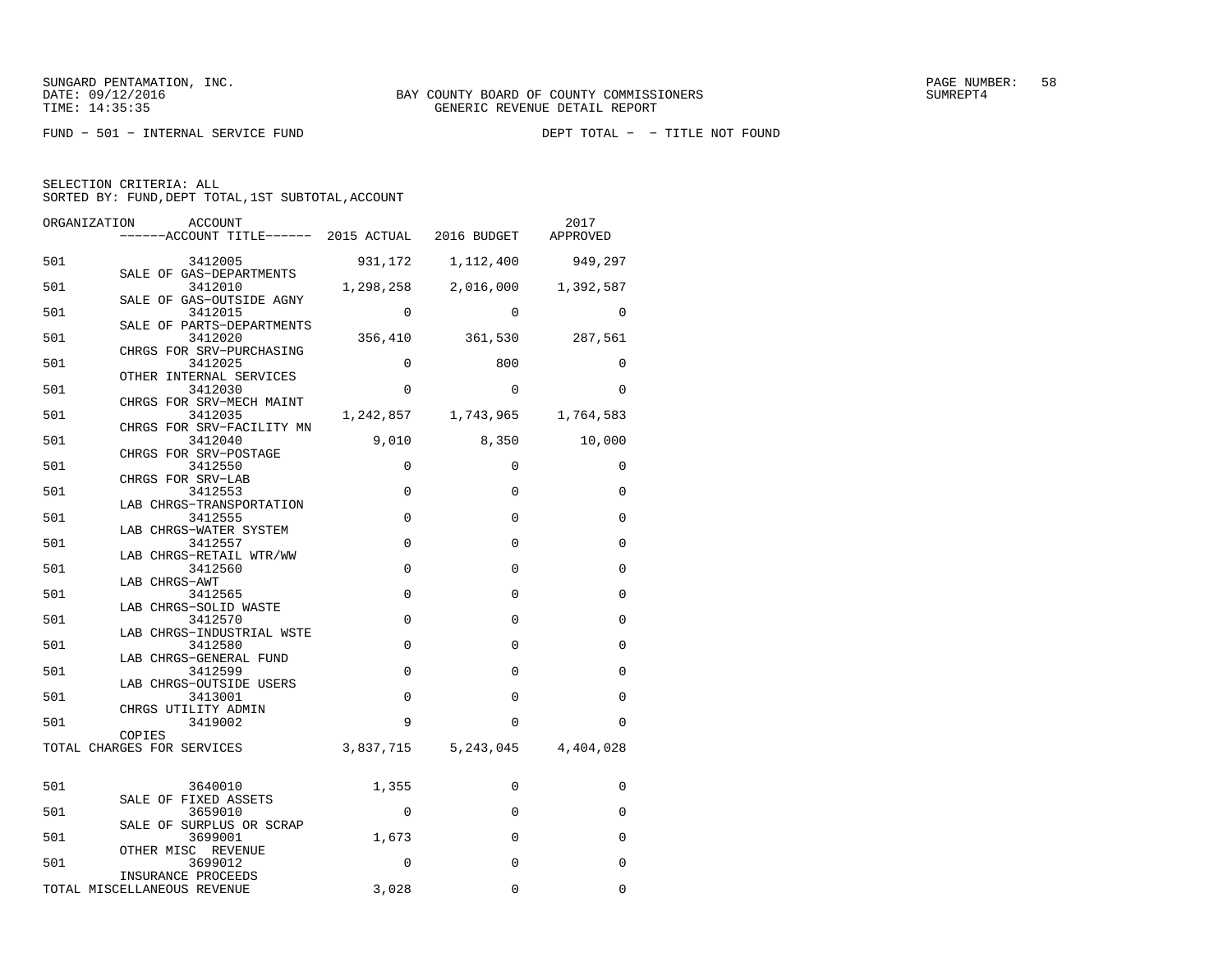SUNGARD PENTAMATION, INC.
DATE: 09/12/2016
TIME: 14:35:35

BAY COUNTY BOARD OF COUNTY COMMISSIONERS
GENERIC REVENUE DETAIL REPORT

SUMREPT4

FUND − 501 − INTERNAL SERVICE FUND

DEPT TOTAL − − TITLE NOT FOUND

SELECTION CRITERIA: ALL
SORTED BY: FUND,DEPT TOTAL,1ST SUBTOTAL,ACCOUNT

| ORGANIZATION | ACCOUNT / ACCOUNT TITLE | 2015 ACTUAL | 2016 BUDGET | 2017 APPROVED |
|---|---|---|---|---|
| 501 | 3412005 SALE OF GAS−DEPARTMENTS | 931,172 | 1,112,400 | 949,297 |
| 501 | 3412010 SALE OF GAS−OUTSIDE AGNY | 1,298,258 | 2,016,000 | 1,392,587 |
| 501 | 3412015 SALE OF PARTS−DEPARTMENTS | 0 | 0 | 0 |
| 501 | 3412020 CHRGS FOR SRV−PURCHASING | 356,410 | 361,530 | 287,561 |
| 501 | 3412025 OTHER INTERNAL SERVICES | 0 | 800 | 0 |
| 501 | 3412030 CHRGS FOR SRV−MECH MAINT | 0 | 0 | 0 |
| 501 | 3412035 CHRGS FOR SRV−FACILITY MN | 1,242,857 | 1,743,965 | 1,764,583 |
| 501 | 3412040 CHRGS FOR SRV−POSTAGE | 9,010 | 8,350 | 10,000 |
| 501 | 3412550 CHRGS FOR SRV−LAB | 0 | 0 | 0 |
| 501 | 3412553 LAB CHRGS−TRANSPORTATION | 0 | 0 | 0 |
| 501 | 3412555 LAB CHRGS−WATER SYSTEM | 0 | 0 | 0 |
| 501 | 3412557 LAB CHRGS−RETAIL WTR/WW | 0 | 0 | 0 |
| 501 | 3412560 LAB CHRGS−AWT | 0 | 0 | 0 |
| 501 | 3412565 LAB CHRGS−SOLID WASTE | 0 | 0 | 0 |
| 501 | 3412570 LAB CHRGS−INDUSTRIAL WSTE | 0 | 0 | 0 |
| 501 | 3412580 LAB CHRGS−GENERAL FUND | 0 | 0 | 0 |
| 501 | 3412599 LAB CHRGS−OUTSIDE USERS | 0 | 0 | 0 |
| 501 | 3413001 CHRGS UTILITY ADMIN | 0 | 0 | 0 |
| 501 | 3419002 COPIES | 9 | 0 | 0 |
| TOTAL CHARGES FOR SERVICES | | 3,837,715 | 5,243,045 | 4,404,028 |
| 501 | 3640010 SALE OF FIXED ASSETS | 1,355 | 0 | 0 |
| 501 | 3659010 SALE OF SURPLUS OR SCRAP | 0 | 0 | 0 |
| 501 | 3699001 OTHER MISC REVENUE | 1,673 | 0 | 0 |
| 501 | 3699012 INSURANCE PROCEEDS | 0 | 0 | 0 |
| TOTAL MISCELLANEOUS REVENUE | | 3,028 | 0 | 0 |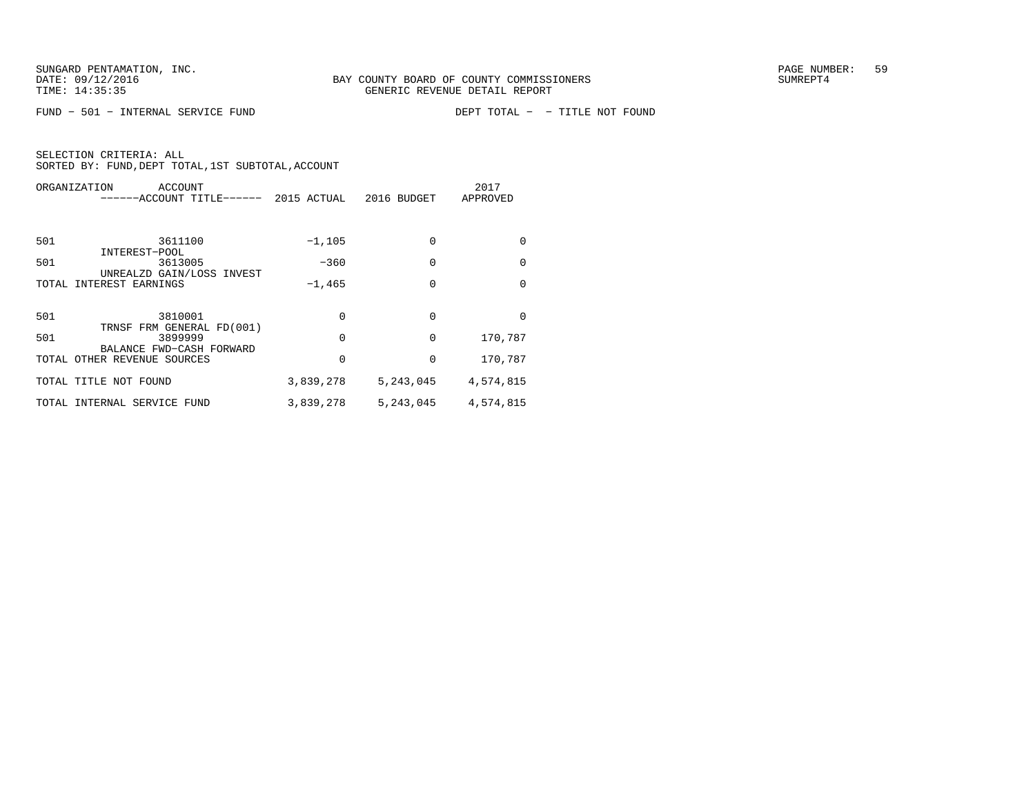BAY COUNTY BOARD OF COUNTY COMMISSIONERS
GENERIC REVENUE DETAIL REPORT

FUND - 501 - INTERNAL SERVICE FUND    DEPT TOTAL - - TITLE NOT FOUND

SELECTION CRITERIA: ALL
SORTED BY: FUND,DEPT TOTAL,1ST SUBTOTAL,ACCOUNT

| ORGANIZATION | ACCOUNT / ------ACCOUNT TITLE------ | 2015 ACTUAL | 2016 BUDGET | 2017 APPROVED |
|---|---|---|---|---|
| 501 | 3611100 INTEREST-POOL | -1,105 | 0 | 0 |
| 501 | 3613005 UNREALZD GAIN/LOSS INVEST | -360 | 0 | 0 |
| TOTAL INTEREST EARNINGS | | -1,465 | 0 | 0 |
| 501 | 3810001 TRNSF FRM GENERAL FD(001) | 0 | 0 | 0 |
| 501 | 3899999 BALANCE FWD-CASH FORWARD | 0 | 0 | 170,787 |
| TOTAL OTHER REVENUE SOURCES | | 0 | 0 | 170,787 |
| TOTAL TITLE NOT FOUND | | 3,839,278 | 5,243,045 | 4,574,815 |
| TOTAL INTERNAL SERVICE FUND | | 3,839,278 | 5,243,045 | 4,574,815 |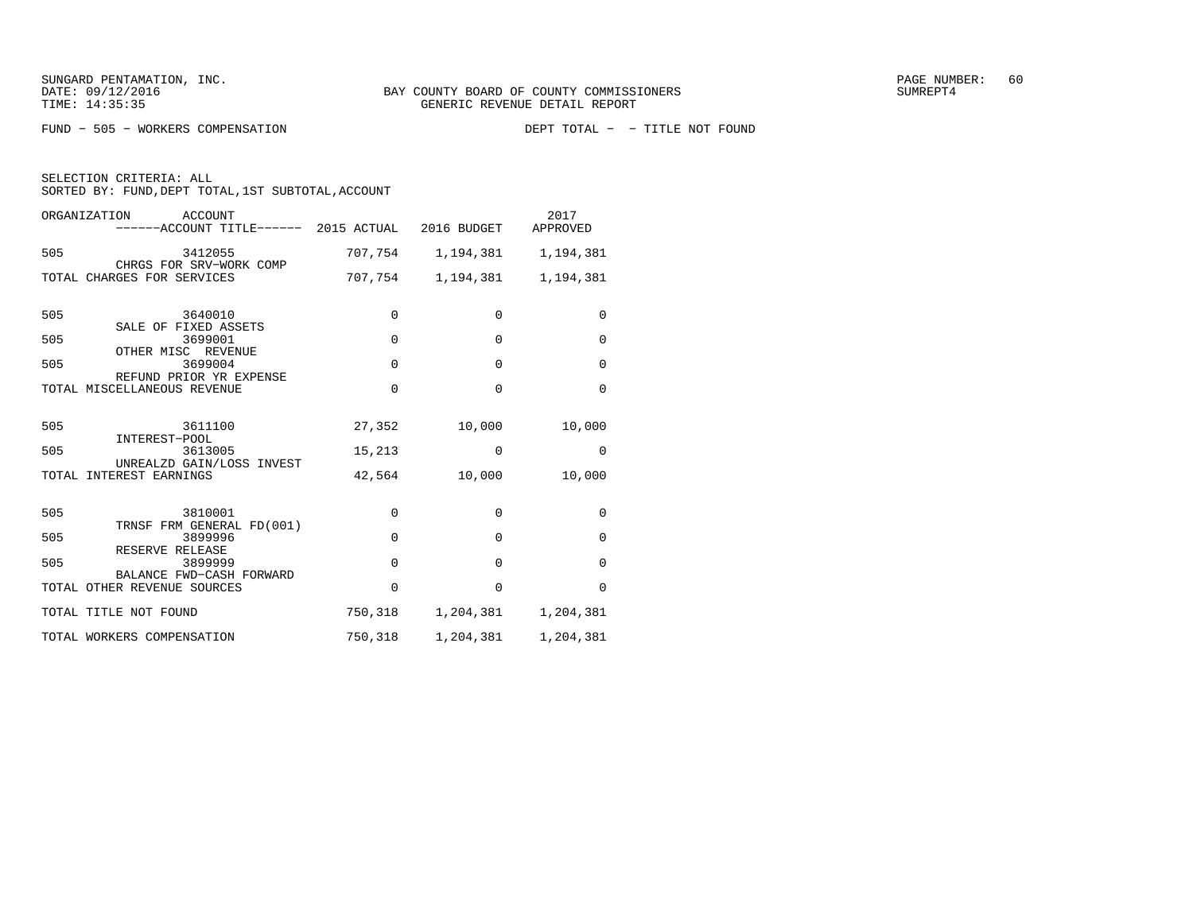SUNGARD PENTAMATION, INC.
DATE: 09/12/2016
TIME: 14:35:35

BAY COUNTY BOARD OF COUNTY COMMISSIONERS
GENERIC REVENUE DETAIL REPORT

SUMREPT4

FUND - 505 - WORKERS COMPENSATION

DEPT TOTAL - - TITLE NOT FOUND

SELECTION CRITERIA: ALL
SORTED BY: FUND, DEPT TOTAL, 1ST SUBTOTAL, ACCOUNT

| ORGANIZATION | ACCOUNT / ------ACCOUNT TITLE------ | 2015 ACTUAL | 2016 BUDGET | 2017 APPROVED |
|---|---|---|---|---|
| 505 | 3412055 CHRGS FOR SRV-WORK COMP | 707,754 | 1,194,381 | 1,194,381 |
| TOTAL CHARGES FOR SERVICES | | 707,754 | 1,194,381 | 1,194,381 |
| 505 | 3640010 SALE OF FIXED ASSETS | 0 | 0 | 0 |
| 505 | 3699001 OTHER MISC REVENUE | 0 | 0 | 0 |
| 505 | 3699004 REFUND PRIOR YR EXPENSE | 0 | 0 | 0 |
| TOTAL MISCELLANEOUS REVENUE | | 0 | 0 | 0 |
| 505 | 3611100 INTEREST-POOL | 27,352 | 10,000 | 10,000 |
| 505 | 3613005 UNREALZD GAIN/LOSS INVEST | 15,213 | 0 | 0 |
| TOTAL INTEREST EARNINGS | | 42,564 | 10,000 | 10,000 |
| 505 | 3810001 TRNSF FRM GENERAL FD(001) | 0 | 0 | 0 |
| 505 | 3899996 RESERVE RELEASE | 0 | 0 | 0 |
| 505 | 3899999 BALANCE FWD-CASH FORWARD | 0 | 0 | 0 |
| TOTAL OTHER REVENUE SOURCES | | 0 | 0 | 0 |
| TOTAL TITLE NOT FOUND | | 750,318 | 1,204,381 | 1,204,381 |
| TOTAL WORKERS COMPENSATION | | 750,318 | 1,204,381 | 1,204,381 |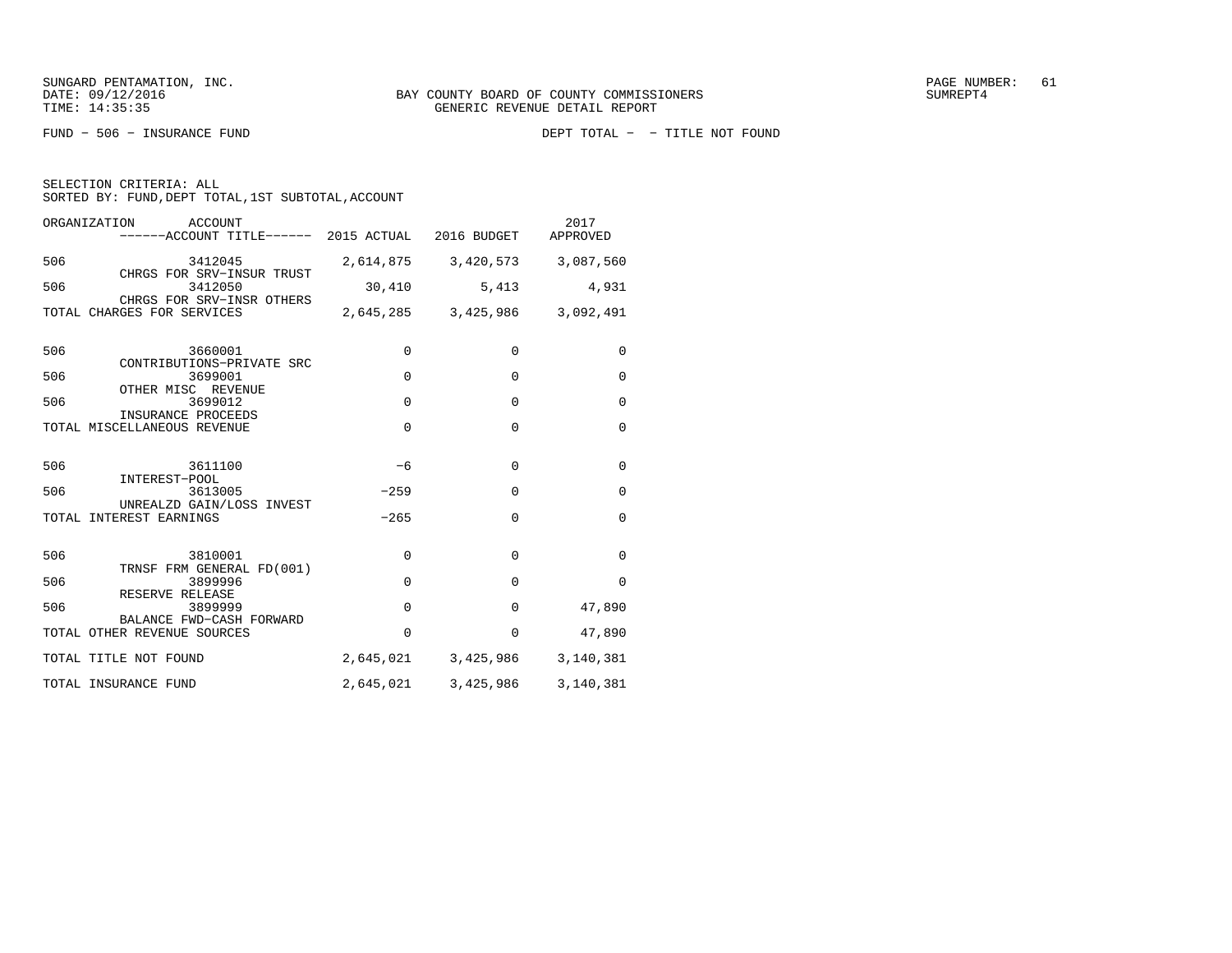SUNGARD PENTAMATION, INC.
DATE: 09/12/2016
TIME: 14:35:35

BAY COUNTY BOARD OF COUNTY COMMISSIONERS
GENERIC REVENUE DETAIL REPORT

SUMREPT4

FUND - 506 - INSURANCE FUND

DEPT TOTAL - - TITLE NOT FOUND

SELECTION CRITERIA: ALL
SORTED BY: FUND,DEPT TOTAL,1ST SUBTOTAL,ACCOUNT

| ORGANIZATION | ACCOUNT / ACCOUNT TITLE | 2015 ACTUAL | 2016 BUDGET | 2017 APPROVED |
|---|---|---|---|---|
| 506 | 3412045 CHRGS FOR SRV-INSUR TRUST | 2,614,875 | 3,420,573 | 3,087,560 |
| 506 | 3412050 CHRGS FOR SRV-INSR OTHERS | 30,410 | 5,413 | 4,931 |
| TOTAL CHARGES FOR SERVICES | | 2,645,285 | 3,425,986 | 3,092,491 |
| 506 | 3660001 CONTRIBUTIONS-PRIVATE SRC | 0 | 0 | 0 |
| 506 | 3699001 OTHER MISC REVENUE | 0 | 0 | 0 |
| 506 | 3699012 INSURANCE PROCEEDS | 0 | 0 | 0 |
| TOTAL MISCELLANEOUS REVENUE | | 0 | 0 | 0 |
| 506 | 3611100 INTEREST-POOL | -6 | 0 | 0 |
| 506 | 3613005 UNREALZD GAIN/LOSS INVEST | -259 | 0 | 0 |
| TOTAL INTEREST EARNINGS | | -265 | 0 | 0 |
| 506 | 3810001 TRNSF FRM GENERAL FD(001) | 0 | 0 | 0 |
| 506 | 3899996 RESERVE RELEASE | 0 | 0 | 0 |
| 506 | 3899999 BALANCE FWD-CASH FORWARD | 0 | 0 | 47,890 |
| TOTAL OTHER REVENUE SOURCES | | 0 | 0 | 47,890 |
| TOTAL TITLE NOT FOUND | | 2,645,021 | 3,425,986 | 3,140,381 |
| TOTAL INSURANCE FUND | | 2,645,021 | 3,425,986 | 3,140,381 |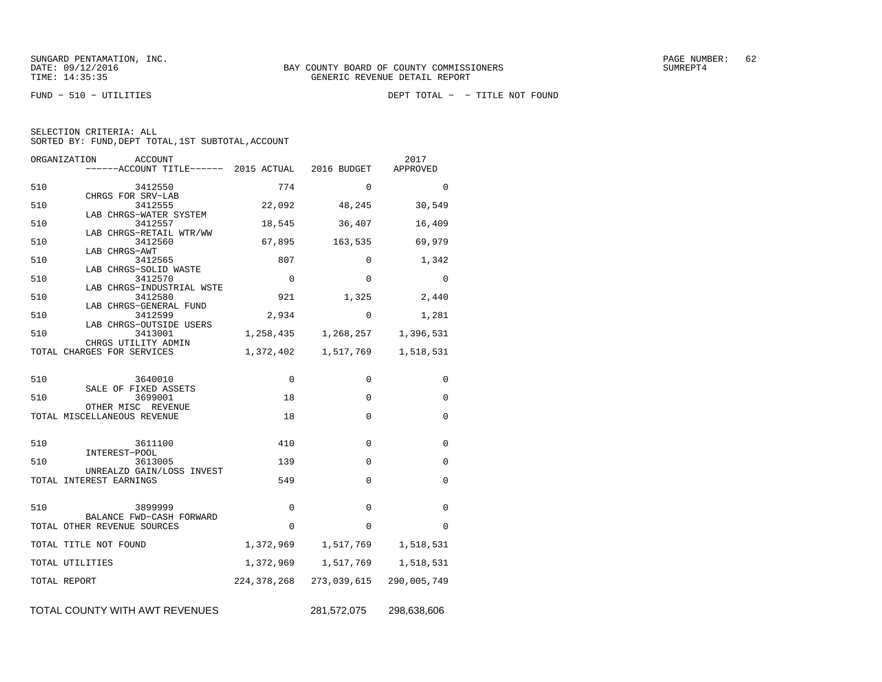SUNGARD PENTAMATION, INC.
DATE: 09/12/2016
TIME: 14:35:35

BAY COUNTY BOARD OF COUNTY COMMISSIONERS
GENERIC REVENUE DETAIL REPORT

SUMREPT4

FUND - 510 - UTILITIES

DEPT TOTAL - - TITLE NOT FOUND

SELECTION CRITERIA: ALL
SORTED BY: FUND,DEPT TOTAL,1ST SUBTOTAL,ACCOUNT

| ORGANIZATION | ACCOUNT / ACCOUNT TITLE | 2015 ACTUAL | 2016 BUDGET | 2017 APPROVED |
|---|---|---|---|---|
| 510 | 3412550 CHRGS FOR SRV-LAB | 774 | 0 | 0 |
| 510 | 3412555 LAB CHRGS-WATER SYSTEM | 22,092 | 48,245 | 30,549 |
| 510 | 3412557 LAB CHRGS-RETAIL WTR/WW | 18,545 | 36,407 | 16,409 |
| 510 | 3412560 LAB CHRGS-AWT | 67,895 | 163,535 | 69,979 |
| 510 | 3412565 LAB CHRGS-SOLID WASTE | 807 | 0 | 1,342 |
| 510 | 3412570 LAB CHRGS-INDUSTRIAL WSTE | 0 | 0 | 0 |
| 510 | 3412580 LAB CHRGS-GENERAL FUND | 921 | 1,325 | 2,440 |
| 510 | 3412599 LAB CHRGS-OUTSIDE USERS | 2,934 | 0 | 1,281 |
| 510 | 3413001 CHRGS UTILITY ADMIN | 1,258,435 | 1,268,257 | 1,396,531 |
| TOTAL CHARGES FOR SERVICES | | 1,372,402 | 1,517,769 | 1,518,531 |
| 510 | 3640010 SALE OF FIXED ASSETS | 0 | 0 | 0 |
| 510 | 3699001 OTHER MISC REVENUE | 18 | 0 | 0 |
| TOTAL MISCELLANEOUS REVENUE | | 18 | 0 | 0 |
| 510 | 3611100 INTEREST-POOL | 410 | 0 | 0 |
| 510 | 3613005 UNREALZD GAIN/LOSS INVEST | 139 | 0 | 0 |
| TOTAL INTEREST EARNINGS | | 549 | 0 | 0 |
| 510 | 3899999 BALANCE FWD-CASH FORWARD | 0 | 0 | 0 |
| TOTAL OTHER REVENUE SOURCES | | 0 | 0 | 0 |
| TOTAL TITLE NOT FOUND | | 1,372,969 | 1,517,769 | 1,518,531 |
| TOTAL UTILITIES | | 1,372,969 | 1,517,769 | 1,518,531 |
| TOTAL REPORT | | 224,378,268 | 273,039,615 | 290,005,749 |
| TOTAL COUNTY WITH AWT REVENUES | | | 281,572,075 | 298,638,606 |